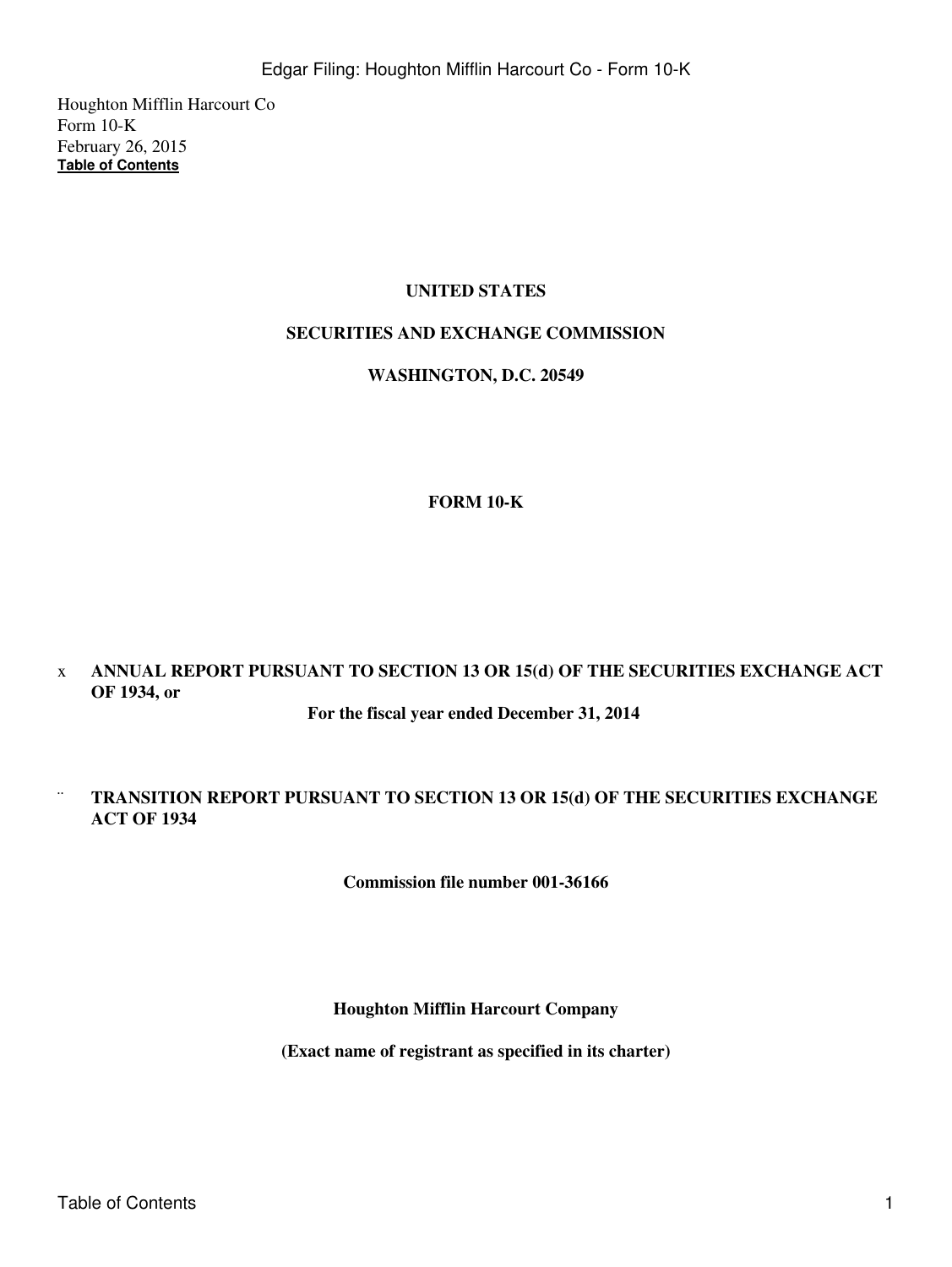Houghton Mifflin Harcourt Co
Form 10-K
February 26, 2015
**Table of Contents**

**UNITED STATES**

**SECURITIES AND EXCHANGE COMMISSION**

**WASHINGTON, D.C. 20549**

**FORM 10-K**

x **ANNUAL REPORT PURSUANT TO SECTION 13 OR 15(d) OF THE SECURITIES EXCHANGE ACT OF 1934, or**

**For the fiscal year ended December 31, 2014**

¨ **TRANSITION REPORT PURSUANT TO SECTION 13 OR 15(d) OF THE SECURITIES EXCHANGE ACT OF 1934**

**Commission file number 001-36166**

**Houghton Mifflin Harcourt Company**

**(Exact name of registrant as specified in its charter)**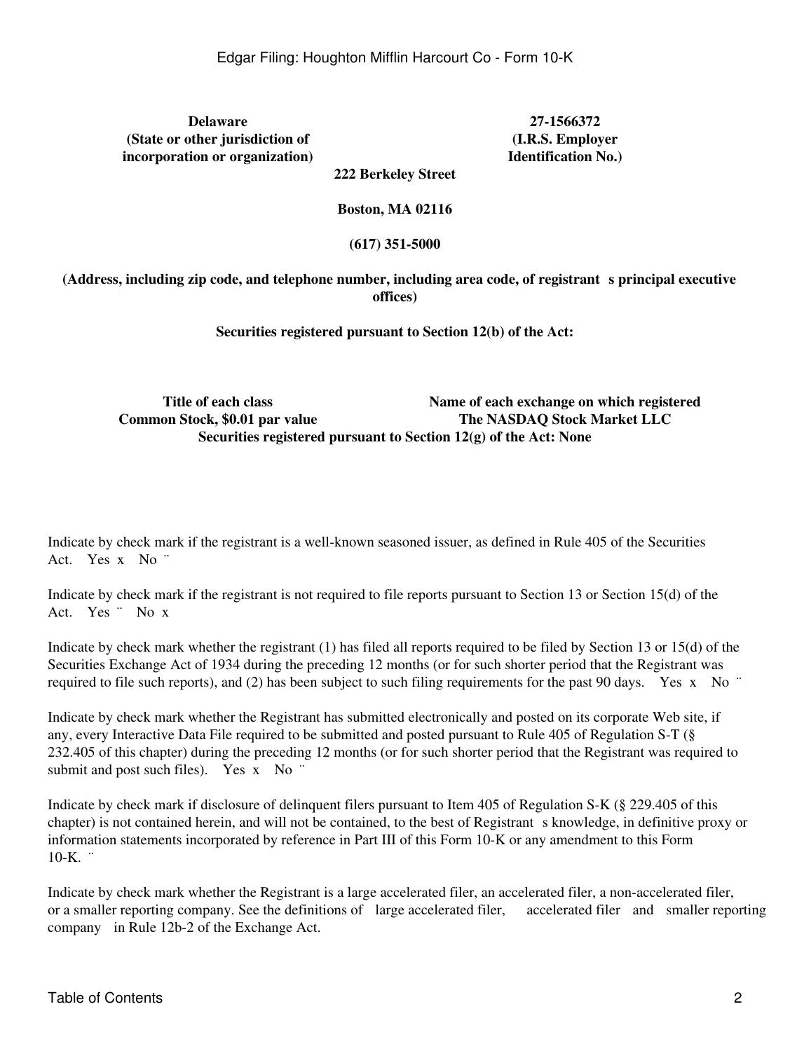| **Delaware** | **27-1566372** |
|---|---|
| **(State or other jurisdiction of incorporation or organization)** | **(I.R.S. Employer Identification No.)** |

**222 Berkeley Street**

**Boston, MA 02116**

**(617) 351-5000**

**(Address, including zip code, and telephone number, including area code, of registrant s principal executive offices)**

**Securities registered pursuant to Section 12(b) of the Act:**

| **Title of each class** | **Name of each exchange on which registered** |
|---|---|
| **Common Stock, $0.01 par value** | **The NASDAQ Stock Market LLC** |

**Securities registered pursuant to Section 12(g) of the Act: None**

Indicate by check mark if the registrant is a well-known seasoned issuer, as defined in Rule 405 of the Securities Act. Yes x No ¨

Indicate by check mark if the registrant is not required to file reports pursuant to Section 13 or Section 15(d) of the Act. Yes ¨ No x

Indicate by check mark whether the registrant (1) has filed all reports required to be filed by Section 13 or 15(d) of the Securities Exchange Act of 1934 during the preceding 12 months (or for such shorter period that the Registrant was required to file such reports), and (2) has been subject to such filing requirements for the past 90 days. Yes x No ¨

Indicate by check mark whether the Registrant has submitted electronically and posted on its corporate Web site, if any, every Interactive Data File required to be submitted and posted pursuant to Rule 405 of Regulation S-T (§ 232.405 of this chapter) during the preceding 12 months (or for such shorter period that the Registrant was required to submit and post such files). Yes x No ¨

Indicate by check mark if disclosure of delinquent filers pursuant to Item 405 of Regulation S-K (§ 229.405 of this chapter) is not contained herein, and will not be contained, to the best of Registrant s knowledge, in definitive proxy or information statements incorporated by reference in Part III of this Form 10-K or any amendment to this Form 10-K. ¨

Indicate by check mark whether the Registrant is a large accelerated filer, an accelerated filer, a non-accelerated filer, or a smaller reporting company. See the definitions of large accelerated filer, accelerated filer and smaller reporting company in Rule 12b-2 of the Exchange Act.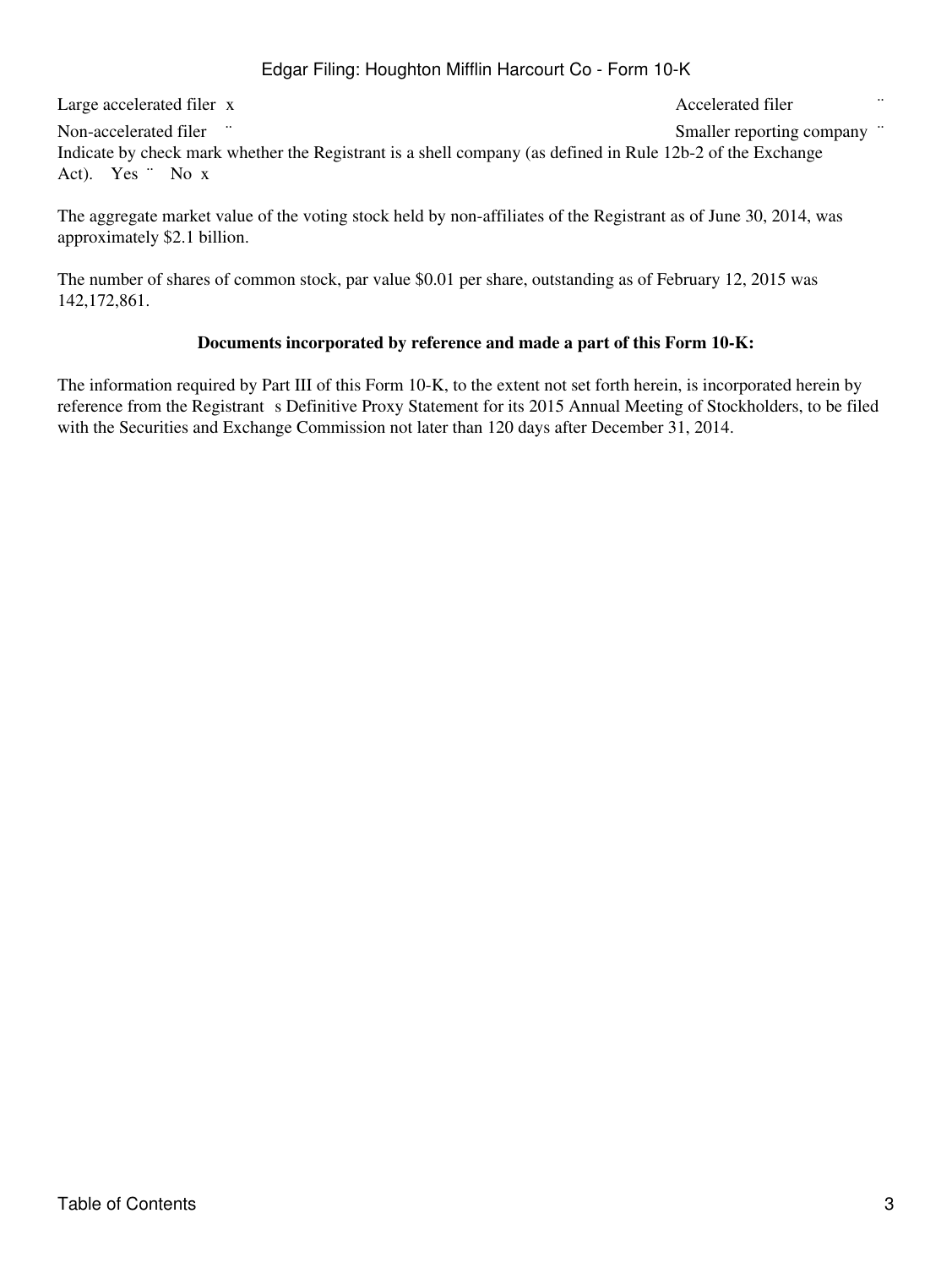| Large accelerated filer | x | Accelerated filer | ¨ |
| --- | --- | --- | --- |
| Non-accelerated filer | ¨ | Smaller reporting company | ¨ |

Indicate by check mark whether the Registrant is a shell company (as defined in Rule 12b-2 of the Exchange Act). Yes ¨ No x

The aggregate market value of the voting stock held by non-affiliates of the Registrant as of June 30, 2014, was approximately $2.1 billion.

The number of shares of common stock, par value $0.01 per share, outstanding as of February 12, 2015 was 142,172,861.

**Documents incorporated by reference and made a part of this Form 10-K:**

The information required by Part III of this Form 10-K, to the extent not set forth herein, is incorporated herein by reference from the Registrant s Definitive Proxy Statement for its 2015 Annual Meeting of Stockholders, to be filed with the Securities and Exchange Commission not later than 120 days after December 31, 2014.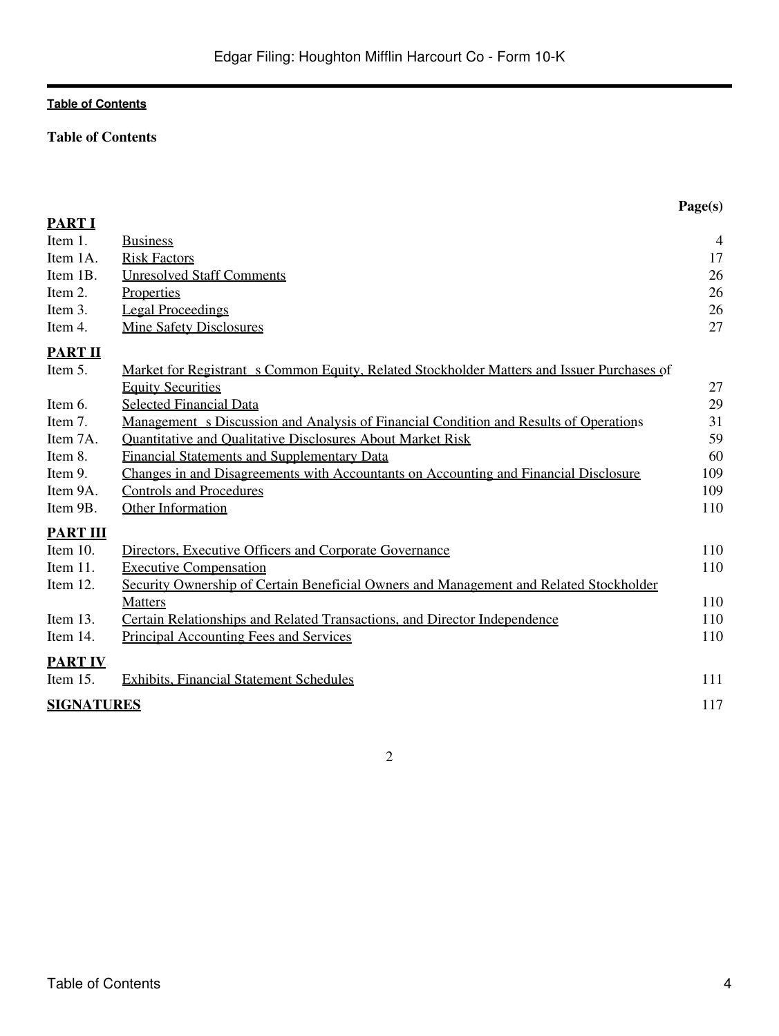**Table of Contents**

**Table of Contents**

| | | Page(s) |
|---|---|---|
| **PART I** | | |
| Item 1. | Business | 4 |
| Item 1A. | Risk Factors | 17 |
| Item 1B. | Unresolved Staff Comments | 26 |
| Item 2. | Properties | 26 |
| Item 3. | Legal Proceedings | 26 |
| Item 4. | Mine Safety Disclosures | 27 |
| **PART II** | | |
| Item 5. | Market for Registrant s Common Equity, Related Stockholder Matters and Issuer Purchases of Equity Securities | 27 |
| Item 6. | Selected Financial Data | 29 |
| Item 7. | Management s Discussion and Analysis of Financial Condition and Results of Operations | 31 |
| Item 7A. | Quantitative and Qualitative Disclosures About Market Risk | 59 |
| Item 8. | Financial Statements and Supplementary Data | 60 |
| Item 9. | Changes in and Disagreements with Accountants on Accounting and Financial Disclosure | 109 |
| Item 9A. | Controls and Procedures | 109 |
| Item 9B. | Other Information | 110 |
| **PART III** | | |
| Item 10. | Directors, Executive Officers and Corporate Governance | 110 |
| Item 11. | Executive Compensation | 110 |
| Item 12. | Security Ownership of Certain Beneficial Owners and Management and Related Stockholder Matters | 110 |
| Item 13. | Certain Relationships and Related Transactions, and Director Independence | 110 |
| Item 14. | Principal Accounting Fees and Services | 110 |
| **PART IV** | | |
| Item 15. | Exhibits, Financial Statement Schedules | 111 |
| **SIGNATURES** | | 117 |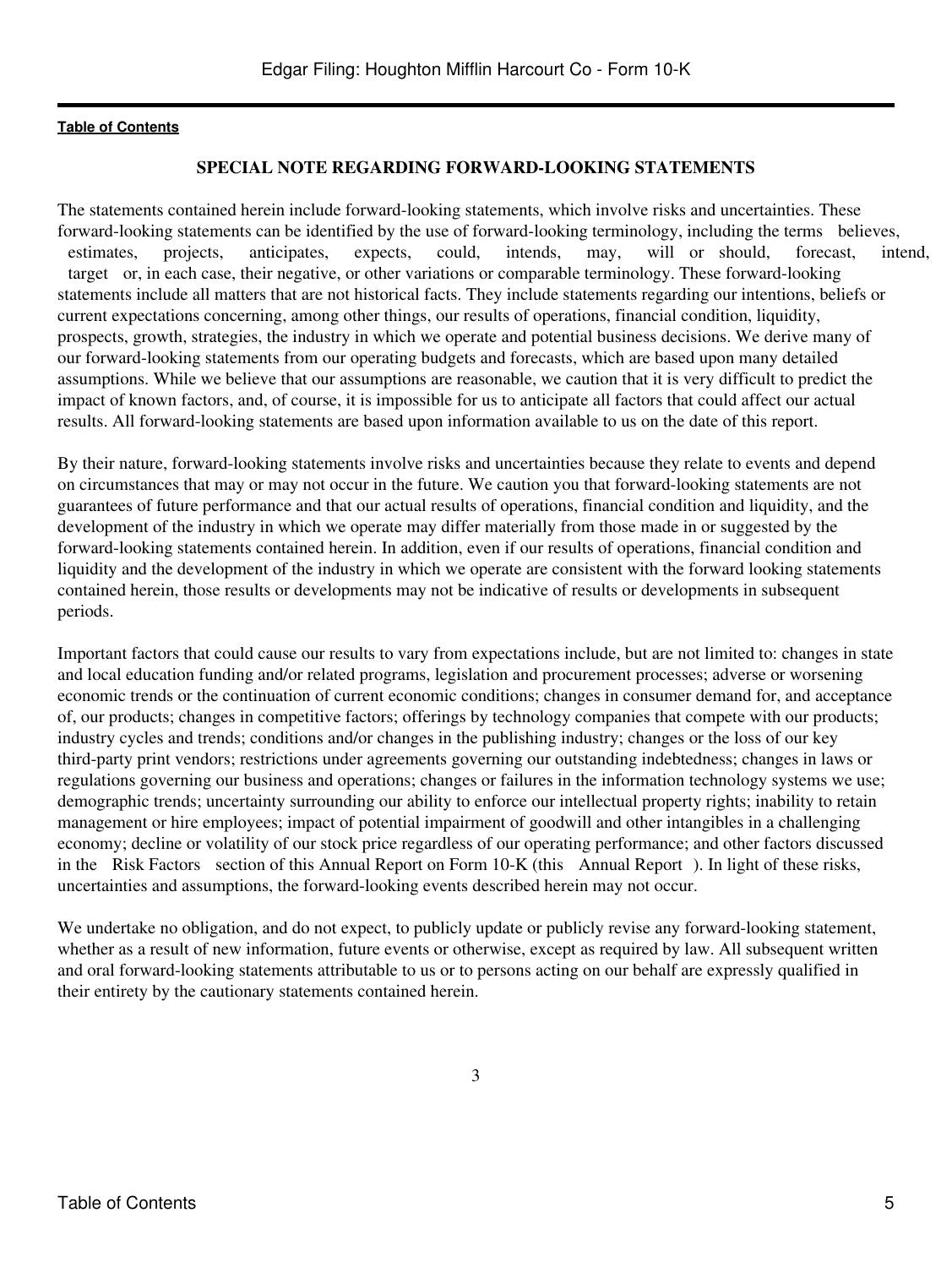## SPECIAL NOTE REGARDING FORWARD-LOOKING STATEMENTS

The statements contained herein include forward-looking statements, which involve risks and uncertainties. These forward-looking statements can be identified by the use of forward-looking terminology, including the terms believes, estimates, projects, anticipates, expects, could, intends, may, will or should, forecast, intend, target or, in each case, their negative, or other variations or comparable terminology. These forward-looking statements include all matters that are not historical facts. They include statements regarding our intentions, beliefs or current expectations concerning, among other things, our results of operations, financial condition, liquidity, prospects, growth, strategies, the industry in which we operate and potential business decisions. We derive many of our forward-looking statements from our operating budgets and forecasts, which are based upon many detailed assumptions. While we believe that our assumptions are reasonable, we caution that it is very difficult to predict the impact of known factors, and, of course, it is impossible for us to anticipate all factors that could affect our actual results. All forward-looking statements are based upon information available to us on the date of this report.

By their nature, forward-looking statements involve risks and uncertainties because they relate to events and depend on circumstances that may or may not occur in the future. We caution you that forward-looking statements are not guarantees of future performance and that our actual results of operations, financial condition and liquidity, and the development of the industry in which we operate may differ materially from those made in or suggested by the forward-looking statements contained herein. In addition, even if our results of operations, financial condition and liquidity and the development of the industry in which we operate are consistent with the forward looking statements contained herein, those results or developments may not be indicative of results or developments in subsequent periods.

Important factors that could cause our results to vary from expectations include, but are not limited to: changes in state and local education funding and/or related programs, legislation and procurement processes; adverse or worsening economic trends or the continuation of current economic conditions; changes in consumer demand for, and acceptance of, our products; changes in competitive factors; offerings by technology companies that compete with our products; industry cycles and trends; conditions and/or changes in the publishing industry; changes or the loss of our key third-party print vendors; restrictions under agreements governing our outstanding indebtedness; changes in laws or regulations governing our business and operations; changes or failures in the information technology systems we use; demographic trends; uncertainty surrounding our ability to enforce our intellectual property rights; inability to retain management or hire employees; impact of potential impairment of goodwill and other intangibles in a challenging economy; decline or volatility of our stock price regardless of our operating performance; and other factors discussed in the Risk Factors section of this Annual Report on Form 10-K (this Annual Report ). In light of these risks, uncertainties and assumptions, the forward-looking events described herein may not occur.

We undertake no obligation, and do not expect, to publicly update or publicly revise any forward-looking statement, whether as a result of new information, future events or otherwise, except as required by law. All subsequent written and oral forward-looking statements attributable to us or to persons acting on our behalf are expressly qualified in their entirety by the cautionary statements contained herein.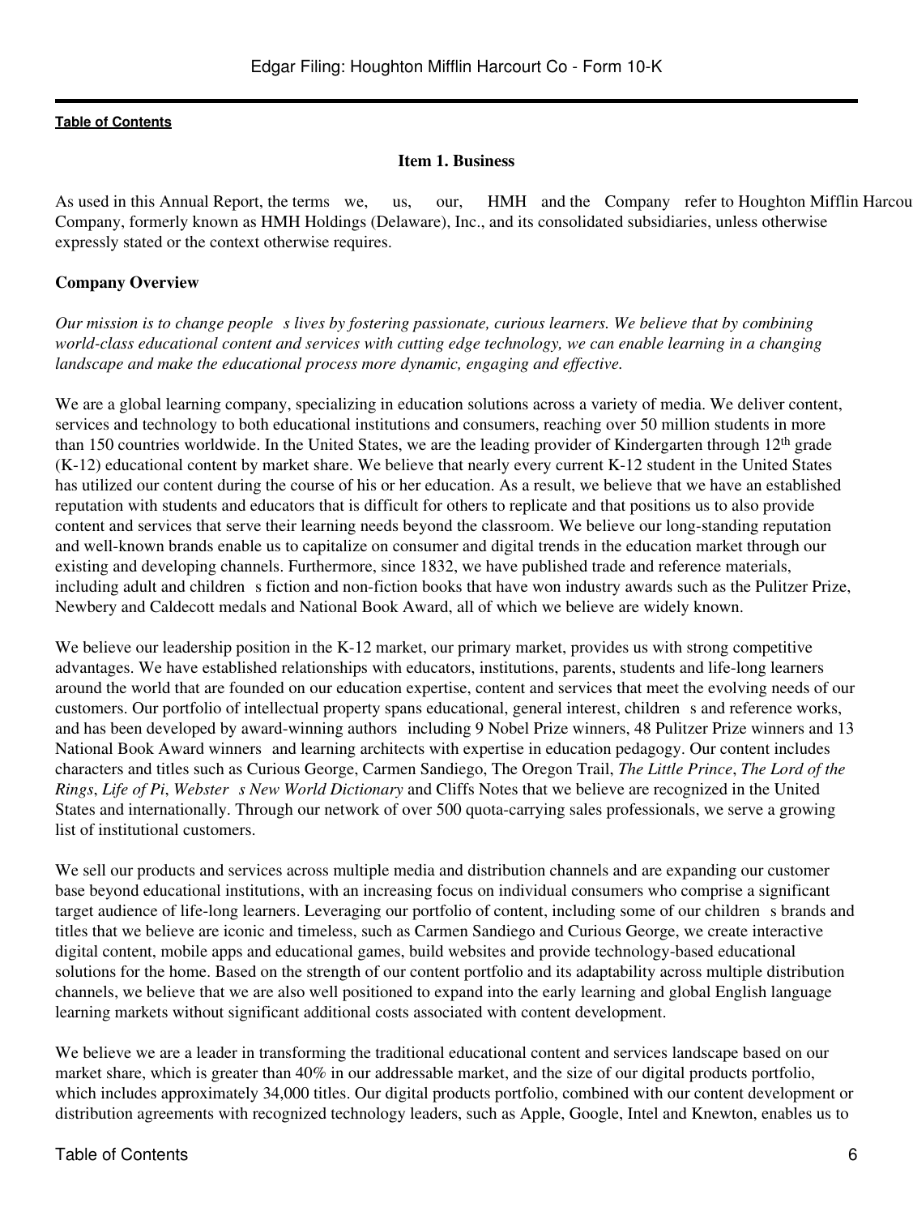# Item 1. Business

As used in this Annual Report, the terms we, us, our, HMH and the Company refer to Houghton Mifflin Harcourt Company, formerly known as HMH Holdings (Delaware), Inc., and its consolidated subsidiaries, unless otherwise expressly stated or the context otherwise requires.

## Company Overview

*Our mission is to change people s lives by fostering passionate, curious learners. We believe that by combining world-class educational content and services with cutting edge technology, we can enable learning in a changing landscape and make the educational process more dynamic, engaging and effective.*

We are a global learning company, specializing in education solutions across a variety of media. We deliver content, services and technology to both educational institutions and consumers, reaching over 50 million students in more than 150 countries worldwide. In the United States, we are the leading provider of Kindergarten through 12th grade (K-12) educational content by market share. We believe that nearly every current K-12 student in the United States has utilized our content during the course of his or her education. As a result, we believe that we have an established reputation with students and educators that is difficult for others to replicate and that positions us to also provide content and services that serve their learning needs beyond the classroom. We believe our long-standing reputation and well-known brands enable us to capitalize on consumer and digital trends in the education market through our existing and developing channels. Furthermore, since 1832, we have published trade and reference materials, including adult and children s fiction and non-fiction books that have won industry awards such as the Pulitzer Prize, Newbery and Caldecott medals and National Book Award, all of which we believe are widely known.

We believe our leadership position in the K-12 market, our primary market, provides us with strong competitive advantages. We have established relationships with educators, institutions, parents, students and life-long learners around the world that are founded on our education expertise, content and services that meet the evolving needs of our customers. Our portfolio of intellectual property spans educational, general interest, children s and reference works, and has been developed by award-winning authors including 9 Nobel Prize winners, 48 Pulitzer Prize winners and 13 National Book Award winners and learning architects with expertise in education pedagogy. Our content includes characters and titles such as Curious George, Carmen Sandiego, The Oregon Trail, *The Little Prince*, *The Lord of the Rings*, *Life of Pi*, *Webster s New World Dictionary* and Cliffs Notes that we believe are recognized in the United States and internationally. Through our network of over 500 quota-carrying sales professionals, we serve a growing list of institutional customers.

We sell our products and services across multiple media and distribution channels and are expanding our customer base beyond educational institutions, with an increasing focus on individual consumers who comprise a significant target audience of life-long learners. Leveraging our portfolio of content, including some of our children s brands and titles that we believe are iconic and timeless, such as Carmen Sandiego and Curious George, we create interactive digital content, mobile apps and educational games, build websites and provide technology-based educational solutions for the home. Based on the strength of our content portfolio and its adaptability across multiple distribution channels, we believe that we are also well positioned to expand into the early learning and global English language learning markets without significant additional costs associated with content development.

We believe we are a leader in transforming the traditional educational content and services landscape based on our market share, which is greater than 40% in our addressable market, and the size of our digital products portfolio, which includes approximately 34,000 titles. Our digital products portfolio, combined with our content development or distribution agreements with recognized technology leaders, such as Apple, Google, Intel and Knewton, enables us to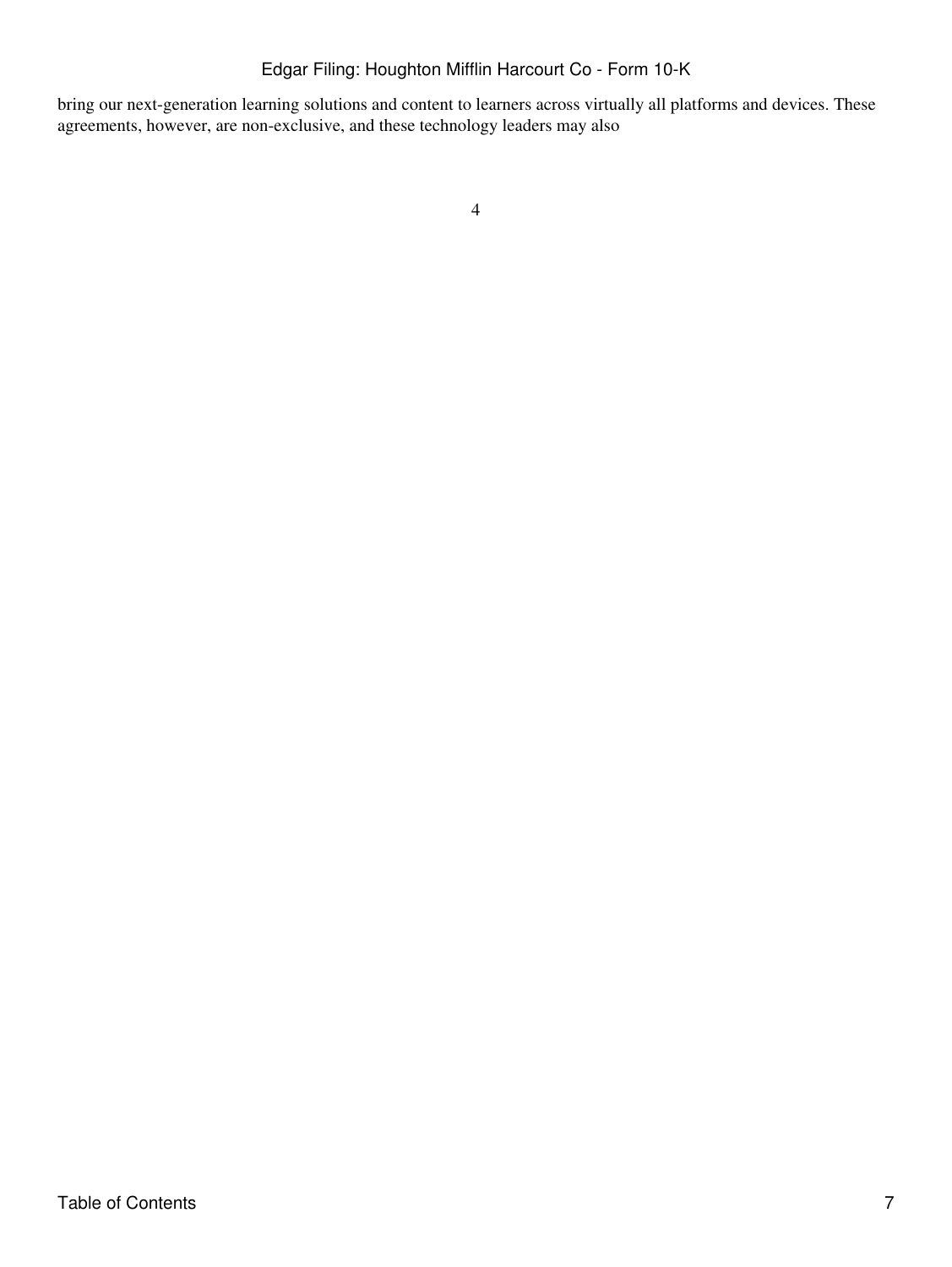bring our next-generation learning solutions and content to learners across virtually all platforms and devices. These agreements, however, are non-exclusive, and these technology leaders may also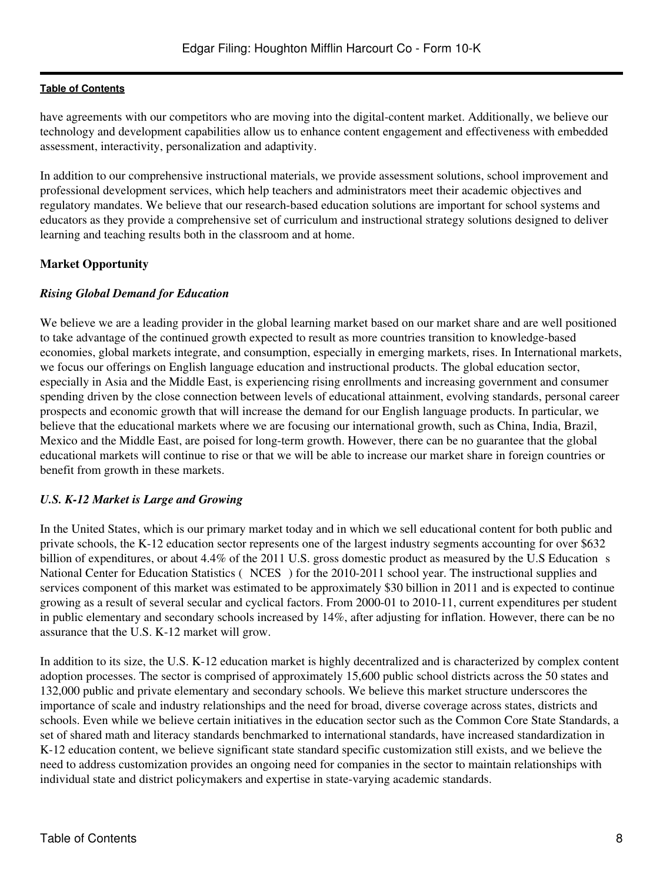have agreements with our competitors who are moving into the digital-content market. Additionally, we believe our technology and development capabilities allow us to enhance content engagement and effectiveness with embedded assessment, interactivity, personalization and adaptivity.

In addition to our comprehensive instructional materials, we provide assessment solutions, school improvement and professional development services, which help teachers and administrators meet their academic objectives and regulatory mandates. We believe that our research-based education solutions are important for school systems and educators as they provide a comprehensive set of curriculum and instructional strategy solutions designed to deliver learning and teaching results both in the classroom and at home.

## Market Opportunity

### *Rising Global Demand for Education*

We believe we are a leading provider in the global learning market based on our market share and are well positioned to take advantage of the continued growth expected to result as more countries transition to knowledge-based economies, global markets integrate, and consumption, especially in emerging markets, rises. In International markets, we focus our offerings on English language education and instructional products. The global education sector, especially in Asia and the Middle East, is experiencing rising enrollments and increasing government and consumer spending driven by the close connection between levels of educational attainment, evolving standards, personal career prospects and economic growth that will increase the demand for our English language products. In particular, we believe that the educational markets where we are focusing our international growth, such as China, India, Brazil, Mexico and the Middle East, are poised for long-term growth. However, there can be no guarantee that the global educational markets will continue to rise or that we will be able to increase our market share in foreign countries or benefit from growth in these markets.

### *U.S. K-12 Market is Large and Growing*

In the United States, which is our primary market today and in which we sell educational content for both public and private schools, the K-12 education sector represents one of the largest industry segments accounting for over $632 billion of expenditures, or about 4.4% of the 2011 U.S. gross domestic product as measured by the U.S Education s National Center for Education Statistics ( NCES ) for the 2010-2011 school year. The instructional supplies and services component of this market was estimated to be approximately $30 billion in 2011 and is expected to continue growing as a result of several secular and cyclical factors. From 2000-01 to 2010-11, current expenditures per student in public elementary and secondary schools increased by 14%, after adjusting for inflation. However, there can be no assurance that the U.S. K-12 market will grow.

In addition to its size, the U.S. K-12 education market is highly decentralized and is characterized by complex content adoption processes. The sector is comprised of approximately 15,600 public school districts across the 50 states and 132,000 public and private elementary and secondary schools. We believe this market structure underscores the importance of scale and industry relationships and the need for broad, diverse coverage across states, districts and schools. Even while we believe certain initiatives in the education sector such as the Common Core State Standards, a set of shared math and literacy standards benchmarked to international standards, have increased standardization in K-12 education content, we believe significant state standard specific customization still exists, and we believe the need to address customization provides an ongoing need for companies in the sector to maintain relationships with individual state and district policymakers and expertise in state-varying academic standards.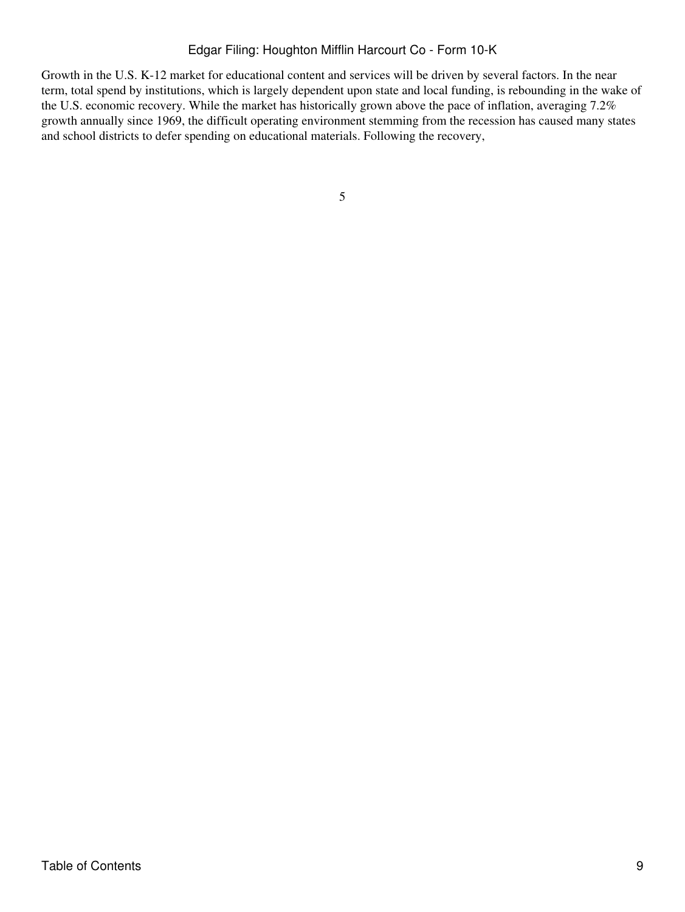Growth in the U.S. K-12 market for educational content and services will be driven by several factors. In the near term, total spend by institutions, which is largely dependent upon state and local funding, is rebounding in the wake of the U.S. economic recovery. While the market has historically grown above the pace of inflation, averaging 7.2% growth annually since 1969, the difficult operating environment stemming from the recession has caused many states and school districts to defer spending on educational materials. Following the recovery,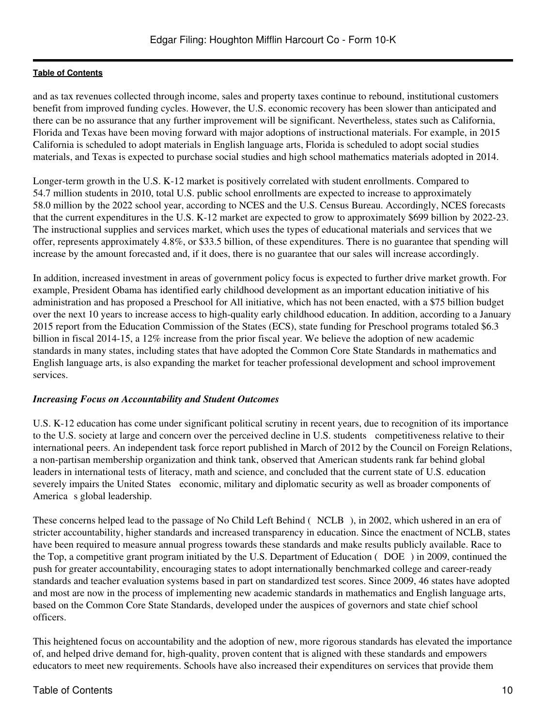and as tax revenues collected through income, sales and property taxes continue to rebound, institutional customers benefit from improved funding cycles. However, the U.S. economic recovery has been slower than anticipated and there can be no assurance that any further improvement will be significant. Nevertheless, states such as California, Florida and Texas have been moving forward with major adoptions of instructional materials. For example, in 2015 California is scheduled to adopt materials in English language arts, Florida is scheduled to adopt social studies materials, and Texas is expected to purchase social studies and high school mathematics materials adopted in 2014.

Longer-term growth in the U.S. K-12 market is positively correlated with student enrollments. Compared to 54.7 million students in 2010, total U.S. public school enrollments are expected to increase to approximately 58.0 million by the 2022 school year, according to NCES and the U.S. Census Bureau. Accordingly, NCES forecasts that the current expenditures in the U.S. K-12 market are expected to grow to approximately $699 billion by 2022-23. The instructional supplies and services market, which uses the types of educational materials and services that we offer, represents approximately 4.8%, or $33.5 billion, of these expenditures. There is no guarantee that spending will increase by the amount forecasted and, if it does, there is no guarantee that our sales will increase accordingly.

In addition, increased investment in areas of government policy focus is expected to further drive market growth. For example, President Obama has identified early childhood development as an important education initiative of his administration and has proposed a Preschool for All initiative, which has not been enacted, with a $75 billion budget over the next 10 years to increase access to high-quality early childhood education. In addition, according to a January 2015 report from the Education Commission of the States (ECS), state funding for Preschool programs totaled $6.3 billion in fiscal 2014-15, a 12% increase from the prior fiscal year. We believe the adoption of new academic standards in many states, including states that have adopted the Common Core State Standards in mathematics and English language arts, is also expanding the market for teacher professional development and school improvement services.

***Increasing Focus on Accountability and Student Outcomes***

U.S. K-12 education has come under significant political scrutiny in recent years, due to recognition of its importance to the U.S. society at large and concern over the perceived decline in U.S. students competitiveness relative to their international peers. An independent task force report published in March of 2012 by the Council on Foreign Relations, a non-partisan membership organization and think tank, observed that American students rank far behind global leaders in international tests of literacy, math and science, and concluded that the current state of U.S. education severely impairs the United States economic, military and diplomatic security as well as broader components of America s global leadership.

These concerns helped lead to the passage of No Child Left Behind ( NCLB ), in 2002, which ushered in an era of stricter accountability, higher standards and increased transparency in education. Since the enactment of NCLB, states have been required to measure annual progress towards these standards and make results publicly available. Race to the Top, a competitive grant program initiated by the U.S. Department of Education ( DOE ) in 2009, continued the push for greater accountability, encouraging states to adopt internationally benchmarked college and career-ready standards and teacher evaluation systems based in part on standardized test scores. Since 2009, 46 states have adopted and most are now in the process of implementing new academic standards in mathematics and English language arts, based on the Common Core State Standards, developed under the auspices of governors and state chief school officers.

This heightened focus on accountability and the adoption of new, more rigorous standards has elevated the importance of, and helped drive demand for, high-quality, proven content that is aligned with these standards and empowers educators to meet new requirements. Schools have also increased their expenditures on services that provide them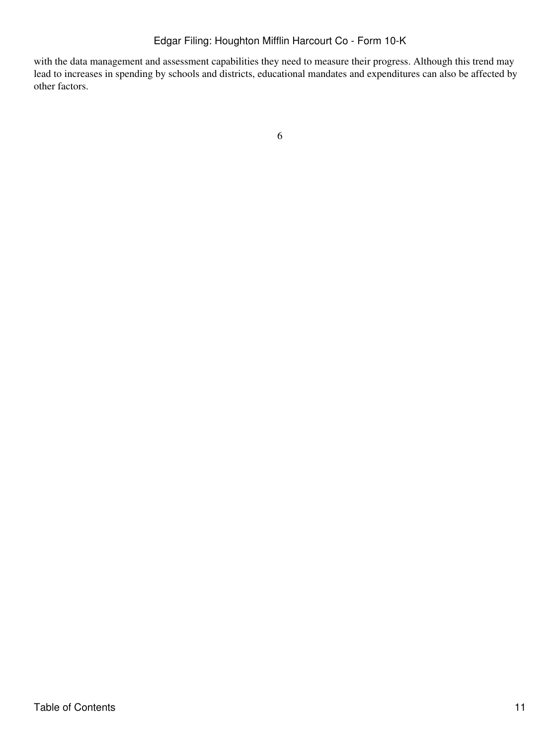with the data management and assessment capabilities they need to measure their progress. Although this trend may lead to increases in spending by schools and districts, educational mandates and expenditures can also be affected by other factors.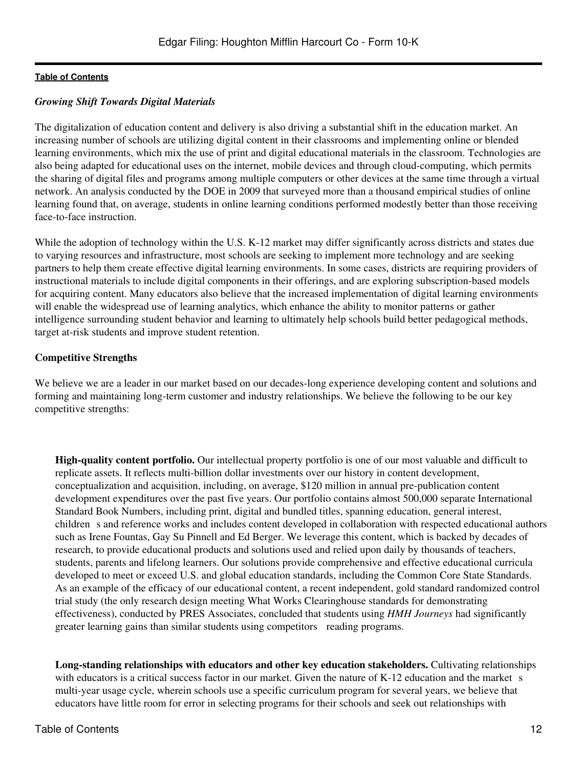*Growing Shift Towards Digital Materials*

The digitalization of education content and delivery is also driving a substantial shift in the education market. An increasing number of schools are utilizing digital content in their classrooms and implementing online or blended learning environments, which mix the use of print and digital educational materials in the classroom. Technologies are also being adapted for educational uses on the internet, mobile devices and through cloud-computing, which permits the sharing of digital files and programs among multiple computers or other devices at the same time through a virtual network. An analysis conducted by the DOE in 2009 that surveyed more than a thousand empirical studies of online learning found that, on average, students in online learning conditions performed modestly better than those receiving face-to-face instruction.

While the adoption of technology within the U.S. K-12 market may differ significantly across districts and states due to varying resources and infrastructure, most schools are seeking to implement more technology and are seeking partners to help them create effective digital learning environments. In some cases, districts are requiring providers of instructional materials to include digital components in their offerings, and are exploring subscription-based models for acquiring content. Many educators also believe that the increased implementation of digital learning environments will enable the widespread use of learning analytics, which enhance the ability to monitor patterns or gather intelligence surrounding student behavior and learning to ultimately help schools build better pedagogical methods, target at-risk students and improve student retention.

**Competitive Strengths**

We believe we are a leader in our market based on our decades-long experience developing content and solutions and forming and maintaining long-term customer and industry relationships. We believe the following to be our key competitive strengths:

**High-quality content portfolio.** Our intellectual property portfolio is one of our most valuable and difficult to replicate assets. It reflects multi-billion dollar investments over our history in content development, conceptualization and acquisition, including, on average, $120 million in annual pre-publication content development expenditures over the past five years. Our portfolio contains almost 500,000 separate International Standard Book Numbers, including print, digital and bundled titles, spanning education, general interest, children s and reference works and includes content developed in collaboration with respected educational authors such as Irene Fountas, Gay Su Pinnell and Ed Berger. We leverage this content, which is backed by decades of research, to provide educational products and solutions used and relied upon daily by thousands of teachers, students, parents and lifelong learners. Our solutions provide comprehensive and effective educational curricula developed to meet or exceed U.S. and global education standards, including the Common Core State Standards. As an example of the efficacy of our educational content, a recent independent, gold standard randomized control trial study (the only research design meeting What Works Clearinghouse standards for demonstrating effectiveness), conducted by PRES Associates, concluded that students using *HMH Journeys* had significantly greater learning gains than similar students using competitors reading programs.

**Long-standing relationships with educators and other key education stakeholders.** Cultivating relationships with educators is a critical success factor in our market. Given the nature of K-12 education and the market s multi-year usage cycle, wherein schools use a specific curriculum program for several years, we believe that educators have little room for error in selecting programs for their schools and seek out relationships with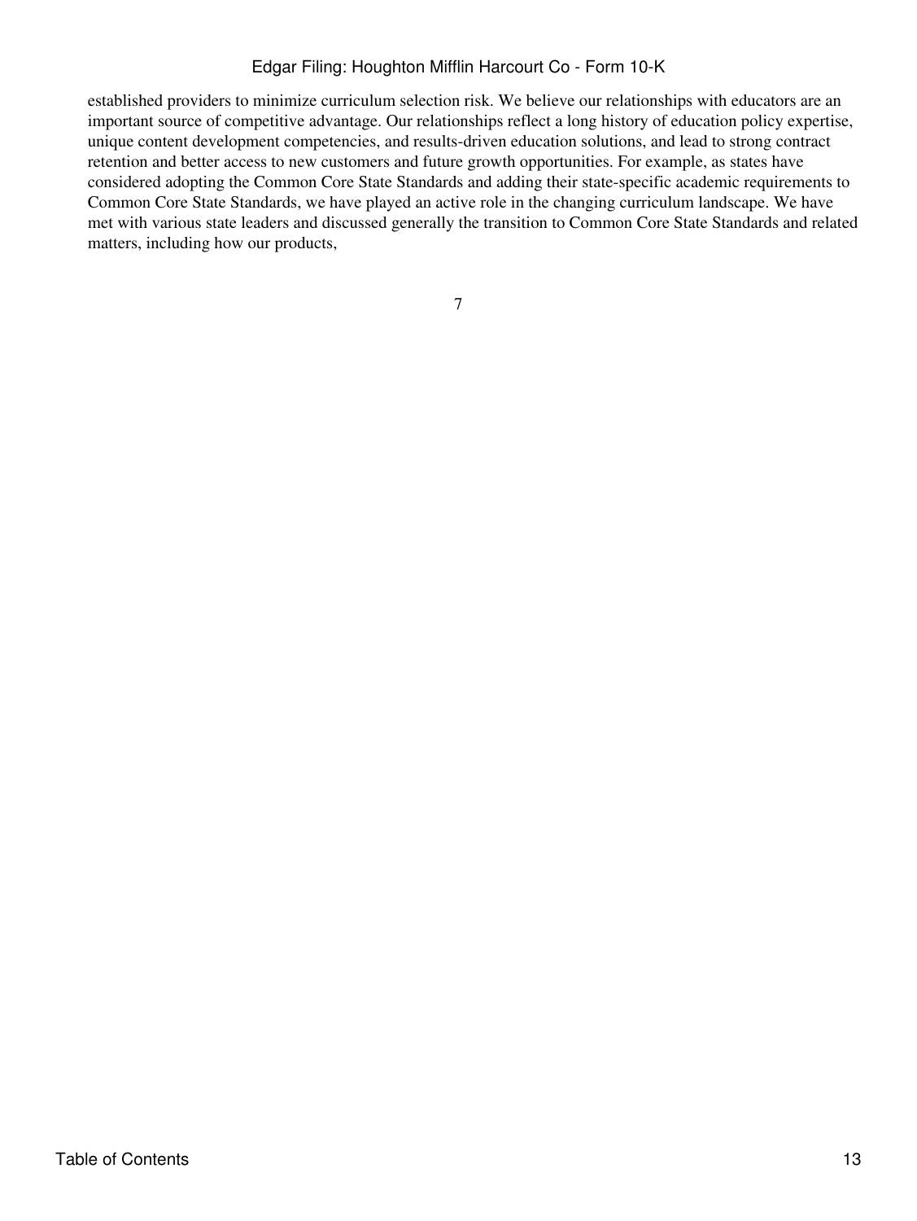established providers to minimize curriculum selection risk. We believe our relationships with educators are an important source of competitive advantage. Our relationships reflect a long history of education policy expertise, unique content development competencies, and results-driven education solutions, and lead to strong contract retention and better access to new customers and future growth opportunities. For example, as states have considered adopting the Common Core State Standards and adding their state-specific academic requirements to Common Core State Standards, we have played an active role in the changing curriculum landscape. We have met with various state leaders and discussed generally the transition to Common Core State Standards and related matters, including how our products,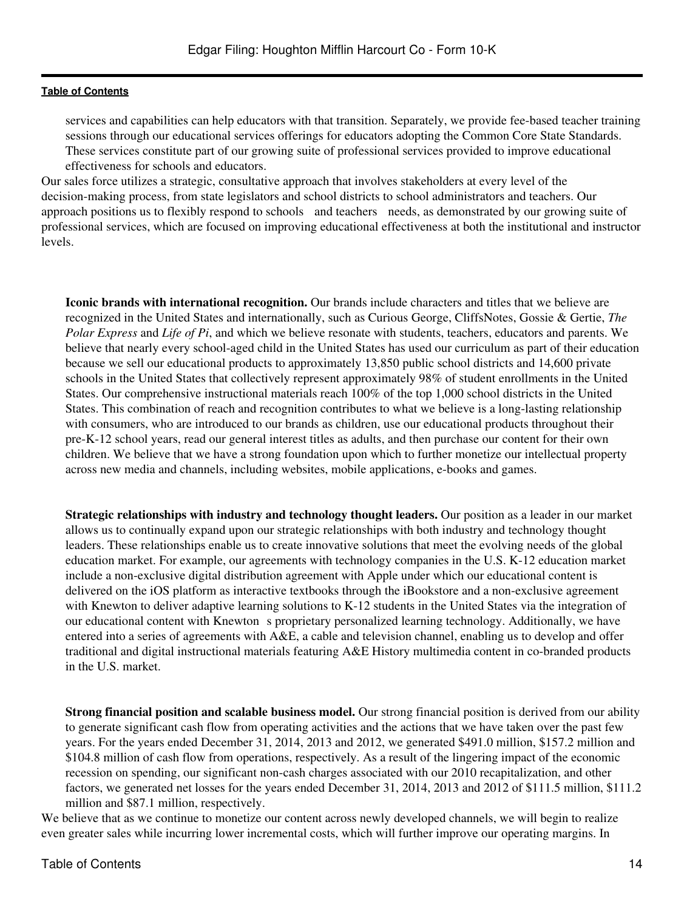services and capabilities can help educators with that transition. Separately, we provide fee-based teacher training sessions through our educational services offerings for educators adopting the Common Core State Standards. These services constitute part of our growing suite of professional services provided to improve educational effectiveness for schools and educators.

Our sales force utilizes a strategic, consultative approach that involves stakeholders at every level of the decision-making process, from state legislators and school districts to school administrators and teachers. Our approach positions us to flexibly respond to schools and teachers needs, as demonstrated by our growing suite of professional services, which are focused on improving educational effectiveness at both the institutional and instructor levels.

**Iconic brands with international recognition.** Our brands include characters and titles that we believe are recognized in the United States and internationally, such as Curious George, CliffsNotes, Gossie & Gertie, *The Polar Express* and *Life of Pi*, and which we believe resonate with students, teachers, educators and parents. We believe that nearly every school-aged child in the United States has used our curriculum as part of their education because we sell our educational products to approximately 13,850 public school districts and 14,600 private schools in the United States that collectively represent approximately 98% of student enrollments in the United States. Our comprehensive instructional materials reach 100% of the top 1,000 school districts in the United States. This combination of reach and recognition contributes to what we believe is a long-lasting relationship with consumers, who are introduced to our brands as children, use our educational products throughout their pre-K-12 school years, read our general interest titles as adults, and then purchase our content for their own children. We believe that we have a strong foundation upon which to further monetize our intellectual property across new media and channels, including websites, mobile applications, e-books and games.

**Strategic relationships with industry and technology thought leaders.** Our position as a leader in our market allows us to continually expand upon our strategic relationships with both industry and technology thought leaders. These relationships enable us to create innovative solutions that meet the evolving needs of the global education market. For example, our agreements with technology companies in the U.S. K-12 education market include a non-exclusive digital distribution agreement with Apple under which our educational content is delivered on the iOS platform as interactive textbooks through the iBookstore and a non-exclusive agreement with Knewton to deliver adaptive learning solutions to K-12 students in the United States via the integration of our educational content with Knewton s proprietary personalized learning technology. Additionally, we have entered into a series of agreements with A&E, a cable and television channel, enabling us to develop and offer traditional and digital instructional materials featuring A&E History multimedia content in co-branded products in the U.S. market.

**Strong financial position and scalable business model.** Our strong financial position is derived from our ability to generate significant cash flow from operating activities and the actions that we have taken over the past few years. For the years ended December 31, 2014, 2013 and 2012, we generated \$491.0 million, \$157.2 million and \$104.8 million of cash flow from operations, respectively. As a result of the lingering impact of the economic recession on spending, our significant non-cash charges associated with our 2010 recapitalization, and other factors, we generated net losses for the years ended December 31, 2014, 2013 and 2012 of \$111.5 million, \$111.2 million and \$87.1 million, respectively.

We believe that as we continue to monetize our content across newly developed channels, we will begin to realize even greater sales while incurring lower incremental costs, which will further improve our operating margins. In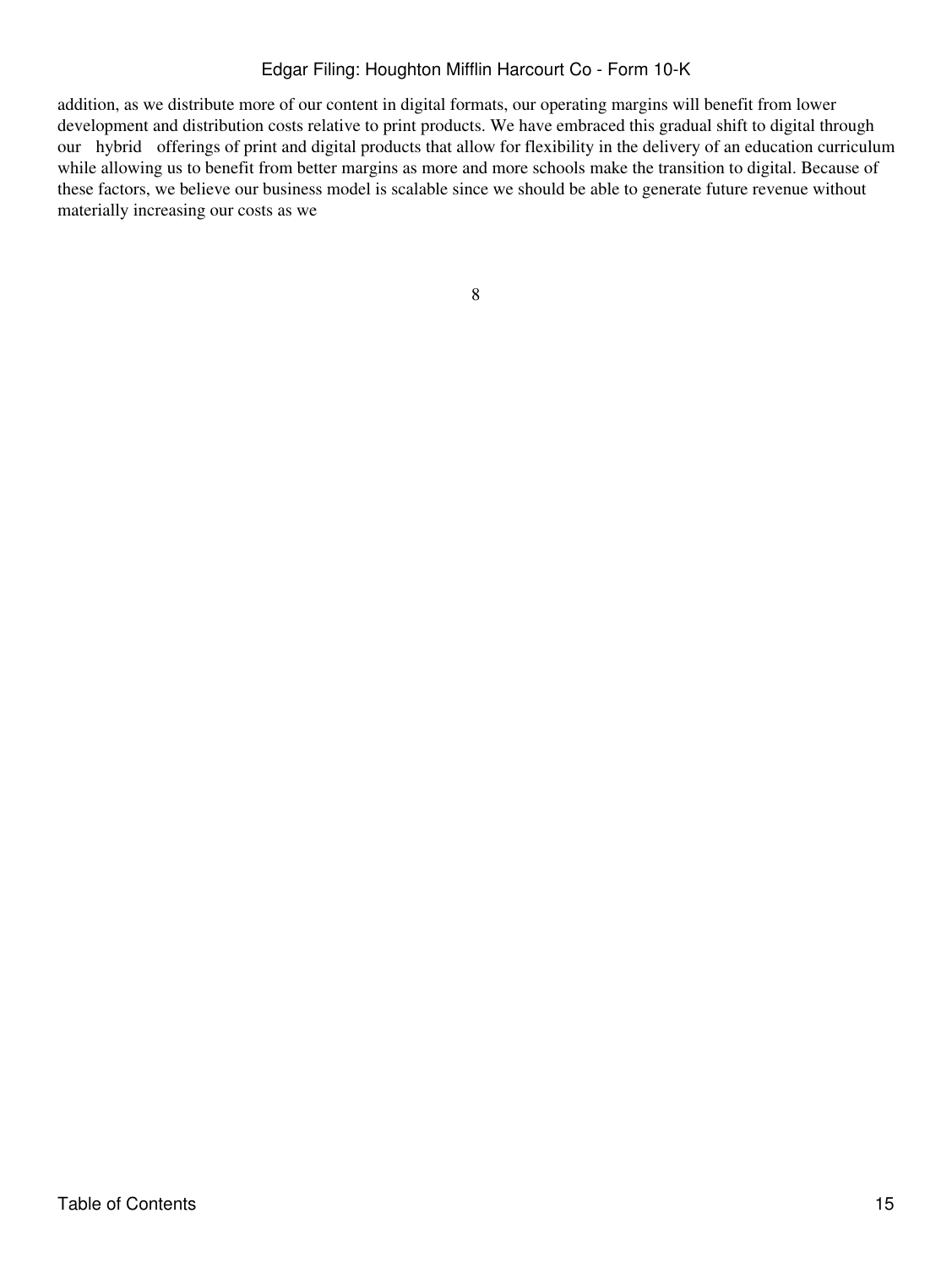addition, as we distribute more of our content in digital formats, our operating margins will benefit from lower development and distribution costs relative to print products. We have embraced this gradual shift to digital through our hybrid offerings of print and digital products that allow for flexibility in the delivery of an education curriculum while allowing us to benefit from better margins as more and more schools make the transition to digital. Because of these factors, we believe our business model is scalable since we should be able to generate future revenue without materially increasing our costs as we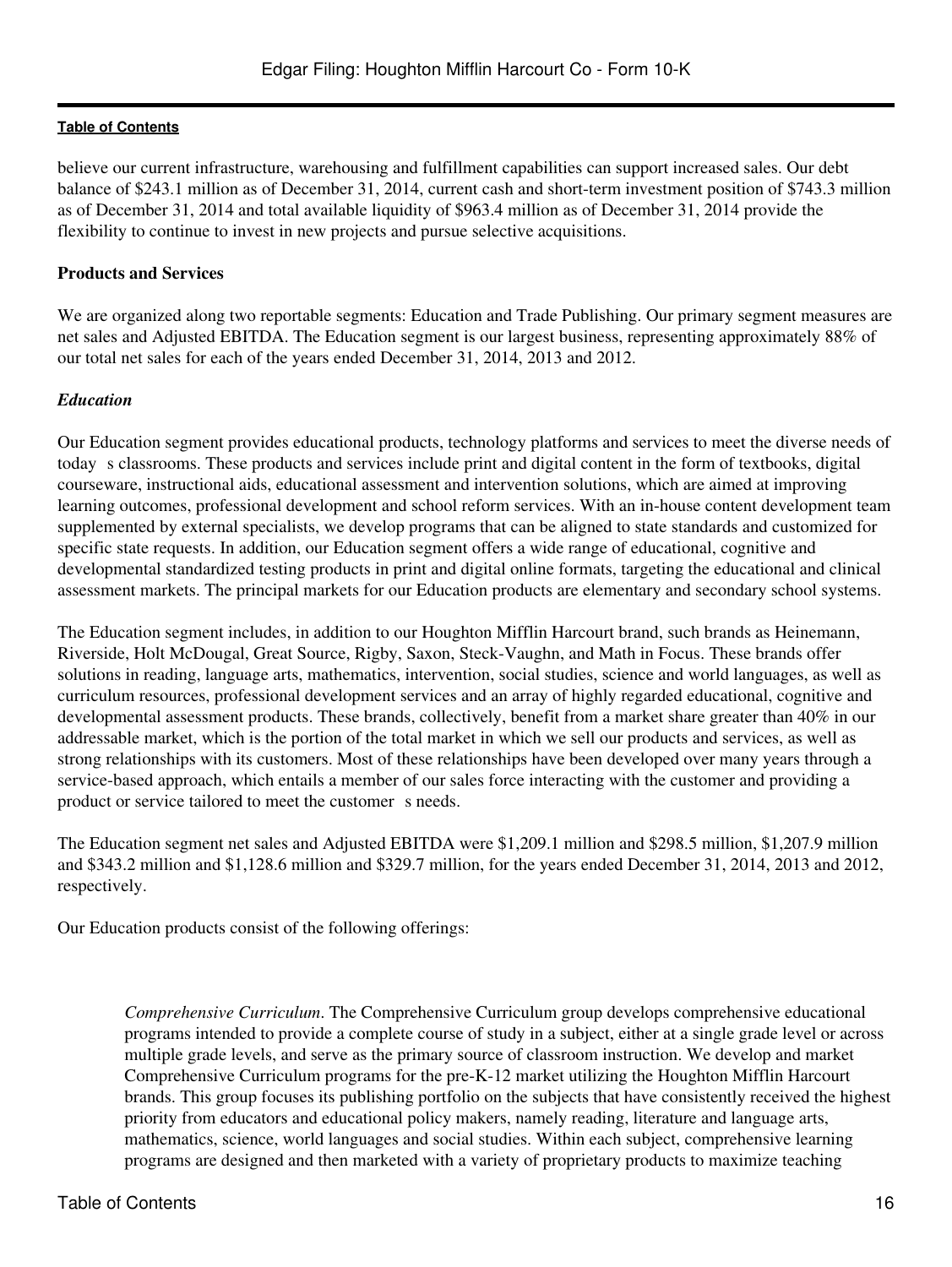believe our current infrastructure, warehousing and fulfillment capabilities can support increased sales. Our debt balance of $243.1 million as of December 31, 2014, current cash and short-term investment position of $743.3 million as of December 31, 2014 and total available liquidity of $963.4 million as of December 31, 2014 provide the flexibility to continue to invest in new projects and pursue selective acquisitions.

**Products and Services**

We are organized along two reportable segments: Education and Trade Publishing. Our primary segment measures are net sales and Adjusted EBITDA. The Education segment is our largest business, representing approximately 88% of our total net sales for each of the years ended December 31, 2014, 2013 and 2012.

***Education***

Our Education segment provides educational products, technology platforms and services to meet the diverse needs of today s classrooms. These products and services include print and digital content in the form of textbooks, digital courseware, instructional aids, educational assessment and intervention solutions, which are aimed at improving learning outcomes, professional development and school reform services. With an in-house content development team supplemented by external specialists, we develop programs that can be aligned to state standards and customized for specific state requests. In addition, our Education segment offers a wide range of educational, cognitive and developmental standardized testing products in print and digital online formats, targeting the educational and clinical assessment markets. The principal markets for our Education products are elementary and secondary school systems.

The Education segment includes, in addition to our Houghton Mifflin Harcourt brand, such brands as Heinemann, Riverside, Holt McDougal, Great Source, Rigby, Saxon, Steck-Vaughn, and Math in Focus. These brands offer solutions in reading, language arts, mathematics, intervention, social studies, science and world languages, as well as curriculum resources, professional development services and an array of highly regarded educational, cognitive and developmental assessment products. These brands, collectively, benefit from a market share greater than 40% in our addressable market, which is the portion of the total market in which we sell our products and services, as well as strong relationships with its customers. Most of these relationships have been developed over many years through a service-based approach, which entails a member of our sales force interacting with the customer and providing a product or service tailored to meet the customer s needs.

The Education segment net sales and Adjusted EBITDA were $1,209.1 million and $298.5 million, $1,207.9 million and $343.2 million and $1,128.6 million and $329.7 million, for the years ended December 31, 2014, 2013 and 2012, respectively.

Our Education products consist of the following offerings:

*Comprehensive Curriculum*. The Comprehensive Curriculum group develops comprehensive educational programs intended to provide a complete course of study in a subject, either at a single grade level or across multiple grade levels, and serve as the primary source of classroom instruction. We develop and market Comprehensive Curriculum programs for the pre-K-12 market utilizing the Houghton Mifflin Harcourt brands. This group focuses its publishing portfolio on the subjects that have consistently received the highest priority from educators and educational policy makers, namely reading, literature and language arts, mathematics, science, world languages and social studies. Within each subject, comprehensive learning programs are designed and then marketed with a variety of proprietary products to maximize teaching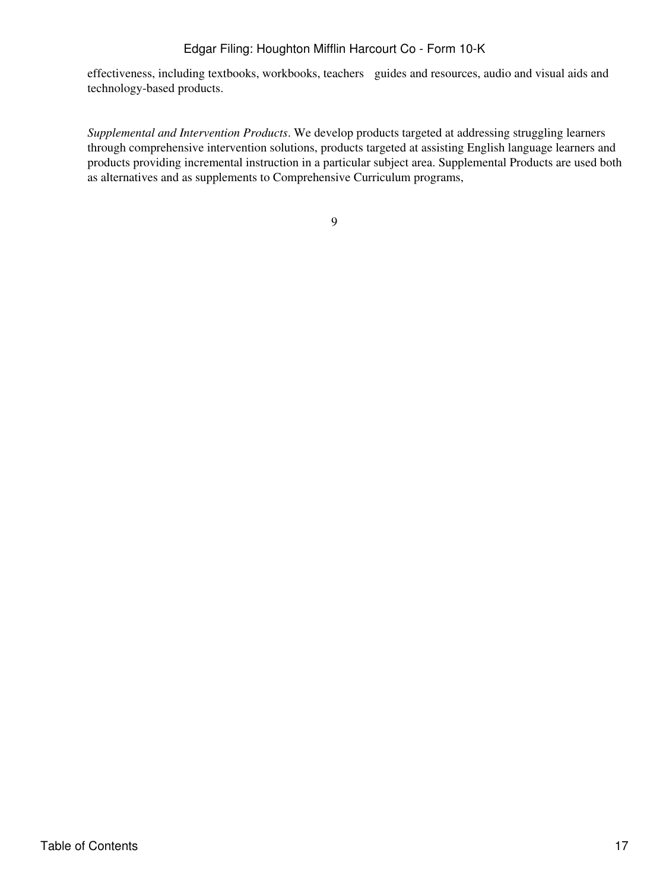effectiveness, including textbooks, workbooks, teachers guides and resources, audio and visual aids and technology-based products.

*Supplemental and Intervention Products*. We develop products targeted at addressing struggling learners through comprehensive intervention solutions, products targeted at assisting English language learners and products providing incremental instruction in a particular subject area. Supplemental Products are used both as alternatives and as supplements to Comprehensive Curriculum programs,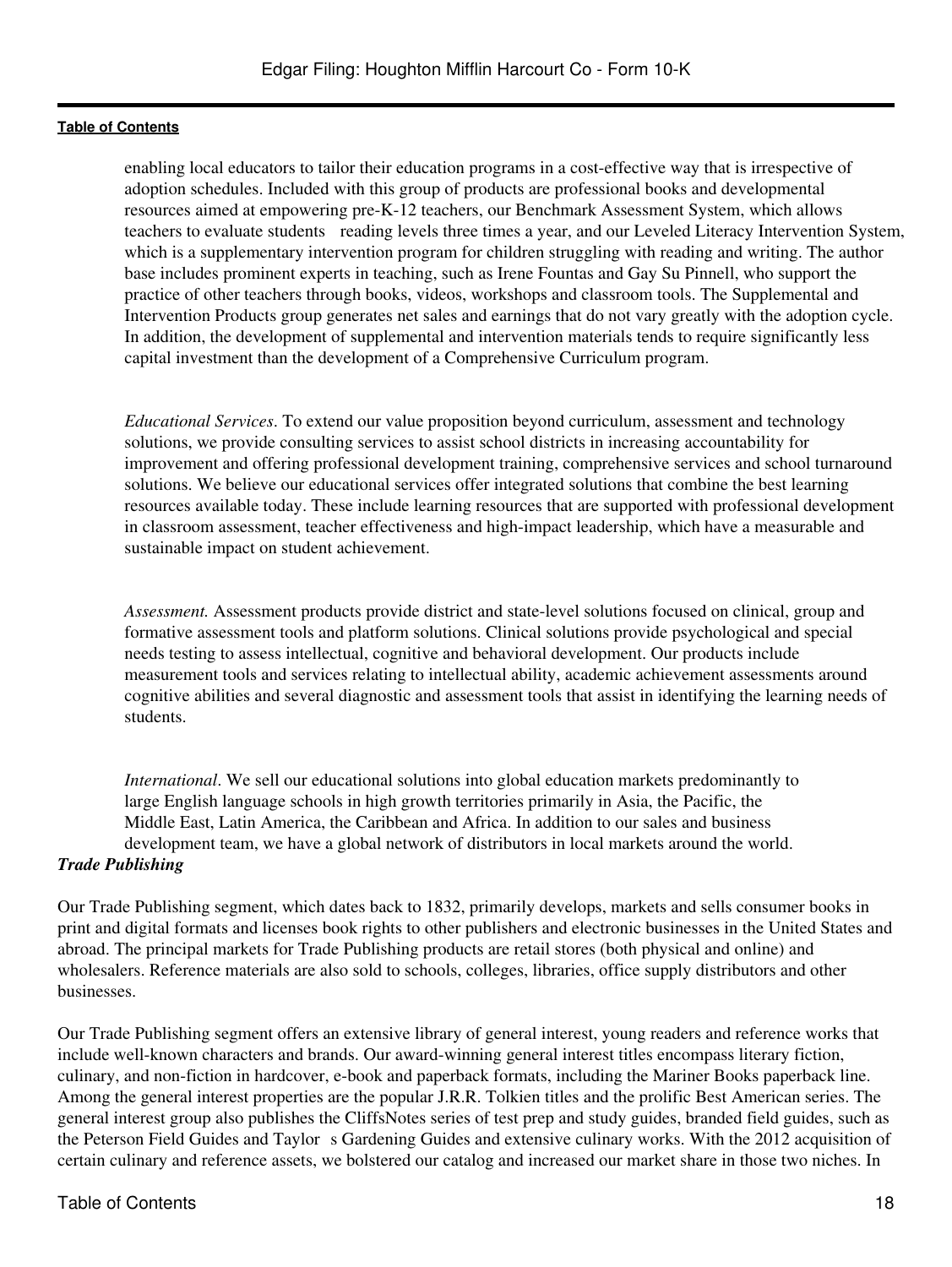enabling local educators to tailor their education programs in a cost-effective way that is irrespective of adoption schedules. Included with this group of products are professional books and developmental resources aimed at empowering pre-K-12 teachers, our Benchmark Assessment System, which allows teachers to evaluate students reading levels three times a year, and our Leveled Literacy Intervention System, which is a supplementary intervention program for children struggling with reading and writing. The author base includes prominent experts in teaching, such as Irene Fountas and Gay Su Pinnell, who support the practice of other teachers through books, videos, workshops and classroom tools. The Supplemental and Intervention Products group generates net sales and earnings that do not vary greatly with the adoption cycle. In addition, the development of supplemental and intervention materials tends to require significantly less capital investment than the development of a Comprehensive Curriculum program.

*Educational Services*. To extend our value proposition beyond curriculum, assessment and technology solutions, we provide consulting services to assist school districts in increasing accountability for improvement and offering professional development training, comprehensive services and school turnaround solutions. We believe our educational services offer integrated solutions that combine the best learning resources available today. These include learning resources that are supported with professional development in classroom assessment, teacher effectiveness and high-impact leadership, which have a measurable and sustainable impact on student achievement.

*Assessment.* Assessment products provide district and state-level solutions focused on clinical, group and formative assessment tools and platform solutions. Clinical solutions provide psychological and special needs testing to assess intellectual, cognitive and behavioral development. Our products include measurement tools and services relating to intellectual ability, academic achievement assessments around cognitive abilities and several diagnostic and assessment tools that assist in identifying the learning needs of students.

*International*. We sell our educational solutions into global education markets predominantly to large English language schools in high growth territories primarily in Asia, the Pacific, the Middle East, Latin America, the Caribbean and Africa. In addition to our sales and business development team, we have a global network of distributors in local markets around the world.

***Trade Publishing***

Our Trade Publishing segment, which dates back to 1832, primarily develops, markets and sells consumer books in print and digital formats and licenses book rights to other publishers and electronic businesses in the United States and abroad. The principal markets for Trade Publishing products are retail stores (both physical and online) and wholesalers. Reference materials are also sold to schools, colleges, libraries, office supply distributors and other businesses.

Our Trade Publishing segment offers an extensive library of general interest, young readers and reference works that include well-known characters and brands. Our award-winning general interest titles encompass literary fiction, culinary, and non-fiction in hardcover, e-book and paperback formats, including the Mariner Books paperback line. Among the general interest properties are the popular J.R.R. Tolkien titles and the prolific Best American series. The general interest group also publishes the CliffsNotes series of test prep and study guides, branded field guides, such as the Peterson Field Guides and Taylor s Gardening Guides and extensive culinary works. With the 2012 acquisition of certain culinary and reference assets, we bolstered our catalog and increased our market share in those two niches. In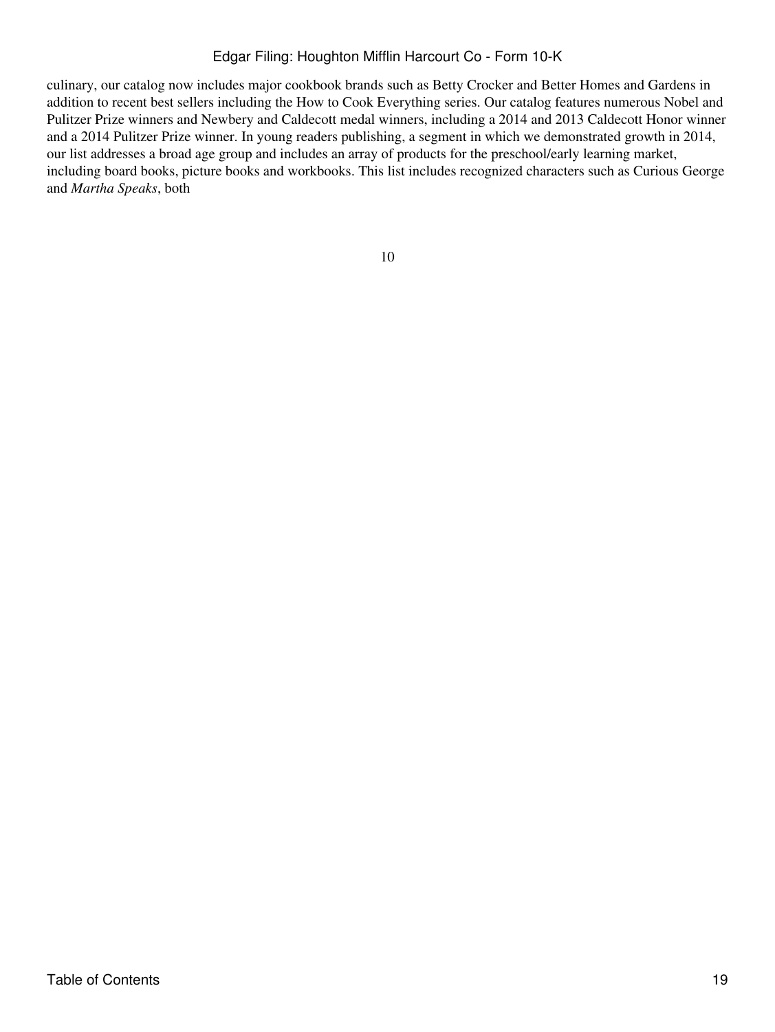culinary, our catalog now includes major cookbook brands such as Betty Crocker and Better Homes and Gardens in addition to recent best sellers including the How to Cook Everything series. Our catalog features numerous Nobel and Pulitzer Prize winners and Newbery and Caldecott medal winners, including a 2014 and 2013 Caldecott Honor winner and a 2014 Pulitzer Prize winner. In young readers publishing, a segment in which we demonstrated growth in 2014, our list addresses a broad age group and includes an array of products for the preschool/early learning market, including board books, picture books and workbooks. This list includes recognized characters such as Curious George and *Martha Speaks*, both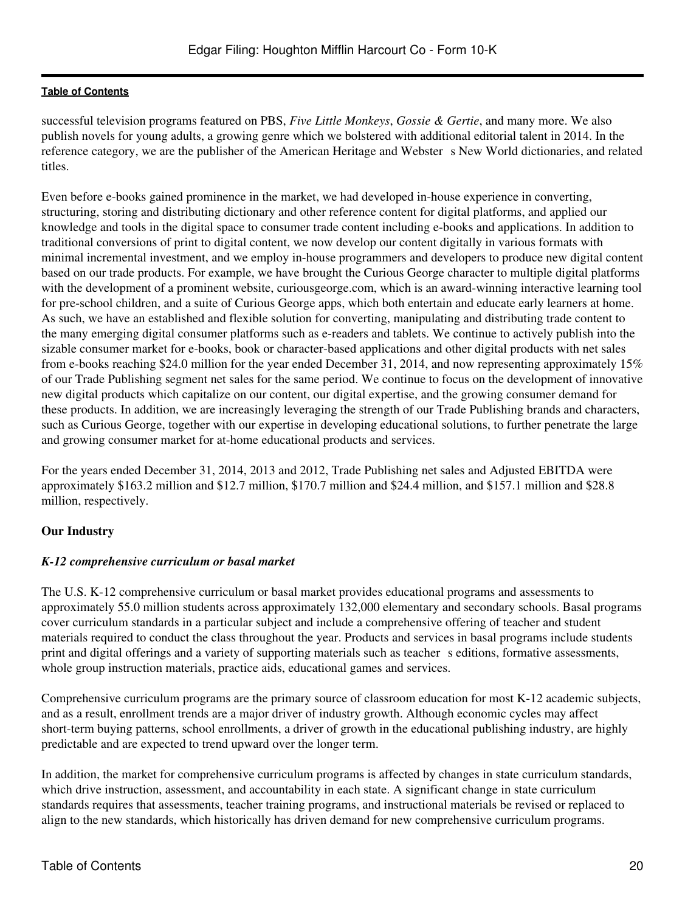successful television programs featured on PBS, *Five Little Monkeys*, *Gossie & Gertie*, and many more. We also publish novels for young adults, a growing genre which we bolstered with additional editorial talent in 2014. In the reference category, we are the publisher of the American Heritage and Webster s New World dictionaries, and related titles.

Even before e-books gained prominence in the market, we had developed in-house experience in converting, structuring, storing and distributing dictionary and other reference content for digital platforms, and applied our knowledge and tools in the digital space to consumer trade content including e-books and applications. In addition to traditional conversions of print to digital content, we now develop our content digitally in various formats with minimal incremental investment, and we employ in-house programmers and developers to produce new digital content based on our trade products. For example, we have brought the Curious George character to multiple digital platforms with the development of a prominent website, curiousgeorge.com, which is an award-winning interactive learning tool for pre-school children, and a suite of Curious George apps, which both entertain and educate early learners at home. As such, we have an established and flexible solution for converting, manipulating and distributing trade content to the many emerging digital consumer platforms such as e-readers and tablets. We continue to actively publish into the sizable consumer market for e-books, book or character-based applications and other digital products with net sales from e-books reaching $24.0 million for the year ended December 31, 2014, and now representing approximately 15% of our Trade Publishing segment net sales for the same period. We continue to focus on the development of innovative new digital products which capitalize on our content, our digital expertise, and the growing consumer demand for these products. In addition, we are increasingly leveraging the strength of our Trade Publishing brands and characters, such as Curious George, together with our expertise in developing educational solutions, to further penetrate the large and growing consumer market for at-home educational products and services.

For the years ended December 31, 2014, 2013 and 2012, Trade Publishing net sales and Adjusted EBITDA were approximately $163.2 million and $12.7 million, $170.7 million and $24.4 million, and $157.1 million and $28.8 million, respectively.

## Our Industry

### *K-12 comprehensive curriculum or basal market*

The U.S. K-12 comprehensive curriculum or basal market provides educational programs and assessments to approximately 55.0 million students across approximately 132,000 elementary and secondary schools. Basal programs cover curriculum standards in a particular subject and include a comprehensive offering of teacher and student materials required to conduct the class throughout the year. Products and services in basal programs include students print and digital offerings and a variety of supporting materials such as teacher s editions, formative assessments, whole group instruction materials, practice aids, educational games and services.

Comprehensive curriculum programs are the primary source of classroom education for most K-12 academic subjects, and as a result, enrollment trends are a major driver of industry growth. Although economic cycles may affect short-term buying patterns, school enrollments, a driver of growth in the educational publishing industry, are highly predictable and are expected to trend upward over the longer term.

In addition, the market for comprehensive curriculum programs is affected by changes in state curriculum standards, which drive instruction, assessment, and accountability in each state. A significant change in state curriculum standards requires that assessments, teacher training programs, and instructional materials be revised or replaced to align to the new standards, which historically has driven demand for new comprehensive curriculum programs.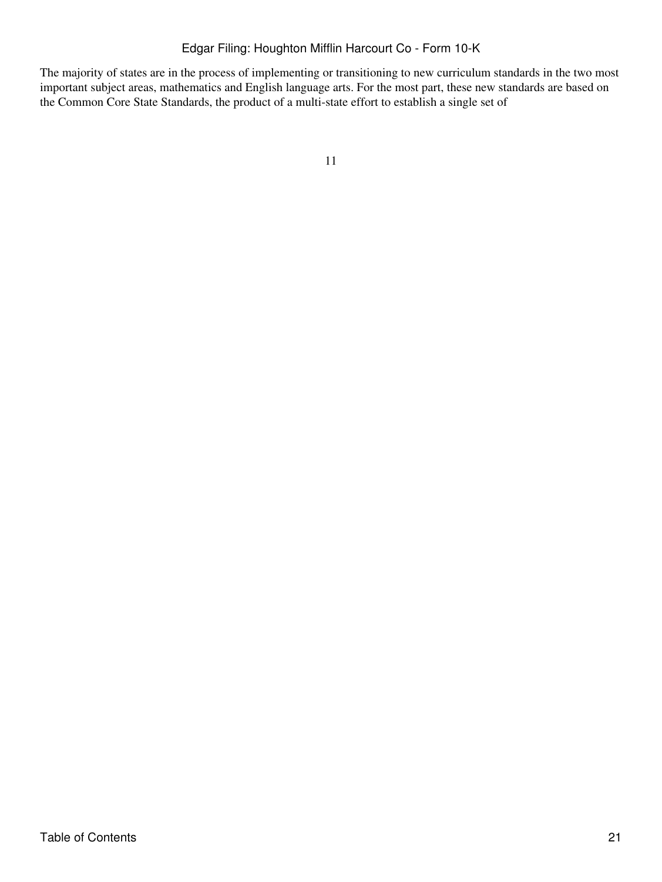The majority of states are in the process of implementing or transitioning to new curriculum standards in the two most important subject areas, mathematics and English language arts. For the most part, these new standards are based on the Common Core State Standards, the product of a multi-state effort to establish a single set of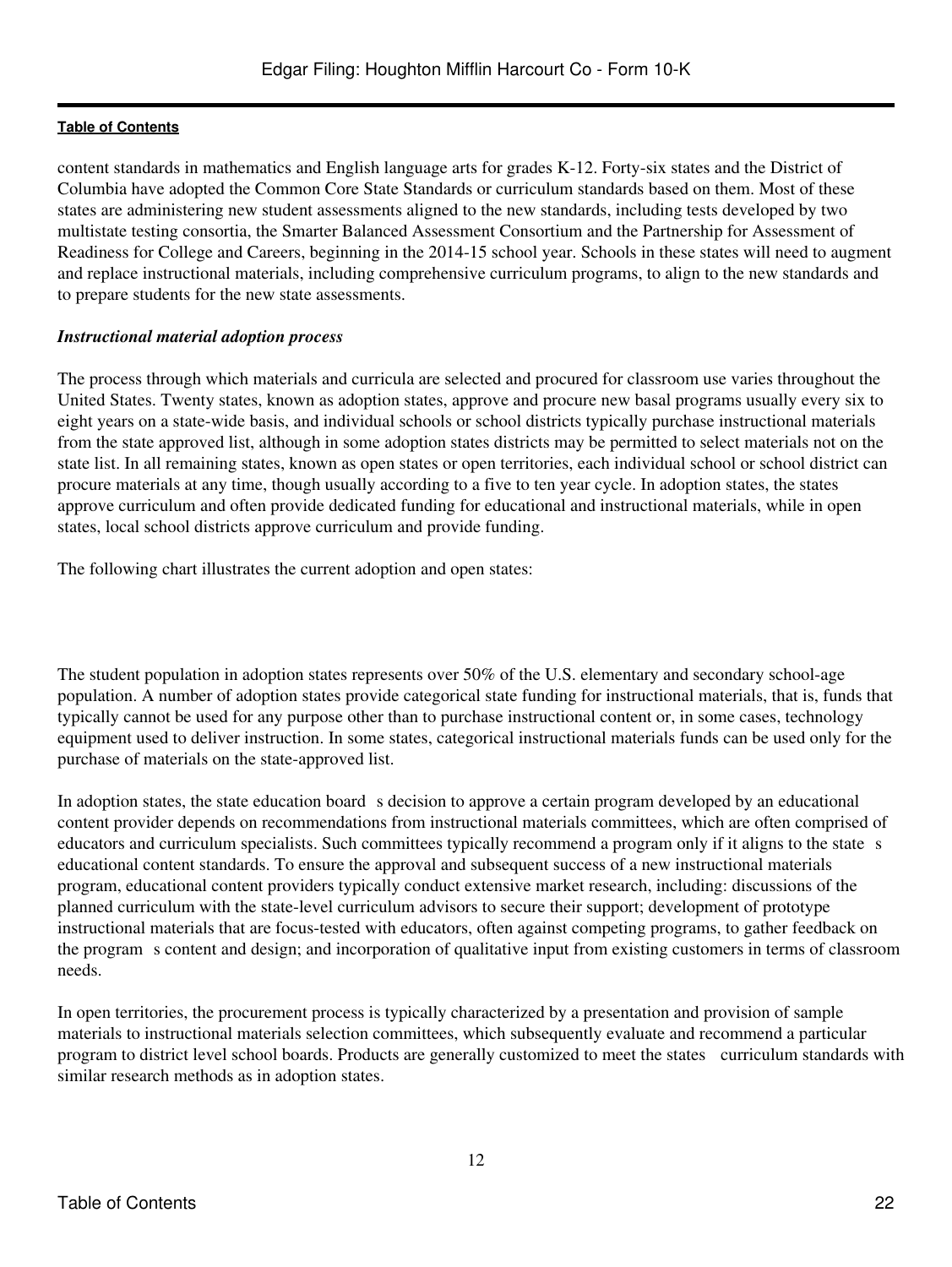content standards in mathematics and English language arts for grades K-12. Forty-six states and the District of Columbia have adopted the Common Core State Standards or curriculum standards based on them. Most of these states are administering new student assessments aligned to the new standards, including tests developed by two multistate testing consortia, the Smarter Balanced Assessment Consortium and the Partnership for Assessment of Readiness for College and Careers, beginning in the 2014-15 school year. Schools in these states will need to augment and replace instructional materials, including comprehensive curriculum programs, to align to the new standards and to prepare students for the new state assessments.

### *Instructional material adoption process*

The process through which materials and curricula are selected and procured for classroom use varies throughout the United States. Twenty states, known as adoption states, approve and procure new basal programs usually every six to eight years on a state-wide basis, and individual schools or school districts typically purchase instructional materials from the state approved list, although in some adoption states districts may be permitted to select materials not on the state list. In all remaining states, known as open states or open territories, each individual school or school district can procure materials at any time, though usually according to a five to ten year cycle. In adoption states, the states approve curriculum and often provide dedicated funding for educational and instructional materials, while in open states, local school districts approve curriculum and provide funding.

The following chart illustrates the current adoption and open states:

The student population in adoption states represents over 50% of the U.S. elementary and secondary school-age population. A number of adoption states provide categorical state funding for instructional materials, that is, funds that typically cannot be used for any purpose other than to purchase instructional content or, in some cases, technology equipment used to deliver instruction. In some states, categorical instructional materials funds can be used only for the purchase of materials on the state-approved list.

In adoption states, the state education board s decision to approve a certain program developed by an educational content provider depends on recommendations from instructional materials committees, which are often comprised of educators and curriculum specialists. Such committees typically recommend a program only if it aligns to the state s educational content standards. To ensure the approval and subsequent success of a new instructional materials program, educational content providers typically conduct extensive market research, including: discussions of the planned curriculum with the state-level curriculum advisors to secure their support; development of prototype instructional materials that are focus-tested with educators, often against competing programs, to gather feedback on the program s content and design; and incorporation of qualitative input from existing customers in terms of classroom needs.

In open territories, the procurement process is typically characterized by a presentation and provision of sample materials to instructional materials selection committees, which subsequently evaluate and recommend a particular program to district level school boards. Products are generally customized to meet the states curriculum standards with similar research methods as in adoption states.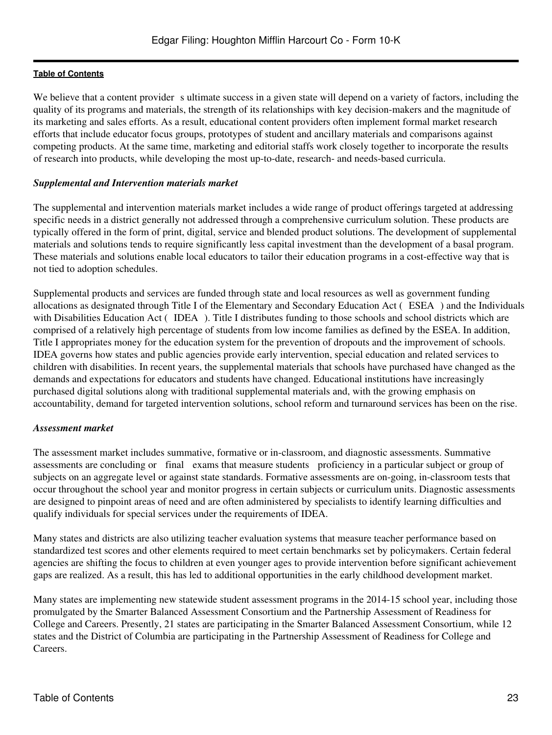We believe that a content provider s ultimate success in a given state will depend on a variety of factors, including the quality of its programs and materials, the strength of its relationships with key decision-makers and the magnitude of its marketing and sales efforts. As a result, educational content providers often implement formal market research efforts that include educator focus groups, prototypes of student and ancillary materials and comparisons against competing products. At the same time, marketing and editorial staffs work closely together to incorporate the results of research into products, while developing the most up-to-date, research- and needs-based curricula.

***Supplemental and Intervention materials market***

The supplemental and intervention materials market includes a wide range of product offerings targeted at addressing specific needs in a district generally not addressed through a comprehensive curriculum solution. These products are typically offered in the form of print, digital, service and blended product solutions. The development of supplemental materials and solutions tends to require significantly less capital investment than the development of a basal program. These materials and solutions enable local educators to tailor their education programs in a cost-effective way that is not tied to adoption schedules.

Supplemental products and services are funded through state and local resources as well as government funding allocations as designated through Title I of the Elementary and Secondary Education Act ( ESEA ) and the Individuals with Disabilities Education Act ( IDEA ). Title I distributes funding to those schools and school districts which are comprised of a relatively high percentage of students from low income families as defined by the ESEA. In addition, Title I appropriates money for the education system for the prevention of dropouts and the improvement of schools. IDEA governs how states and public agencies provide early intervention, special education and related services to children with disabilities. In recent years, the supplemental materials that schools have purchased have changed as the demands and expectations for educators and students have changed. Educational institutions have increasingly purchased digital solutions along with traditional supplemental materials and, with the growing emphasis on accountability, demand for targeted intervention solutions, school reform and turnaround services has been on the rise.

***Assessment market***

The assessment market includes summative, formative or in-classroom, and diagnostic assessments. Summative assessments are concluding or final exams that measure students proficiency in a particular subject or group of subjects on an aggregate level or against state standards. Formative assessments are on-going, in-classroom tests that occur throughout the school year and monitor progress in certain subjects or curriculum units. Diagnostic assessments are designed to pinpoint areas of need and are often administered by specialists to identify learning difficulties and qualify individuals for special services under the requirements of IDEA.

Many states and districts are also utilizing teacher evaluation systems that measure teacher performance based on standardized test scores and other elements required to meet certain benchmarks set by policymakers. Certain federal agencies are shifting the focus to children at even younger ages to provide intervention before significant achievement gaps are realized. As a result, this has led to additional opportunities in the early childhood development market.

Many states are implementing new statewide student assessment programs in the 2014-15 school year, including those promulgated by the Smarter Balanced Assessment Consortium and the Partnership Assessment of Readiness for College and Careers. Presently, 21 states are participating in the Smarter Balanced Assessment Consortium, while 12 states and the District of Columbia are participating in the Partnership Assessment of Readiness for College and Careers.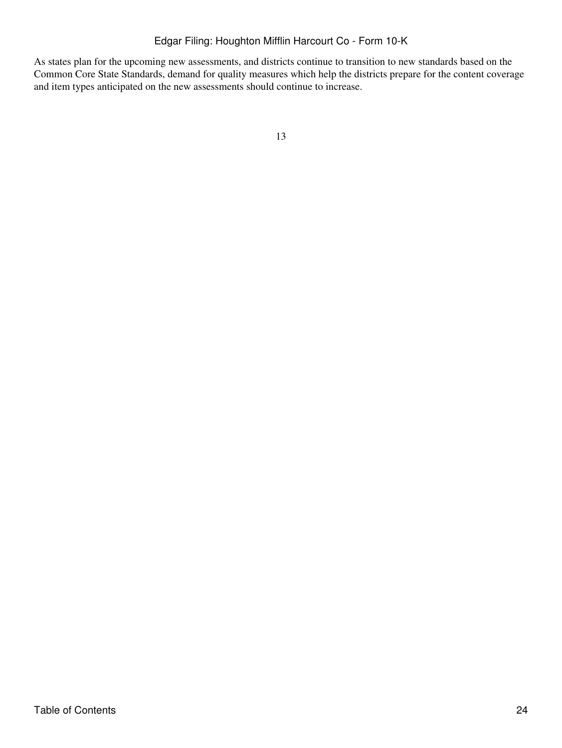As states plan for the upcoming new assessments, and districts continue to transition to new standards based on the Common Core State Standards, demand for quality measures which help the districts prepare for the content coverage and item types anticipated on the new assessments should continue to increase.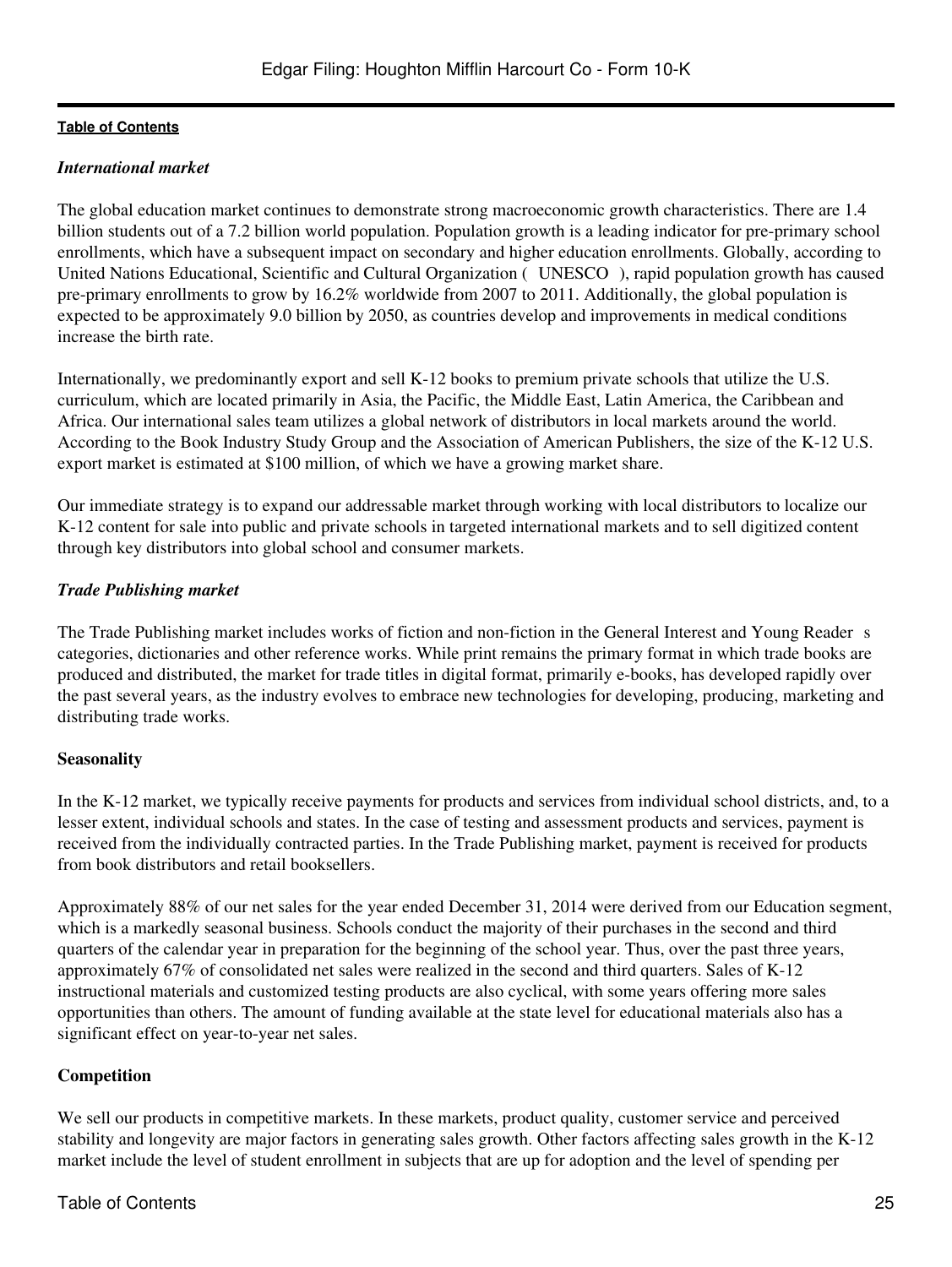### *International market*

The global education market continues to demonstrate strong macroeconomic growth characteristics. There are 1.4 billion students out of a 7.2 billion world population. Population growth is a leading indicator for pre-primary school enrollments, which have a subsequent impact on secondary and higher education enrollments. Globally, according to United Nations Educational, Scientific and Cultural Organization ( UNESCO ), rapid population growth has caused pre-primary enrollments to grow by 16.2% worldwide from 2007 to 2011. Additionally, the global population is expected to be approximately 9.0 billion by 2050, as countries develop and improvements in medical conditions increase the birth rate.

Internationally, we predominantly export and sell K-12 books to premium private schools that utilize the U.S. curriculum, which are located primarily in Asia, the Pacific, the Middle East, Latin America, the Caribbean and Africa. Our international sales team utilizes a global network of distributors in local markets around the world. According to the Book Industry Study Group and the Association of American Publishers, the size of the K-12 U.S. export market is estimated at $100 million, of which we have a growing market share.

Our immediate strategy is to expand our addressable market through working with local distributors to localize our K-12 content for sale into public and private schools in targeted international markets and to sell digitized content through key distributors into global school and consumer markets.

### *Trade Publishing market*

The Trade Publishing market includes works of fiction and non-fiction in the General Interest and Young Reader s categories, dictionaries and other reference works. While print remains the primary format in which trade books are produced and distributed, the market for trade titles in digital format, primarily e-books, has developed rapidly over the past several years, as the industry evolves to embrace new technologies for developing, producing, marketing and distributing trade works.

## Seasonality

In the K-12 market, we typically receive payments for products and services from individual school districts, and, to a lesser extent, individual schools and states. In the case of testing and assessment products and services, payment is received from the individually contracted parties. In the Trade Publishing market, payment is received for products from book distributors and retail booksellers.

Approximately 88% of our net sales for the year ended December 31, 2014 were derived from our Education segment, which is a markedly seasonal business. Schools conduct the majority of their purchases in the second and third quarters of the calendar year in preparation for the beginning of the school year. Thus, over the past three years, approximately 67% of consolidated net sales were realized in the second and third quarters. Sales of K-12 instructional materials and customized testing products are also cyclical, with some years offering more sales opportunities than others. The amount of funding available at the state level for educational materials also has a significant effect on year-to-year net sales.

## Competition

We sell our products in competitive markets. In these markets, product quality, customer service and perceived stability and longevity are major factors in generating sales growth. Other factors affecting sales growth in the K-12 market include the level of student enrollment in subjects that are up for adoption and the level of spending per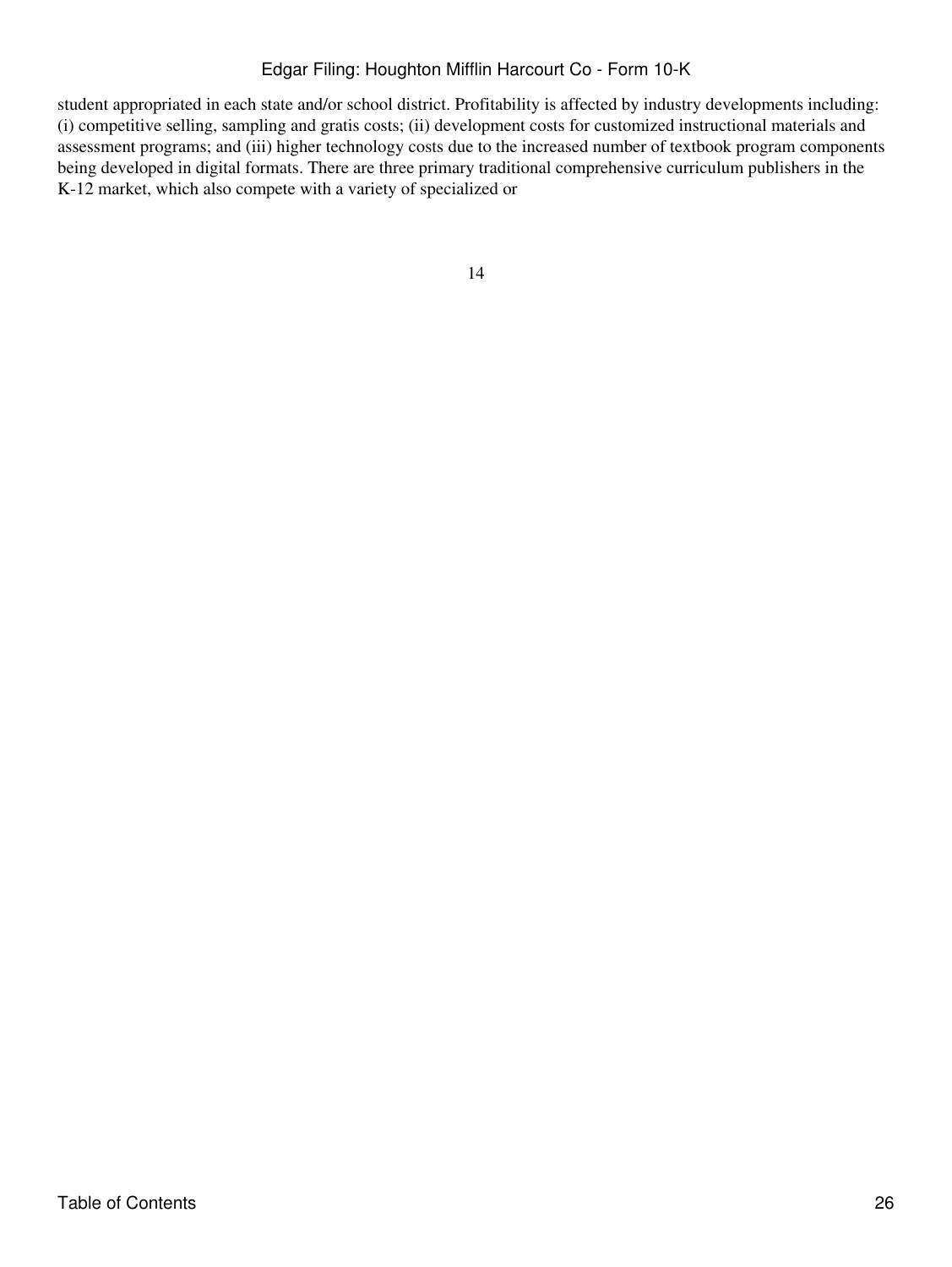student appropriated in each state and/or school district. Profitability is affected by industry developments including: (i) competitive selling, sampling and gratis costs; (ii) development costs for customized instructional materials and assessment programs; and (iii) higher technology costs due to the increased number of textbook program components being developed in digital formats. There are three primary traditional comprehensive curriculum publishers in the K-12 market, which also compete with a variety of specialized or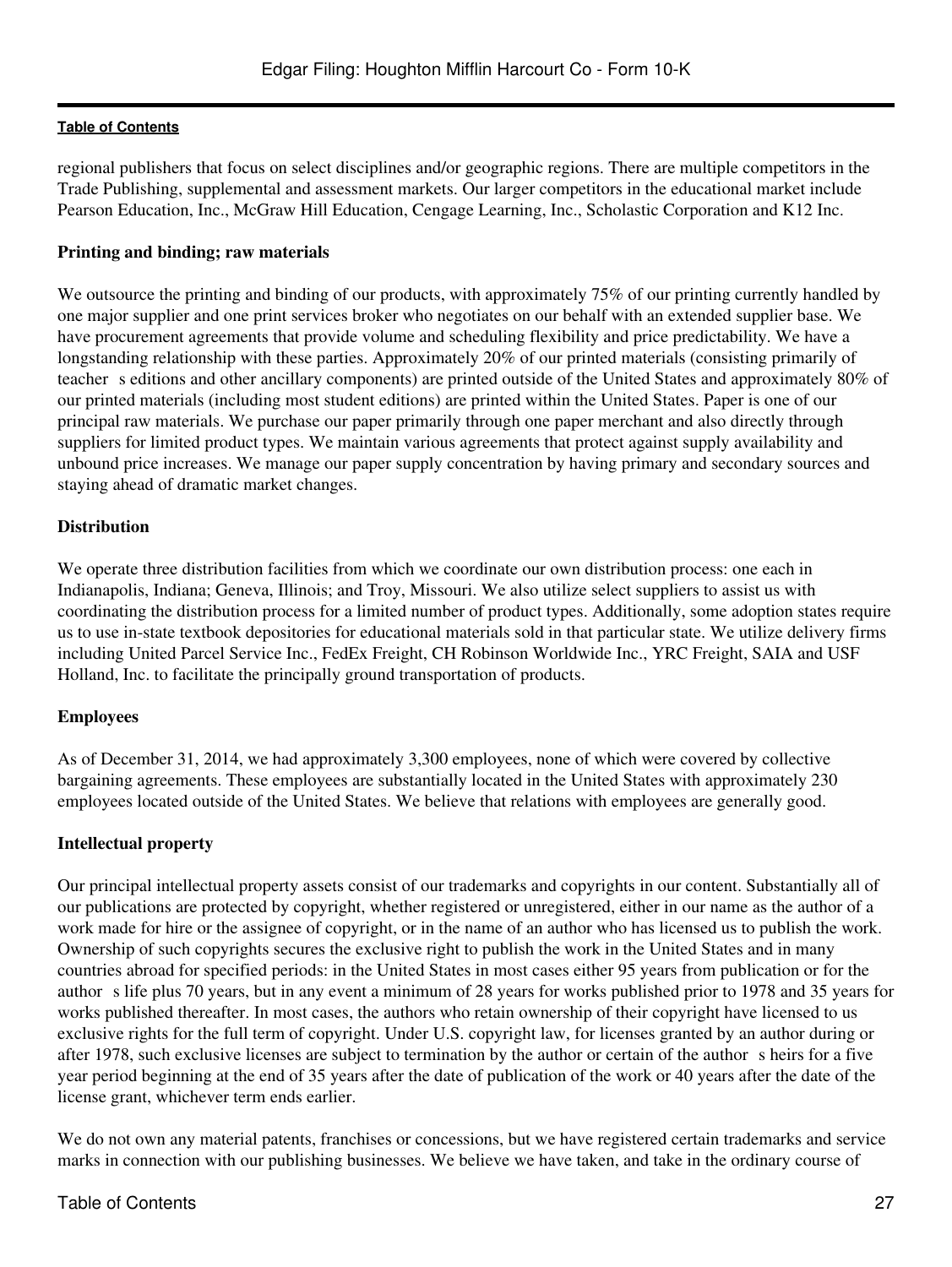regional publishers that focus on select disciplines and/or geographic regions. There are multiple competitors in the Trade Publishing, supplemental and assessment markets. Our larger competitors in the educational market include Pearson Education, Inc., McGraw Hill Education, Cengage Learning, Inc., Scholastic Corporation and K12 Inc.

**Printing and binding; raw materials**

We outsource the printing and binding of our products, with approximately 75% of our printing currently handled by one major supplier and one print services broker who negotiates on our behalf with an extended supplier base. We have procurement agreements that provide volume and scheduling flexibility and price predictability. We have a longstanding relationship with these parties. Approximately 20% of our printed materials (consisting primarily of teacher s editions and other ancillary components) are printed outside of the United States and approximately 80% of our printed materials (including most student editions) are printed within the United States. Paper is one of our principal raw materials. We purchase our paper primarily through one paper merchant and also directly through suppliers for limited product types. We maintain various agreements that protect against supply availability and unbound price increases. We manage our paper supply concentration by having primary and secondary sources and staying ahead of dramatic market changes.

**Distribution**

We operate three distribution facilities from which we coordinate our own distribution process: one each in Indianapolis, Indiana; Geneva, Illinois; and Troy, Missouri. We also utilize select suppliers to assist us with coordinating the distribution process for a limited number of product types. Additionally, some adoption states require us to use in-state textbook depositories for educational materials sold in that particular state. We utilize delivery firms including United Parcel Service Inc., FedEx Freight, CH Robinson Worldwide Inc., YRC Freight, SAIA and USF Holland, Inc. to facilitate the principally ground transportation of products.

**Employees**

As of December 31, 2014, we had approximately 3,300 employees, none of which were covered by collective bargaining agreements. These employees are substantially located in the United States with approximately 230 employees located outside of the United States. We believe that relations with employees are generally good.

**Intellectual property**

Our principal intellectual property assets consist of our trademarks and copyrights in our content. Substantially all of our publications are protected by copyright, whether registered or unregistered, either in our name as the author of a work made for hire or the assignee of copyright, or in the name of an author who has licensed us to publish the work. Ownership of such copyrights secures the exclusive right to publish the work in the United States and in many countries abroad for specified periods: in the United States in most cases either 95 years from publication or for the author s life plus 70 years, but in any event a minimum of 28 years for works published prior to 1978 and 35 years for works published thereafter. In most cases, the authors who retain ownership of their copyright have licensed to us exclusive rights for the full term of copyright. Under U.S. copyright law, for licenses granted by an author during or after 1978, such exclusive licenses are subject to termination by the author or certain of the author s heirs for a five year period beginning at the end of 35 years after the date of publication of the work or 40 years after the date of the license grant, whichever term ends earlier.

We do not own any material patents, franchises or concessions, but we have registered certain trademarks and service marks in connection with our publishing businesses. We believe we have taken, and take in the ordinary course of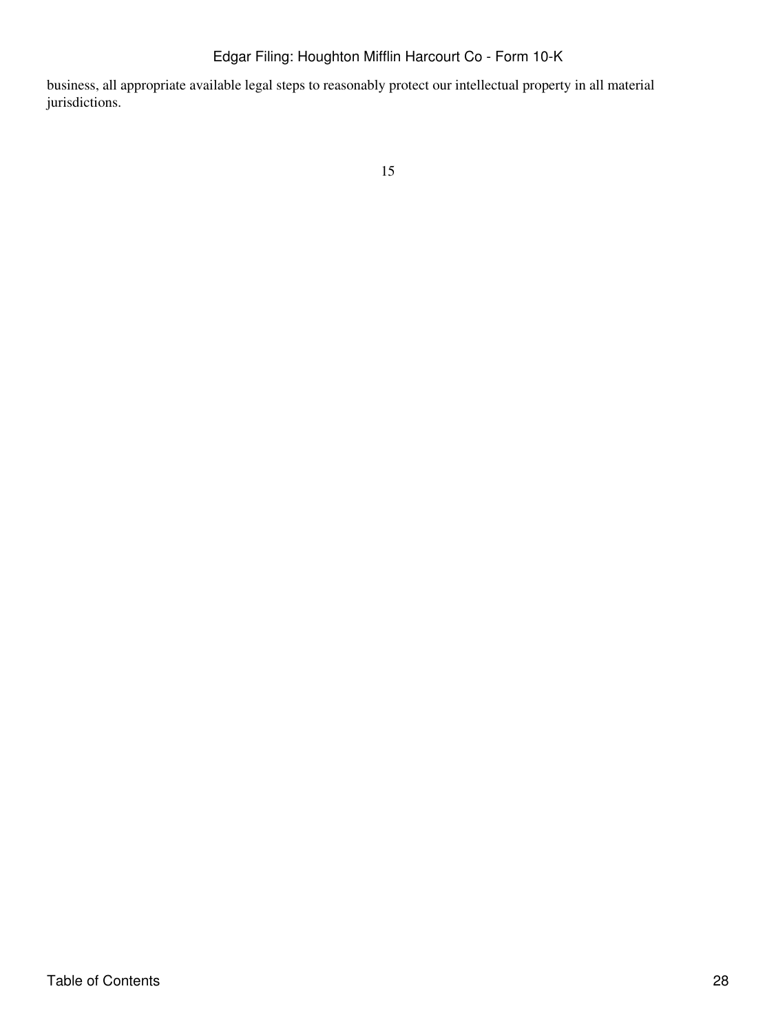business, all appropriate available legal steps to reasonably protect our intellectual property in all material jurisdictions.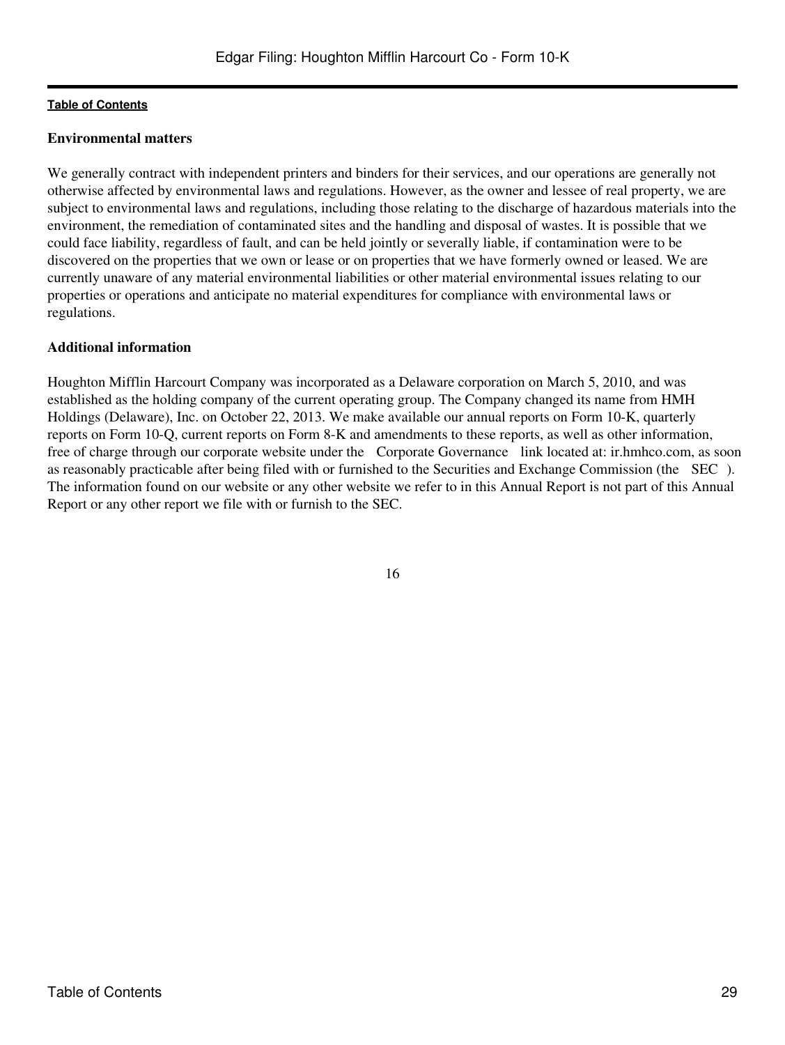### Environmental matters

We generally contract with independent printers and binders for their services, and our operations are generally not otherwise affected by environmental laws and regulations. However, as the owner and lessee of real property, we are subject to environmental laws and regulations, including those relating to the discharge of hazardous materials into the environment, the remediation of contaminated sites and the handling and disposal of wastes. It is possible that we could face liability, regardless of fault, and can be held jointly or severally liable, if contamination were to be discovered on the properties that we own or lease or on properties that we have formerly owned or leased. We are currently unaware of any material environmental liabilities or other material environmental issues relating to our properties or operations and anticipate no material expenditures for compliance with environmental laws or regulations.

### Additional information

Houghton Mifflin Harcourt Company was incorporated as a Delaware corporation on March 5, 2010, and was established as the holding company of the current operating group. The Company changed its name from HMH Holdings (Delaware), Inc. on October 22, 2013. We make available our annual reports on Form 10-K, quarterly reports on Form 10-Q, current reports on Form 8-K and amendments to these reports, as well as other information, free of charge through our corporate website under the Corporate Governance link located at: ir.hmhco.com, as soon as reasonably practicable after being filed with or furnished to the Securities and Exchange Commission (the SEC). The information found on our website or any other website we refer to in this Annual Report is not part of this Annual Report or any other report we file with or furnish to the SEC.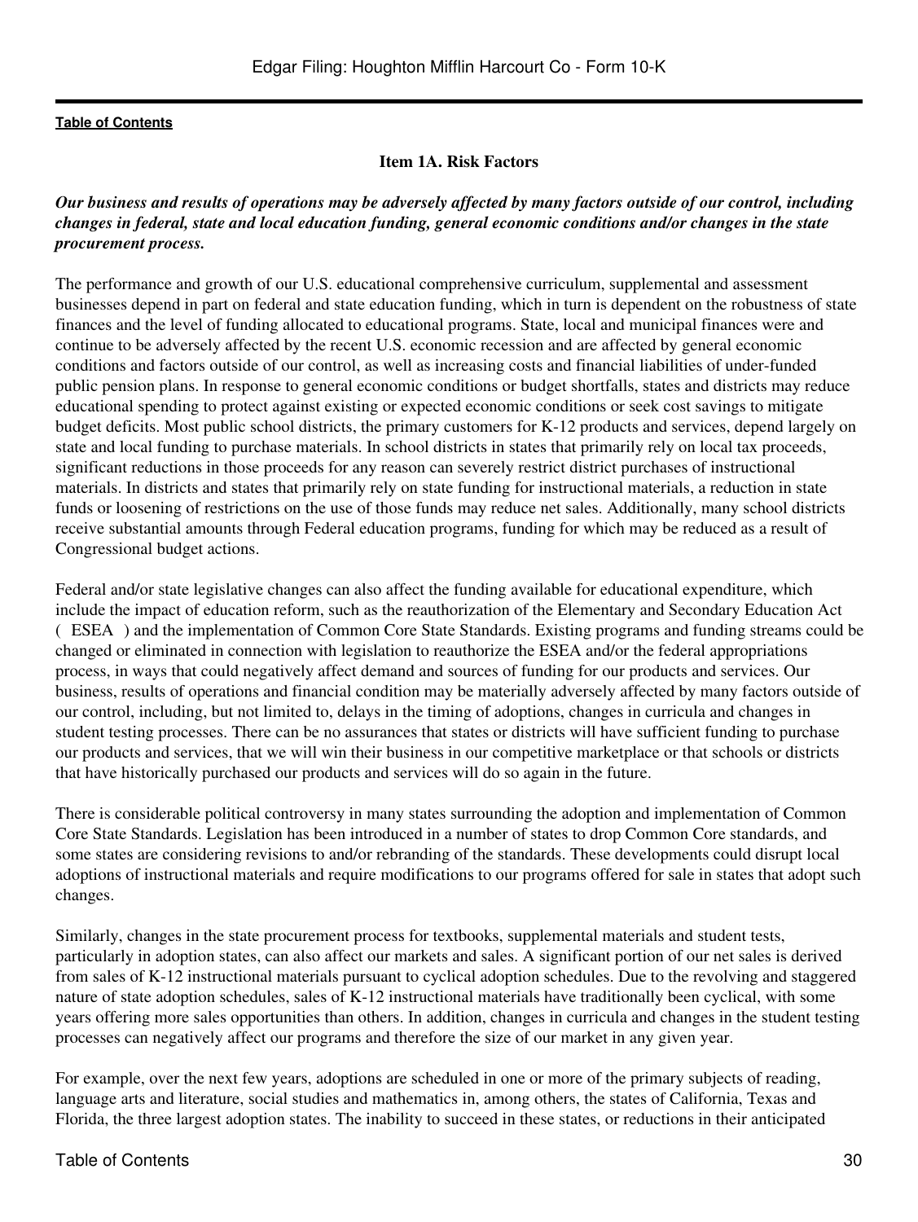## Item 1A. Risk Factors

***Our business and results of operations may be adversely affected by many factors outside of our control, including changes in federal, state and local education funding, general economic conditions and/or changes in the state procurement process.***

The performance and growth of our U.S. educational comprehensive curriculum, supplemental and assessment businesses depend in part on federal and state education funding, which in turn is dependent on the robustness of state finances and the level of funding allocated to educational programs. State, local and municipal finances were and continue to be adversely affected by the recent U.S. economic recession and are affected by general economic conditions and factors outside of our control, as well as increasing costs and financial liabilities of under-funded public pension plans. In response to general economic conditions or budget shortfalls, states and districts may reduce educational spending to protect against existing or expected economic conditions or seek cost savings to mitigate budget deficits. Most public school districts, the primary customers for K-12 products and services, depend largely on state and local funding to purchase materials. In school districts in states that primarily rely on local tax proceeds, significant reductions in those proceeds for any reason can severely restrict district purchases of instructional materials. In districts and states that primarily rely on state funding for instructional materials, a reduction in state funds or loosening of restrictions on the use of those funds may reduce net sales. Additionally, many school districts receive substantial amounts through Federal education programs, funding for which may be reduced as a result of Congressional budget actions.

Federal and/or state legislative changes can also affect the funding available for educational expenditure, which include the impact of education reform, such as the reauthorization of the Elementary and Secondary Education Act ( ESEA ) and the implementation of Common Core State Standards. Existing programs and funding streams could be changed or eliminated in connection with legislation to reauthorize the ESEA and/or the federal appropriations process, in ways that could negatively affect demand and sources of funding for our products and services. Our business, results of operations and financial condition may be materially adversely affected by many factors outside of our control, including, but not limited to, delays in the timing of adoptions, changes in curricula and changes in student testing processes. There can be no assurances that states or districts will have sufficient funding to purchase our products and services, that we will win their business in our competitive marketplace or that schools or districts that have historically purchased our products and services will do so again in the future.

There is considerable political controversy in many states surrounding the adoption and implementation of Common Core State Standards. Legislation has been introduced in a number of states to drop Common Core standards, and some states are considering revisions to and/or rebranding of the standards. These developments could disrupt local adoptions of instructional materials and require modifications to our programs offered for sale in states that adopt such changes.

Similarly, changes in the state procurement process for textbooks, supplemental materials and student tests, particularly in adoption states, can also affect our markets and sales. A significant portion of our net sales is derived from sales of K-12 instructional materials pursuant to cyclical adoption schedules. Due to the revolving and staggered nature of state adoption schedules, sales of K-12 instructional materials have traditionally been cyclical, with some years offering more sales opportunities than others. In addition, changes in curricula and changes in the student testing processes can negatively affect our programs and therefore the size of our market in any given year.

For example, over the next few years, adoptions are scheduled in one or more of the primary subjects of reading, language arts and literature, social studies and mathematics in, among others, the states of California, Texas and Florida, the three largest adoption states. The inability to succeed in these states, or reductions in their anticipated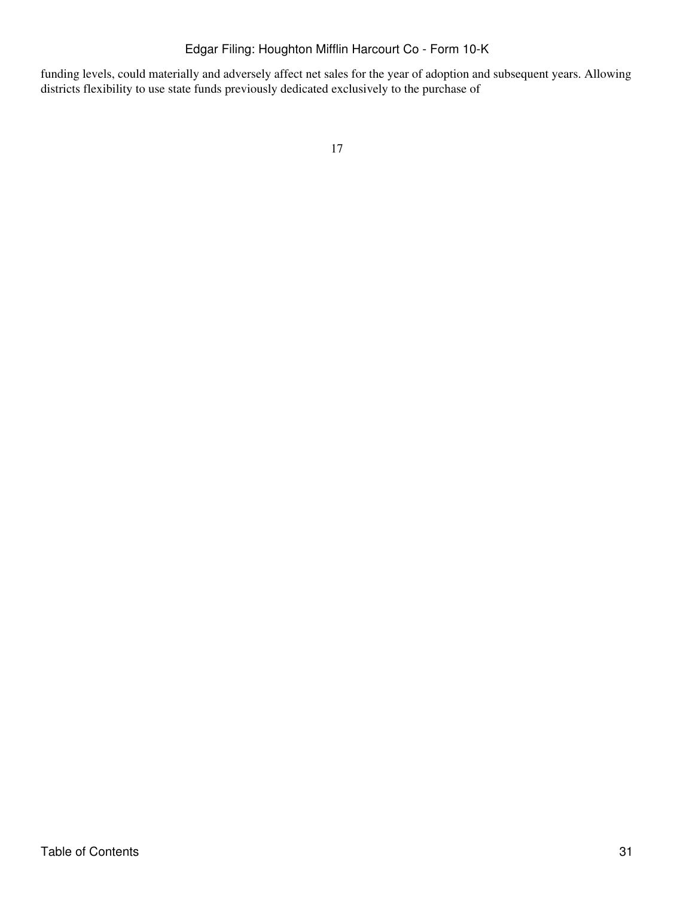funding levels, could materially and adversely affect net sales for the year of adoption and subsequent years. Allowing districts flexibility to use state funds previously dedicated exclusively to the purchase of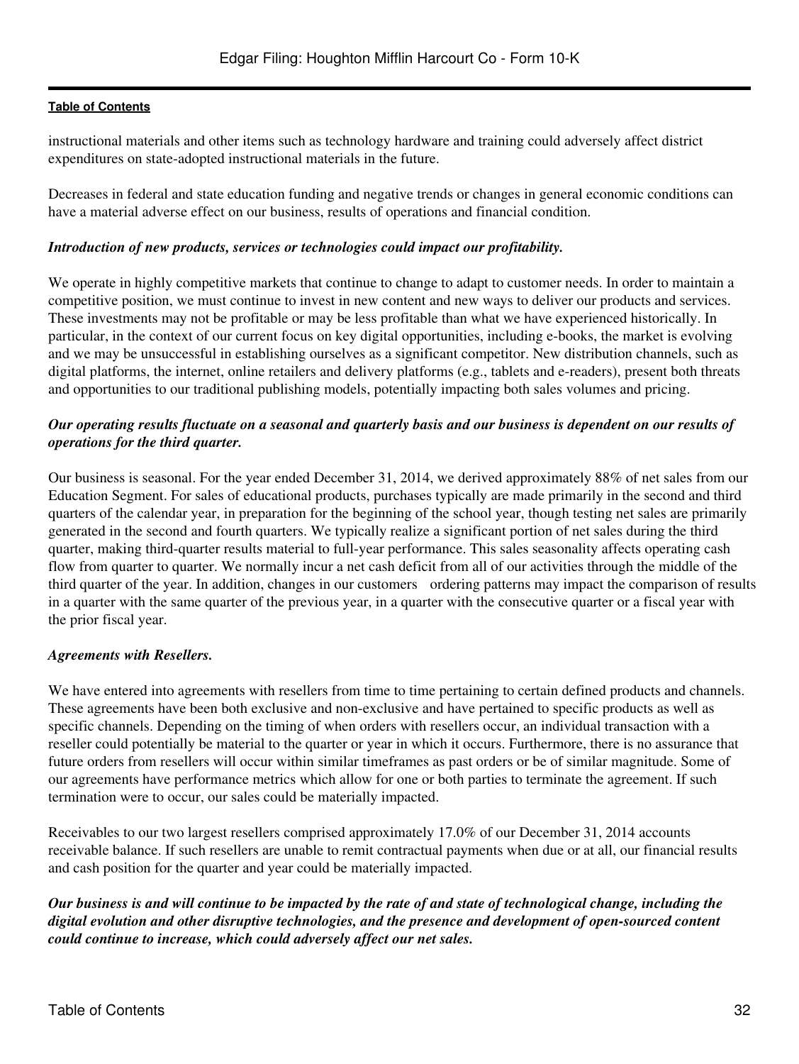instructional materials and other items such as technology hardware and training could adversely affect district expenditures on state-adopted instructional materials in the future.

Decreases in federal and state education funding and negative trends or changes in general economic conditions can have a material adverse effect on our business, results of operations and financial condition.

***Introduction of new products, services or technologies could impact our profitability.***

We operate in highly competitive markets that continue to change to adapt to customer needs. In order to maintain a competitive position, we must continue to invest in new content and new ways to deliver our products and services. These investments may not be profitable or may be less profitable than what we have experienced historically. In particular, in the context of our current focus on key digital opportunities, including e-books, the market is evolving and we may be unsuccessful in establishing ourselves as a significant competitor. New distribution channels, such as digital platforms, the internet, online retailers and delivery platforms (e.g., tablets and e-readers), present both threats and opportunities to our traditional publishing models, potentially impacting both sales volumes and pricing.

***Our operating results fluctuate on a seasonal and quarterly basis and our business is dependent on our results of operations for the third quarter.***

Our business is seasonal. For the year ended December 31, 2014, we derived approximately 88% of net sales from our Education Segment. For sales of educational products, purchases typically are made primarily in the second and third quarters of the calendar year, in preparation for the beginning of the school year, though testing net sales are primarily generated in the second and fourth quarters. We typically realize a significant portion of net sales during the third quarter, making third-quarter results material to full-year performance. This sales seasonality affects operating cash flow from quarter to quarter. We normally incur a net cash deficit from all of our activities through the middle of the third quarter of the year. In addition, changes in our customers ordering patterns may impact the comparison of results in a quarter with the same quarter of the previous year, in a quarter with the consecutive quarter or a fiscal year with the prior fiscal year.

***Agreements with Resellers.***

We have entered into agreements with resellers from time to time pertaining to certain defined products and channels. These agreements have been both exclusive and non-exclusive and have pertained to specific products as well as specific channels. Depending on the timing of when orders with resellers occur, an individual transaction with a reseller could potentially be material to the quarter or year in which it occurs. Furthermore, there is no assurance that future orders from resellers will occur within similar timeframes as past orders or be of similar magnitude. Some of our agreements have performance metrics which allow for one or both parties to terminate the agreement. If such termination were to occur, our sales could be materially impacted.

Receivables to our two largest resellers comprised approximately 17.0% of our December 31, 2014 accounts receivable balance. If such resellers are unable to remit contractual payments when due or at all, our financial results and cash position for the quarter and year could be materially impacted.

***Our business is and will continue to be impacted by the rate of and state of technological change, including the digital evolution and other disruptive technologies, and the presence and development of open-sourced content could continue to increase, which could adversely affect our net sales.***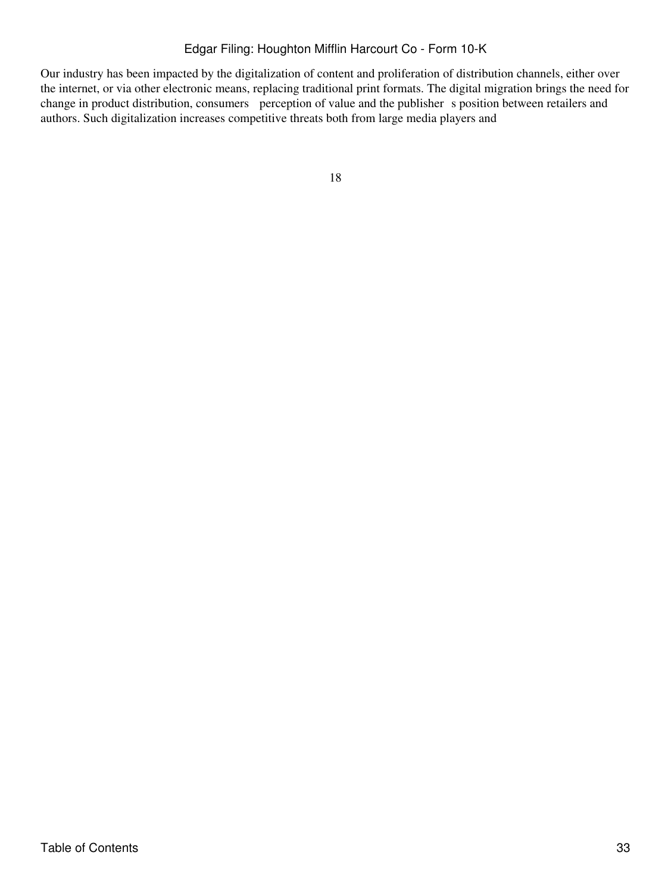Our industry has been impacted by the digitalization of content and proliferation of distribution channels, either over the internet, or via other electronic means, replacing traditional print formats. The digital migration brings the need for change in product distribution, consumers' perception of value and the publisher's position between retailers and authors. Such digitalization increases competitive threats both from large media players and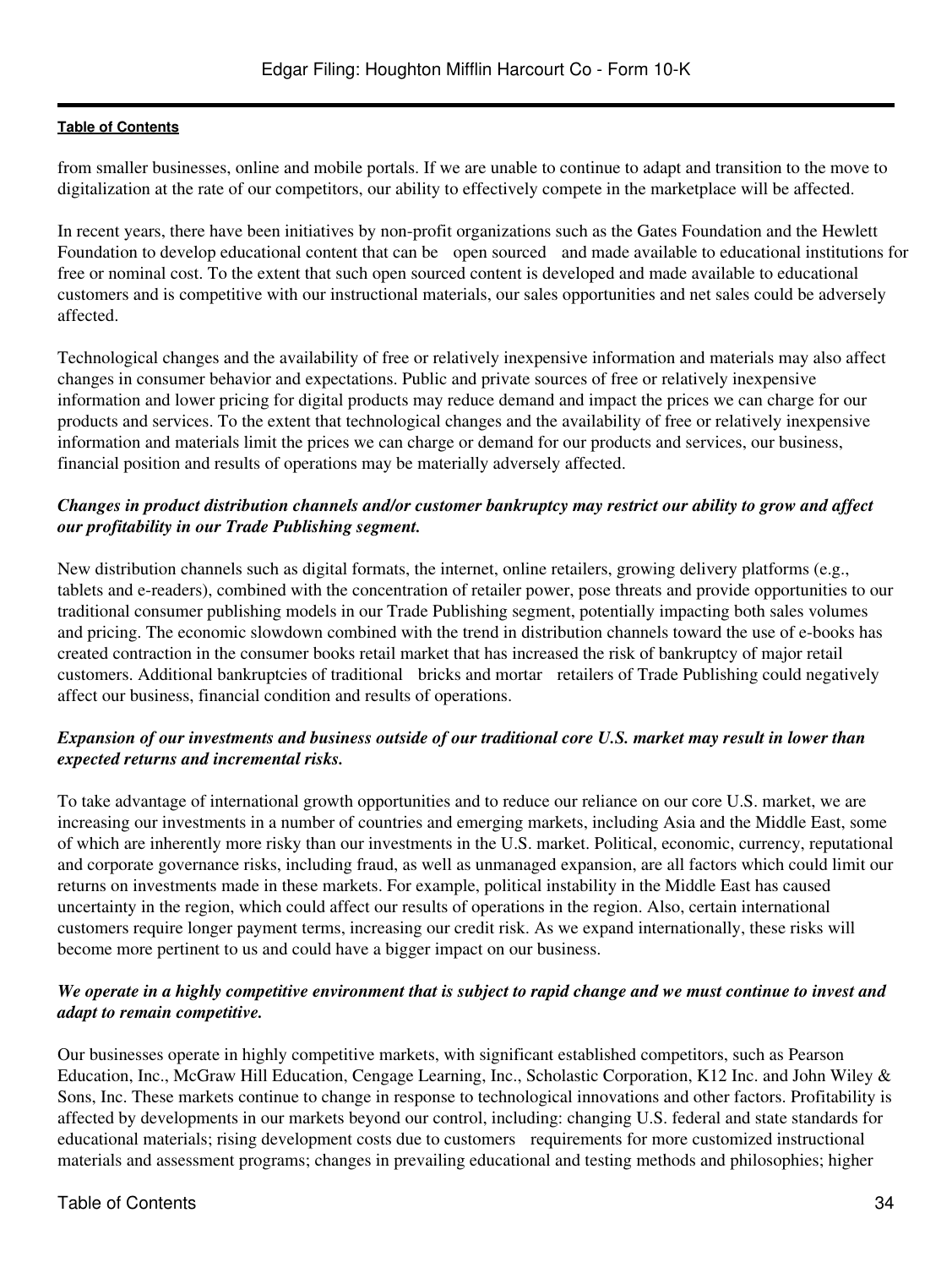from smaller businesses, online and mobile portals. If we are unable to continue to adapt and transition to the move to digitalization at the rate of our competitors, our ability to effectively compete in the marketplace will be affected.

In recent years, there have been initiatives by non-profit organizations such as the Gates Foundation and the Hewlett Foundation to develop educational content that can be "open sourced" and made available to educational institutions for free or nominal cost. To the extent that such open sourced content is developed and made available to educational customers and is competitive with our instructional materials, our sales opportunities and net sales could be adversely affected.

Technological changes and the availability of free or relatively inexpensive information and materials may also affect changes in consumer behavior and expectations. Public and private sources of free or relatively inexpensive information and lower pricing for digital products may reduce demand and impact the prices we can charge for our products and services. To the extent that technological changes and the availability of free or relatively inexpensive information and materials limit the prices we can charge or demand for our products and services, our business, financial position and results of operations may be materially adversely affected.

***Changes in product distribution channels and/or customer bankruptcy may restrict our ability to grow and affect our profitability in our Trade Publishing segment.***

New distribution channels such as digital formats, the internet, online retailers, growing delivery platforms (e.g., tablets and e-readers), combined with the concentration of retailer power, pose threats and provide opportunities to our traditional consumer publishing models in our Trade Publishing segment, potentially impacting both sales volumes and pricing. The economic slowdown combined with the trend in distribution channels toward the use of e-books has created contraction in the consumer books retail market that has increased the risk of bankruptcy of major retail customers. Additional bankruptcies of traditional "bricks and mortar" retailers of Trade Publishing could negatively affect our business, financial condition and results of operations.

***Expansion of our investments and business outside of our traditional core U.S. market may result in lower than expected returns and incremental risks.***

To take advantage of international growth opportunities and to reduce our reliance on our core U.S. market, we are increasing our investments in a number of countries and emerging markets, including Asia and the Middle East, some of which are inherently more risky than our investments in the U.S. market. Political, economic, currency, reputational and corporate governance risks, including fraud, as well as unmanaged expansion, are all factors which could limit our returns on investments made in these markets. For example, political instability in the Middle East has caused uncertainty in the region, which could affect our results of operations in the region. Also, certain international customers require longer payment terms, increasing our credit risk. As we expand internationally, these risks will become more pertinent to us and could have a bigger impact on our business.

***We operate in a highly competitive environment that is subject to rapid change and we must continue to invest and adapt to remain competitive.***

Our businesses operate in highly competitive markets, with significant established competitors, such as Pearson Education, Inc., McGraw Hill Education, Cengage Learning, Inc., Scholastic Corporation, K12 Inc. and John Wiley & Sons, Inc. These markets continue to change in response to technological innovations and other factors. Profitability is affected by developments in our markets beyond our control, including: changing U.S. federal and state standards for educational materials; rising development costs due to customers' requirements for more customized instructional materials and assessment programs; changes in prevailing educational and testing methods and philosophies; higher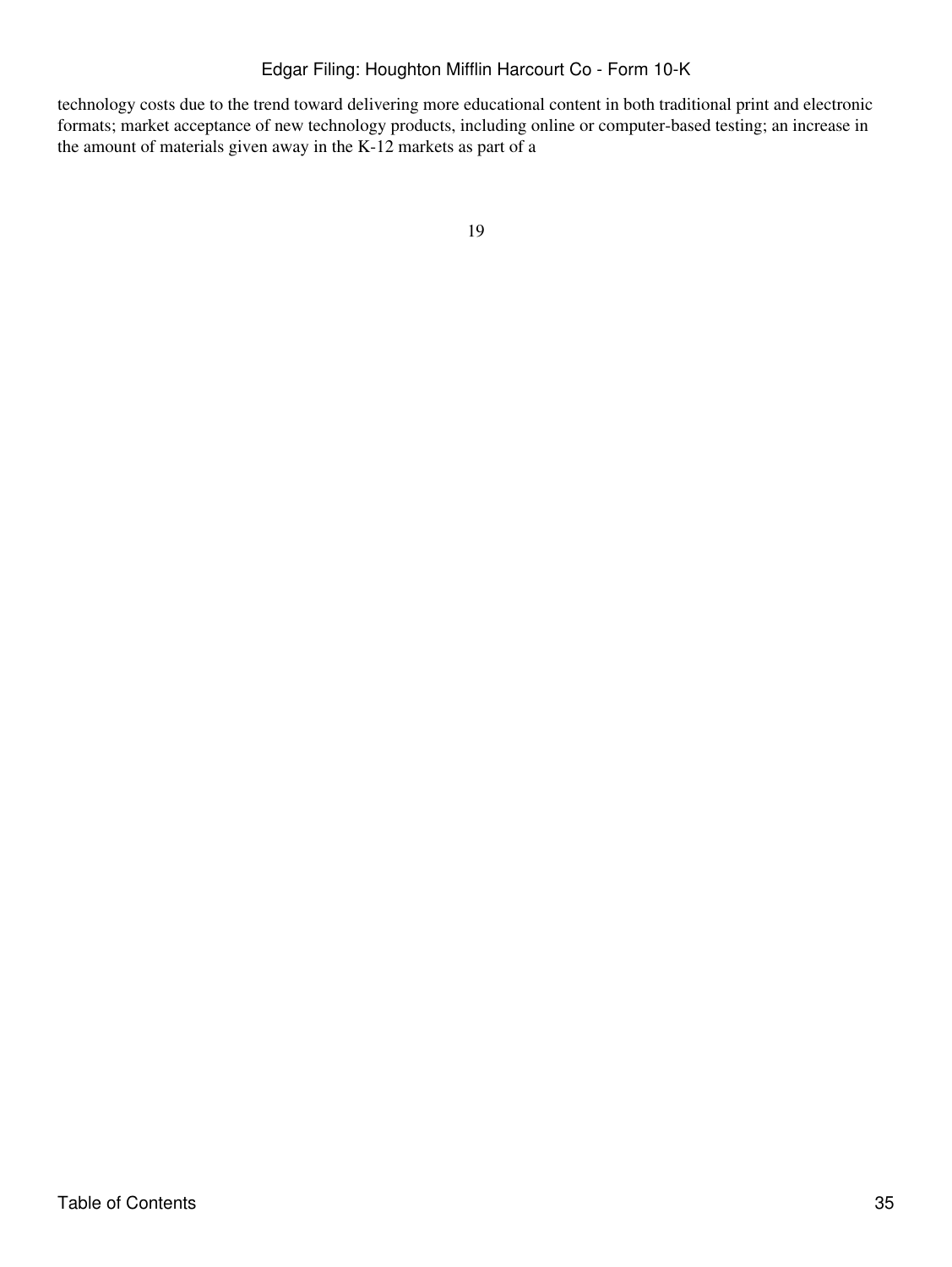technology costs due to the trend toward delivering more educational content in both traditional print and electronic formats; market acceptance of new technology products, including online or computer-based testing; an increase in the amount of materials given away in the K-12 markets as part of a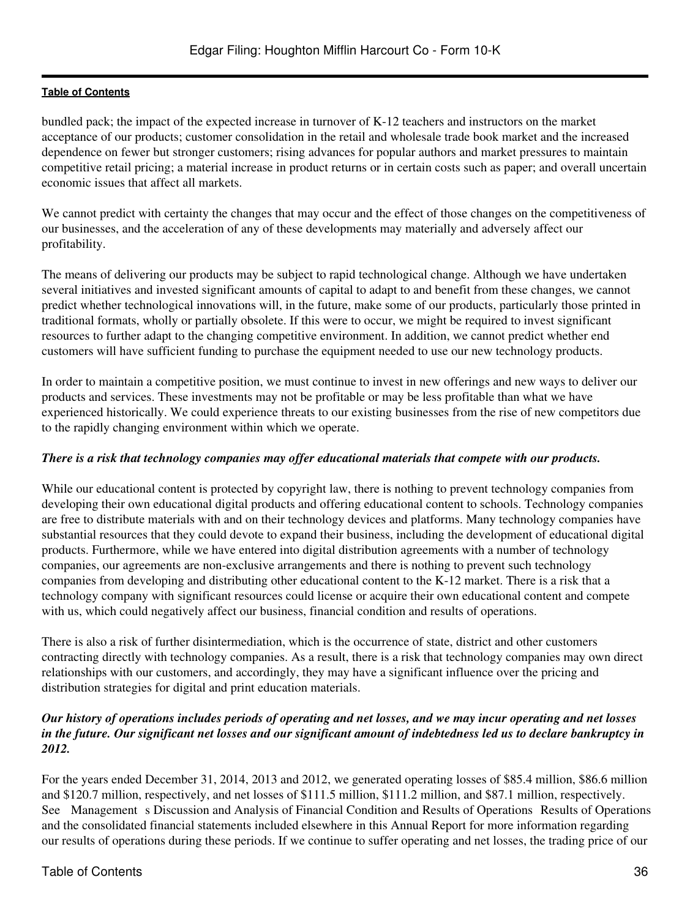bundled pack; the impact of the expected increase in turnover of K-12 teachers and instructors on the market acceptance of our products; customer consolidation in the retail and wholesale trade book market and the increased dependence on fewer but stronger customers; rising advances for popular authors and market pressures to maintain competitive retail pricing; a material increase in product returns or in certain costs such as paper; and overall uncertain economic issues that affect all markets.

We cannot predict with certainty the changes that may occur and the effect of those changes on the competitiveness of our businesses, and the acceleration of any of these developments may materially and adversely affect our profitability.

The means of delivering our products may be subject to rapid technological change. Although we have undertaken several initiatives and invested significant amounts of capital to adapt to and benefit from these changes, we cannot predict whether technological innovations will, in the future, make some of our products, particularly those printed in traditional formats, wholly or partially obsolete. If this were to occur, we might be required to invest significant resources to further adapt to the changing competitive environment. In addition, we cannot predict whether end customers will have sufficient funding to purchase the equipment needed to use our new technology products.

In order to maintain a competitive position, we must continue to invest in new offerings and new ways to deliver our products and services. These investments may not be profitable or may be less profitable than what we have experienced historically. We could experience threats to our existing businesses from the rise of new competitors due to the rapidly changing environment within which we operate.

***There is a risk that technology companies may offer educational materials that compete with our products.***

While our educational content is protected by copyright law, there is nothing to prevent technology companies from developing their own educational digital products and offering educational content to schools. Technology companies are free to distribute materials with and on their technology devices and platforms. Many technology companies have substantial resources that they could devote to expand their business, including the development of educational digital products. Furthermore, while we have entered into digital distribution agreements with a number of technology companies, our agreements are non-exclusive arrangements and there is nothing to prevent such technology companies from developing and distributing other educational content to the K-12 market. There is a risk that a technology company with significant resources could license or acquire their own educational content and compete with us, which could negatively affect our business, financial condition and results of operations.

There is also a risk of further disintermediation, which is the occurrence of state, district and other customers contracting directly with technology companies. As a result, there is a risk that technology companies may own direct relationships with our customers, and accordingly, they may have a significant influence over the pricing and distribution strategies for digital and print education materials.

***Our history of operations includes periods of operating and net losses, and we may incur operating and net losses in the future. Our significant net losses and our significant amount of indebtedness led us to declare bankruptcy in 2012.***

For the years ended December 31, 2014, 2013 and 2012, we generated operating losses of \$85.4 million, \$86.6 million and \$120.7 million, respectively, and net losses of \$111.5 million, \$111.2 million, and \$87.1 million, respectively. See Management s Discussion and Analysis of Financial Condition and Results of Operations Results of Operations and the consolidated financial statements included elsewhere in this Annual Report for more information regarding our results of operations during these periods. If we continue to suffer operating and net losses, the trading price of our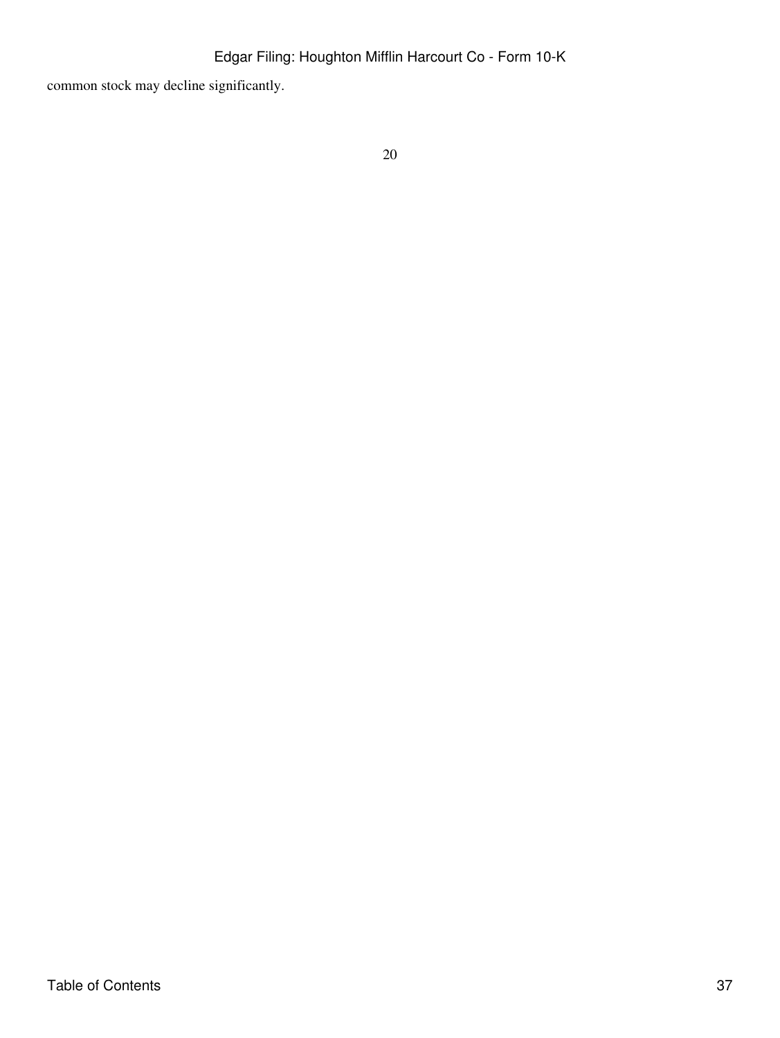common stock may decline significantly.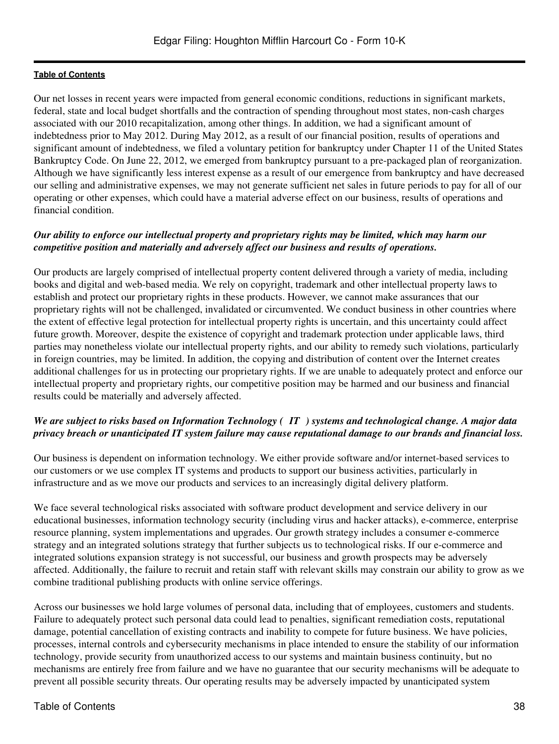Our net losses in recent years were impacted from general economic conditions, reductions in significant markets, federal, state and local budget shortfalls and the contraction of spending throughout most states, non-cash charges associated with our 2010 recapitalization, among other things. In addition, we had a significant amount of indebtedness prior to May 2012. During May 2012, as a result of our financial position, results of operations and significant amount of indebtedness, we filed a voluntary petition for bankruptcy under Chapter 11 of the United States Bankruptcy Code. On June 22, 2012, we emerged from bankruptcy pursuant to a pre-packaged plan of reorganization. Although we have significantly less interest expense as a result of our emergence from bankruptcy and have decreased our selling and administrative expenses, we may not generate sufficient net sales in future periods to pay for all of our operating or other expenses, which could have a material adverse effect on our business, results of operations and financial condition.

***Our ability to enforce our intellectual property and proprietary rights may be limited, which may harm our competitive position and materially and adversely affect our business and results of operations.***

Our products are largely comprised of intellectual property content delivered through a variety of media, including books and digital and web-based media. We rely on copyright, trademark and other intellectual property laws to establish and protect our proprietary rights in these products. However, we cannot make assurances that our proprietary rights will not be challenged, invalidated or circumvented. We conduct business in other countries where the extent of effective legal protection for intellectual property rights is uncertain, and this uncertainty could affect future growth. Moreover, despite the existence of copyright and trademark protection under applicable laws, third parties may nonetheless violate our intellectual property rights, and our ability to remedy such violations, particularly in foreign countries, may be limited. In addition, the copying and distribution of content over the Internet creates additional challenges for us in protecting our proprietary rights. If we are unable to adequately protect and enforce our intellectual property and proprietary rights, our competitive position may be harmed and our business and financial results could be materially and adversely affected.

***We are subject to risks based on Information Technology ( IT ) systems and technological change. A major data privacy breach or unanticipated IT system failure may cause reputational damage to our brands and financial loss.***

Our business is dependent on information technology. We either provide software and/or internet-based services to our customers or we use complex IT systems and products to support our business activities, particularly in infrastructure and as we move our products and services to an increasingly digital delivery platform.

We face several technological risks associated with software product development and service delivery in our educational businesses, information technology security (including virus and hacker attacks), e-commerce, enterprise resource planning, system implementations and upgrades. Our growth strategy includes a consumer e-commerce strategy and an integrated solutions strategy that further subjects us to technological risks. If our e-commerce and integrated solutions expansion strategy is not successful, our business and growth prospects may be adversely affected. Additionally, the failure to recruit and retain staff with relevant skills may constrain our ability to grow as we combine traditional publishing products with online service offerings.

Across our businesses we hold large volumes of personal data, including that of employees, customers and students. Failure to adequately protect such personal data could lead to penalties, significant remediation costs, reputational damage, potential cancellation of existing contracts and inability to compete for future business. We have policies, processes, internal controls and cybersecurity mechanisms in place intended to ensure the stability of our information technology, provide security from unauthorized access to our systems and maintain business continuity, but no mechanisms are entirely free from failure and we have no guarantee that our security mechanisms will be adequate to prevent all possible security threats. Our operating results may be adversely impacted by unanticipated system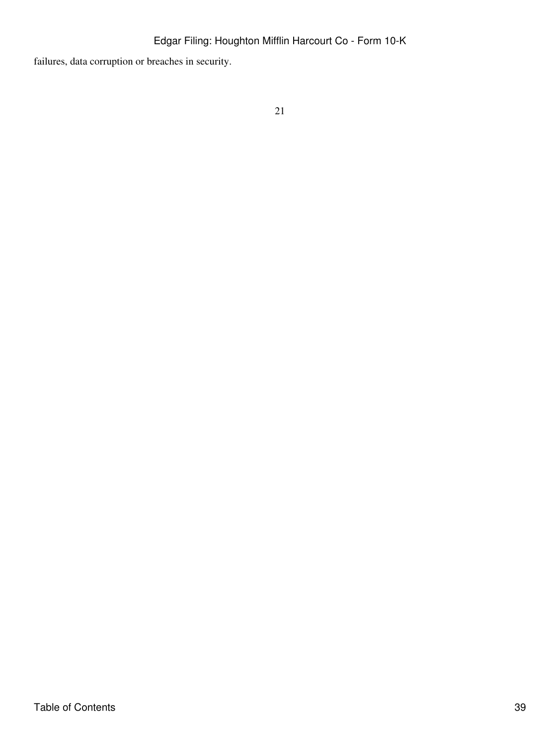failures, data corruption or breaches in security.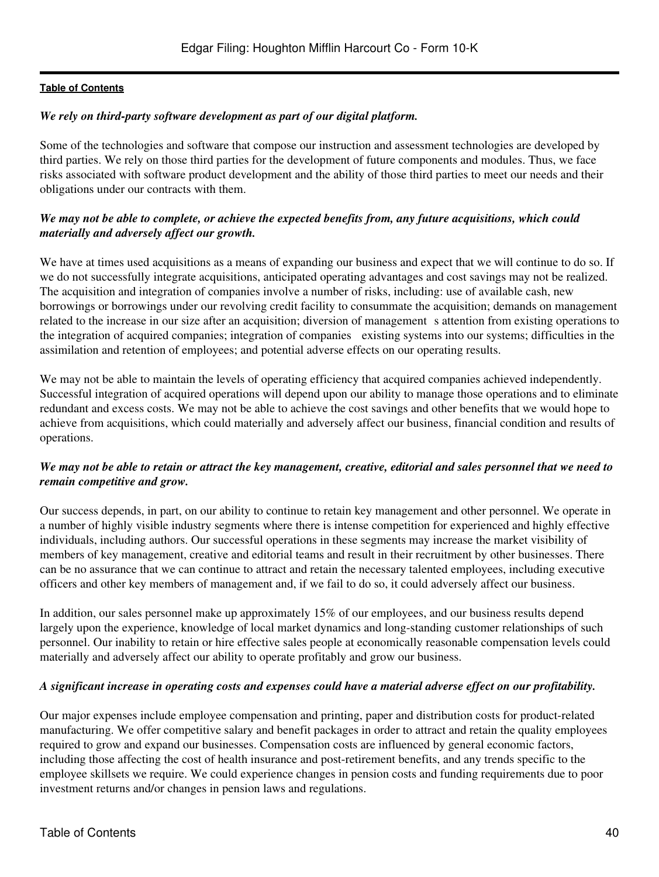*We rely on third-party software development as part of our digital platform.*

Some of the technologies and software that compose our instruction and assessment technologies are developed by third parties. We rely on those third parties for the development of future components and modules. Thus, we face risks associated with software product development and the ability of those third parties to meet our needs and their obligations under our contracts with them.

***We may not be able to complete, or achieve the expected benefits from, any future acquisitions, which could materially and adversely affect our growth.***

We have at times used acquisitions as a means of expanding our business and expect that we will continue to do so. If we do not successfully integrate acquisitions, anticipated operating advantages and cost savings may not be realized. The acquisition and integration of companies involve a number of risks, including: use of available cash, new borrowings or borrowings under our revolving credit facility to consummate the acquisition; demands on management related to the increase in our size after an acquisition; diversion of management s attention from existing operations to the integration of acquired companies; integration of companies existing systems into our systems; difficulties in the assimilation and retention of employees; and potential adverse effects on our operating results.

We may not be able to maintain the levels of operating efficiency that acquired companies achieved independently. Successful integration of acquired operations will depend upon our ability to manage those operations and to eliminate redundant and excess costs. We may not be able to achieve the cost savings and other benefits that we would hope to achieve from acquisitions, which could materially and adversely affect our business, financial condition and results of operations.

***We may not be able to retain or attract the key management, creative, editorial and sales personnel that we need to remain competitive and grow.***

Our success depends, in part, on our ability to continue to retain key management and other personnel. We operate in a number of highly visible industry segments where there is intense competition for experienced and highly effective individuals, including authors. Our successful operations in these segments may increase the market visibility of members of key management, creative and editorial teams and result in their recruitment by other businesses. There can be no assurance that we can continue to attract and retain the necessary talented employees, including executive officers and other key members of management and, if we fail to do so, it could adversely affect our business.

In addition, our sales personnel make up approximately 15% of our employees, and our business results depend largely upon the experience, knowledge of local market dynamics and long-standing customer relationships of such personnel. Our inability to retain or hire effective sales people at economically reasonable compensation levels could materially and adversely affect our ability to operate profitably and grow our business.

***A significant increase in operating costs and expenses could have a material adverse effect on our profitability.***

Our major expenses include employee compensation and printing, paper and distribution costs for product-related manufacturing. We offer competitive salary and benefit packages in order to attract and retain the quality employees required to grow and expand our businesses. Compensation costs are influenced by general economic factors, including those affecting the cost of health insurance and post-retirement benefits, and any trends specific to the employee skillsets we require. We could experience changes in pension costs and funding requirements due to poor investment returns and/or changes in pension laws and regulations.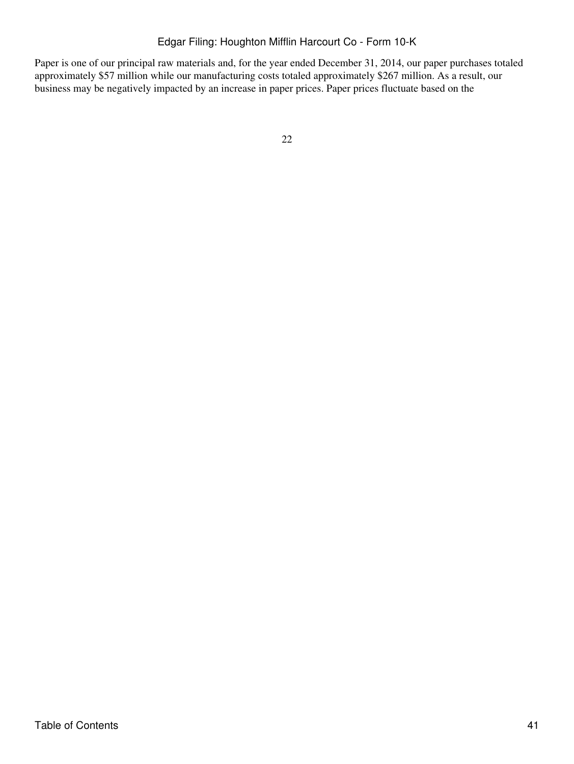Paper is one of our principal raw materials and, for the year ended December 31, 2014, our paper purchases totaled approximately $57 million while our manufacturing costs totaled approximately $267 million. As a result, our business may be negatively impacted by an increase in paper prices. Paper prices fluctuate based on the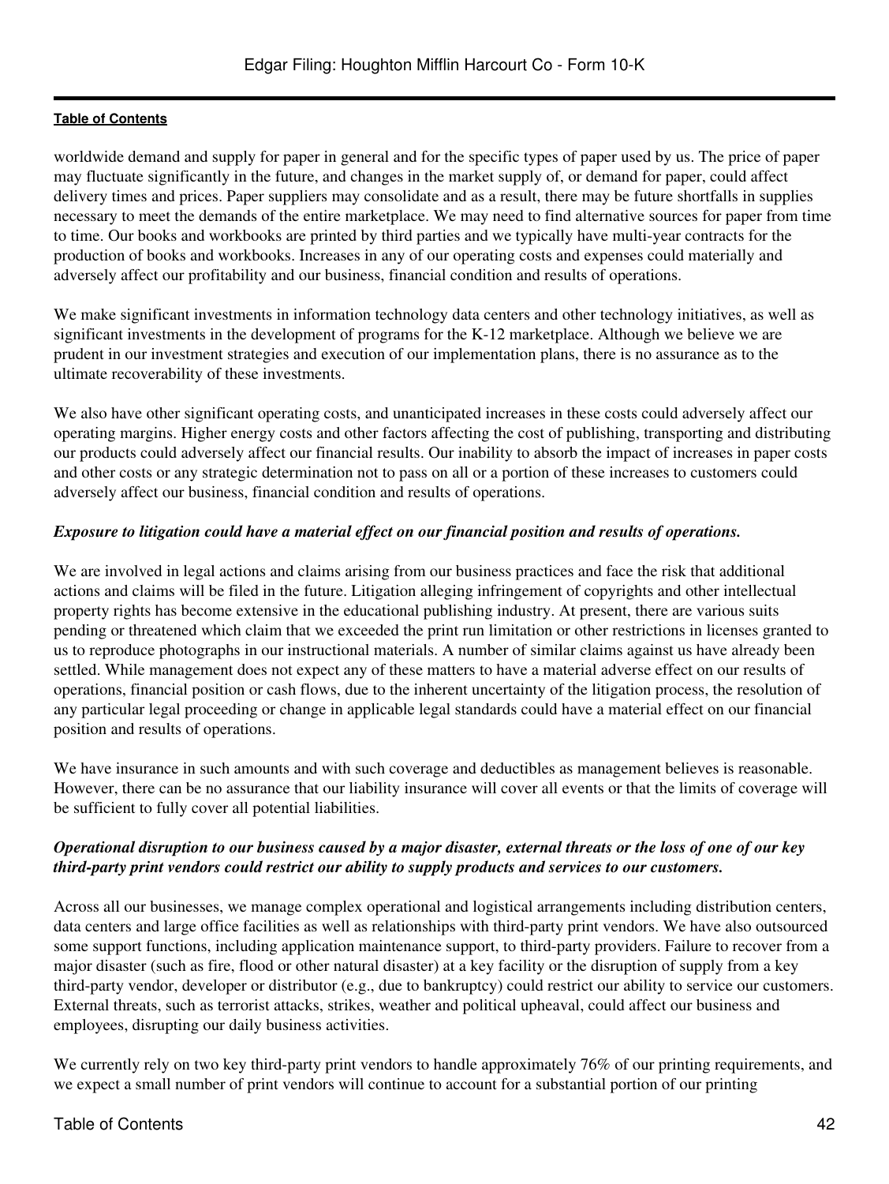worldwide demand and supply for paper in general and for the specific types of paper used by us. The price of paper may fluctuate significantly in the future, and changes in the market supply of, or demand for paper, could affect delivery times and prices. Paper suppliers may consolidate and as a result, there may be future shortfalls in supplies necessary to meet the demands of the entire marketplace. We may need to find alternative sources for paper from time to time. Our books and workbooks are printed by third parties and we typically have multi-year contracts for the production of books and workbooks. Increases in any of our operating costs and expenses could materially and adversely affect our profitability and our business, financial condition and results of operations.

We make significant investments in information technology data centers and other technology initiatives, as well as significant investments in the development of programs for the K-12 marketplace. Although we believe we are prudent in our investment strategies and execution of our implementation plans, there is no assurance as to the ultimate recoverability of these investments.

We also have other significant operating costs, and unanticipated increases in these costs could adversely affect our operating margins. Higher energy costs and other factors affecting the cost of publishing, transporting and distributing our products could adversely affect our financial results. Our inability to absorb the impact of increases in paper costs and other costs or any strategic determination not to pass on all or a portion of these increases to customers could adversely affect our business, financial condition and results of operations.

***Exposure to litigation could have a material effect on our financial position and results of operations.***

We are involved in legal actions and claims arising from our business practices and face the risk that additional actions and claims will be filed in the future. Litigation alleging infringement of copyrights and other intellectual property rights has become extensive in the educational publishing industry. At present, there are various suits pending or threatened which claim that we exceeded the print run limitation or other restrictions in licenses granted to us to reproduce photographs in our instructional materials. A number of similar claims against us have already been settled. While management does not expect any of these matters to have a material adverse effect on our results of operations, financial position or cash flows, due to the inherent uncertainty of the litigation process, the resolution of any particular legal proceeding or change in applicable legal standards could have a material effect on our financial position and results of operations.

We have insurance in such amounts and with such coverage and deductibles as management believes is reasonable. However, there can be no assurance that our liability insurance will cover all events or that the limits of coverage will be sufficient to fully cover all potential liabilities.

***Operational disruption to our business caused by a major disaster, external threats or the loss of one of our key third-party print vendors could restrict our ability to supply products and services to our customers.***

Across all our businesses, we manage complex operational and logistical arrangements including distribution centers, data centers and large office facilities as well as relationships with third-party print vendors. We have also outsourced some support functions, including application maintenance support, to third-party providers. Failure to recover from a major disaster (such as fire, flood or other natural disaster) at a key facility or the disruption of supply from a key third-party vendor, developer or distributor (e.g., due to bankruptcy) could restrict our ability to service our customers. External threats, such as terrorist attacks, strikes, weather and political upheaval, could affect our business and employees, disrupting our daily business activities.

We currently rely on two key third-party print vendors to handle approximately 76% of our printing requirements, and we expect a small number of print vendors will continue to account for a substantial portion of our printing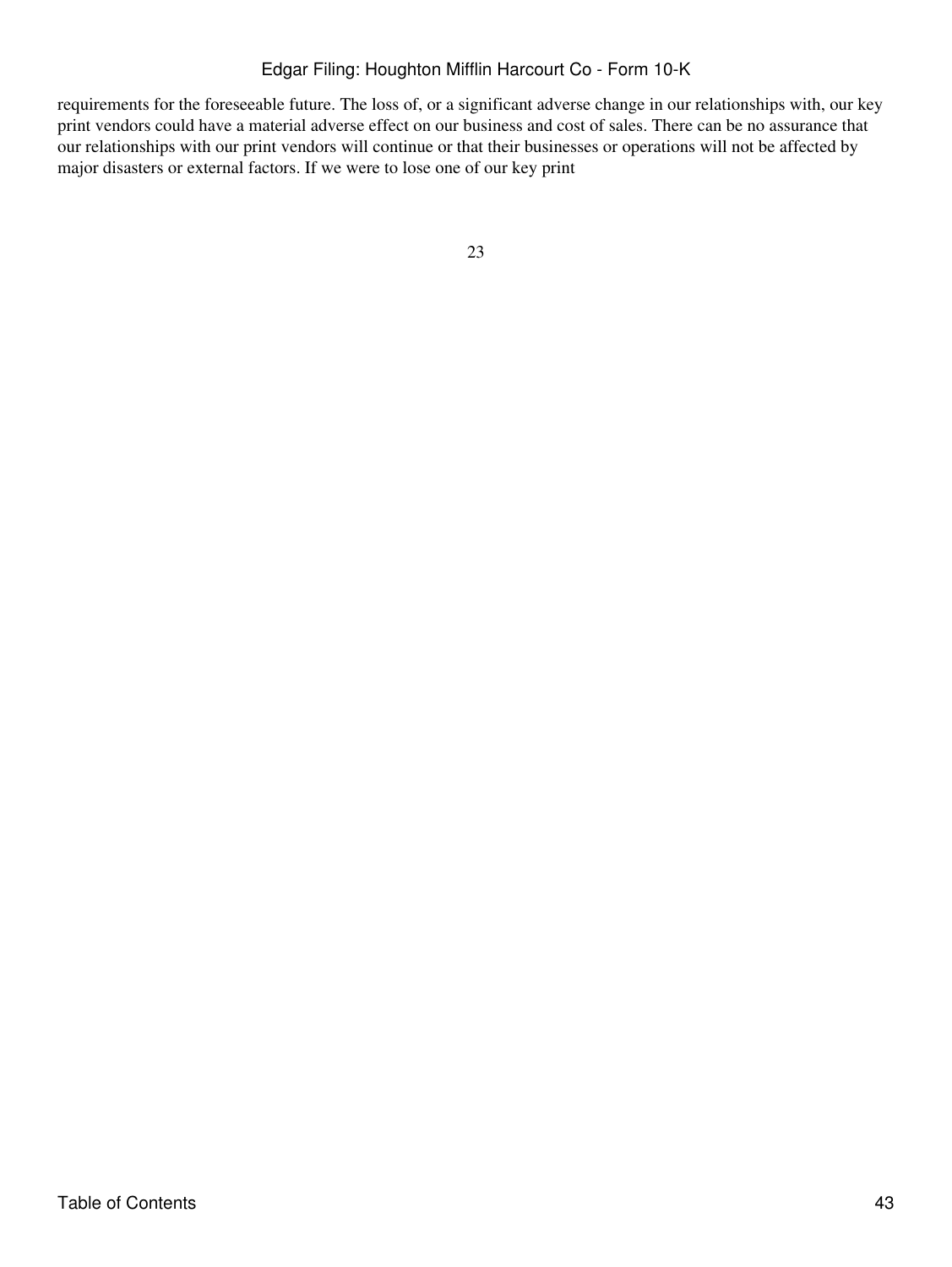requirements for the foreseeable future. The loss of, or a significant adverse change in our relationships with, our key print vendors could have a material adverse effect on our business and cost of sales. There can be no assurance that our relationships with our print vendors will continue or that their businesses or operations will not be affected by major disasters or external factors. If we were to lose one of our key print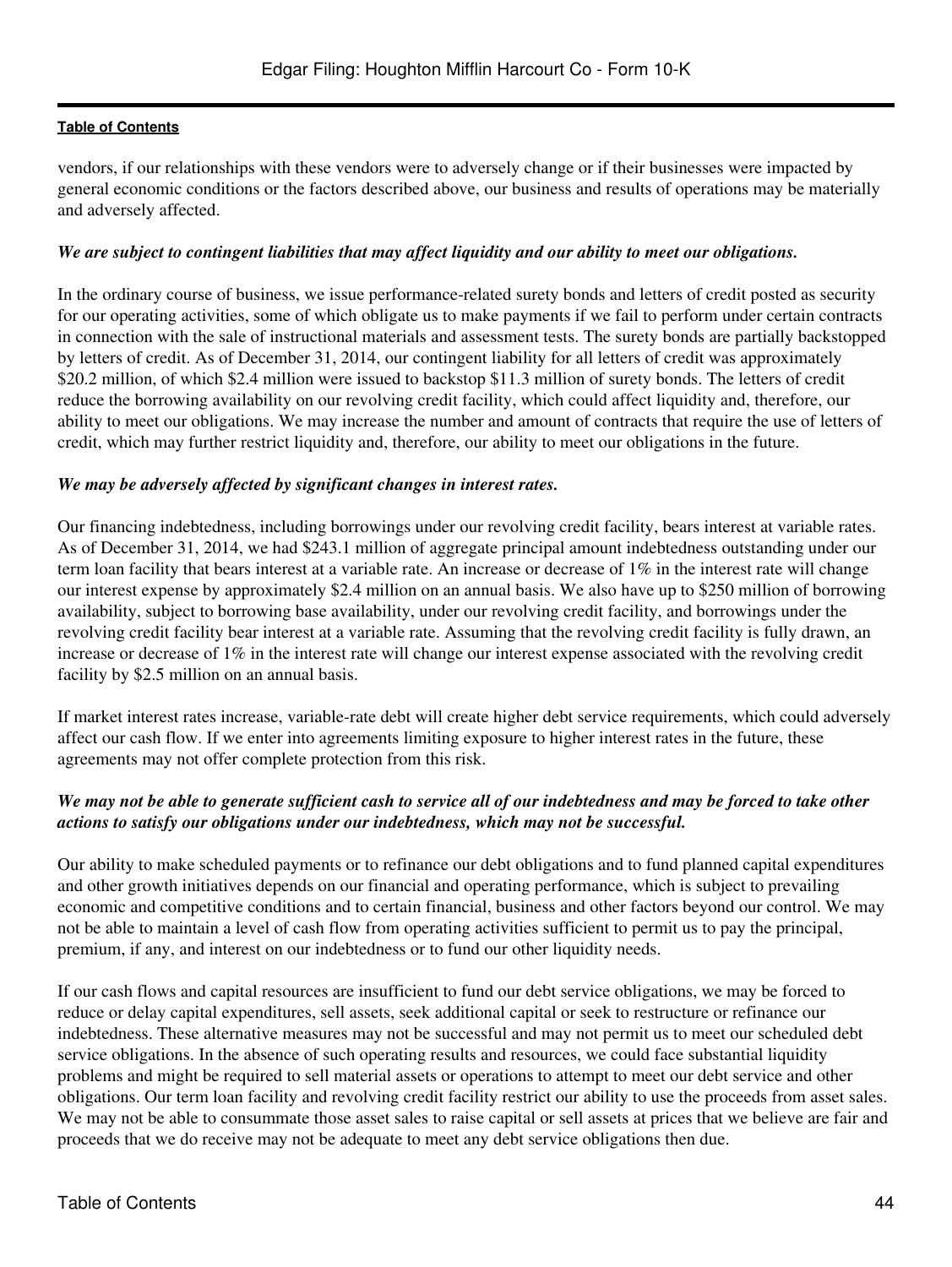vendors, if our relationships with these vendors were to adversely change or if their businesses were impacted by general economic conditions or the factors described above, our business and results of operations may be materially and adversely affected.

***We are subject to contingent liabilities that may affect liquidity and our ability to meet our obligations.***

In the ordinary course of business, we issue performance-related surety bonds and letters of credit posted as security for our operating activities, some of which obligate us to make payments if we fail to perform under certain contracts in connection with the sale of instructional materials and assessment tests. The surety bonds are partially backstopped by letters of credit. As of December 31, 2014, our contingent liability for all letters of credit was approximately $20.2 million, of which $2.4 million were issued to backstop $11.3 million of surety bonds. The letters of credit reduce the borrowing availability on our revolving credit facility, which could affect liquidity and, therefore, our ability to meet our obligations. We may increase the number and amount of contracts that require the use of letters of credit, which may further restrict liquidity and, therefore, our ability to meet our obligations in the future.

***We may be adversely affected by significant changes in interest rates.***

Our financing indebtedness, including borrowings under our revolving credit facility, bears interest at variable rates. As of December 31, 2014, we had $243.1 million of aggregate principal amount indebtedness outstanding under our term loan facility that bears interest at a variable rate. An increase or decrease of 1% in the interest rate will change our interest expense by approximately $2.4 million on an annual basis. We also have up to $250 million of borrowing availability, subject to borrowing base availability, under our revolving credit facility, and borrowings under the revolving credit facility bear interest at a variable rate. Assuming that the revolving credit facility is fully drawn, an increase or decrease of 1% in the interest rate will change our interest expense associated with the revolving credit facility by $2.5 million on an annual basis.

If market interest rates increase, variable-rate debt will create higher debt service requirements, which could adversely affect our cash flow. If we enter into agreements limiting exposure to higher interest rates in the future, these agreements may not offer complete protection from this risk.

***We may not be able to generate sufficient cash to service all of our indebtedness and may be forced to take other actions to satisfy our obligations under our indebtedness, which may not be successful.***

Our ability to make scheduled payments or to refinance our debt obligations and to fund planned capital expenditures and other growth initiatives depends on our financial and operating performance, which is subject to prevailing economic and competitive conditions and to certain financial, business and other factors beyond our control. We may not be able to maintain a level of cash flow from operating activities sufficient to permit us to pay the principal, premium, if any, and interest on our indebtedness or to fund our other liquidity needs.

If our cash flows and capital resources are insufficient to fund our debt service obligations, we may be forced to reduce or delay capital expenditures, sell assets, seek additional capital or seek to restructure or refinance our indebtedness. These alternative measures may not be successful and may not permit us to meet our scheduled debt service obligations. In the absence of such operating results and resources, we could face substantial liquidity problems and might be required to sell material assets or operations to attempt to meet our debt service and other obligations. Our term loan facility and revolving credit facility restrict our ability to use the proceeds from asset sales. We may not be able to consummate those asset sales to raise capital or sell assets at prices that we believe are fair and proceeds that we do receive may not be adequate to meet any debt service obligations then due.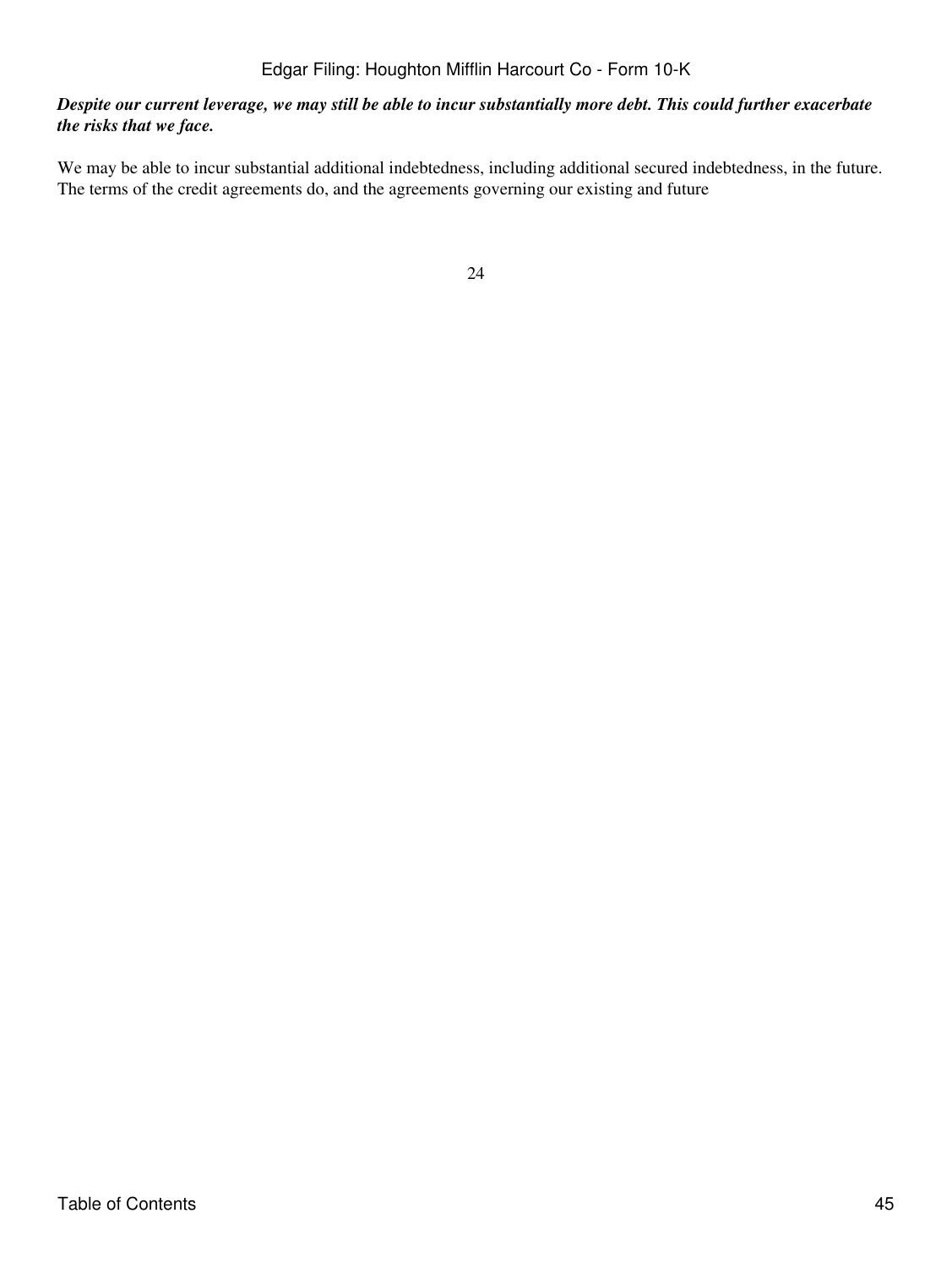***Despite our current leverage, we may still be able to incur substantially more debt. This could further exacerbate the risks that we face.***

We may be able to incur substantial additional indebtedness, including additional secured indebtedness, in the future. The terms of the credit agreements do, and the agreements governing our existing and future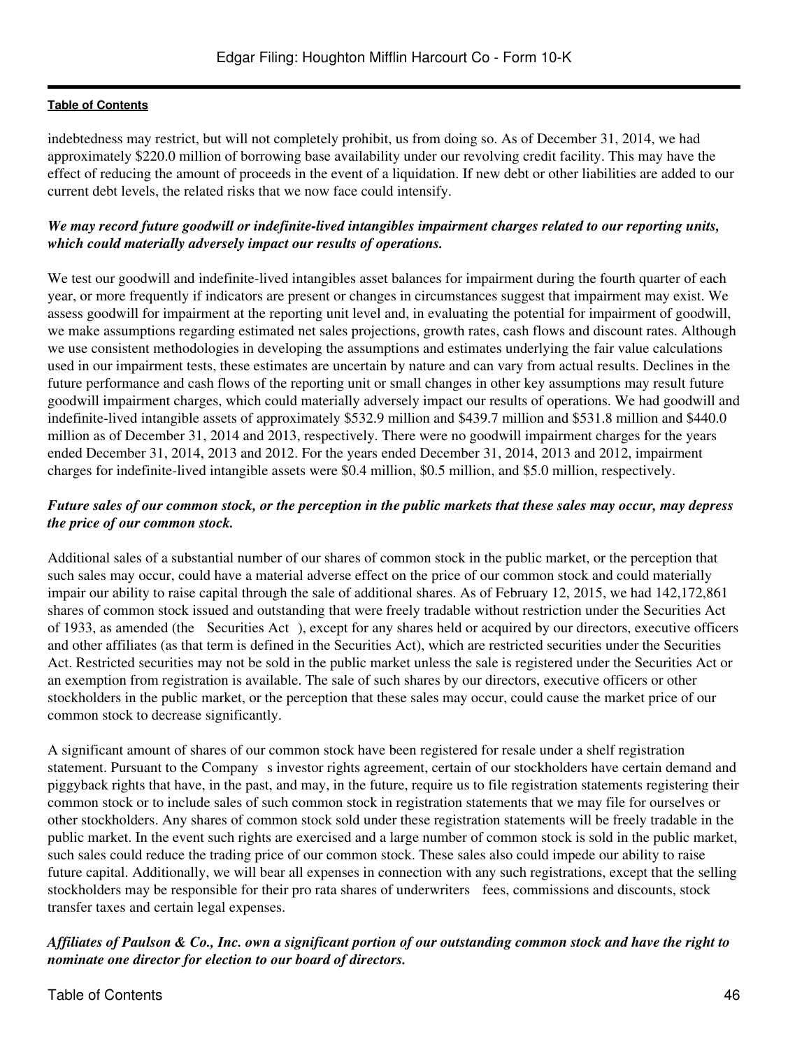indebtedness may restrict, but will not completely prohibit, us from doing so. As of December 31, 2014, we had approximately $220.0 million of borrowing base availability under our revolving credit facility. This may have the effect of reducing the amount of proceeds in the event of a liquidation. If new debt or other liabilities are added to our current debt levels, the related risks that we now face could intensify.

***We may record future goodwill or indefinite-lived intangibles impairment charges related to our reporting units, which could materially adversely impact our results of operations.***

We test our goodwill and indefinite-lived intangibles asset balances for impairment during the fourth quarter of each year, or more frequently if indicators are present or changes in circumstances suggest that impairment may exist. We assess goodwill for impairment at the reporting unit level and, in evaluating the potential for impairment of goodwill, we make assumptions regarding estimated net sales projections, growth rates, cash flows and discount rates. Although we use consistent methodologies in developing the assumptions and estimates underlying the fair value calculations used in our impairment tests, these estimates are uncertain by nature and can vary from actual results. Declines in the future performance and cash flows of the reporting unit or small changes in other key assumptions may result future goodwill impairment charges, which could materially adversely impact our results of operations. We had goodwill and indefinite-lived intangible assets of approximately $532.9 million and $439.7 million and $531.8 million and $440.0 million as of December 31, 2014 and 2013, respectively. There were no goodwill impairment charges for the years ended December 31, 2014, 2013 and 2012. For the years ended December 31, 2014, 2013 and 2012, impairment charges for indefinite-lived intangible assets were $0.4 million, $0.5 million, and $5.0 million, respectively.

***Future sales of our common stock, or the perception in the public markets that these sales may occur, may depress the price of our common stock.***

Additional sales of a substantial number of our shares of common stock in the public market, or the perception that such sales may occur, could have a material adverse effect on the price of our common stock and could materially impair our ability to raise capital through the sale of additional shares. As of February 12, 2015, we had 142,172,861 shares of common stock issued and outstanding that were freely tradable without restriction under the Securities Act of 1933, as amended (the Securities Act ), except for any shares held or acquired by our directors, executive officers and other affiliates (as that term is defined in the Securities Act), which are restricted securities under the Securities Act. Restricted securities may not be sold in the public market unless the sale is registered under the Securities Act or an exemption from registration is available. The sale of such shares by our directors, executive officers or other stockholders in the public market, or the perception that these sales may occur, could cause the market price of our common stock to decrease significantly.

A significant amount of shares of our common stock have been registered for resale under a shelf registration statement. Pursuant to the Company s investor rights agreement, certain of our stockholders have certain demand and piggyback rights that have, in the past, and may, in the future, require us to file registration statements registering their common stock or to include sales of such common stock in registration statements that we may file for ourselves or other stockholders. Any shares of common stock sold under these registration statements will be freely tradable in the public market. In the event such rights are exercised and a large number of common stock is sold in the public market, such sales could reduce the trading price of our common stock. These sales also could impede our ability to raise future capital. Additionally, we will bear all expenses in connection with any such registrations, except that the selling stockholders may be responsible for their pro rata shares of underwriters fees, commissions and discounts, stock transfer taxes and certain legal expenses.

***Affiliates of Paulson & Co., Inc. own a significant portion of our outstanding common stock and have the right to nominate one director for election to our board of directors.***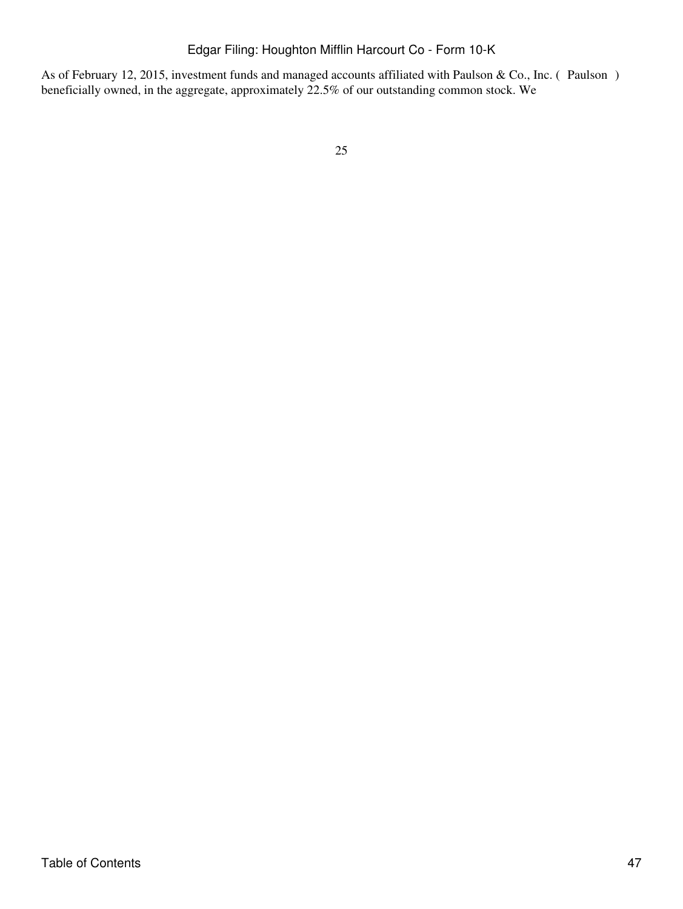As of February 12, 2015, investment funds and managed accounts affiliated with Paulson & Co., Inc. ( Paulson ) beneficially owned, in the aggregate, approximately 22.5% of our outstanding common stock. We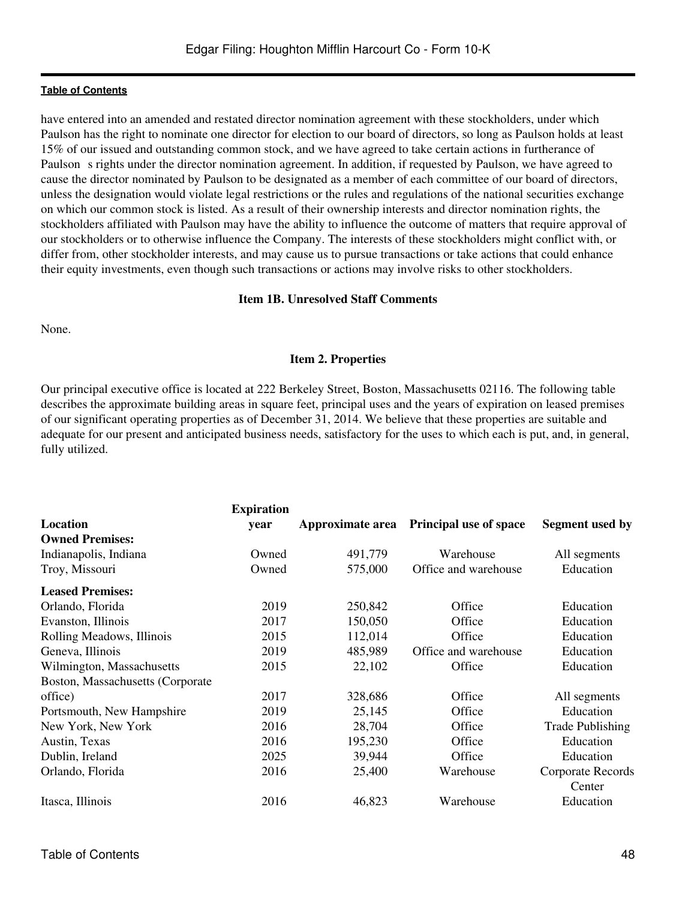have entered into an amended and restated director nomination agreement with these stockholders, under which Paulson has the right to nominate one director for election to our board of directors, so long as Paulson holds at least 15% of our issued and outstanding common stock, and we have agreed to take certain actions in furtherance of Paulson s rights under the director nomination agreement. In addition, if requested by Paulson, we have agreed to cause the director nominated by Paulson to be designated as a member of each committee of our board of directors, unless the designation would violate legal restrictions or the rules and regulations of the national securities exchange on which our common stock is listed. As a result of their ownership interests and director nomination rights, the stockholders affiliated with Paulson may have the ability to influence the outcome of matters that require approval of our stockholders or to otherwise influence the Company. The interests of these stockholders might conflict with, or differ from, other stockholder interests, and may cause us to pursue transactions or take actions that could enhance their equity investments, even though such transactions or actions may involve risks to other stockholders.

### Item 1B. Unresolved Staff Comments

None.

### Item 2. Properties

Our principal executive office is located at 222 Berkeley Street, Boston, Massachusetts 02116. The following table describes the approximate building areas in square feet, principal uses and the years of expiration on leased premises of our significant operating properties as of December 31, 2014. We believe that these properties are suitable and adequate for our present and anticipated business needs, satisfactory for the uses to which each is put, and, in general, fully utilized.

| Location | Expiration year | Approximate area | Principal use of space | Segment used by |
|---|---|---|---|---|
| **Owned Premises:** | | | | |
| Indianapolis, Indiana | Owned | 491,779 | Warehouse | All segments |
| Troy, Missouri | Owned | 575,000 | Office and warehouse | Education |
| **Leased Premises:** | | | | |
| Orlando, Florida | 2019 | 250,842 | Office | Education |
| Evanston, Illinois | 2017 | 150,050 | Office | Education |
| Rolling Meadows, Illinois | 2015 | 112,014 | Office | Education |
| Geneva, Illinois | 2019 | 485,989 | Office and warehouse | Education |
| Wilmington, Massachusetts | 2015 | 22,102 | Office | Education |
| Boston, Massachusetts (Corporate office) | 2017 | 328,686 | Office | All segments |
| Portsmouth, New Hampshire | 2019 | 25,145 | Office | Education |
| New York, New York | 2016 | 28,704 | Office | Trade Publishing |
| Austin, Texas | 2016 | 195,230 | Office | Education |
| Dublin, Ireland | 2025 | 39,944 | Office | Education |
| Orlando, Florida | 2016 | 25,400 | Warehouse | Corporate Records Center |
| Itasca, Illinois | 2016 | 46,823 | Warehouse | Education |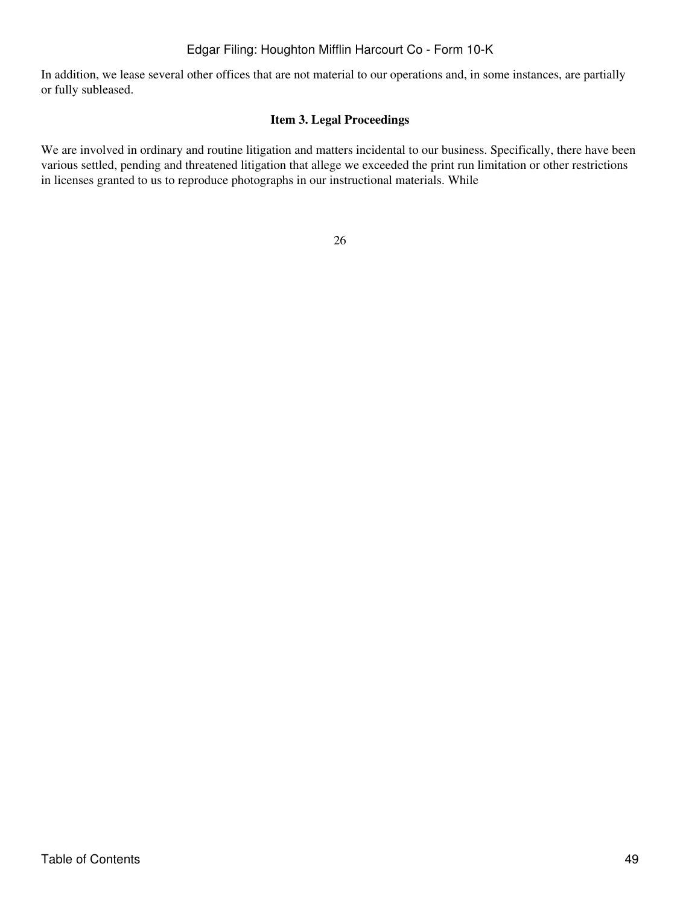In addition, we lease several other offices that are not material to our operations and, in some instances, are partially or fully subleased.

### Item 3. Legal Proceedings

We are involved in ordinary and routine litigation and matters incidental to our business. Specifically, there have been various settled, pending and threatened litigation that allege we exceeded the print run limitation or other restrictions in licenses granted to us to reproduce photographs in our instructional materials. While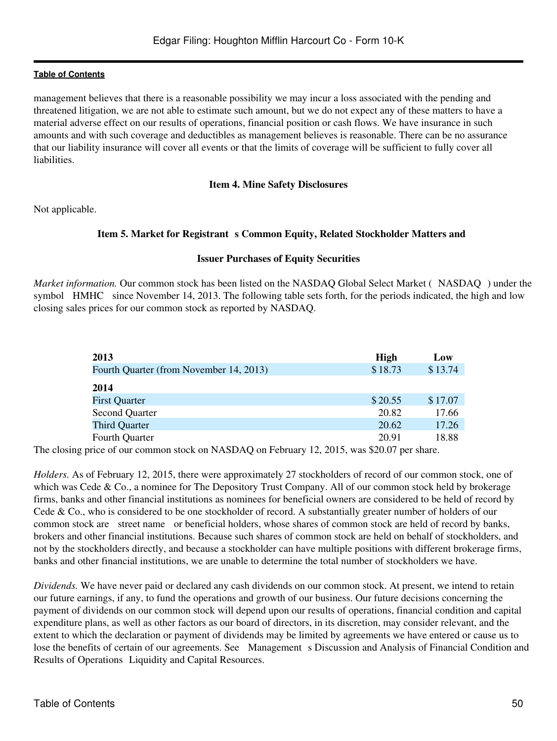management believes that there is a reasonable possibility we may incur a loss associated with the pending and threatened litigation, we are not able to estimate such amount, but we do not expect any of these matters to have a material adverse effect on our results of operations, financial position or cash flows. We have insurance in such amounts and with such coverage and deductibles as management believes is reasonable. There can be no assurance that our liability insurance will cover all events or that the limits of coverage will be sufficient to fully cover all liabilities.

## Item 4. Mine Safety Disclosures

Not applicable.

## Item 5. Market for Registrant s Common Equity, Related Stockholder Matters and Issuer Purchases of Equity Securities

*Market information.* Our common stock has been listed on the NASDAQ Global Select Market ( NASDAQ ) under the symbol HMHC since November 14, 2013. The following table sets forth, for the periods indicated, the high and low closing sales prices for our common stock as reported by NASDAQ.

| 2013 | High | Low |
|---|---|---|
| Fourth Quarter (from November 14, 2013) | $ 18.73 | $ 13.74 |
| **2014** | | |
| First Quarter | $ 20.55 | $ 17.07 |
| Second Quarter | 20.82 | 17.66 |
| Third Quarter | 20.62 | 17.26 |
| Fourth Quarter | 20.91 | 18.88 |

The closing price of our common stock on NASDAQ on February 12, 2015, was $20.07 per share.

*Holders.* As of February 12, 2015, there were approximately 27 stockholders of record of our common stock, one of which was Cede & Co., a nominee for The Depository Trust Company. All of our common stock held by brokerage firms, banks and other financial institutions as nominees for beneficial owners are considered to be held of record by Cede & Co., who is considered to be one stockholder of record. A substantially greater number of holders of our common stock are street name or beneficial holders, whose shares of common stock are held of record by banks, brokers and other financial institutions. Because such shares of common stock are held on behalf of stockholders, and not by the stockholders directly, and because a stockholder can have multiple positions with different brokerage firms, banks and other financial institutions, we are unable to determine the total number of stockholders we have.

*Dividends.* We have never paid or declared any cash dividends on our common stock. At present, we intend to retain our future earnings, if any, to fund the operations and growth of our business. Our future decisions concerning the payment of dividends on our common stock will depend upon our results of operations, financial condition and capital expenditure plans, as well as other factors as our board of directors, in its discretion, may consider relevant, and the extent to which the declaration or payment of dividends may be limited by agreements we have entered or cause us to lose the benefits of certain of our agreements. See Management s Discussion and Analysis of Financial Condition and Results of Operations Liquidity and Capital Resources.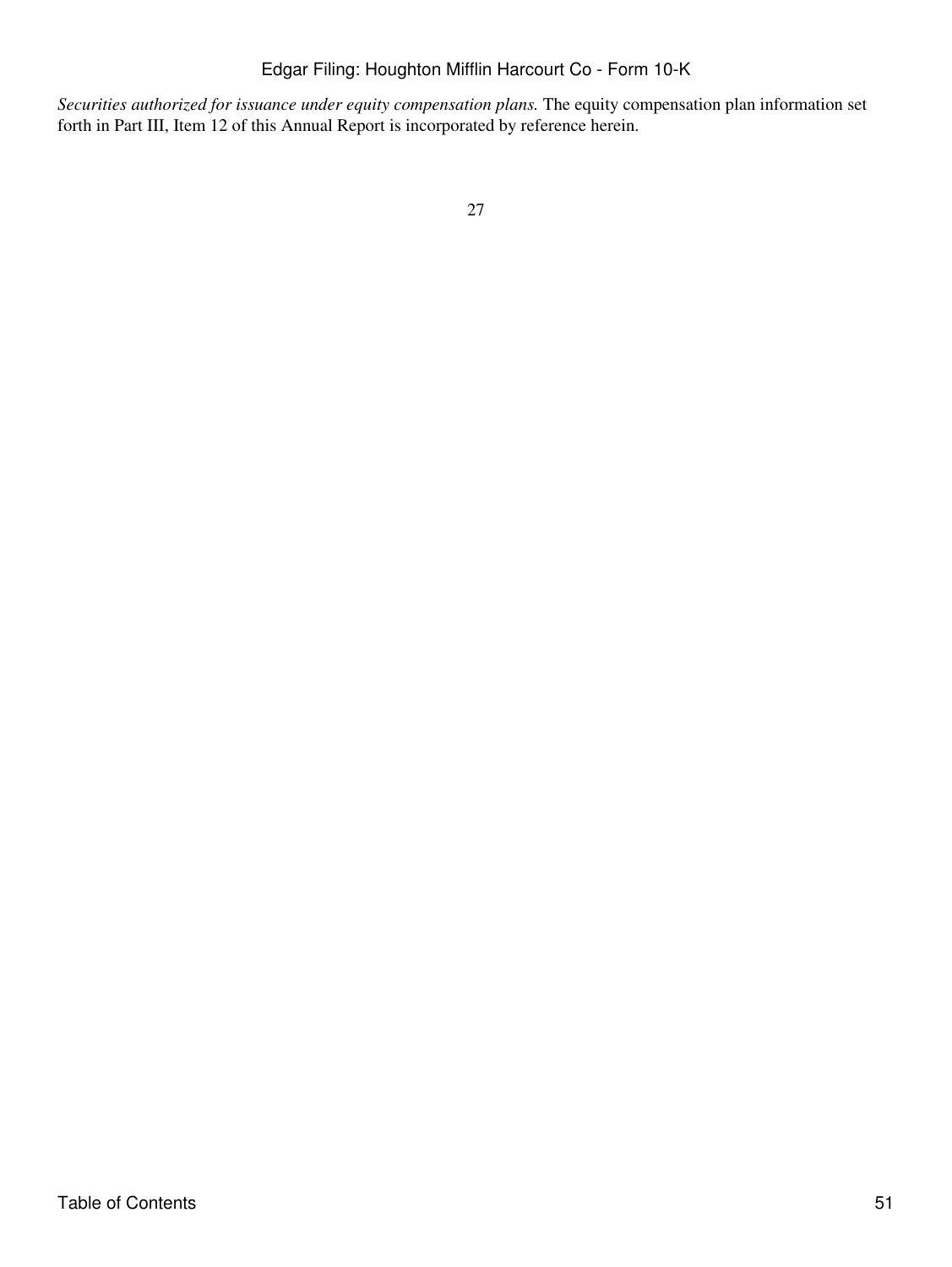*Securities authorized for issuance under equity compensation plans.* The equity compensation plan information set forth in Part III, Item 12 of this Annual Report is incorporated by reference herein.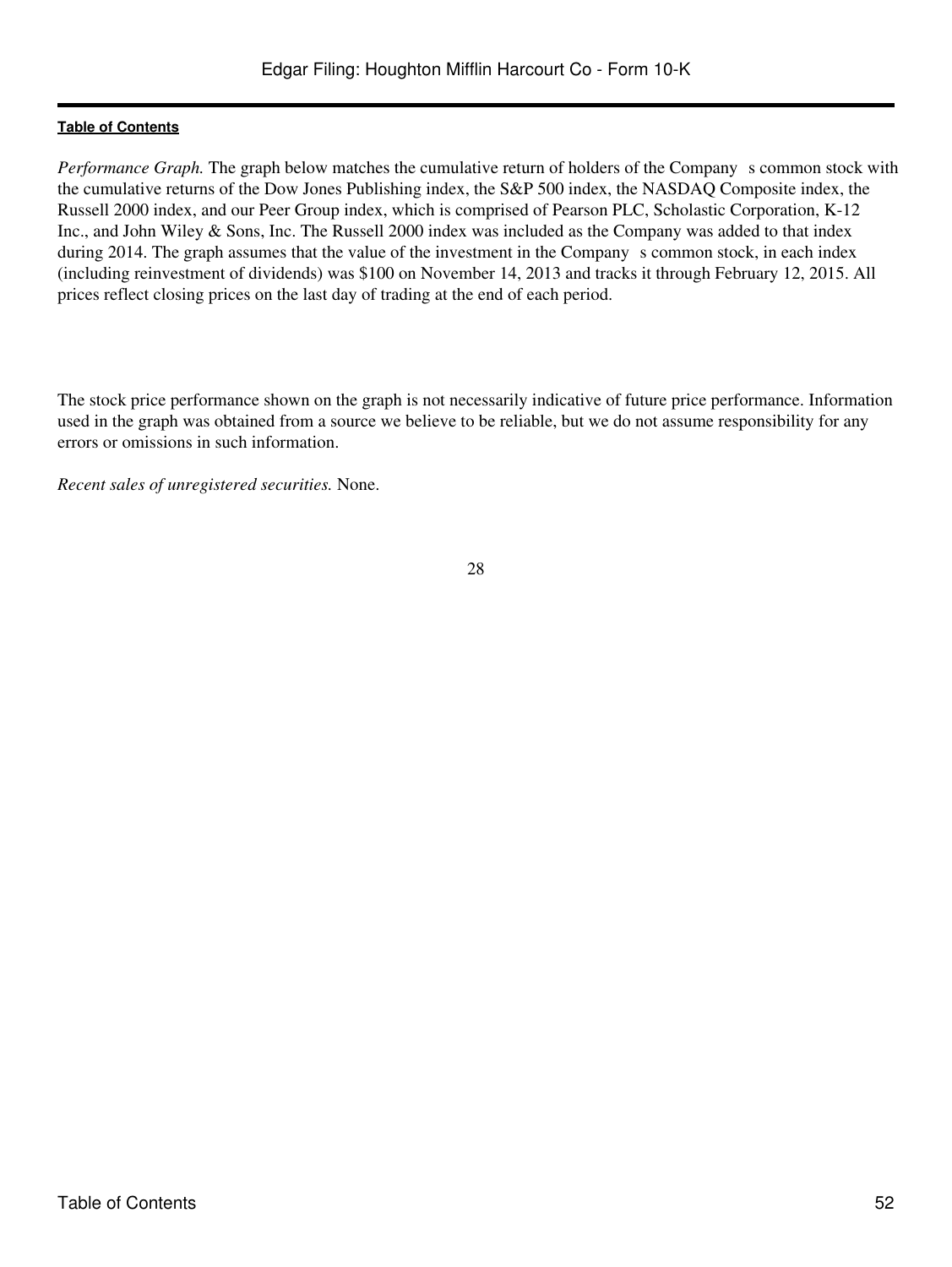*Performance Graph.* The graph below matches the cumulative return of holders of the Company s common stock with the cumulative returns of the Dow Jones Publishing index, the S&P 500 index, the NASDAQ Composite index, the Russell 2000 index, and our Peer Group index, which is comprised of Pearson PLC, Scholastic Corporation, K-12 Inc., and John Wiley & Sons, Inc. The Russell 2000 index was included as the Company was added to that index during 2014. The graph assumes that the value of the investment in the Company s common stock, in each index (including reinvestment of dividends) was $100 on November 14, 2013 and tracks it through February 12, 2015. All prices reflect closing prices on the last day of trading at the end of each period.

The stock price performance shown on the graph is not necessarily indicative of future price performance. Information used in the graph was obtained from a source we believe to be reliable, but we do not assume responsibility for any errors or omissions in such information.

*Recent sales of unregistered securities.* None.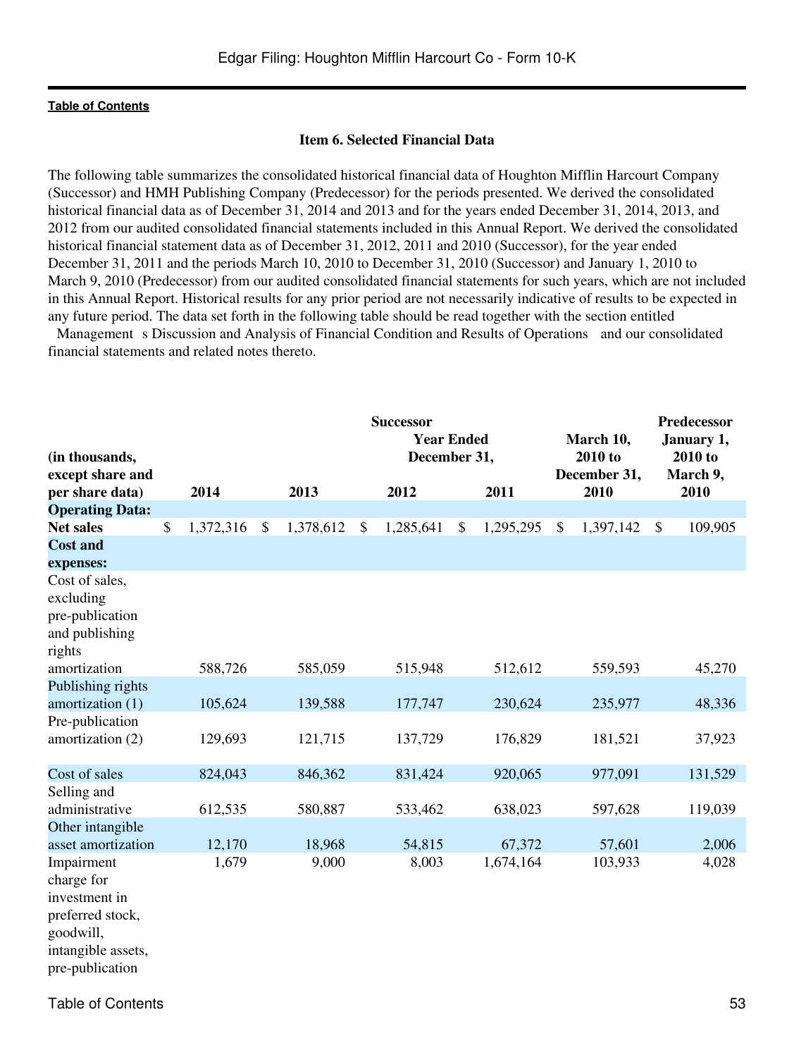Table of Contents

**Item 6. Selected Financial Data**

The following table summarizes the consolidated historical financial data of Houghton Mifflin Harcourt Company (Successor) and HMH Publishing Company (Predecessor) for the periods presented. We derived the consolidated historical financial data as of December 31, 2014 and 2013 and for the years ended December 31, 2014, 2013, and 2012 from our audited consolidated financial statements included in this Annual Report. We derived the consolidated historical financial statement data as of December 31, 2012, 2011 and 2010 (Successor), for the year ended December 31, 2011 and the periods March 10, 2010 to December 31, 2010 (Successor) and January 1, 2010 to March 9, 2010 (Predecessor) from our audited consolidated financial statements for such years, which are not included in this Annual Report. Historical results for any prior period are not necessarily indicative of results to be expected in any future period. The data set forth in the following table should be read together with the section entitled Management s Discussion and Analysis of Financial Condition and Results of Operations and our consolidated financial statements and related notes thereto.

| (in thousands, except share and per share data) | Successor | | | | | Predecessor |
|---|---|---|---|---|---|---|
| | Year Ended December 31, | | | | March 10, 2010 to December 31, 2010 | January 1, 2010 to March 9, 2010 |
| | 2014 | 2013 | 2012 | 2011 | | |
| **Operating Data:** | | | | | | |
| **Net sales** | $ 1,372,316 | $ 1,378,612 | $ 1,285,641 | $ 1,295,295 | $ 1,397,142 | $ 109,905 |
| **Cost and expenses:** | | | | | | |
| Cost of sales, excluding pre-publication and publishing rights amortization | 588,726 | 585,059 | 515,948 | 512,612 | 559,593 | 45,270 |
| Publishing rights amortization (1) | 105,624 | 139,588 | 177,747 | 230,624 | 235,977 | 48,336 |
| Pre-publication amortization (2) | 129,693 | 121,715 | 137,729 | 176,829 | 181,521 | 37,923 |
| Cost of sales | 824,043 | 846,362 | 831,424 | 920,065 | 977,091 | 131,529 |
| Selling and administrative | 612,535 | 580,887 | 533,462 | 638,023 | 597,628 | 119,039 |
| Other intangible asset amortization | 12,170 | 18,968 | 54,815 | 67,372 | 57,601 | 2,006 |
| Impairment charge for investment in preferred stock, goodwill, intangible assets, pre-publication | 1,679 | 9,000 | 8,003 | 1,674,164 | 103,933 | 4,028 |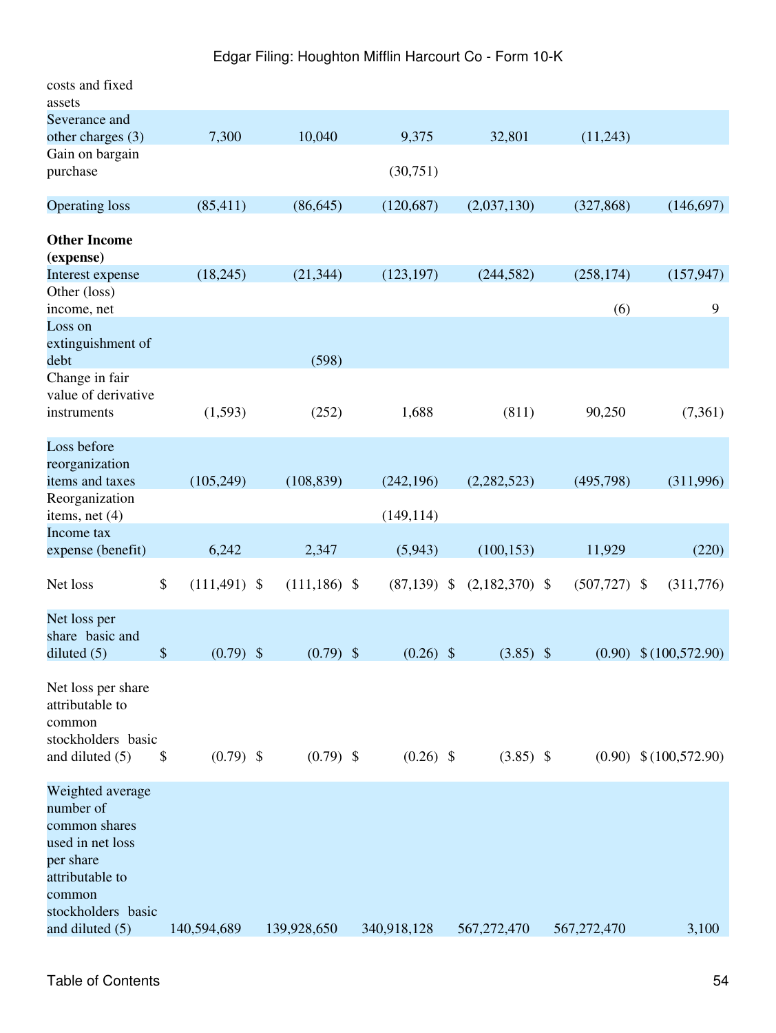| | | | | | | |
|---|---|---|---|---|---|---|
| costs and fixed assets | | | | | | |
| Severance and other charges (3) | 7,300 | 10,040 | 9,375 | 32,801 | (11,243) | |
| Gain on bargain purchase | | | (30,751) | | | |
| Operating loss | (85,411) | (86,645) | (120,687) | (2,037,130) | (327,868) | (146,697) |
| **Other Income (expense)** | | | | | | |
| Interest expense | (18,245) | (21,344) | (123,197) | (244,582) | (258,174) | (157,947) |
| Other (loss) income, net | | | | | (6) | 9 |
| Loss on extinguishment of debt | | (598) | | | | |
| Change in fair value of derivative instruments | (1,593) | (252) | 1,688 | (811) | 90,250 | (7,361) |
| Loss before reorganization items and taxes | (105,249) | (108,839) | (242,196) | (2,282,523) | (495,798) | (311,996) |
| Reorganization items, net (4) | | | (149,114) | | | |
| Income tax expense (benefit) | 6,242 | 2,347 | (5,943) | (100,153) | 11,929 | (220) |
| Net loss | $ (111,491) | $ (111,186) | $ (87,139) | $ (2,182,370) | $ (507,727) | $ (311,776) |
| Net loss per share basic and diluted (5) | $ (0.79) | $ (0.79) | $ (0.26) | $ (3.85) | $ (0.90) | $ (100,572.90) |
| Net loss per share attributable to common stockholders basic and diluted (5) | $ (0.79) | $ (0.79) | $ (0.26) | $ (3.85) | $ (0.90) | $ (100,572.90) |
| Weighted average number of common shares used in net loss per share attributable to common stockholders basic and diluted (5) | 140,594,689 | 139,928,650 | 340,918,128 | 567,272,470 | 567,272,470 | 3,100 |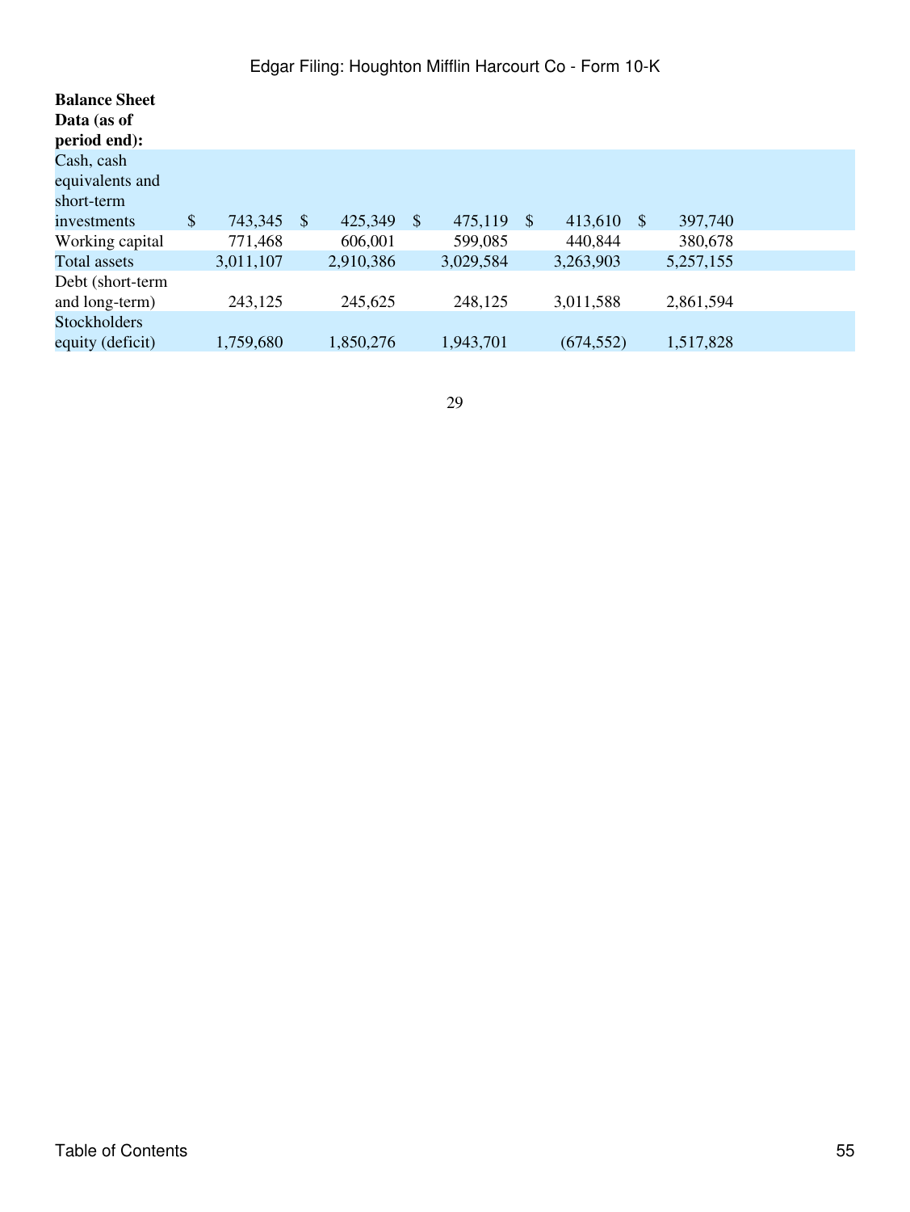| Balance Sheet Data (as of period end): | | | | | |
|---|---|---|---|---|---|
| Cash, cash equivalents and short-term investments | $ 743,345 | $ 425,349 | $ 475,119 | $ 413,610 | $ 397,740 |
| Working capital | 771,468 | 606,001 | 599,085 | 440,844 | 380,678 |
| Total assets | 3,011,107 | 2,910,386 | 3,029,584 | 3,263,903 | 5,257,155 |
| Debt (short-term and long-term) | 243,125 | 245,625 | 248,125 | 3,011,588 | 2,861,594 |
| Stockholders equity (deficit) | 1,759,680 | 1,850,276 | 1,943,701 | (674,552) | 1,517,828 |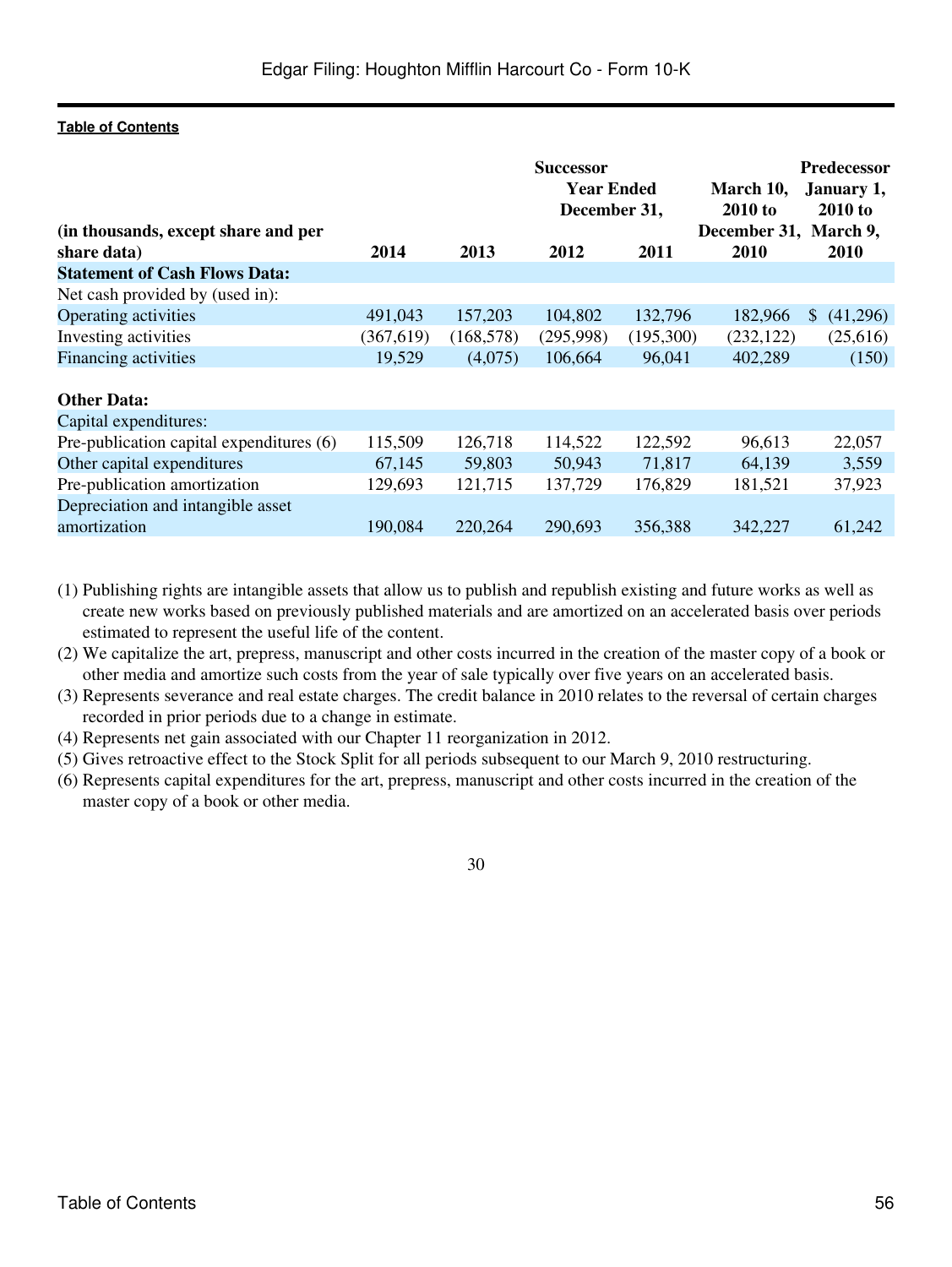[Table of Contents](#)

| (in thousands, except share and per share data) | Successor 2014 | 2013 | 2012 | 2011 | March 10, 2010 to December 31, 2010 | Predecessor January 1, 2010 to March 9, 2010 |
|---|---|---|---|---|---|---|
| | Year Ended December 31, | | | | | |
| **Statement of Cash Flows Data:** | | | | | | |
| Net cash provided by (used in): | | | | | | |
| Operating activities | 491,043 | 157,203 | 104,802 | 132,796 | 182,966 | $ (41,296) |
| Investing activities | (367,619) | (168,578) | (295,998) | (195,300) | (232,122) | (25,616) |
| Financing activities | 19,529 | (4,075) | 106,664 | 96,041 | 402,289 | (150) |
| **Other Data:** | | | | | | |
| Capital expenditures: | | | | | | |
| Pre-publication capital expenditures (6) | 115,509 | 126,718 | 114,522 | 122,592 | 96,613 | 22,057 |
| Other capital expenditures | 67,145 | 59,803 | 50,943 | 71,817 | 64,139 | 3,559 |
| Pre-publication amortization | 129,693 | 121,715 | 137,729 | 176,829 | 181,521 | 37,923 |
| Depreciation and intangible asset amortization | 190,084 | 220,264 | 290,693 | 356,388 | 342,227 | 61,242 |

(1) Publishing rights are intangible assets that allow us to publish and republish existing and future works as well as create new works based on previously published materials and are amortized on an accelerated basis over periods estimated to represent the useful life of the content.

(2) We capitalize the art, prepress, manuscript and other costs incurred in the creation of the master copy of a book or other media and amortize such costs from the year of sale typically over five years on an accelerated basis.

(3) Represents severance and real estate charges. The credit balance in 2010 relates to the reversal of certain charges recorded in prior periods due to a change in estimate.

(4) Represents net gain associated with our Chapter 11 reorganization in 2012.

(5) Gives retroactive effect to the Stock Split for all periods subsequent to our March 9, 2010 restructuring.

(6) Represents capital expenditures for the art, prepress, manuscript and other costs incurred in the creation of the master copy of a book or other media.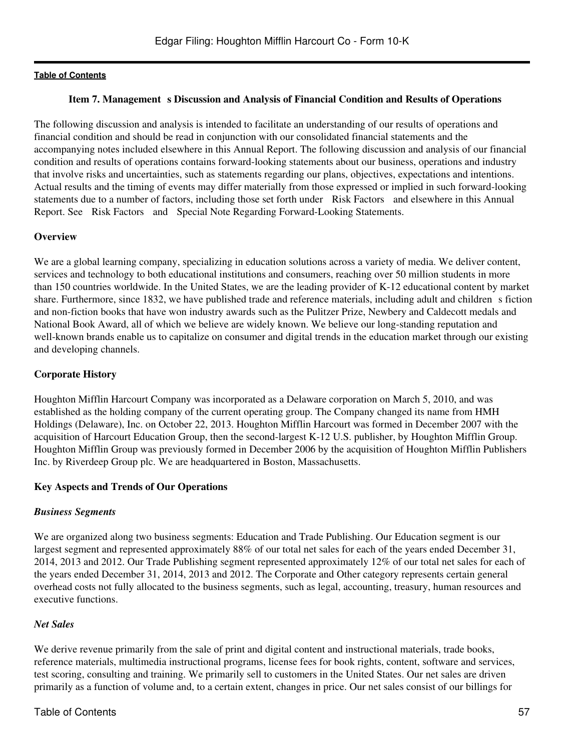## Item 7. Management s Discussion and Analysis of Financial Condition and Results of Operations

The following discussion and analysis is intended to facilitate an understanding of our results of operations and financial condition and should be read in conjunction with our consolidated financial statements and the accompanying notes included elsewhere in this Annual Report. The following discussion and analysis of our financial condition and results of operations contains forward-looking statements about our business, operations and industry that involve risks and uncertainties, such as statements regarding our plans, objectives, expectations and intentions. Actual results and the timing of events may differ materially from those expressed or implied in such forward-looking statements due to a number of factors, including those set forth under Risk Factors and elsewhere in this Annual Report. See Risk Factors and Special Note Regarding Forward-Looking Statements.

### Overview

We are a global learning company, specializing in education solutions across a variety of media. We deliver content, services and technology to both educational institutions and consumers, reaching over 50 million students in more than 150 countries worldwide. In the United States, we are the leading provider of K-12 educational content by market share. Furthermore, since 1832, we have published trade and reference materials, including adult and children s fiction and non-fiction books that have won industry awards such as the Pulitzer Prize, Newbery and Caldecott medals and National Book Award, all of which we believe are widely known. We believe our long-standing reputation and well-known brands enable us to capitalize on consumer and digital trends in the education market through our existing and developing channels.

### Corporate History

Houghton Mifflin Harcourt Company was incorporated as a Delaware corporation on March 5, 2010, and was established as the holding company of the current operating group. The Company changed its name from HMH Holdings (Delaware), Inc. on October 22, 2013. Houghton Mifflin Harcourt was formed in December 2007 with the acquisition of Harcourt Education Group, then the second-largest K-12 U.S. publisher, by Houghton Mifflin Group. Houghton Mifflin Group was previously formed in December 2006 by the acquisition of Houghton Mifflin Publishers Inc. by Riverdeep Group plc. We are headquartered in Boston, Massachusetts.

### Key Aspects and Trends of Our Operations

#### *Business Segments*

We are organized along two business segments: Education and Trade Publishing. Our Education segment is our largest segment and represented approximately 88% of our total net sales for each of the years ended December 31, 2014, 2013 and 2012. Our Trade Publishing segment represented approximately 12% of our total net sales for each of the years ended December 31, 2014, 2013 and 2012. The Corporate and Other category represents certain general overhead costs not fully allocated to the business segments, such as legal, accounting, treasury, human resources and executive functions.

#### *Net Sales*

We derive revenue primarily from the sale of print and digital content and instructional materials, trade books, reference materials, multimedia instructional programs, license fees for book rights, content, software and services, test scoring, consulting and training. We primarily sell to customers in the United States. Our net sales are driven primarily as a function of volume and, to a certain extent, changes in price. Our net sales consist of our billings for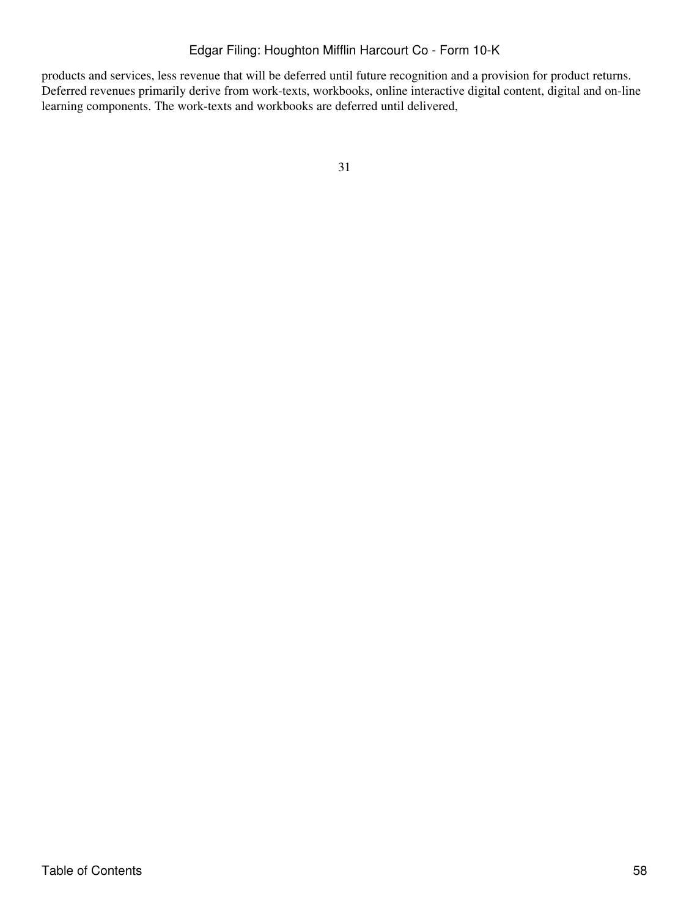products and services, less revenue that will be deferred until future recognition and a provision for product returns. Deferred revenues primarily derive from work-texts, workbooks, online interactive digital content, digital and on-line learning components. The work-texts and workbooks are deferred until delivered,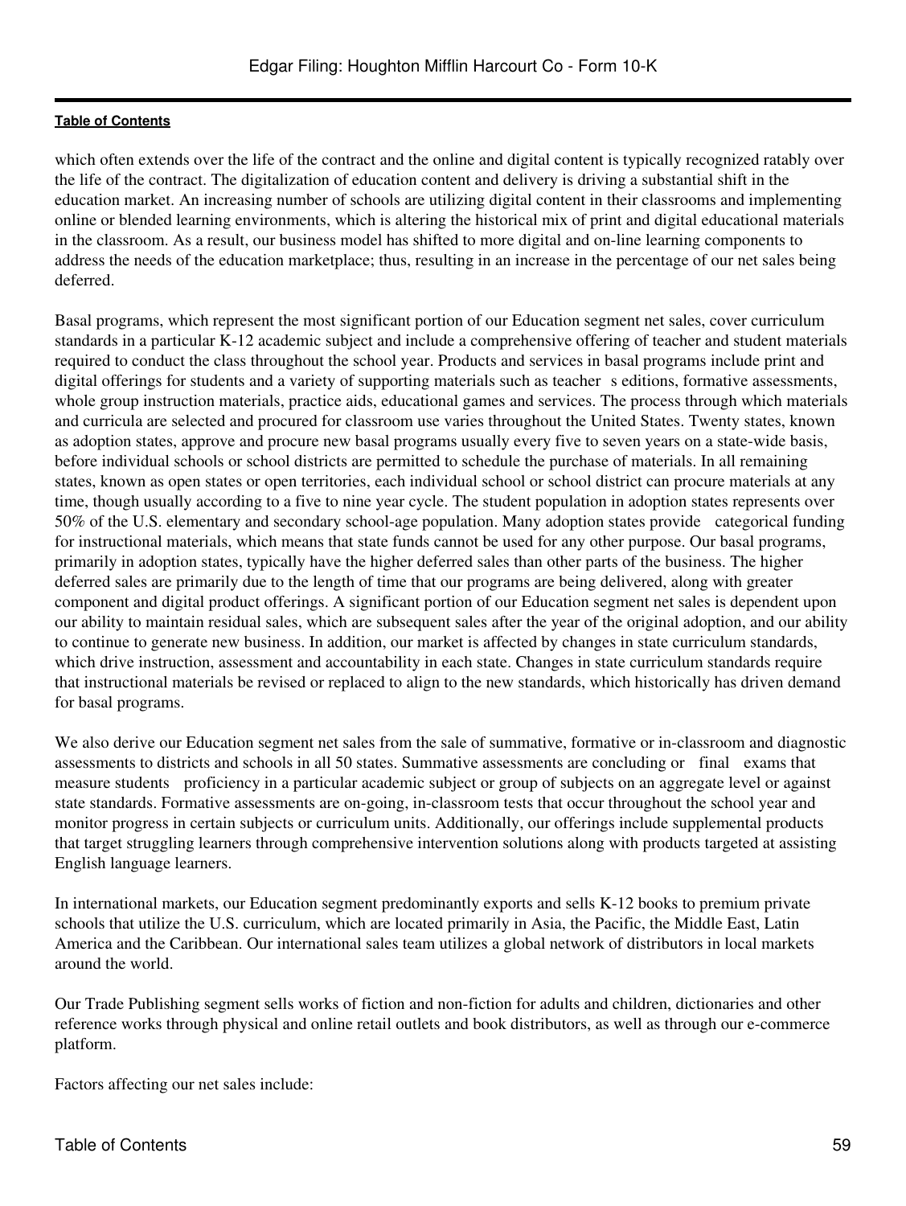which often extends over the life of the contract and the online and digital content is typically recognized ratably over the life of the contract. The digitalization of education content and delivery is driving a substantial shift in the education market. An increasing number of schools are utilizing digital content in their classrooms and implementing online or blended learning environments, which is altering the historical mix of print and digital educational materials in the classroom. As a result, our business model has shifted to more digital and on-line learning components to address the needs of the education marketplace; thus, resulting in an increase in the percentage of our net sales being deferred.

Basal programs, which represent the most significant portion of our Education segment net sales, cover curriculum standards in a particular K-12 academic subject and include a comprehensive offering of teacher and student materials required to conduct the class throughout the school year. Products and services in basal programs include print and digital offerings for students and a variety of supporting materials such as teacher s editions, formative assessments, whole group instruction materials, practice aids, educational games and services. The process through which materials and curricula are selected and procured for classroom use varies throughout the United States. Twenty states, known as adoption states, approve and procure new basal programs usually every five to seven years on a state-wide basis, before individual schools or school districts are permitted to schedule the purchase of materials. In all remaining states, known as open states or open territories, each individual school or school district can procure materials at any time, though usually according to a five to nine year cycle. The student population in adoption states represents over 50% of the U.S. elementary and secondary school-age population. Many adoption states provide categorical funding for instructional materials, which means that state funds cannot be used for any other purpose. Our basal programs, primarily in adoption states, typically have the higher deferred sales than other parts of the business. The higher deferred sales are primarily due to the length of time that our programs are being delivered, along with greater component and digital product offerings. A significant portion of our Education segment net sales is dependent upon our ability to maintain residual sales, which are subsequent sales after the year of the original adoption, and our ability to continue to generate new business. In addition, our market is affected by changes in state curriculum standards, which drive instruction, assessment and accountability in each state. Changes in state curriculum standards require that instructional materials be revised or replaced to align to the new standards, which historically has driven demand for basal programs.

We also derive our Education segment net sales from the sale of summative, formative or in-classroom and diagnostic assessments to districts and schools in all 50 states. Summative assessments are concluding or final exams that measure students proficiency in a particular academic subject or group of subjects on an aggregate level or against state standards. Formative assessments are on-going, in-classroom tests that occur throughout the school year and monitor progress in certain subjects or curriculum units. Additionally, our offerings include supplemental products that target struggling learners through comprehensive intervention solutions along with products targeted at assisting English language learners.

In international markets, our Education segment predominantly exports and sells K-12 books to premium private schools that utilize the U.S. curriculum, which are located primarily in Asia, the Pacific, the Middle East, Latin America and the Caribbean. Our international sales team utilizes a global network of distributors in local markets around the world.

Our Trade Publishing segment sells works of fiction and non-fiction for adults and children, dictionaries and other reference works through physical and online retail outlets and book distributors, as well as through our e-commerce platform.

Factors affecting our net sales include: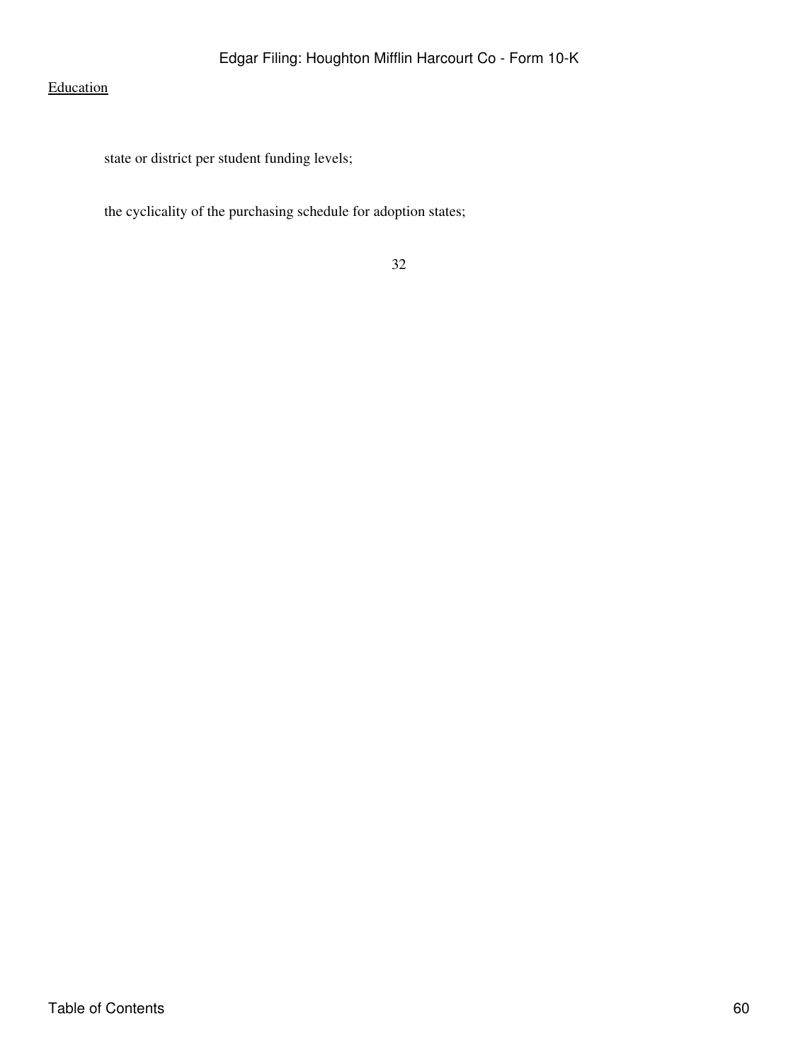Education

state or district per student funding levels;

the cyclicality of the purchasing schedule for adoption states;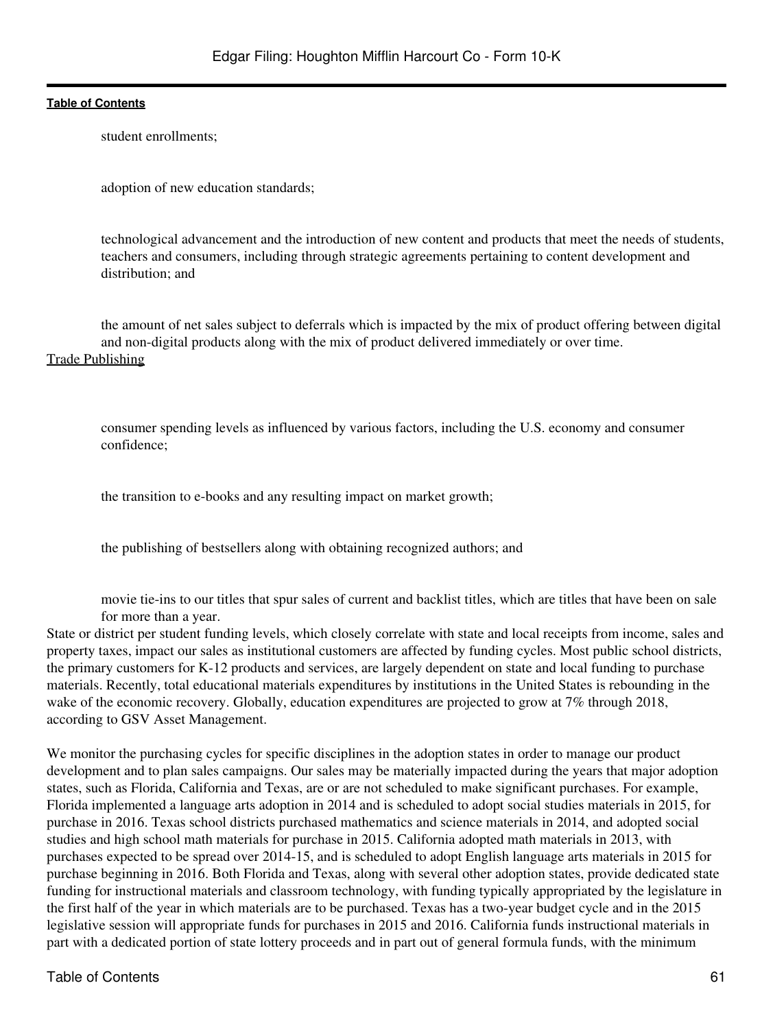- student enrollments;
- adoption of new education standards;
- technological advancement and the introduction of new content and products that meet the needs of students, teachers and consumers, including through strategic agreements pertaining to content development and distribution; and
- the amount of net sales subject to deferrals which is impacted by the mix of product offering between digital and non-digital products along with the mix of product delivered immediately or over time.

Trade Publishing

- consumer spending levels as influenced by various factors, including the U.S. economy and consumer confidence;
- the transition to e-books and any resulting impact on market growth;
- the publishing of bestsellers along with obtaining recognized authors; and
- movie tie-ins to our titles that spur sales of current and backlist titles, which are titles that have been on sale for more than a year.

State or district per student funding levels, which closely correlate with state and local receipts from income, sales and property taxes, impact our sales as institutional customers are affected by funding cycles. Most public school districts, the primary customers for K-12 products and services, are largely dependent on state and local funding to purchase materials. Recently, total educational materials expenditures by institutions in the United States is rebounding in the wake of the economic recovery. Globally, education expenditures are projected to grow at 7% through 2018, according to GSV Asset Management.

We monitor the purchasing cycles for specific disciplines in the adoption states in order to manage our product development and to plan sales campaigns. Our sales may be materially impacted during the years that major adoption states, such as Florida, California and Texas, are or are not scheduled to make significant purchases. For example, Florida implemented a language arts adoption in 2014 and is scheduled to adopt social studies materials in 2015, for purchase in 2016. Texas school districts purchased mathematics and science materials in 2014, and adopted social studies and high school math materials for purchase in 2015. California adopted math materials in 2013, with purchases expected to be spread over 2014-15, and is scheduled to adopt English language arts materials in 2015 for purchase beginning in 2016. Both Florida and Texas, along with several other adoption states, provide dedicated state funding for instructional materials and classroom technology, with funding typically appropriated by the legislature in the first half of the year in which materials are to be purchased. Texas has a two-year budget cycle and in the 2015 legislative session will appropriate funds for purchases in 2015 and 2016. California funds instructional materials in part with a dedicated portion of state lottery proceeds and in part out of general formula funds, with the minimum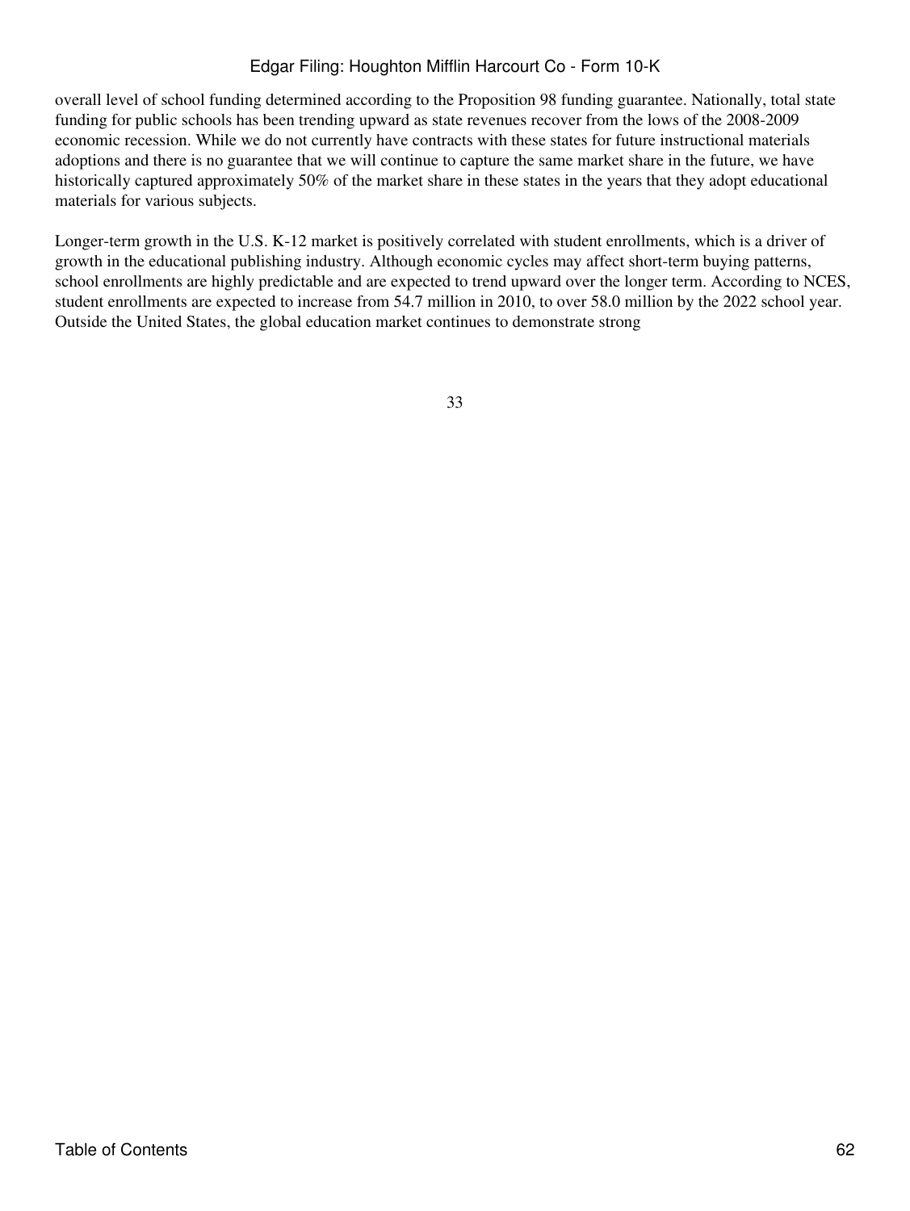overall level of school funding determined according to the Proposition 98 funding guarantee. Nationally, total state funding for public schools has been trending upward as state revenues recover from the lows of the 2008-2009 economic recession. While we do not currently have contracts with these states for future instructional materials adoptions and there is no guarantee that we will continue to capture the same market share in the future, we have historically captured approximately 50% of the market share in these states in the years that they adopt educational materials for various subjects.

Longer-term growth in the U.S. K-12 market is positively correlated with student enrollments, which is a driver of growth in the educational publishing industry. Although economic cycles may affect short-term buying patterns, school enrollments are highly predictable and are expected to trend upward over the longer term. According to NCES, student enrollments are expected to increase from 54.7 million in 2010, to over 58.0 million by the 2022 school year. Outside the United States, the global education market continues to demonstrate strong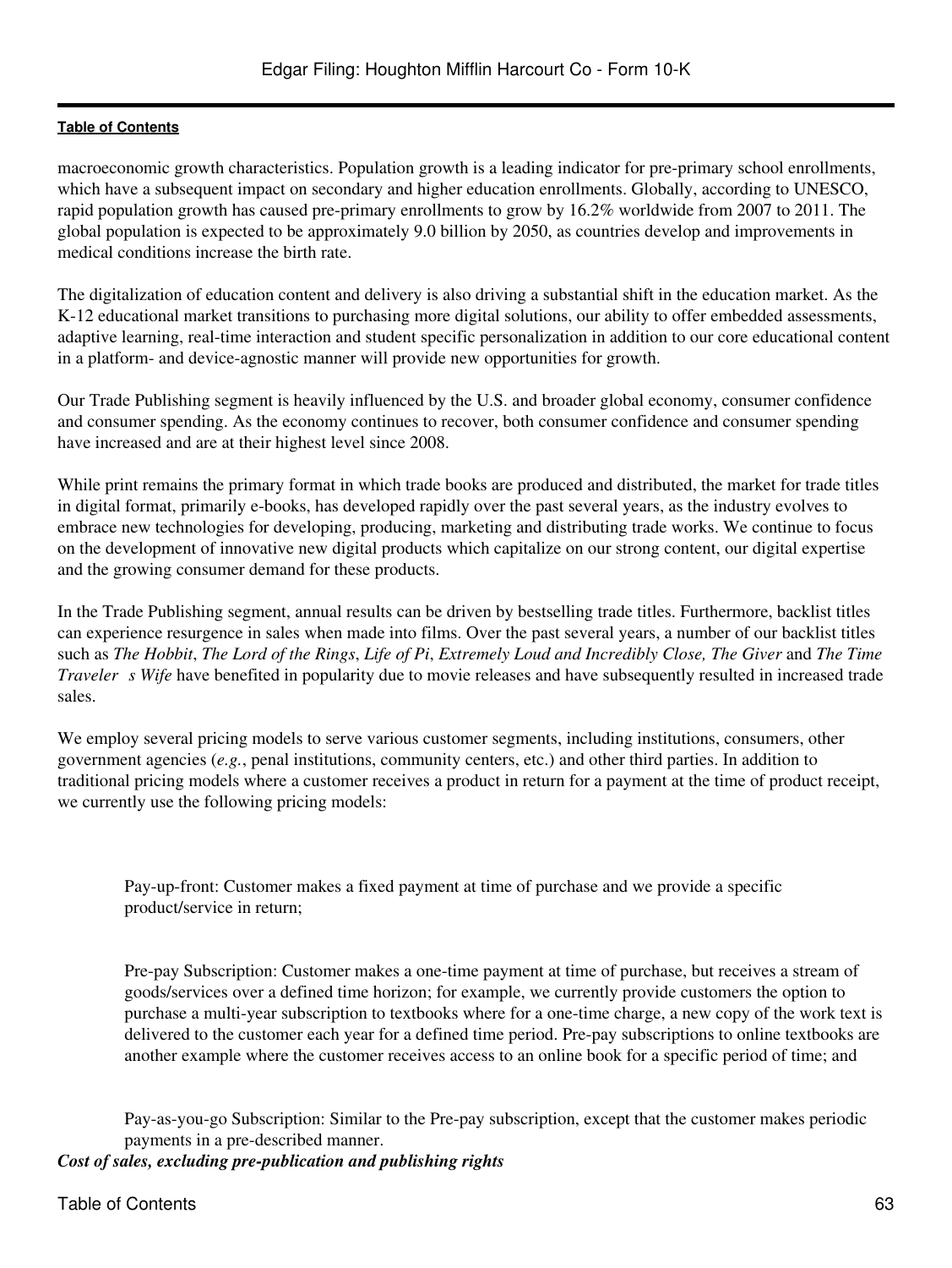macroeconomic growth characteristics. Population growth is a leading indicator for pre-primary school enrollments, which have a subsequent impact on secondary and higher education enrollments. Globally, according to UNESCO, rapid population growth has caused pre-primary enrollments to grow by 16.2% worldwide from 2007 to 2011. The global population is expected to be approximately 9.0 billion by 2050, as countries develop and improvements in medical conditions increase the birth rate.

The digitalization of education content and delivery is also driving a substantial shift in the education market. As the K-12 educational market transitions to purchasing more digital solutions, our ability to offer embedded assessments, adaptive learning, real-time interaction and student specific personalization in addition to our core educational content in a platform- and device-agnostic manner will provide new opportunities for growth.

Our Trade Publishing segment is heavily influenced by the U.S. and broader global economy, consumer confidence and consumer spending. As the economy continues to recover, both consumer confidence and consumer spending have increased and are at their highest level since 2008.

While print remains the primary format in which trade books are produced and distributed, the market for trade titles in digital format, primarily e-books, has developed rapidly over the past several years, as the industry evolves to embrace new technologies for developing, producing, marketing and distributing trade works. We continue to focus on the development of innovative new digital products which capitalize on our strong content, our digital expertise and the growing consumer demand for these products.

In the Trade Publishing segment, annual results can be driven by bestselling trade titles. Furthermore, backlist titles can experience resurgence in sales when made into films. Over the past several years, a number of our backlist titles such as *The Hobbit*, *The Lord of the Rings*, *Life of Pi*, *Extremely Loud and Incredibly Close, The Giver* and *The Time Traveler s Wife* have benefited in popularity due to movie releases and have subsequently resulted in increased trade sales.

We employ several pricing models to serve various customer segments, including institutions, consumers, other government agencies (*e.g.*, penal institutions, community centers, etc.) and other third parties. In addition to traditional pricing models where a customer receives a product in return for a payment at the time of product receipt, we currently use the following pricing models:

- Pay-up-front: Customer makes a fixed payment at time of purchase and we provide a specific product/service in return;

- Pre-pay Subscription: Customer makes a one-time payment at time of purchase, but receives a stream of goods/services over a defined time horizon; for example, we currently provide customers the option to purchase a multi-year subscription to textbooks where for a one-time charge, a new copy of the work text is delivered to the customer each year for a defined time period. Pre-pay subscriptions to online textbooks are another example where the customer receives access to an online book for a specific period of time; and

- Pay-as-you-go Subscription: Similar to the Pre-pay subscription, except that the customer makes periodic payments in a pre-described manner.

***Cost of sales, excluding pre-publication and publishing rights***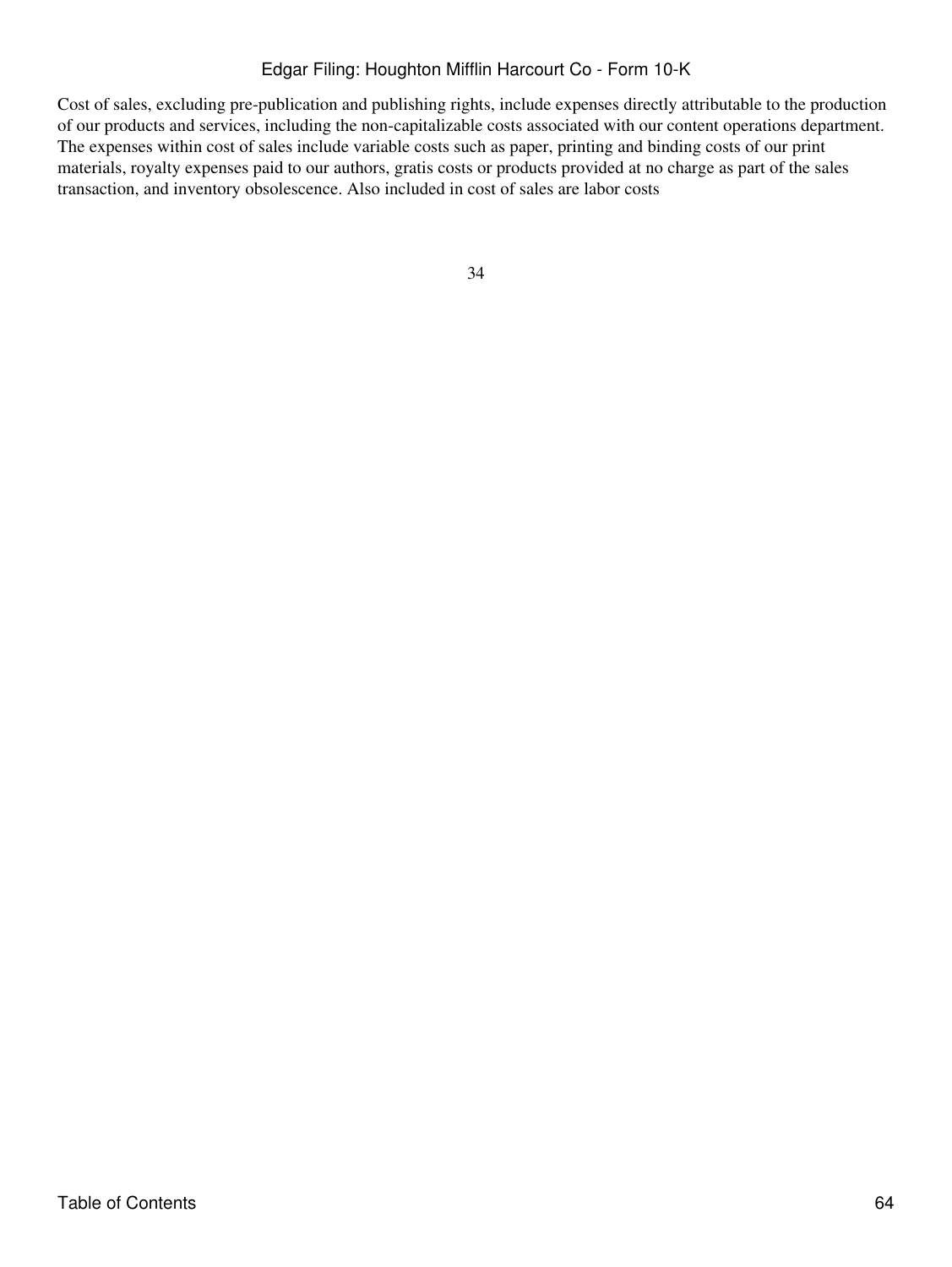Cost of sales, excluding pre-publication and publishing rights, include expenses directly attributable to the production of our products and services, including the non-capitalizable costs associated with our content operations department. The expenses within cost of sales include variable costs such as paper, printing and binding costs of our print materials, royalty expenses paid to our authors, gratis costs or products provided at no charge as part of the sales transaction, and inventory obsolescence. Also included in cost of sales are labor costs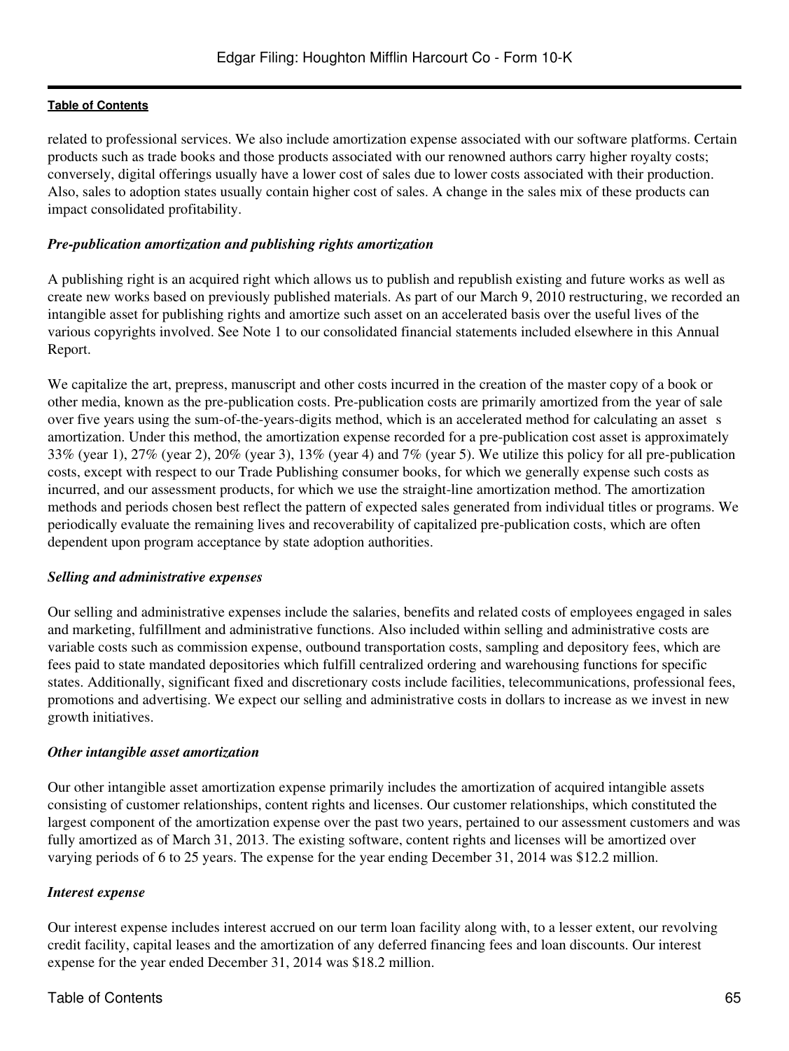related to professional services. We also include amortization expense associated with our software platforms. Certain products such as trade books and those products associated with our renowned authors carry higher royalty costs; conversely, digital offerings usually have a lower cost of sales due to lower costs associated with their production. Also, sales to adoption states usually contain higher cost of sales. A change in the sales mix of these products can impact consolidated profitability.

***Pre-publication amortization and publishing rights amortization***

A publishing right is an acquired right which allows us to publish and republish existing and future works as well as create new works based on previously published materials. As part of our March 9, 2010 restructuring, we recorded an intangible asset for publishing rights and amortize such asset on an accelerated basis over the useful lives of the various copyrights involved. See Note 1 to our consolidated financial statements included elsewhere in this Annual Report.

We capitalize the art, prepress, manuscript and other costs incurred in the creation of the master copy of a book or other media, known as the pre-publication costs. Pre-publication costs are primarily amortized from the year of sale over five years using the sum-of-the-years-digits method, which is an accelerated method for calculating an asset s amortization. Under this method, the amortization expense recorded for a pre-publication cost asset is approximately 33% (year 1), 27% (year 2), 20% (year 3), 13% (year 4) and 7% (year 5). We utilize this policy for all pre-publication costs, except with respect to our Trade Publishing consumer books, for which we generally expense such costs as incurred, and our assessment products, for which we use the straight-line amortization method. The amortization methods and periods chosen best reflect the pattern of expected sales generated from individual titles or programs. We periodically evaluate the remaining lives and recoverability of capitalized pre-publication costs, which are often dependent upon program acceptance by state adoption authorities.

***Selling and administrative expenses***

Our selling and administrative expenses include the salaries, benefits and related costs of employees engaged in sales and marketing, fulfillment and administrative functions. Also included within selling and administrative costs are variable costs such as commission expense, outbound transportation costs, sampling and depository fees, which are fees paid to state mandated depositories which fulfill centralized ordering and warehousing functions for specific states. Additionally, significant fixed and discretionary costs include facilities, telecommunications, professional fees, promotions and advertising. We expect our selling and administrative costs in dollars to increase as we invest in new growth initiatives.

***Other intangible asset amortization***

Our other intangible asset amortization expense primarily includes the amortization of acquired intangible assets consisting of customer relationships, content rights and licenses. Our customer relationships, which constituted the largest component of the amortization expense over the past two years, pertained to our assessment customers and was fully amortized as of March 31, 2013. The existing software, content rights and licenses will be amortized over varying periods of 6 to 25 years. The expense for the year ending December 31, 2014 was $12.2 million.

***Interest expense***

Our interest expense includes interest accrued on our term loan facility along with, to a lesser extent, our revolving credit facility, capital leases and the amortization of any deferred financing fees and loan discounts. Our interest expense for the year ended December 31, 2014 was $18.2 million.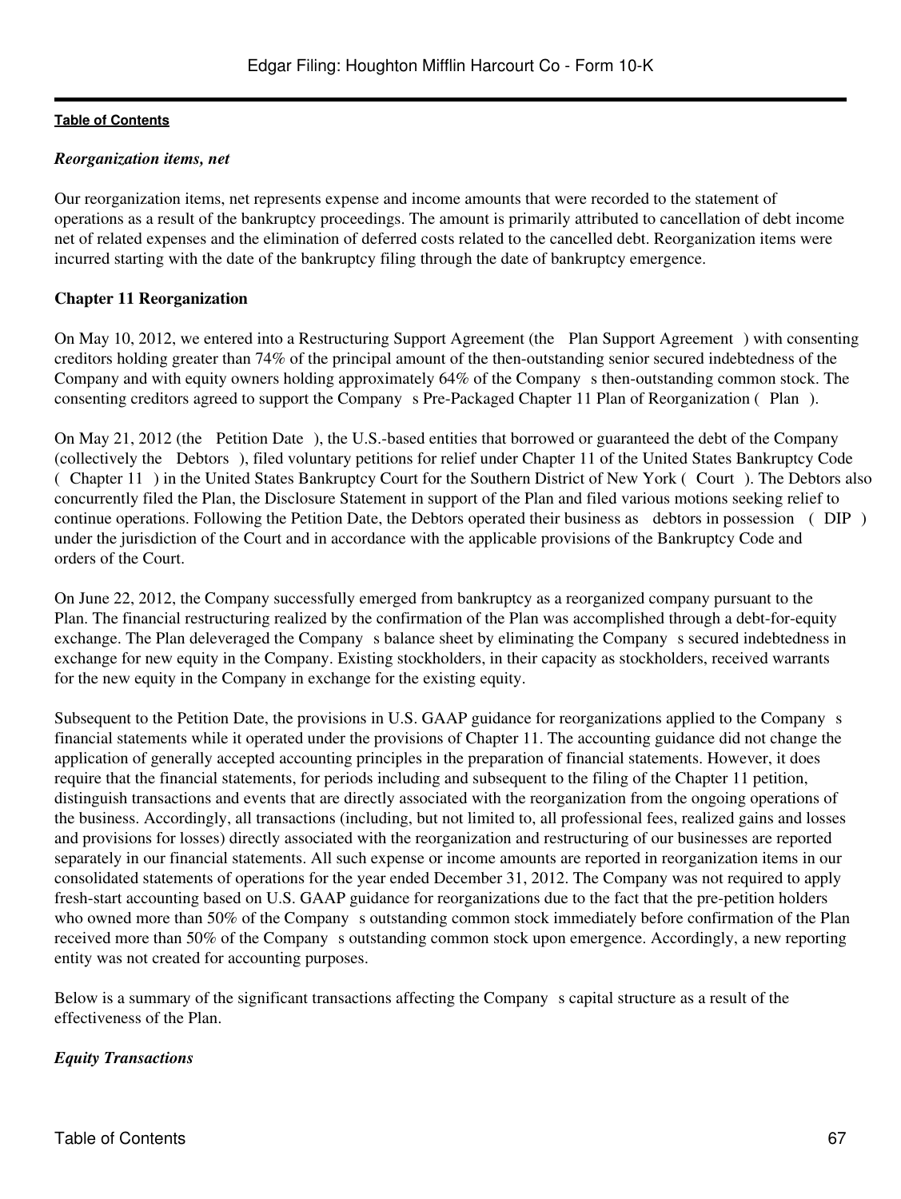*Reorganization items, net*

Our reorganization items, net represents expense and income amounts that were recorded to the statement of operations as a result of the bankruptcy proceedings. The amount is primarily attributed to cancellation of debt income net of related expenses and the elimination of deferred costs related to the cancelled debt. Reorganization items were incurred starting with the date of the bankruptcy filing through the date of bankruptcy emergence.

**Chapter 11 Reorganization**

On May 10, 2012, we entered into a Restructuring Support Agreement (the Plan Support Agreement ) with consenting creditors holding greater than 74% of the principal amount of the then-outstanding senior secured indebtedness of the Company and with equity owners holding approximately 64% of the Company s then-outstanding common stock. The consenting creditors agreed to support the Company s Pre-Packaged Chapter 11 Plan of Reorganization ( Plan ).

On May 21, 2012 (the Petition Date ), the U.S.-based entities that borrowed or guaranteed the debt of the Company (collectively the Debtors ), filed voluntary petitions for relief under Chapter 11 of the United States Bankruptcy Code ( Chapter 11 ) in the United States Bankruptcy Court for the Southern District of New York ( Court ). The Debtors also concurrently filed the Plan, the Disclosure Statement in support of the Plan and filed various motions seeking relief to continue operations. Following the Petition Date, the Debtors operated their business as debtors in possession ( DIP ) under the jurisdiction of the Court and in accordance with the applicable provisions of the Bankruptcy Code and orders of the Court.

On June 22, 2012, the Company successfully emerged from bankruptcy as a reorganized company pursuant to the Plan. The financial restructuring realized by the confirmation of the Plan was accomplished through a debt-for-equity exchange. The Plan deleveraged the Company s balance sheet by eliminating the Company s secured indebtedness in exchange for new equity in the Company. Existing stockholders, in their capacity as stockholders, received warrants for the new equity in the Company in exchange for the existing equity.

Subsequent to the Petition Date, the provisions in U.S. GAAP guidance for reorganizations applied to the Company s financial statements while it operated under the provisions of Chapter 11. The accounting guidance did not change the application of generally accepted accounting principles in the preparation of financial statements. However, it does require that the financial statements, for periods including and subsequent to the filing of the Chapter 11 petition, distinguish transactions and events that are directly associated with the reorganization from the ongoing operations of the business. Accordingly, all transactions (including, but not limited to, all professional fees, realized gains and losses and provisions for losses) directly associated with the reorganization and restructuring of our businesses are reported separately in our financial statements. All such expense or income amounts are reported in reorganization items in our consolidated statements of operations for the year ended December 31, 2012. The Company was not required to apply fresh-start accounting based on U.S. GAAP guidance for reorganizations due to the fact that the pre-petition holders who owned more than 50% of the Company s outstanding common stock immediately before confirmation of the Plan received more than 50% of the Company s outstanding common stock upon emergence. Accordingly, a new reporting entity was not created for accounting purposes.

Below is a summary of the significant transactions affecting the Company s capital structure as a result of the effectiveness of the Plan.

*Equity Transactions*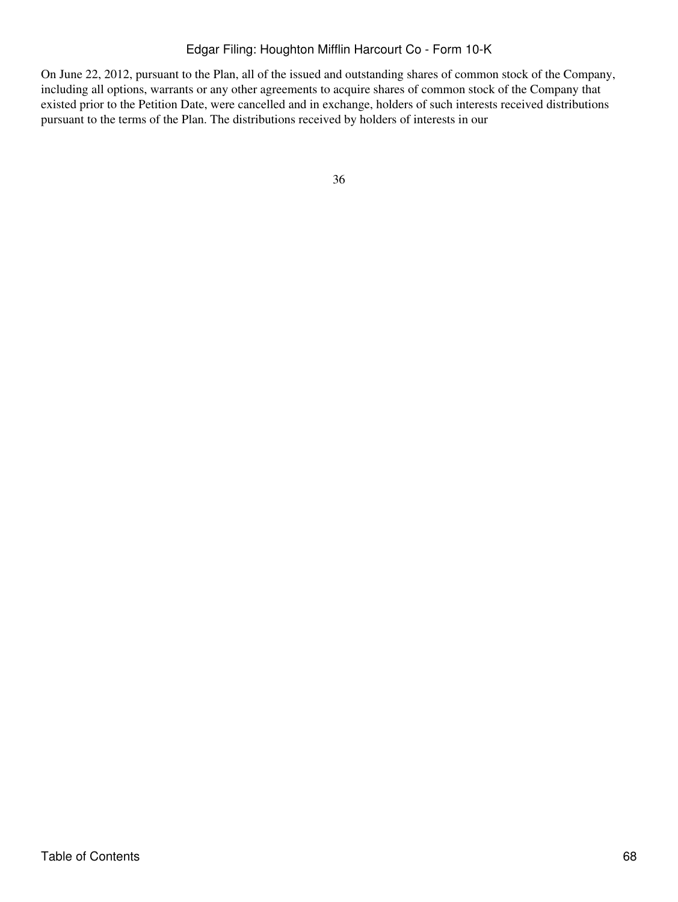On June 22, 2012, pursuant to the Plan, all of the issued and outstanding shares of common stock of the Company, including all options, warrants or any other agreements to acquire shares of common stock of the Company that existed prior to the Petition Date, were cancelled and in exchange, holders of such interests received distributions pursuant to the terms of the Plan. The distributions received by holders of interests in our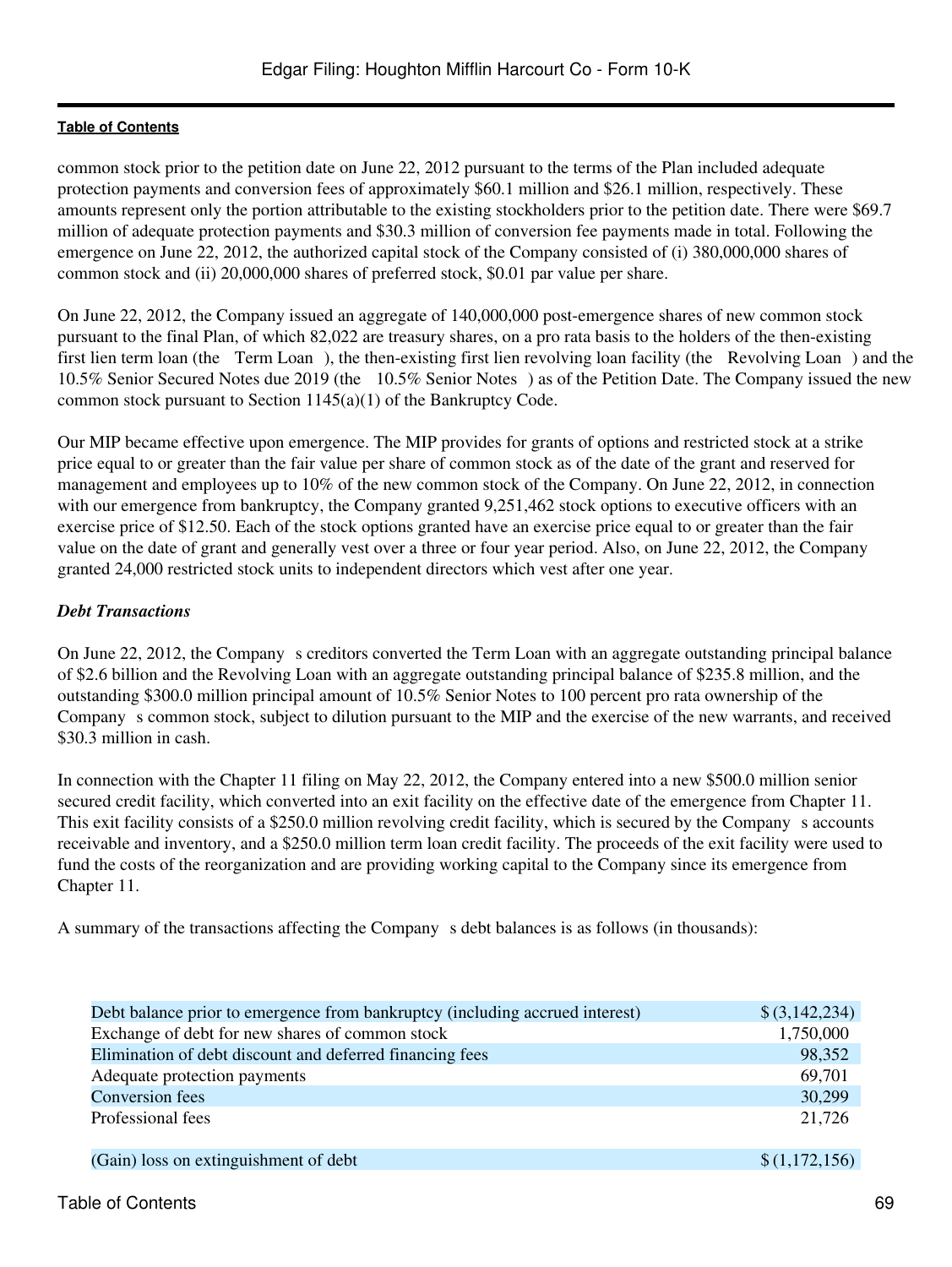common stock prior to the petition date on June 22, 2012 pursuant to the terms of the Plan included adequate protection payments and conversion fees of approximately $60.1 million and $26.1 million, respectively. These amounts represent only the portion attributable to the existing stockholders prior to the petition date. There were $69.7 million of adequate protection payments and $30.3 million of conversion fee payments made in total. Following the emergence on June 22, 2012, the authorized capital stock of the Company consisted of (i) 380,000,000 shares of common stock and (ii) 20,000,000 shares of preferred stock, $0.01 par value per share.

On June 22, 2012, the Company issued an aggregate of 140,000,000 post-emergence shares of new common stock pursuant to the final Plan, of which 82,022 are treasury shares, on a pro rata basis to the holders of the then-existing first lien term loan (the Term Loan ), the then-existing first lien revolving loan facility (the Revolving Loan ) and the 10.5% Senior Secured Notes due 2019 (the 10.5% Senior Notes ) as of the Petition Date. The Company issued the new common stock pursuant to Section 1145(a)(1) of the Bankruptcy Code.

Our MIP became effective upon emergence. The MIP provides for grants of options and restricted stock at a strike price equal to or greater than the fair value per share of common stock as of the date of the grant and reserved for management and employees up to 10% of the new common stock of the Company. On June 22, 2012, in connection with our emergence from bankruptcy, the Company granted 9,251,462 stock options to executive officers with an exercise price of $12.50. Each of the stock options granted have an exercise price equal to or greater than the fair value on the date of grant and generally vest over a three or four year period. Also, on June 22, 2012, the Company granted 24,000 restricted stock units to independent directors which vest after one year.

***Debt Transactions***

On June 22, 2012, the Company s creditors converted the Term Loan with an aggregate outstanding principal balance of $2.6 billion and the Revolving Loan with an aggregate outstanding principal balance of $235.8 million, and the outstanding $300.0 million principal amount of 10.5% Senior Notes to 100 percent pro rata ownership of the Company s common stock, subject to dilution pursuant to the MIP and the exercise of the new warrants, and received $30.3 million in cash.

In connection with the Chapter 11 filing on May 22, 2012, the Company entered into a new $500.0 million senior secured credit facility, which converted into an exit facility on the effective date of the emergence from Chapter 11. This exit facility consists of a $250.0 million revolving credit facility, which is secured by the Company s accounts receivable and inventory, and a $250.0 million term loan credit facility. The proceeds of the exit facility were used to fund the costs of the reorganization and are providing working capital to the Company since its emergence from Chapter 11.

A summary of the transactions affecting the Company s debt balances is as follows (in thousands):

| | |
|---|---|
| Debt balance prior to emergence from bankruptcy (including accrued interest) | $ (3,142,234) |
| Exchange of debt for new shares of common stock | 1,750,000 |
| Elimination of debt discount and deferred financing fees | 98,352 |
| Adequate protection payments | 69,701 |
| Conversion fees | 30,299 |
| Professional fees | 21,726 |
| (Gain) loss on extinguishment of debt | $ (1,172,156) |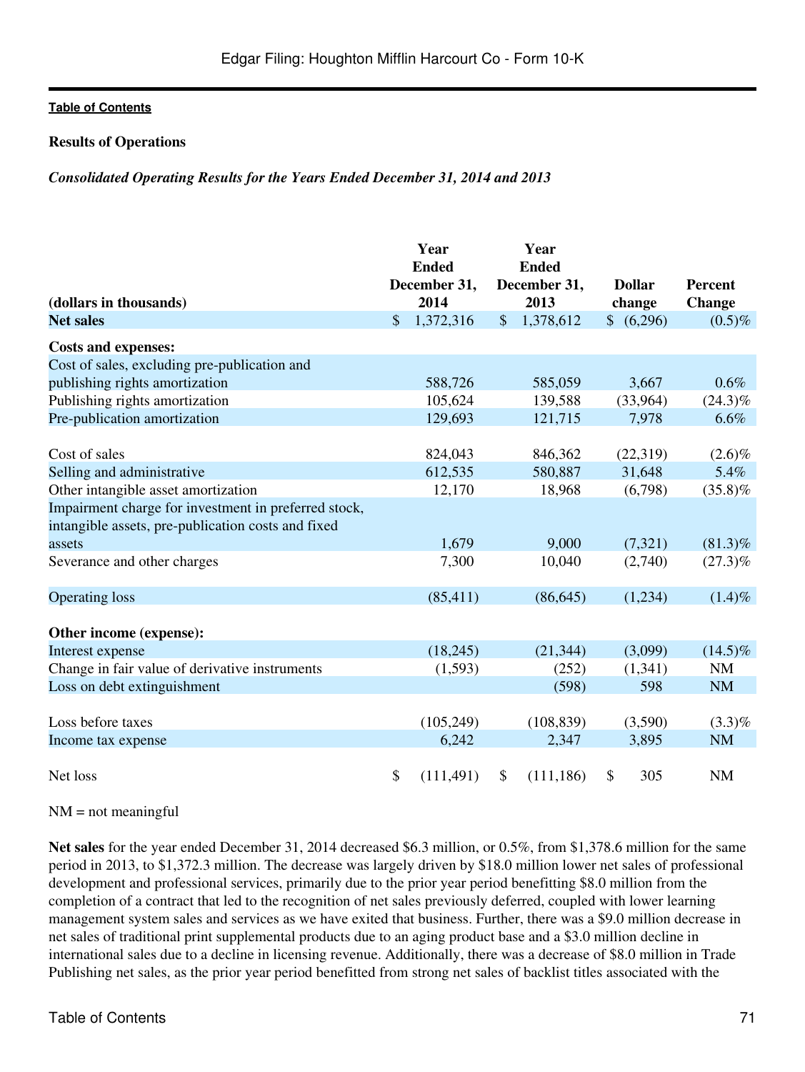Table of Contents

**Results of Operations**

***Consolidated Operating Results for the Years Ended December 31, 2014 and 2013***

| (dollars in thousands) | Year Ended December 31, 2014 | Year Ended December 31, 2013 | Dollar change | Percent Change |
|---|---|---|---|---|
| **Net sales** | $ 1,372,316 | $ 1,378,612 | $ (6,296) | (0.5)% |
| **Costs and expenses:** | | | | |
| Cost of sales, excluding pre-publication and publishing rights amortization | 588,726 | 585,059 | 3,667 | 0.6% |
| Publishing rights amortization | 105,624 | 139,588 | (33,964) | (24.3)% |
| Pre-publication amortization | 129,693 | 121,715 | 7,978 | 6.6% |
| Cost of sales | 824,043 | 846,362 | (22,319) | (2.6)% |
| Selling and administrative | 612,535 | 580,887 | 31,648 | 5.4% |
| Other intangible asset amortization | 12,170 | 18,968 | (6,798) | (35.8)% |
| Impairment charge for investment in preferred stock, intangible assets, pre-publication costs and fixed assets | 1,679 | 9,000 | (7,321) | (81.3)% |
| Severance and other charges | 7,300 | 10,040 | (2,740) | (27.3)% |
| Operating loss | (85,411) | (86,645) | (1,234) | (1.4)% |
| **Other income (expense):** | | | | |
| Interest expense | (18,245) | (21,344) | (3,099) | (14.5)% |
| Change in fair value of derivative instruments | (1,593) | (252) | (1,341) | NM |
| Loss on debt extinguishment | | (598) | 598 | NM |
| Loss before taxes | (105,249) | (108,839) | (3,590) | (3.3)% |
| Income tax expense | 6,242 | 2,347 | 3,895 | NM |
| Net loss | $ (111,491) | $ (111,186) | $ 305 | NM |

NM = not meaningful

**Net sales** for the year ended December 31, 2014 decreased $6.3 million, or 0.5%, from $1,378.6 million for the same period in 2013, to $1,372.3 million. The decrease was largely driven by $18.0 million lower net sales of professional development and professional services, primarily due to the prior year period benefitting $8.0 million from the completion of a contract that led to the recognition of net sales previously deferred, coupled with lower learning management system sales and services as we have exited that business. Further, there was a $9.0 million decrease in net sales of traditional print supplemental products due to an aging product base and a $3.0 million decline in international sales due to a decline in licensing revenue. Additionally, there was a decrease of $8.0 million in Trade Publishing net sales, as the prior year period benefitted from strong net sales of backlist titles associated with the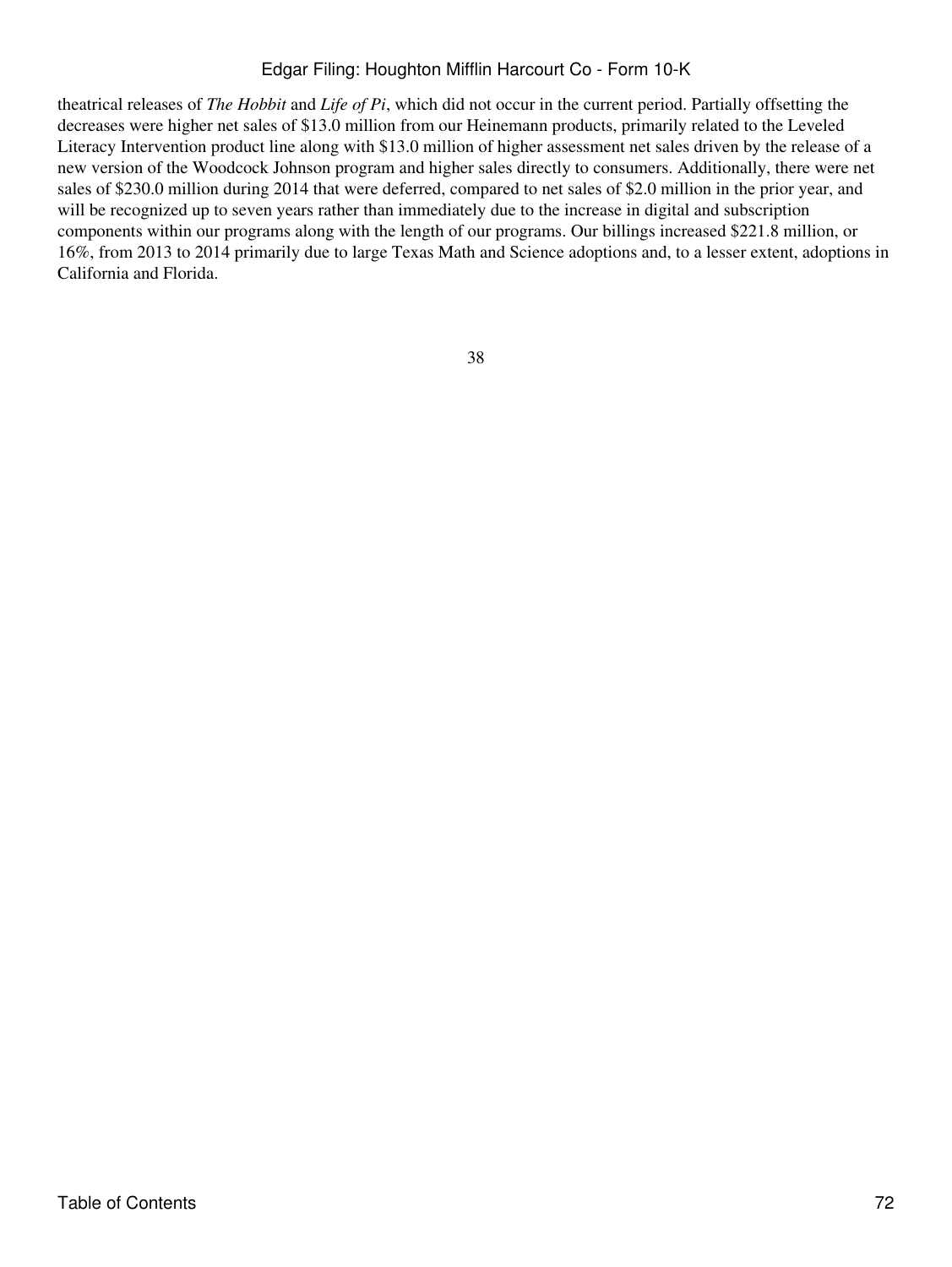theatrical releases of *The Hobbit* and *Life of Pi*, which did not occur in the current period. Partially offsetting the decreases were higher net sales of $13.0 million from our Heinemann products, primarily related to the Leveled Literacy Intervention product line along with $13.0 million of higher assessment net sales driven by the release of a new version of the Woodcock Johnson program and higher sales directly to consumers. Additionally, there were net sales of $230.0 million during 2014 that were deferred, compared to net sales of $2.0 million in the prior year, and will be recognized up to seven years rather than immediately due to the increase in digital and subscription components within our programs along with the length of our programs. Our billings increased $221.8 million, or 16%, from 2013 to 2014 primarily due to large Texas Math and Science adoptions and, to a lesser extent, adoptions in California and Florida.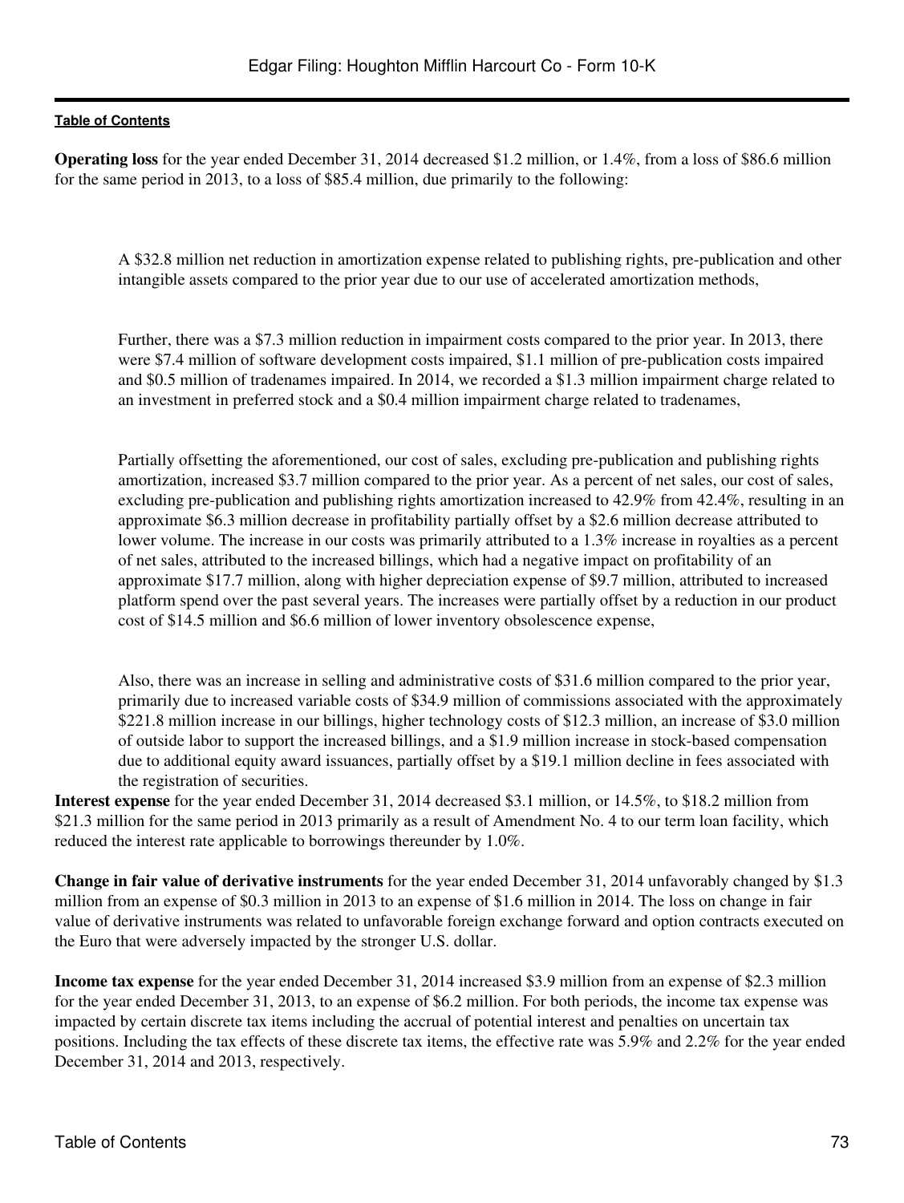**Operating loss** for the year ended December 31, 2014 decreased $1.2 million, or 1.4%, from a loss of $86.6 million for the same period in 2013, to a loss of $85.4 million, due primarily to the following:

A $32.8 million net reduction in amortization expense related to publishing rights, pre-publication and other intangible assets compared to the prior year due to our use of accelerated amortization methods,

Further, there was a $7.3 million reduction in impairment costs compared to the prior year. In 2013, there were $7.4 million of software development costs impaired, $1.1 million of pre-publication costs impaired and $0.5 million of tradenames impaired. In 2014, we recorded a $1.3 million impairment charge related to an investment in preferred stock and a $0.4 million impairment charge related to tradenames,

Partially offsetting the aforementioned, our cost of sales, excluding pre-publication and publishing rights amortization, increased $3.7 million compared to the prior year. As a percent of net sales, our cost of sales, excluding pre-publication and publishing rights amortization increased to 42.9% from 42.4%, resulting in an approximate $6.3 million decrease in profitability partially offset by a $2.6 million decrease attributed to lower volume. The increase in our costs was primarily attributed to a 1.3% increase in royalties as a percent of net sales, attributed to the increased billings, which had a negative impact on profitability of an approximate $17.7 million, along with higher depreciation expense of $9.7 million, attributed to increased platform spend over the past several years. The increases were partially offset by a reduction in our product cost of $14.5 million and $6.6 million of lower inventory obsolescence expense,

Also, there was an increase in selling and administrative costs of $31.6 million compared to the prior year, primarily due to increased variable costs of $34.9 million of commissions associated with the approximately $221.8 million increase in our billings, higher technology costs of $12.3 million, an increase of $3.0 million of outside labor to support the increased billings, and a $1.9 million increase in stock-based compensation due to additional equity award issuances, partially offset by a $19.1 million decline in fees associated with the registration of securities.

**Interest expense** for the year ended December 31, 2014 decreased $3.1 million, or 14.5%, to $18.2 million from $21.3 million for the same period in 2013 primarily as a result of Amendment No. 4 to our term loan facility, which reduced the interest rate applicable to borrowings thereunder by 1.0%.

**Change in fair value of derivative instruments** for the year ended December 31, 2014 unfavorably changed by $1.3 million from an expense of $0.3 million in 2013 to an expense of $1.6 million in 2014. The loss on change in fair value of derivative instruments was related to unfavorable foreign exchange forward and option contracts executed on the Euro that were adversely impacted by the stronger U.S. dollar.

**Income tax expense** for the year ended December 31, 2014 increased $3.9 million from an expense of $2.3 million for the year ended December 31, 2013, to an expense of $6.2 million. For both periods, the income tax expense was impacted by certain discrete tax items including the accrual of potential interest and penalties on uncertain tax positions. Including the tax effects of these discrete tax items, the effective rate was 5.9% and 2.2% for the year ended December 31, 2014 and 2013, respectively.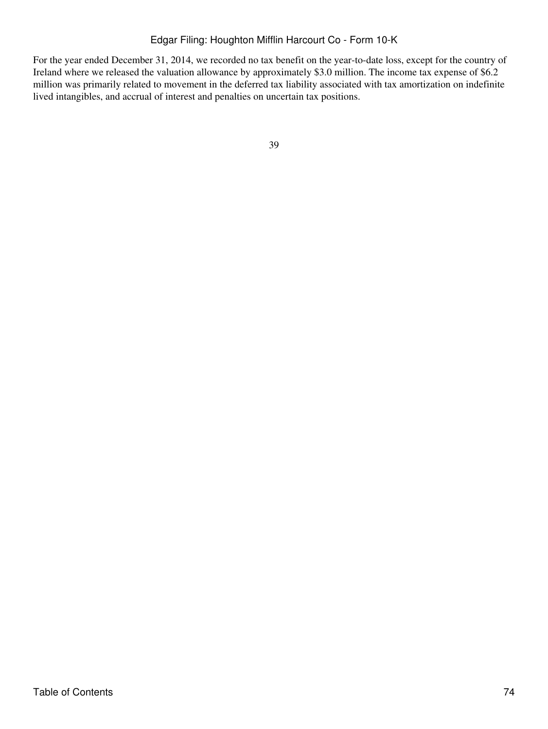For the year ended December 31, 2014, we recorded no tax benefit on the year-to-date loss, except for the country of Ireland where we released the valuation allowance by approximately $3.0 million. The income tax expense of $6.2 million was primarily related to movement in the deferred tax liability associated with tax amortization on indefinite lived intangibles, and accrual of interest and penalties on uncertain tax positions.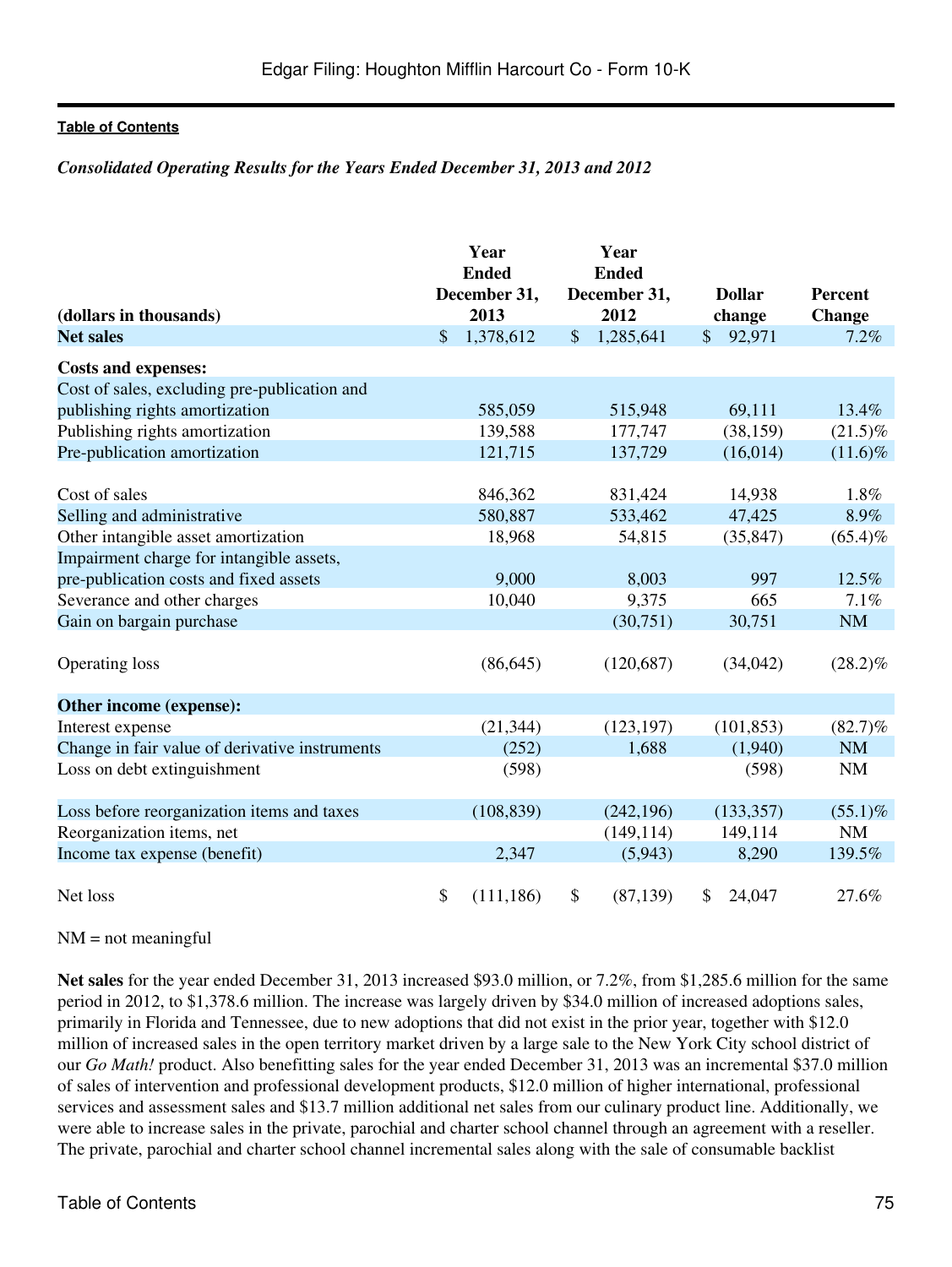*Consolidated Operating Results for the Years Ended December 31, 2013 and 2012*

| (dollars in thousands) | Year Ended December 31, 2013 | Year Ended December 31, 2012 | Dollar change | Percent Change |
|---|---|---|---|---|
| **Net sales** | $ 1,378,612 | $ 1,285,641 | $ 92,971 | 7.2% |
| **Costs and expenses:** | | | | |
| Cost of sales, excluding pre-publication and publishing rights amortization | 585,059 | 515,948 | 69,111 | 13.4% |
| Publishing rights amortization | 139,588 | 177,747 | (38,159) | (21.5)% |
| Pre-publication amortization | 121,715 | 137,729 | (16,014) | (11.6)% |
| Cost of sales | 846,362 | 831,424 | 14,938 | 1.8% |
| Selling and administrative | 580,887 | 533,462 | 47,425 | 8.9% |
| Other intangible asset amortization | 18,968 | 54,815 | (35,847) | (65.4)% |
| Impairment charge for intangible assets, pre-publication costs and fixed assets | 9,000 | 8,003 | 997 | 12.5% |
| Severance and other charges | 10,040 | 9,375 | 665 | 7.1% |
| Gain on bargain purchase | | (30,751) | 30,751 | NM |
| Operating loss | (86,645) | (120,687) | (34,042) | (28.2)% |
| **Other income (expense):** | | | | |
| Interest expense | (21,344) | (123,197) | (101,853) | (82.7)% |
| Change in fair value of derivative instruments | (252) | 1,688 | (1,940) | NM |
| Loss on debt extinguishment | (598) | | (598) | NM |
| Loss before reorganization items and taxes | (108,839) | (242,196) | (133,357) | (55.1)% |
| Reorganization items, net | | (149,114) | 149,114 | NM |
| Income tax expense (benefit) | 2,347 | (5,943) | 8,290 | 139.5% |
| Net loss | $ (111,186) | $ (87,139) | $ 24,047 | 27.6% |

NM = not meaningful

**Net sales** for the year ended December 31, 2013 increased $93.0 million, or 7.2%, from $1,285.6 million for the same period in 2012, to $1,378.6 million. The increase was largely driven by $34.0 million of increased adoptions sales, primarily in Florida and Tennessee, due to new adoptions that did not exist in the prior year, together with $12.0 million of increased sales in the open territory market driven by a large sale to the New York City school district of our *Go Math!* product. Also benefitting sales for the year ended December 31, 2013 was an incremental $37.0 million of sales of intervention and professional development products, $12.0 million of higher international, professional services and assessment sales and $13.7 million additional net sales from our culinary product line. Additionally, we were able to increase sales in the private, parochial and charter school channel through an agreement with a reseller. The private, parochial and charter school channel incremental sales along with the sale of consumable backlist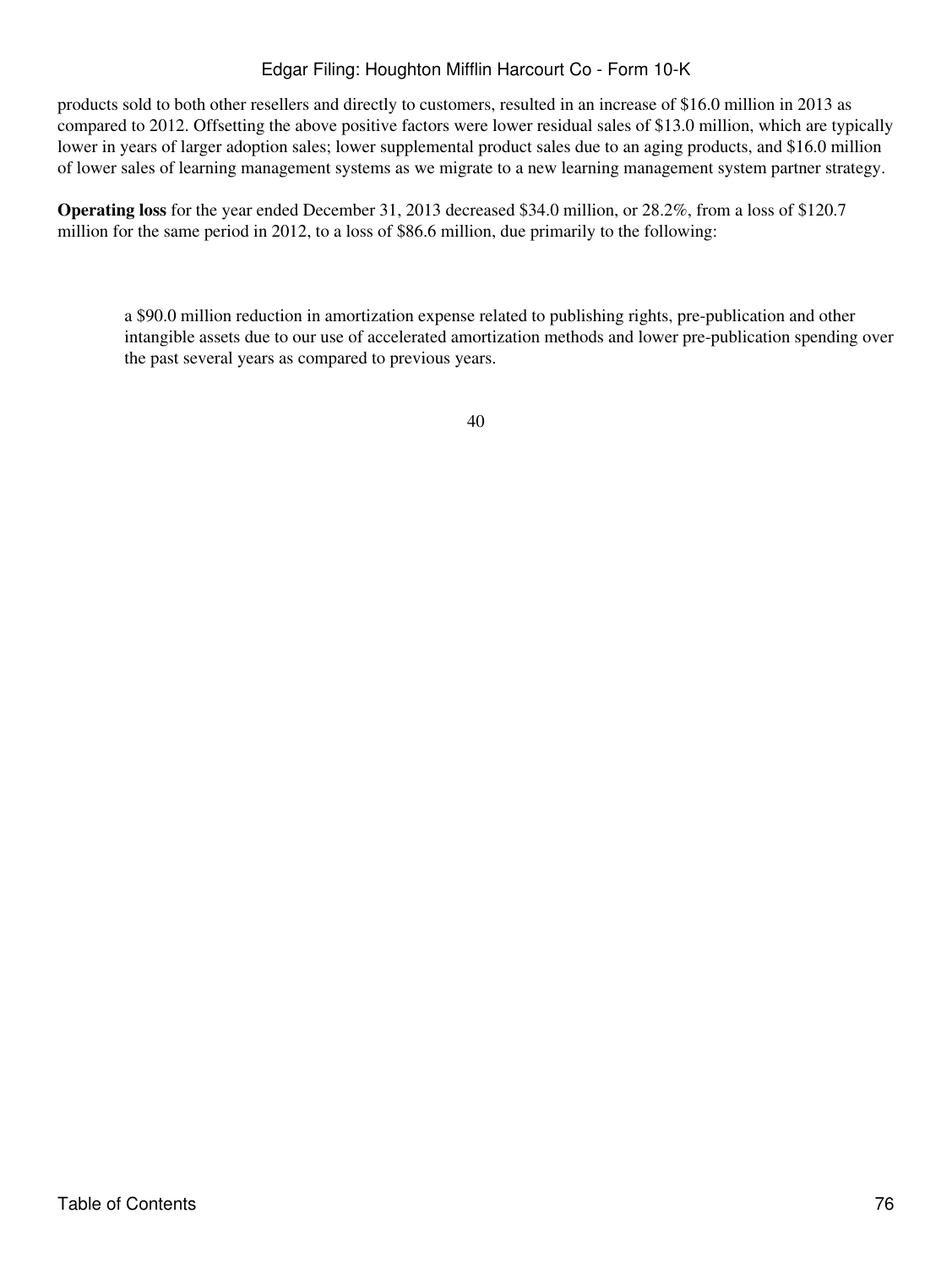products sold to both other resellers and directly to customers, resulted in an increase of $16.0 million in 2013 as compared to 2012. Offsetting the above positive factors were lower residual sales of $13.0 million, which are typically lower in years of larger adoption sales; lower supplemental product sales due to an aging products, and $16.0 million of lower sales of learning management systems as we migrate to a new learning management system partner strategy.

**Operating loss** for the year ended December 31, 2013 decreased $34.0 million, or 28.2%, from a loss of $120.7 million for the same period in 2012, to a loss of $86.6 million, due primarily to the following:

- a $90.0 million reduction in amortization expense related to publishing rights, pre-publication and other intangible assets due to our use of accelerated amortization methods and lower pre-publication spending over the past several years as compared to previous years.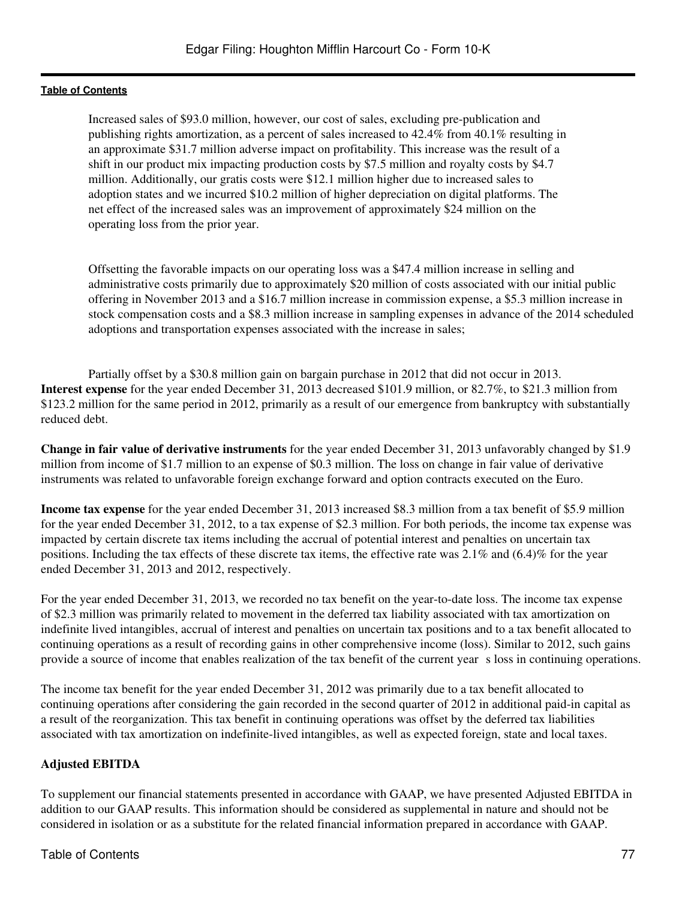Increased sales of $93.0 million, however, our cost of sales, excluding pre-publication and publishing rights amortization, as a percent of sales increased to 42.4% from 40.1% resulting in an approximate $31.7 million adverse impact on profitability. This increase was the result of a shift in our product mix impacting production costs by $7.5 million and royalty costs by $4.7 million. Additionally, our gratis costs were $12.1 million higher due to increased sales to adoption states and we incurred $10.2 million of higher depreciation on digital platforms. The net effect of the increased sales was an improvement of approximately $24 million on the operating loss from the prior year.

Offsetting the favorable impacts on our operating loss was a $47.4 million increase in selling and administrative costs primarily due to approximately $20 million of costs associated with our initial public offering in November 2013 and a $16.7 million increase in commission expense, a $5.3 million increase in stock compensation costs and a $8.3 million increase in sampling expenses in advance of the 2014 scheduled adoptions and transportation expenses associated with the increase in sales;

Partially offset by a $30.8 million gain on bargain purchase in 2012 that did not occur in 2013.

**Interest expense** for the year ended December 31, 2013 decreased $101.9 million, or 82.7%, to $21.3 million from $123.2 million for the same period in 2012, primarily as a result of our emergence from bankruptcy with substantially reduced debt.

**Change in fair value of derivative instruments** for the year ended December 31, 2013 unfavorably changed by $1.9 million from income of $1.7 million to an expense of $0.3 million. The loss on change in fair value of derivative instruments was related to unfavorable foreign exchange forward and option contracts executed on the Euro.

**Income tax expense** for the year ended December 31, 2013 increased $8.3 million from a tax benefit of $5.9 million for the year ended December 31, 2012, to a tax expense of $2.3 million. For both periods, the income tax expense was impacted by certain discrete tax items including the accrual of potential interest and penalties on uncertain tax positions. Including the tax effects of these discrete tax items, the effective rate was 2.1% and (6.4)% for the year ended December 31, 2013 and 2012, respectively.

For the year ended December 31, 2013, we recorded no tax benefit on the year-to-date loss. The income tax expense of $2.3 million was primarily related to movement in the deferred tax liability associated with tax amortization on indefinite lived intangibles, accrual of interest and penalties on uncertain tax positions and to a tax benefit allocated to continuing operations as a result of recording gains in other comprehensive income (loss). Similar to 2012, such gains provide a source of income that enables realization of the tax benefit of the current year s loss in continuing operations.

The income tax benefit for the year ended December 31, 2012 was primarily due to a tax benefit allocated to continuing operations after considering the gain recorded in the second quarter of 2012 in additional paid-in capital as a result of the reorganization. This tax benefit in continuing operations was offset by the deferred tax liabilities associated with tax amortization on indefinite-lived intangibles, as well as expected foreign, state and local taxes.

**Adjusted EBITDA**

To supplement our financial statements presented in accordance with GAAP, we have presented Adjusted EBITDA in addition to our GAAP results. This information should be considered as supplemental in nature and should not be considered in isolation or as a substitute for the related financial information prepared in accordance with GAAP.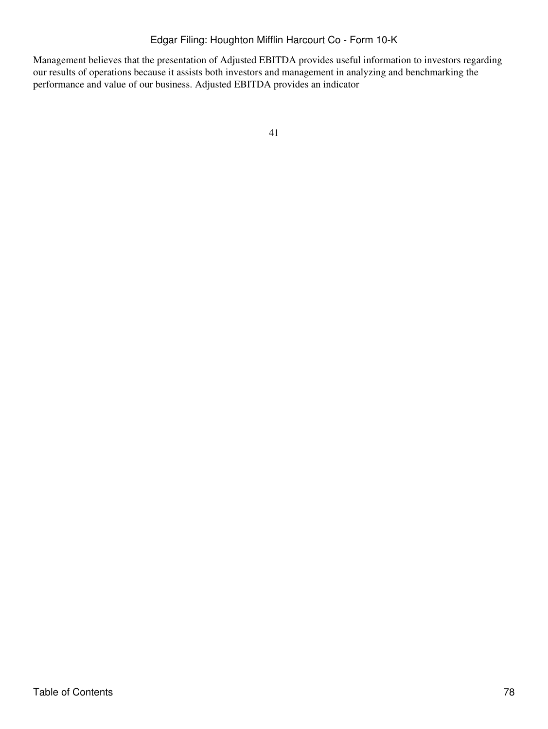Management believes that the presentation of Adjusted EBITDA provides useful information to investors regarding our results of operations because it assists both investors and management in analyzing and benchmarking the performance and value of our business. Adjusted EBITDA provides an indicator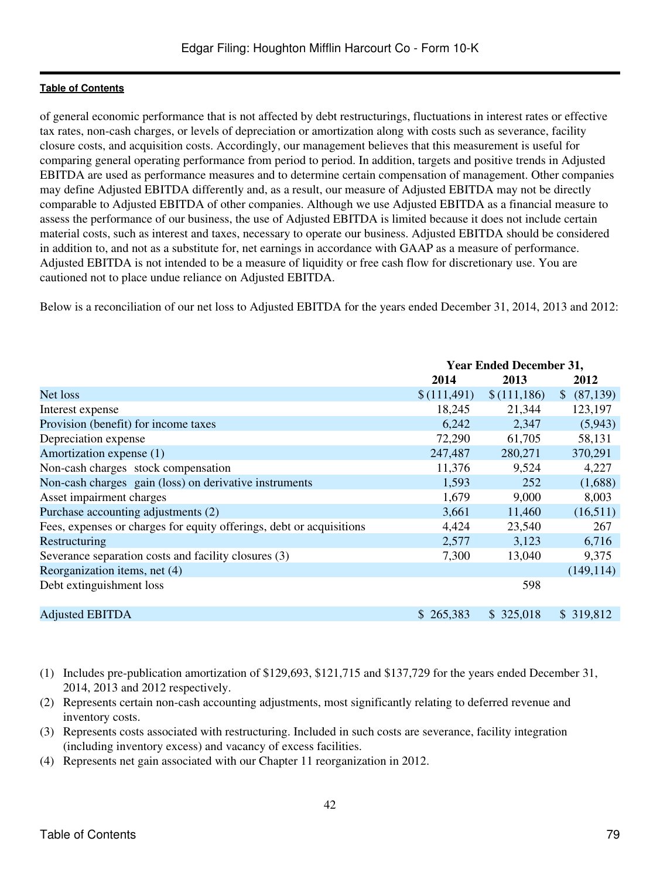of general economic performance that is not affected by debt restructurings, fluctuations in interest rates or effective tax rates, non-cash charges, or levels of depreciation or amortization along with costs such as severance, facility closure costs, and acquisition costs. Accordingly, our management believes that this measurement is useful for comparing general operating performance from period to period. In addition, targets and positive trends in Adjusted EBITDA are used as performance measures and to determine certain compensation of management. Other companies may define Adjusted EBITDA differently and, as a result, our measure of Adjusted EBITDA may not be directly comparable to Adjusted EBITDA of other companies. Although we use Adjusted EBITDA as a financial measure to assess the performance of our business, the use of Adjusted EBITDA is limited because it does not include certain material costs, such as interest and taxes, necessary to operate our business. Adjusted EBITDA should be considered in addition to, and not as a substitute for, net earnings in accordance with GAAP as a measure of performance. Adjusted EBITDA is not intended to be a measure of liquidity or free cash flow for discretionary use. You are cautioned not to place undue reliance on Adjusted EBITDA.

Below is a reconciliation of our net loss to Adjusted EBITDA for the years ended December 31, 2014, 2013 and 2012:

| | Year Ended December 31, | | |
|---|---|---|---|
| | 2014 | 2013 | 2012 |
| Net loss | $ (111,491) | $ (111,186) | $ (87,139) |
| Interest expense | 18,245 | 21,344 | 123,197 |
| Provision (benefit) for income taxes | 6,242 | 2,347 | (5,943) |
| Depreciation expense | 72,290 | 61,705 | 58,131 |
| Amortization expense (1) | 247,487 | 280,271 | 370,291 |
| Non-cash charges stock compensation | 11,376 | 9,524 | 4,227 |
| Non-cash charges gain (loss) on derivative instruments | 1,593 | 252 | (1,688) |
| Asset impairment charges | 1,679 | 9,000 | 8,003 |
| Purchase accounting adjustments (2) | 3,661 | 11,460 | (16,511) |
| Fees, expenses or charges for equity offerings, debt or acquisitions | 4,424 | 23,540 | 267 |
| Restructuring | 2,577 | 3,123 | 6,716 |
| Severance separation costs and facility closures (3) | 7,300 | 13,040 | 9,375 |
| Reorganization items, net (4) | | | (149,114) |
| Debt extinguishment loss | | 598 | |
| Adjusted EBITDA | $ 265,383 | $ 325,018 | $ 319,812 |

(1) Includes pre-publication amortization of $129,693, $121,715 and $137,729 for the years ended December 31, 2014, 2013 and 2012 respectively.

(2) Represents certain non-cash accounting adjustments, most significantly relating to deferred revenue and inventory costs.

(3) Represents costs associated with restructuring. Included in such costs are severance, facility integration (including inventory excess) and vacancy of excess facilities.

(4) Represents net gain associated with our Chapter 11 reorganization in 2012.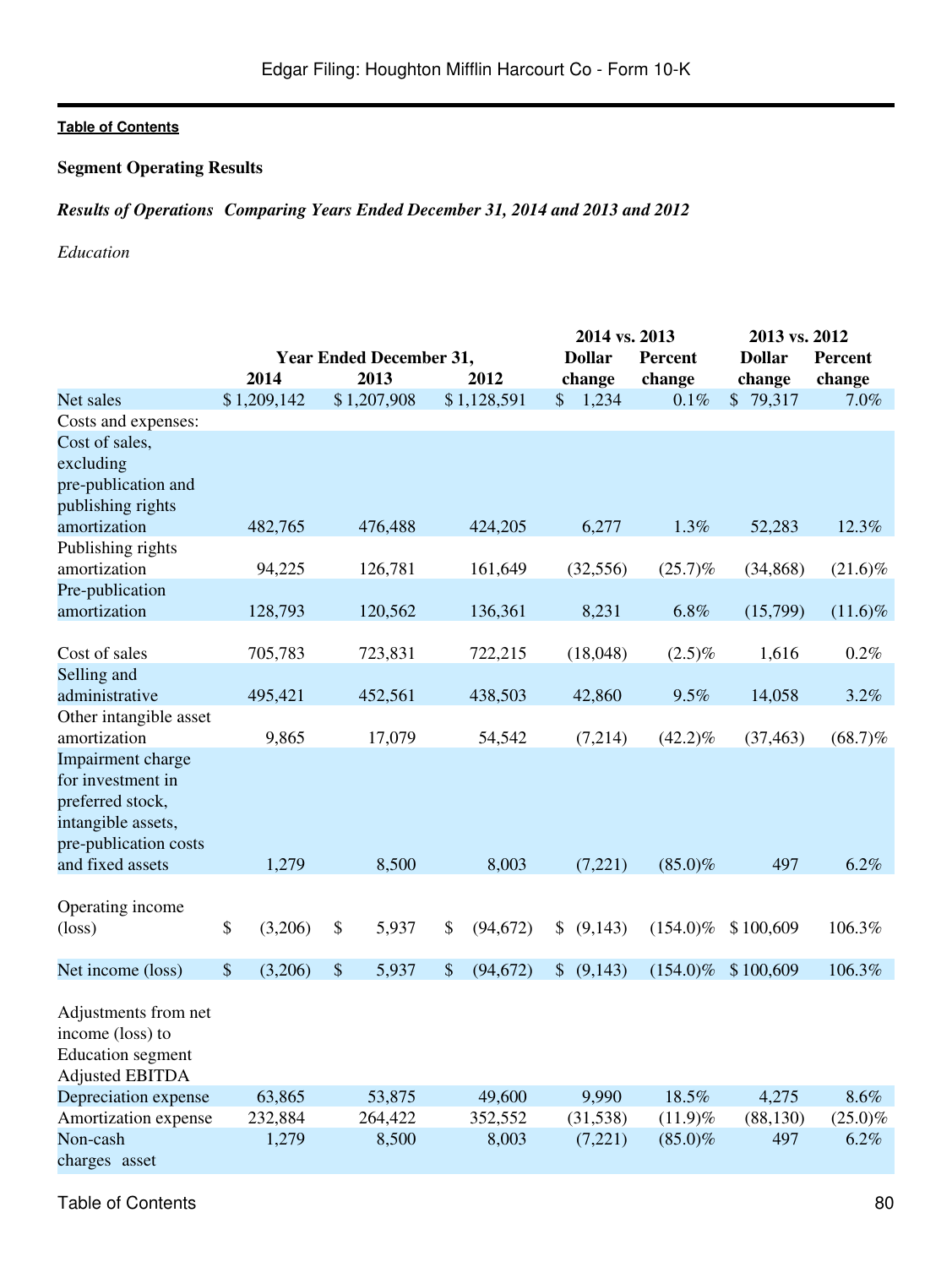## Segment Operating Results

***Results of Operations Comparing Years Ended December 31, 2014 and 2013 and 2012***

*Education*

| | Year Ended December 31, | | | 2014 vs. 2013 | | 2013 vs. 2012 | |
|---|---|---|---|---|---|---|---|
| | 2014 | 2013 | 2012 | Dollar change | Percent change | Dollar change | Percent change |
| Net sales | $ 1,209,142 | $ 1,207,908 | $ 1,128,591 | $ 1,234 | 0.1% | $ 79,317 | 7.0% |
| Costs and expenses: | | | | | | | |
| Cost of sales, excluding pre-publication and publishing rights amortization | 482,765 | 476,488 | 424,205 | 6,277 | 1.3% | 52,283 | 12.3% |
| Publishing rights amortization | 94,225 | 126,781 | 161,649 | (32,556) | (25.7)% | (34,868) | (21.6)% |
| Pre-publication amortization | 128,793 | 120,562 | 136,361 | 8,231 | 6.8% | (15,799) | (11.6)% |
| Cost of sales | 705,783 | 723,831 | 722,215 | (18,048) | (2.5)% | 1,616 | 0.2% |
| Selling and administrative | 495,421 | 452,561 | 438,503 | 42,860 | 9.5% | 14,058 | 3.2% |
| Other intangible asset amortization | 9,865 | 17,079 | 54,542 | (7,214) | (42.2)% | (37,463) | (68.7)% |
| Impairment charge for investment in preferred stock, intangible assets, pre-publication costs and fixed assets | 1,279 | 8,500 | 8,003 | (7,221) | (85.0)% | 497 | 6.2% |
| Operating income (loss) | $ (3,206) | $ 5,937 | $ (94,672) | $ (9,143) | (154.0)% | $ 100,609 | 106.3% |
| Net income (loss) | $ (3,206) | $ 5,937 | $ (94,672) | $ (9,143) | (154.0)% | $ 100,609 | 106.3% |
| Adjustments from net income (loss) to Education segment Adjusted EBITDA | | | | | | | |
| Depreciation expense | 63,865 | 53,875 | 49,600 | 9,990 | 18.5% | 4,275 | 8.6% |
| Amortization expense | 232,884 | 264,422 | 352,552 | (31,538) | (11.9)% | (88,130) | (25.0)% |
| Non-cash charges asset | 1,279 | 8,500 | 8,003 | (7,221) | (85.0)% | 497 | 6.2% |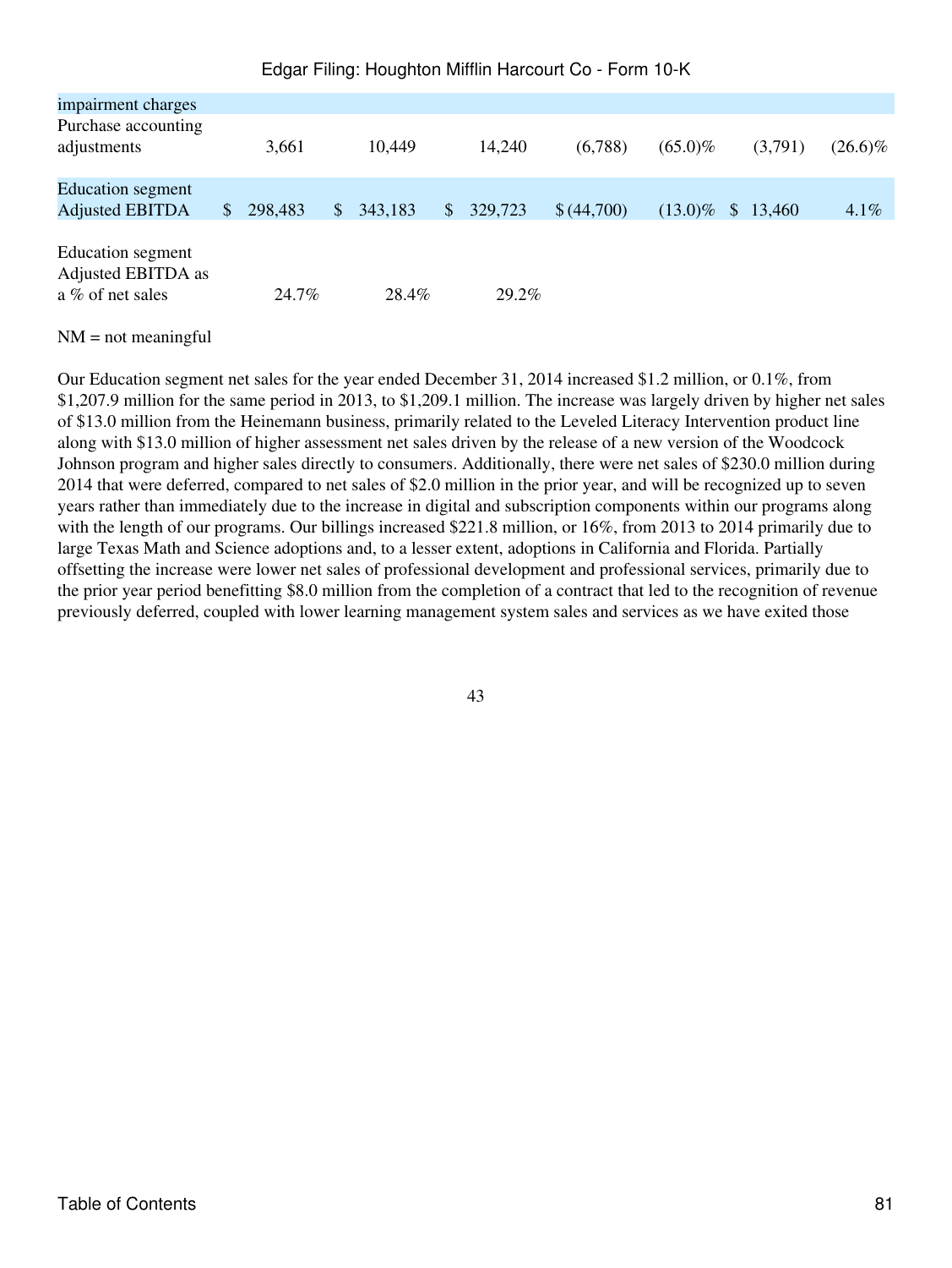| | | | | | | | |
|---|---|---|---|---|---|---|---|
| impairment charges | | | | | | | |
| Purchase accounting adjustments | 3,661 | 10,449 | 14,240 | (6,788) | (65.0)% | (3,791) | (26.6)% |
| Education segment Adjusted EBITDA | $ 298,483 | $ 343,183 | $ 329,723 | $ (44,700) | (13.0)% | $ 13,460 | 4.1% |
| Education segment Adjusted EBITDA as a % of net sales | 24.7% | 28.4% | 29.2% | | | | |

NM = not meaningful

Our Education segment net sales for the year ended December 31, 2014 increased $1.2 million, or 0.1%, from $1,207.9 million for the same period in 2013, to $1,209.1 million. The increase was largely driven by higher net sales of $13.0 million from the Heinemann business, primarily related to the Leveled Literacy Intervention product line along with $13.0 million of higher assessment net sales driven by the release of a new version of the Woodcock Johnson program and higher sales directly to consumers. Additionally, there were net sales of $230.0 million during 2014 that were deferred, compared to net sales of $2.0 million in the prior year, and will be recognized up to seven years rather than immediately due to the increase in digital and subscription components within our programs along with the length of our programs. Our billings increased $221.8 million, or 16%, from 2013 to 2014 primarily due to large Texas Math and Science adoptions and, to a lesser extent, adoptions in California and Florida. Partially offsetting the increase were lower net sales of professional development and professional services, primarily due to the prior year period benefitting $8.0 million from the completion of a contract that led to the recognition of revenue previously deferred, coupled with lower learning management system sales and services as we have exited those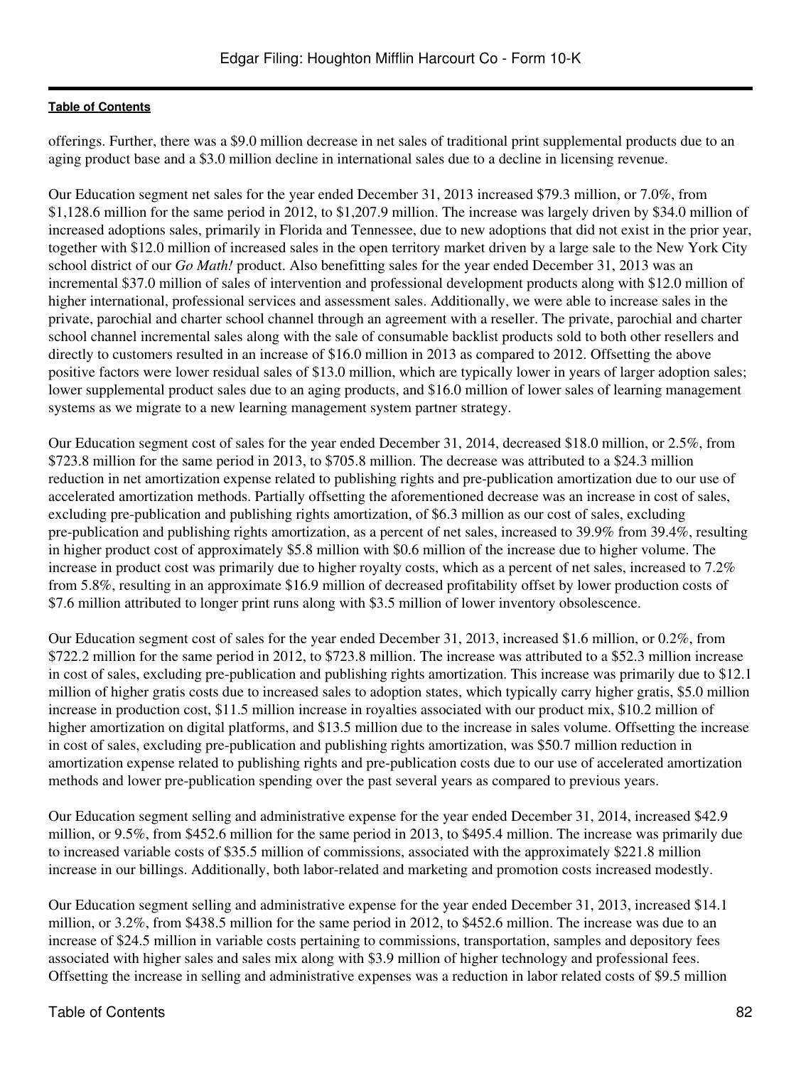offerings. Further, there was a $9.0 million decrease in net sales of traditional print supplemental products due to an aging product base and a $3.0 million decline in international sales due to a decline in licensing revenue.

Our Education segment net sales for the year ended December 31, 2013 increased $79.3 million, or 7.0%, from $1,128.6 million for the same period in 2012, to $1,207.9 million. The increase was largely driven by $34.0 million of increased adoptions sales, primarily in Florida and Tennessee, due to new adoptions that did not exist in the prior year, together with $12.0 million of increased sales in the open territory market driven by a large sale to the New York City school district of our *Go Math!* product. Also benefitting sales for the year ended December 31, 2013 was an incremental $37.0 million of sales of intervention and professional development products along with $12.0 million of higher international, professional services and assessment sales. Additionally, we were able to increase sales in the private, parochial and charter school channel through an agreement with a reseller. The private, parochial and charter school channel incremental sales along with the sale of consumable backlist products sold to both other resellers and directly to customers resulted in an increase of $16.0 million in 2013 as compared to 2012. Offsetting the above positive factors were lower residual sales of $13.0 million, which are typically lower in years of larger adoption sales; lower supplemental product sales due to an aging products, and $16.0 million of lower sales of learning management systems as we migrate to a new learning management system partner strategy.

Our Education segment cost of sales for the year ended December 31, 2014, decreased $18.0 million, or 2.5%, from $723.8 million for the same period in 2013, to $705.8 million. The decrease was attributed to a $24.3 million reduction in net amortization expense related to publishing rights and pre-publication amortization due to our use of accelerated amortization methods. Partially offsetting the aforementioned decrease was an increase in cost of sales, excluding pre-publication and publishing rights amortization, of $6.3 million as our cost of sales, excluding pre-publication and publishing rights amortization, as a percent of net sales, increased to 39.9% from 39.4%, resulting in higher product cost of approximately $5.8 million with $0.6 million of the increase due to higher volume. The increase in product cost was primarily due to higher royalty costs, which as a percent of net sales, increased to 7.2% from 5.8%, resulting in an approximate $16.9 million of decreased profitability offset by lower production costs of $7.6 million attributed to longer print runs along with $3.5 million of lower inventory obsolescence.

Our Education segment cost of sales for the year ended December 31, 2013, increased $1.6 million, or 0.2%, from $722.2 million for the same period in 2012, to $723.8 million. The increase was attributed to a $52.3 million increase in cost of sales, excluding pre-publication and publishing rights amortization. This increase was primarily due to $12.1 million of higher gratis costs due to increased sales to adoption states, which typically carry higher gratis, $5.0 million increase in production cost, $11.5 million increase in royalties associated with our product mix, $10.2 million of higher amortization on digital platforms, and $13.5 million due to the increase in sales volume. Offsetting the increase in cost of sales, excluding pre-publication and publishing rights amortization, was $50.7 million reduction in amortization expense related to publishing rights and pre-publication costs due to our use of accelerated amortization methods and lower pre-publication spending over the past several years as compared to previous years.

Our Education segment selling and administrative expense for the year ended December 31, 2014, increased $42.9 million, or 9.5%, from $452.6 million for the same period in 2013, to $495.4 million. The increase was primarily due to increased variable costs of $35.5 million of commissions, associated with the approximately $221.8 million increase in our billings. Additionally, both labor-related and marketing and promotion costs increased modestly.

Our Education segment selling and administrative expense for the year ended December 31, 2013, increased $14.1 million, or 3.2%, from $438.5 million for the same period in 2012, to $452.6 million. The increase was due to an increase of $24.5 million in variable costs pertaining to commissions, transportation, samples and depository fees associated with higher sales and sales mix along with $3.9 million of higher technology and professional fees. Offsetting the increase in selling and administrative expenses was a reduction in labor related costs of $9.5 million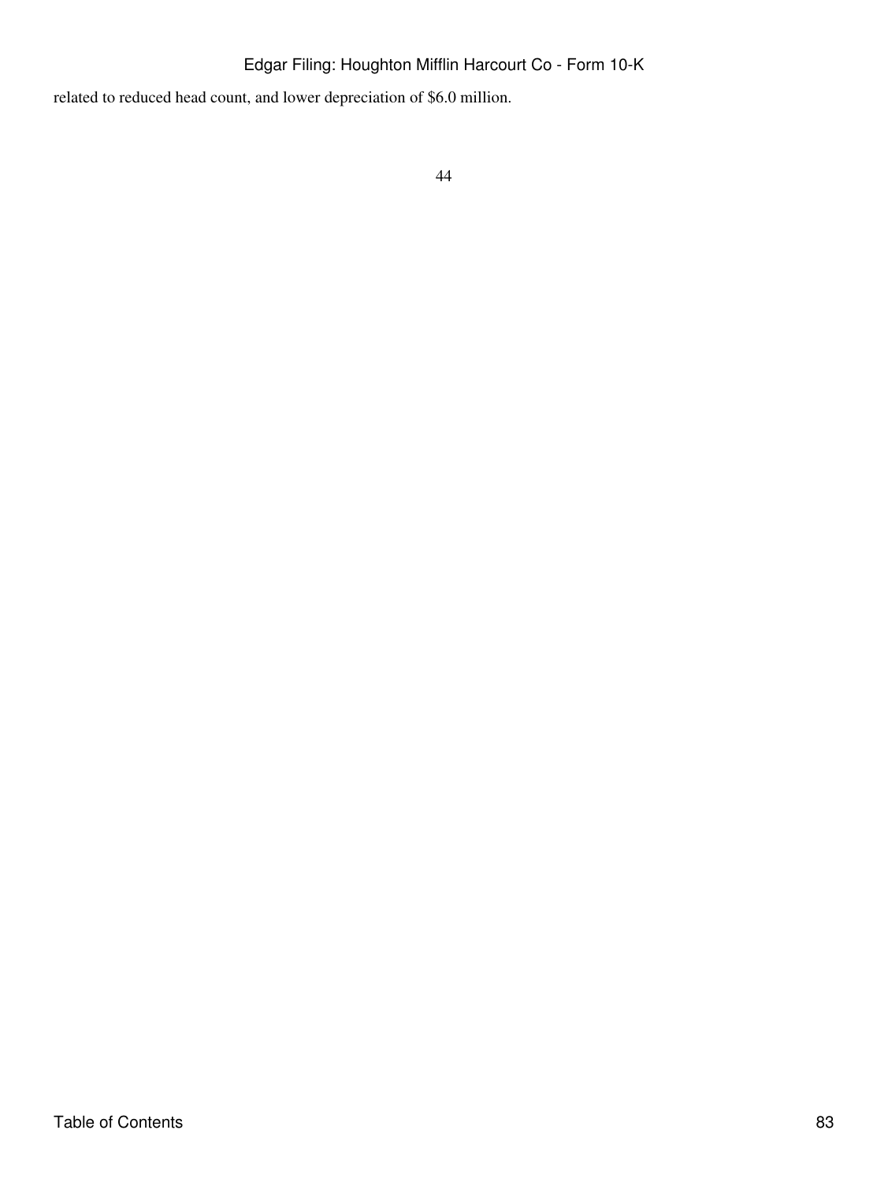related to reduced head count, and lower depreciation of $6.0 million.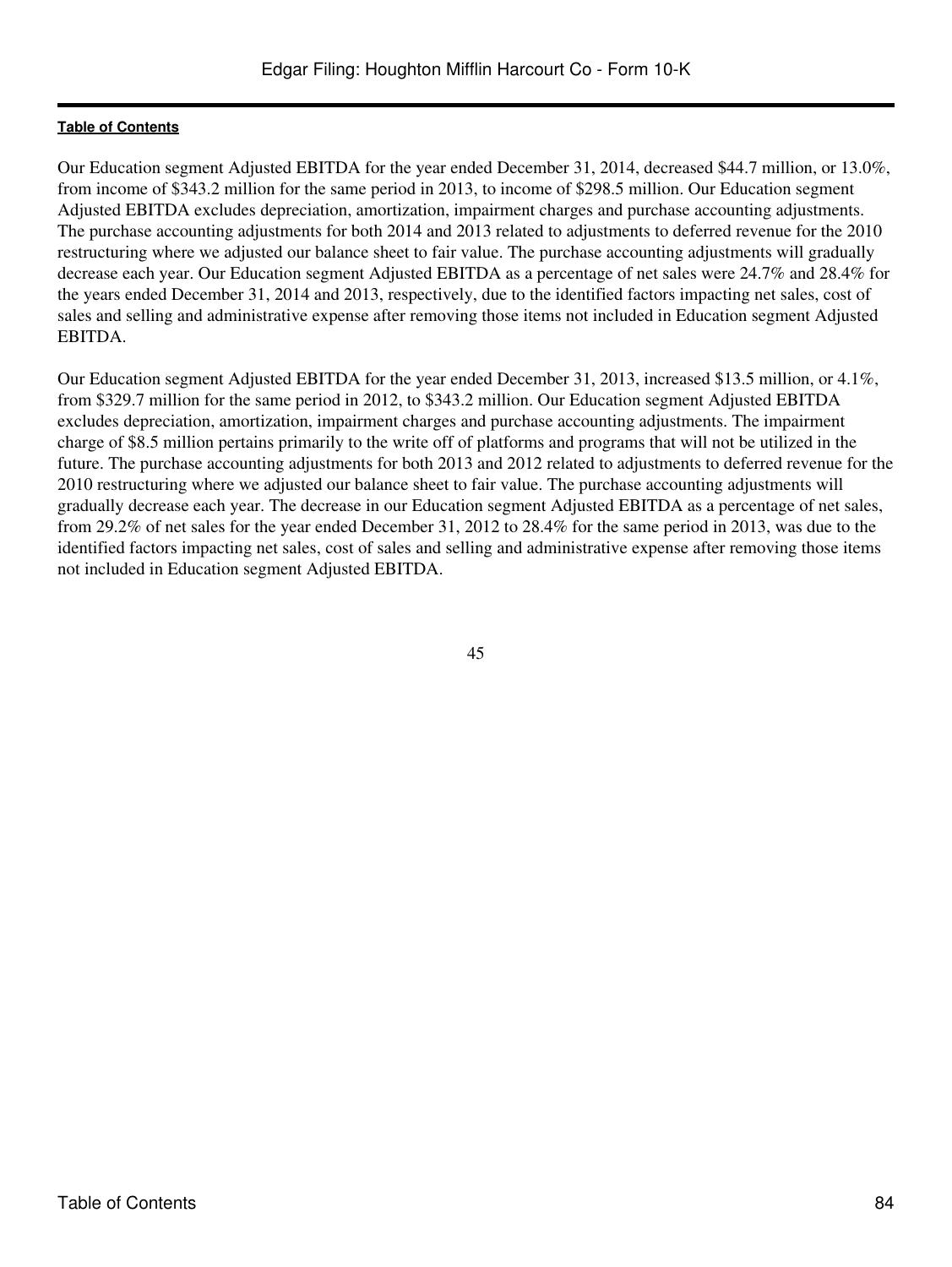Our Education segment Adjusted EBITDA for the year ended December 31, 2014, decreased $44.7 million, or 13.0%, from income of $343.2 million for the same period in 2013, to income of $298.5 million. Our Education segment Adjusted EBITDA excludes depreciation, amortization, impairment charges and purchase accounting adjustments. The purchase accounting adjustments for both 2014 and 2013 related to adjustments to deferred revenue for the 2010 restructuring where we adjusted our balance sheet to fair value. The purchase accounting adjustments will gradually decrease each year. Our Education segment Adjusted EBITDA as a percentage of net sales were 24.7% and 28.4% for the years ended December 31, 2014 and 2013, respectively, due to the identified factors impacting net sales, cost of sales and selling and administrative expense after removing those items not included in Education segment Adjusted EBITDA.

Our Education segment Adjusted EBITDA for the year ended December 31, 2013, increased $13.5 million, or 4.1%, from $329.7 million for the same period in 2012, to $343.2 million. Our Education segment Adjusted EBITDA excludes depreciation, amortization, impairment charges and purchase accounting adjustments. The impairment charge of $8.5 million pertains primarily to the write off of platforms and programs that will not be utilized in the future. The purchase accounting adjustments for both 2013 and 2012 related to adjustments to deferred revenue for the 2010 restructuring where we adjusted our balance sheet to fair value. The purchase accounting adjustments will gradually decrease each year. The decrease in our Education segment Adjusted EBITDA as a percentage of net sales, from 29.2% of net sales for the year ended December 31, 2012 to 28.4% for the same period in 2013, was due to the identified factors impacting net sales, cost of sales and selling and administrative expense after removing those items not included in Education segment Adjusted EBITDA.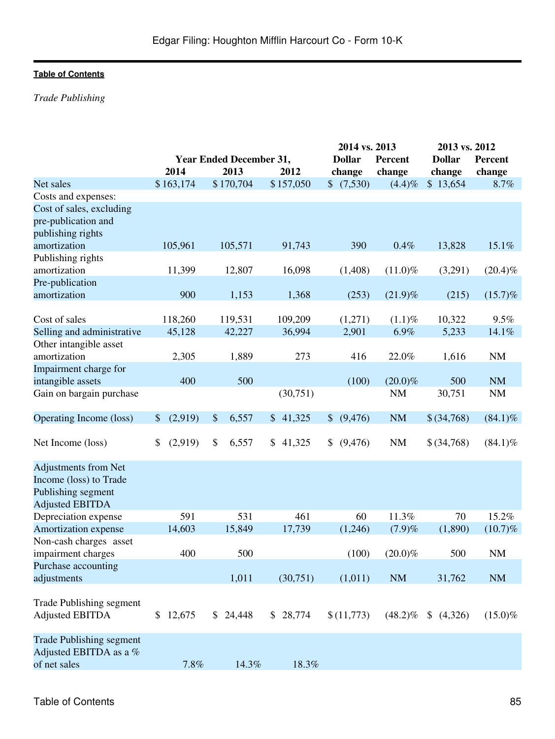*Trade Publishing*

| | Year Ended December 31, | | | 2014 vs. 2013 | | 2013 vs. 2012 | |
|---|---|---|---|---|---|---|---|
| | 2014 | 2013 | 2012 | Dollar change | Percent change | Dollar change | Percent change |
| Net sales | $ 163,174 | $ 170,704 | $ 157,050 | $ (7,530) | (4.4)% | $ 13,654 | 8.7% |
| Costs and expenses: | | | | | | | |
| Cost of sales, excluding pre-publication and publishing rights amortization | 105,961 | 105,571 | 91,743 | 390 | 0.4% | 13,828 | 15.1% |
| Publishing rights amortization | 11,399 | 12,807 | 16,098 | (1,408) | (11.0)% | (3,291) | (20.4)% |
| Pre-publication amortization | 900 | 1,153 | 1,368 | (253) | (21.9)% | (215) | (15.7)% |
| Cost of sales | 118,260 | 119,531 | 109,209 | (1,271) | (1.1)% | 10,322 | 9.5% |
| Selling and administrative | 45,128 | 42,227 | 36,994 | 2,901 | 6.9% | 5,233 | 14.1% |
| Other intangible asset amortization | 2,305 | 1,889 | 273 | 416 | 22.0% | 1,616 | NM |
| Impairment charge for intangible assets | 400 | 500 | | (100) | (20.0)% | 500 | NM |
| Gain on bargain purchase | | | (30,751) | | NM | 30,751 | NM |
| Operating Income (loss) | $ (2,919) | $ 6,557 | $ 41,325 | $ (9,476) | NM | $ (34,768) | (84.1)% |
| Net Income (loss) | $ (2,919) | $ 6,557 | $ 41,325 | $ (9,476) | NM | $ (34,768) | (84.1)% |
| Adjustments from Net Income (loss) to Trade Publishing segment Adjusted EBITDA | | | | | | | |
| Depreciation expense | 591 | 531 | 461 | 60 | 11.3% | 70 | 15.2% |
| Amortization expense | 14,603 | 15,849 | 17,739 | (1,246) | (7.9)% | (1,890) | (10.7)% |
| Non-cash charges asset impairment charges | 400 | 500 | | (100) | (20.0)% | 500 | NM |
| Purchase accounting adjustments | | 1,011 | (30,751) | (1,011) | NM | 31,762 | NM |
| Trade Publishing segment Adjusted EBITDA | $ 12,675 | $ 24,448 | $ 28,774 | $ (11,773) | (48.2)% | $ (4,326) | (15.0)% |
| Trade Publishing segment Adjusted EBITDA as a % of net sales | 7.8% | 14.3% | 18.3% | | | | |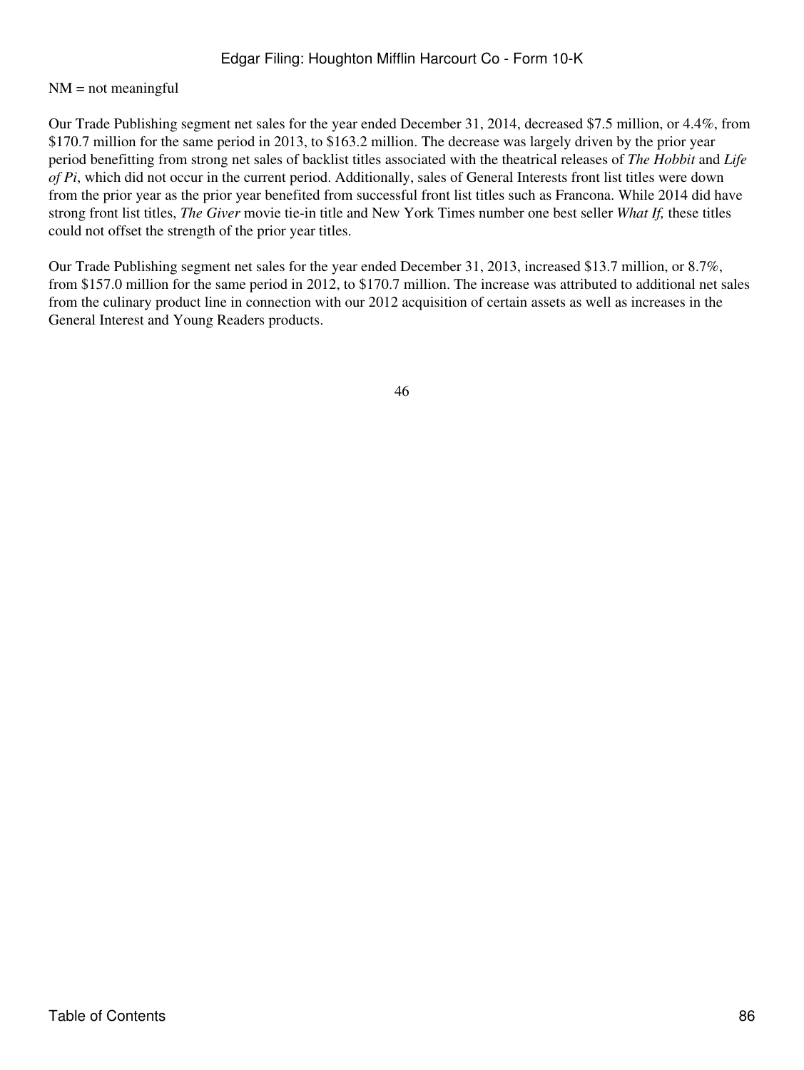NM = not meaningful

Our Trade Publishing segment net sales for the year ended December 31, 2014, decreased $7.5 million, or 4.4%, from $170.7 million for the same period in 2013, to $163.2 million. The decrease was largely driven by the prior year period benefitting from strong net sales of backlist titles associated with the theatrical releases of *The Hobbit* and *Life of Pi*, which did not occur in the current period. Additionally, sales of General Interests front list titles were down from the prior year as the prior year benefited from successful front list titles such as Francona. While 2014 did have strong front list titles, *The Giver* movie tie-in title and New York Times number one best seller *What If,* these titles could not offset the strength of the prior year titles.

Our Trade Publishing segment net sales for the year ended December 31, 2013, increased $13.7 million, or 8.7%, from $157.0 million for the same period in 2012, to $170.7 million. The increase was attributed to additional net sales from the culinary product line in connection with our 2012 acquisition of certain assets as well as increases in the General Interest and Young Readers products.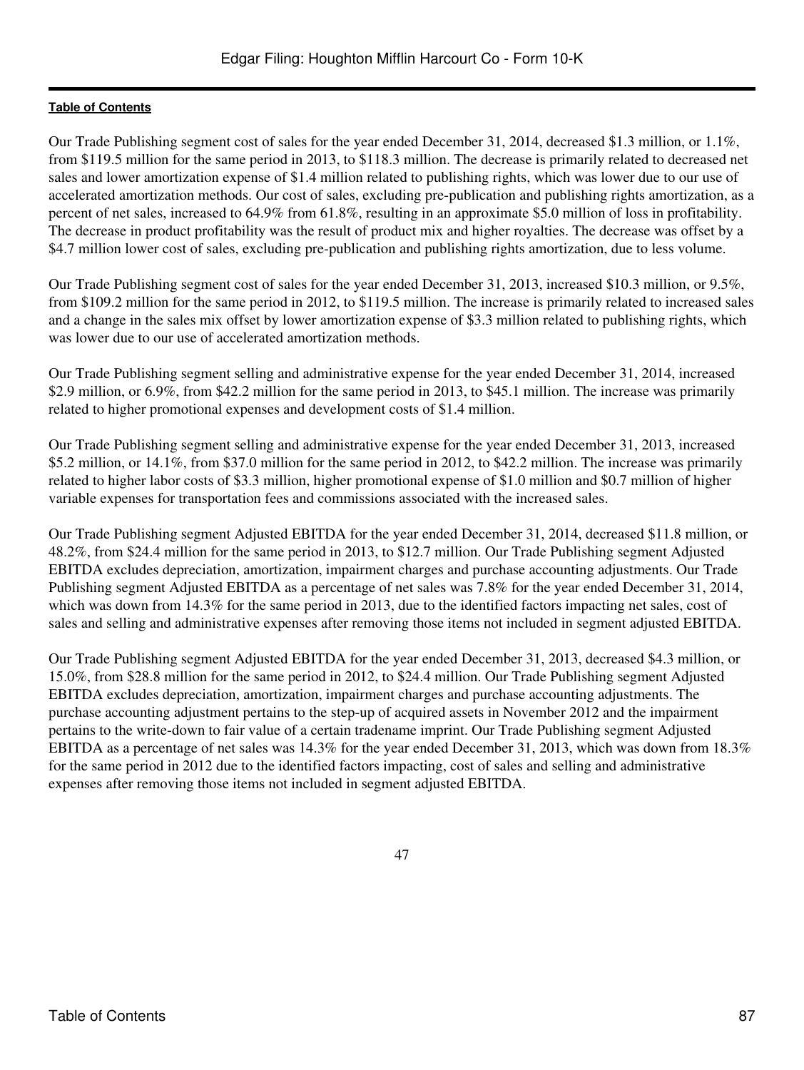Our Trade Publishing segment cost of sales for the year ended December 31, 2014, decreased $1.3 million, or 1.1%, from $119.5 million for the same period in 2013, to $118.3 million. The decrease is primarily related to decreased net sales and lower amortization expense of $1.4 million related to publishing rights, which was lower due to our use of accelerated amortization methods. Our cost of sales, excluding pre-publication and publishing rights amortization, as a percent of net sales, increased to 64.9% from 61.8%, resulting in an approximate $5.0 million of loss in profitability. The decrease in product profitability was the result of product mix and higher royalties. The decrease was offset by a $4.7 million lower cost of sales, excluding pre-publication and publishing rights amortization, due to less volume.

Our Trade Publishing segment cost of sales for the year ended December 31, 2013, increased $10.3 million, or 9.5%, from $109.2 million for the same period in 2012, to $119.5 million. The increase is primarily related to increased sales and a change in the sales mix offset by lower amortization expense of $3.3 million related to publishing rights, which was lower due to our use of accelerated amortization methods.

Our Trade Publishing segment selling and administrative expense for the year ended December 31, 2014, increased $2.9 million, or 6.9%, from $42.2 million for the same period in 2013, to $45.1 million. The increase was primarily related to higher promotional expenses and development costs of $1.4 million.

Our Trade Publishing segment selling and administrative expense for the year ended December 31, 2013, increased $5.2 million, or 14.1%, from $37.0 million for the same period in 2012, to $42.2 million. The increase was primarily related to higher labor costs of $3.3 million, higher promotional expense of $1.0 million and $0.7 million of higher variable expenses for transportation fees and commissions associated with the increased sales.

Our Trade Publishing segment Adjusted EBITDA for the year ended December 31, 2014, decreased $11.8 million, or 48.2%, from $24.4 million for the same period in 2013, to $12.7 million. Our Trade Publishing segment Adjusted EBITDA excludes depreciation, amortization, impairment charges and purchase accounting adjustments. Our Trade Publishing segment Adjusted EBITDA as a percentage of net sales was 7.8% for the year ended December 31, 2014, which was down from 14.3% for the same period in 2013, due to the identified factors impacting net sales, cost of sales and selling and administrative expenses after removing those items not included in segment adjusted EBITDA.

Our Trade Publishing segment Adjusted EBITDA for the year ended December 31, 2013, decreased $4.3 million, or 15.0%, from $28.8 million for the same period in 2012, to $24.4 million. Our Trade Publishing segment Adjusted EBITDA excludes depreciation, amortization, impairment charges and purchase accounting adjustments. The purchase accounting adjustment pertains to the step-up of acquired assets in November 2012 and the impairment pertains to the write-down to fair value of a certain tradename imprint. Our Trade Publishing segment Adjusted EBITDA as a percentage of net sales was 14.3% for the year ended December 31, 2013, which was down from 18.3% for the same period in 2012 due to the identified factors impacting, cost of sales and selling and administrative expenses after removing those items not included in segment adjusted EBITDA.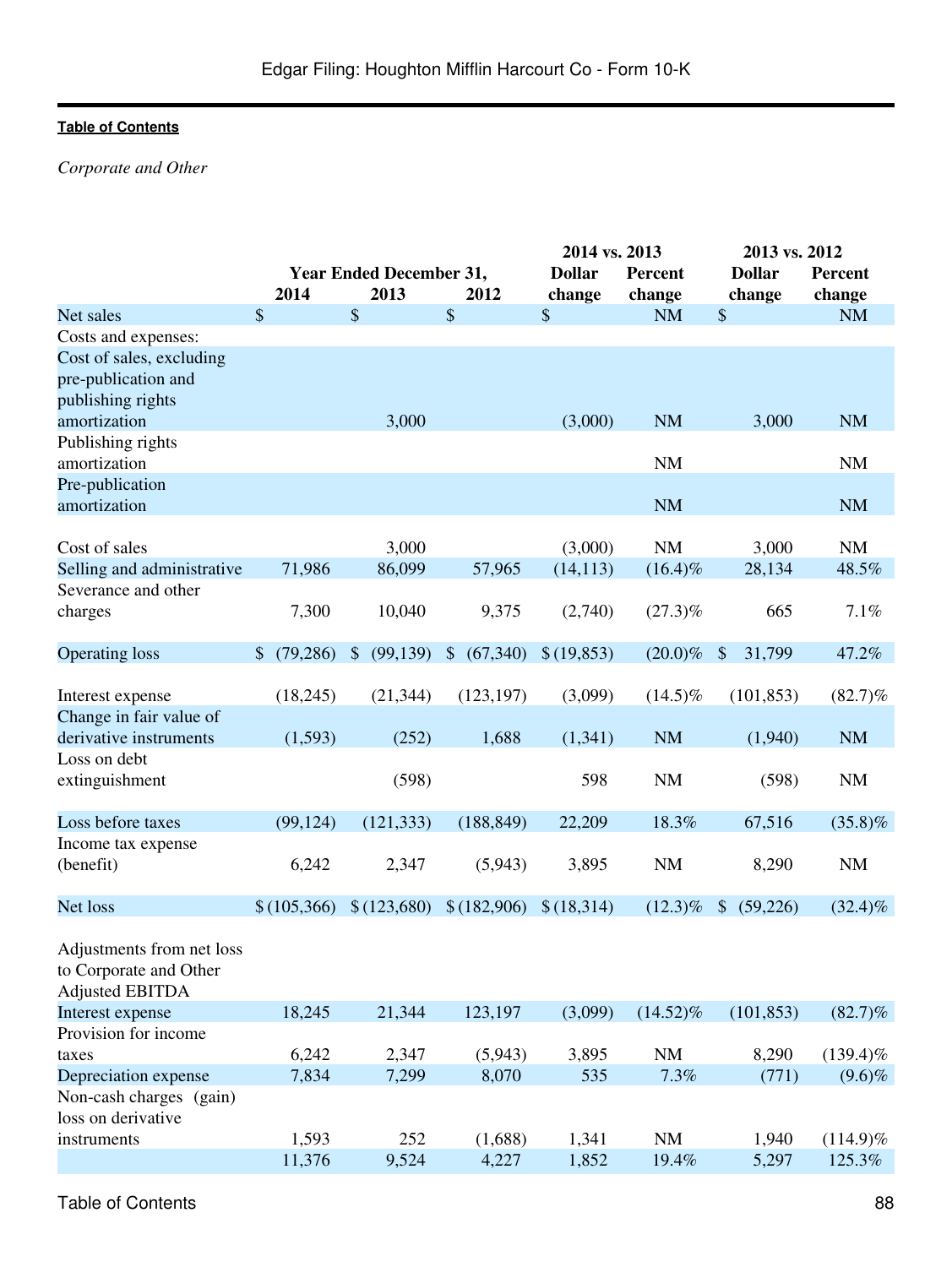*Corporate and Other*

| | Year Ended December 31, | | | 2014 vs. 2013 | | 2013 vs. 2012 | |
|---|---|---|---|---|---|---|---|
| | 2014 | 2013 | 2012 | Dollar change | Percent change | Dollar change | Percent change |
| Net sales | $ | $ | $ | $ | NM | $ | NM |
| Costs and expenses: | | | | | | | |
| Cost of sales, excluding pre-publication and publishing rights amortization | | 3,000 | | (3,000) | NM | 3,000 | NM |
| Publishing rights amortization | | | | | NM | | NM |
| Pre-publication amortization | | | | | NM | | NM |
| Cost of sales | | 3,000 | | (3,000) | NM | 3,000 | NM |
| Selling and administrative | 71,986 | 86,099 | 57,965 | (14,113) | (16.4)% | 28,134 | 48.5% |
| Severance and other charges | 7,300 | 10,040 | 9,375 | (2,740) | (27.3)% | 665 | 7.1% |
| Operating loss | $ (79,286) | $ (99,139) | $ (67,340) | $ (19,853) | (20.0)% | $ 31,799 | 47.2% |
| Interest expense | (18,245) | (21,344) | (123,197) | (3,099) | (14.5)% | (101,853) | (82.7)% |
| Change in fair value of derivative instruments | (1,593) | (252) | 1,688 | (1,341) | NM | (1,940) | NM |
| Loss on debt extinguishment | | (598) | | 598 | NM | (598) | NM |
| Loss before taxes | (99,124) | (121,333) | (188,849) | 22,209 | 18.3% | 67,516 | (35.8)% |
| Income tax expense (benefit) | 6,242 | 2,347 | (5,943) | 3,895 | NM | 8,290 | NM |
| Net loss | $ (105,366) | $ (123,680) | $ (182,906) | $ (18,314) | (12.3)% | $ (59,226) | (32.4)% |
| Adjustments from net loss to Corporate and Other Adjusted EBITDA | | | | | | | |
| Interest expense | 18,245 | 21,344 | 123,197 | (3,099) | (14.52)% | (101,853) | (82.7)% |
| Provision for income taxes | 6,242 | 2,347 | (5,943) | 3,895 | NM | 8,290 | (139.4)% |
| Depreciation expense | 7,834 | 7,299 | 8,070 | 535 | 7.3% | (771) | (9.6)% |
| Non-cash charges (gain) loss on derivative instruments | 1,593 | 252 | (1,688) | 1,341 | NM | 1,940 | (114.9)% |
| | 11,376 | 9,524 | 4,227 | 1,852 | 19.4% | 5,297 | 125.3% |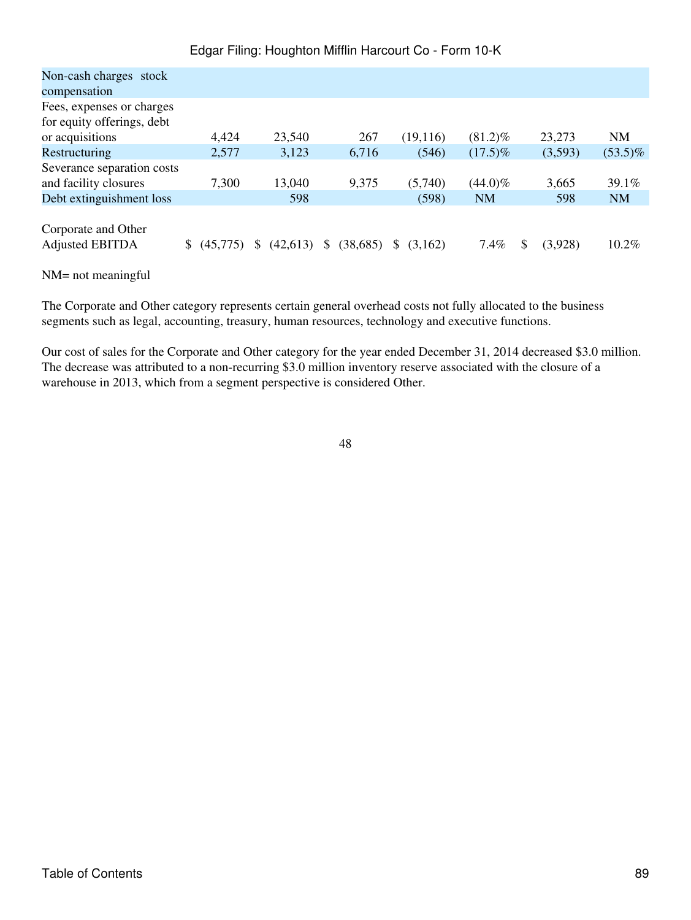| | | | | | | | |
|---|---|---|---|---|---|---|---|
| Non-cash charges stock compensation | | | | | | | |
| Fees, expenses or charges for equity offerings, debt or acquisitions | 4,424 | 23,540 | 267 | (19,116) | (81.2)% | 23,273 | NM |
| Restructuring | 2,577 | 3,123 | 6,716 | (546) | (17.5)% | (3,593) | (53.5)% |
| Severance separation costs and facility closures | 7,300 | 13,040 | 9,375 | (5,740) | (44.0)% | 3,665 | 39.1% |
| Debt extinguishment loss | | 598 | | (598) | NM | 598 | NM |
| Corporate and Other Adjusted EBITDA | $ (45,775) | $ (42,613) | $ (38,685) | $ (3,162) | 7.4% | $ (3,928) | 10.2% |

NM= not meaningful

The Corporate and Other category represents certain general overhead costs not fully allocated to the business segments such as legal, accounting, treasury, human resources, technology and executive functions.

Our cost of sales for the Corporate and Other category for the year ended December 31, 2014 decreased $3.0 million. The decrease was attributed to a non-recurring $3.0 million inventory reserve associated with the closure of a warehouse in 2013, which from a segment perspective is considered Other.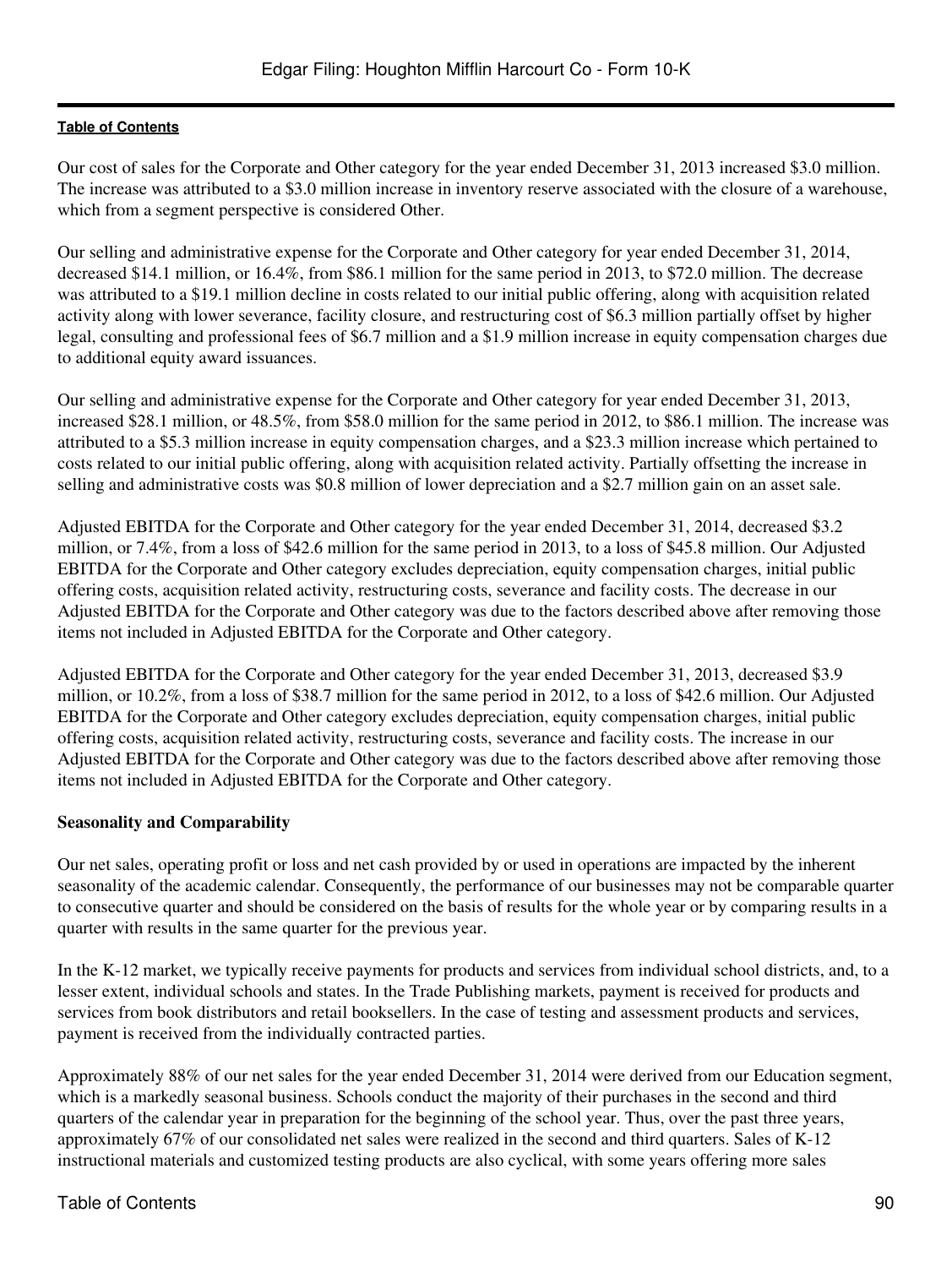Our cost of sales for the Corporate and Other category for the year ended December 31, 2013 increased $3.0 million. The increase was attributed to a $3.0 million increase in inventory reserve associated with the closure of a warehouse, which from a segment perspective is considered Other.

Our selling and administrative expense for the Corporate and Other category for year ended December 31, 2014, decreased $14.1 million, or 16.4%, from $86.1 million for the same period in 2013, to $72.0 million. The decrease was attributed to a $19.1 million decline in costs related to our initial public offering, along with acquisition related activity along with lower severance, facility closure, and restructuring cost of $6.3 million partially offset by higher legal, consulting and professional fees of $6.7 million and a $1.9 million increase in equity compensation charges due to additional equity award issuances.

Our selling and administrative expense for the Corporate and Other category for year ended December 31, 2013, increased $28.1 million, or 48.5%, from $58.0 million for the same period in 2012, to $86.1 million. The increase was attributed to a $5.3 million increase in equity compensation charges, and a $23.3 million increase which pertained to costs related to our initial public offering, along with acquisition related activity. Partially offsetting the increase in selling and administrative costs was $0.8 million of lower depreciation and a $2.7 million gain on an asset sale.

Adjusted EBITDA for the Corporate and Other category for the year ended December 31, 2014, decreased $3.2 million, or 7.4%, from a loss of $42.6 million for the same period in 2013, to a loss of $45.8 million. Our Adjusted EBITDA for the Corporate and Other category excludes depreciation, equity compensation charges, initial public offering costs, acquisition related activity, restructuring costs, severance and facility costs. The decrease in our Adjusted EBITDA for the Corporate and Other category was due to the factors described above after removing those items not included in Adjusted EBITDA for the Corporate and Other category.

Adjusted EBITDA for the Corporate and Other category for the year ended December 31, 2013, decreased $3.9 million, or 10.2%, from a loss of $38.7 million for the same period in 2012, to a loss of $42.6 million. Our Adjusted EBITDA for the Corporate and Other category excludes depreciation, equity compensation charges, initial public offering costs, acquisition related activity, restructuring costs, severance and facility costs. The increase in our Adjusted EBITDA for the Corporate and Other category was due to the factors described above after removing those items not included in Adjusted EBITDA for the Corporate and Other category.

**Seasonality and Comparability**

Our net sales, operating profit or loss and net cash provided by or used in operations are impacted by the inherent seasonality of the academic calendar. Consequently, the performance of our businesses may not be comparable quarter to consecutive quarter and should be considered on the basis of results for the whole year or by comparing results in a quarter with results in the same quarter for the previous year.

In the K-12 market, we typically receive payments for products and services from individual school districts, and, to a lesser extent, individual schools and states. In the Trade Publishing markets, payment is received for products and services from book distributors and retail booksellers. In the case of testing and assessment products and services, payment is received from the individually contracted parties.

Approximately 88% of our net sales for the year ended December 31, 2014 were derived from our Education segment, which is a markedly seasonal business. Schools conduct the majority of their purchases in the second and third quarters of the calendar year in preparation for the beginning of the school year. Thus, over the past three years, approximately 67% of our consolidated net sales were realized in the second and third quarters. Sales of K-12 instructional materials and customized testing products are also cyclical, with some years offering more sales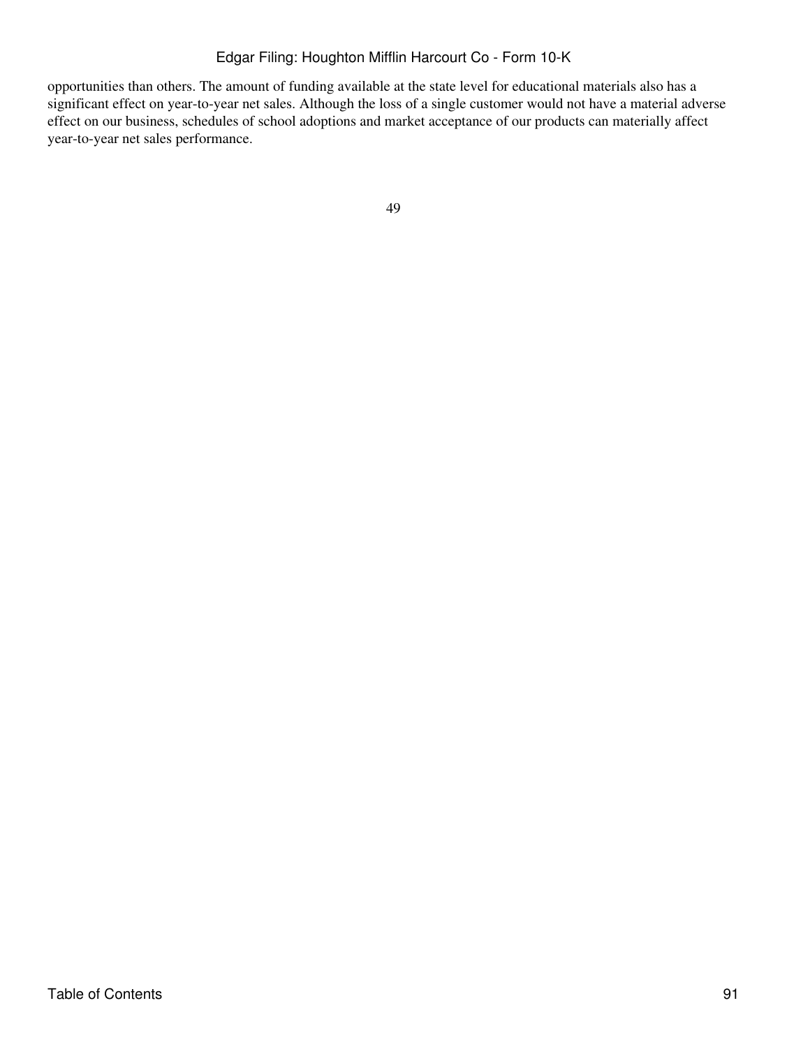opportunities than others. The amount of funding available at the state level for educational materials also has a significant effect on year-to-year net sales. Although the loss of a single customer would not have a material adverse effect on our business, schedules of school adoptions and market acceptance of our products can materially affect year-to-year net sales performance.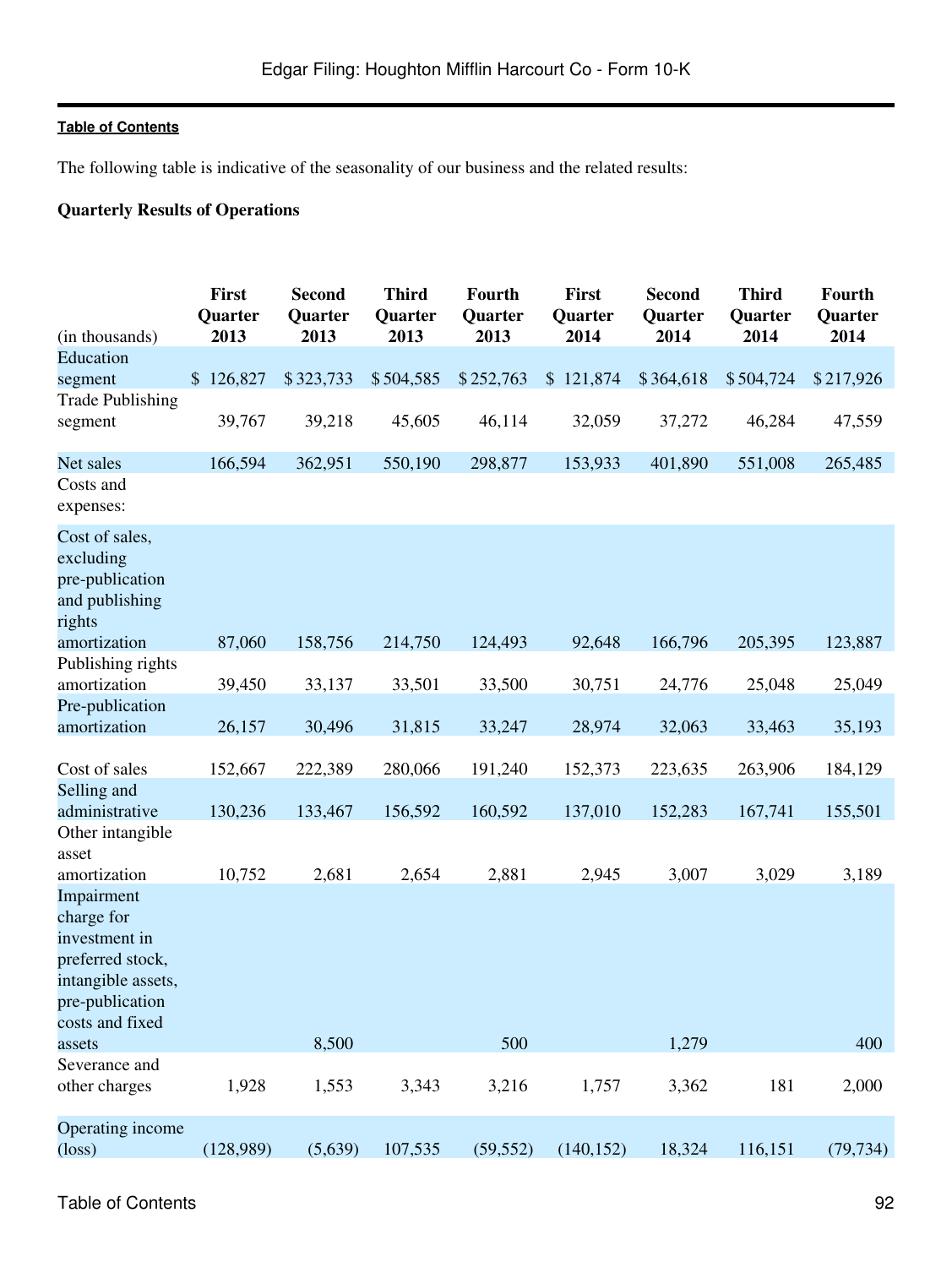The following table is indicative of the seasonality of our business and the related results:

**Quarterly Results of Operations**

| (in thousands) | First Quarter 2013 | Second Quarter 2013 | Third Quarter 2013 | Fourth Quarter 2013 | First Quarter 2014 | Second Quarter 2014 | Third Quarter 2014 | Fourth Quarter 2014 |
|---|---|---|---|---|---|---|---|---|
| Education segment | $ 126,827 | $ 323,733 | $ 504,585 | $ 252,763 | $ 121,874 | $ 364,618 | $ 504,724 | $ 217,926 |
| Trade Publishing segment | 39,767 | 39,218 | 45,605 | 46,114 | 32,059 | 37,272 | 46,284 | 47,559 |
| Net sales | 166,594 | 362,951 | 550,190 | 298,877 | 153,933 | 401,890 | 551,008 | 265,485 |
| Costs and expenses: | | | | | | | | |
| Cost of sales, excluding pre-publication and publishing rights amortization | 87,060 | 158,756 | 214,750 | 124,493 | 92,648 | 166,796 | 205,395 | 123,887 |
| Publishing rights amortization | 39,450 | 33,137 | 33,501 | 33,500 | 30,751 | 24,776 | 25,048 | 25,049 |
| Pre-publication amortization | 26,157 | 30,496 | 31,815 | 33,247 | 28,974 | 32,063 | 33,463 | 35,193 |
| Cost of sales | 152,667 | 222,389 | 280,066 | 191,240 | 152,373 | 223,635 | 263,906 | 184,129 |
| Selling and administrative | 130,236 | 133,467 | 156,592 | 160,592 | 137,010 | 152,283 | 167,741 | 155,501 |
| Other intangible asset amortization | 10,752 | 2,681 | 2,654 | 2,881 | 2,945 | 3,007 | 3,029 | 3,189 |
| Impairment charge for investment in preferred stock, intangible assets, pre-publication costs and fixed assets | | 8,500 | | 500 | | 1,279 | | 400 |
| Severance and other charges | 1,928 | 1,553 | 3,343 | 3,216 | 1,757 | 3,362 | 181 | 2,000 |
| Operating income (loss) | (128,989) | (5,639) | 107,535 | (59,552) | (140,152) | 18,324 | 116,151 | (79,734) |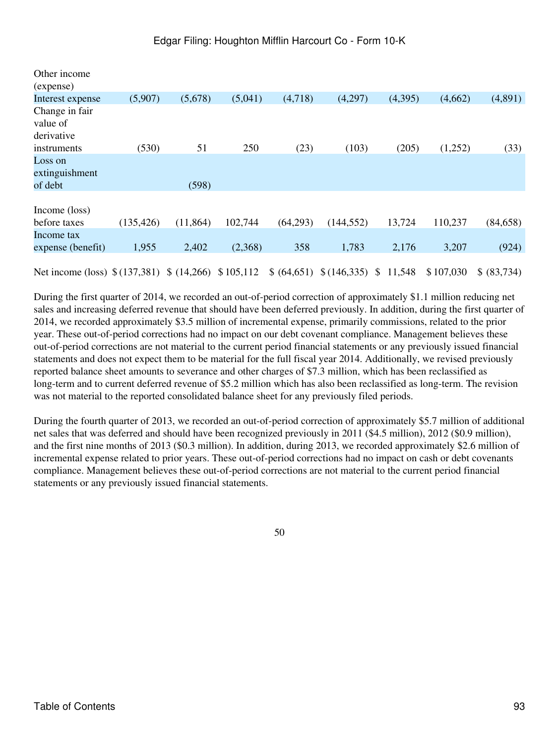| | | | | | | | | |
|---|---|---|---|---|---|---|---|---|
| Other income (expense) | | | | | | | | |
| Interest expense | (5,907) | (5,678) | (5,041) | (4,718) | (4,297) | (4,395) | (4,662) | (4,891) |
| Change in fair value of derivative instruments | (530) | 51 | 250 | (23) | (103) | (205) | (1,252) | (33) |
| Loss on extinguishment of debt | | (598) | | | | | | |
| Income (loss) before taxes | (135,426) | (11,864) | 102,744 | (64,293) | (144,552) | 13,724 | 110,237 | (84,658) |
| Income tax expense (benefit) | 1,955 | 2,402 | (2,368) | 358 | 1,783 | 2,176 | 3,207 | (924) |
| Net income (loss) | $ (137,381) | $ (14,266) | $ 105,112 | $ (64,651) | $ (146,335) | $ 11,548 | $ 107,030 | $ (83,734) |

During the first quarter of 2014, we recorded an out-of-period correction of approximately $1.1 million reducing net sales and increasing deferred revenue that should have been deferred previously. In addition, during the first quarter of 2014, we recorded approximately $3.5 million of incremental expense, primarily commissions, related to the prior year. These out-of-period corrections had no impact on our debt covenant compliance. Management believes these out-of-period corrections are not material to the current period financial statements or any previously issued financial statements and does not expect them to be material for the full fiscal year 2014. Additionally, we revised previously reported balance sheet amounts to severance and other charges of $7.3 million, which has been reclassified as long-term and to current deferred revenue of $5.2 million which has also been reclassified as long-term. The revision was not material to the reported consolidated balance sheet for any previously filed periods.

During the fourth quarter of 2013, we recorded an out-of-period correction of approximately $5.7 million of additional net sales that was deferred and should have been recognized previously in 2011 ($4.5 million), 2012 ($0.9 million), and the first nine months of 2013 ($0.3 million). In addition, during 2013, we recorded approximately $2.6 million of incremental expense related to prior years. These out-of-period corrections had no impact on cash or debt covenants compliance. Management believes these out-of-period corrections are not material to the current period financial statements or any previously issued financial statements.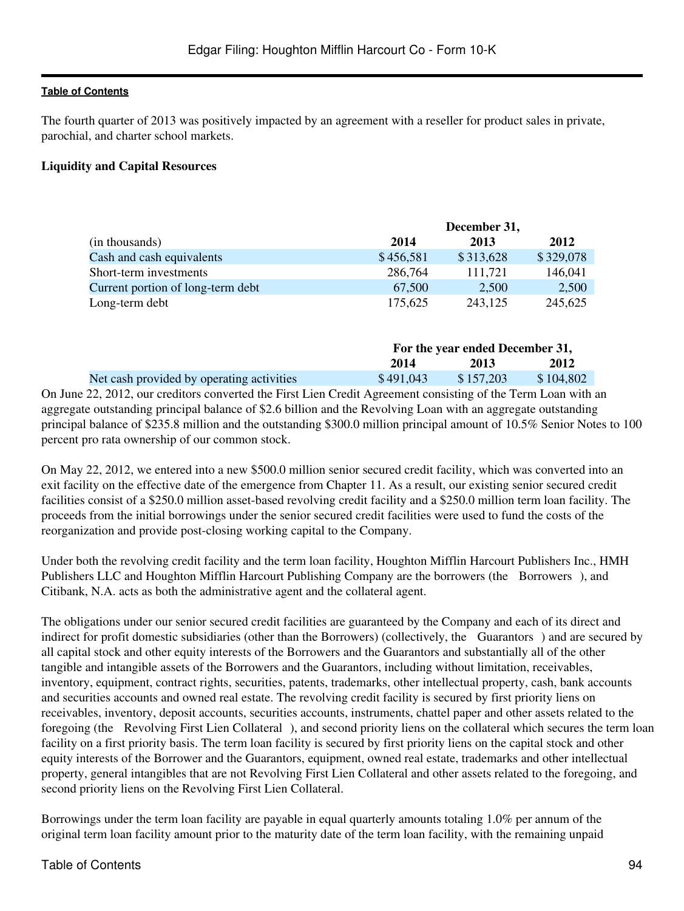The fourth quarter of 2013 was positively impacted by an agreement with a reseller for product sales in private, parochial, and charter school markets.

**Liquidity and Capital Resources**

| | December 31, | | |
|---|---|---|---|
| (in thousands) | **2014** | **2013** | **2012** |
| Cash and cash equivalents | $ 456,581 | $ 313,628 | $ 329,078 |
| Short-term investments | 286,764 | 111,721 | 146,041 |
| Current portion of long-term debt | 67,500 | 2,500 | 2,500 |
| Long-term debt | 175,625 | 243,125 | 245,625 |

| | For the year ended December 31, | | |
|---|---|---|---|
| | **2014** | **2013** | **2012** |
| Net cash provided by operating activities | $ 491,043 | $ 157,203 | $ 104,802 |

On June 22, 2012, our creditors converted the First Lien Credit Agreement consisting of the Term Loan with an aggregate outstanding principal balance of $2.6 billion and the Revolving Loan with an aggregate outstanding principal balance of $235.8 million and the outstanding $300.0 million principal amount of 10.5% Senior Notes to 100 percent pro rata ownership of our common stock.

On May 22, 2012, we entered into a new $500.0 million senior secured credit facility, which was converted into an exit facility on the effective date of the emergence from Chapter 11. As a result, our existing senior secured credit facilities consist of a $250.0 million asset-based revolving credit facility and a $250.0 million term loan facility. The proceeds from the initial borrowings under the senior secured credit facilities were used to fund the costs of the reorganization and provide post-closing working capital to the Company.

Under both the revolving credit facility and the term loan facility, Houghton Mifflin Harcourt Publishers Inc., HMH Publishers LLC and Houghton Mifflin Harcourt Publishing Company are the borrowers (the Borrowers ), and Citibank, N.A. acts as both the administrative agent and the collateral agent.

The obligations under our senior secured credit facilities are guaranteed by the Company and each of its direct and indirect for profit domestic subsidiaries (other than the Borrowers) (collectively, the Guarantors ) and are secured by all capital stock and other equity interests of the Borrowers and the Guarantors and substantially all of the other tangible and intangible assets of the Borrowers and the Guarantors, including without limitation, receivables, inventory, equipment, contract rights, securities, patents, trademarks, other intellectual property, cash, bank accounts and securities accounts and owned real estate. The revolving credit facility is secured by first priority liens on receivables, inventory, deposit accounts, securities accounts, instruments, chattel paper and other assets related to the foregoing (the Revolving First Lien Collateral ), and second priority liens on the collateral which secures the term loan facility on a first priority basis. The term loan facility is secured by first priority liens on the capital stock and other equity interests of the Borrower and the Guarantors, equipment, owned real estate, trademarks and other intellectual property, general intangibles that are not Revolving First Lien Collateral and other assets related to the foregoing, and second priority liens on the Revolving First Lien Collateral.

Borrowings under the term loan facility are payable in equal quarterly amounts totaling 1.0% per annum of the original term loan facility amount prior to the maturity date of the term loan facility, with the remaining unpaid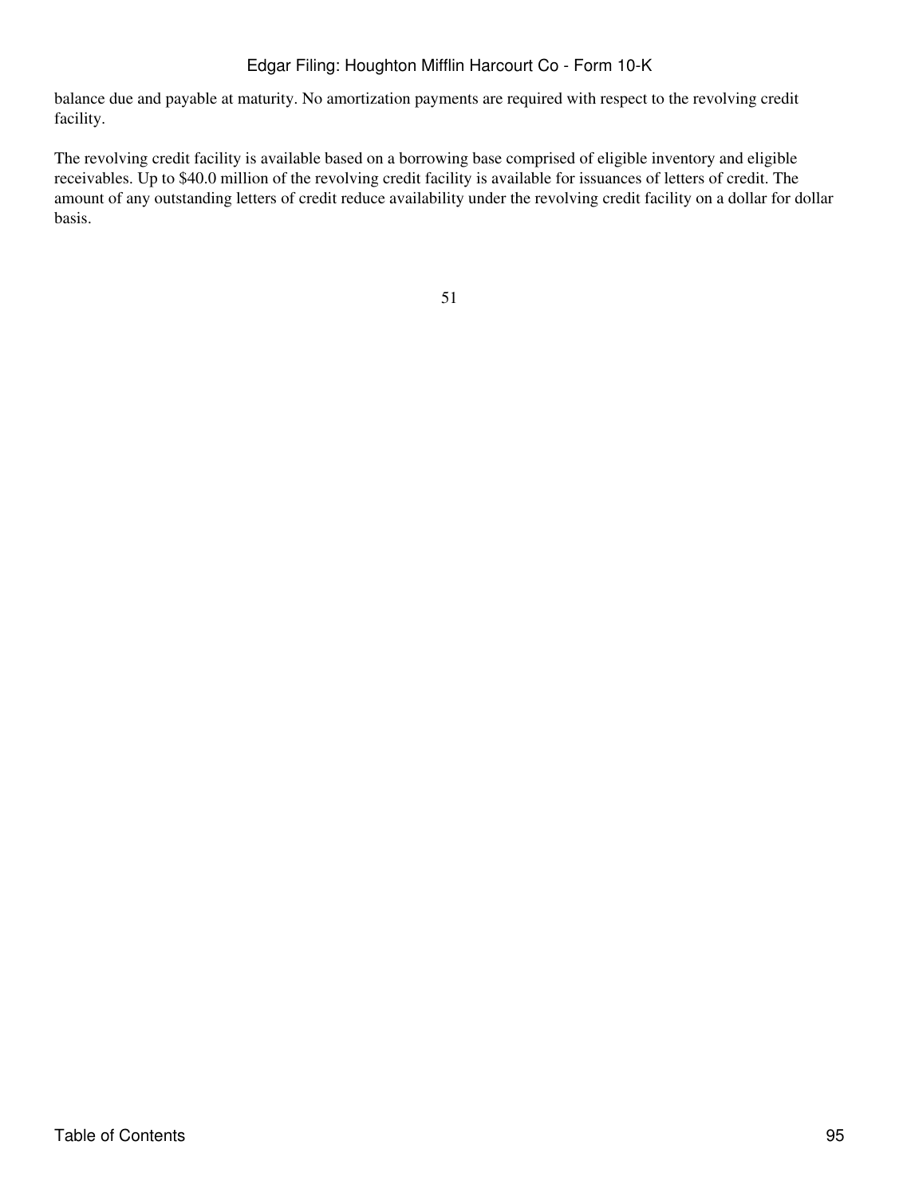balance due and payable at maturity. No amortization payments are required with respect to the revolving credit facility.

The revolving credit facility is available based on a borrowing base comprised of eligible inventory and eligible receivables. Up to $40.0 million of the revolving credit facility is available for issuances of letters of credit. The amount of any outstanding letters of credit reduce availability under the revolving credit facility on a dollar for dollar basis.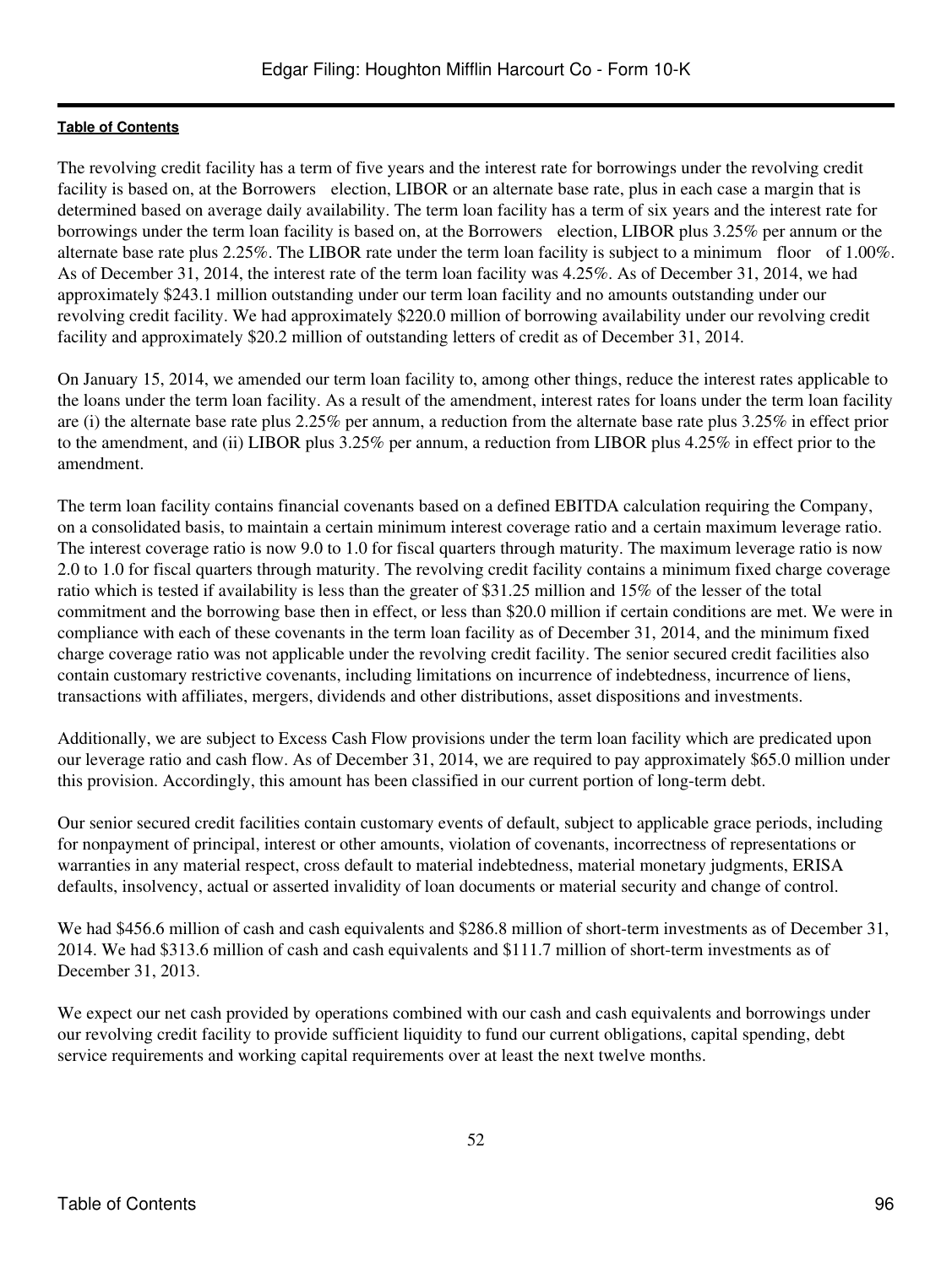The revolving credit facility has a term of five years and the interest rate for borrowings under the revolving credit facility is based on, at the Borrowers election, LIBOR or an alternate base rate, plus in each case a margin that is determined based on average daily availability. The term loan facility has a term of six years and the interest rate for borrowings under the term loan facility is based on, at the Borrowers election, LIBOR plus 3.25% per annum or the alternate base rate plus 2.25%. The LIBOR rate under the term loan facility is subject to a minimum floor of 1.00%. As of December 31, 2014, the interest rate of the term loan facility was 4.25%. As of December 31, 2014, we had approximately $243.1 million outstanding under our term loan facility and no amounts outstanding under our revolving credit facility. We had approximately $220.0 million of borrowing availability under our revolving credit facility and approximately $20.2 million of outstanding letters of credit as of December 31, 2014.

On January 15, 2014, we amended our term loan facility to, among other things, reduce the interest rates applicable to the loans under the term loan facility. As a result of the amendment, interest rates for loans under the term loan facility are (i) the alternate base rate plus 2.25% per annum, a reduction from the alternate base rate plus 3.25% in effect prior to the amendment, and (ii) LIBOR plus 3.25% per annum, a reduction from LIBOR plus 4.25% in effect prior to the amendment.

The term loan facility contains financial covenants based on a defined EBITDA calculation requiring the Company, on a consolidated basis, to maintain a certain minimum interest coverage ratio and a certain maximum leverage ratio. The interest coverage ratio is now 9.0 to 1.0 for fiscal quarters through maturity. The maximum leverage ratio is now 2.0 to 1.0 for fiscal quarters through maturity. The revolving credit facility contains a minimum fixed charge coverage ratio which is tested if availability is less than the greater of $31.25 million and 15% of the lesser of the total commitment and the borrowing base then in effect, or less than $20.0 million if certain conditions are met. We were in compliance with each of these covenants in the term loan facility as of December 31, 2014, and the minimum fixed charge coverage ratio was not applicable under the revolving credit facility. The senior secured credit facilities also contain customary restrictive covenants, including limitations on incurrence of indebtedness, incurrence of liens, transactions with affiliates, mergers, dividends and other distributions, asset dispositions and investments.

Additionally, we are subject to Excess Cash Flow provisions under the term loan facility which are predicated upon our leverage ratio and cash flow. As of December 31, 2014, we are required to pay approximately $65.0 million under this provision. Accordingly, this amount has been classified in our current portion of long-term debt.

Our senior secured credit facilities contain customary events of default, subject to applicable grace periods, including for nonpayment of principal, interest or other amounts, violation of covenants, incorrectness of representations or warranties in any material respect, cross default to material indebtedness, material monetary judgments, ERISA defaults, insolvency, actual or asserted invalidity of loan documents or material security and change of control.

We had $456.6 million of cash and cash equivalents and $286.8 million of short-term investments as of December 31, 2014. We had $313.6 million of cash and cash equivalents and $111.7 million of short-term investments as of December 31, 2013.

We expect our net cash provided by operations combined with our cash and cash equivalents and borrowings under our revolving credit facility to provide sufficient liquidity to fund our current obligations, capital spending, debt service requirements and working capital requirements over at least the next twelve months.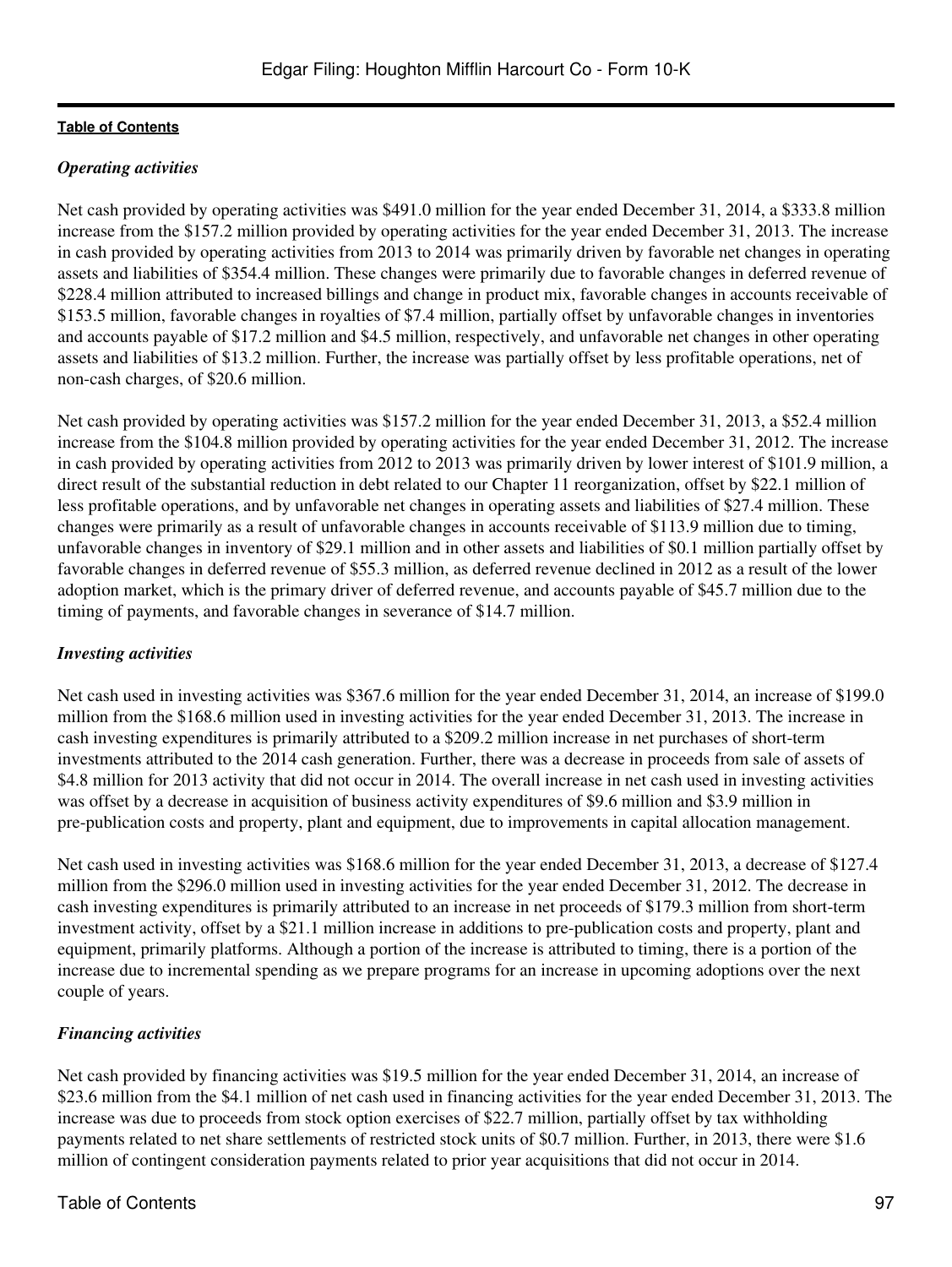*Operating activities*

Net cash provided by operating activities was $491.0 million for the year ended December 31, 2014, a $333.8 million increase from the $157.2 million provided by operating activities for the year ended December 31, 2013. The increase in cash provided by operating activities from 2013 to 2014 was primarily driven by favorable net changes in operating assets and liabilities of $354.4 million. These changes were primarily due to favorable changes in deferred revenue of $228.4 million attributed to increased billings and change in product mix, favorable changes in accounts receivable of $153.5 million, favorable changes in royalties of $7.4 million, partially offset by unfavorable changes in inventories and accounts payable of $17.2 million and $4.5 million, respectively, and unfavorable net changes in other operating assets and liabilities of $13.2 million. Further, the increase was partially offset by less profitable operations, net of non-cash charges, of $20.6 million.

Net cash provided by operating activities was $157.2 million for the year ended December 31, 2013, a $52.4 million increase from the $104.8 million provided by operating activities for the year ended December 31, 2012. The increase in cash provided by operating activities from 2012 to 2013 was primarily driven by lower interest of $101.9 million, a direct result of the substantial reduction in debt related to our Chapter 11 reorganization, offset by $22.1 million of less profitable operations, and by unfavorable net changes in operating assets and liabilities of $27.4 million. These changes were primarily as a result of unfavorable changes in accounts receivable of $113.9 million due to timing, unfavorable changes in inventory of $29.1 million and in other assets and liabilities of $0.1 million partially offset by favorable changes in deferred revenue of $55.3 million, as deferred revenue declined in 2012 as a result of the lower adoption market, which is the primary driver of deferred revenue, and accounts payable of $45.7 million due to the timing of payments, and favorable changes in severance of $14.7 million.

*Investing activities*

Net cash used in investing activities was $367.6 million for the year ended December 31, 2014, an increase of $199.0 million from the $168.6 million used in investing activities for the year ended December 31, 2013. The increase in cash investing expenditures is primarily attributed to a $209.2 million increase in net purchases of short-term investments attributed to the 2014 cash generation. Further, there was a decrease in proceeds from sale of assets of $4.8 million for 2013 activity that did not occur in 2014. The overall increase in net cash used in investing activities was offset by a decrease in acquisition of business activity expenditures of $9.6 million and $3.9 million in pre-publication costs and property, plant and equipment, due to improvements in capital allocation management.

Net cash used in investing activities was $168.6 million for the year ended December 31, 2013, a decrease of $127.4 million from the $296.0 million used in investing activities for the year ended December 31, 2012. The decrease in cash investing expenditures is primarily attributed to an increase in net proceeds of $179.3 million from short-term investment activity, offset by a $21.1 million increase in additions to pre-publication costs and property, plant and equipment, primarily platforms. Although a portion of the increase is attributed to timing, there is a portion of the increase due to incremental spending as we prepare programs for an increase in upcoming adoptions over the next couple of years.

*Financing activities*

Net cash provided by financing activities was $19.5 million for the year ended December 31, 2014, an increase of $23.6 million from the $4.1 million of net cash used in financing activities for the year ended December 31, 2013. The increase was due to proceeds from stock option exercises of $22.7 million, partially offset by tax withholding payments related to net share settlements of restricted stock units of $0.7 million. Further, in 2013, there were $1.6 million of contingent consideration payments related to prior year acquisitions that did not occur in 2014.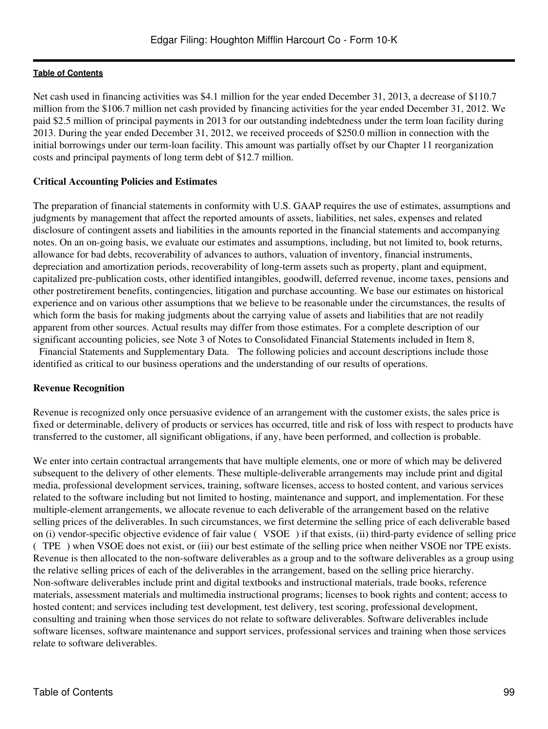Net cash used in financing activities was $4.1 million for the year ended December 31, 2013, a decrease of $110.7 million from the $106.7 million net cash provided by financing activities for the year ended December 31, 2012. We paid $2.5 million of principal payments in 2013 for our outstanding indebtedness under the term loan facility during 2013. During the year ended December 31, 2012, we received proceeds of $250.0 million in connection with the initial borrowings under our term-loan facility. This amount was partially offset by our Chapter 11 reorganization costs and principal payments of long term debt of $12.7 million.

**Critical Accounting Policies and Estimates**

The preparation of financial statements in conformity with U.S. GAAP requires the use of estimates, assumptions and judgments by management that affect the reported amounts of assets, liabilities, net sales, expenses and related disclosure of contingent assets and liabilities in the amounts reported in the financial statements and accompanying notes. On an on-going basis, we evaluate our estimates and assumptions, including, but not limited to, book returns, allowance for bad debts, recoverability of advances to authors, valuation of inventory, financial instruments, depreciation and amortization periods, recoverability of long-term assets such as property, plant and equipment, capitalized pre-publication costs, other identified intangibles, goodwill, deferred revenue, income taxes, pensions and other postretirement benefits, contingencies, litigation and purchase accounting. We base our estimates on historical experience and on various other assumptions that we believe to be reasonable under the circumstances, the results of which form the basis for making judgments about the carrying value of assets and liabilities that are not readily apparent from other sources. Actual results may differ from those estimates. For a complete description of our significant accounting policies, see Note 3 of Notes to Consolidated Financial Statements included in Item 8, Financial Statements and Supplementary Data. The following policies and account descriptions include those identified as critical to our business operations and the understanding of our results of operations.

**Revenue Recognition**

Revenue is recognized only once persuasive evidence of an arrangement with the customer exists, the sales price is fixed or determinable, delivery of products or services has occurred, title and risk of loss with respect to products have transferred to the customer, all significant obligations, if any, have been performed, and collection is probable.

We enter into certain contractual arrangements that have multiple elements, one or more of which may be delivered subsequent to the delivery of other elements. These multiple-deliverable arrangements may include print and digital media, professional development services, training, software licenses, access to hosted content, and various services related to the software including but not limited to hosting, maintenance and support, and implementation. For these multiple-element arrangements, we allocate revenue to each deliverable of the arrangement based on the relative selling prices of the deliverables. In such circumstances, we first determine the selling price of each deliverable based on (i) vendor-specific objective evidence of fair value ( VSOE ) if that exists, (ii) third-party evidence of selling price ( TPE ) when VSOE does not exist, or (iii) our best estimate of the selling price when neither VSOE nor TPE exists. Revenue is then allocated to the non-software deliverables as a group and to the software deliverables as a group using the relative selling prices of each of the deliverables in the arrangement, based on the selling price hierarchy. Non-software deliverables include print and digital textbooks and instructional materials, trade books, reference materials, assessment materials and multimedia instructional programs; licenses to book rights and content; access to hosted content; and services including test development, test delivery, test scoring, professional development, consulting and training when those services do not relate to software deliverables. Software deliverables include software licenses, software maintenance and support services, professional services and training when those services relate to software deliverables.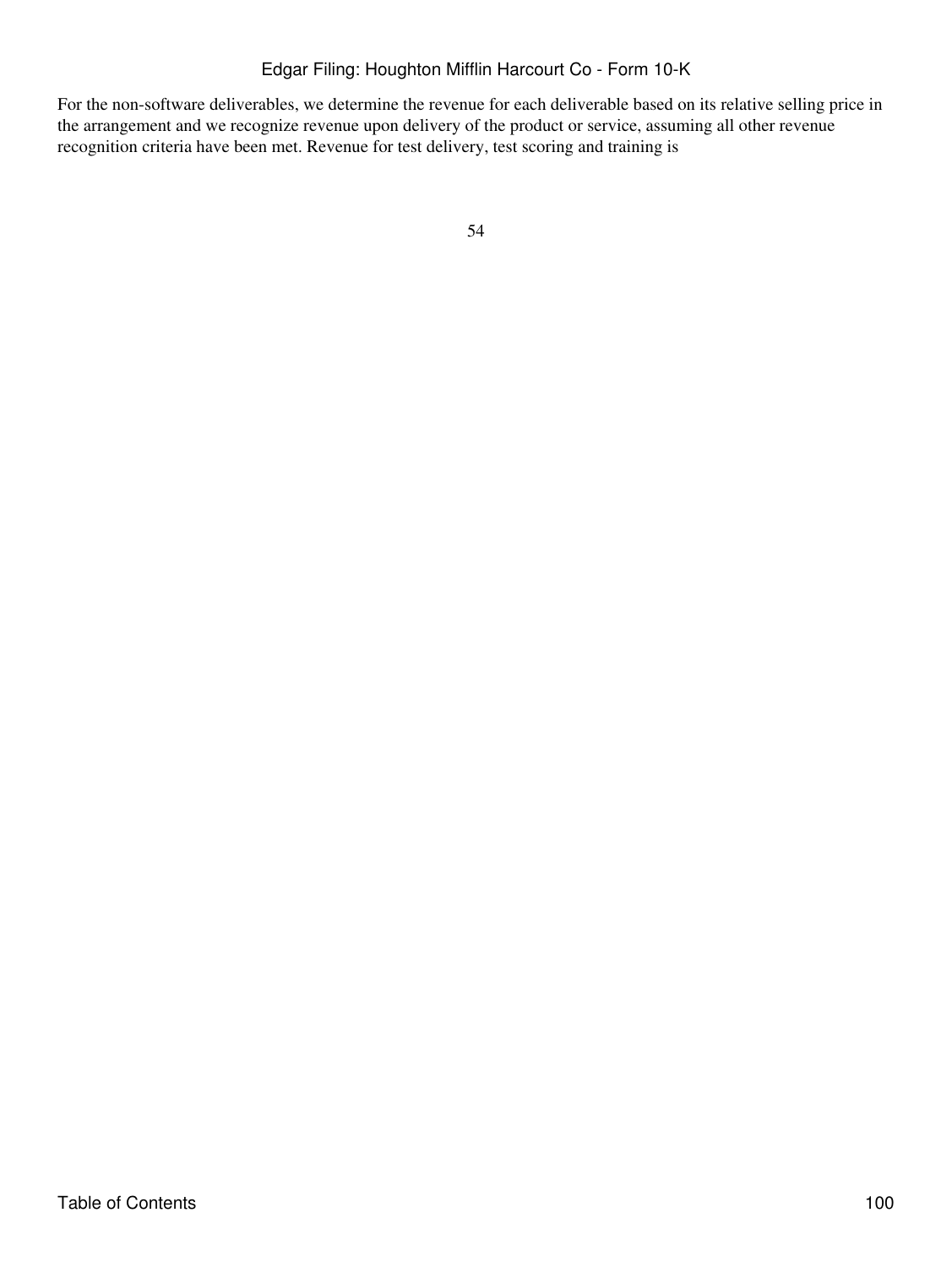For the non-software deliverables, we determine the revenue for each deliverable based on its relative selling price in the arrangement and we recognize revenue upon delivery of the product or service, assuming all other revenue recognition criteria have been met. Revenue for test delivery, test scoring and training is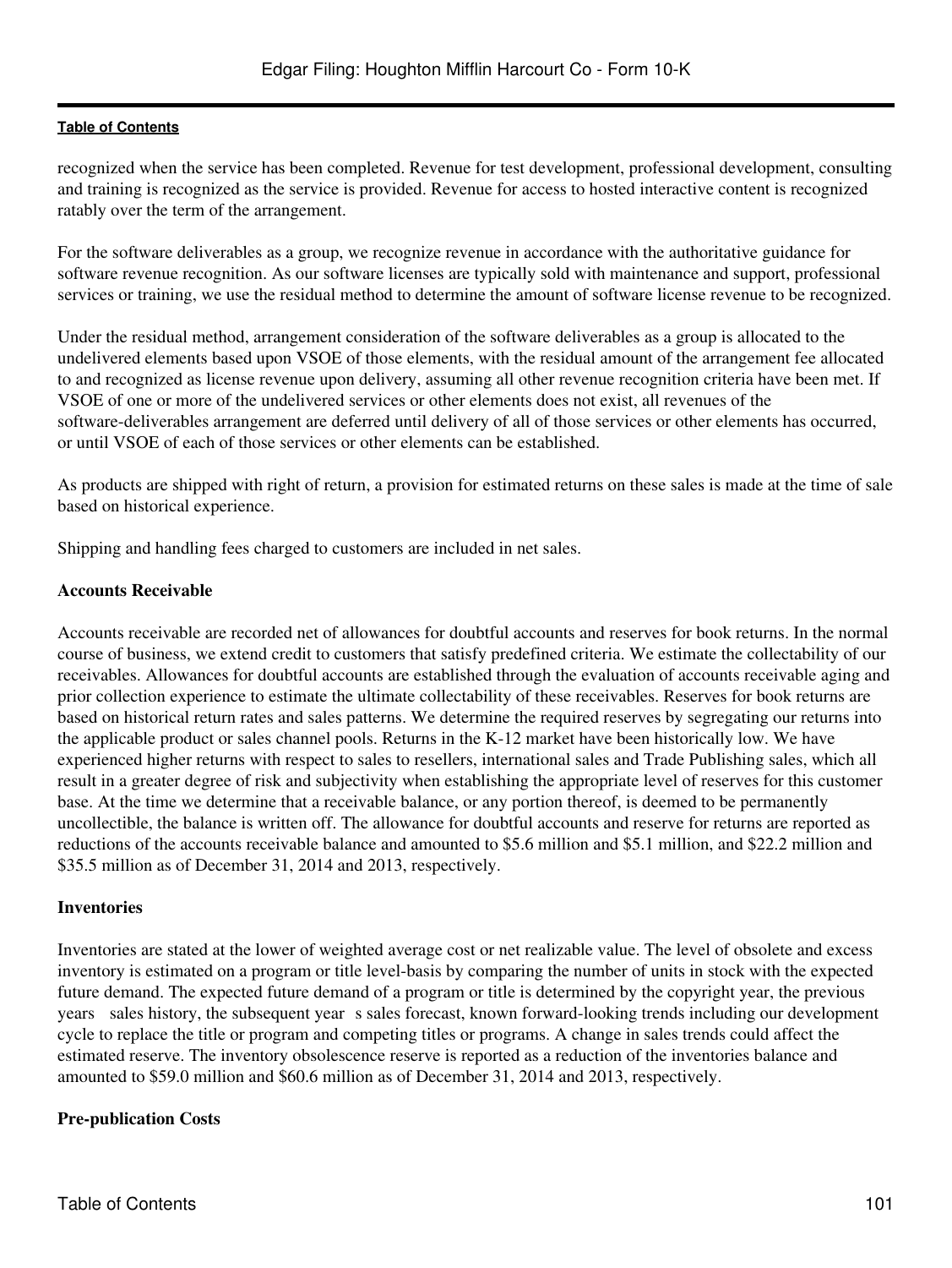recognized when the service has been completed. Revenue for test development, professional development, consulting and training is recognized as the service is provided. Revenue for access to hosted interactive content is recognized ratably over the term of the arrangement.

For the software deliverables as a group, we recognize revenue in accordance with the authoritative guidance for software revenue recognition. As our software licenses are typically sold with maintenance and support, professional services or training, we use the residual method to determine the amount of software license revenue to be recognized.

Under the residual method, arrangement consideration of the software deliverables as a group is allocated to the undelivered elements based upon VSOE of those elements, with the residual amount of the arrangement fee allocated to and recognized as license revenue upon delivery, assuming all other revenue recognition criteria have been met. If VSOE of one or more of the undelivered services or other elements does not exist, all revenues of the software-deliverables arrangement are deferred until delivery of all of those services or other elements has occurred, or until VSOE of each of those services or other elements can be established.

As products are shipped with right of return, a provision for estimated returns on these sales is made at the time of sale based on historical experience.

Shipping and handling fees charged to customers are included in net sales.

**Accounts Receivable**

Accounts receivable are recorded net of allowances for doubtful accounts and reserves for book returns. In the normal course of business, we extend credit to customers that satisfy predefined criteria. We estimate the collectability of our receivables. Allowances for doubtful accounts are established through the evaluation of accounts receivable aging and prior collection experience to estimate the ultimate collectability of these receivables. Reserves for book returns are based on historical return rates and sales patterns. We determine the required reserves by segregating our returns into the applicable product or sales channel pools. Returns in the K-12 market have been historically low. We have experienced higher returns with respect to sales to resellers, international sales and Trade Publishing sales, which all result in a greater degree of risk and subjectivity when establishing the appropriate level of reserves for this customer base. At the time we determine that a receivable balance, or any portion thereof, is deemed to be permanently uncollectible, the balance is written off. The allowance for doubtful accounts and reserve for returns are reported as reductions of the accounts receivable balance and amounted to \$5.6 million and \$5.1 million, and \$22.2 million and \$35.5 million as of December 31, 2014 and 2013, respectively.

**Inventories**

Inventories are stated at the lower of weighted average cost or net realizable value. The level of obsolete and excess inventory is estimated on a program or title level-basis by comparing the number of units in stock with the expected future demand. The expected future demand of a program or title is determined by the copyright year, the previous years' sales history, the subsequent year's sales forecast, known forward-looking trends including our development cycle to replace the title or program and competing titles or programs. A change in sales trends could affect the estimated reserve. The inventory obsolescence reserve is reported as a reduction of the inventories balance and amounted to \$59.0 million and \$60.6 million as of December 31, 2014 and 2013, respectively.

**Pre-publication Costs**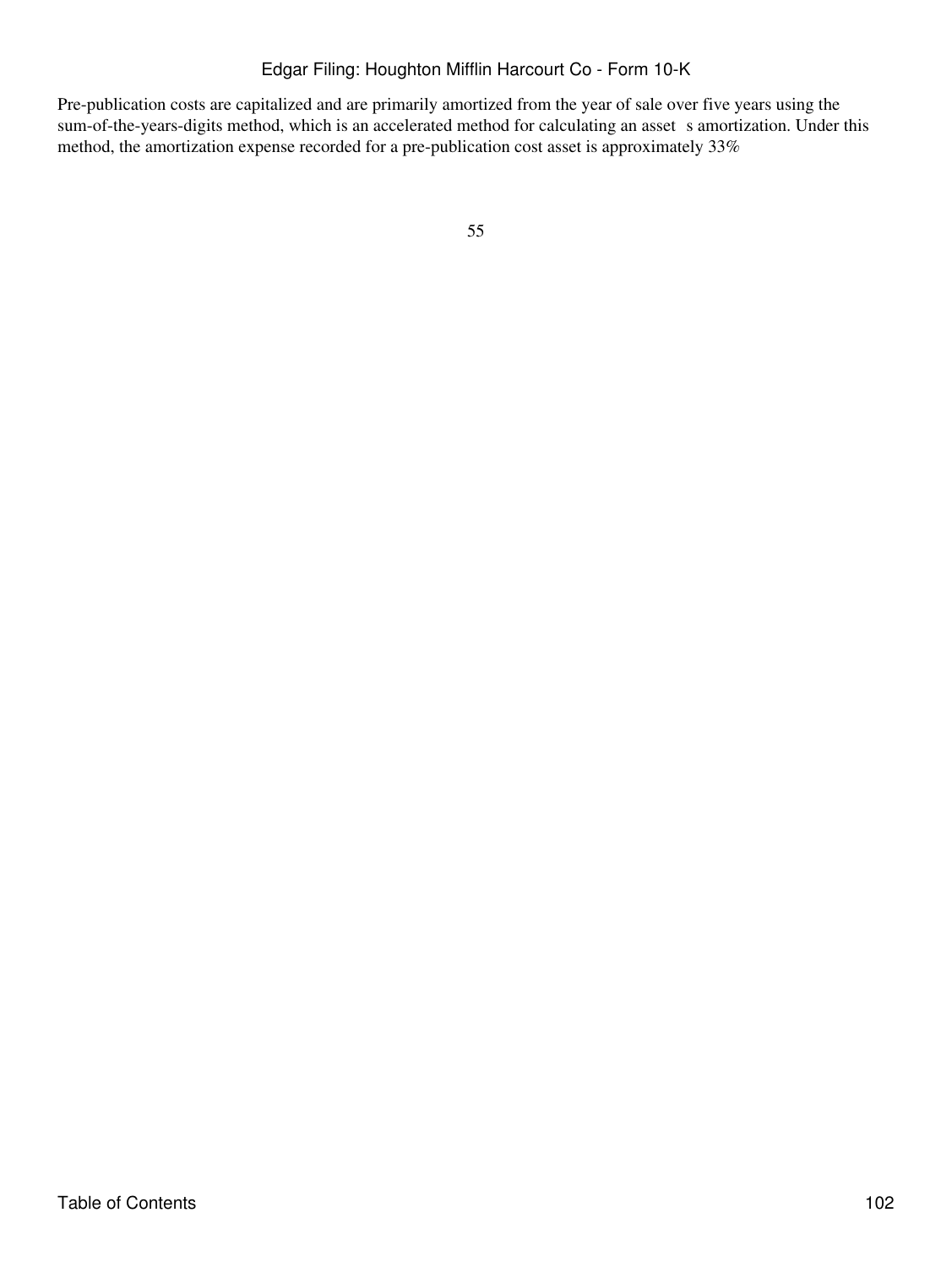Pre-publication costs are capitalized and are primarily amortized from the year of sale over five years using the sum-of-the-years-digits method, which is an accelerated method for calculating an asset s amortization. Under this method, the amortization expense recorded for a pre-publication cost asset is approximately 33%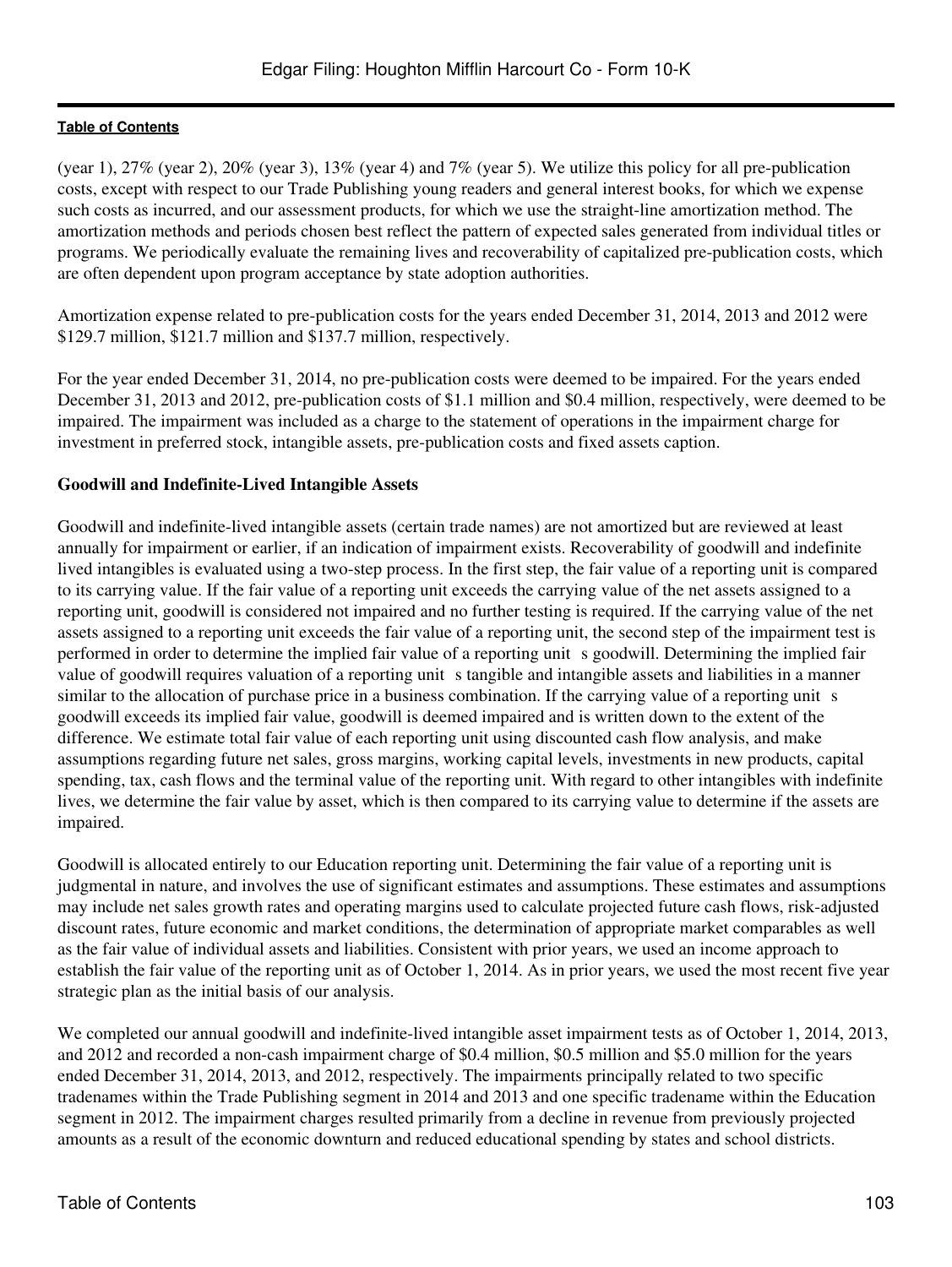(year 1), 27% (year 2), 20% (year 3), 13% (year 4) and 7% (year 5). We utilize this policy for all pre-publication costs, except with respect to our Trade Publishing young readers and general interest books, for which we expense such costs as incurred, and our assessment products, for which we use the straight-line amortization method. The amortization methods and periods chosen best reflect the pattern of expected sales generated from individual titles or programs. We periodically evaluate the remaining lives and recoverability of capitalized pre-publication costs, which are often dependent upon program acceptance by state adoption authorities.

Amortization expense related to pre-publication costs for the years ended December 31, 2014, 2013 and 2012 were $129.7 million, $121.7 million and $137.7 million, respectively.

For the year ended December 31, 2014, no pre-publication costs were deemed to be impaired. For the years ended December 31, 2013 and 2012, pre-publication costs of $1.1 million and $0.4 million, respectively, were deemed to be impaired. The impairment was included as a charge to the statement of operations in the impairment charge for investment in preferred stock, intangible assets, pre-publication costs and fixed assets caption.

**Goodwill and Indefinite-Lived Intangible Assets**

Goodwill and indefinite-lived intangible assets (certain trade names) are not amortized but are reviewed at least annually for impairment or earlier, if an indication of impairment exists. Recoverability of goodwill and indefinite lived intangibles is evaluated using a two-step process. In the first step, the fair value of a reporting unit is compared to its carrying value. If the fair value of a reporting unit exceeds the carrying value of the net assets assigned to a reporting unit, goodwill is considered not impaired and no further testing is required. If the carrying value of the net assets assigned to a reporting unit exceeds the fair value of a reporting unit, the second step of the impairment test is performed in order to determine the implied fair value of a reporting unit s goodwill. Determining the implied fair value of goodwill requires valuation of a reporting unit s tangible and intangible assets and liabilities in a manner similar to the allocation of purchase price in a business combination. If the carrying value of a reporting unit s goodwill exceeds its implied fair value, goodwill is deemed impaired and is written down to the extent of the difference. We estimate total fair value of each reporting unit using discounted cash flow analysis, and make assumptions regarding future net sales, gross margins, working capital levels, investments in new products, capital spending, tax, cash flows and the terminal value of the reporting unit. With regard to other intangibles with indefinite lives, we determine the fair value by asset, which is then compared to its carrying value to determine if the assets are impaired.

Goodwill is allocated entirely to our Education reporting unit. Determining the fair value of a reporting unit is judgmental in nature, and involves the use of significant estimates and assumptions. These estimates and assumptions may include net sales growth rates and operating margins used to calculate projected future cash flows, risk-adjusted discount rates, future economic and market conditions, the determination of appropriate market comparables as well as the fair value of individual assets and liabilities. Consistent with prior years, we used an income approach to establish the fair value of the reporting unit as of October 1, 2014. As in prior years, we used the most recent five year strategic plan as the initial basis of our analysis.

We completed our annual goodwill and indefinite-lived intangible asset impairment tests as of October 1, 2014, 2013, and 2012 and recorded a non-cash impairment charge of $0.4 million, $0.5 million and $5.0 million for the years ended December 31, 2014, 2013, and 2012, respectively. The impairments principally related to two specific tradenames within the Trade Publishing segment in 2014 and 2013 and one specific tradename within the Education segment in 2012. The impairment charges resulted primarily from a decline in revenue from previously projected amounts as a result of the economic downturn and reduced educational spending by states and school districts.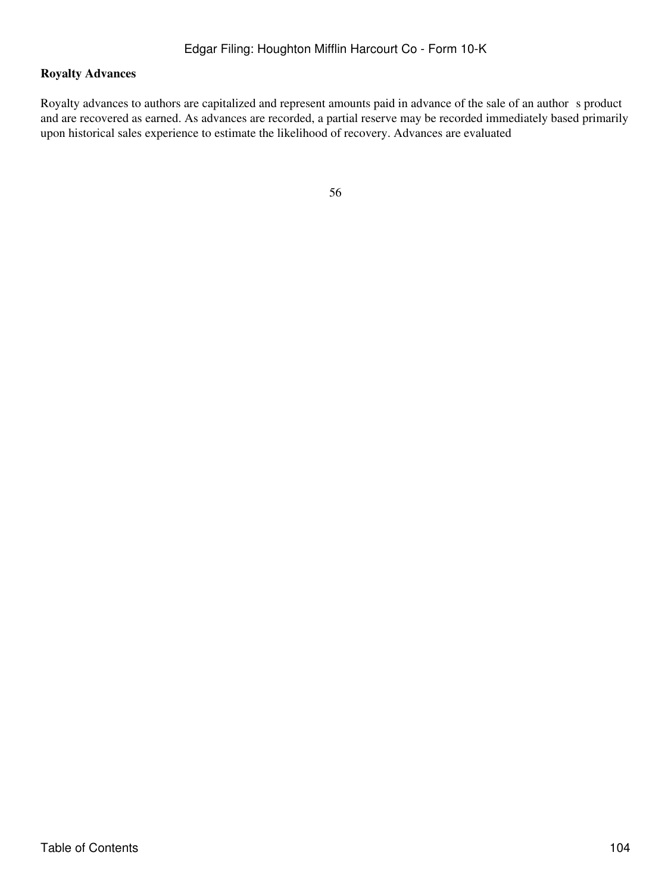**Royalty Advances**

Royalty advances to authors are capitalized and represent amounts paid in advance of the sale of an author s product and are recovered as earned. As advances are recorded, a partial reserve may be recorded immediately based primarily upon historical sales experience to estimate the likelihood of recovery. Advances are evaluated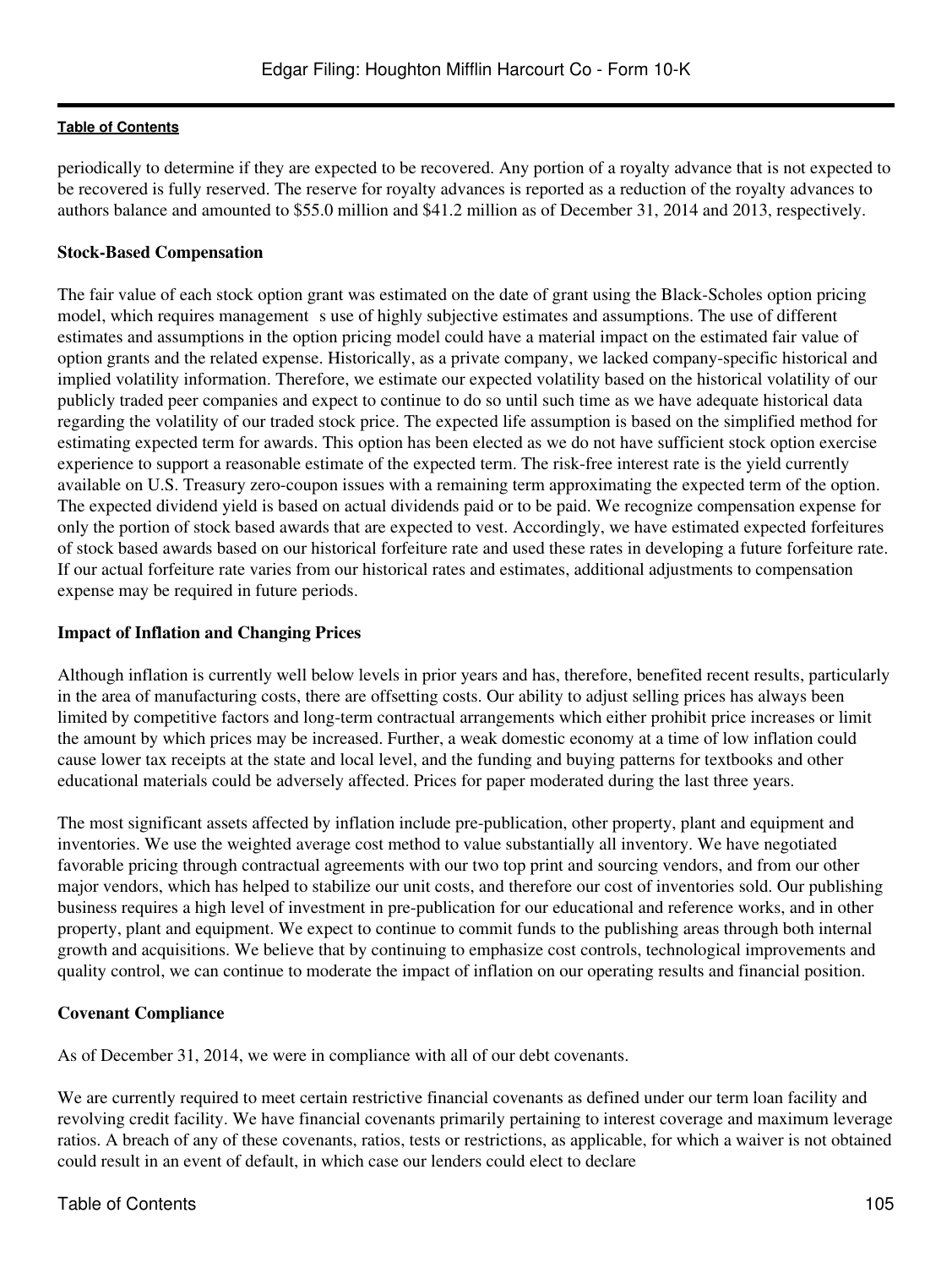periodically to determine if they are expected to be recovered. Any portion of a royalty advance that is not expected to be recovered is fully reserved. The reserve for royalty advances is reported as a reduction of the royalty advances to authors balance and amounted to $55.0 million and $41.2 million as of December 31, 2014 and 2013, respectively.

**Stock-Based Compensation**

The fair value of each stock option grant was estimated on the date of grant using the Black-Scholes option pricing model, which requires management s use of highly subjective estimates and assumptions. The use of different estimates and assumptions in the option pricing model could have a material impact on the estimated fair value of option grants and the related expense. Historically, as a private company, we lacked company-specific historical and implied volatility information. Therefore, we estimate our expected volatility based on the historical volatility of our publicly traded peer companies and expect to continue to do so until such time as we have adequate historical data regarding the volatility of our traded stock price. The expected life assumption is based on the simplified method for estimating expected term for awards. This option has been elected as we do not have sufficient stock option exercise experience to support a reasonable estimate of the expected term. The risk-free interest rate is the yield currently available on U.S. Treasury zero-coupon issues with a remaining term approximating the expected term of the option. The expected dividend yield is based on actual dividends paid or to be paid. We recognize compensation expense for only the portion of stock based awards that are expected to vest. Accordingly, we have estimated expected forfeitures of stock based awards based on our historical forfeiture rate and used these rates in developing a future forfeiture rate. If our actual forfeiture rate varies from our historical rates and estimates, additional adjustments to compensation expense may be required in future periods.

**Impact of Inflation and Changing Prices**

Although inflation is currently well below levels in prior years and has, therefore, benefited recent results, particularly in the area of manufacturing costs, there are offsetting costs. Our ability to adjust selling prices has always been limited by competitive factors and long-term contractual arrangements which either prohibit price increases or limit the amount by which prices may be increased. Further, a weak domestic economy at a time of low inflation could cause lower tax receipts at the state and local level, and the funding and buying patterns for textbooks and other educational materials could be adversely affected. Prices for paper moderated during the last three years.

The most significant assets affected by inflation include pre-publication, other property, plant and equipment and inventories. We use the weighted average cost method to value substantially all inventory. We have negotiated favorable pricing through contractual agreements with our two top print and sourcing vendors, and from our other major vendors, which has helped to stabilize our unit costs, and therefore our cost of inventories sold. Our publishing business requires a high level of investment in pre-publication for our educational and reference works, and in other property, plant and equipment. We expect to continue to commit funds to the publishing areas through both internal growth and acquisitions. We believe that by continuing to emphasize cost controls, technological improvements and quality control, we can continue to moderate the impact of inflation on our operating results and financial position.

**Covenant Compliance**

As of December 31, 2014, we were in compliance with all of our debt covenants.

We are currently required to meet certain restrictive financial covenants as defined under our term loan facility and revolving credit facility. We have financial covenants primarily pertaining to interest coverage and maximum leverage ratios. A breach of any of these covenants, ratios, tests or restrictions, as applicable, for which a waiver is not obtained could result in an event of default, in which case our lenders could elect to declare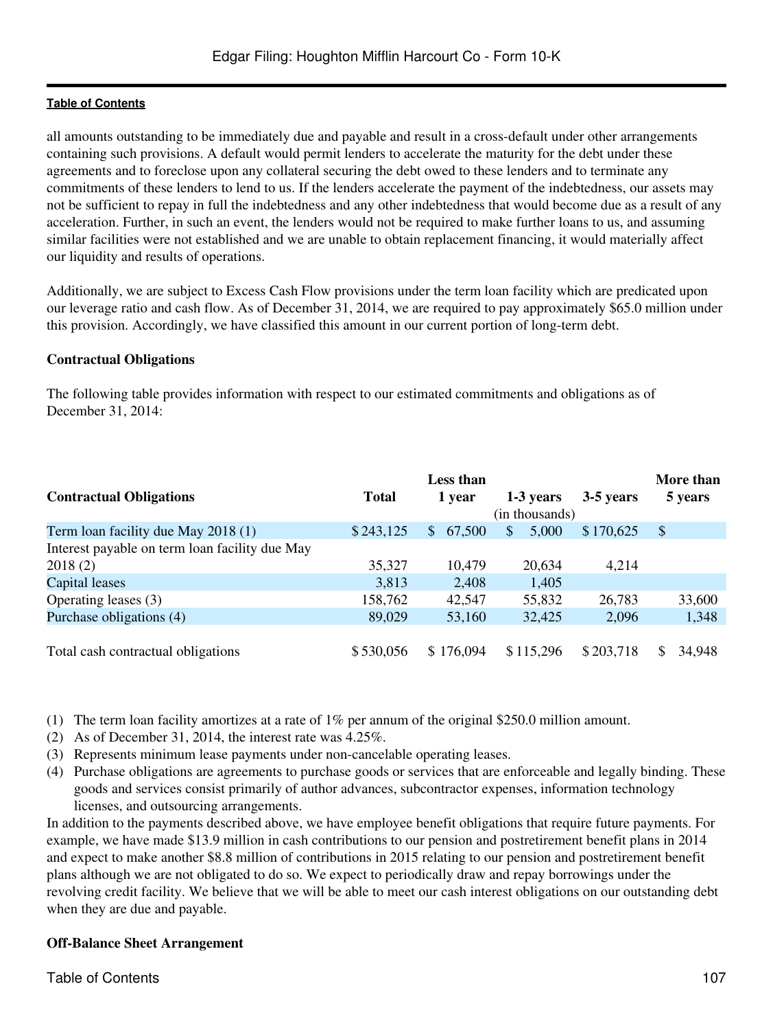all amounts outstanding to be immediately due and payable and result in a cross-default under other arrangements containing such provisions. A default would permit lenders to accelerate the maturity for the debt under these agreements and to foreclose upon any collateral securing the debt owed to these lenders and to terminate any commitments of these lenders to lend to us. If the lenders accelerate the payment of the indebtedness, our assets may not be sufficient to repay in full the indebtedness and any other indebtedness that would become due as a result of any acceleration. Further, in such an event, the lenders would not be required to make further loans to us, and assuming similar facilities were not established and we are unable to obtain replacement financing, it would materially affect our liquidity and results of operations.

Additionally, we are subject to Excess Cash Flow provisions under the term loan facility which are predicated upon our leverage ratio and cash flow. As of December 31, 2014, we are required to pay approximately $65.0 million under this provision. Accordingly, we have classified this amount in our current portion of long-term debt.

**Contractual Obligations**

The following table provides information with respect to our estimated commitments and obligations as of December 31, 2014:

| Contractual Obligations | Total | Less than 1 year | 1-3 years | 3-5 years | More than 5 years |
|---|---|---|---|---|---|
| | | | (in thousands) | | |
| Term loan facility due May 2018 (1) | $ 243,125 | $ 67,500 | $ 5,000 | $ 170,625 | $ |
| Interest payable on term loan facility due May 2018 (2) | 35,327 | 10,479 | 20,634 | 4,214 | |
| Capital leases | 3,813 | 2,408 | 1,405 | | |
| Operating leases (3) | 158,762 | 42,547 | 55,832 | 26,783 | 33,600 |
| Purchase obligations (4) | 89,029 | 53,160 | 32,425 | 2,096 | 1,348 |
| Total cash contractual obligations | $ 530,056 | $ 176,094 | $ 115,296 | $ 203,718 | $ 34,948 |

(1) The term loan facility amortizes at a rate of 1% per annum of the original $250.0 million amount.
(2) As of December 31, 2014, the interest rate was 4.25%.
(3) Represents minimum lease payments under non-cancelable operating leases.
(4) Purchase obligations are agreements to purchase goods or services that are enforceable and legally binding. These goods and services consist primarily of author advances, subcontractor expenses, information technology licenses, and outsourcing arrangements.

In addition to the payments described above, we have employee benefit obligations that require future payments. For example, we have made $13.9 million in cash contributions to our pension and postretirement benefit plans in 2014 and expect to make another $8.8 million of contributions in 2015 relating to our pension and postretirement benefit plans although we are not obligated to do so. We expect to periodically draw and repay borrowings under the revolving credit facility. We believe that we will be able to meet our cash interest obligations on our outstanding debt when they are due and payable.

**Off-Balance Sheet Arrangement**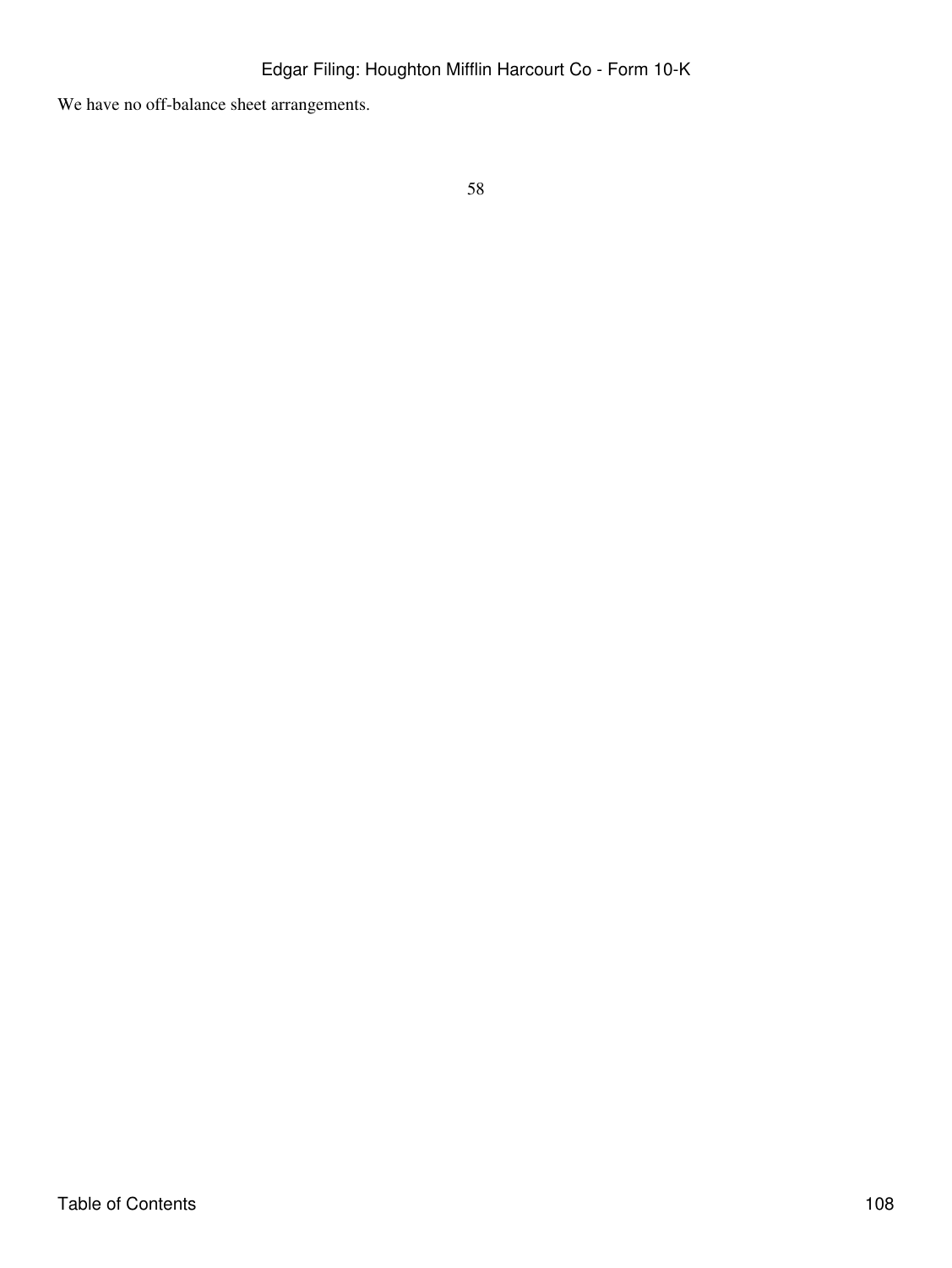We have no off-balance sheet arrangements.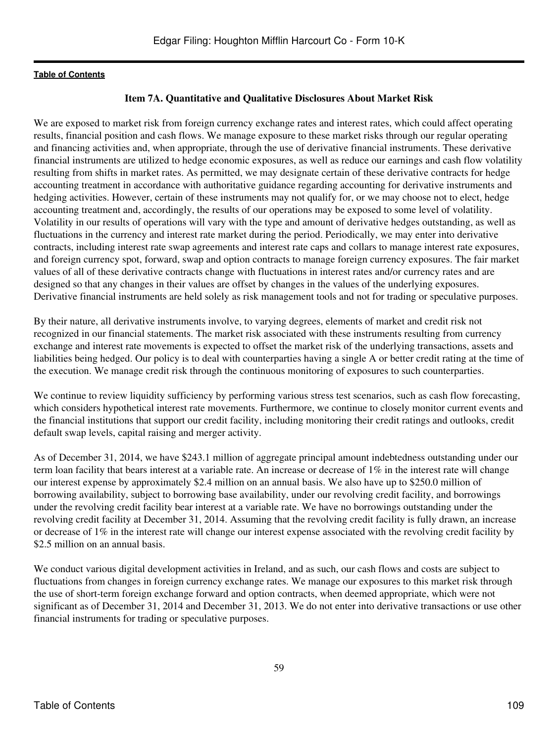### Item 7A. Quantitative and Qualitative Disclosures About Market Risk

We are exposed to market risk from foreign currency exchange rates and interest rates, which could affect operating results, financial position and cash flows. We manage exposure to these market risks through our regular operating and financing activities and, when appropriate, through the use of derivative financial instruments. These derivative financial instruments are utilized to hedge economic exposures, as well as reduce our earnings and cash flow volatility resulting from shifts in market rates. As permitted, we may designate certain of these derivative contracts for hedge accounting treatment in accordance with authoritative guidance regarding accounting for derivative instruments and hedging activities. However, certain of these instruments may not qualify for, or we may choose not to elect, hedge accounting treatment and, accordingly, the results of our operations may be exposed to some level of volatility. Volatility in our results of operations will vary with the type and amount of derivative hedges outstanding, as well as fluctuations in the currency and interest rate market during the period. Periodically, we may enter into derivative contracts, including interest rate swap agreements and interest rate caps and collars to manage interest rate exposures, and foreign currency spot, forward, swap and option contracts to manage foreign currency exposures. The fair market values of all of these derivative contracts change with fluctuations in interest rates and/or currency rates and are designed so that any changes in their values are offset by changes in the values of the underlying exposures. Derivative financial instruments are held solely as risk management tools and not for trading or speculative purposes.

By their nature, all derivative instruments involve, to varying degrees, elements of market and credit risk not recognized in our financial statements. The market risk associated with these instruments resulting from currency exchange and interest rate movements is expected to offset the market risk of the underlying transactions, assets and liabilities being hedged. Our policy is to deal with counterparties having a single A or better credit rating at the time of the execution. We manage credit risk through the continuous monitoring of exposures to such counterparties.

We continue to review liquidity sufficiency by performing various stress test scenarios, such as cash flow forecasting, which considers hypothetical interest rate movements. Furthermore, we continue to closely monitor current events and the financial institutions that support our credit facility, including monitoring their credit ratings and outlooks, credit default swap levels, capital raising and merger activity.

As of December 31, 2014, we have $243.1 million of aggregate principal amount indebtedness outstanding under our term loan facility that bears interest at a variable rate. An increase or decrease of 1% in the interest rate will change our interest expense by approximately $2.4 million on an annual basis. We also have up to $250.0 million of borrowing availability, subject to borrowing base availability, under our revolving credit facility, and borrowings under the revolving credit facility bear interest at a variable rate. We have no borrowings outstanding under the revolving credit facility at December 31, 2014. Assuming that the revolving credit facility is fully drawn, an increase or decrease of 1% in the interest rate will change our interest expense associated with the revolving credit facility by $2.5 million on an annual basis.

We conduct various digital development activities in Ireland, and as such, our cash flows and costs are subject to fluctuations from changes in foreign currency exchange rates. We manage our exposures to this market risk through the use of short-term foreign exchange forward and option contracts, when deemed appropriate, which were not significant as of December 31, 2014 and December 31, 2013. We do not enter into derivative transactions or use other financial instruments for trading or speculative purposes.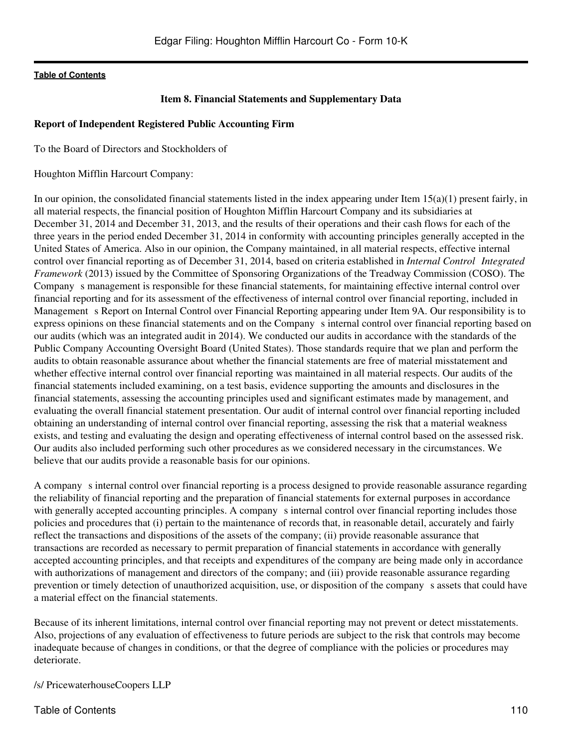## Item 8. Financial Statements and Supplementary Data

### Report of Independent Registered Public Accounting Firm

To the Board of Directors and Stockholders of

Houghton Mifflin Harcourt Company:

In our opinion, the consolidated financial statements listed in the index appearing under Item 15(a)(1) present fairly, in all material respects, the financial position of Houghton Mifflin Harcourt Company and its subsidiaries at December 31, 2014 and December 31, 2013, and the results of their operations and their cash flows for each of the three years in the period ended December 31, 2014 in conformity with accounting principles generally accepted in the United States of America. Also in our opinion, the Company maintained, in all material respects, effective internal control over financial reporting as of December 31, 2014, based on criteria established in *Internal Control Integrated Framework* (2013) issued by the Committee of Sponsoring Organizations of the Treadway Commission (COSO). The Company s management is responsible for these financial statements, for maintaining effective internal control over financial reporting and for its assessment of the effectiveness of internal control over financial reporting, included in Management s Report on Internal Control over Financial Reporting appearing under Item 9A. Our responsibility is to express opinions on these financial statements and on the Company s internal control over financial reporting based on our audits (which was an integrated audit in 2014). We conducted our audits in accordance with the standards of the Public Company Accounting Oversight Board (United States). Those standards require that we plan and perform the audits to obtain reasonable assurance about whether the financial statements are free of material misstatement and whether effective internal control over financial reporting was maintained in all material respects. Our audits of the financial statements included examining, on a test basis, evidence supporting the amounts and disclosures in the financial statements, assessing the accounting principles used and significant estimates made by management, and evaluating the overall financial statement presentation. Our audit of internal control over financial reporting included obtaining an understanding of internal control over financial reporting, assessing the risk that a material weakness exists, and testing and evaluating the design and operating effectiveness of internal control based on the assessed risk. Our audits also included performing such other procedures as we considered necessary in the circumstances. We believe that our audits provide a reasonable basis for our opinions.

A company s internal control over financial reporting is a process designed to provide reasonable assurance regarding the reliability of financial reporting and the preparation of financial statements for external purposes in accordance with generally accepted accounting principles. A company s internal control over financial reporting includes those policies and procedures that (i) pertain to the maintenance of records that, in reasonable detail, accurately and fairly reflect the transactions and dispositions of the assets of the company; (ii) provide reasonable assurance that transactions are recorded as necessary to permit preparation of financial statements in accordance with generally accepted accounting principles, and that receipts and expenditures of the company are being made only in accordance with authorizations of management and directors of the company; and (iii) provide reasonable assurance regarding prevention or timely detection of unauthorized acquisition, use, or disposition of the company s assets that could have a material effect on the financial statements.

Because of its inherent limitations, internal control over financial reporting may not prevent or detect misstatements. Also, projections of any evaluation of effectiveness to future periods are subject to the risk that controls may become inadequate because of changes in conditions, or that the degree of compliance with the policies or procedures may deteriorate.

/s/ PricewaterhouseCoopers LLP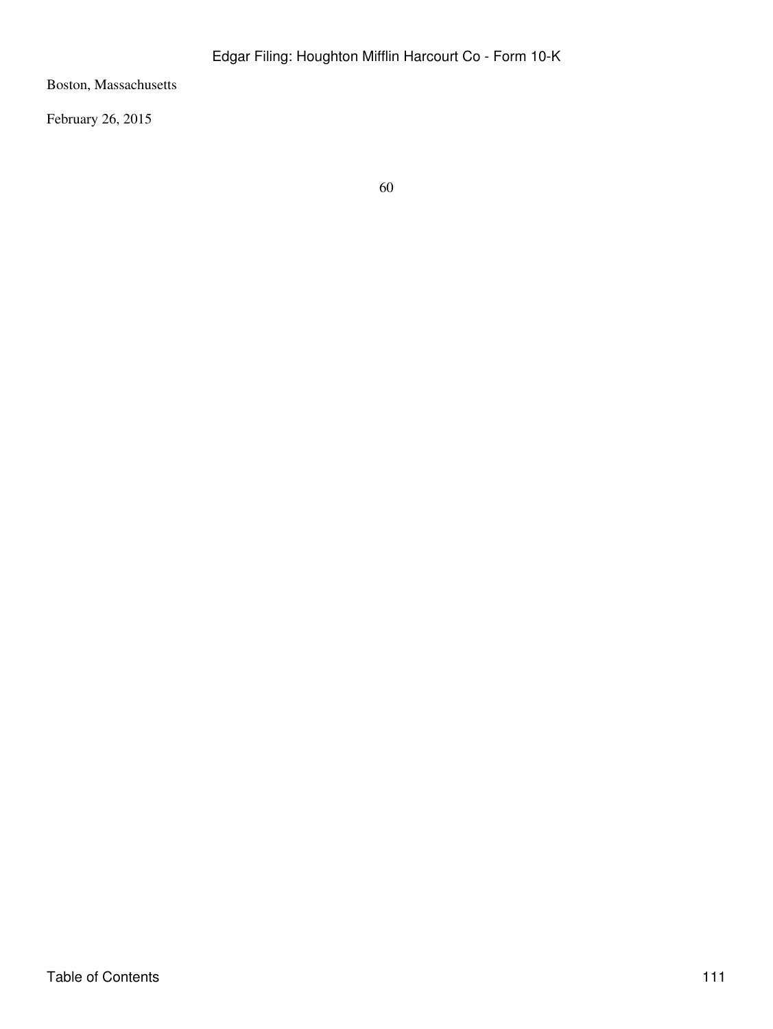Boston, Massachusetts

February 26, 2015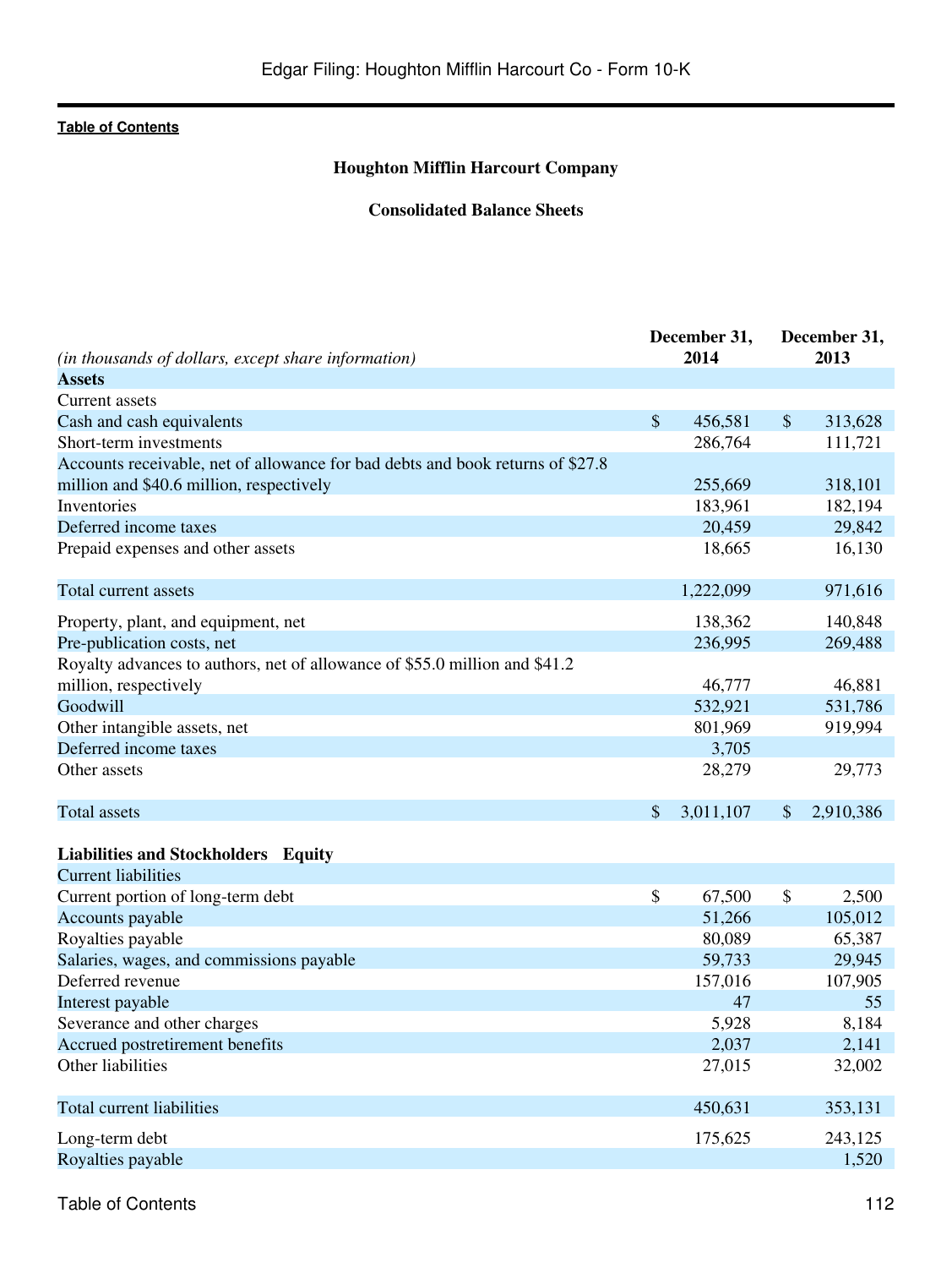[Table of Contents](#)

**Houghton Mifflin Harcourt Company**

**Consolidated Balance Sheets**

| *(in thousands of dollars, except share information)* | December 31, 2014 | December 31, 2013 |
|---|---|---|
| **Assets** | | |
| Current assets | | |
| Cash and cash equivalents | $ 456,581 | $ 313,628 |
| Short-term investments | 286,764 | 111,721 |
| Accounts receivable, net of allowance for bad debts and book returns of $27.8 million and $40.6 million, respectively | 255,669 | 318,101 |
| Inventories | 183,961 | 182,194 |
| Deferred income taxes | 20,459 | 29,842 |
| Prepaid expenses and other assets | 18,665 | 16,130 |
| Total current assets | 1,222,099 | 971,616 |
| Property, plant, and equipment, net | 138,362 | 140,848 |
| Pre-publication costs, net | 236,995 | 269,488 |
| Royalty advances to authors, net of allowance of $55.0 million and $41.2 million, respectively | 46,777 | 46,881 |
| Goodwill | 532,921 | 531,786 |
| Other intangible assets, net | 801,969 | 919,994 |
| Deferred income taxes | 3,705 | |
| Other assets | 28,279 | 29,773 |
| Total assets | $ 3,011,107 | $ 2,910,386 |
| **Liabilities and Stockholders Equity** | | |
| Current liabilities | | |
| Current portion of long-term debt | $ 67,500 | $ 2,500 |
| Accounts payable | 51,266 | 105,012 |
| Royalties payable | 80,089 | 65,387 |
| Salaries, wages, and commissions payable | 59,733 | 29,945 |
| Deferred revenue | 157,016 | 107,905 |
| Interest payable | 47 | 55 |
| Severance and other charges | 5,928 | 8,184 |
| Accrued postretirement benefits | 2,037 | 2,141 |
| Other liabilities | 27,015 | 32,002 |
| Total current liabilities | 450,631 | 353,131 |
| Long-term debt | 175,625 | 243,125 |
| Royalties payable | | 1,520 |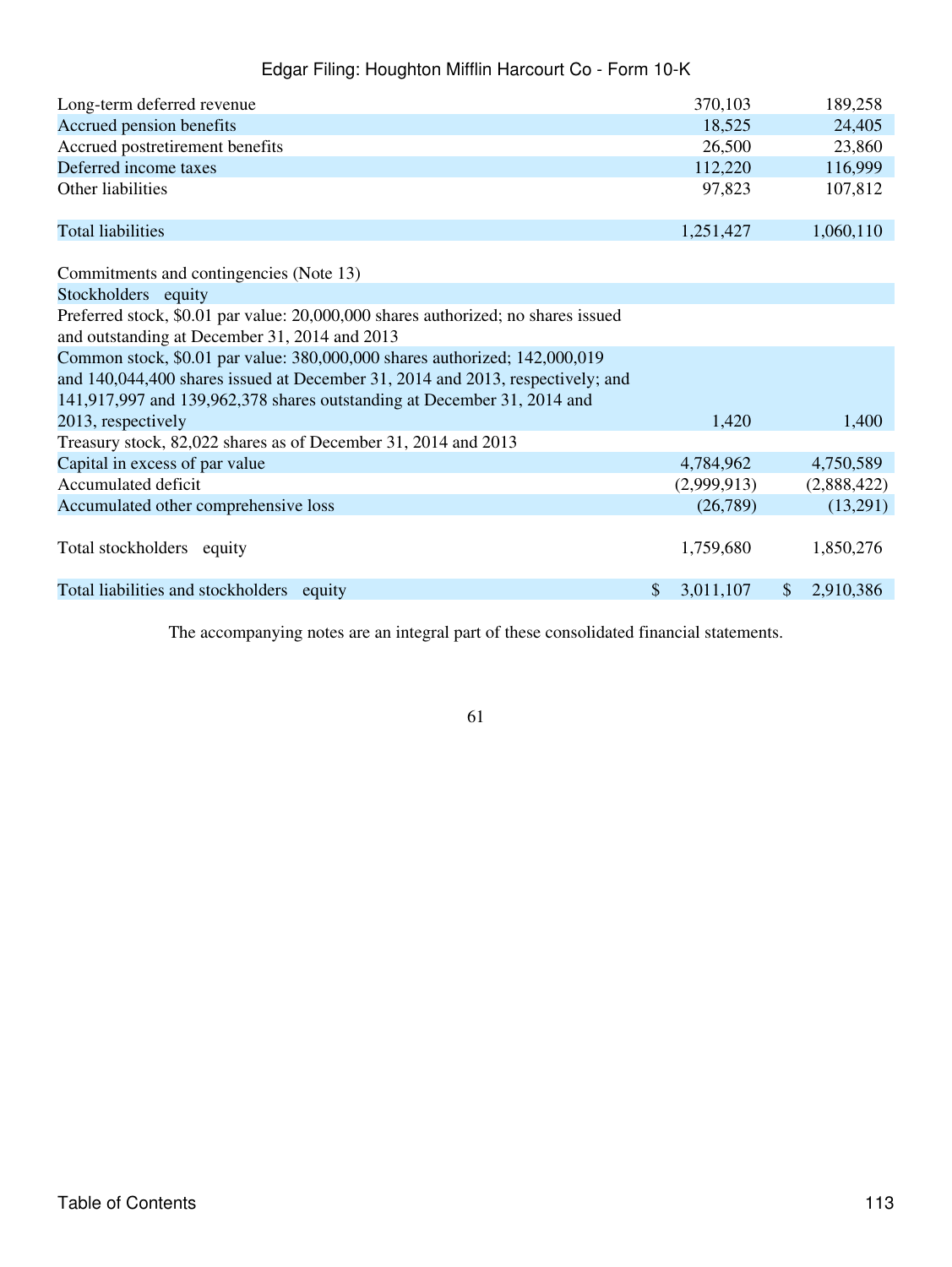| | | |
|---|---|---|
| Long-term deferred revenue | 370,103 | 189,258 |
| Accrued pension benefits | 18,525 | 24,405 |
| Accrued postretirement benefits | 26,500 | 23,860 |
| Deferred income taxes | 112,220 | 116,999 |
| Other liabilities | 97,823 | 107,812 |
| Total liabilities | 1,251,427 | 1,060,110 |
| Commitments and contingencies (Note 13) | | |
| Stockholders equity | | |
| Preferred stock, $0.01 par value: 20,000,000 shares authorized; no shares issued and outstanding at December 31, 2014 and 2013 | | |
| Common stock, $0.01 par value: 380,000,000 shares authorized; 142,000,019 and 140,044,400 shares issued at December 31, 2014 and 2013, respectively; and 141,917,997 and 139,962,378 shares outstanding at December 31, 2014 and 2013, respectively | 1,420 | 1,400 |
| Treasury stock, 82,022 shares as of December 31, 2014 and 2013 | | |
| Capital in excess of par value | 4,784,962 | 4,750,589 |
| Accumulated deficit | (2,999,913) | (2,888,422) |
| Accumulated other comprehensive loss | (26,789) | (13,291) |
| Total stockholders equity | 1,759,680 | 1,850,276 |
| Total liabilities and stockholders equity | $ 3,011,107 | $ 2,910,386 |

The accompanying notes are an integral part of these consolidated financial statements.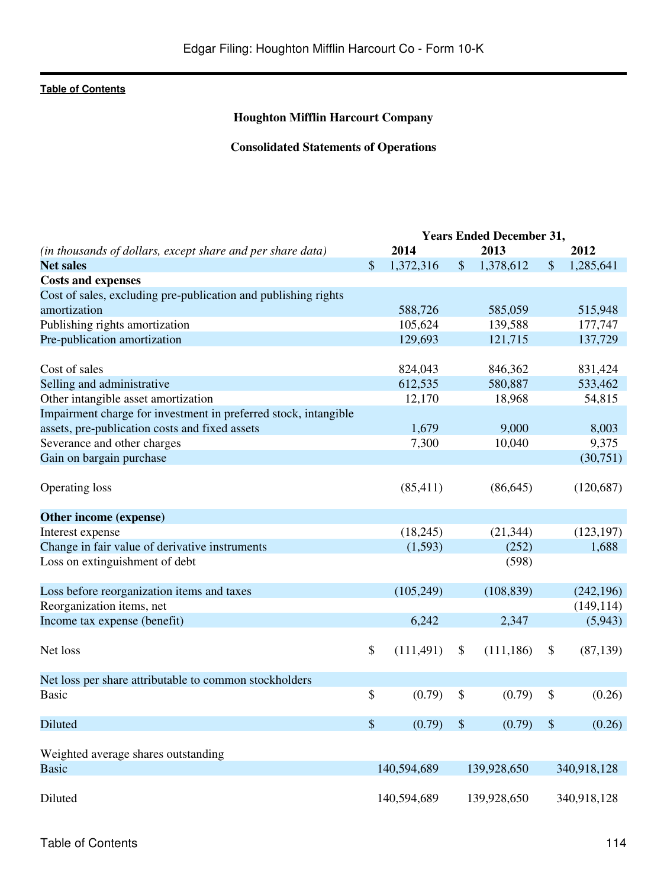**Houghton Mifflin Harcourt Company**

**Consolidated Statements of Operations**

| *(in thousands of dollars, except share and per share data)* | Years Ended December 31, 2014 | 2013 | 2012 |
|---|---|---|---|
| **Net sales** | $ 1,372,316 | $ 1,378,612 | $ 1,285,641 |
| **Costs and expenses** | | | |
| Cost of sales, excluding pre-publication and publishing rights amortization | 588,726 | 585,059 | 515,948 |
| Publishing rights amortization | 105,624 | 139,588 | 177,747 |
| Pre-publication amortization | 129,693 | 121,715 | 137,729 |
| Cost of sales | 824,043 | 846,362 | 831,424 |
| Selling and administrative | 612,535 | 580,887 | 533,462 |
| Other intangible asset amortization | 12,170 | 18,968 | 54,815 |
| Impairment charge for investment in preferred stock, intangible assets, pre-publication costs and fixed assets | 1,679 | 9,000 | 8,003 |
| Severance and other charges | 7,300 | 10,040 | 9,375 |
| Gain on bargain purchase | | | (30,751) |
| Operating loss | (85,411) | (86,645) | (120,687) |
| **Other income (expense)** | | | |
| Interest expense | (18,245) | (21,344) | (123,197) |
| Change in fair value of derivative instruments | (1,593) | (252) | 1,688 |
| Loss on extinguishment of debt | | (598) | |
| Loss before reorganization items and taxes | (105,249) | (108,839) | (242,196) |
| Reorganization items, net | | | (149,114) |
| Income tax expense (benefit) | 6,242 | 2,347 | (5,943) |
| Net loss | $ (111,491) | $ (111,186) | $ (87,139) |
| Net loss per share attributable to common stockholders | | | |
| Basic | $ (0.79) | $ (0.79) | $ (0.26) |
| Diluted | $ (0.79) | $ (0.79) | $ (0.26) |
| Weighted average shares outstanding | | | |
| Basic | 140,594,689 | 139,928,650 | 340,918,128 |
| Diluted | 140,594,689 | 139,928,650 | 340,918,128 |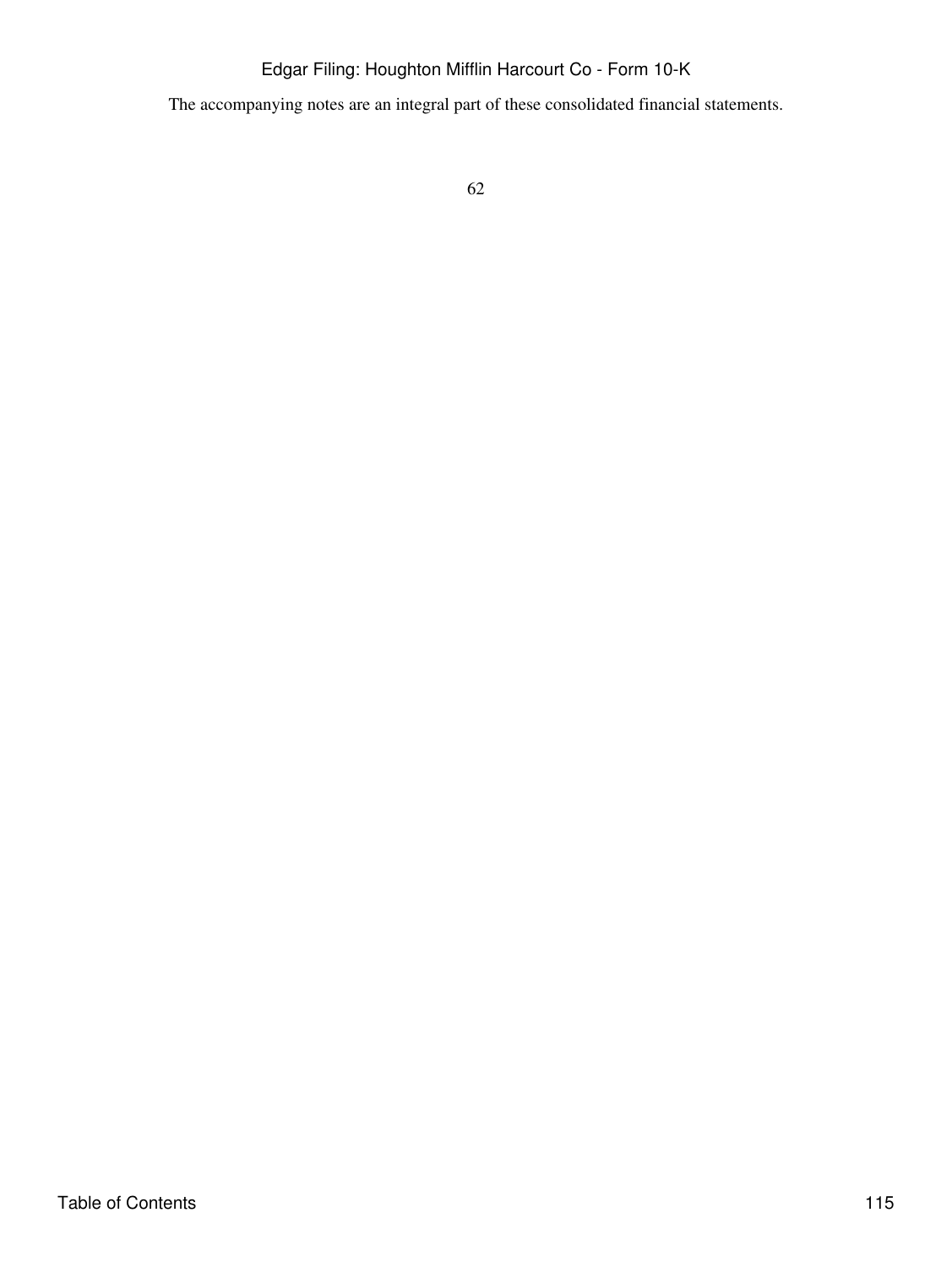The accompanying notes are an integral part of these consolidated financial statements.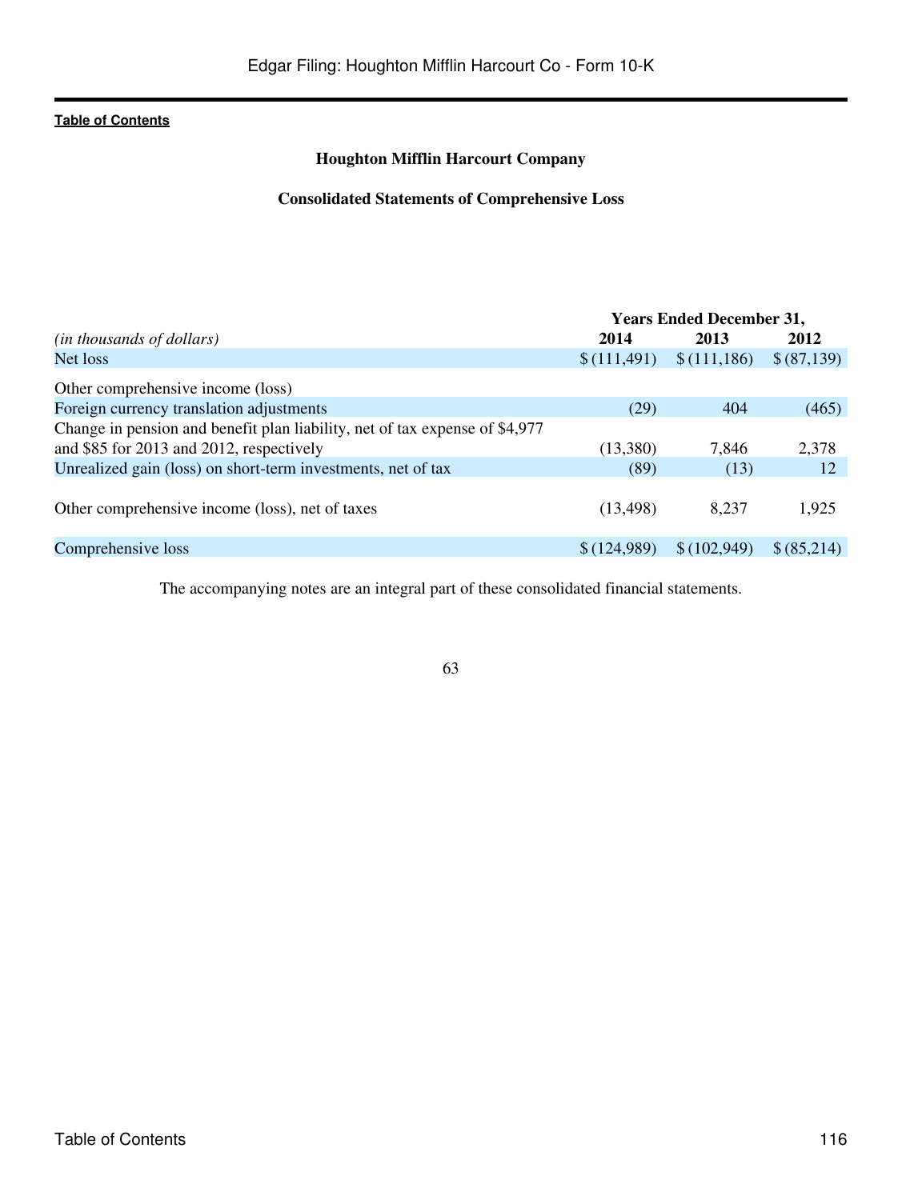**Houghton Mifflin Harcourt Company**

**Consolidated Statements of Comprehensive Loss**

| *(in thousands of dollars)* | Years Ended December 31, 2014 | 2013 | 2012 |
|---|---|---|---|
| Net loss | $ (111,491) | $ (111,186) | $ (87,139) |
| Other comprehensive income (loss) | | | |
| Foreign currency translation adjustments | (29) | 404 | (465) |
| Change in pension and benefit plan liability, net of tax expense of $4,977 and $85 for 2013 and 2012, respectively | (13,380) | 7,846 | 2,378 |
| Unrealized gain (loss) on short-term investments, net of tax | (89) | (13) | 12 |
| Other comprehensive income (loss), net of taxes | (13,498) | 8,237 | 1,925 |
| Comprehensive loss | $ (124,989) | $ (102,949) | $ (85,214) |

The accompanying notes are an integral part of these consolidated financial statements.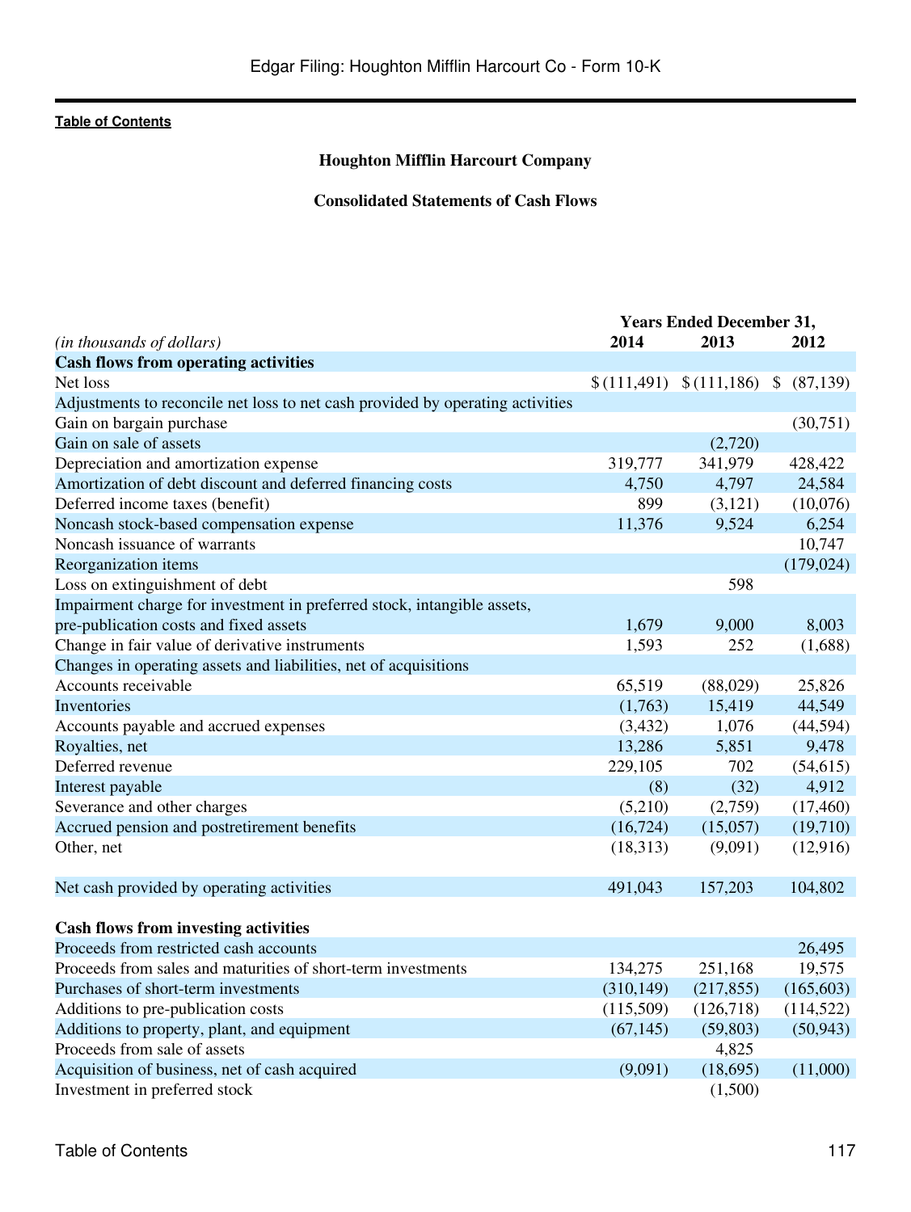[Table of Contents](#)

**Houghton Mifflin Harcourt Company**

**Consolidated Statements of Cash Flows**

| *(in thousands of dollars)* | Years Ended December 31, 2014 | 2013 | 2012 |
|---|---|---|---|
| **Cash flows from operating activities** | | | |
| Net loss | $ (111,491) | $ (111,186) | $ (87,139) |
| Adjustments to reconcile net loss to net cash provided by operating activities | | | |
| Gain on bargain purchase | | | (30,751) |
| Gain on sale of assets | | (2,720) | |
| Depreciation and amortization expense | 319,777 | 341,979 | 428,422 |
| Amortization of debt discount and deferred financing costs | 4,750 | 4,797 | 24,584 |
| Deferred income taxes (benefit) | 899 | (3,121) | (10,076) |
| Noncash stock-based compensation expense | 11,376 | 9,524 | 6,254 |
| Noncash issuance of warrants | | | 10,747 |
| Reorganization items | | | (179,024) |
| Loss on extinguishment of debt | | 598 | |
| Impairment charge for investment in preferred stock, intangible assets, pre-publication costs and fixed assets | 1,679 | 9,000 | 8,003 |
| Change in fair value of derivative instruments | 1,593 | 252 | (1,688) |
| Changes in operating assets and liabilities, net of acquisitions | | | |
| Accounts receivable | 65,519 | (88,029) | 25,826 |
| Inventories | (1,763) | 15,419 | 44,549 |
| Accounts payable and accrued expenses | (3,432) | 1,076 | (44,594) |
| Royalties, net | 13,286 | 5,851 | 9,478 |
| Deferred revenue | 229,105 | 702 | (54,615) |
| Interest payable | (8) | (32) | 4,912 |
| Severance and other charges | (5,210) | (2,759) | (17,460) |
| Accrued pension and postretirement benefits | (16,724) | (15,057) | (19,710) |
| Other, net | (18,313) | (9,091) | (12,916) |
| Net cash provided by operating activities | 491,043 | 157,203 | 104,802 |
| **Cash flows from investing activities** | | | |
| Proceeds from restricted cash accounts | | | 26,495 |
| Proceeds from sales and maturities of short-term investments | 134,275 | 251,168 | 19,575 |
| Purchases of short-term investments | (310,149) | (217,855) | (165,603) |
| Additions to pre-publication costs | (115,509) | (126,718) | (114,522) |
| Additions to property, plant, and equipment | (67,145) | (59,803) | (50,943) |
| Proceeds from sale of assets | | 4,825 | |
| Acquisition of business, net of cash acquired | (9,091) | (18,695) | (11,000) |
| Investment in preferred stock | | (1,500) | |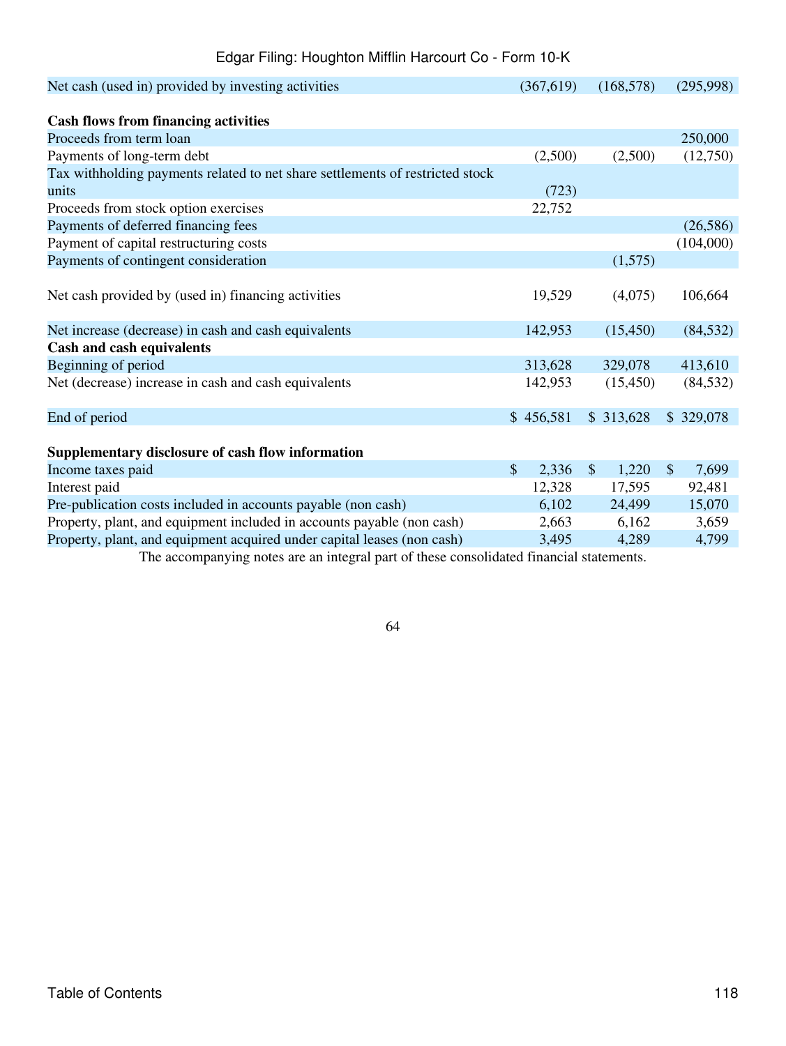| | | | |
|---|---|---|---|
| Net cash (used in) provided by investing activities | (367,619) | (168,578) | (295,998) |
| **Cash flows from financing activities** | | | |
| Proceeds from term loan | | | 250,000 |
| Payments of long-term debt | (2,500) | (2,500) | (12,750) |
| Tax withholding payments related to net share settlements of restricted stock units | (723) | | |
| Proceeds from stock option exercises | 22,752 | | |
| Payments of deferred financing fees | | | (26,586) |
| Payment of capital restructuring costs | | | (104,000) |
| Payments of contingent consideration | | (1,575) | |
| Net cash provided by (used in) financing activities | 19,529 | (4,075) | 106,664 |
| Net increase (decrease) in cash and cash equivalents | 142,953 | (15,450) | (84,532) |
| **Cash and cash equivalents** | | | |
| Beginning of period | 313,628 | 329,078 | 413,610 |
| Net (decrease) increase in cash and cash equivalents | 142,953 | (15,450) | (84,532) |
| End of period | $ 456,581 | $ 313,628 | $ 329,078 |
| **Supplementary disclosure of cash flow information** | | | |
| Income taxes paid | $ 2,336 | $ 1,220 | $ 7,699 |
| Interest paid | 12,328 | 17,595 | 92,481 |
| Pre-publication costs included in accounts payable (non cash) | 6,102 | 24,499 | 15,070 |
| Property, plant, and equipment included in accounts payable (non cash) | 2,663 | 6,162 | 3,659 |
| Property, plant, and equipment acquired under capital leases (non cash) | 3,495 | 4,289 | 4,799 |

The accompanying notes are an integral part of these consolidated financial statements.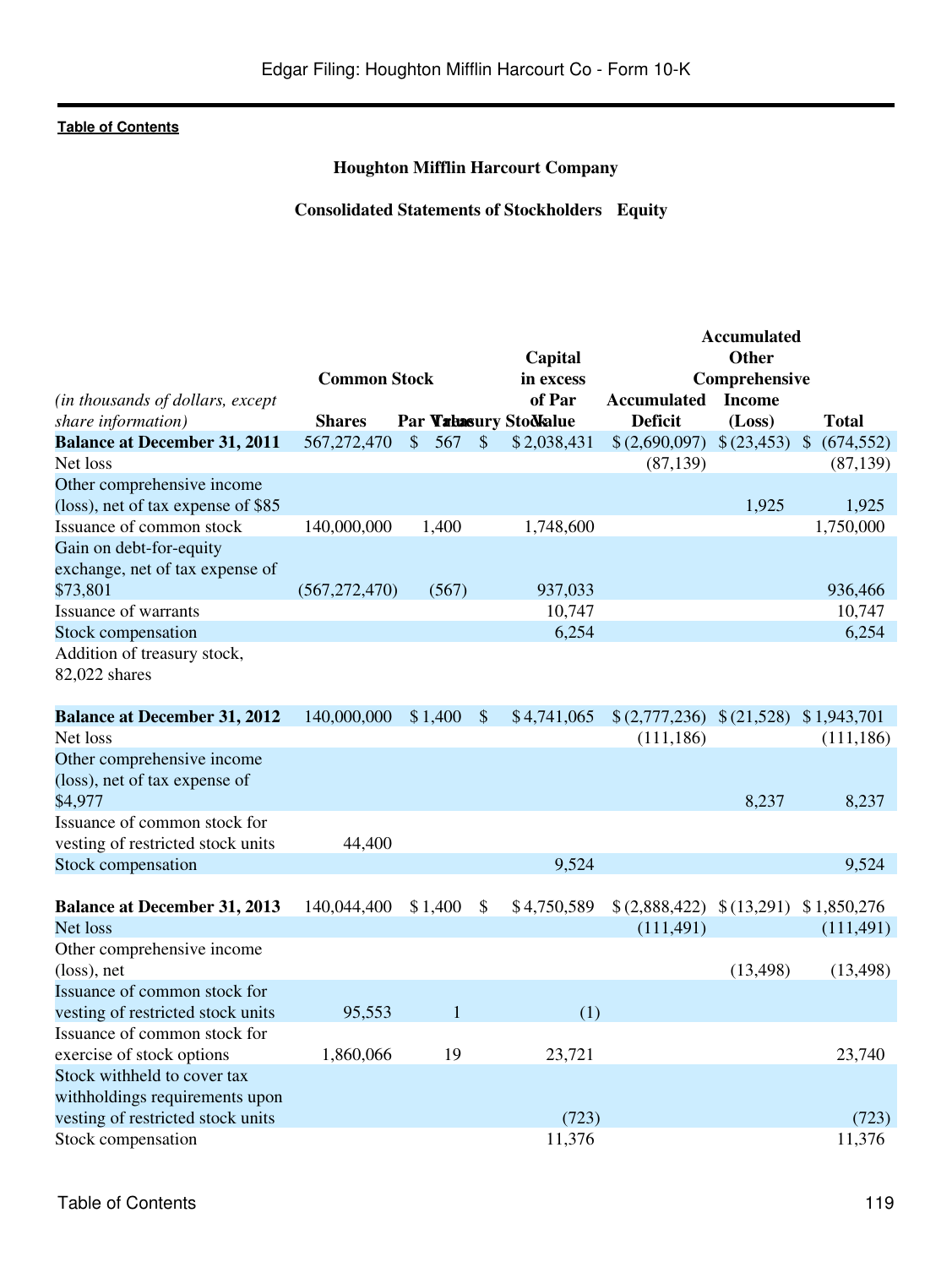Houghton Mifflin Harcourt Company

Consolidated Statements of Stockholders Equity

| *(in thousands of dollars, except share information)* | Common Stock Shares | Common Stock Par Value | Treasury Stock | Capital in excess of Par Value | Accumulated Deficit | Accumulated Other Comprehensive Income (Loss) | Total |
|---|---|---|---|---|---|---|---|
| **Balance at December 31, 2011** | 567,272,470 | $ 567 | $ | $ 2,038,431 | $ (2,690,097) | $ (23,453) | $ (674,552) |
| Net loss | | | | | (87,139) | | (87,139) |
| Other comprehensive income (loss), net of tax expense of $85 | | | | | | 1,925 | 1,925 |
| Issuance of common stock | 140,000,000 | 1,400 | | 1,748,600 | | | 1,750,000 |
| Gain on debt-for-equity exchange, net of tax expense of $73,801 | (567,272,470) | (567) | | 937,033 | | | 936,466 |
| Issuance of warrants | | | | 10,747 | | | 10,747 |
| Stock compensation | | | | 6,254 | | | 6,254 |
| Addition of treasury stock, 82,022 shares | | | | | | | |
| **Balance at December 31, 2012** | 140,000,000 | $ 1,400 | $ | $ 4,741,065 | $ (2,777,236) | $ (21,528) | $ 1,943,701 |
| Net loss | | | | | (111,186) | | (111,186) |
| Other comprehensive income (loss), net of tax expense of $4,977 | | | | | | 8,237 | 8,237 |
| Issuance of common stock for vesting of restricted stock units | 44,400 | | | | | | |
| Stock compensation | | | | 9,524 | | | 9,524 |
| **Balance at December 31, 2013** | 140,044,400 | $ 1,400 | $ | $ 4,750,589 | $ (2,888,422) | $ (13,291) | $ 1,850,276 |
| Net loss | | | | | (111,491) | | (111,491) |
| Other comprehensive income (loss), net | | | | | | (13,498) | (13,498) |
| Issuance of common stock for vesting of restricted stock units | 95,553 | 1 | | (1) | | | |
| Issuance of common stock for exercise of stock options | 1,860,066 | 19 | | 23,721 | | | 23,740 |
| Stock withheld to cover tax withholdings requirements upon vesting of restricted stock units | | | | (723) | | | (723) |
| Stock compensation | | | | 11,376 | | | 11,376 |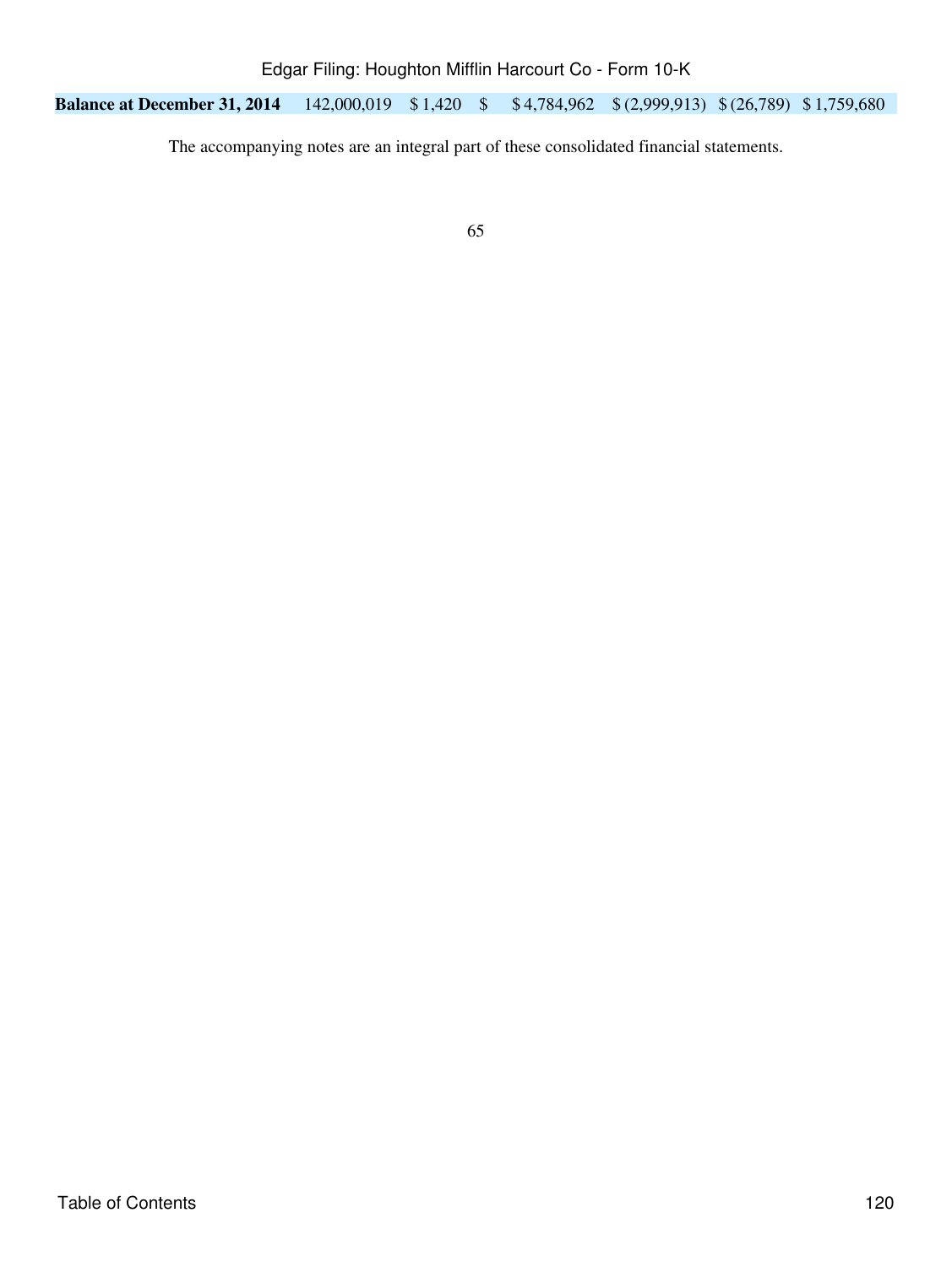| | | | | | | | |
|---|---|---|---|---|---|---|---|
| **Balance at December 31, 2014** | 142,000,019 | $ 1,420 | $ | $ 4,784,962 | $ (2,999,913) | $ (26,789) | $ 1,759,680 |

The accompanying notes are an integral part of these consolidated financial statements.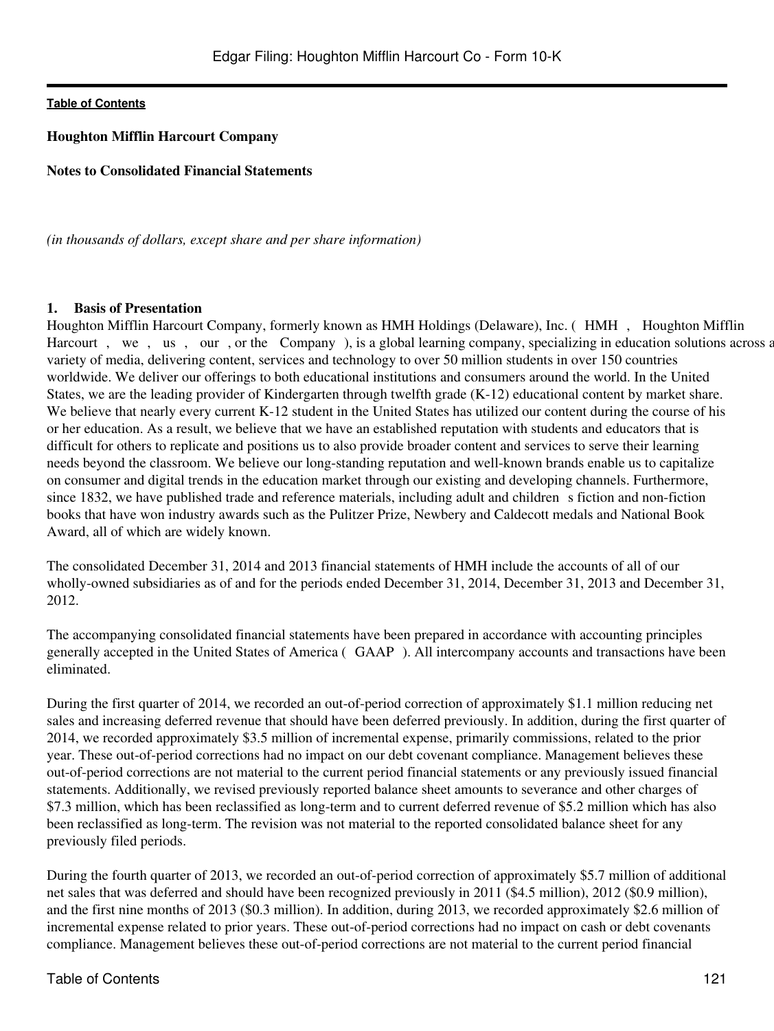**Houghton Mifflin Harcourt Company**

**Notes to Consolidated Financial Statements**

*(in thousands of dollars, except share and per share information)*

**1. Basis of Presentation**

Houghton Mifflin Harcourt Company, formerly known as HMH Holdings (Delaware), Inc. ( HMH , Houghton Mifflin Harcourt , we , us , our , or the Company ), is a global learning company, specializing in education solutions across a variety of media, delivering content, services and technology to over 50 million students in over 150 countries worldwide. We deliver our offerings to both educational institutions and consumers around the world. In the United States, we are the leading provider of Kindergarten through twelfth grade (K-12) educational content by market share. We believe that nearly every current K-12 student in the United States has utilized our content during the course of his or her education. As a result, we believe that we have an established reputation with students and educators that is difficult for others to replicate and positions us to also provide broader content and services to serve their learning needs beyond the classroom. We believe our long-standing reputation and well-known brands enable us to capitalize on consumer and digital trends in the education market through our existing and developing channels. Furthermore, since 1832, we have published trade and reference materials, including adult and children s fiction and non-fiction books that have won industry awards such as the Pulitzer Prize, Newbery and Caldecott medals and National Book Award, all of which are widely known.

The consolidated December 31, 2014 and 2013 financial statements of HMH include the accounts of all of our wholly-owned subsidiaries as of and for the periods ended December 31, 2014, December 31, 2013 and December 31, 2012.

The accompanying consolidated financial statements have been prepared in accordance with accounting principles generally accepted in the United States of America ( GAAP ). All intercompany accounts and transactions have been eliminated.

During the first quarter of 2014, we recorded an out-of-period correction of approximately $1.1 million reducing net sales and increasing deferred revenue that should have been deferred previously. In addition, during the first quarter of 2014, we recorded approximately $3.5 million of incremental expense, primarily commissions, related to the prior year. These out-of-period corrections had no impact on our debt covenant compliance. Management believes these out-of-period corrections are not material to the current period financial statements or any previously issued financial statements. Additionally, we revised previously reported balance sheet amounts to severance and other charges of $7.3 million, which has been reclassified as long-term and to current deferred revenue of $5.2 million which has also been reclassified as long-term. The revision was not material to the reported consolidated balance sheet for any previously filed periods.

During the fourth quarter of 2013, we recorded an out-of-period correction of approximately $5.7 million of additional net sales that was deferred and should have been recognized previously in 2011 ($4.5 million), 2012 ($0.9 million), and the first nine months of 2013 ($0.3 million). In addition, during 2013, we recorded approximately $2.6 million of incremental expense related to prior years. These out-of-period corrections had no impact on cash or debt covenants compliance. Management believes these out-of-period corrections are not material to the current period financial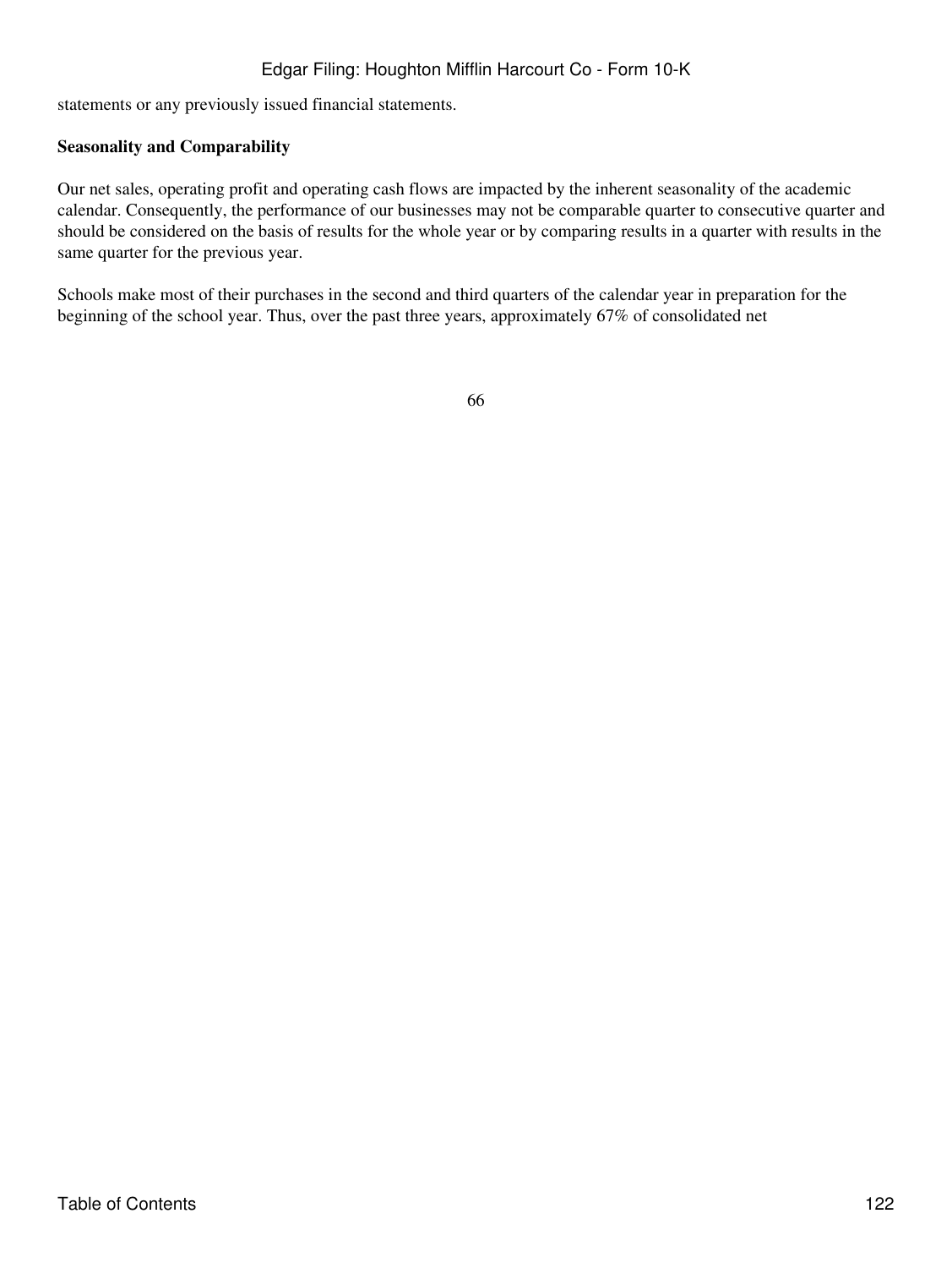statements or any previously issued financial statements.

**Seasonality and Comparability**

Our net sales, operating profit and operating cash flows are impacted by the inherent seasonality of the academic calendar. Consequently, the performance of our businesses may not be comparable quarter to consecutive quarter and should be considered on the basis of results for the whole year or by comparing results in a quarter with results in the same quarter for the previous year.

Schools make most of their purchases in the second and third quarters of the calendar year in preparation for the beginning of the school year. Thus, over the past three years, approximately 67% of consolidated net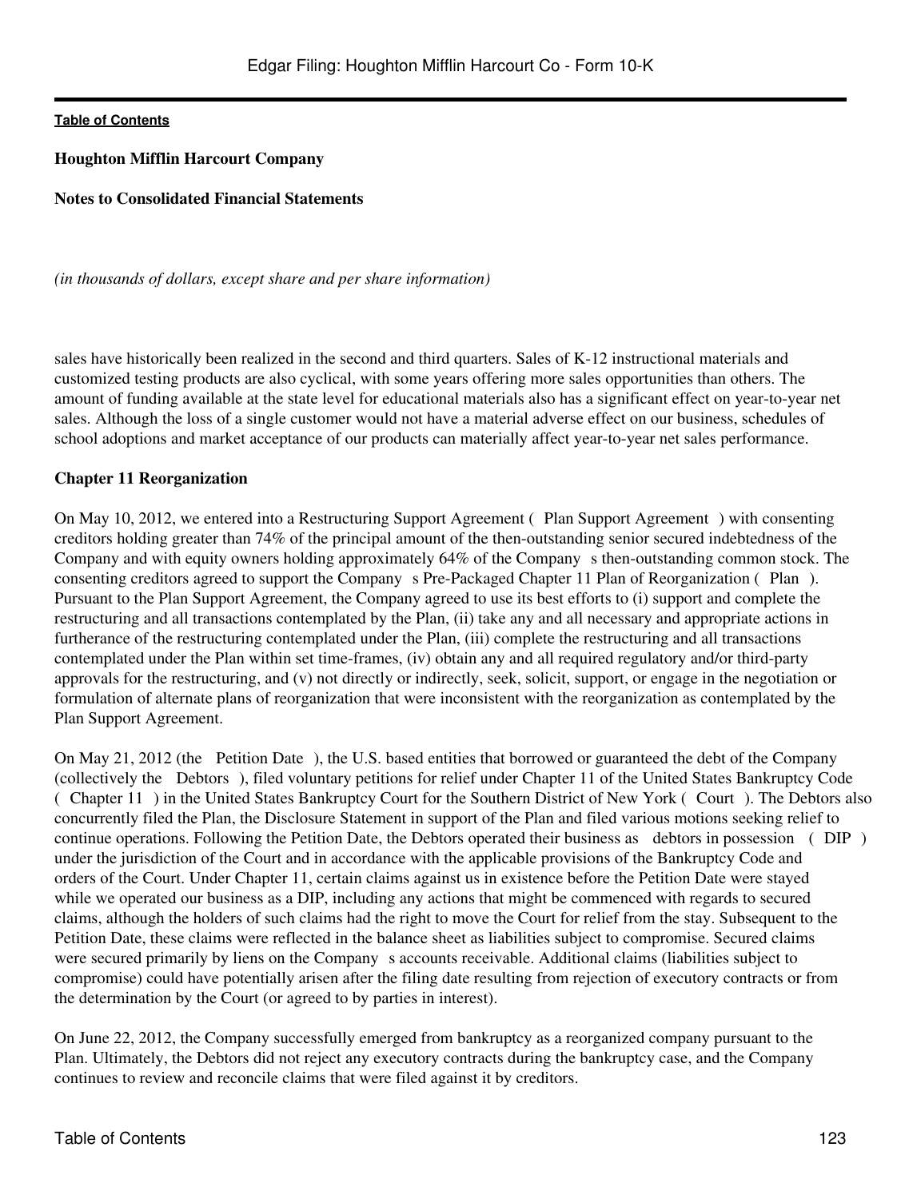**Houghton Mifflin Harcourt Company**

**Notes to Consolidated Financial Statements**

*(in thousands of dollars, except share and per share information)*

sales have historically been realized in the second and third quarters. Sales of K-12 instructional materials and customized testing products are also cyclical, with some years offering more sales opportunities than others. The amount of funding available at the state level for educational materials also has a significant effect on year-to-year net sales. Although the loss of a single customer would not have a material adverse effect on our business, schedules of school adoptions and market acceptance of our products can materially affect year-to-year net sales performance.

**Chapter 11 Reorganization**

On May 10, 2012, we entered into a Restructuring Support Agreement ( Plan Support Agreement ) with consenting creditors holding greater than 74% of the principal amount of the then-outstanding senior secured indebtedness of the Company and with equity owners holding approximately 64% of the Company s then-outstanding common stock. The consenting creditors agreed to support the Company s Pre-Packaged Chapter 11 Plan of Reorganization ( Plan ). Pursuant to the Plan Support Agreement, the Company agreed to use its best efforts to (i) support and complete the restructuring and all transactions contemplated by the Plan, (ii) take any and all necessary and appropriate actions in furtherance of the restructuring contemplated under the Plan, (iii) complete the restructuring and all transactions contemplated under the Plan within set time-frames, (iv) obtain any and all required regulatory and/or third-party approvals for the restructuring, and (v) not directly or indirectly, seek, solicit, support, or engage in the negotiation or formulation of alternate plans of reorganization that were inconsistent with the reorganization as contemplated by the Plan Support Agreement.

On May 21, 2012 (the Petition Date ), the U.S. based entities that borrowed or guaranteed the debt of the Company (collectively the Debtors ), filed voluntary petitions for relief under Chapter 11 of the United States Bankruptcy Code ( Chapter 11 ) in the United States Bankruptcy Court for the Southern District of New York ( Court ). The Debtors also concurrently filed the Plan, the Disclosure Statement in support of the Plan and filed various motions seeking relief to continue operations. Following the Petition Date, the Debtors operated their business as debtors in possession ( DIP ) under the jurisdiction of the Court and in accordance with the applicable provisions of the Bankruptcy Code and orders of the Court. Under Chapter 11, certain claims against us in existence before the Petition Date were stayed while we operated our business as a DIP, including any actions that might be commenced with regards to secured claims, although the holders of such claims had the right to move the Court for relief from the stay. Subsequent to the Petition Date, these claims were reflected in the balance sheet as liabilities subject to compromise. Secured claims were secured primarily by liens on the Company s accounts receivable. Additional claims (liabilities subject to compromise) could have potentially arisen after the filing date resulting from rejection of executory contracts or from the determination by the Court (or agreed to by parties in interest).

On June 22, 2012, the Company successfully emerged from bankruptcy as a reorganized company pursuant to the Plan. Ultimately, the Debtors did not reject any executory contracts during the bankruptcy case, and the Company continues to review and reconcile claims that were filed against it by creditors.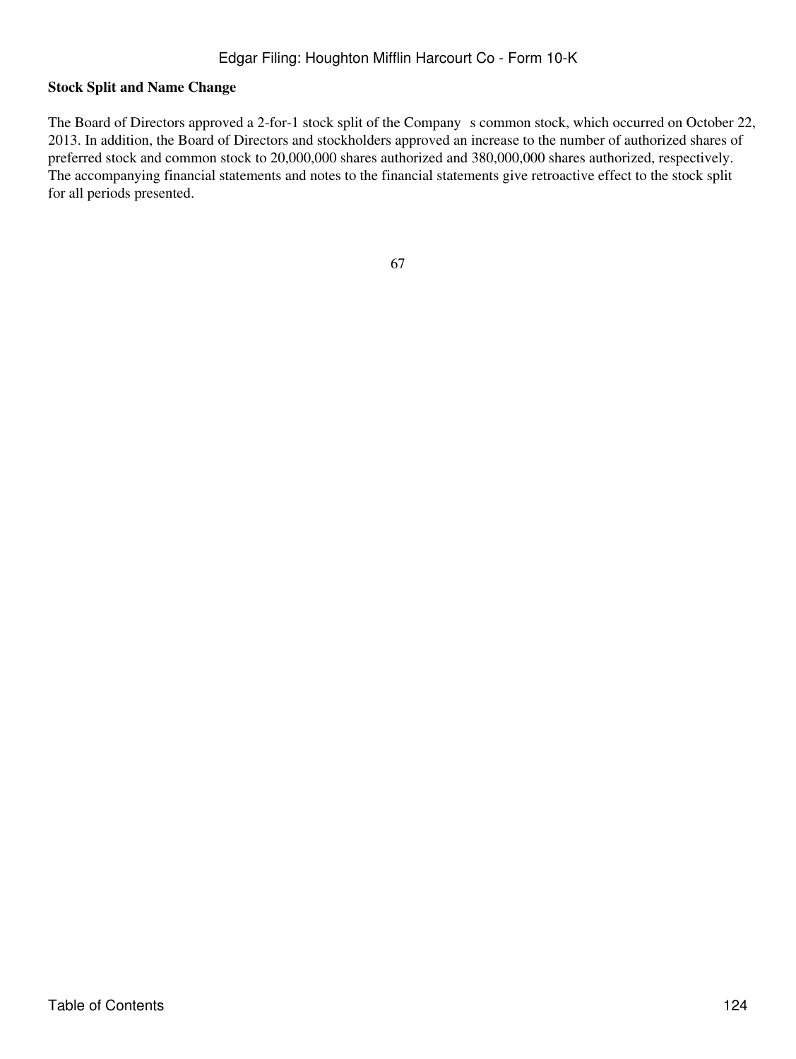**Stock Split and Name Change**

The Board of Directors approved a 2-for-1 stock split of the Company s common stock, which occurred on October 22, 2013. In addition, the Board of Directors and stockholders approved an increase to the number of authorized shares of preferred stock and common stock to 20,000,000 shares authorized and 380,000,000 shares authorized, respectively. The accompanying financial statements and notes to the financial statements give retroactive effect to the stock split for all periods presented.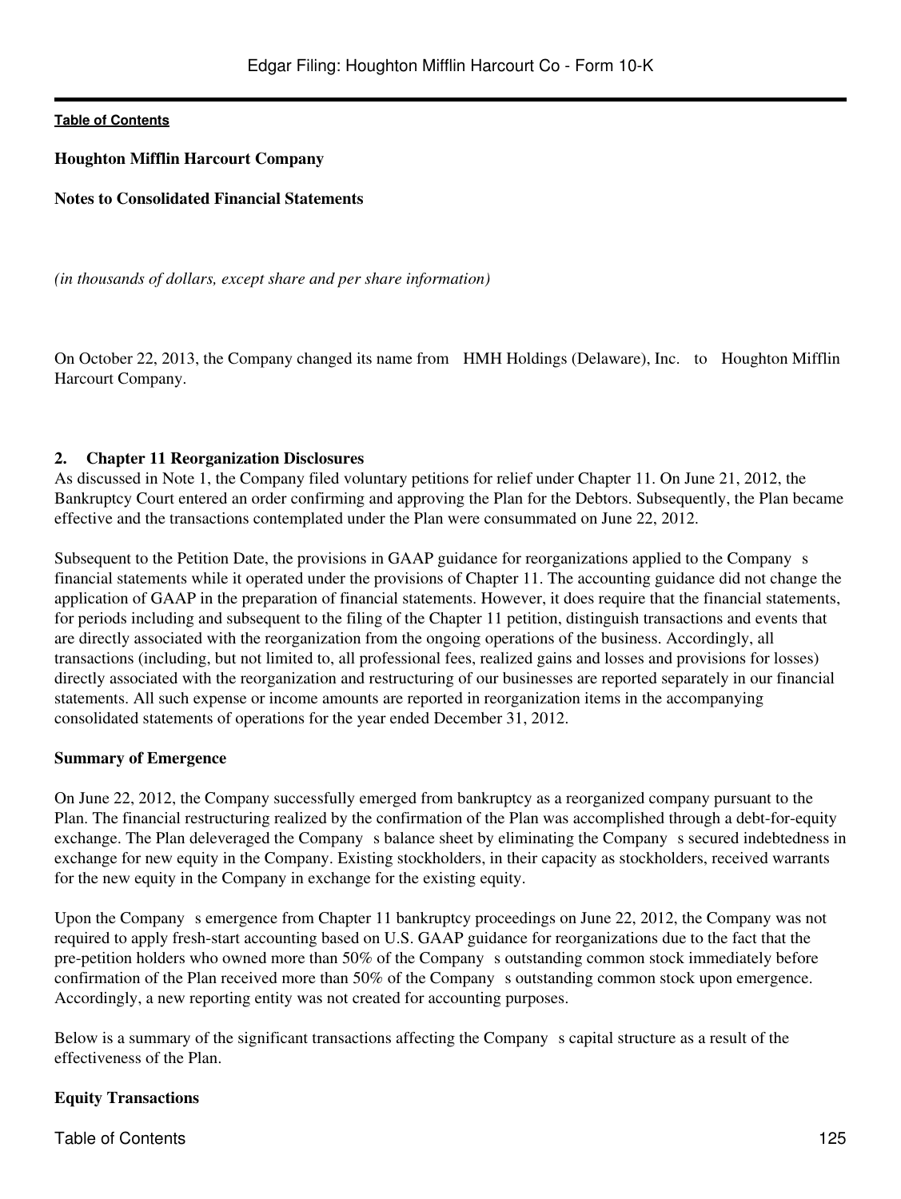**Houghton Mifflin Harcourt Company**

**Notes to Consolidated Financial Statements**

*(in thousands of dollars, except share and per share information)*

On October 22, 2013, the Company changed its name from HMH Holdings (Delaware), Inc. to Houghton Mifflin Harcourt Company.

## 2. Chapter 11 Reorganization Disclosures

As discussed in Note 1, the Company filed voluntary petitions for relief under Chapter 11. On June 21, 2012, the Bankruptcy Court entered an order confirming and approving the Plan for the Debtors. Subsequently, the Plan became effective and the transactions contemplated under the Plan were consummated on June 22, 2012.

Subsequent to the Petition Date, the provisions in GAAP guidance for reorganizations applied to the Company s financial statements while it operated under the provisions of Chapter 11. The accounting guidance did not change the application of GAAP in the preparation of financial statements. However, it does require that the financial statements, for periods including and subsequent to the filing of the Chapter 11 petition, distinguish transactions and events that are directly associated with the reorganization from the ongoing operations of the business. Accordingly, all transactions (including, but not limited to, all professional fees, realized gains and losses and provisions for losses) directly associated with the reorganization and restructuring of our businesses are reported separately in our financial statements. All such expense or income amounts are reported in reorganization items in the accompanying consolidated statements of operations for the year ended December 31, 2012.

**Summary of Emergence**

On June 22, 2012, the Company successfully emerged from bankruptcy as a reorganized company pursuant to the Plan. The financial restructuring realized by the confirmation of the Plan was accomplished through a debt-for-equity exchange. The Plan deleveraged the Company s balance sheet by eliminating the Company s secured indebtedness in exchange for new equity in the Company. Existing stockholders, in their capacity as stockholders, received warrants for the new equity in the Company in exchange for the existing equity.

Upon the Company s emergence from Chapter 11 bankruptcy proceedings on June 22, 2012, the Company was not required to apply fresh-start accounting based on U.S. GAAP guidance for reorganizations due to the fact that the pre-petition holders who owned more than 50% of the Company s outstanding common stock immediately before confirmation of the Plan received more than 50% of the Company s outstanding common stock upon emergence. Accordingly, a new reporting entity was not created for accounting purposes.

Below is a summary of the significant transactions affecting the Company s capital structure as a result of the effectiveness of the Plan.

**Equity Transactions**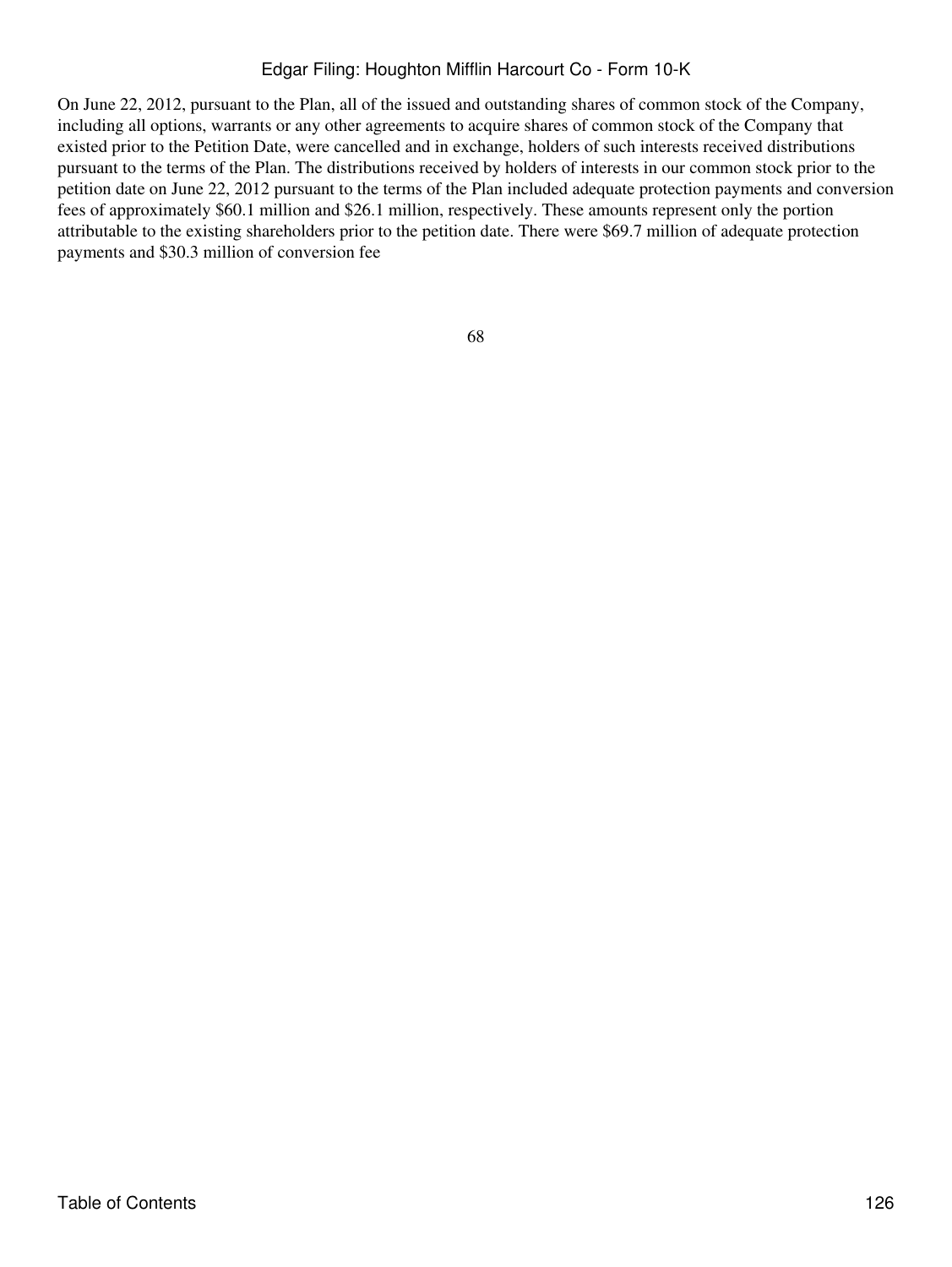On June 22, 2012, pursuant to the Plan, all of the issued and outstanding shares of common stock of the Company, including all options, warrants or any other agreements to acquire shares of common stock of the Company that existed prior to the Petition Date, were cancelled and in exchange, holders of such interests received distributions pursuant to the terms of the Plan. The distributions received by holders of interests in our common stock prior to the petition date on June 22, 2012 pursuant to the terms of the Plan included adequate protection payments and conversion fees of approximately $60.1 million and $26.1 million, respectively. These amounts represent only the portion attributable to the existing shareholders prior to the petition date. There were $69.7 million of adequate protection payments and $30.3 million of conversion fee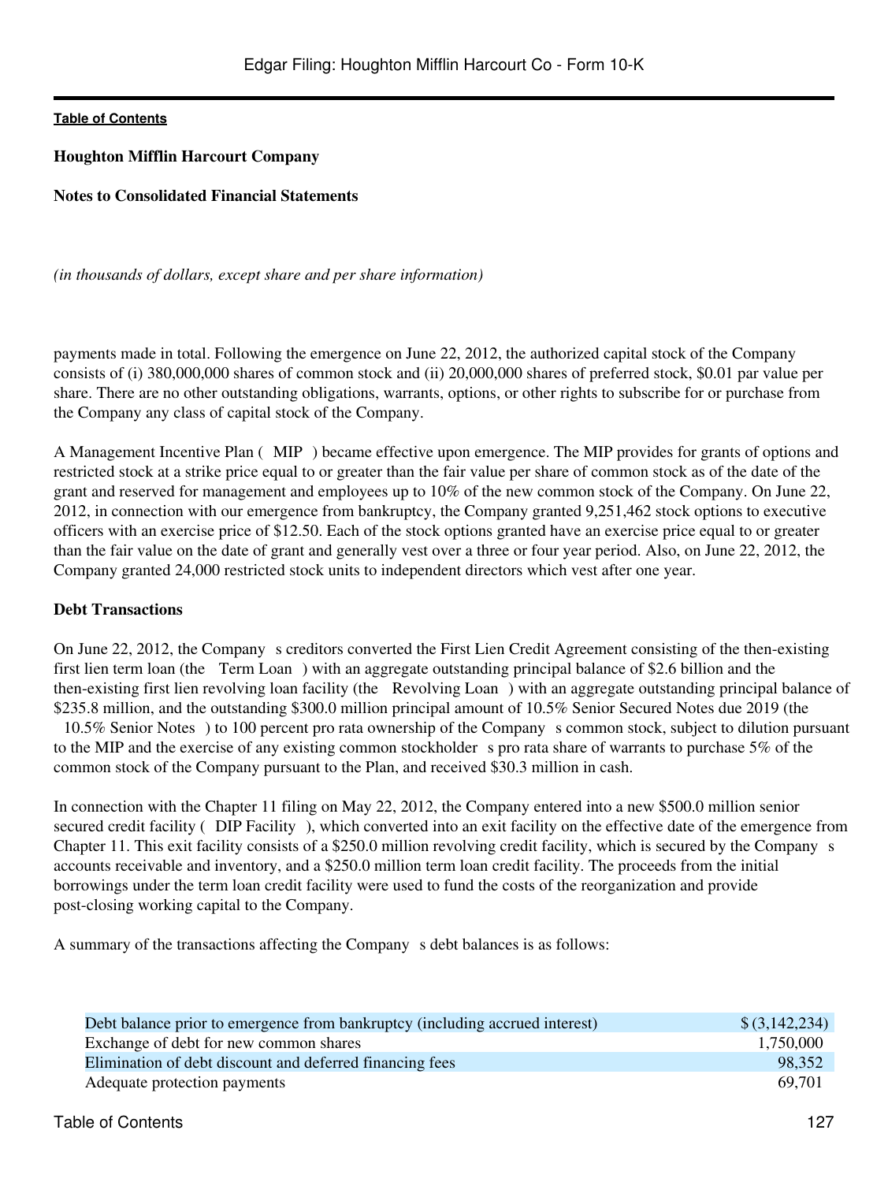**Houghton Mifflin Harcourt Company**

**Notes to Consolidated Financial Statements**

*(in thousands of dollars, except share and per share information)*

payments made in total. Following the emergence on June 22, 2012, the authorized capital stock of the Company consists of (i) 380,000,000 shares of common stock and (ii) 20,000,000 shares of preferred stock, $0.01 par value per share. There are no other outstanding obligations, warrants, options, or other rights to subscribe for or purchase from the Company any class of capital stock of the Company.

A Management Incentive Plan ( MIP ) became effective upon emergence. The MIP provides for grants of options and restricted stock at a strike price equal to or greater than the fair value per share of common stock as of the date of the grant and reserved for management and employees up to 10% of the new common stock of the Company. On June 22, 2012, in connection with our emergence from bankruptcy, the Company granted 9,251,462 stock options to executive officers with an exercise price of $12.50. Each of the stock options granted have an exercise price equal to or greater than the fair value on the date of grant and generally vest over a three or four year period. Also, on June 22, 2012, the Company granted 24,000 restricted stock units to independent directors which vest after one year.

**Debt Transactions**

On June 22, 2012, the Company s creditors converted the First Lien Credit Agreement consisting of the then-existing first lien term loan (the Term Loan ) with an aggregate outstanding principal balance of $2.6 billion and the then-existing first lien revolving loan facility (the Revolving Loan ) with an aggregate outstanding principal balance of $235.8 million, and the outstanding $300.0 million principal amount of 10.5% Senior Secured Notes due 2019 (the 10.5% Senior Notes ) to 100 percent pro rata ownership of the Company s common stock, subject to dilution pursuant to the MIP and the exercise of any existing common stockholder s pro rata share of warrants to purchase 5% of the common stock of the Company pursuant to the Plan, and received $30.3 million in cash.

In connection with the Chapter 11 filing on May 22, 2012, the Company entered into a new $500.0 million senior secured credit facility ( DIP Facility ), which converted into an exit facility on the effective date of the emergence from Chapter 11. This exit facility consists of a $250.0 million revolving credit facility, which is secured by the Company s accounts receivable and inventory, and a $250.0 million term loan credit facility. The proceeds from the initial borrowings under the term loan credit facility were used to fund the costs of the reorganization and provide post-closing working capital to the Company.

A summary of the transactions affecting the Company s debt balances is as follows:

| | |
|---|---|
| Debt balance prior to emergence from bankruptcy (including accrued interest) | $ (3,142,234) |
| Exchange of debt for new common shares | 1,750,000 |
| Elimination of debt discount and deferred financing fees | 98,352 |
| Adequate protection payments | 69,701 |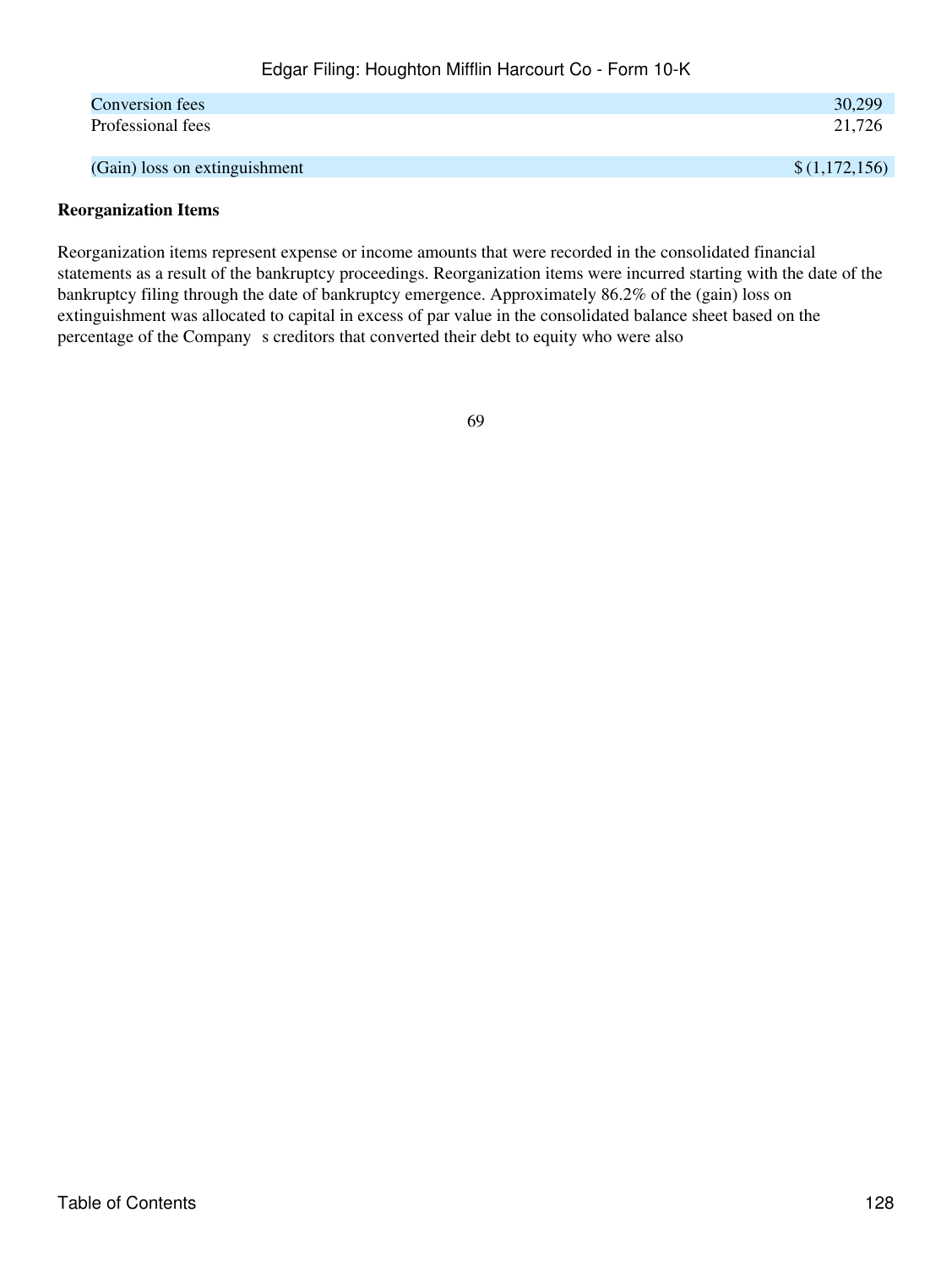| | |
|---|---|
| Conversion fees | 30,299 |
| Professional fees | 21,726 |
| (Gain) loss on extinguishment | $ (1,172,156) |

**Reorganization Items**

Reorganization items represent expense or income amounts that were recorded in the consolidated financial statements as a result of the bankruptcy proceedings. Reorganization items were incurred starting with the date of the bankruptcy filing through the date of bankruptcy emergence. Approximately 86.2% of the (gain) loss on extinguishment was allocated to capital in excess of par value in the consolidated balance sheet based on the percentage of the Company s creditors that converted their debt to equity who were also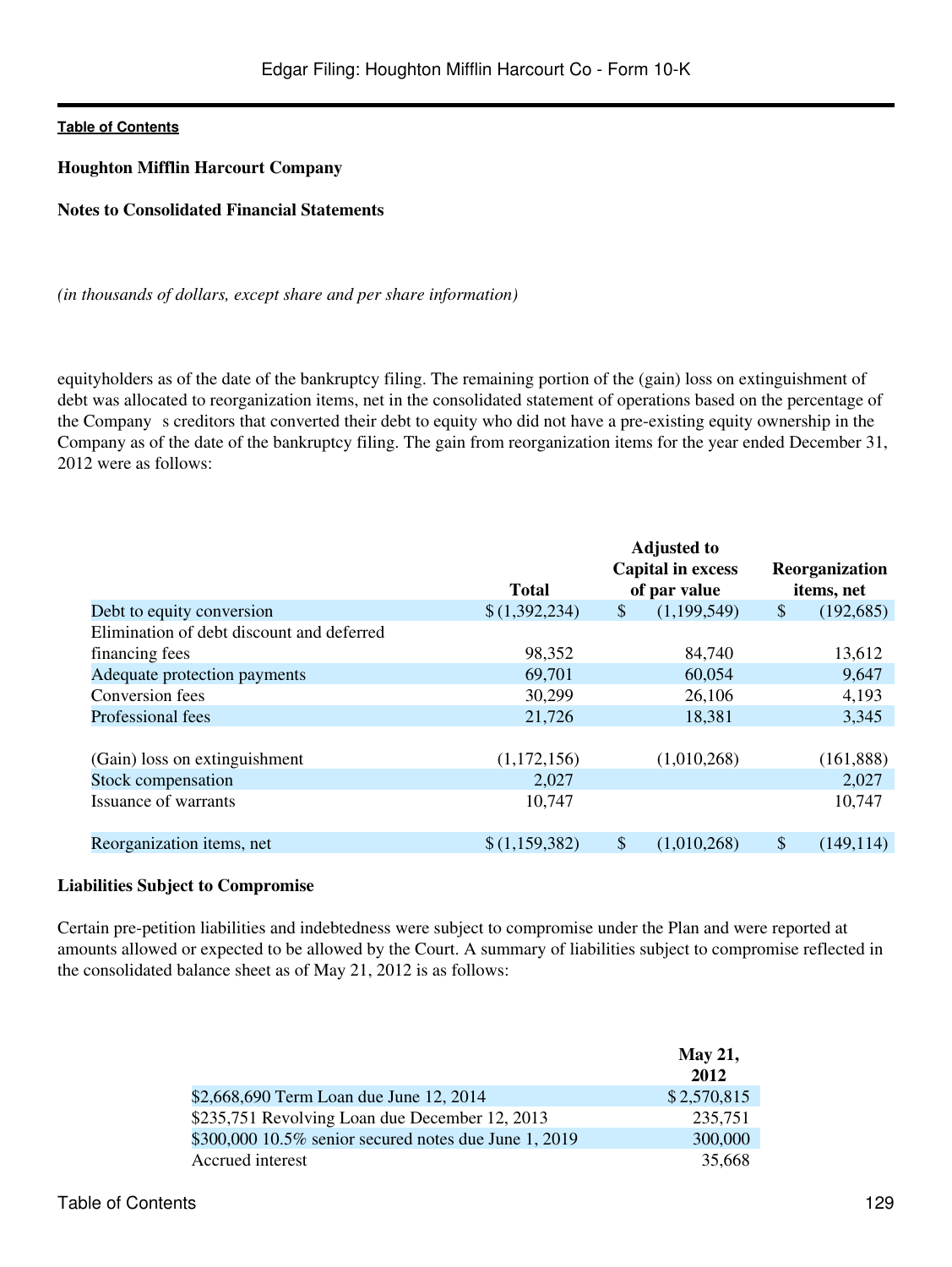**Houghton Mifflin Harcourt Company**

**Notes to Consolidated Financial Statements**

*(in thousands of dollars, except share and per share information)*

equityholders as of the date of the bankruptcy filing. The remaining portion of the (gain) loss on extinguishment of debt was allocated to reorganization items, net in the consolidated statement of operations based on the percentage of the Company s creditors that converted their debt to equity who did not have a pre-existing equity ownership in the Company as of the date of the bankruptcy filing. The gain from reorganization items for the year ended December 31, 2012 were as follows:

| | Total | Adjusted to Capital in excess of par value | Reorganization items, net |
|---|---|---|---|
| Debt to equity conversion | $ (1,392,234) | $ (1,199,549) | $ (192,685) |
| Elimination of debt discount and deferred financing fees | 98,352 | 84,740 | 13,612 |
| Adequate protection payments | 69,701 | 60,054 | 9,647 |
| Conversion fees | 30,299 | 26,106 | 4,193 |
| Professional fees | 21,726 | 18,381 | 3,345 |
| (Gain) loss on extinguishment | (1,172,156) | (1,010,268) | (161,888) |
| Stock compensation | 2,027 | | 2,027 |
| Issuance of warrants | 10,747 | | 10,747 |
| Reorganization items, net | $ (1,159,382) | $ (1,010,268) | $ (149,114) |

**Liabilities Subject to Compromise**

Certain pre-petition liabilities and indebtedness were subject to compromise under the Plan and were reported at amounts allowed or expected to be allowed by the Court. A summary of liabilities subject to compromise reflected in the consolidated balance sheet as of May 21, 2012 is as follows:

| | May 21, 2012 |
|---|---|
| $2,668,690 Term Loan due June 12, 2014 | $ 2,570,815 |
| $235,751 Revolving Loan due December 12, 2013 | 235,751 |
| $300,000 10.5% senior secured notes due June 1, 2019 | 300,000 |
| Accrued interest | 35,668 |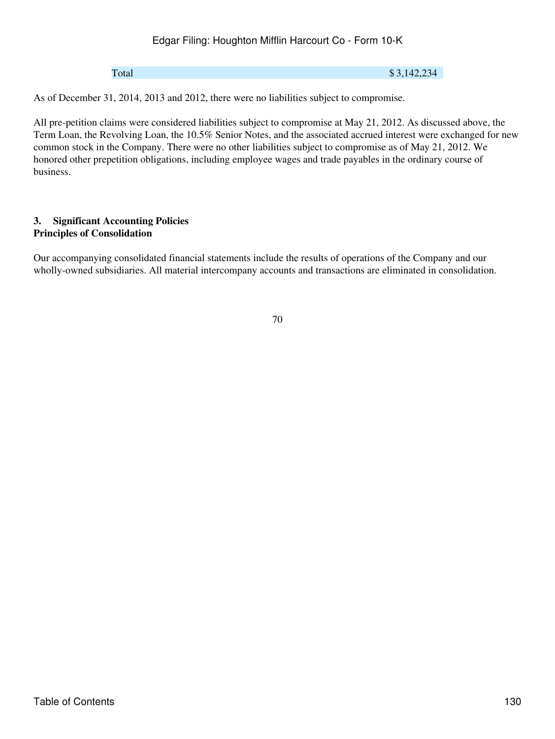| Total | $ 3,142,234 |
| --- | --- |

As of December 31, 2014, 2013 and 2012, there were no liabilities subject to compromise.

All pre-petition claims were considered liabilities subject to compromise at May 21, 2012. As discussed above, the Term Loan, the Revolving Loan, the 10.5% Senior Notes, and the associated accrued interest were exchanged for new common stock in the Company. There were no other liabilities subject to compromise as of May 21, 2012. We honored other prepetition obligations, including employee wages and trade payables in the ordinary course of business.

## 3. Significant Accounting Policies

### Principles of Consolidation

Our accompanying consolidated financial statements include the results of operations of the Company and our wholly-owned subsidiaries. All material intercompany accounts and transactions are eliminated in consolidation.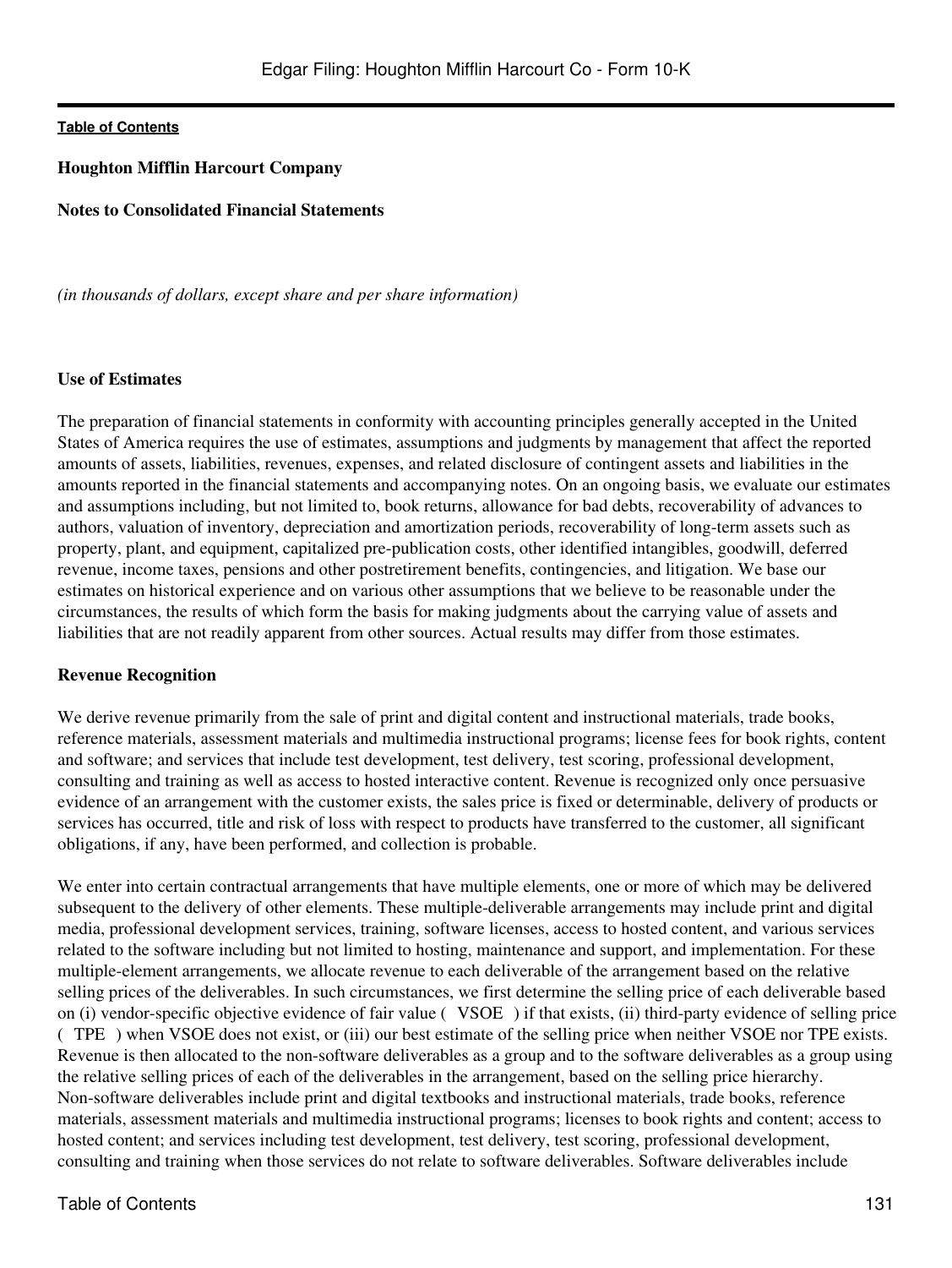**Houghton Mifflin Harcourt Company**

**Notes to Consolidated Financial Statements**

*(in thousands of dollars, except share and per share information)*

**Use of Estimates**

The preparation of financial statements in conformity with accounting principles generally accepted in the United States of America requires the use of estimates, assumptions and judgments by management that affect the reported amounts of assets, liabilities, revenues, expenses, and related disclosure of contingent assets and liabilities in the amounts reported in the financial statements and accompanying notes. On an ongoing basis, we evaluate our estimates and assumptions including, but not limited to, book returns, allowance for bad debts, recoverability of advances to authors, valuation of inventory, depreciation and amortization periods, recoverability of long-term assets such as property, plant, and equipment, capitalized pre-publication costs, other identified intangibles, goodwill, deferred revenue, income taxes, pensions and other postretirement benefits, contingencies, and litigation. We base our estimates on historical experience and on various other assumptions that we believe to be reasonable under the circumstances, the results of which form the basis for making judgments about the carrying value of assets and liabilities that are not readily apparent from other sources. Actual results may differ from those estimates.

**Revenue Recognition**

We derive revenue primarily from the sale of print and digital content and instructional materials, trade books, reference materials, assessment materials and multimedia instructional programs; license fees for book rights, content and software; and services that include test development, test delivery, test scoring, professional development, consulting and training as well as access to hosted interactive content. Revenue is recognized only once persuasive evidence of an arrangement with the customer exists, the sales price is fixed or determinable, delivery of products or services has occurred, title and risk of loss with respect to products have transferred to the customer, all significant obligations, if any, have been performed, and collection is probable.

We enter into certain contractual arrangements that have multiple elements, one or more of which may be delivered subsequent to the delivery of other elements. These multiple-deliverable arrangements may include print and digital media, professional development services, training, software licenses, access to hosted content, and various services related to the software including but not limited to hosting, maintenance and support, and implementation. For these multiple-element arrangements, we allocate revenue to each deliverable of the arrangement based on the relative selling prices of the deliverables. In such circumstances, we first determine the selling price of each deliverable based on (i) vendor-specific objective evidence of fair value ( VSOE ) if that exists, (ii) third-party evidence of selling price ( TPE ) when VSOE does not exist, or (iii) our best estimate of the selling price when neither VSOE nor TPE exists. Revenue is then allocated to the non-software deliverables as a group and to the software deliverables as a group using the relative selling prices of each of the deliverables in the arrangement, based on the selling price hierarchy. Non-software deliverables include print and digital textbooks and instructional materials, trade books, reference materials, assessment materials and multimedia instructional programs; licenses to book rights and content; access to hosted content; and services including test development, test delivery, test scoring, professional development, consulting and training when those services do not relate to software deliverables. Software deliverables include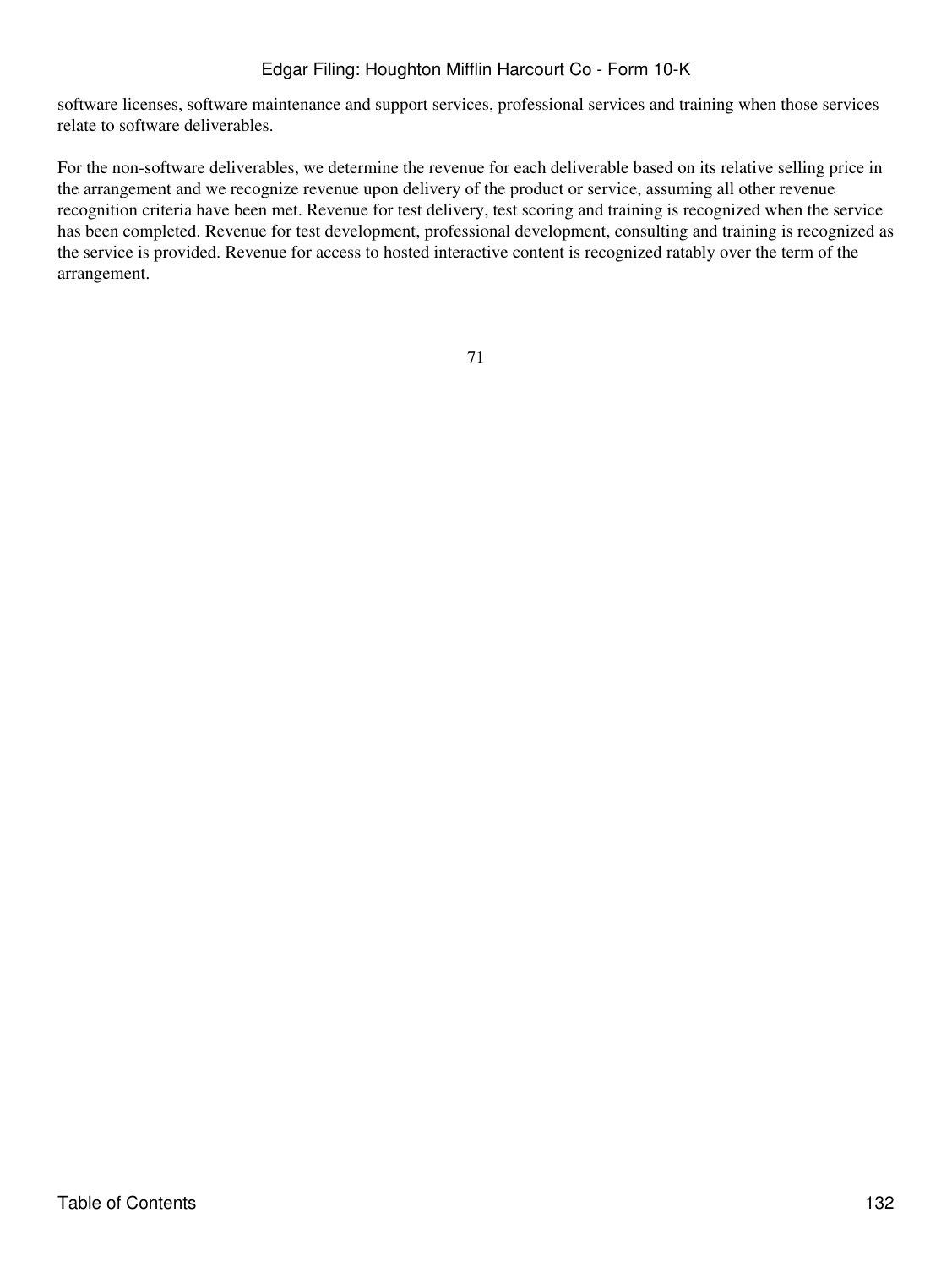software licenses, software maintenance and support services, professional services and training when those services relate to software deliverables.

For the non-software deliverables, we determine the revenue for each deliverable based on its relative selling price in the arrangement and we recognize revenue upon delivery of the product or service, assuming all other revenue recognition criteria have been met. Revenue for test delivery, test scoring and training is recognized when the service has been completed. Revenue for test development, professional development, consulting and training is recognized as the service is provided. Revenue for access to hosted interactive content is recognized ratably over the term of the arrangement.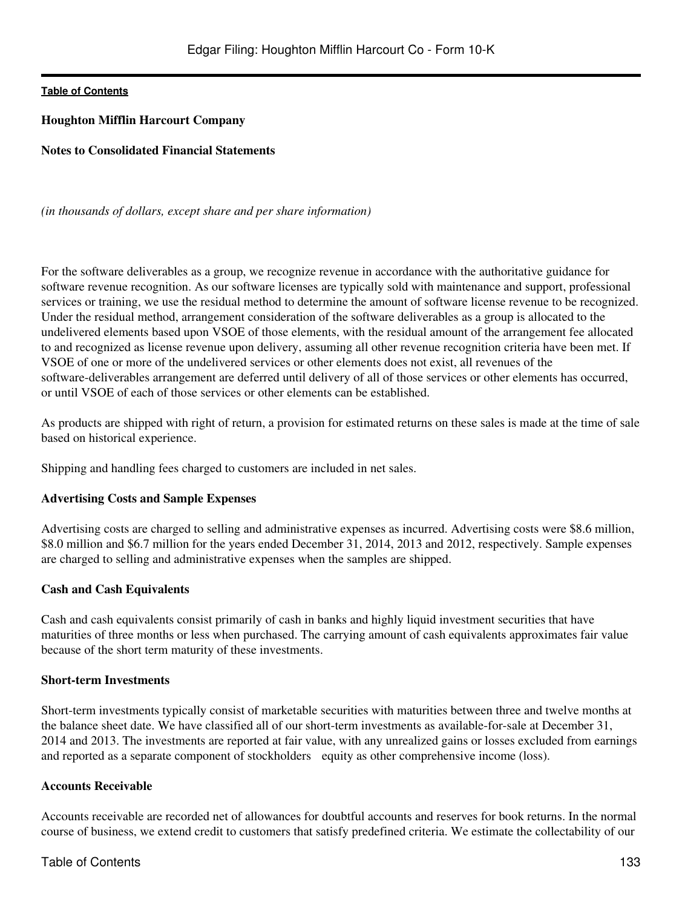**Houghton Mifflin Harcourt Company**

**Notes to Consolidated Financial Statements**

*(in thousands of dollars, except share and per share information)*

For the software deliverables as a group, we recognize revenue in accordance with the authoritative guidance for software revenue recognition. As our software licenses are typically sold with maintenance and support, professional services or training, we use the residual method to determine the amount of software license revenue to be recognized. Under the residual method, arrangement consideration of the software deliverables as a group is allocated to the undelivered elements based upon VSOE of those elements, with the residual amount of the arrangement fee allocated to and recognized as license revenue upon delivery, assuming all other revenue recognition criteria have been met. If VSOE of one or more of the undelivered services or other elements does not exist, all revenues of the software-deliverables arrangement are deferred until delivery of all of those services or other elements has occurred, or until VSOE of each of those services or other elements can be established.

As products are shipped with right of return, a provision for estimated returns on these sales is made at the time of sale based on historical experience.

Shipping and handling fees charged to customers are included in net sales.

**Advertising Costs and Sample Expenses**

Advertising costs are charged to selling and administrative expenses as incurred. Advertising costs were $8.6 million, $8.0 million and $6.7 million for the years ended December 31, 2014, 2013 and 2012, respectively. Sample expenses are charged to selling and administrative expenses when the samples are shipped.

**Cash and Cash Equivalents**

Cash and cash equivalents consist primarily of cash in banks and highly liquid investment securities that have maturities of three months or less when purchased. The carrying amount of cash equivalents approximates fair value because of the short term maturity of these investments.

**Short-term Investments**

Short-term investments typically consist of marketable securities with maturities between three and twelve months at the balance sheet date. We have classified all of our short-term investments as available-for-sale at December 31, 2014 and 2013. The investments are reported at fair value, with any unrealized gains or losses excluded from earnings and reported as a separate component of stockholders equity as other comprehensive income (loss).

**Accounts Receivable**

Accounts receivable are recorded net of allowances for doubtful accounts and reserves for book returns. In the normal course of business, we extend credit to customers that satisfy predefined criteria. We estimate the collectability of our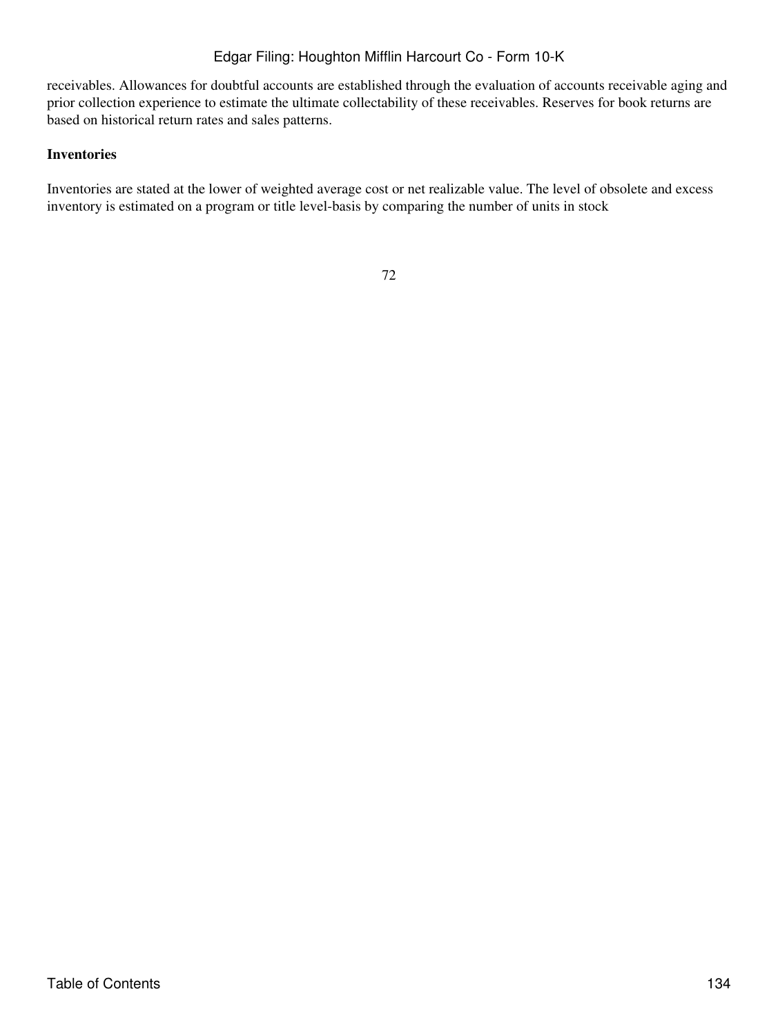receivables. Allowances for doubtful accounts are established through the evaluation of accounts receivable aging and prior collection experience to estimate the ultimate collectability of these receivables. Reserves for book returns are based on historical return rates and sales patterns.

**Inventories**

Inventories are stated at the lower of weighted average cost or net realizable value. The level of obsolete and excess inventory is estimated on a program or title level-basis by comparing the number of units in stock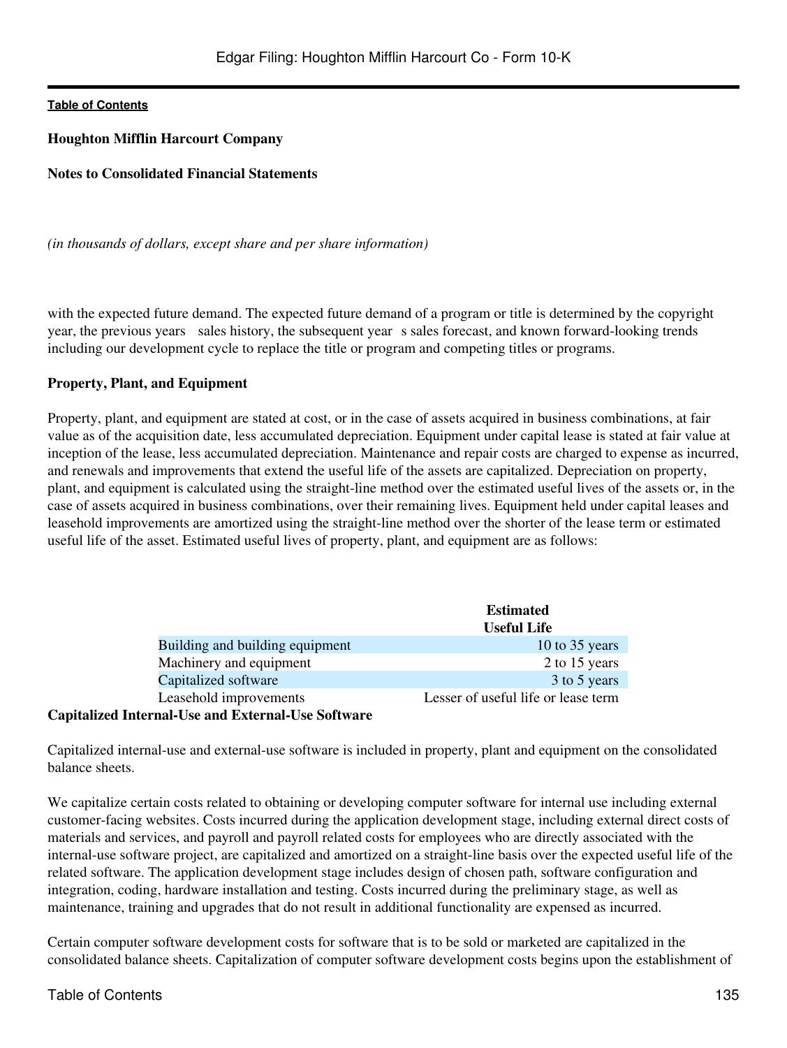**Houghton Mifflin Harcourt Company**

**Notes to Consolidated Financial Statements**

*(in thousands of dollars, except share and per share information)*

with the expected future demand. The expected future demand of a program or title is determined by the copyright year, the previous years sales history, the subsequent year s sales forecast, and known forward-looking trends including our development cycle to replace the title or program and competing titles or programs.

**Property, Plant, and Equipment**

Property, plant, and equipment are stated at cost, or in the case of assets acquired in business combinations, at fair value as of the acquisition date, less accumulated depreciation. Equipment under capital lease is stated at fair value at inception of the lease, less accumulated depreciation. Maintenance and repair costs are charged to expense as incurred, and renewals and improvements that extend the useful life of the assets are capitalized. Depreciation on property, plant, and equipment is calculated using the straight-line method over the estimated useful lives of the assets or, in the case of assets acquired in business combinations, over their remaining lives. Equipment held under capital leases and leasehold improvements are amortized using the straight-line method over the shorter of the lease term or estimated useful life of the asset. Estimated useful lives of property, plant, and equipment are as follows:

| | Estimated Useful Life |
|---|---|
| Building and building equipment | 10 to 35 years |
| Machinery and equipment | 2 to 15 years |
| Capitalized software | 3 to 5 years |
| Leasehold improvements | Lesser of useful life or lease term |

**Capitalized Internal-Use and External-Use Software**

Capitalized internal-use and external-use software is included in property, plant and equipment on the consolidated balance sheets.

We capitalize certain costs related to obtaining or developing computer software for internal use including external customer-facing websites. Costs incurred during the application development stage, including external direct costs of materials and services, and payroll and payroll related costs for employees who are directly associated with the internal-use software project, are capitalized and amortized on a straight-line basis over the expected useful life of the related software. The application development stage includes design of chosen path, software configuration and integration, coding, hardware installation and testing. Costs incurred during the preliminary stage, as well as maintenance, training and upgrades that do not result in additional functionality are expensed as incurred.

Certain computer software development costs for software that is to be sold or marketed are capitalized in the consolidated balance sheets. Capitalization of computer software development costs begins upon the establishment of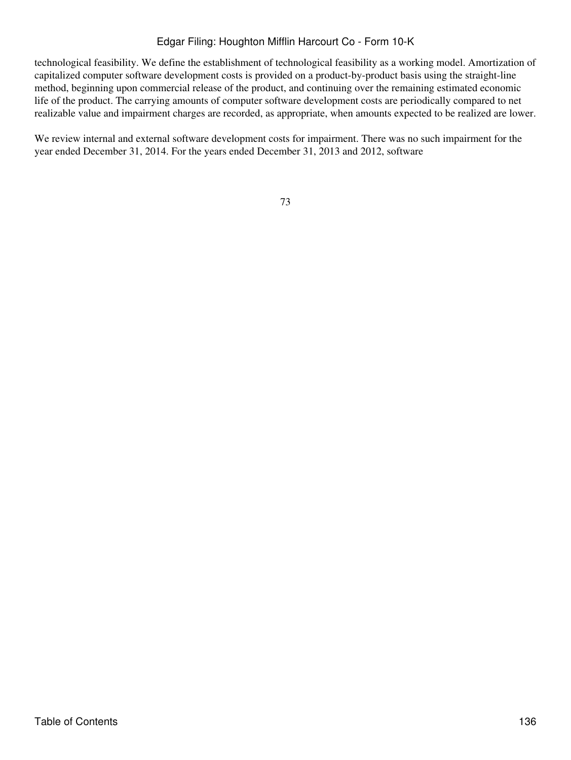technological feasibility. We define the establishment of technological feasibility as a working model. Amortization of capitalized computer software development costs is provided on a product-by-product basis using the straight-line method, beginning upon commercial release of the product, and continuing over the remaining estimated economic life of the product. The carrying amounts of computer software development costs are periodically compared to net realizable value and impairment charges are recorded, as appropriate, when amounts expected to be realized are lower.

We review internal and external software development costs for impairment. There was no such impairment for the year ended December 31, 2014. For the years ended December 31, 2013 and 2012, software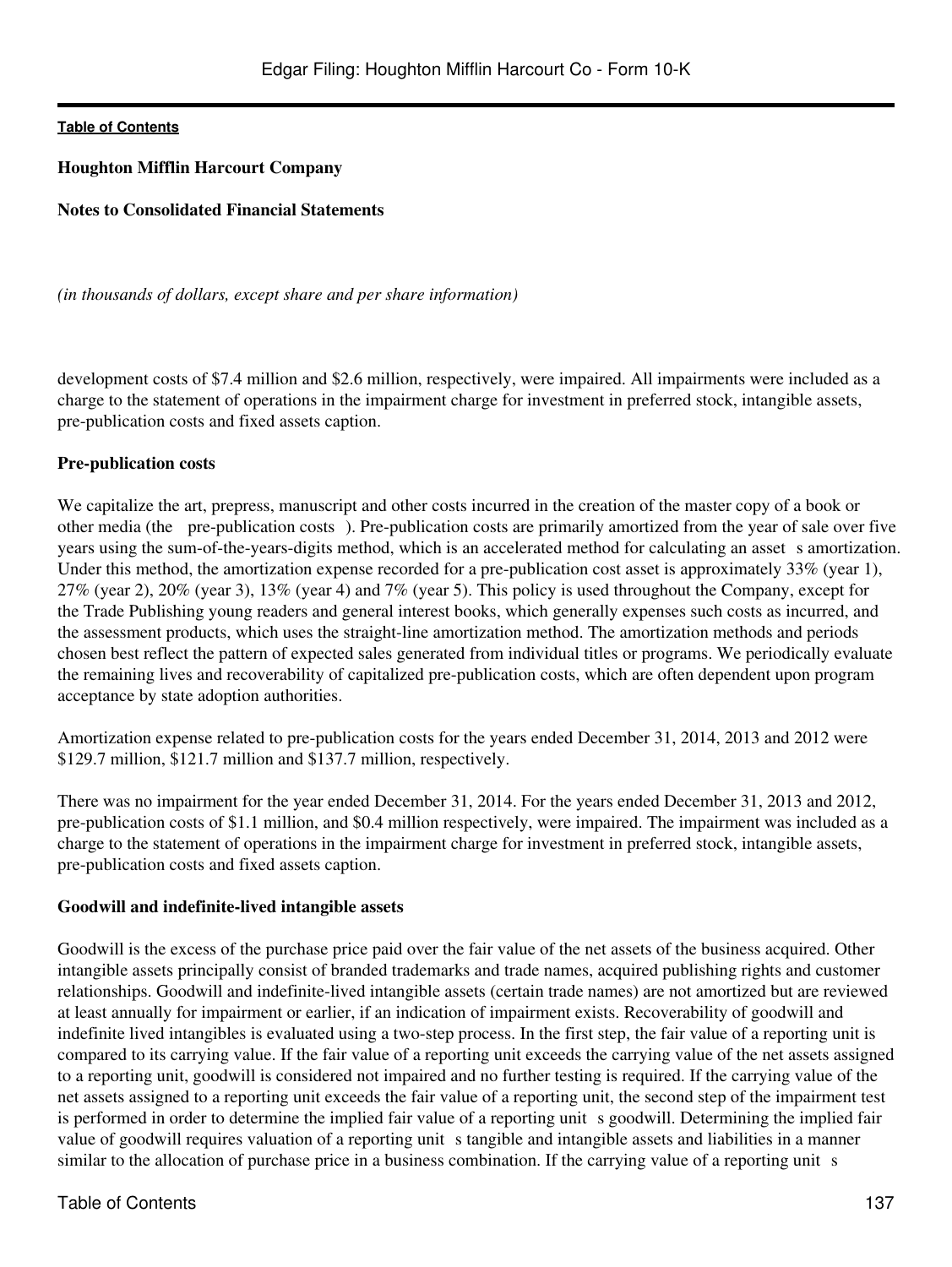**Houghton Mifflin Harcourt Company**

**Notes to Consolidated Financial Statements**

*(in thousands of dollars, except share and per share information)*

development costs of $7.4 million and $2.6 million, respectively, were impaired. All impairments were included as a charge to the statement of operations in the impairment charge for investment in preferred stock, intangible assets, pre-publication costs and fixed assets caption.

**Pre-publication costs**

We capitalize the art, prepress, manuscript and other costs incurred in the creation of the master copy of a book or other media (the pre-publication costs ). Pre-publication costs are primarily amortized from the year of sale over five years using the sum-of-the-years-digits method, which is an accelerated method for calculating an asset s amortization. Under this method, the amortization expense recorded for a pre-publication cost asset is approximately 33% (year 1), 27% (year 2), 20% (year 3), 13% (year 4) and 7% (year 5). This policy is used throughout the Company, except for the Trade Publishing young readers and general interest books, which generally expenses such costs as incurred, and the assessment products, which uses the straight-line amortization method. The amortization methods and periods chosen best reflect the pattern of expected sales generated from individual titles or programs. We periodically evaluate the remaining lives and recoverability of capitalized pre-publication costs, which are often dependent upon program acceptance by state adoption authorities.

Amortization expense related to pre-publication costs for the years ended December 31, 2014, 2013 and 2012 were $129.7 million, $121.7 million and $137.7 million, respectively.

There was no impairment for the year ended December 31, 2014. For the years ended December 31, 2013 and 2012, pre-publication costs of $1.1 million, and $0.4 million respectively, were impaired. The impairment was included as a charge to the statement of operations in the impairment charge for investment in preferred stock, intangible assets, pre-publication costs and fixed assets caption.

**Goodwill and indefinite-lived intangible assets**

Goodwill is the excess of the purchase price paid over the fair value of the net assets of the business acquired. Other intangible assets principally consist of branded trademarks and trade names, acquired publishing rights and customer relationships. Goodwill and indefinite-lived intangible assets (certain trade names) are not amortized but are reviewed at least annually for impairment or earlier, if an indication of impairment exists. Recoverability of goodwill and indefinite lived intangibles is evaluated using a two-step process. In the first step, the fair value of a reporting unit is compared to its carrying value. If the fair value of a reporting unit exceeds the carrying value of the net assets assigned to a reporting unit, goodwill is considered not impaired and no further testing is required. If the carrying value of the net assets assigned to a reporting unit exceeds the fair value of a reporting unit, the second step of the impairment test is performed in order to determine the implied fair value of a reporting unit s goodwill. Determining the implied fair value of goodwill requires valuation of a reporting unit s tangible and intangible assets and liabilities in a manner similar to the allocation of purchase price in a business combination. If the carrying value of a reporting unit s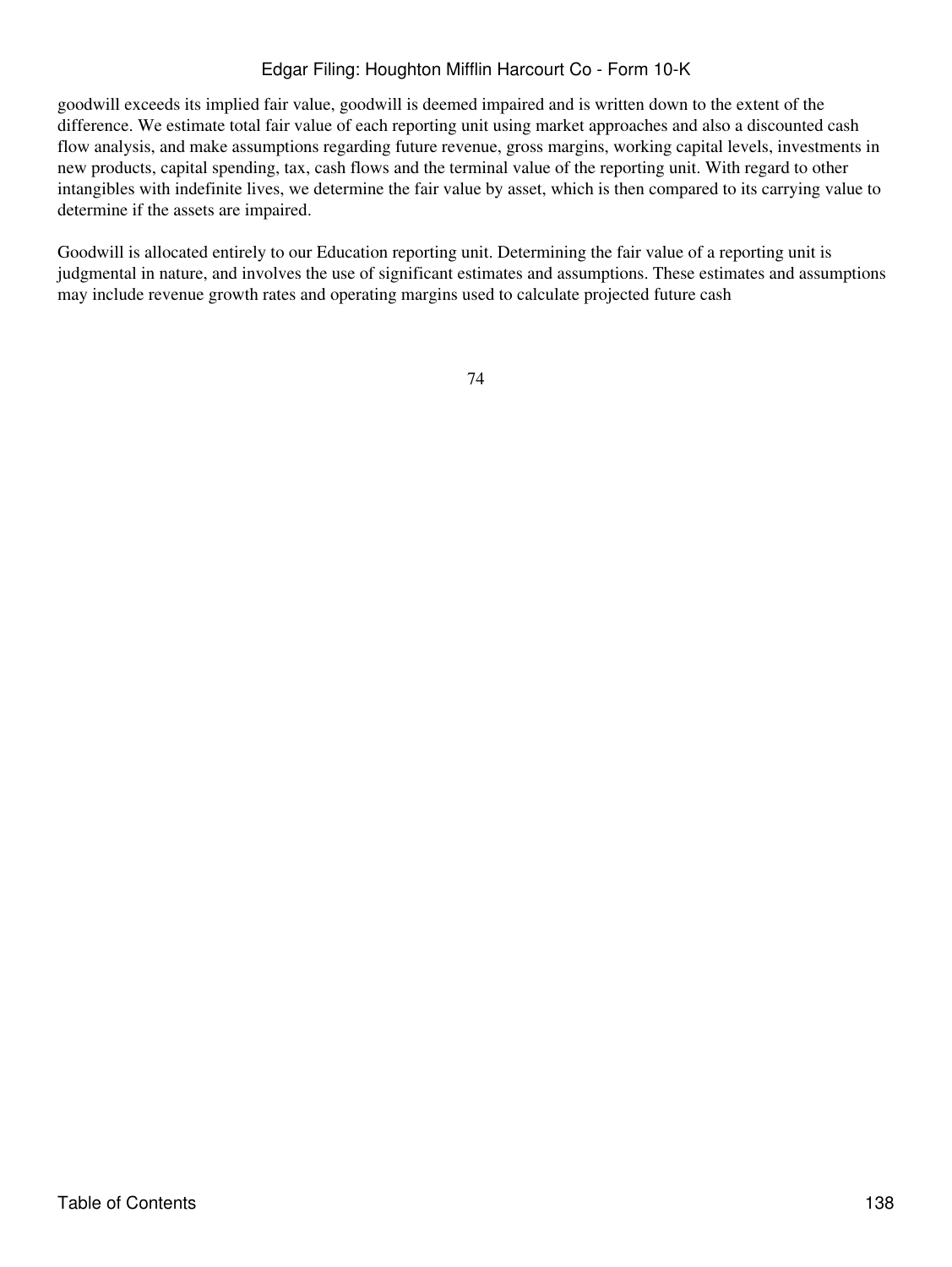goodwill exceeds its implied fair value, goodwill is deemed impaired and is written down to the extent of the difference. We estimate total fair value of each reporting unit using market approaches and also a discounted cash flow analysis, and make assumptions regarding future revenue, gross margins, working capital levels, investments in new products, capital spending, tax, cash flows and the terminal value of the reporting unit. With regard to other intangibles with indefinite lives, we determine the fair value by asset, which is then compared to its carrying value to determine if the assets are impaired.

Goodwill is allocated entirely to our Education reporting unit. Determining the fair value of a reporting unit is judgmental in nature, and involves the use of significant estimates and assumptions. These estimates and assumptions may include revenue growth rates and operating margins used to calculate projected future cash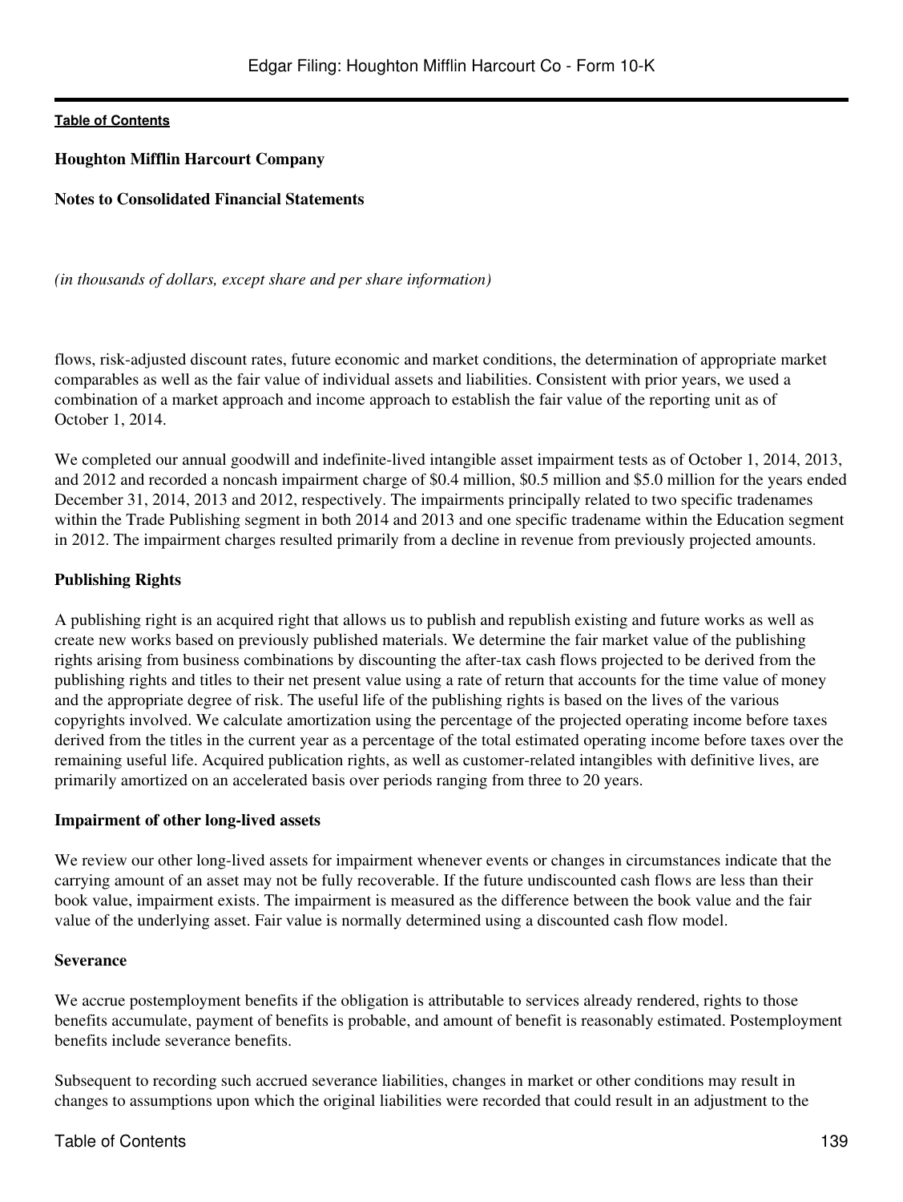**Houghton Mifflin Harcourt Company**

**Notes to Consolidated Financial Statements**

*(in thousands of dollars, except share and per share information)*

flows, risk-adjusted discount rates, future economic and market conditions, the determination of appropriate market comparables as well as the fair value of individual assets and liabilities. Consistent with prior years, we used a combination of a market approach and income approach to establish the fair value of the reporting unit as of October 1, 2014.

We completed our annual goodwill and indefinite-lived intangible asset impairment tests as of October 1, 2014, 2013, and 2012 and recorded a noncash impairment charge of $0.4 million, $0.5 million and $5.0 million for the years ended December 31, 2014, 2013 and 2012, respectively. The impairments principally related to two specific tradenames within the Trade Publishing segment in both 2014 and 2013 and one specific tradename within the Education segment in 2012. The impairment charges resulted primarily from a decline in revenue from previously projected amounts.

**Publishing Rights**

A publishing right is an acquired right that allows us to publish and republish existing and future works as well as create new works based on previously published materials. We determine the fair market value of the publishing rights arising from business combinations by discounting the after-tax cash flows projected to be derived from the publishing rights and titles to their net present value using a rate of return that accounts for the time value of money and the appropriate degree of risk. The useful life of the publishing rights is based on the lives of the various copyrights involved. We calculate amortization using the percentage of the projected operating income before taxes derived from the titles in the current year as a percentage of the total estimated operating income before taxes over the remaining useful life. Acquired publication rights, as well as customer-related intangibles with definitive lives, are primarily amortized on an accelerated basis over periods ranging from three to 20 years.

**Impairment of other long-lived assets**

We review our other long-lived assets for impairment whenever events or changes in circumstances indicate that the carrying amount of an asset may not be fully recoverable. If the future undiscounted cash flows are less than their book value, impairment exists. The impairment is measured as the difference between the book value and the fair value of the underlying asset. Fair value is normally determined using a discounted cash flow model.

**Severance**

We accrue postemployment benefits if the obligation is attributable to services already rendered, rights to those benefits accumulate, payment of benefits is probable, and amount of benefit is reasonably estimated. Postemployment benefits include severance benefits.

Subsequent to recording such accrued severance liabilities, changes in market or other conditions may result in changes to assumptions upon which the original liabilities were recorded that could result in an adjustment to the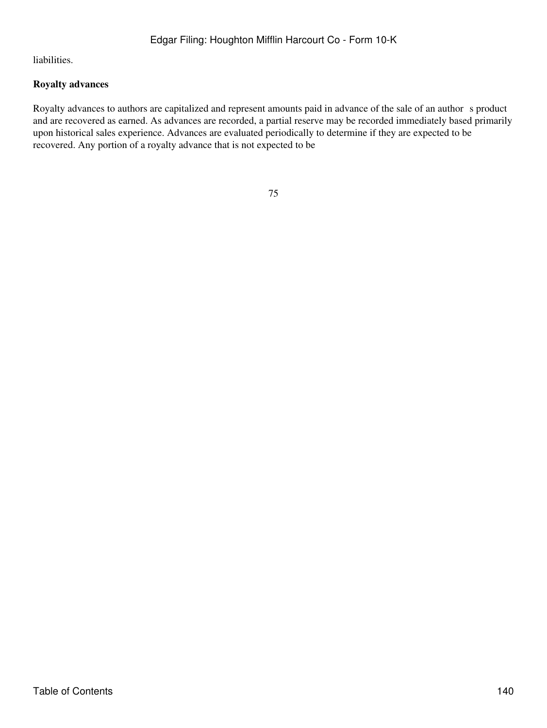liabilities.

**Royalty advances**

Royalty advances to authors are capitalized and represent amounts paid in advance of the sale of an author s product and are recovered as earned. As advances are recorded, a partial reserve may be recorded immediately based primarily upon historical sales experience. Advances are evaluated periodically to determine if they are expected to be recovered. Any portion of a royalty advance that is not expected to be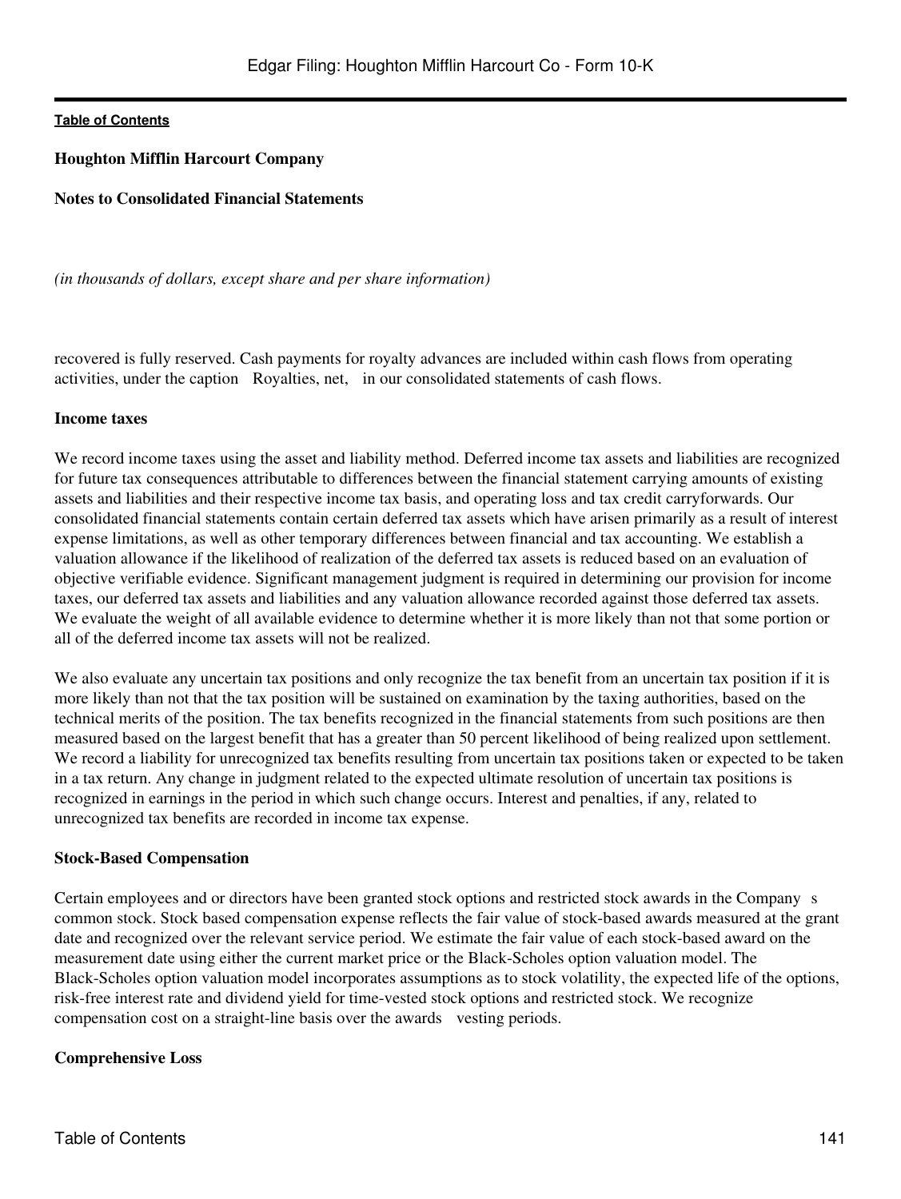**Houghton Mifflin Harcourt Company**

**Notes to Consolidated Financial Statements**

*(in thousands of dollars, except share and per share information)*

recovered is fully reserved. Cash payments for royalty advances are included within cash flows from operating activities, under the caption Royalties, net, in our consolidated statements of cash flows.

**Income taxes**

We record income taxes using the asset and liability method. Deferred income tax assets and liabilities are recognized for future tax consequences attributable to differences between the financial statement carrying amounts of existing assets and liabilities and their respective income tax basis, and operating loss and tax credit carryforwards. Our consolidated financial statements contain certain deferred tax assets which have arisen primarily as a result of interest expense limitations, as well as other temporary differences between financial and tax accounting. We establish a valuation allowance if the likelihood of realization of the deferred tax assets is reduced based on an evaluation of objective verifiable evidence. Significant management judgment is required in determining our provision for income taxes, our deferred tax assets and liabilities and any valuation allowance recorded against those deferred tax assets. We evaluate the weight of all available evidence to determine whether it is more likely than not that some portion or all of the deferred income tax assets will not be realized.

We also evaluate any uncertain tax positions and only recognize the tax benefit from an uncertain tax position if it is more likely than not that the tax position will be sustained on examination by the taxing authorities, based on the technical merits of the position. The tax benefits recognized in the financial statements from such positions are then measured based on the largest benefit that has a greater than 50 percent likelihood of being realized upon settlement. We record a liability for unrecognized tax benefits resulting from uncertain tax positions taken or expected to be taken in a tax return. Any change in judgment related to the expected ultimate resolution of uncertain tax positions is recognized in earnings in the period in which such change occurs. Interest and penalties, if any, related to unrecognized tax benefits are recorded in income tax expense.

**Stock-Based Compensation**

Certain employees and or directors have been granted stock options and restricted stock awards in the Company s common stock. Stock based compensation expense reflects the fair value of stock-based awards measured at the grant date and recognized over the relevant service period. We estimate the fair value of each stock-based award on the measurement date using either the current market price or the Black-Scholes option valuation model. The Black-Scholes option valuation model incorporates assumptions as to stock volatility, the expected life of the options, risk-free interest rate and dividend yield for time-vested stock options and restricted stock. We recognize compensation cost on a straight-line basis over the awards vesting periods.

**Comprehensive Loss**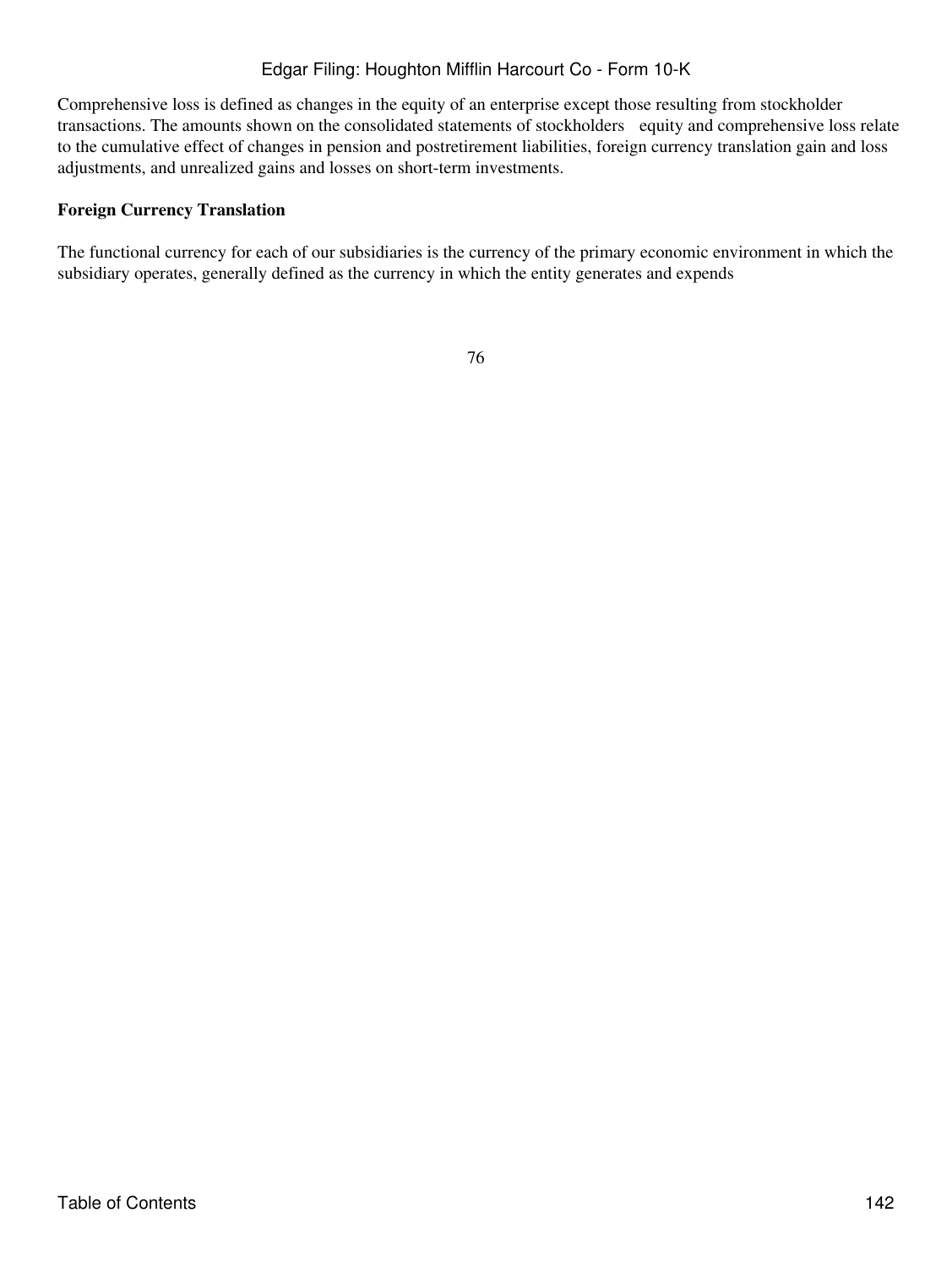Comprehensive loss is defined as changes in the equity of an enterprise except those resulting from stockholder transactions. The amounts shown on the consolidated statements of stockholders equity and comprehensive loss relate to the cumulative effect of changes in pension and postretirement liabilities, foreign currency translation gain and loss adjustments, and unrealized gains and losses on short-term investments.

**Foreign Currency Translation**

The functional currency for each of our subsidiaries is the currency of the primary economic environment in which the subsidiary operates, generally defined as the currency in which the entity generates and expends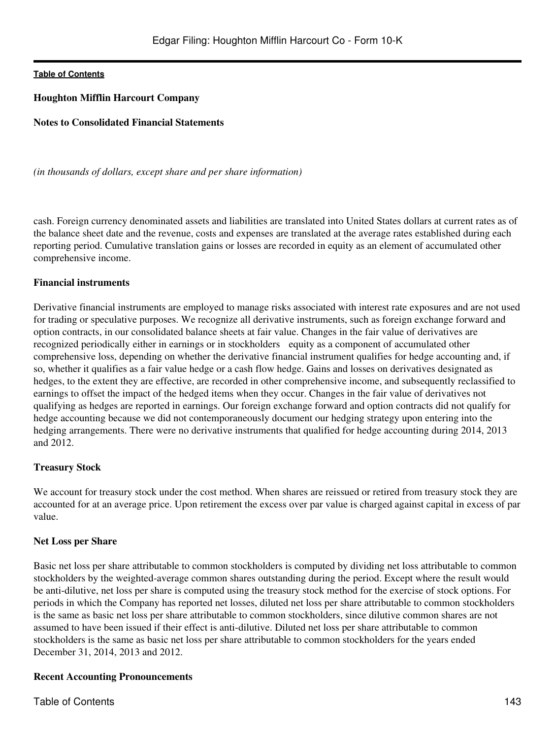**Houghton Mifflin Harcourt Company**

**Notes to Consolidated Financial Statements**

*(in thousands of dollars, except share and per share information)*

cash. Foreign currency denominated assets and liabilities are translated into United States dollars at current rates as of the balance sheet date and the revenue, costs and expenses are translated at the average rates established during each reporting period. Cumulative translation gains or losses are recorded in equity as an element of accumulated other comprehensive income.

**Financial instruments**

Derivative financial instruments are employed to manage risks associated with interest rate exposures and are not used for trading or speculative purposes. We recognize all derivative instruments, such as foreign exchange forward and option contracts, in our consolidated balance sheets at fair value. Changes in the fair value of derivatives are recognized periodically either in earnings or in stockholders equity as a component of accumulated other comprehensive loss, depending on whether the derivative financial instrument qualifies for hedge accounting and, if so, whether it qualifies as a fair value hedge or a cash flow hedge. Gains and losses on derivatives designated as hedges, to the extent they are effective, are recorded in other comprehensive income, and subsequently reclassified to earnings to offset the impact of the hedged items when they occur. Changes in the fair value of derivatives not qualifying as hedges are reported in earnings. Our foreign exchange forward and option contracts did not qualify for hedge accounting because we did not contemporaneously document our hedging strategy upon entering into the hedging arrangements. There were no derivative instruments that qualified for hedge accounting during 2014, 2013 and 2012.

**Treasury Stock**

We account for treasury stock under the cost method. When shares are reissued or retired from treasury stock they are accounted for at an average price. Upon retirement the excess over par value is charged against capital in excess of par value.

**Net Loss per Share**

Basic net loss per share attributable to common stockholders is computed by dividing net loss attributable to common stockholders by the weighted-average common shares outstanding during the period. Except where the result would be anti-dilutive, net loss per share is computed using the treasury stock method for the exercise of stock options. For periods in which the Company has reported net losses, diluted net loss per share attributable to common stockholders is the same as basic net loss per share attributable to common stockholders, since dilutive common shares are not assumed to have been issued if their effect is anti-dilutive. Diluted net loss per share attributable to common stockholders is the same as basic net loss per share attributable to common stockholders for the years ended December 31, 2014, 2013 and 2012.

**Recent Accounting Pronouncements**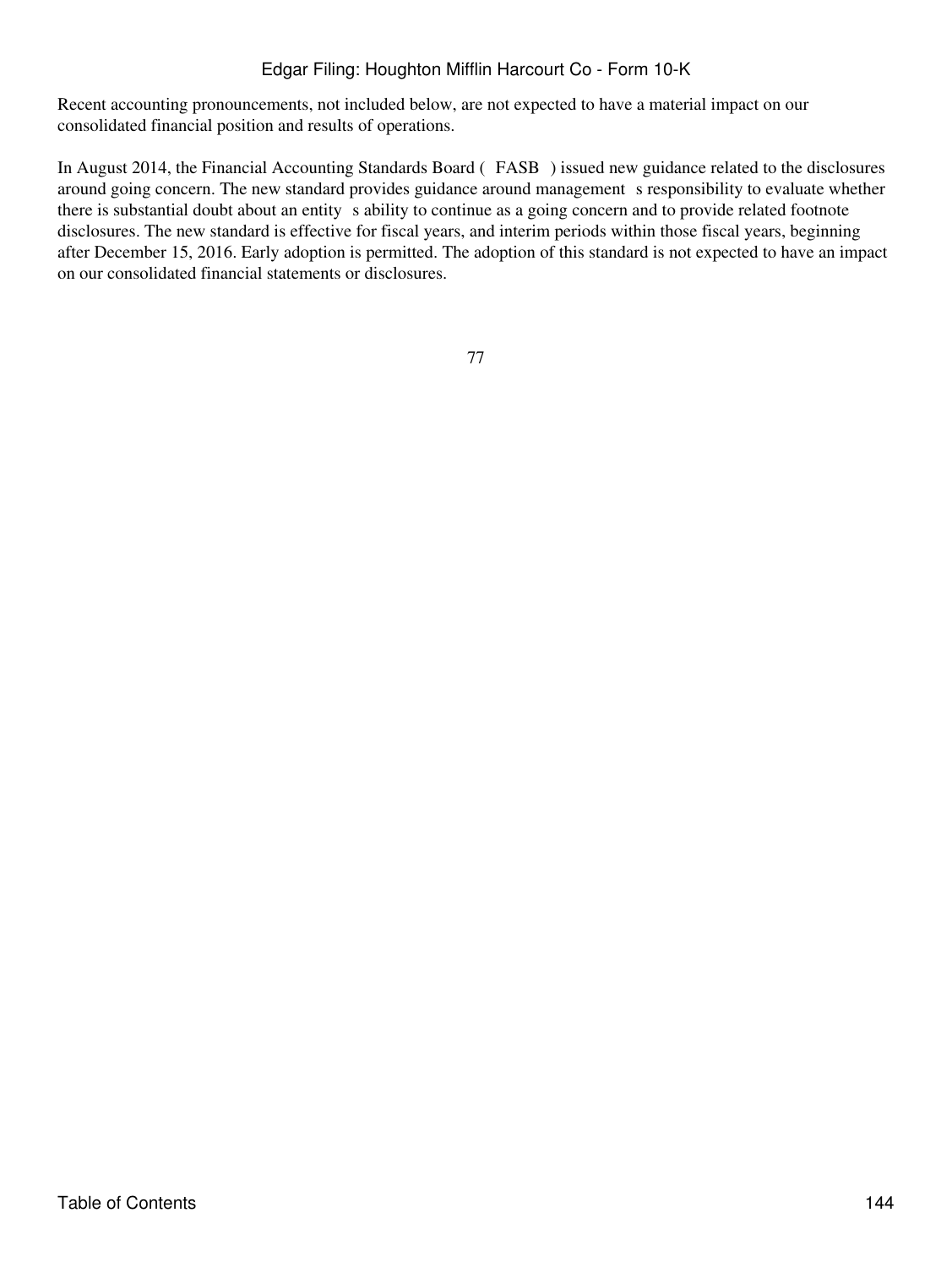Recent accounting pronouncements, not included below, are not expected to have a material impact on our consolidated financial position and results of operations.

In August 2014, the Financial Accounting Standards Board ( FASB ) issued new guidance related to the disclosures around going concern. The new standard provides guidance around management s responsibility to evaluate whether there is substantial doubt about an entity s ability to continue as a going concern and to provide related footnote disclosures. The new standard is effective for fiscal years, and interim periods within those fiscal years, beginning after December 15, 2016. Early adoption is permitted. The adoption of this standard is not expected to have an impact on our consolidated financial statements or disclosures.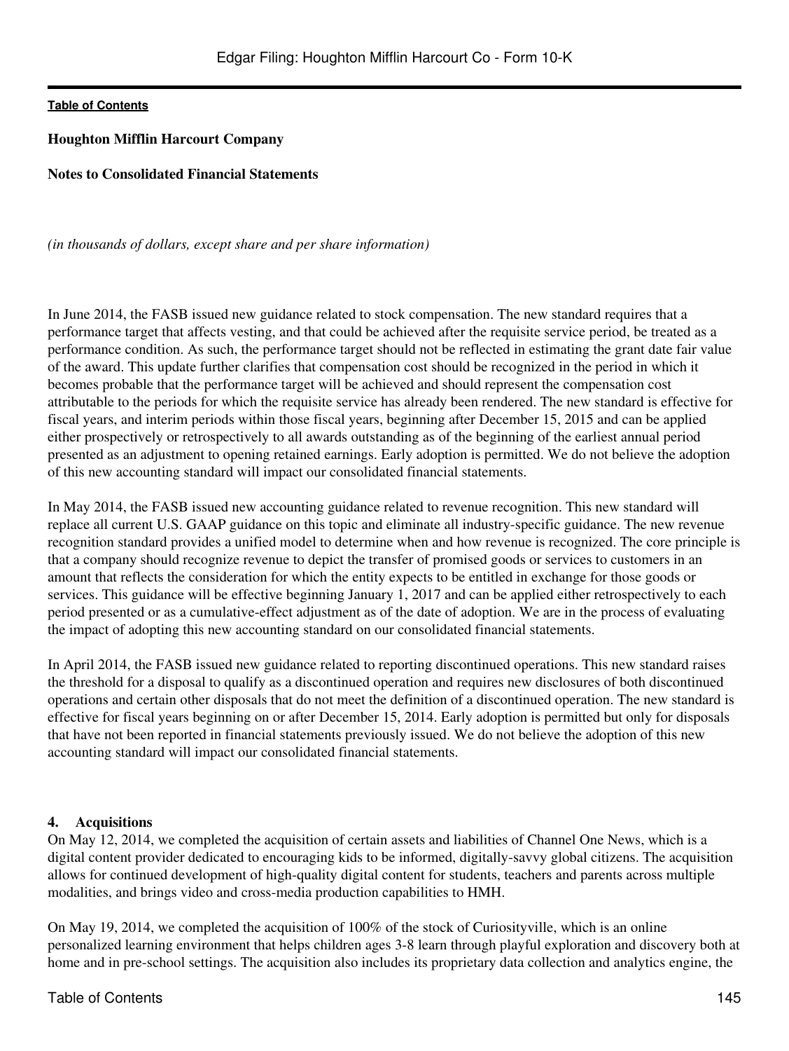**Houghton Mifflin Harcourt Company**

**Notes to Consolidated Financial Statements**

*(in thousands of dollars, except share and per share information)*

In June 2014, the FASB issued new guidance related to stock compensation. The new standard requires that a performance target that affects vesting, and that could be achieved after the requisite service period, be treated as a performance condition. As such, the performance target should not be reflected in estimating the grant date fair value of the award. This update further clarifies that compensation cost should be recognized in the period in which it becomes probable that the performance target will be achieved and should represent the compensation cost attributable to the periods for which the requisite service has already been rendered. The new standard is effective for fiscal years, and interim periods within those fiscal years, beginning after December 15, 2015 and can be applied either prospectively or retrospectively to all awards outstanding as of the beginning of the earliest annual period presented as an adjustment to opening retained earnings. Early adoption is permitted. We do not believe the adoption of this new accounting standard will impact our consolidated financial statements.

In May 2014, the FASB issued new accounting guidance related to revenue recognition. This new standard will replace all current U.S. GAAP guidance on this topic and eliminate all industry-specific guidance. The new revenue recognition standard provides a unified model to determine when and how revenue is recognized. The core principle is that a company should recognize revenue to depict the transfer of promised goods or services to customers in an amount that reflects the consideration for which the entity expects to be entitled in exchange for those goods or services. This guidance will be effective beginning January 1, 2017 and can be applied either retrospectively to each period presented or as a cumulative-effect adjustment as of the date of adoption. We are in the process of evaluating the impact of adopting this new accounting standard on our consolidated financial statements.

In April 2014, the FASB issued new guidance related to reporting discontinued operations. This new standard raises the threshold for a disposal to qualify as a discontinued operation and requires new disclosures of both discontinued operations and certain other disposals that do not meet the definition of a discontinued operation. The new standard is effective for fiscal years beginning on or after December 15, 2014. Early adoption is permitted but only for disposals that have not been reported in financial statements previously issued. We do not believe the adoption of this new accounting standard will impact our consolidated financial statements.

## 4. Acquisitions

On May 12, 2014, we completed the acquisition of certain assets and liabilities of Channel One News, which is a digital content provider dedicated to encouraging kids to be informed, digitally-savvy global citizens. The acquisition allows for continued development of high-quality digital content for students, teachers and parents across multiple modalities, and brings video and cross-media production capabilities to HMH.

On May 19, 2014, we completed the acquisition of 100% of the stock of Curiosityville, which is an online personalized learning environment that helps children ages 3-8 learn through playful exploration and discovery both at home and in pre-school settings. The acquisition also includes its proprietary data collection and analytics engine, the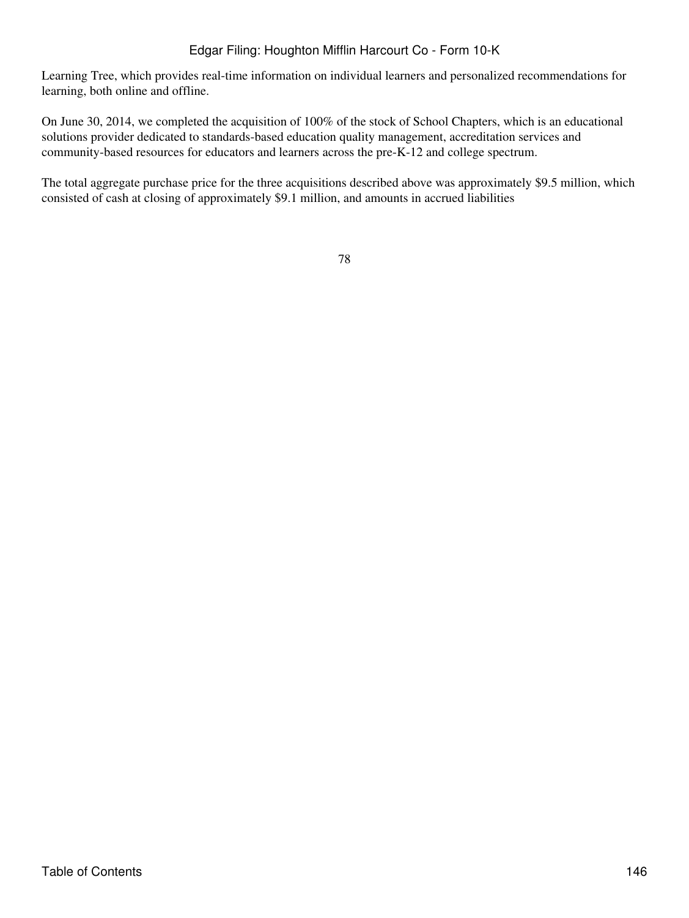Learning Tree, which provides real-time information on individual learners and personalized recommendations for learning, both online and offline.

On June 30, 2014, we completed the acquisition of 100% of the stock of School Chapters, which is an educational solutions provider dedicated to standards-based education quality management, accreditation services and community-based resources for educators and learners across the pre-K-12 and college spectrum.

The total aggregate purchase price for the three acquisitions described above was approximately $9.5 million, which consisted of cash at closing of approximately $9.1 million, and amounts in accrued liabilities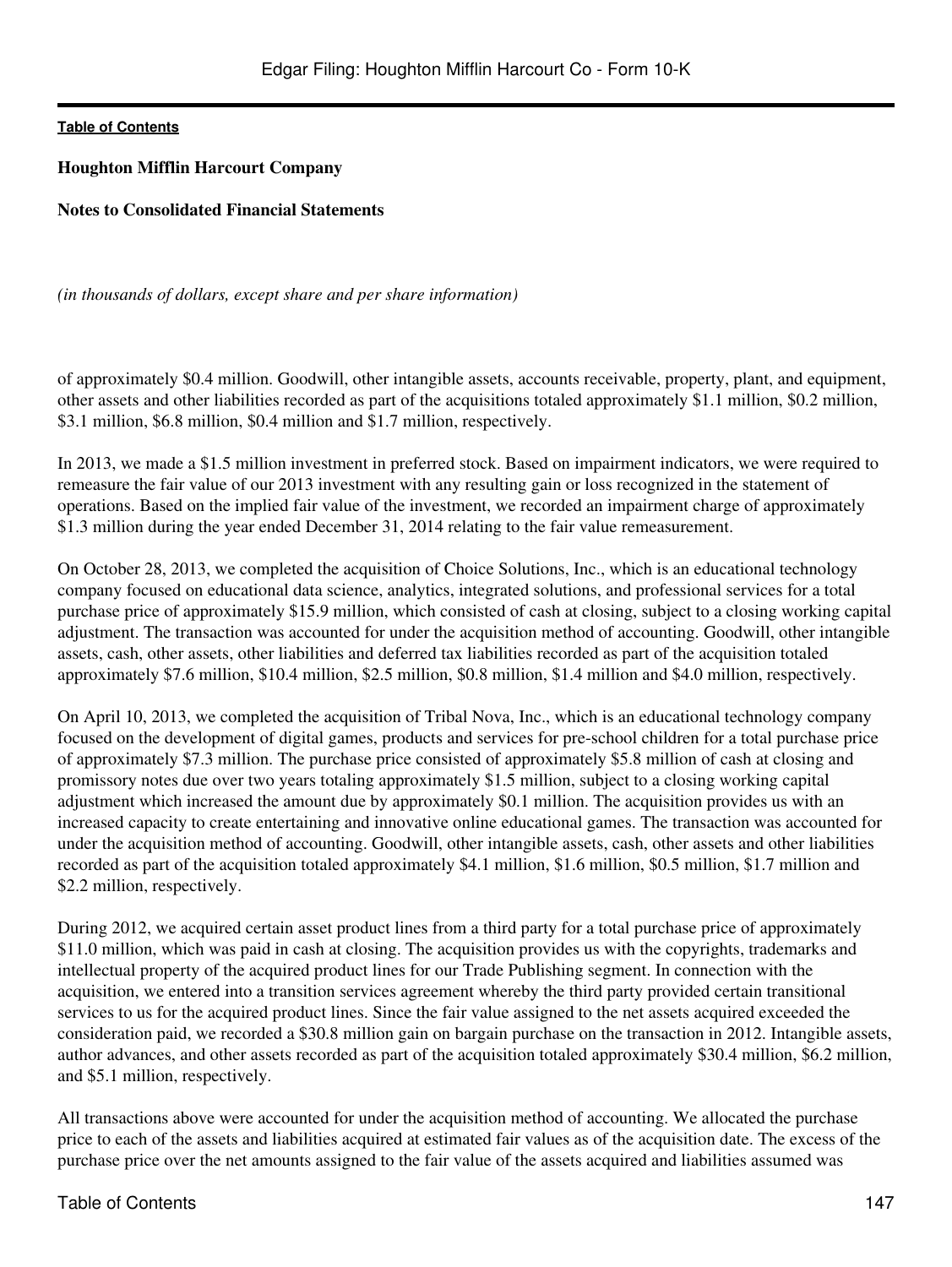**Houghton Mifflin Harcourt Company**

**Notes to Consolidated Financial Statements**

*(in thousands of dollars, except share and per share information)*

of approximately $0.4 million. Goodwill, other intangible assets, accounts receivable, property, plant, and equipment, other assets and other liabilities recorded as part of the acquisitions totaled approximately $1.1 million, $0.2 million, $3.1 million, $6.8 million, $0.4 million and $1.7 million, respectively.

In 2013, we made a $1.5 million investment in preferred stock. Based on impairment indicators, we were required to remeasure the fair value of our 2013 investment with any resulting gain or loss recognized in the statement of operations. Based on the implied fair value of the investment, we recorded an impairment charge of approximately $1.3 million during the year ended December 31, 2014 relating to the fair value remeasurement.

On October 28, 2013, we completed the acquisition of Choice Solutions, Inc., which is an educational technology company focused on educational data science, analytics, integrated solutions, and professional services for a total purchase price of approximately $15.9 million, which consisted of cash at closing, subject to a closing working capital adjustment. The transaction was accounted for under the acquisition method of accounting. Goodwill, other intangible assets, cash, other assets, other liabilities and deferred tax liabilities recorded as part of the acquisition totaled approximately $7.6 million, $10.4 million, $2.5 million, $0.8 million, $1.4 million and $4.0 million, respectively.

On April 10, 2013, we completed the acquisition of Tribal Nova, Inc., which is an educational technology company focused on the development of digital games, products and services for pre-school children for a total purchase price of approximately $7.3 million. The purchase price consisted of approximately $5.8 million of cash at closing and promissory notes due over two years totaling approximately $1.5 million, subject to a closing working capital adjustment which increased the amount due by approximately $0.1 million. The acquisition provides us with an increased capacity to create entertaining and innovative online educational games. The transaction was accounted for under the acquisition method of accounting. Goodwill, other intangible assets, cash, other assets and other liabilities recorded as part of the acquisition totaled approximately $4.1 million, $1.6 million, $0.5 million, $1.7 million and $2.2 million, respectively.

During 2012, we acquired certain asset product lines from a third party for a total purchase price of approximately $11.0 million, which was paid in cash at closing. The acquisition provides us with the copyrights, trademarks and intellectual property of the acquired product lines for our Trade Publishing segment. In connection with the acquisition, we entered into a transition services agreement whereby the third party provided certain transitional services to us for the acquired product lines. Since the fair value assigned to the net assets acquired exceeded the consideration paid, we recorded a $30.8 million gain on bargain purchase on the transaction in 2012. Intangible assets, author advances, and other assets recorded as part of the acquisition totaled approximately $30.4 million, $6.2 million, and $5.1 million, respectively.

All transactions above were accounted for under the acquisition method of accounting. We allocated the purchase price to each of the assets and liabilities acquired at estimated fair values as of the acquisition date. The excess of the purchase price over the net amounts assigned to the fair value of the assets acquired and liabilities assumed was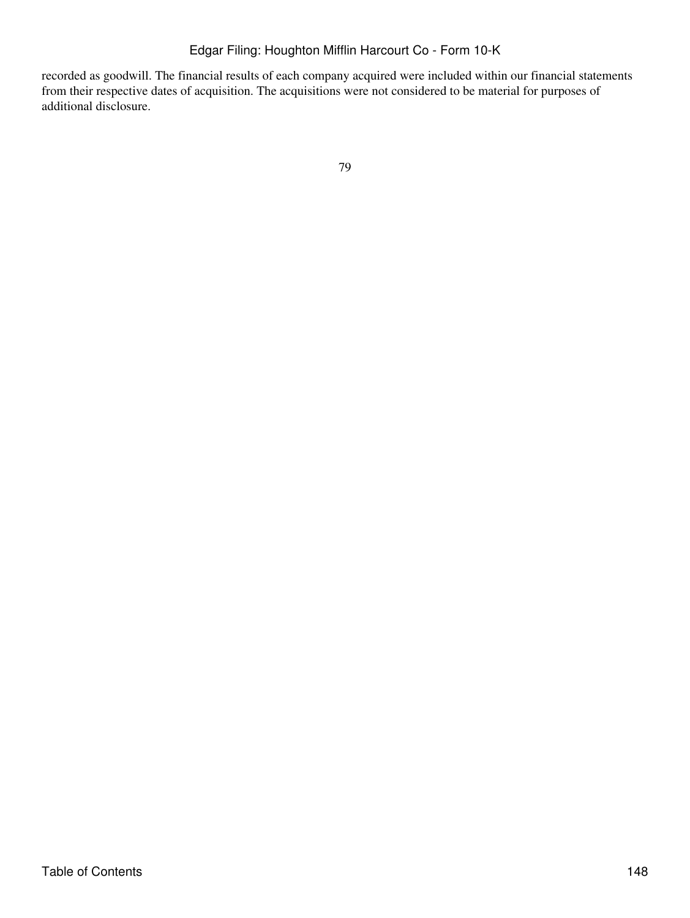recorded as goodwill. The financial results of each company acquired were included within our financial statements from their respective dates of acquisition. The acquisitions were not considered to be material for purposes of additional disclosure.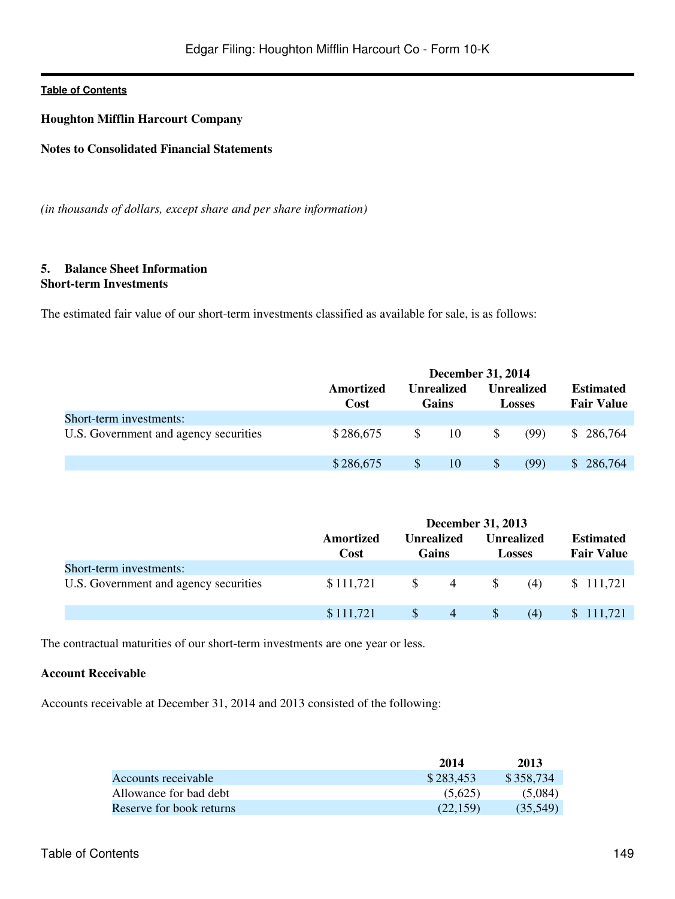**Houghton Mifflin Harcourt Company**

**Notes to Consolidated Financial Statements**

*(in thousands of dollars, except share and per share information)*

## 5. Balance Sheet Information

### Short-term Investments

The estimated fair value of our short-term investments classified as available for sale, is as follows:

| | December 31, 2014 | | | |
|---|---|---|---|---|
| | Amortized Cost | Unrealized Gains | Unrealized Losses | Estimated Fair Value |
| Short-term investments: | | | | |
| U.S. Government and agency securities | $ 286,675 | $ 10 | $ (99) | $ 286,764 |
| | $ 286,675 | $ 10 | $ (99) | $ 286,764 |

| | December 31, 2013 | | | |
|---|---|---|---|---|
| | Amortized Cost | Unrealized Gains | Unrealized Losses | Estimated Fair Value |
| Short-term investments: | | | | |
| U.S. Government and agency securities | $ 111,721 | $ 4 | $ (4) | $ 111,721 |
| | $ 111,721 | $ 4 | $ (4) | $ 111,721 |

The contractual maturities of our short-term investments are one year or less.

### Account Receivable

Accounts receivable at December 31, 2014 and 2013 consisted of the following:

| | 2014 | 2013 |
|---|---|---|
| Accounts receivable | $ 283,453 | $ 358,734 |
| Allowance for bad debt | (5,625) | (5,084) |
| Reserve for book returns | (22,159) | (35,549) |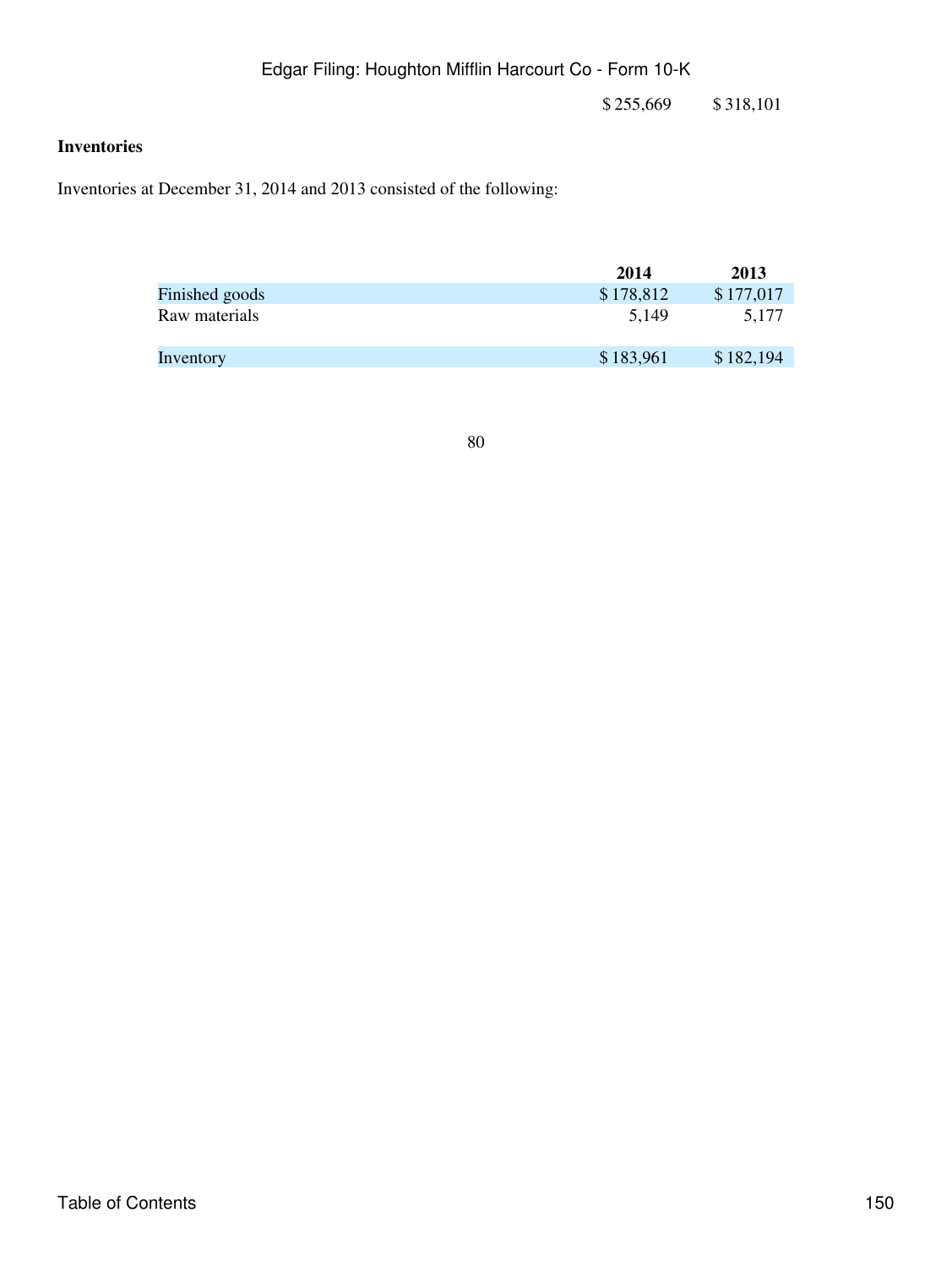| | $ 255,669 | $ 318,101 |
|---|---|---|

**Inventories**

Inventories at December 31, 2014 and 2013 consisted of the following:

| | 2014 | 2013 |
|---|---|---|
| Finished goods | $ 178,812 | $ 177,017 |
| Raw materials | 5,149 | 5,177 |
| Inventory | $ 183,961 | $ 182,194 |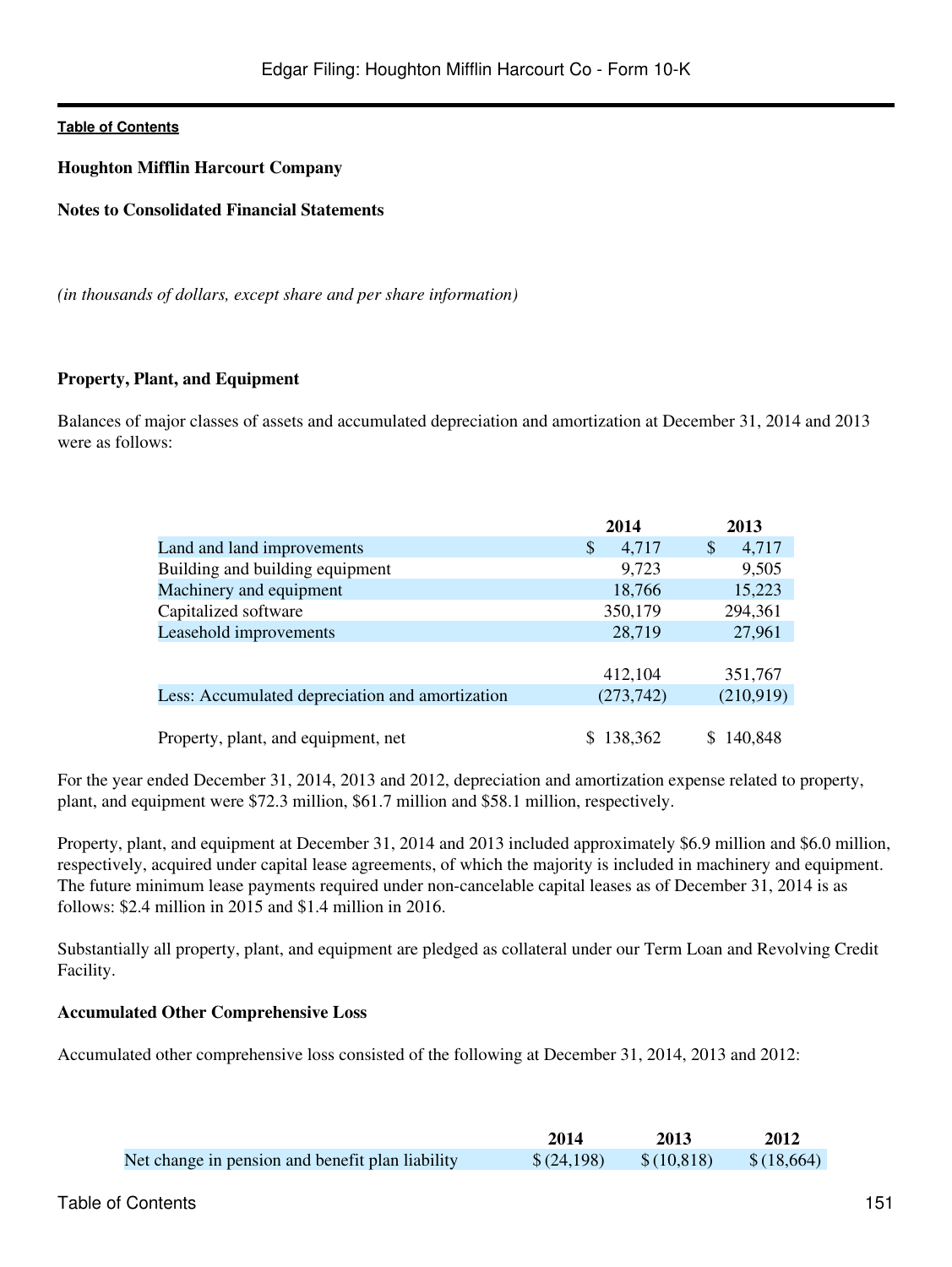Houghton Mifflin Harcourt Company

Notes to Consolidated Financial Statements

*(in thousands of dollars, except share and per share information)*

**Property, Plant, and Equipment**

Balances of major classes of assets and accumulated depreciation and amortization at December 31, 2014 and 2013 were as follows:

| | 2014 | 2013 |
|---|---|---|
| Land and land improvements | $ 4,717 | $ 4,717 |
| Building and building equipment | 9,723 | 9,505 |
| Machinery and equipment | 18,766 | 15,223 |
| Capitalized software | 350,179 | 294,361 |
| Leasehold improvements | 28,719 | 27,961 |
| | 412,104 | 351,767 |
| Less: Accumulated depreciation and amortization | (273,742) | (210,919) |
| Property, plant, and equipment, net | $ 138,362 | $ 140,848 |

For the year ended December 31, 2014, 2013 and 2012, depreciation and amortization expense related to property, plant, and equipment were $72.3 million, $61.7 million and $58.1 million, respectively.

Property, plant, and equipment at December 31, 2014 and 2013 included approximately $6.9 million and $6.0 million, respectively, acquired under capital lease agreements, of which the majority is included in machinery and equipment. The future minimum lease payments required under non-cancelable capital leases as of December 31, 2014 is as follows: $2.4 million in 2015 and $1.4 million in 2016.

Substantially all property, plant, and equipment are pledged as collateral under our Term Loan and Revolving Credit Facility.

**Accumulated Other Comprehensive Loss**

Accumulated other comprehensive loss consisted of the following at December 31, 2014, 2013 and 2012:

| | 2014 | 2013 | 2012 |
|---|---|---|---|
| Net change in pension and benefit plan liability | $ (24,198) | $ (10,818) | $ (18,664) |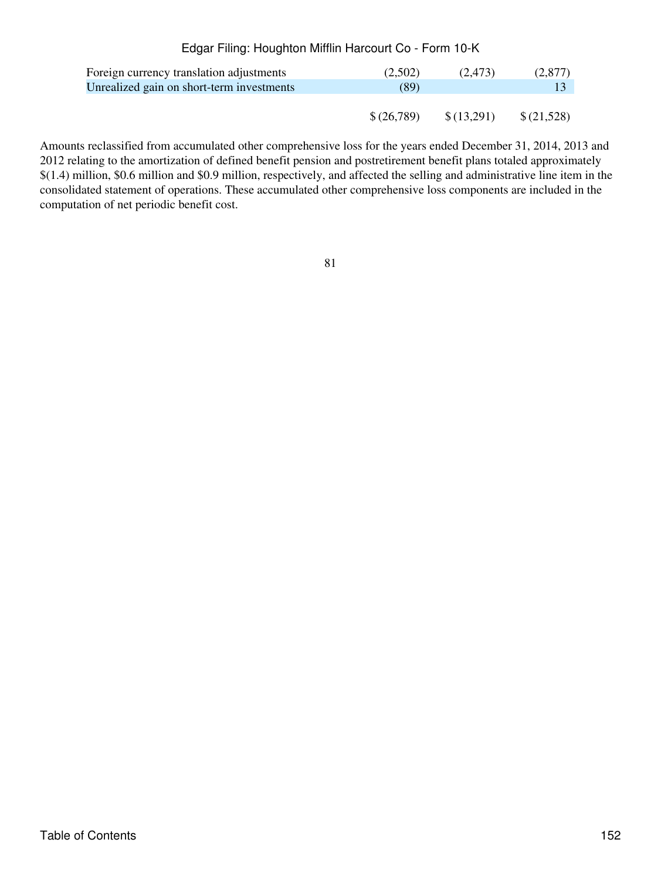| | | | |
|---|---|---|---|
| Foreign currency translation adjustments | (2,502) | (2,473) | (2,877) |
| Unrealized gain on short-term investments | (89) | | 13 |
| | $ (26,789) | $ (13,291) | $ (21,528) |

Amounts reclassified from accumulated other comprehensive loss for the years ended December 31, 2014, 2013 and 2012 relating to the amortization of defined benefit pension and postretirement benefit plans totaled approximately $(1.4) million, $0.6 million and $0.9 million, respectively, and affected the selling and administrative line item in the consolidated statement of operations. These accumulated other comprehensive loss components are included in the computation of net periodic benefit cost.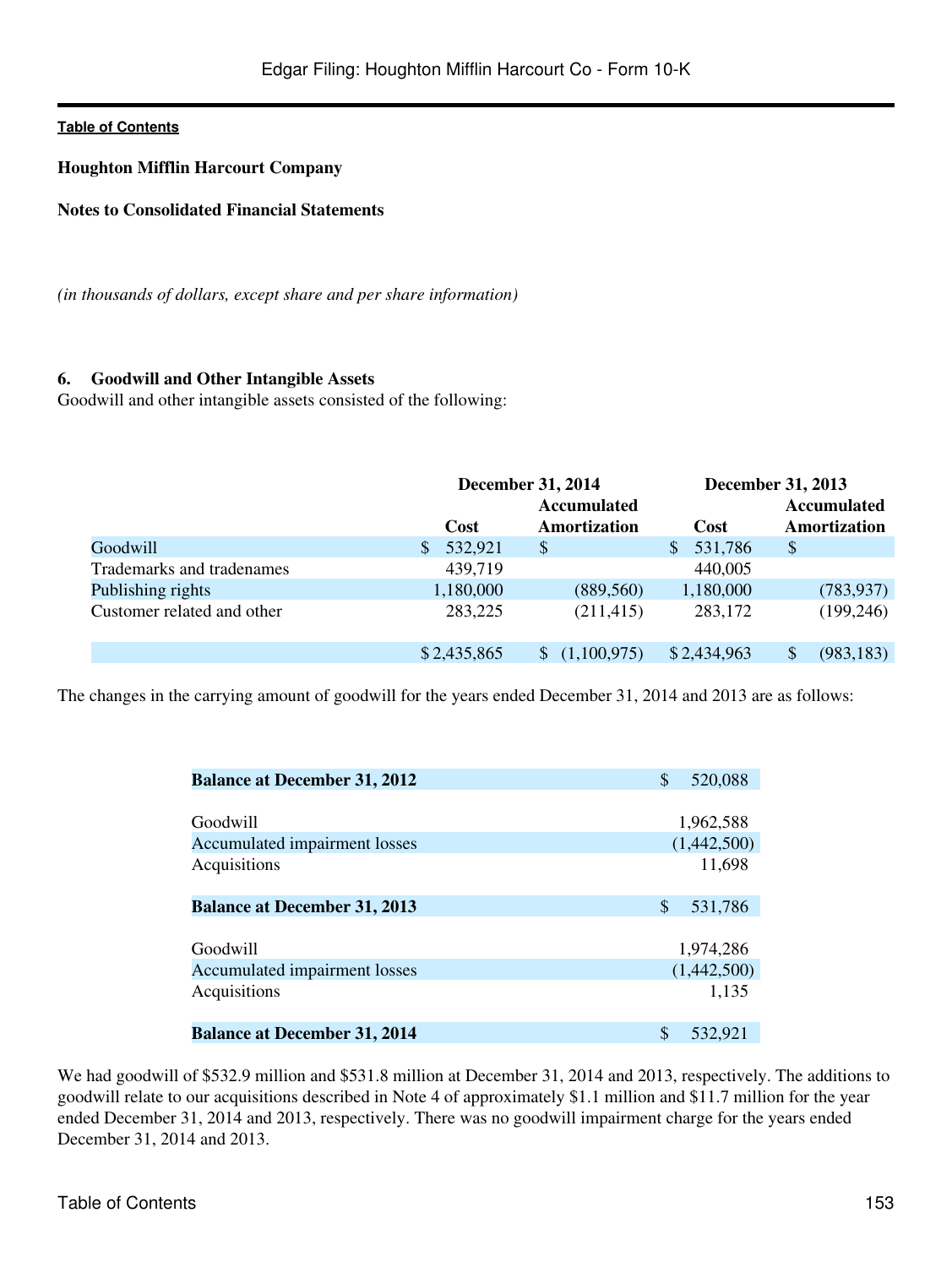**Houghton Mifflin Harcourt Company**

**Notes to Consolidated Financial Statements**

*(in thousands of dollars, except share and per share information)*

## 6. Goodwill and Other Intangible Assets

Goodwill and other intangible assets consisted of the following:

| | December 31, 2014 | | December 31, 2013 | |
|---|---|---|---|---|
| | Cost | Accumulated Amortization | Cost | Accumulated Amortization |
| Goodwill | $ 532,921 | $ | $ 531,786 | $ |
| Trademarks and tradenames | 439,719 | | 440,005 | |
| Publishing rights | 1,180,000 | (889,560) | 1,180,000 | (783,937) |
| Customer related and other | 283,225 | (211,415) | 283,172 | (199,246) |
| | $ 2,435,865 | $ (1,100,975) | $ 2,434,963 | $ (983,183) |

The changes in the carrying amount of goodwill for the years ended December 31, 2014 and 2013 are as follows:

| | |
|---|---|
| **Balance at December 31, 2012** | $ 520,088 |
| Goodwill | 1,962,588 |
| Accumulated impairment losses | (1,442,500) |
| Acquisitions | 11,698 |
| **Balance at December 31, 2013** | $ 531,786 |
| Goodwill | 1,974,286 |
| Accumulated impairment losses | (1,442,500) |
| Acquisitions | 1,135 |
| **Balance at December 31, 2014** | $ 532,921 |

We had goodwill of $532.9 million and $531.8 million at December 31, 2014 and 2013, respectively. The additions to goodwill relate to our acquisitions described in Note 4 of approximately $1.1 million and $11.7 million for the year ended December 31, 2014 and 2013, respectively. There was no goodwill impairment charge for the years ended December 31, 2014 and 2013.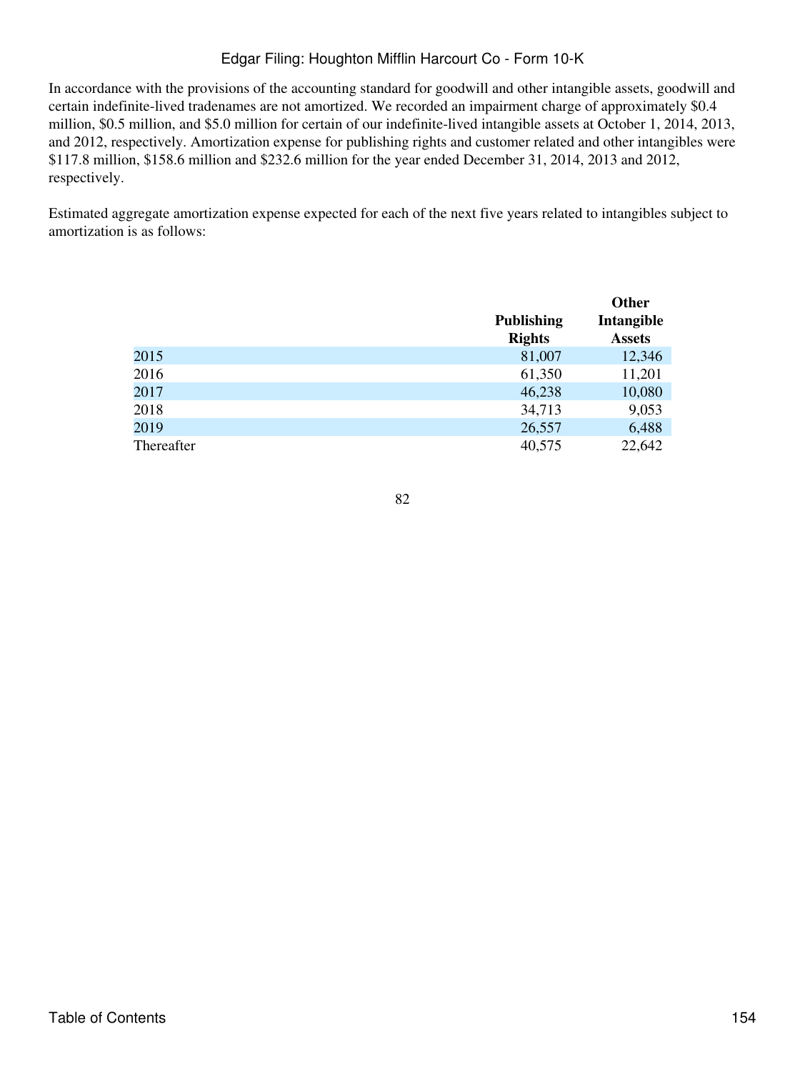In accordance with the provisions of the accounting standard for goodwill and other intangible assets, goodwill and certain indefinite-lived tradenames are not amortized. We recorded an impairment charge of approximately $0.4 million, $0.5 million, and $5.0 million for certain of our indefinite-lived intangible assets at October 1, 2014, 2013, and 2012, respectively. Amortization expense for publishing rights and customer related and other intangibles were $117.8 million, $158.6 million and $232.6 million for the year ended December 31, 2014, 2013 and 2012, respectively.

Estimated aggregate amortization expense expected for each of the next five years related to intangibles subject to amortization is as follows:

| | Publishing Rights | Other Intangible Assets |
|---|---|---|
| 2015 | 81,007 | 12,346 |
| 2016 | 61,350 | 11,201 |
| 2017 | 46,238 | 10,080 |
| 2018 | 34,713 | 9,053 |
| 2019 | 26,557 | 6,488 |
| Thereafter | 40,575 | 22,642 |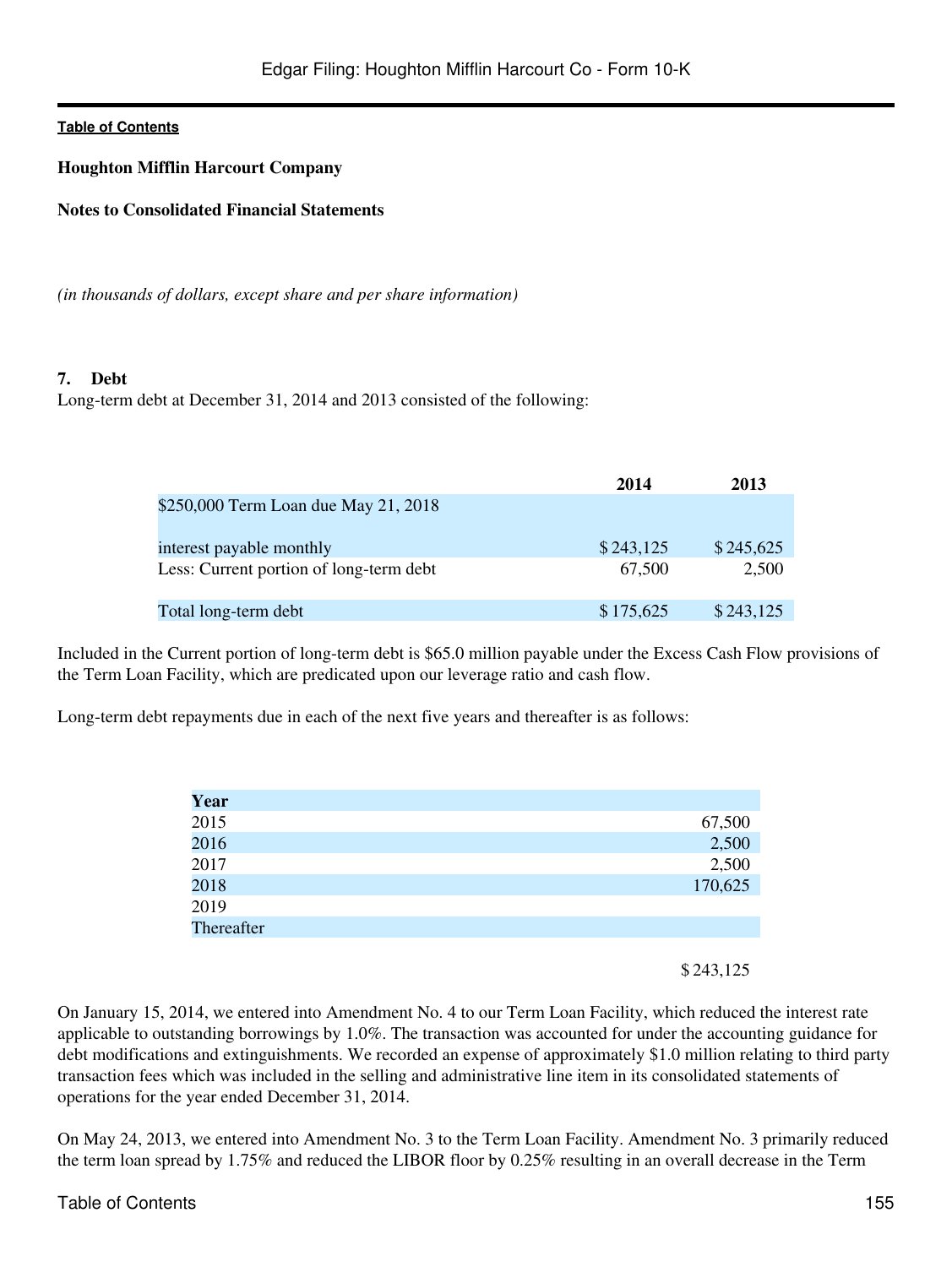**Houghton Mifflin Harcourt Company**

**Notes to Consolidated Financial Statements**

*(in thousands of dollars, except share and per share information)*

## 7. Debt

Long-term debt at December 31, 2014 and 2013 consisted of the following:

| | 2014 | 2013 |
|---|---|---|
| $250,000 Term Loan due May 21, 2018 interest payable monthly | $ 243,125 | $ 245,625 |
| Less: Current portion of long-term debt | 67,500 | 2,500 |
| Total long-term debt | $ 175,625 | $ 243,125 |

Included in the Current portion of long-term debt is $65.0 million payable under the Excess Cash Flow provisions of the Term Loan Facility, which are predicated upon our leverage ratio and cash flow.

Long-term debt repayments due in each of the next five years and thereafter is as follows:

| Year | |
|---|---|
| 2015 | 67,500 |
| 2016 | 2,500 |
| 2017 | 2,500 |
| 2018 | 170,625 |
| 2019 | |
| Thereafter | |
| | $ 243,125 |

On January 15, 2014, we entered into Amendment No. 4 to our Term Loan Facility, which reduced the interest rate applicable to outstanding borrowings by 1.0%. The transaction was accounted for under the accounting guidance for debt modifications and extinguishments. We recorded an expense of approximately $1.0 million relating to third party transaction fees which was included in the selling and administrative line item in its consolidated statements of operations for the year ended December 31, 2014.

On May 24, 2013, we entered into Amendment No. 3 to the Term Loan Facility. Amendment No. 3 primarily reduced the term loan spread by 1.75% and reduced the LIBOR floor by 0.25% resulting in an overall decrease in the Term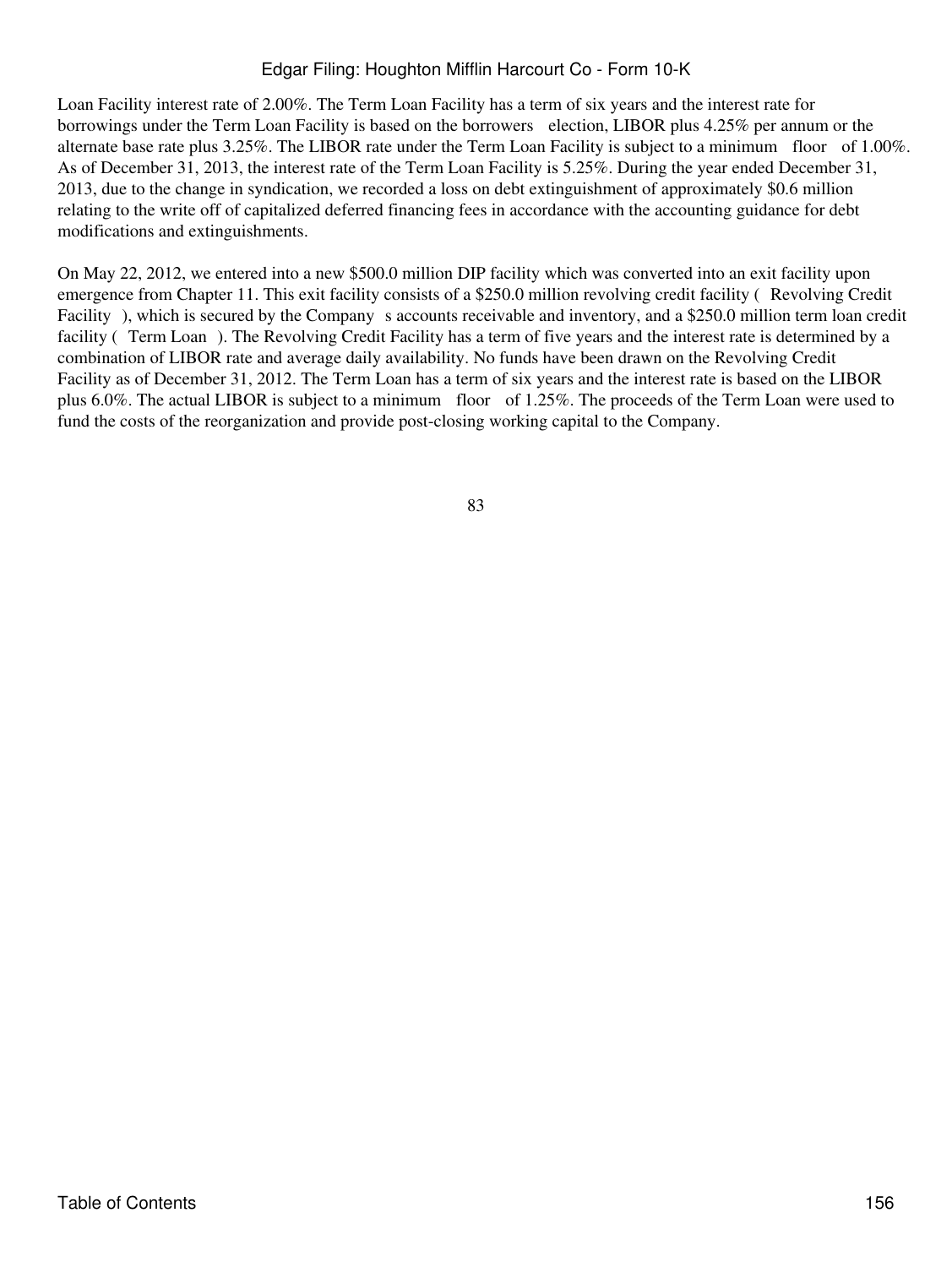Loan Facility interest rate of 2.00%. The Term Loan Facility has a term of six years and the interest rate for borrowings under the Term Loan Facility is based on the borrowers election, LIBOR plus 4.25% per annum or the alternate base rate plus 3.25%. The LIBOR rate under the Term Loan Facility is subject to a minimum floor of 1.00%. As of December 31, 2013, the interest rate of the Term Loan Facility is 5.25%. During the year ended December 31, 2013, due to the change in syndication, we recorded a loss on debt extinguishment of approximately $0.6 million relating to the write off of capitalized deferred financing fees in accordance with the accounting guidance for debt modifications and extinguishments.

On May 22, 2012, we entered into a new $500.0 million DIP facility which was converted into an exit facility upon emergence from Chapter 11. This exit facility consists of a $250.0 million revolving credit facility ( Revolving Credit Facility ), which is secured by the Company s accounts receivable and inventory, and a $250.0 million term loan credit facility ( Term Loan ). The Revolving Credit Facility has a term of five years and the interest rate is determined by a combination of LIBOR rate and average daily availability. No funds have been drawn on the Revolving Credit Facility as of December 31, 2012. The Term Loan has a term of six years and the interest rate is based on the LIBOR plus 6.0%. The actual LIBOR is subject to a minimum floor of 1.25%. The proceeds of the Term Loan were used to fund the costs of the reorganization and provide post-closing working capital to the Company.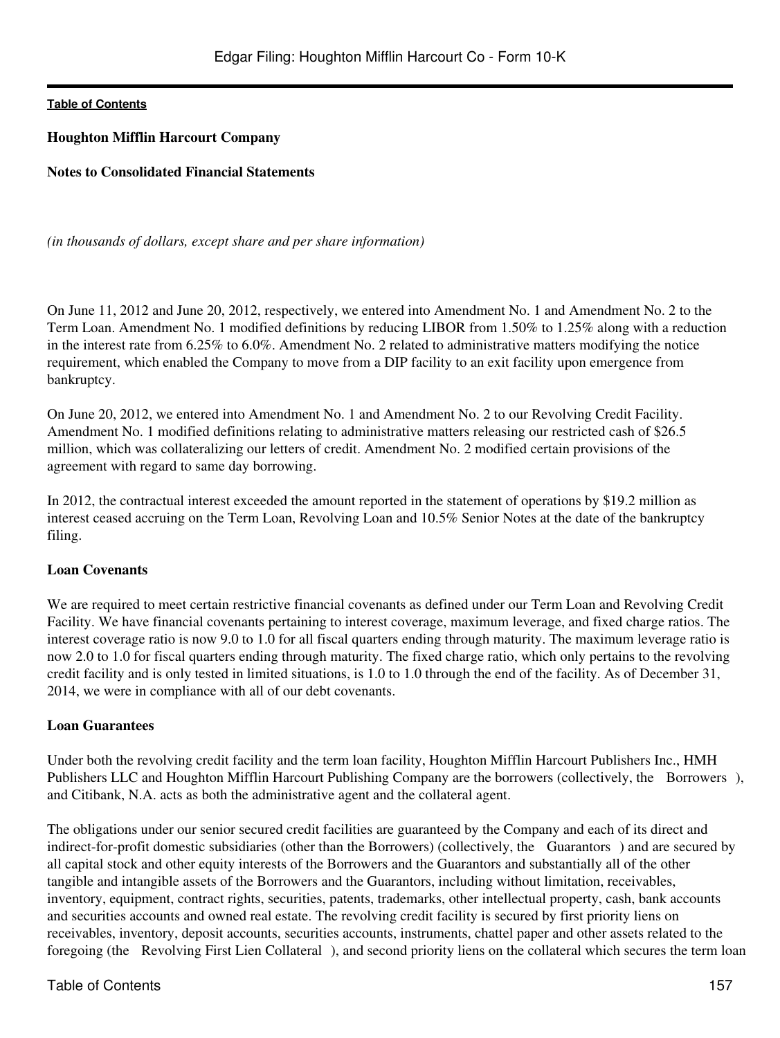**Houghton Mifflin Harcourt Company**

**Notes to Consolidated Financial Statements**

*(in thousands of dollars, except share and per share information)*

On June 11, 2012 and June 20, 2012, respectively, we entered into Amendment No. 1 and Amendment No. 2 to the Term Loan. Amendment No. 1 modified definitions by reducing LIBOR from 1.50% to 1.25% along with a reduction in the interest rate from 6.25% to 6.0%. Amendment No. 2 related to administrative matters modifying the notice requirement, which enabled the Company to move from a DIP facility to an exit facility upon emergence from bankruptcy.

On June 20, 2012, we entered into Amendment No. 1 and Amendment No. 2 to our Revolving Credit Facility. Amendment No. 1 modified definitions relating to administrative matters releasing our restricted cash of $26.5 million, which was collateralizing our letters of credit. Amendment No. 2 modified certain provisions of the agreement with regard to same day borrowing.

In 2012, the contractual interest exceeded the amount reported in the statement of operations by $19.2 million as interest ceased accruing on the Term Loan, Revolving Loan and 10.5% Senior Notes at the date of the bankruptcy filing.

**Loan Covenants**

We are required to meet certain restrictive financial covenants as defined under our Term Loan and Revolving Credit Facility. We have financial covenants pertaining to interest coverage, maximum leverage, and fixed charge ratios. The interest coverage ratio is now 9.0 to 1.0 for all fiscal quarters ending through maturity. The maximum leverage ratio is now 2.0 to 1.0 for fiscal quarters ending through maturity. The fixed charge ratio, which only pertains to the revolving credit facility and is only tested in limited situations, is 1.0 to 1.0 through the end of the facility. As of December 31, 2014, we were in compliance with all of our debt covenants.

**Loan Guarantees**

Under both the revolving credit facility and the term loan facility, Houghton Mifflin Harcourt Publishers Inc., HMH Publishers LLC and Houghton Mifflin Harcourt Publishing Company are the borrowers (collectively, the Borrowers), and Citibank, N.A. acts as both the administrative agent and the collateral agent.

The obligations under our senior secured credit facilities are guaranteed by the Company and each of its direct and indirect-for-profit domestic subsidiaries (other than the Borrowers) (collectively, the Guarantors) and are secured by all capital stock and other equity interests of the Borrowers and the Guarantors and substantially all of the other tangible and intangible assets of the Borrowers and the Guarantors, including without limitation, receivables, inventory, equipment, contract rights, securities, patents, trademarks, other intellectual property, cash, bank accounts and securities accounts and owned real estate. The revolving credit facility is secured by first priority liens on receivables, inventory, deposit accounts, securities accounts, instruments, chattel paper and other assets related to the foregoing (the Revolving First Lien Collateral), and second priority liens on the collateral which secures the term loan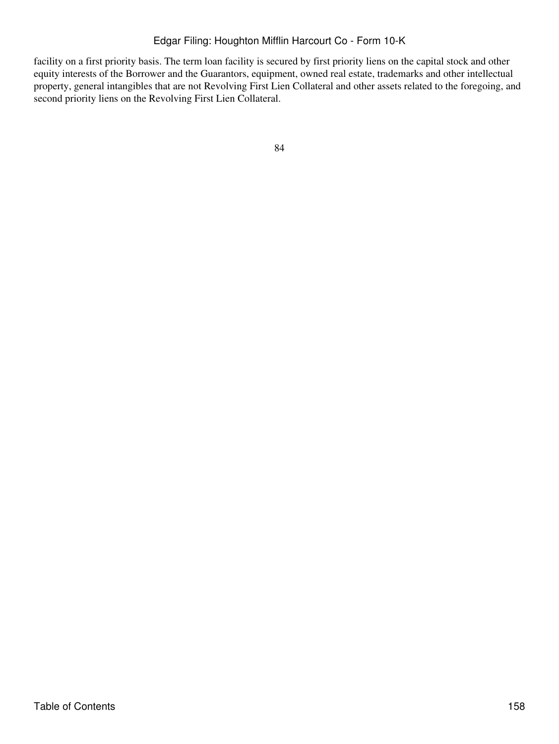facility on a first priority basis. The term loan facility is secured by first priority liens on the capital stock and other equity interests of the Borrower and the Guarantors, equipment, owned real estate, trademarks and other intellectual property, general intangibles that are not Revolving First Lien Collateral and other assets related to the foregoing, and second priority liens on the Revolving First Lien Collateral.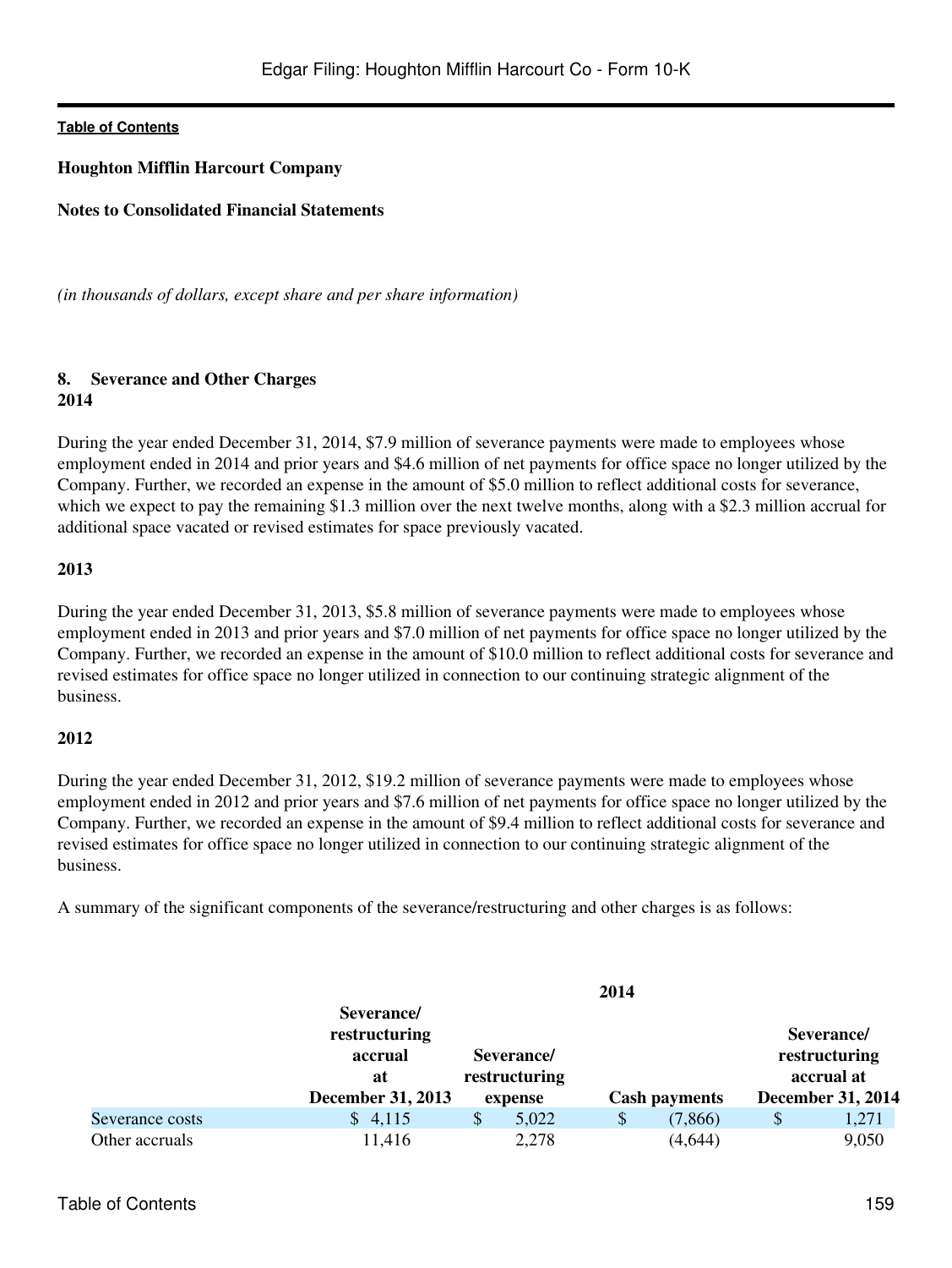**Houghton Mifflin Harcourt Company**

**Notes to Consolidated Financial Statements**

*(in thousands of dollars, except share and per share information)*

## 8. Severance and Other Charges

### 2014

During the year ended December 31, 2014, $7.9 million of severance payments were made to employees whose employment ended in 2014 and prior years and $4.6 million of net payments for office space no longer utilized by the Company. Further, we recorded an expense in the amount of $5.0 million to reflect additional costs for severance, which we expect to pay the remaining $1.3 million over the next twelve months, along with a $2.3 million accrual for additional space vacated or revised estimates for space previously vacated.

### 2013

During the year ended December 31, 2013, $5.8 million of severance payments were made to employees whose employment ended in 2013 and prior years and $7.0 million of net payments for office space no longer utilized by the Company. Further, we recorded an expense in the amount of $10.0 million to reflect additional costs for severance and revised estimates for office space no longer utilized in connection to our continuing strategic alignment of the business.

### 2012

During the year ended December 31, 2012, $19.2 million of severance payments were made to employees whose employment ended in 2012 and prior years and $7.6 million of net payments for office space no longer utilized by the Company. Further, we recorded an expense in the amount of $9.4 million to reflect additional costs for severance and revised estimates for office space no longer utilized in connection to our continuing strategic alignment of the business.

A summary of the significant components of the severance/restructuring and other charges is as follows:

| | 2014 | | | |
|---|---|---|---|---|
| | Severance/ restructuring accrual at December 31, 2013 | Severance/ restructuring expense | Cash payments | Severance/ restructuring accrual at December 31, 2014 |
| Severance costs | $ 4,115 | $ 5,022 | $ (7,866) | $ 1,271 |
| Other accruals | 11,416 | 2,278 | (4,644) | 9,050 |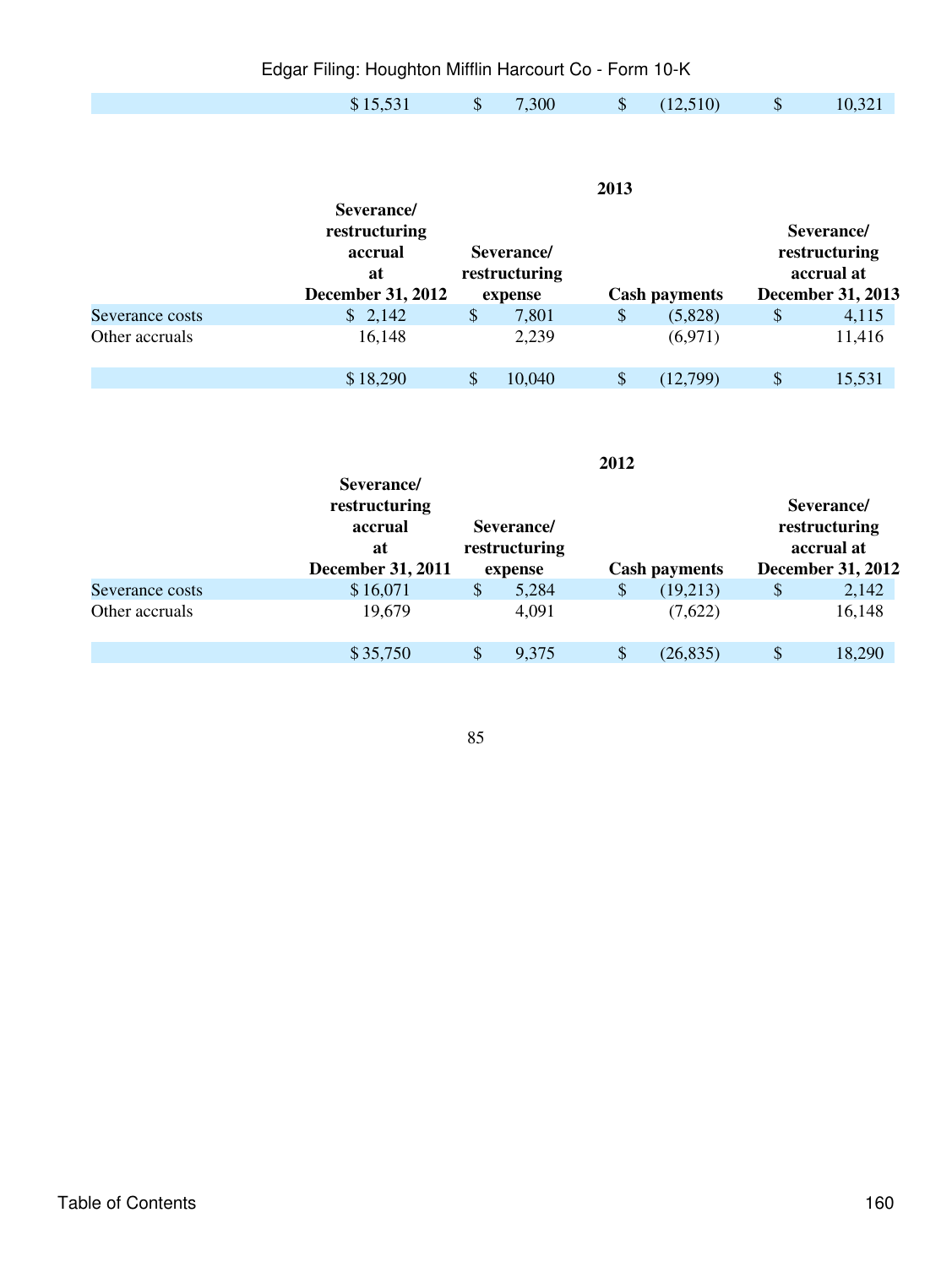| | | | | |
|---|---|---|---|---|
| | $ 15,531 | $ 7,300 | $ (12,510) | $ 10,321 |

| | 2013 | | | |
|---|---|---|---|---|
| | Severance/ restructuring accrual at December 31, 2012 | Severance/ restructuring expense | Cash payments | Severance/ restructuring accrual at December 31, 2013 |
| Severance costs | $ 2,142 | $ 7,801 | $ (5,828) | $ 4,115 |
| Other accruals | 16,148 | 2,239 | (6,971) | 11,416 |
| | $ 18,290 | $ 10,040 | $ (12,799) | $ 15,531 |

| | 2012 | | | |
|---|---|---|---|---|
| | Severance/ restructuring accrual at December 31, 2011 | Severance/ restructuring expense | Cash payments | Severance/ restructuring accrual at December 31, 2012 |
| Severance costs | $ 16,071 | $ 5,284 | $ (19,213) | $ 2,142 |
| Other accruals | 19,679 | 4,091 | (7,622) | 16,148 |
| | $ 35,750 | $ 9,375 | $ (26,835) | $ 18,290 |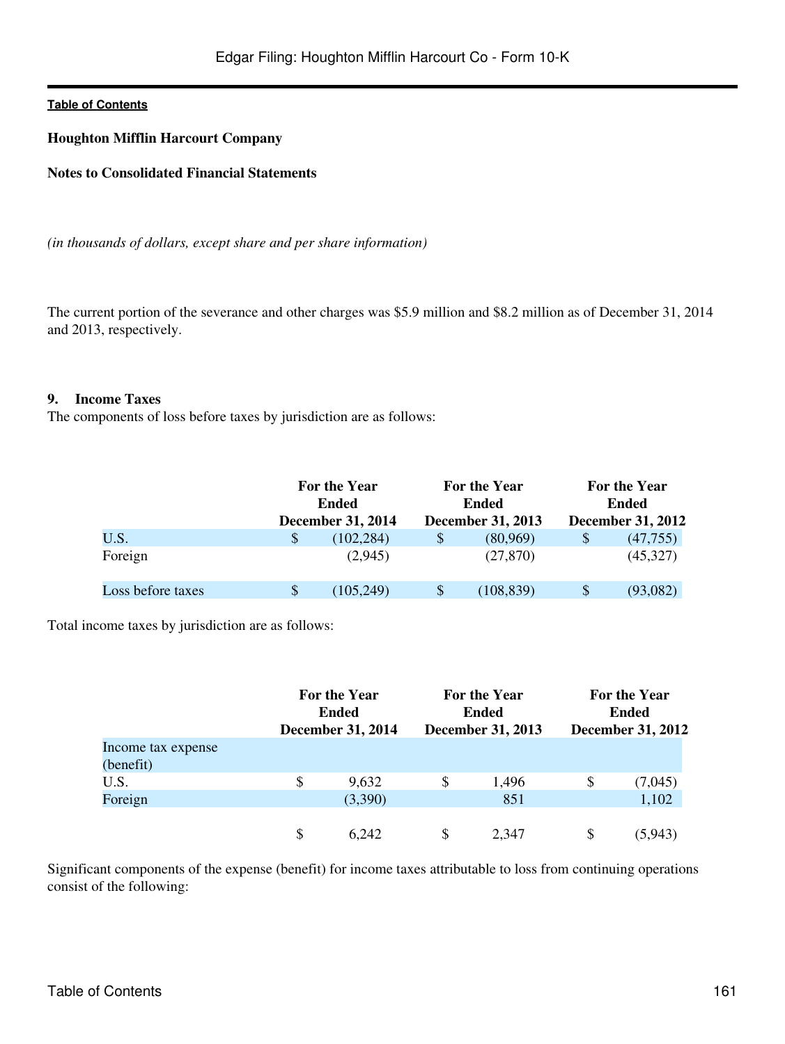**Houghton Mifflin Harcourt Company**

**Notes to Consolidated Financial Statements**

*(in thousands of dollars, except share and per share information)*

The current portion of the severance and other charges was $5.9 million and $8.2 million as of December 31, 2014 and 2013, respectively.

### 9. Income Taxes

The components of loss before taxes by jurisdiction are as follows:

| | For the Year Ended December 31, 2014 | For the Year Ended December 31, 2013 | For the Year Ended December 31, 2012 |
|---|---|---|---|
| U.S. | $ (102,284) | $ (80,969) | $ (47,755) |
| Foreign | (2,945) | (27,870) | (45,327) |
| Loss before taxes | $ (105,249) | $ (108,839) | $ (93,082) |

Total income taxes by jurisdiction are as follows:

| | For the Year Ended December 31, 2014 | For the Year Ended December 31, 2013 | For the Year Ended December 31, 2012 |
|---|---|---|---|
| Income tax expense (benefit) | | | |
| U.S. | $ 9,632 | $ 1,496 | $ (7,045) |
| Foreign | (3,390) | 851 | 1,102 |
| | $ 6,242 | $ 2,347 | $ (5,943) |

Significant components of the expense (benefit) for income taxes attributable to loss from continuing operations consist of the following: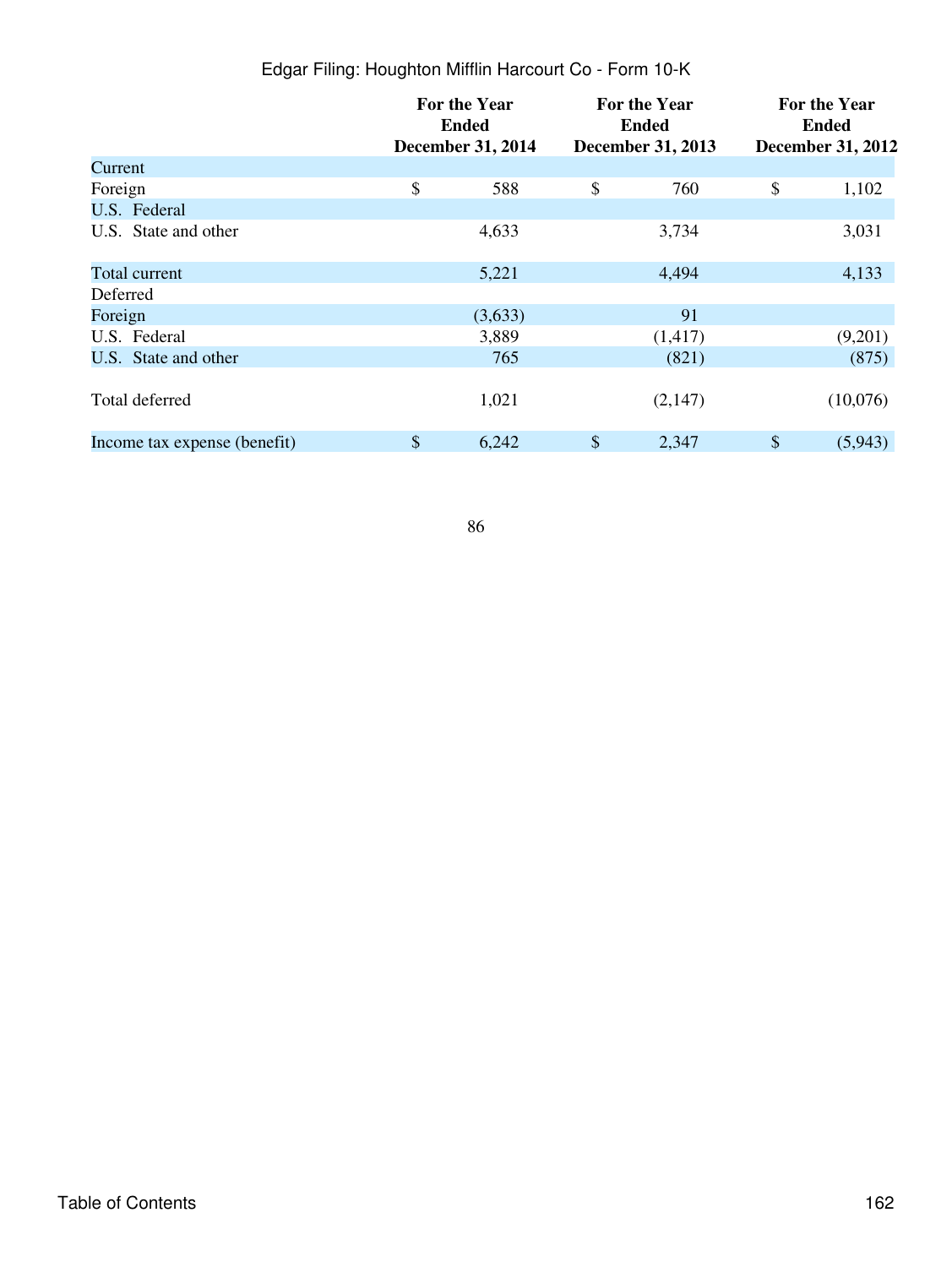| | For the Year Ended December 31, 2014 | For the Year Ended December 31, 2013 | For the Year Ended December 31, 2012 |
|---|---|---|---|
| Current | | | |
| Foreign | $ 588 | $ 760 | $ 1,102 |
| U.S. Federal | | | |
| U.S. State and other | 4,633 | 3,734 | 3,031 |
| Total current | 5,221 | 4,494 | 4,133 |
| Deferred | | | |
| Foreign | (3,633) | 91 | |
| U.S. Federal | 3,889 | (1,417) | (9,201) |
| U.S. State and other | 765 | (821) | (875) |
| Total deferred | 1,021 | (2,147) | (10,076) |
| Income tax expense (benefit) | $ 6,242 | $ 2,347 | $ (5,943) |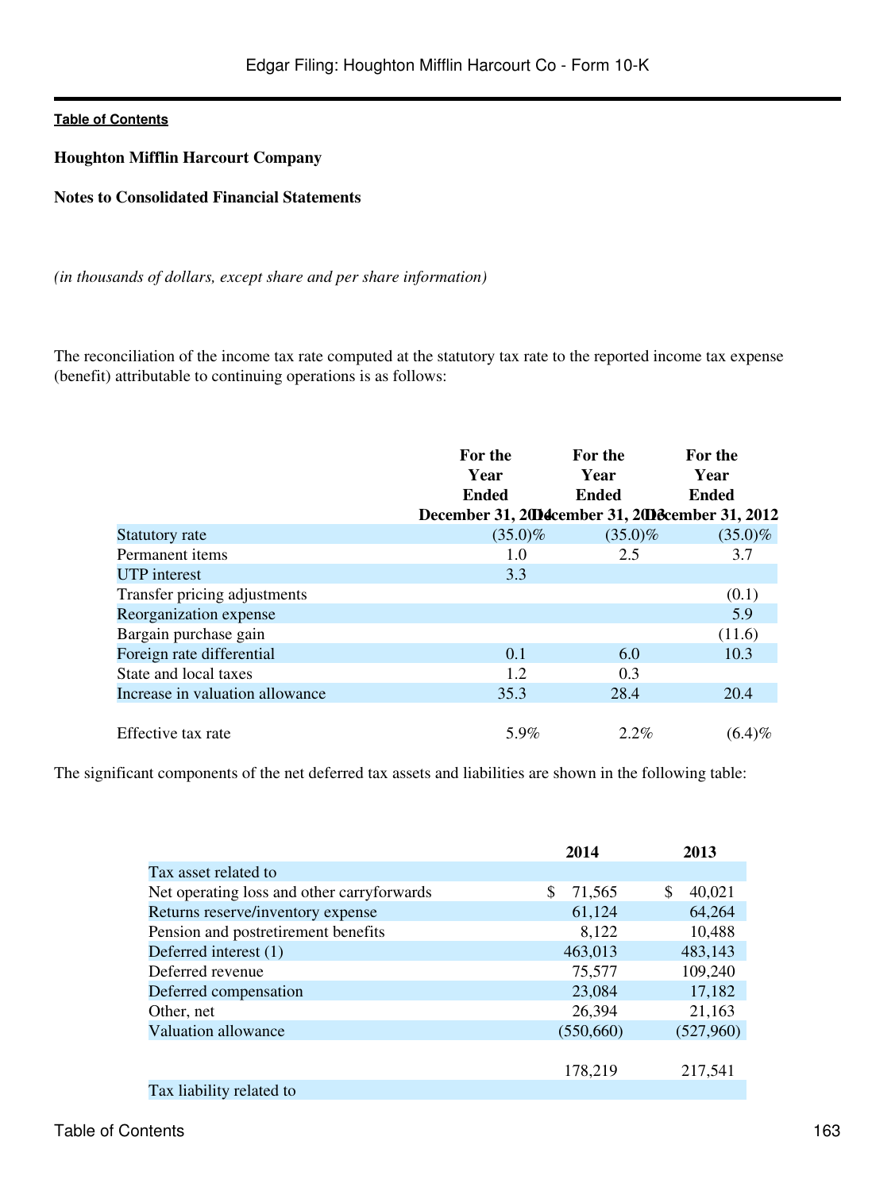**Houghton Mifflin Harcourt Company**

**Notes to Consolidated Financial Statements**

*(in thousands of dollars, except share and per share information)*

The reconciliation of the income tax rate computed at the statutory tax rate to the reported income tax expense (benefit) attributable to continuing operations is as follows:

| | For the Year Ended December 31, 2014 | For the Year Ended December 31, 2013 | For the Year Ended December 31, 2012 |
|---|---|---|---|
| Statutory rate | (35.0)% | (35.0)% | (35.0)% |
| Permanent items | 1.0 | 2.5 | 3.7 |
| UTP interest | 3.3 | | |
| Transfer pricing adjustments | | | (0.1) |
| Reorganization expense | | | 5.9 |
| Bargain purchase gain | | | (11.6) |
| Foreign rate differential | 0.1 | 6.0 | 10.3 |
| State and local taxes | 1.2 | 0.3 | |
| Increase in valuation allowance | 35.3 | 28.4 | 20.4 |
| Effective tax rate | 5.9% | 2.2% | (6.4)% |

The significant components of the net deferred tax assets and liabilities are shown in the following table:

| | 2014 | 2013 |
|---|---|---|
| Tax asset related to | | |
| Net operating loss and other carryforwards | $ 71,565 | $ 40,021 |
| Returns reserve/inventory expense | 61,124 | 64,264 |
| Pension and postretirement benefits | 8,122 | 10,488 |
| Deferred interest (1) | 463,013 | 483,143 |
| Deferred revenue | 75,577 | 109,240 |
| Deferred compensation | 23,084 | 17,182 |
| Other, net | 26,394 | 21,163 |
| Valuation allowance | (550,660) | (527,960) |
| | 178,219 | 217,541 |
| Tax liability related to | | |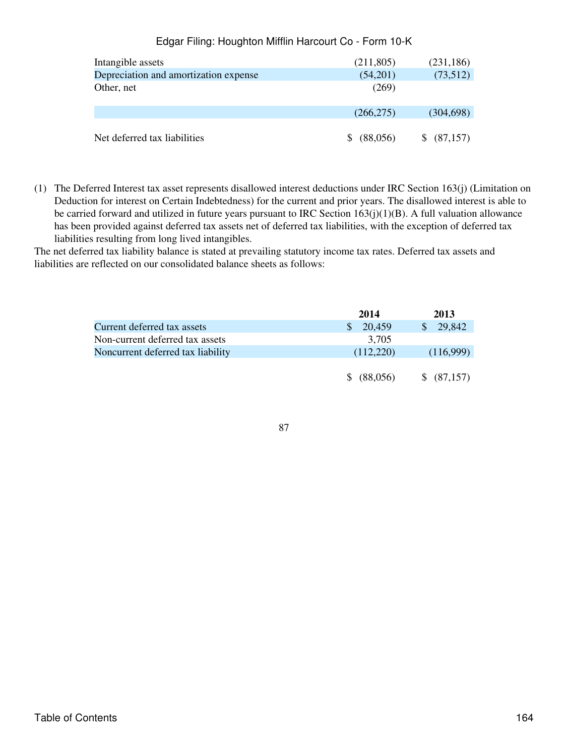| | | |
|---|---|---|
| Intangible assets | (211,805) | (231,186) |
| Depreciation and amortization expense | (54,201) | (73,512) |
| Other, net | (269) | |
| | (266,275) | (304,698) |
| Net deferred tax liabilities | $ (88,056) | $ (87,157) |

(1) The Deferred Interest tax asset represents disallowed interest deductions under IRC Section 163(j) (Limitation on Deduction for interest on Certain Indebtedness) for the current and prior years. The disallowed interest is able to be carried forward and utilized in future years pursuant to IRC Section 163(j)(1)(B). A full valuation allowance has been provided against deferred tax assets net of deferred tax liabilities, with the exception of deferred tax liabilities resulting from long lived intangibles.

The net deferred tax liability balance is stated at prevailing statutory income tax rates. Deferred tax assets and liabilities are reflected on our consolidated balance sheets as follows:

| | 2014 | 2013 |
|---|---|---|
| Current deferred tax assets | $ 20,459 | $ 29,842 |
| Non-current deferred tax assets | 3,705 | |
| Noncurrent deferred tax liability | (112,220) | (116,999) |
| | $ (88,056) | $ (87,157) |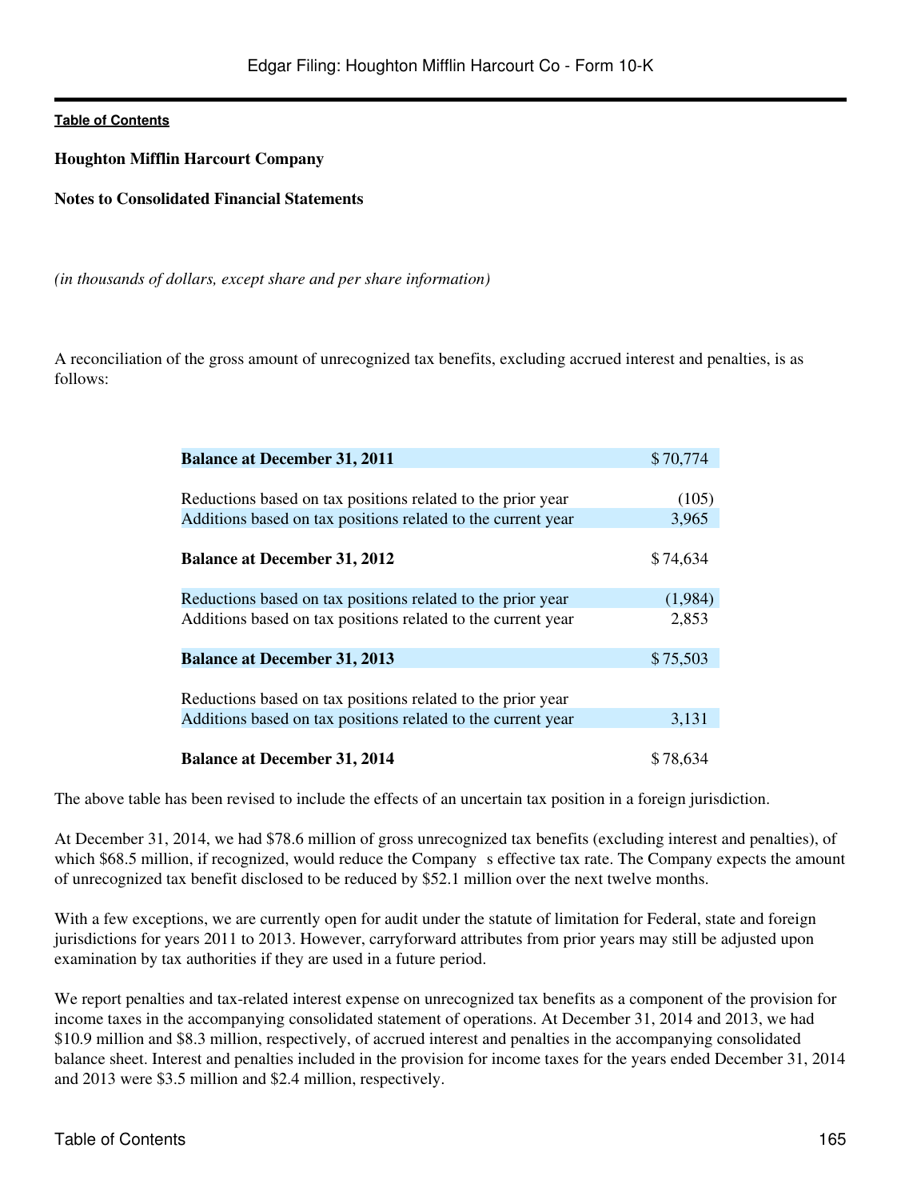**Houghton Mifflin Harcourt Company**

**Notes to Consolidated Financial Statements**

*(in thousands of dollars, except share and per share information)*

A reconciliation of the gross amount of unrecognized tax benefits, excluding accrued interest and penalties, is as follows:

| | |
|---|---|
| **Balance at December 31, 2011** | $ 70,774 |
| Reductions based on tax positions related to the prior year | (105) |
| Additions based on tax positions related to the current year | 3,965 |
| **Balance at December 31, 2012** | $ 74,634 |
| Reductions based on tax positions related to the prior year | (1,984) |
| Additions based on tax positions related to the current year | 2,853 |
| **Balance at December 31, 2013** | $ 75,503 |
| Reductions based on tax positions related to the prior year | |
| Additions based on tax positions related to the current year | 3,131 |
| **Balance at December 31, 2014** | $ 78,634 |

The above table has been revised to include the effects of an uncertain tax position in a foreign jurisdiction.

At December 31, 2014, we had $78.6 million of gross unrecognized tax benefits (excluding interest and penalties), of which $68.5 million, if recognized, would reduce the Company s effective tax rate. The Company expects the amount of unrecognized tax benefit disclosed to be reduced by $52.1 million over the next twelve months.

With a few exceptions, we are currently open for audit under the statute of limitation for Federal, state and foreign jurisdictions for years 2011 to 2013. However, carryforward attributes from prior years may still be adjusted upon examination by tax authorities if they are used in a future period.

We report penalties and tax-related interest expense on unrecognized tax benefits as a component of the provision for income taxes in the accompanying consolidated statement of operations. At December 31, 2014 and 2013, we had $10.9 million and $8.3 million, respectively, of accrued interest and penalties in the accompanying consolidated balance sheet. Interest and penalties included in the provision for income taxes for the years ended December 31, 2014 and 2013 were $3.5 million and $2.4 million, respectively.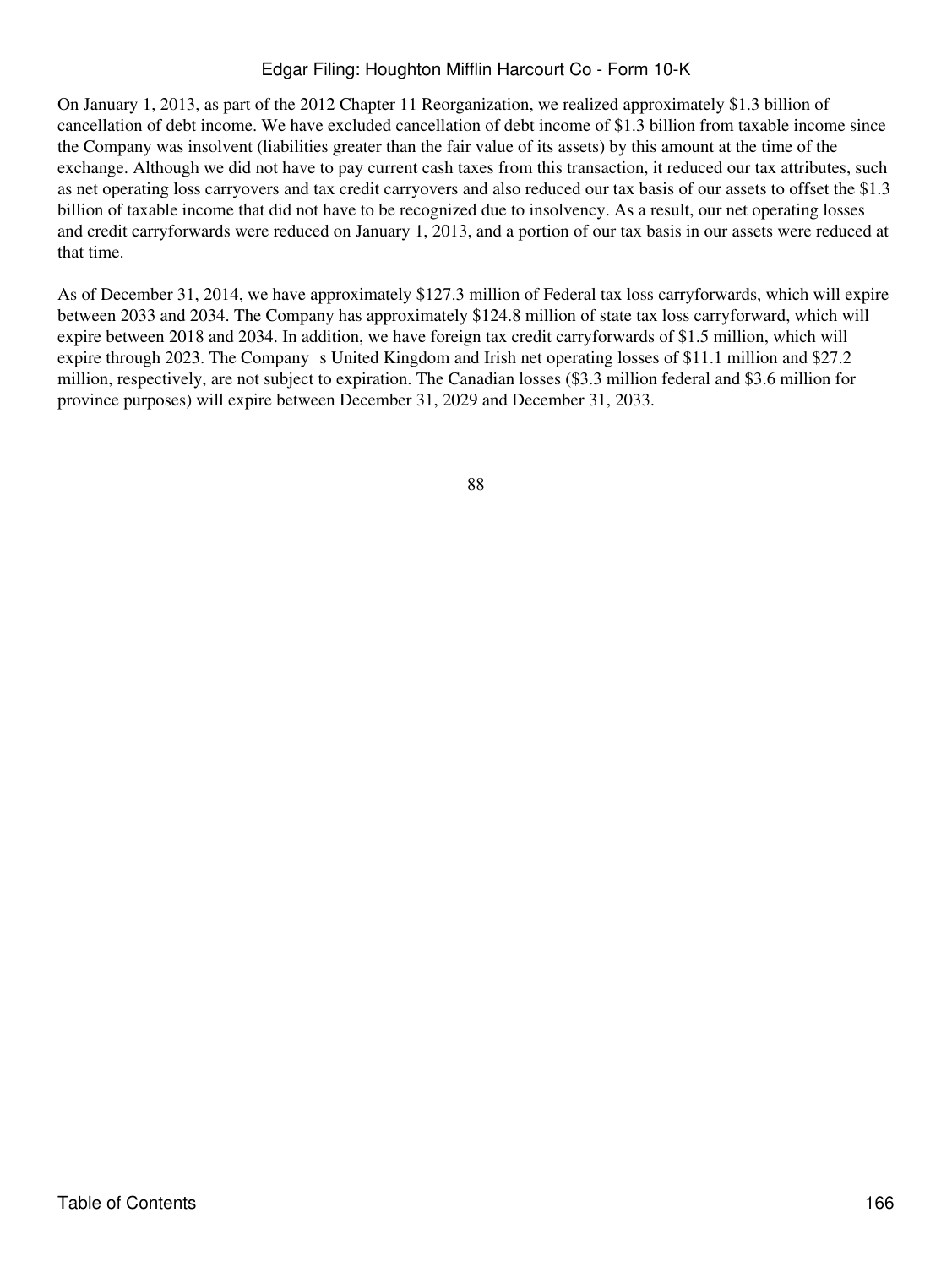On January 1, 2013, as part of the 2012 Chapter 11 Reorganization, we realized approximately $1.3 billion of cancellation of debt income. We have excluded cancellation of debt income of $1.3 billion from taxable income since the Company was insolvent (liabilities greater than the fair value of its assets) by this amount at the time of the exchange. Although we did not have to pay current cash taxes from this transaction, it reduced our tax attributes, such as net operating loss carryovers and tax credit carryovers and also reduced our tax basis of our assets to offset the $1.3 billion of taxable income that did not have to be recognized due to insolvency. As a result, our net operating losses and credit carryforwards were reduced on January 1, 2013, and a portion of our tax basis in our assets were reduced at that time.

As of December 31, 2014, we have approximately $127.3 million of Federal tax loss carryforwards, which will expire between 2033 and 2034. The Company has approximately $124.8 million of state tax loss carryforward, which will expire between 2018 and 2034. In addition, we have foreign tax credit carryforwards of $1.5 million, which will expire through 2023. The Company s United Kingdom and Irish net operating losses of $11.1 million and $27.2 million, respectively, are not subject to expiration. The Canadian losses ($3.3 million federal and $3.6 million for province purposes) will expire between December 31, 2029 and December 31, 2033.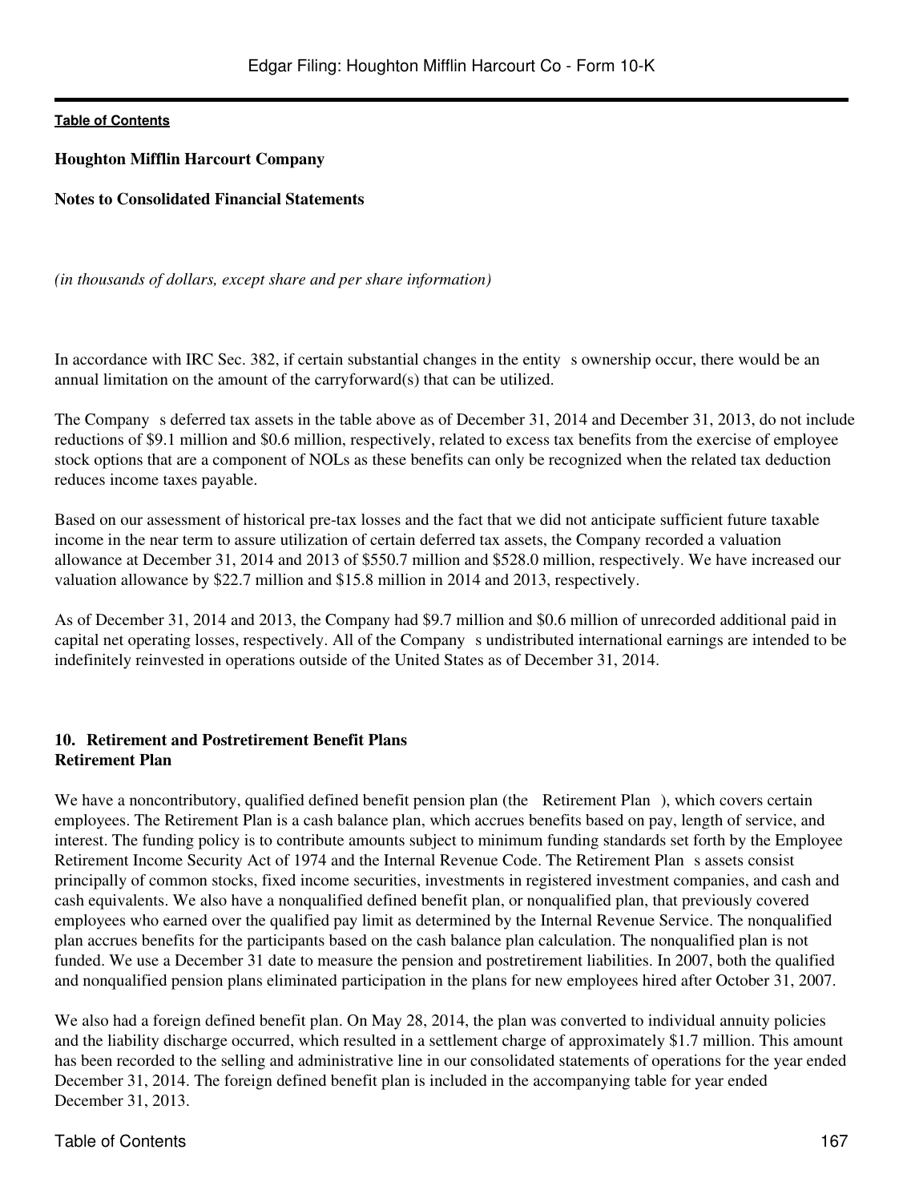**Houghton Mifflin Harcourt Company**

**Notes to Consolidated Financial Statements**

*(in thousands of dollars, except share and per share information)*

In accordance with IRC Sec. 382, if certain substantial changes in the entity s ownership occur, there would be an annual limitation on the amount of the carryforward(s) that can be utilized.

The Company s deferred tax assets in the table above as of December 31, 2014 and December 31, 2013, do not include reductions of $9.1 million and $0.6 million, respectively, related to excess tax benefits from the exercise of employee stock options that are a component of NOLs as these benefits can only be recognized when the related tax deduction reduces income taxes payable.

Based on our assessment of historical pre-tax losses and the fact that we did not anticipate sufficient future taxable income in the near term to assure utilization of certain deferred tax assets, the Company recorded a valuation allowance at December 31, 2014 and 2013 of $550.7 million and $528.0 million, respectively. We have increased our valuation allowance by $22.7 million and $15.8 million in 2014 and 2013, respectively.

As of December 31, 2014 and 2013, the Company had $9.7 million and $0.6 million of unrecorded additional paid in capital net operating losses, respectively. All of the Company s undistributed international earnings are intended to be indefinitely reinvested in operations outside of the United States as of December 31, 2014.

## 10. Retirement and Postretirement Benefit Plans

### Retirement Plan

We have a noncontributory, qualified defined benefit pension plan (the Retirement Plan ), which covers certain employees. The Retirement Plan is a cash balance plan, which accrues benefits based on pay, length of service, and interest. The funding policy is to contribute amounts subject to minimum funding standards set forth by the Employee Retirement Income Security Act of 1974 and the Internal Revenue Code. The Retirement Plan s assets consist principally of common stocks, fixed income securities, investments in registered investment companies, and cash and cash equivalents. We also have a nonqualified defined benefit plan, or nonqualified plan, that previously covered employees who earned over the qualified pay limit as determined by the Internal Revenue Service. The nonqualified plan accrues benefits for the participants based on the cash balance plan calculation. The nonqualified plan is not funded. We use a December 31 date to measure the pension and postretirement liabilities. In 2007, both the qualified and nonqualified pension plans eliminated participation in the plans for new employees hired after October 31, 2007.

We also had a foreign defined benefit plan. On May 28, 2014, the plan was converted to individual annuity policies and the liability discharge occurred, which resulted in a settlement charge of approximately $1.7 million. This amount has been recorded to the selling and administrative line in our consolidated statements of operations for the year ended December 31, 2014. The foreign defined benefit plan is included in the accompanying table for year ended December 31, 2013.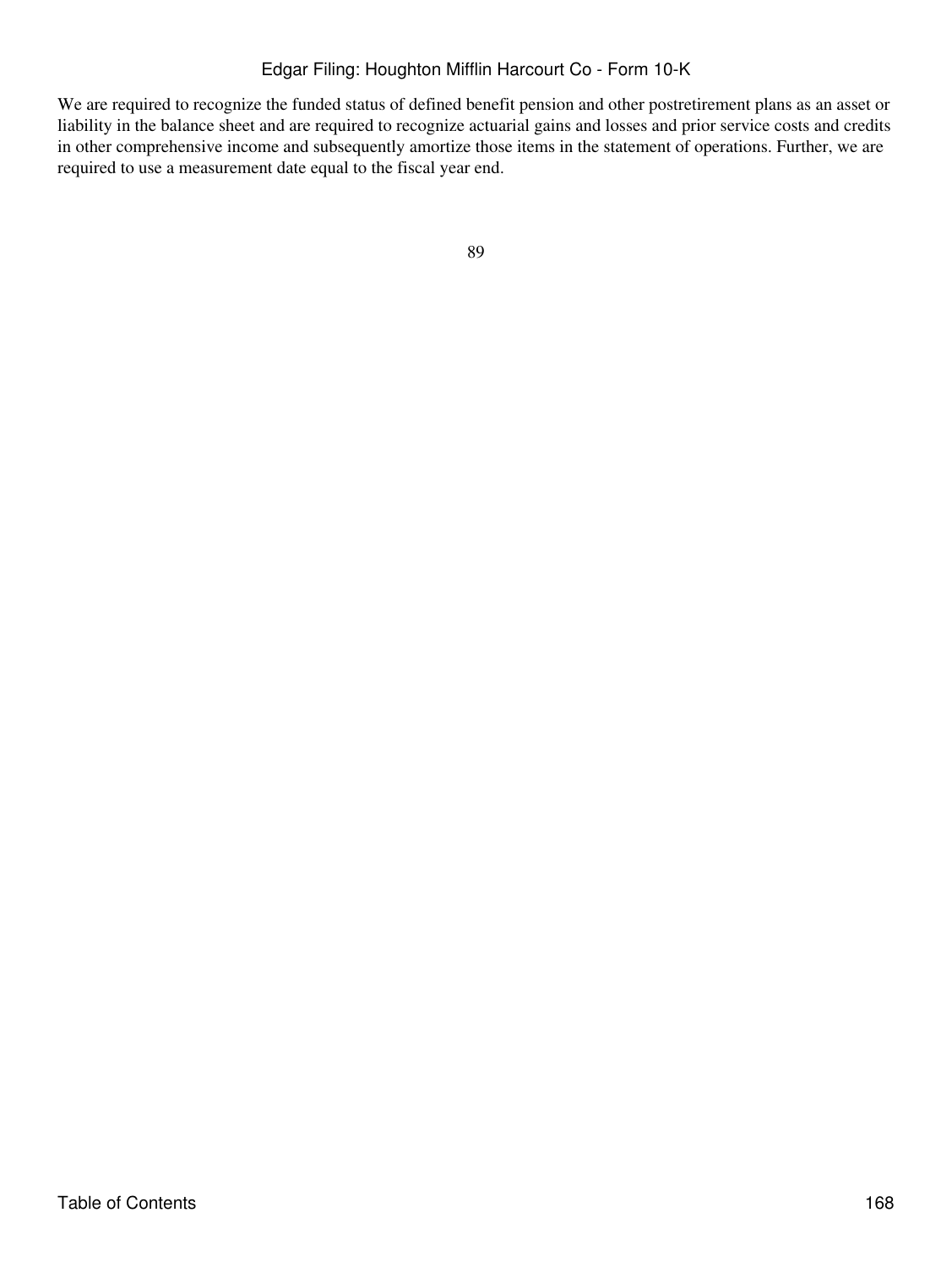We are required to recognize the funded status of defined benefit pension and other postretirement plans as an asset or liability in the balance sheet and are required to recognize actuarial gains and losses and prior service costs and credits in other comprehensive income and subsequently amortize those items in the statement of operations. Further, we are required to use a measurement date equal to the fiscal year end.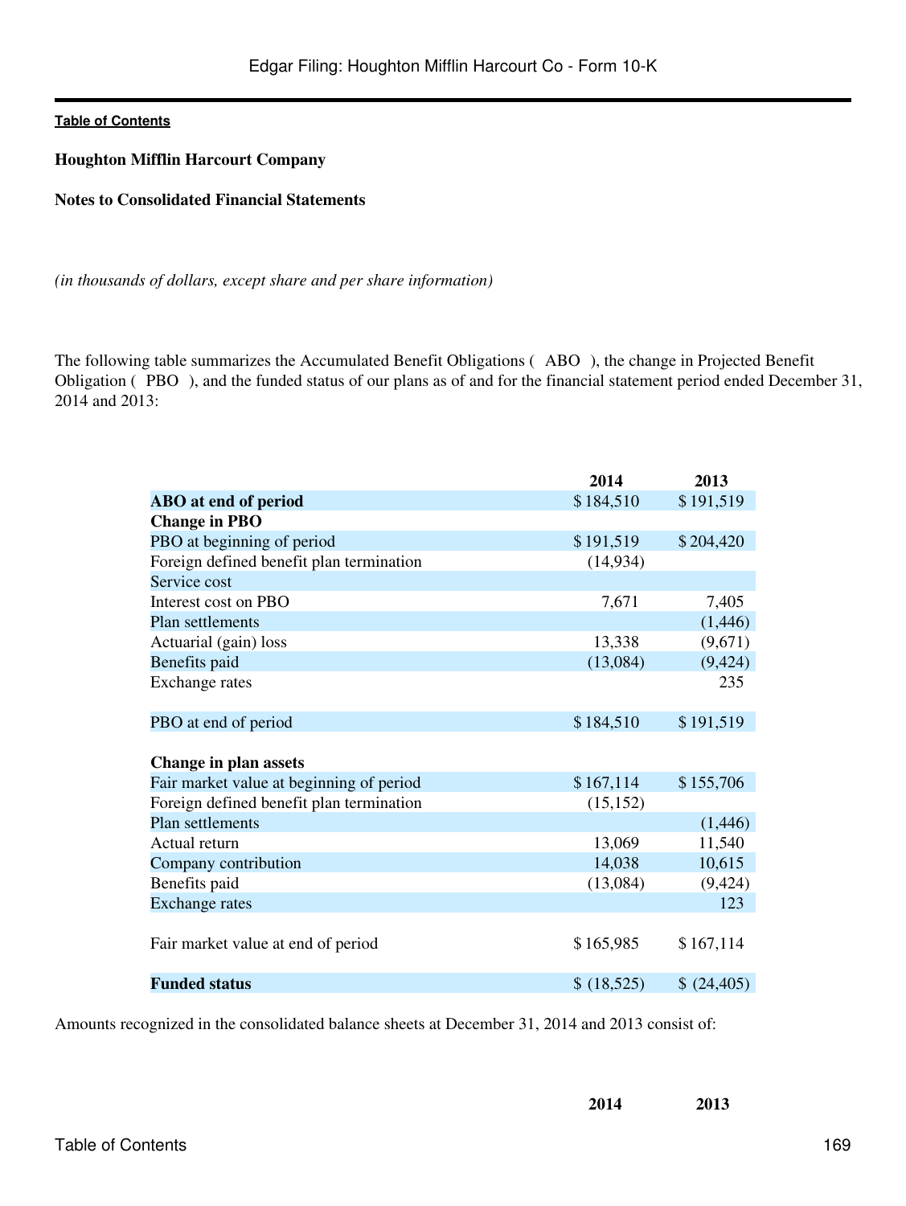**Houghton Mifflin Harcourt Company**

**Notes to Consolidated Financial Statements**

*(in thousands of dollars, except share and per share information)*

The following table summarizes the Accumulated Benefit Obligations ( ABO ), the change in Projected Benefit Obligation ( PBO ), and the funded status of our plans as of and for the financial statement period ended December 31, 2014 and 2013:

| | 2014 | 2013 |
|---|---|---|
| **ABO at end of period** | $ 184,510 | $ 191,519 |
| **Change in PBO** | | |
| PBO at beginning of period | $ 191,519 | $ 204,420 |
| Foreign defined benefit plan termination | (14,934) | |
| Service cost | | |
| Interest cost on PBO | 7,671 | 7,405 |
| Plan settlements | | (1,446) |
| Actuarial (gain) loss | 13,338 | (9,671) |
| Benefits paid | (13,084) | (9,424) |
| Exchange rates | | 235 |
| PBO at end of period | $ 184,510 | $ 191,519 |
| **Change in plan assets** | | |
| Fair market value at beginning of period | $ 167,114 | $ 155,706 |
| Foreign defined benefit plan termination | (15,152) | |
| Plan settlements | | (1,446) |
| Actual return | 13,069 | 11,540 |
| Company contribution | 14,038 | 10,615 |
| Benefits paid | (13,084) | (9,424) |
| Exchange rates | | 123 |
| Fair market value at end of period | $ 165,985 | $ 167,114 |
| **Funded status** | $ (18,525) | $ (24,405) |

Amounts recognized in the consolidated balance sheets at December 31, 2014 and 2013 consist of:

| | 2014 | 2013 |
|---|---|---|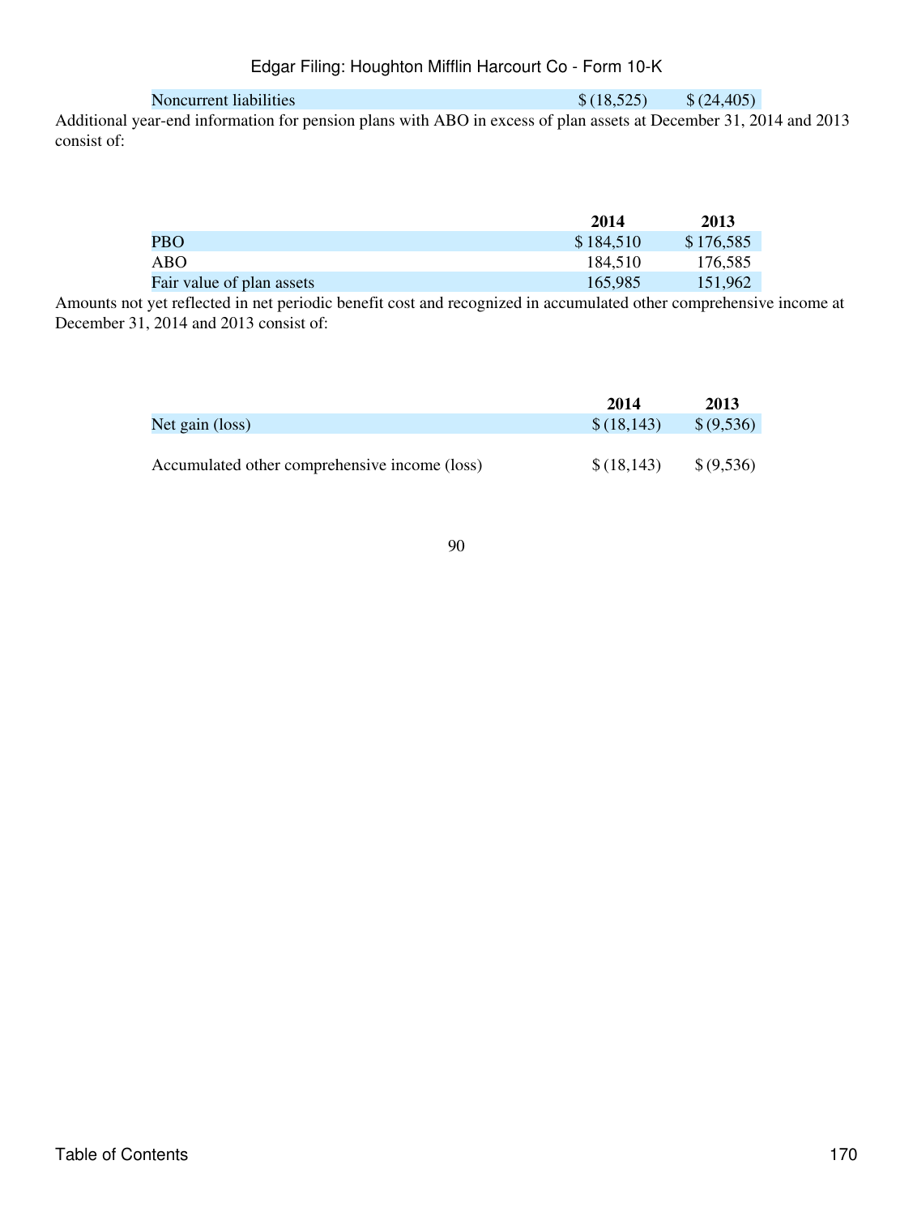| | | |
|---|---|---|
| Noncurrent liabilities | $ (18,525) | $ (24,405) |

Additional year-end information for pension plans with ABO in excess of plan assets at December 31, 2014 and 2013 consist of:

| | 2014 | 2013 |
|---|---|---|
| PBO | $ 184,510 | $ 176,585 |
| ABO | 184,510 | 176,585 |
| Fair value of plan assets | 165,985 | 151,962 |

Amounts not yet reflected in net periodic benefit cost and recognized in accumulated other comprehensive income at December 31, 2014 and 2013 consist of:

| | 2014 | 2013 |
|---|---|---|
| Net gain (loss) | $ (18,143) | $ (9,536) |
| Accumulated other comprehensive income (loss) | $ (18,143) | $ (9,536) |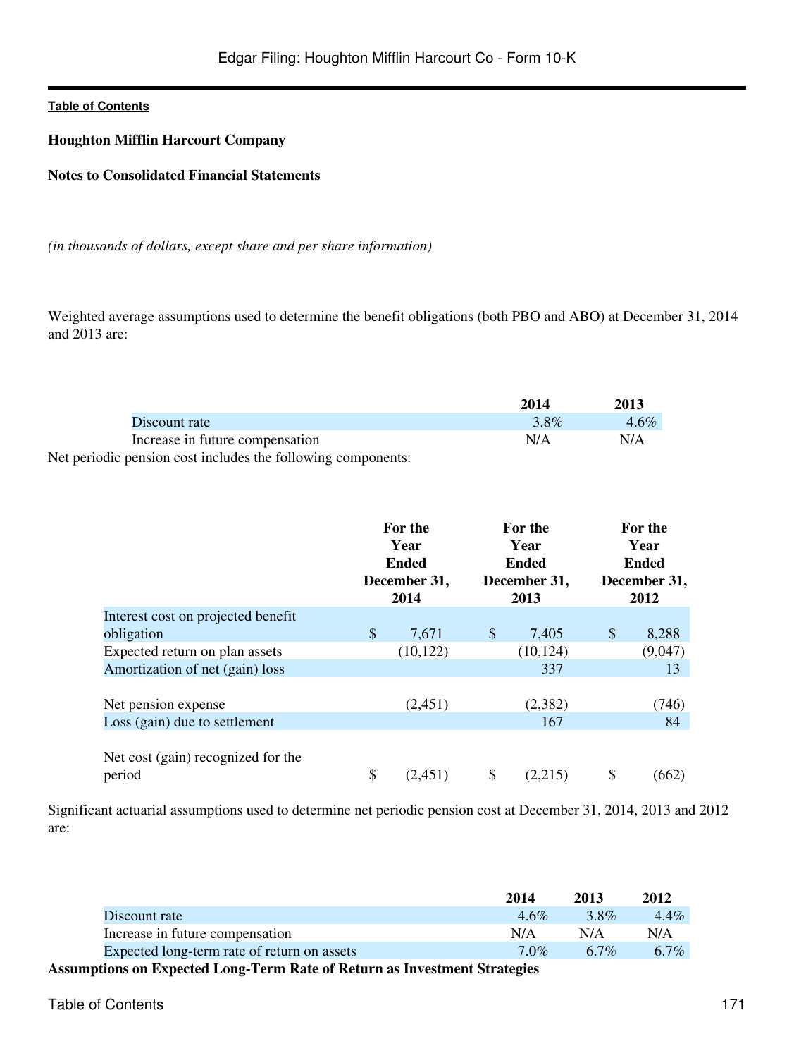**Houghton Mifflin Harcourt Company**

**Notes to Consolidated Financial Statements**

*(in thousands of dollars, except share and per share information)*

Weighted average assumptions used to determine the benefit obligations (both PBO and ABO) at December 31, 2014 and 2013 are:

| | 2014 | 2013 |
|---|---|---|
| Discount rate | 3.8% | 4.6% |
| Increase in future compensation | N/A | N/A |

Net periodic pension cost includes the following components:

| | For the Year Ended December 31, 2014 | For the Year Ended December 31, 2013 | For the Year Ended December 31, 2012 |
|---|---|---|---|
| Interest cost on projected benefit obligation | $ 7,671 | $ 7,405 | $ 8,288 |
| Expected return on plan assets | (10,122) | (10,124) | (9,047) |
| Amortization of net (gain) loss | | 337 | 13 |
| Net pension expense | (2,451) | (2,382) | (746) |
| Loss (gain) due to settlement | | 167 | 84 |
| Net cost (gain) recognized for the period | $ (2,451) | $ (2,215) | $ (662) |

Significant actuarial assumptions used to determine net periodic pension cost at December 31, 2014, 2013 and 2012 are:

| | 2014 | 2013 | 2012 |
|---|---|---|---|
| Discount rate | 4.6% | 3.8% | 4.4% |
| Increase in future compensation | N/A | N/A | N/A |
| Expected long-term rate of return on assets | 7.0% | 6.7% | 6.7% |

**Assumptions on Expected Long-Term Rate of Return as Investment Strategies**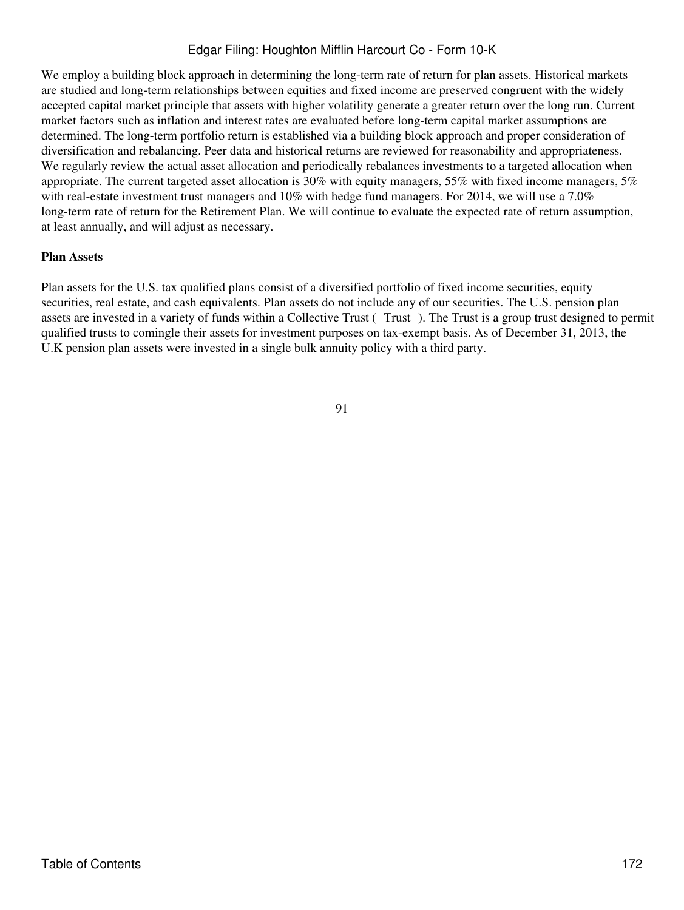We employ a building block approach in determining the long-term rate of return for plan assets. Historical markets are studied and long-term relationships between equities and fixed income are preserved congruent with the widely accepted capital market principle that assets with higher volatility generate a greater return over the long run. Current market factors such as inflation and interest rates are evaluated before long-term capital market assumptions are determined. The long-term portfolio return is established via a building block approach and proper consideration of diversification and rebalancing. Peer data and historical returns are reviewed for reasonability and appropriateness. We regularly review the actual asset allocation and periodically rebalances investments to a targeted allocation when appropriate. The current targeted asset allocation is 30% with equity managers, 55% with fixed income managers, 5% with real-estate investment trust managers and 10% with hedge fund managers. For 2014, we will use a 7.0% long-term rate of return for the Retirement Plan. We will continue to evaluate the expected rate of return assumption, at least annually, and will adjust as necessary.

**Plan Assets**

Plan assets for the U.S. tax qualified plans consist of a diversified portfolio of fixed income securities, equity securities, real estate, and cash equivalents. Plan assets do not include any of our securities. The U.S. pension plan assets are invested in a variety of funds within a Collective Trust ( Trust ). The Trust is a group trust designed to permit qualified trusts to comingle their assets for investment purposes on tax-exempt basis. As of December 31, 2013, the U.K pension plan assets were invested in a single bulk annuity policy with a third party.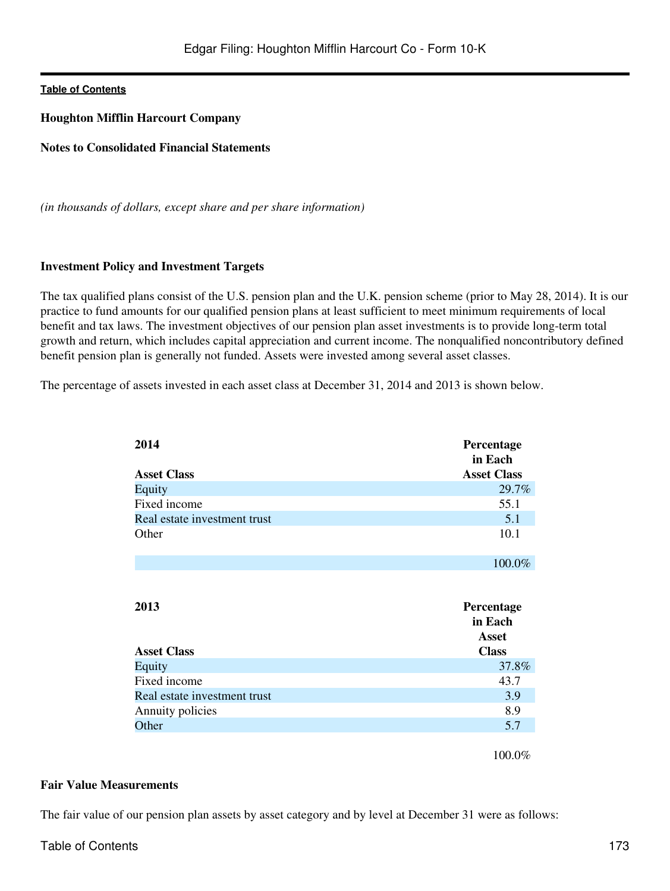**Houghton Mifflin Harcourt Company**

**Notes to Consolidated Financial Statements**

*(in thousands of dollars, except share and per share information)*

**Investment Policy and Investment Targets**

The tax qualified plans consist of the U.S. pension plan and the U.K. pension scheme (prior to May 28, 2014). It is our practice to fund amounts for our qualified pension plans at least sufficient to meet minimum requirements of local benefit and tax laws. The investment objectives of our pension plan asset investments is to provide long-term total growth and return, which includes capital appreciation and current income. The nonqualified noncontributory defined benefit pension plan is generally not funded. Assets were invested among several asset classes.

The percentage of assets invested in each asset class at December 31, 2014 and 2013 is shown below.

| 2014<br>Asset Class | Percentage in Each Asset Class |
|---|---|
| Equity | 29.7% |
| Fixed income | 55.1 |
| Real estate investment trust | 5.1 |
| Other | 10.1 |
| | 100.0% |

| 2013<br>Asset Class | Percentage in Each Asset Class |
|---|---|
| Equity | 37.8% |
| Fixed income | 43.7 |
| Real estate investment trust | 3.9 |
| Annuity policies | 8.9 |
| Other | 5.7 |
| | 100.0% |

**Fair Value Measurements**

The fair value of our pension plan assets by asset category and by level at December 31 were as follows: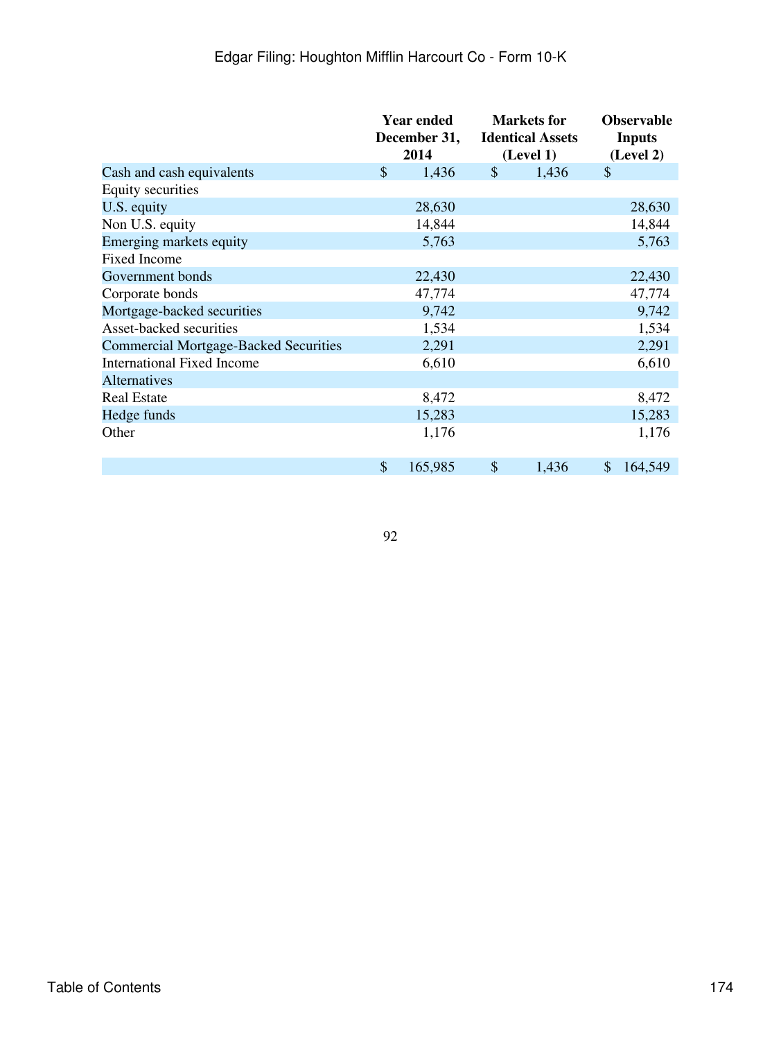| | Year ended December 31, 2014 | Markets for Identical Assets (Level 1) | Observable Inputs (Level 2) |
|---|---|---|---|
| Cash and cash equivalents | $ 1,436 | $ 1,436 | $ |
| Equity securities | | | |
| U.S. equity | 28,630 | | 28,630 |
| Non U.S. equity | 14,844 | | 14,844 |
| Emerging markets equity | 5,763 | | 5,763 |
| Fixed Income | | | |
| Government bonds | 22,430 | | 22,430 |
| Corporate bonds | 47,774 | | 47,774 |
| Mortgage-backed securities | 9,742 | | 9,742 |
| Asset-backed securities | 1,534 | | 1,534 |
| Commercial Mortgage-Backed Securities | 2,291 | | 2,291 |
| International Fixed Income | 6,610 | | 6,610 |
| Alternatives | | | |
| Real Estate | 8,472 | | 8,472 |
| Hedge funds | 15,283 | | 15,283 |
| Other | 1,176 | | 1,176 |
| | $ 165,985 | $ 1,436 | $ 164,549 |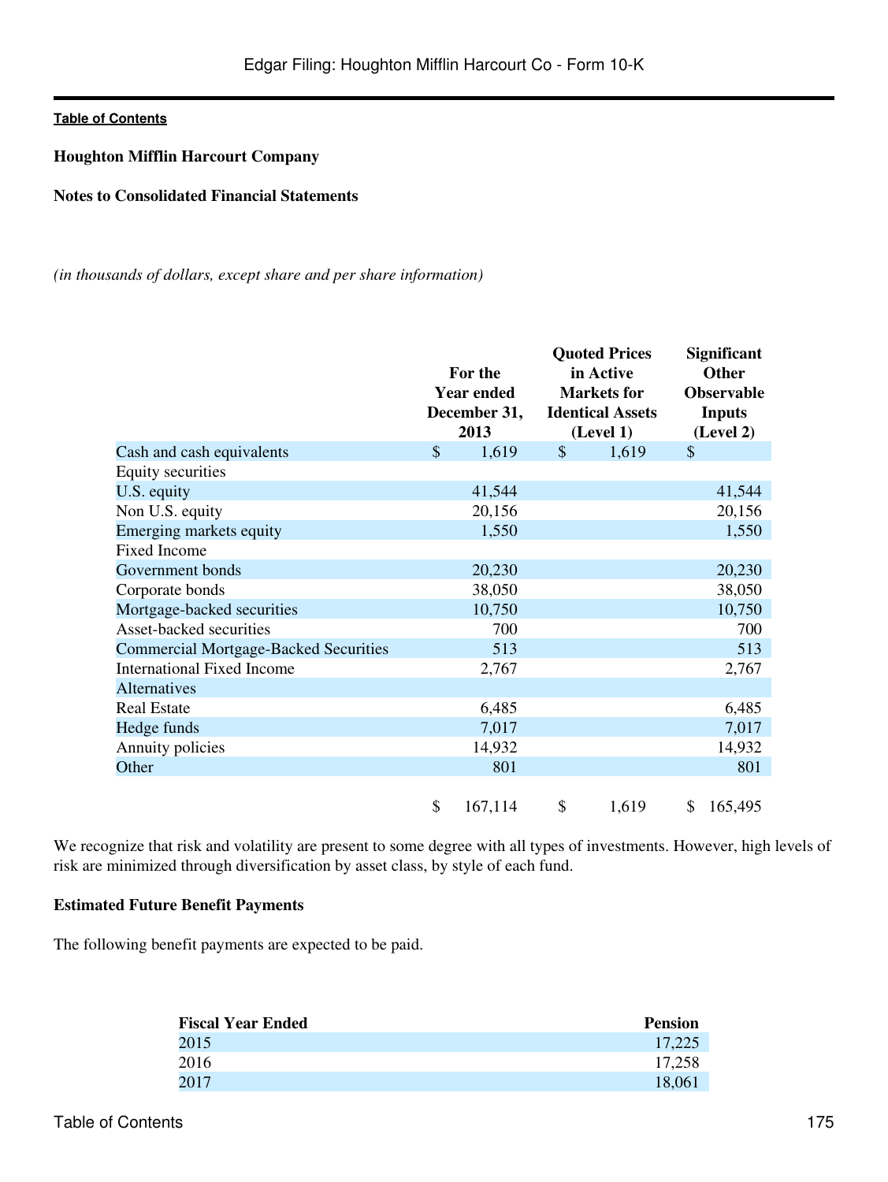Houghton Mifflin Harcourt Company

**Notes to Consolidated Financial Statements**

*(in thousands of dollars, except share and per share information)*

| | For the Year ended December 31, 2013 | Quoted Prices in Active Markets for Identical Assets (Level 1) | Significant Other Observable Inputs (Level 2) |
|---|---|---|---|
| Cash and cash equivalents | $ 1,619 | $ 1,619 | $ |
| Equity securities | | | |
| U.S. equity | 41,544 | | 41,544 |
| Non U.S. equity | 20,156 | | 20,156 |
| Emerging markets equity | 1,550 | | 1,550 |
| Fixed Income | | | |
| Government bonds | 20,230 | | 20,230 |
| Corporate bonds | 38,050 | | 38,050 |
| Mortgage-backed securities | 10,750 | | 10,750 |
| Asset-backed securities | 700 | | 700 |
| Commercial Mortgage-Backed Securities | 513 | | 513 |
| International Fixed Income | 2,767 | | 2,767 |
| Alternatives | | | |
| Real Estate | 6,485 | | 6,485 |
| Hedge funds | 7,017 | | 7,017 |
| Annuity policies | 14,932 | | 14,932 |
| Other | 801 | | 801 |
| | $ 167,114 | $ 1,619 | $ 165,495 |

We recognize that risk and volatility are present to some degree with all types of investments. However, high levels of risk are minimized through diversification by asset class, by style of each fund.

**Estimated Future Benefit Payments**

The following benefit payments are expected to be paid.

| Fiscal Year Ended | Pension |
|---|---|
| 2015 | 17,225 |
| 2016 | 17,258 |
| 2017 | 18,061 |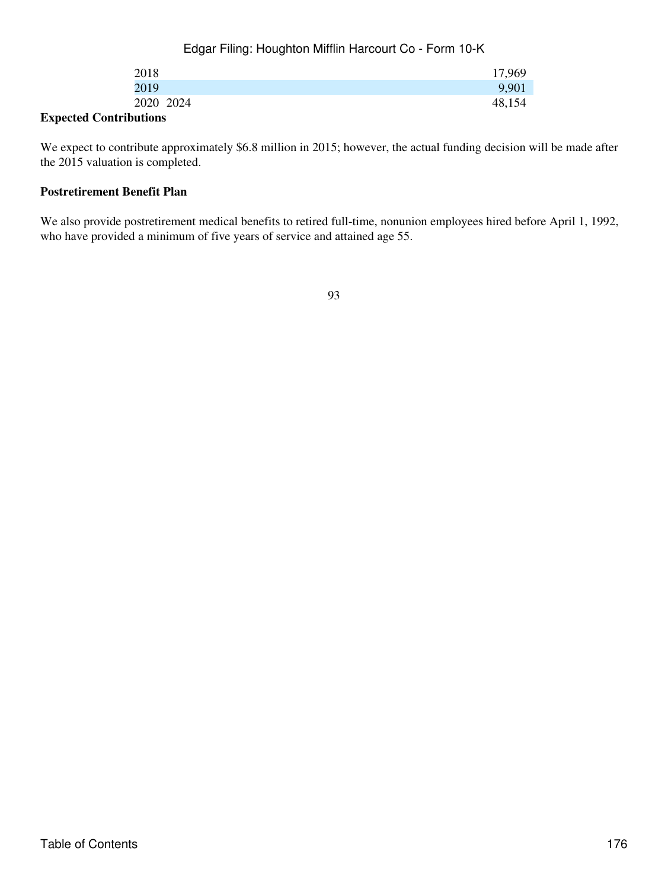| | |
|---|---|
| 2018 | 17,969 |
| 2019 | 9,901 |
| 2020 2024 | 48,154 |

**Expected Contributions**

We expect to contribute approximately $6.8 million in 2015; however, the actual funding decision will be made after the 2015 valuation is completed.

**Postretirement Benefit Plan**

We also provide postretirement medical benefits to retired full-time, nonunion employees hired before April 1, 1992, who have provided a minimum of five years of service and attained age 55.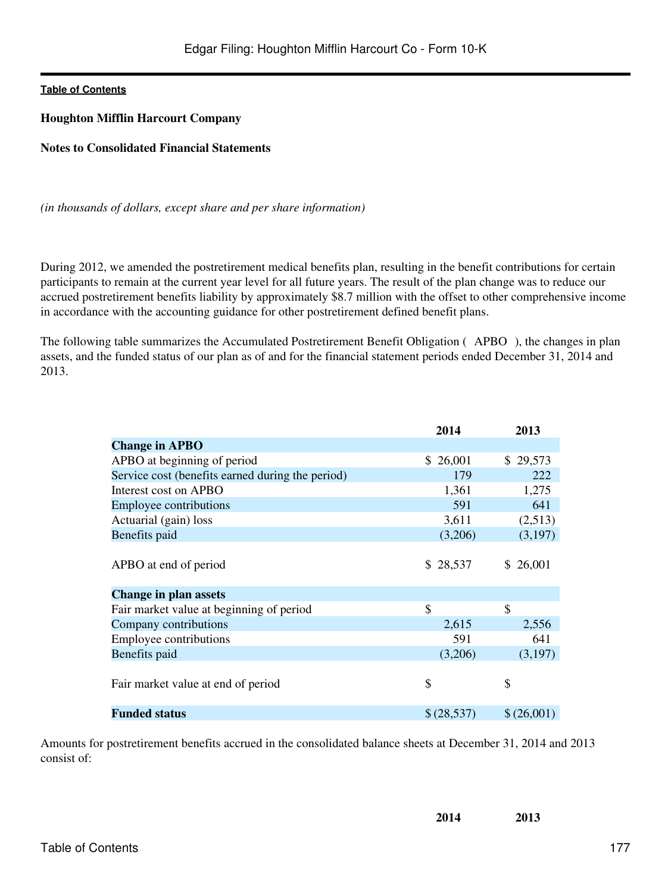**Houghton Mifflin Harcourt Company**

**Notes to Consolidated Financial Statements**

*(in thousands of dollars, except share and per share information)*

During 2012, we amended the postretirement medical benefits plan, resulting in the benefit contributions for certain participants to remain at the current year level for all future years. The result of the plan change was to reduce our accrued postretirement benefits liability by approximately $8.7 million with the offset to other comprehensive income in accordance with the accounting guidance for other postretirement defined benefit plans.

The following table summarizes the Accumulated Postretirement Benefit Obligation ( APBO ), the changes in plan assets, and the funded status of our plan as of and for the financial statement periods ended December 31, 2014 and 2013.

| | 2014 | 2013 |
|---|---|---|
| **Change in APBO** | | |
| APBO at beginning of period | $ 26,001 | $ 29,573 |
| Service cost (benefits earned during the period) | 179 | 222 |
| Interest cost on APBO | 1,361 | 1,275 |
| Employee contributions | 591 | 641 |
| Actuarial (gain) loss | 3,611 | (2,513) |
| Benefits paid | (3,206) | (3,197) |
| APBO at end of period | $ 28,537 | $ 26,001 |
| **Change in plan assets** | | |
| Fair market value at beginning of period | $ | $ |
| Company contributions | 2,615 | 2,556 |
| Employee contributions | 591 | 641 |
| Benefits paid | (3,206) | (3,197) |
| Fair market value at end of period | $ | $ |
| **Funded status** | $ (28,537) | $ (26,001) |

Amounts for postretirement benefits accrued in the consolidated balance sheets at December 31, 2014 and 2013 consist of:

| | 2014 | 2013 |
|---|---|---|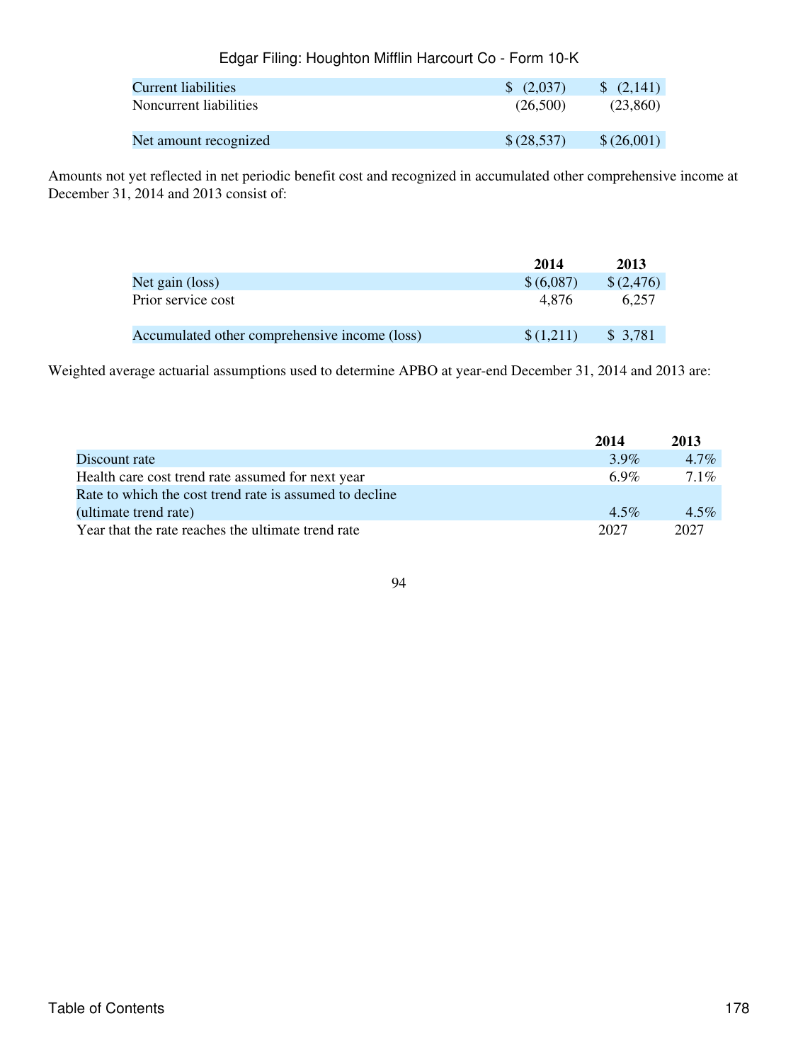| | | |
|---|---|---|
| Current liabilities | $ (2,037) | $ (2,141) |
| Noncurrent liabilities | (26,500) | (23,860) |
| Net amount recognized | $ (28,537) | $ (26,001) |

Amounts not yet reflected in net periodic benefit cost and recognized in accumulated other comprehensive income at December 31, 2014 and 2013 consist of:

| | 2014 | 2013 |
|---|---|---|
| Net gain (loss) | $ (6,087) | $ (2,476) |
| Prior service cost | 4,876 | 6,257 |
| Accumulated other comprehensive income (loss) | $ (1,211) | $ 3,781 |

Weighted average actuarial assumptions used to determine APBO at year-end December 31, 2014 and 2013 are:

| | 2014 | 2013 |
|---|---|---|
| Discount rate | 3.9% | 4.7% |
| Health care cost trend rate assumed for next year | 6.9% | 7.1% |
| Rate to which the cost trend rate is assumed to decline (ultimate trend rate) | 4.5% | 4.5% |
| Year that the rate reaches the ultimate trend rate | 2027 | 2027 |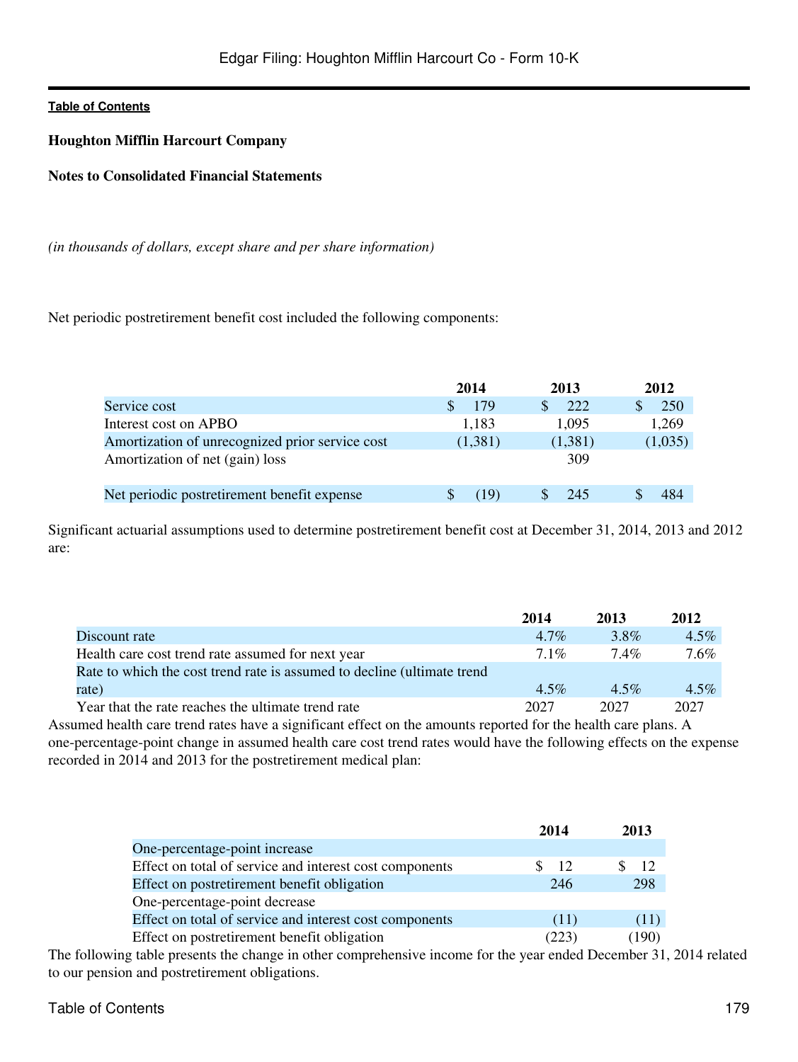**Houghton Mifflin Harcourt Company**

**Notes to Consolidated Financial Statements**

*(in thousands of dollars, except share and per share information)*

Net periodic postretirement benefit cost included the following components:

| | 2014 | 2013 | 2012 |
|---|---|---|---|
| Service cost | $ 179 | $ 222 | $ 250 |
| Interest cost on APBO | 1,183 | 1,095 | 1,269 |
| Amortization of unrecognized prior service cost | (1,381) | (1,381) | (1,035) |
| Amortization of net (gain) loss | | 309 | |
| Net periodic postretirement benefit expense | $ (19) | $ 245 | $ 484 |

Significant actuarial assumptions used to determine postretirement benefit cost at December 31, 2014, 2013 and 2012 are:

| | 2014 | 2013 | 2012 |
|---|---|---|---|
| Discount rate | 4.7% | 3.8% | 4.5% |
| Health care cost trend rate assumed for next year | 7.1% | 7.4% | 7.6% |
| Rate to which the cost trend rate is assumed to decline (ultimate trend rate) | 4.5% | 4.5% | 4.5% |
| Year that the rate reaches the ultimate trend rate | 2027 | 2027 | 2027 |

Assumed health care trend rates have a significant effect on the amounts reported for the health care plans. A one-percentage-point change in assumed health care cost trend rates would have the following effects on the expense recorded in 2014 and 2013 for the postretirement medical plan:

| | 2014 | 2013 |
|---|---|---|
| One-percentage-point increase | | |
| Effect on total of service and interest cost components | $ 12 | $ 12 |
| Effect on postretirement benefit obligation | 246 | 298 |
| One-percentage-point decrease | | |
| Effect on total of service and interest cost components | (11) | (11) |
| Effect on postretirement benefit obligation | (223) | (190) |

The following table presents the change in other comprehensive income for the year ended December 31, 2014 related to our pension and postretirement obligations.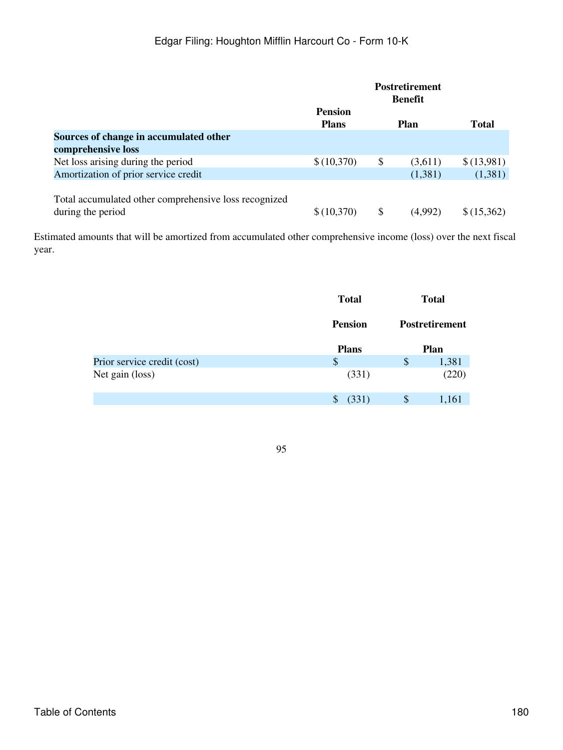| | Pension Plans | Postretirement Benefit Plan | Total |
|---|---|---|---|
| **Sources of change in accumulated other comprehensive loss** | | | |
| Net loss arising during the period | $ (10,370) | $ (3,611) | $ (13,981) |
| Amortization of prior service credit | | (1,381) | (1,381) |
| Total accumulated other comprehensive loss recognized during the period | $ (10,370) | $ (4,992) | $ (15,362) |

Estimated amounts that will be amortized from accumulated other comprehensive income (loss) over the next fiscal year.

| | Total Pension Plans | Total Postretirement Plan |
|---|---|---|
| Prior service credit (cost) | $ | $ 1,381 |
| Net gain (loss) | (331) | (220) |
| | $ (331) | $ 1,161 |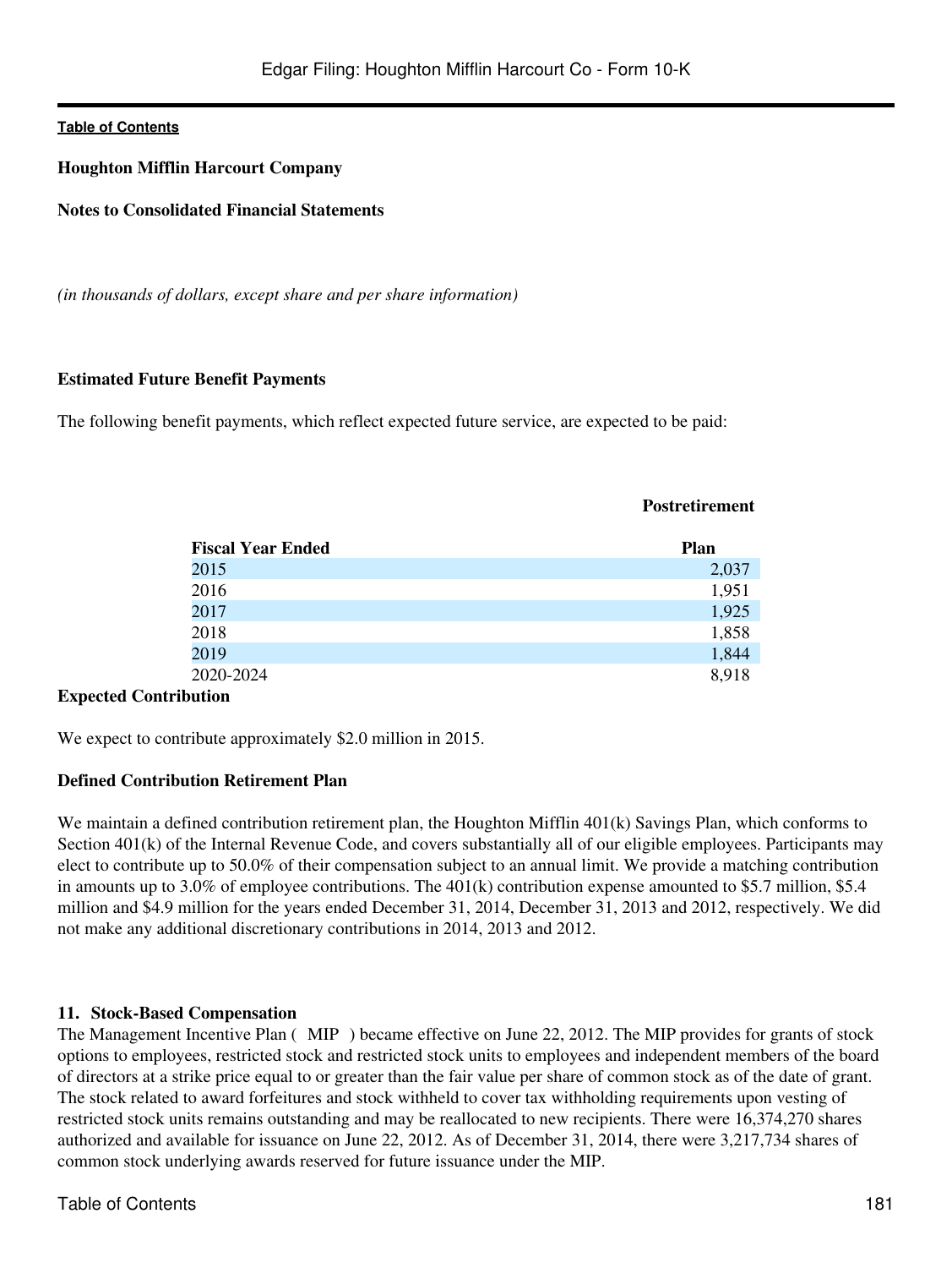**Houghton Mifflin Harcourt Company**

**Notes to Consolidated Financial Statements**

*(in thousands of dollars, except share and per share information)*

**Estimated Future Benefit Payments**

The following benefit payments, which reflect expected future service, are expected to be paid:

| Fiscal Year Ended | Postretirement Plan |
|---|---|
| 2015 | 2,037 |
| 2016 | 1,951 |
| 2017 | 1,925 |
| 2018 | 1,858 |
| 2019 | 1,844 |
| 2020-2024 | 8,918 |

**Expected Contribution**

We expect to contribute approximately $2.0 million in 2015.

**Defined Contribution Retirement Plan**

We maintain a defined contribution retirement plan, the Houghton Mifflin 401(k) Savings Plan, which conforms to Section 401(k) of the Internal Revenue Code, and covers substantially all of our eligible employees. Participants may elect to contribute up to 50.0% of their compensation subject to an annual limit. We provide a matching contribution in amounts up to 3.0% of employee contributions. The 401(k) contribution expense amounted to $5.7 million, $5.4 million and $4.9 million for the years ended December 31, 2014, December 31, 2013 and 2012, respectively. We did not make any additional discretionary contributions in 2014, 2013 and 2012.

**11. Stock-Based Compensation**

The Management Incentive Plan ( MIP ) became effective on June 22, 2012. The MIP provides for grants of stock options to employees, restricted stock and restricted stock units to employees and independent members of the board of directors at a strike price equal to or greater than the fair value per share of common stock as of the date of grant. The stock related to award forfeitures and stock withheld to cover tax withholding requirements upon vesting of restricted stock units remains outstanding and may be reallocated to new recipients. There were 16,374,270 shares authorized and available for issuance on June 22, 2012. As of December 31, 2014, there were 3,217,734 shares of common stock underlying awards reserved for future issuance under the MIP.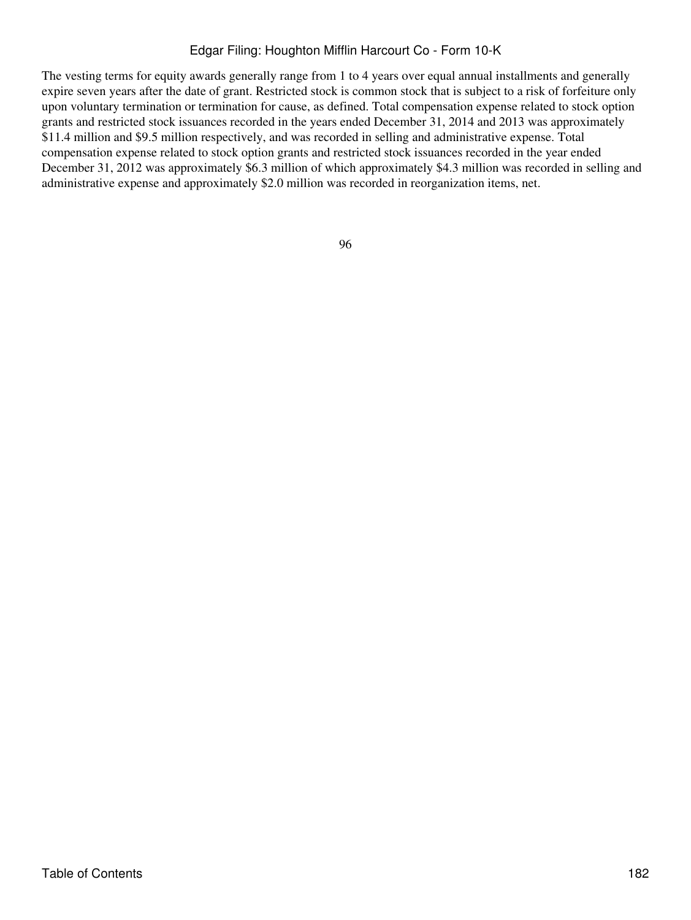The vesting terms for equity awards generally range from 1 to 4 years over equal annual installments and generally expire seven years after the date of grant. Restricted stock is common stock that is subject to a risk of forfeiture only upon voluntary termination or termination for cause, as defined. Total compensation expense related to stock option grants and restricted stock issuances recorded in the years ended December 31, 2014 and 2013 was approximately $11.4 million and $9.5 million respectively, and was recorded in selling and administrative expense. Total compensation expense related to stock option grants and restricted stock issuances recorded in the year ended December 31, 2012 was approximately $6.3 million of which approximately $4.3 million was recorded in selling and administrative expense and approximately $2.0 million was recorded in reorganization items, net.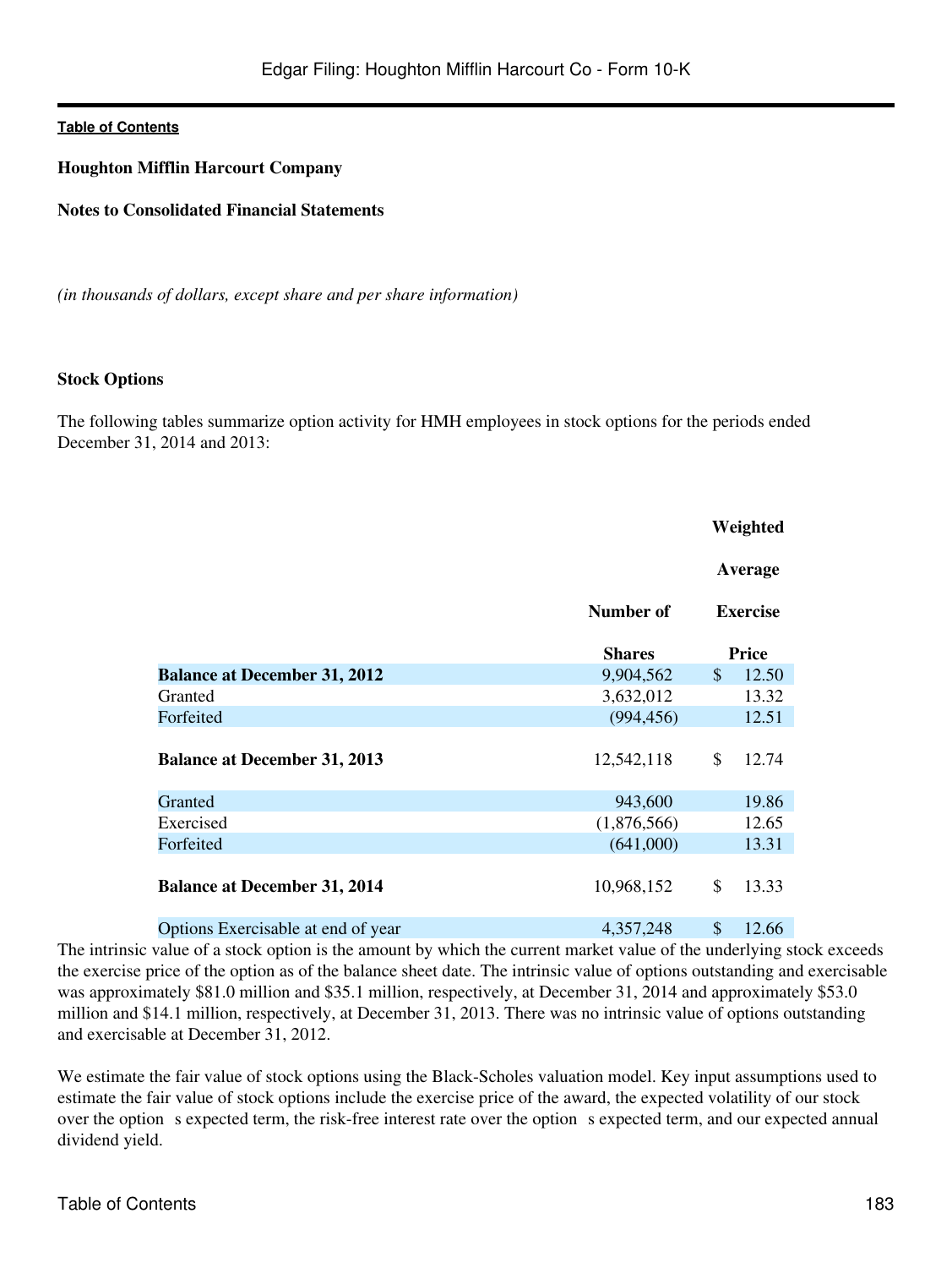**Houghton Mifflin Harcourt Company**

**Notes to Consolidated Financial Statements**

*(in thousands of dollars, except share and per share information)*

**Stock Options**

The following tables summarize option activity for HMH employees in stock options for the periods ended December 31, 2014 and 2013:

| | Number of Shares | Weighted Average Exercise Price |
|---|---|---|
| **Balance at December 31, 2012** | 9,904,562 | $ 12.50 |
| Granted | 3,632,012 | 13.32 |
| Forfeited | (994,456) | 12.51 |
| **Balance at December 31, 2013** | 12,542,118 | $ 12.74 |
| Granted | 943,600 | 19.86 |
| Exercised | (1,876,566) | 12.65 |
| Forfeited | (641,000) | 13.31 |
| **Balance at December 31, 2014** | 10,968,152 | $ 13.33 |
| Options Exercisable at end of year | 4,357,248 | $ 12.66 |

The intrinsic value of a stock option is the amount by which the current market value of the underlying stock exceeds the exercise price of the option as of the balance sheet date. The intrinsic value of options outstanding and exercisable was approximately $81.0 million and $35.1 million, respectively, at December 31, 2014 and approximately $53.0 million and $14.1 million, respectively, at December 31, 2013. There was no intrinsic value of options outstanding and exercisable at December 31, 2012.

We estimate the fair value of stock options using the Black-Scholes valuation model. Key input assumptions used to estimate the fair value of stock options include the exercise price of the award, the expected volatility of our stock over the option s expected term, the risk-free interest rate over the option s expected term, and our expected annual dividend yield.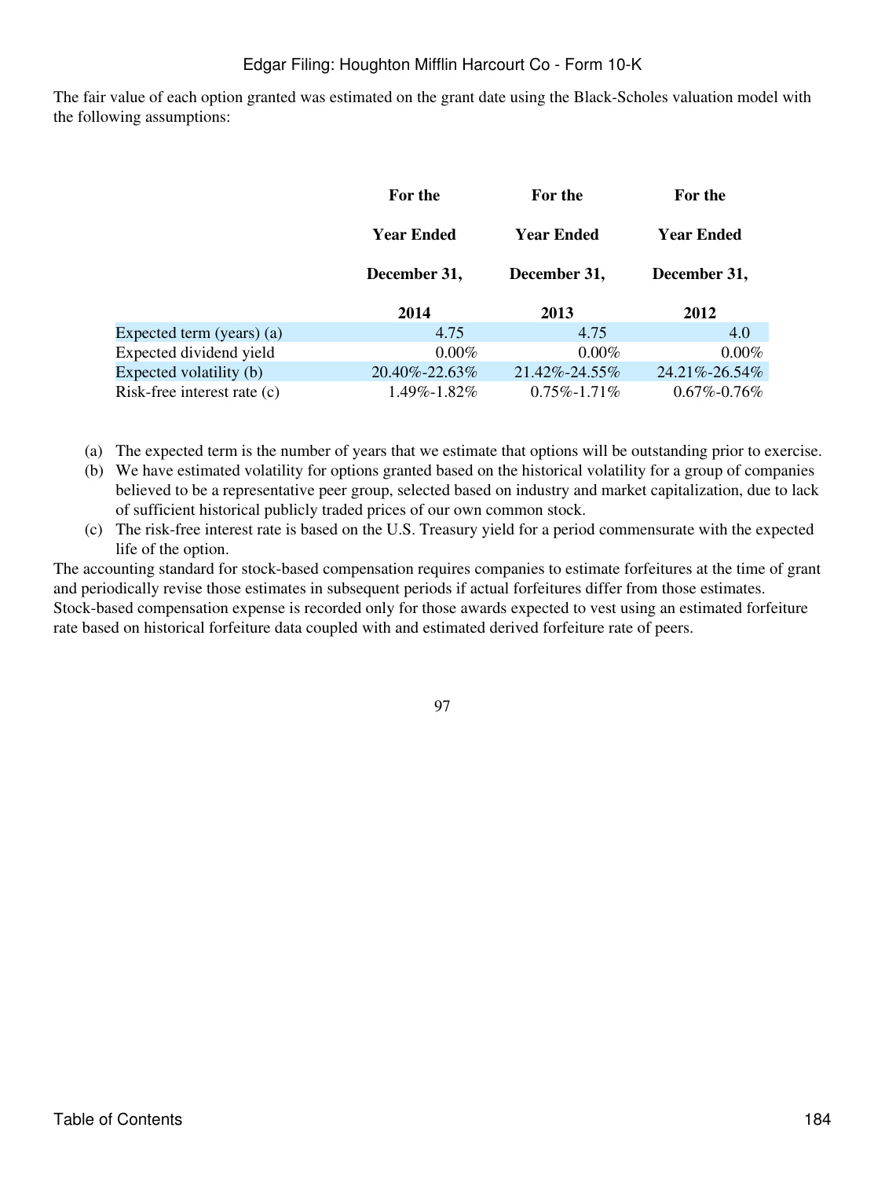The fair value of each option granted was estimated on the grant date using the Black-Scholes valuation model with the following assumptions:

| | For the Year Ended December 31, 2014 | For the Year Ended December 31, 2013 | For the Year Ended December 31, 2012 |
|---|---|---|---|
| Expected term (years) (a) | 4.75 | 4.75 | 4.0 |
| Expected dividend yield | 0.00% | 0.00% | 0.00% |
| Expected volatility (b) | 20.40%-22.63% | 21.42%-24.55% | 24.21%-26.54% |
| Risk-free interest rate (c) | 1.49%-1.82% | 0.75%-1.71% | 0.67%-0.76% |

(a) The expected term is the number of years that we estimate that options will be outstanding prior to exercise.

(b) We have estimated volatility for options granted based on the historical volatility for a group of companies believed to be a representative peer group, selected based on industry and market capitalization, due to lack of sufficient historical publicly traded prices of our own common stock.

(c) The risk-free interest rate is based on the U.S. Treasury yield for a period commensurate with the expected life of the option.

The accounting standard for stock-based compensation requires companies to estimate forfeitures at the time of grant and periodically revise those estimates in subsequent periods if actual forfeitures differ from those estimates. Stock-based compensation expense is recorded only for those awards expected to vest using an estimated forfeiture rate based on historical forfeiture data coupled with and estimated derived forfeiture rate of peers.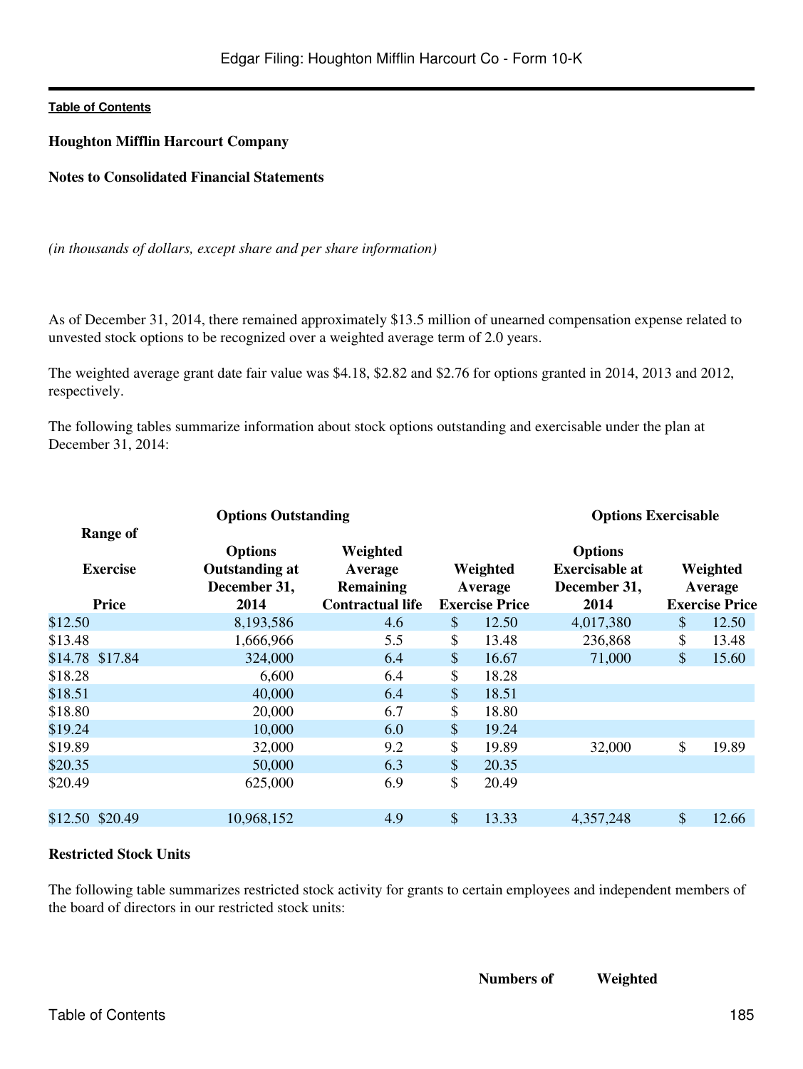**Houghton Mifflin Harcourt Company**

**Notes to Consolidated Financial Statements**

*(in thousands of dollars, except share and per share information)*

As of December 31, 2014, there remained approximately $13.5 million of unearned compensation expense related to unvested stock options to be recognized over a weighted average term of 2.0 years.

The weighted average grant date fair value was $4.18, $2.82 and $2.76 for options granted in 2014, 2013 and 2012, respectively.

The following tables summarize information about stock options outstanding and exercisable under the plan at December 31, 2014:

| | Options Outstanding | | | Options Exercisable | |
|---|---|---|---|---|---|
| Range of Exercise Price | Options Outstanding at December 31, 2014 | Weighted Average Remaining Contractual life | Weighted Average Exercise Price | Options Exercisable at December 31, 2014 | Weighted Average Exercise Price |
| $12.50 | 8,193,586 | 4.6 | $ 12.50 | 4,017,380 | $ 12.50 |
| $13.48 | 1,666,966 | 5.5 | $ 13.48 | 236,868 | $ 13.48 |
| $14.78 $17.84 | 324,000 | 6.4 | $ 16.67 | 71,000 | $ 15.60 |
| $18.28 | 6,600 | 6.4 | $ 18.28 | | |
| $18.51 | 40,000 | 6.4 | $ 18.51 | | |
| $18.80 | 20,000 | 6.7 | $ 18.80 | | |
| $19.24 | 10,000 | 6.0 | $ 19.24 | | |
| $19.89 | 32,000 | 9.2 | $ 19.89 | 32,000 | $ 19.89 |
| $20.35 | 50,000 | 6.3 | $ 20.35 | | |
| $20.49 | 625,000 | 6.9 | $ 20.49 | | |
| $12.50 $20.49 | 10,968,152 | 4.9 | $ 13.33 | 4,357,248 | $ 12.66 |

**Restricted Stock Units**

The following table summarizes restricted stock activity for grants to certain employees and independent members of the board of directors in our restricted stock units:

| | Numbers of | Weighted |
|---|---|---|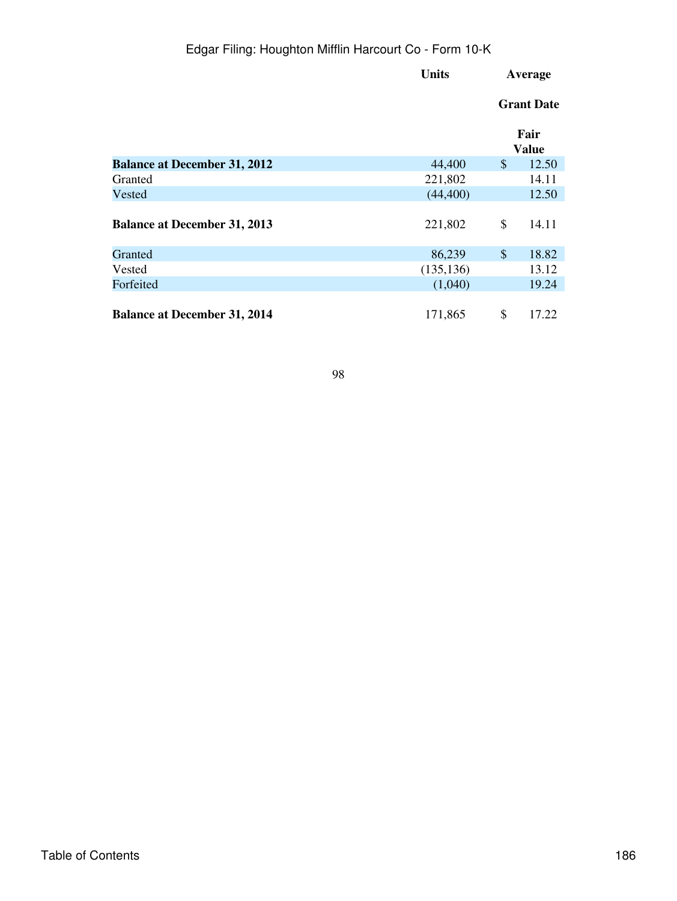|  | Units | Average Grant Date Fair Value |
| --- | --- | --- |
| **Balance at December 31, 2012** | 44,400 | $ 12.50 |
| Granted | 221,802 | 14.11 |
| Vested | (44,400) | 12.50 |
| **Balance at December 31, 2013** | 221,802 | $ 14.11 |
| Granted | 86,239 | $ 18.82 |
| Vested | (135,136) | 13.12 |
| Forfeited | (1,040) | 19.24 |
| **Balance at December 31, 2014** | 171,865 | $ 17.22 |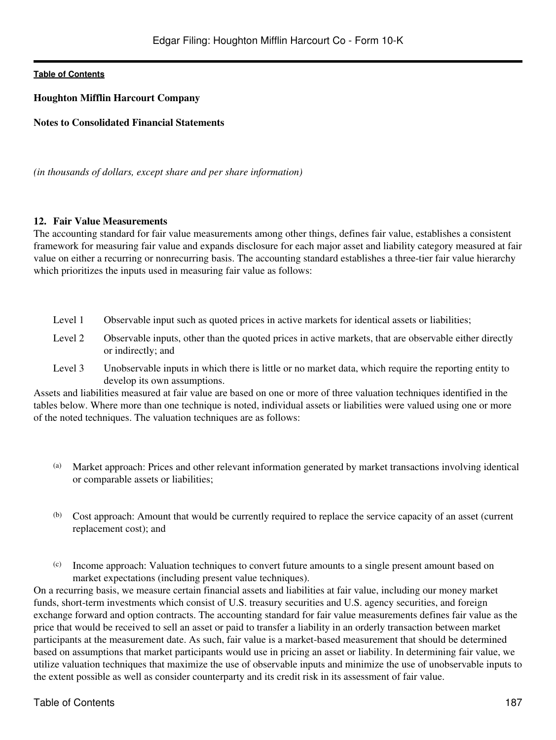**Houghton Mifflin Harcourt Company**

**Notes to Consolidated Financial Statements**

*(in thousands of dollars, except share and per share information)*

### 12. Fair Value Measurements

The accounting standard for fair value measurements among other things, defines fair value, establishes a consistent framework for measuring fair value and expands disclosure for each major asset and liability category measured at fair value on either a recurring or nonrecurring basis. The accounting standard establishes a three-tier fair value hierarchy which prioritizes the inputs used in measuring fair value as follows:

- Level 1 Observable input such as quoted prices in active markets for identical assets or liabilities;
- Level 2 Observable inputs, other than the quoted prices in active markets, that are observable either directly or indirectly; and
- Level 3 Unobservable inputs in which there is little or no market data, which require the reporting entity to develop its own assumptions.

Assets and liabilities measured at fair value are based on one or more of three valuation techniques identified in the tables below. Where more than one technique is noted, individual assets or liabilities were valued using one or more of the noted techniques. The valuation techniques are as follows:

- (a) Market approach: Prices and other relevant information generated by market transactions involving identical or comparable assets or liabilities;
- (b) Cost approach: Amount that would be currently required to replace the service capacity of an asset (current replacement cost); and
- (c) Income approach: Valuation techniques to convert future amounts to a single present amount based on market expectations (including present value techniques).

On a recurring basis, we measure certain financial assets and liabilities at fair value, including our money market funds, short-term investments which consist of U.S. treasury securities and U.S. agency securities, and foreign exchange forward and option contracts. The accounting standard for fair value measurements defines fair value as the price that would be received to sell an asset or paid to transfer a liability in an orderly transaction between market participants at the measurement date. As such, fair value is a market-based measurement that should be determined based on assumptions that market participants would use in pricing an asset or liability. In determining fair value, we utilize valuation techniques that maximize the use of observable inputs and minimize the use of unobservable inputs to the extent possible as well as consider counterparty and its credit risk in its assessment of fair value.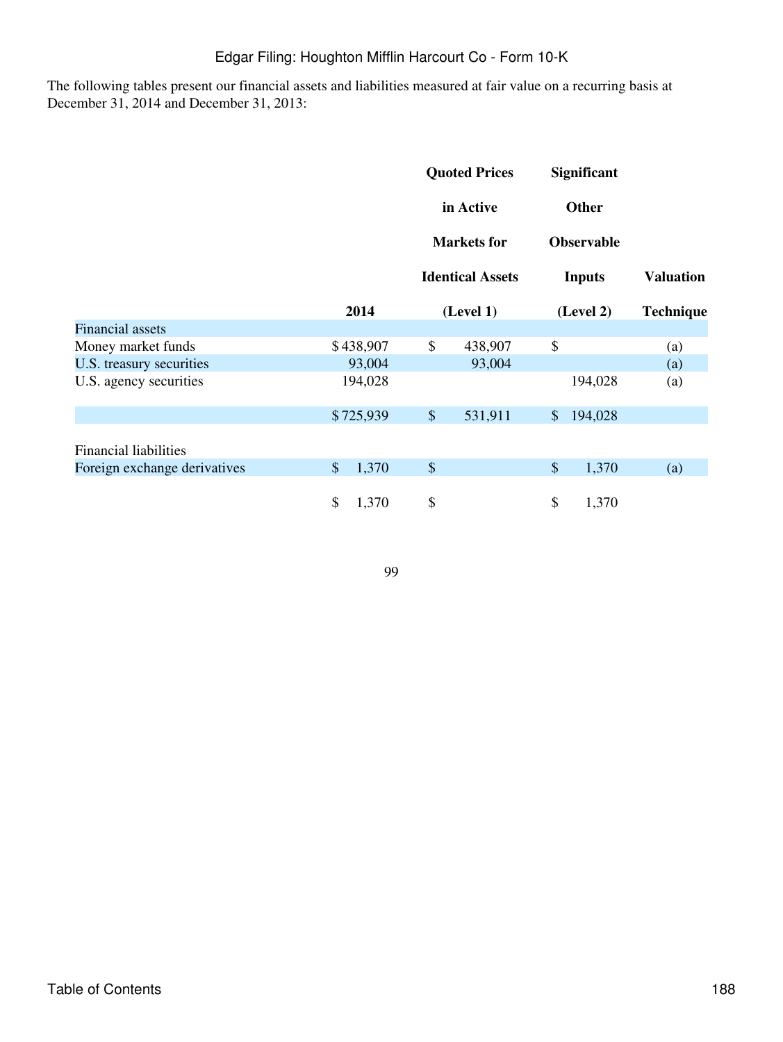The following tables present our financial assets and liabilities measured at fair value on a recurring basis at December 31, 2014 and December 31, 2013:

| | 2014 | Quoted Prices in Active Markets for Identical Assets (Level 1) | Significant Other Observable Inputs (Level 2) | Valuation Technique |
|---|---|---|---|---|
| Financial assets | | | | |
| Money market funds | $ 438,907 | $ 438,907 | $ | (a) |
| U.S. treasury securities | 93,004 | 93,004 | | (a) |
| U.S. agency securities | 194,028 | | 194,028 | (a) |
| | $ 725,939 | $ 531,911 | $ 194,028 | |
| Financial liabilities | | | | |
| Foreign exchange derivatives | $ 1,370 | $ | $ 1,370 | (a) |
| | $ 1,370 | $ | $ 1,370 | |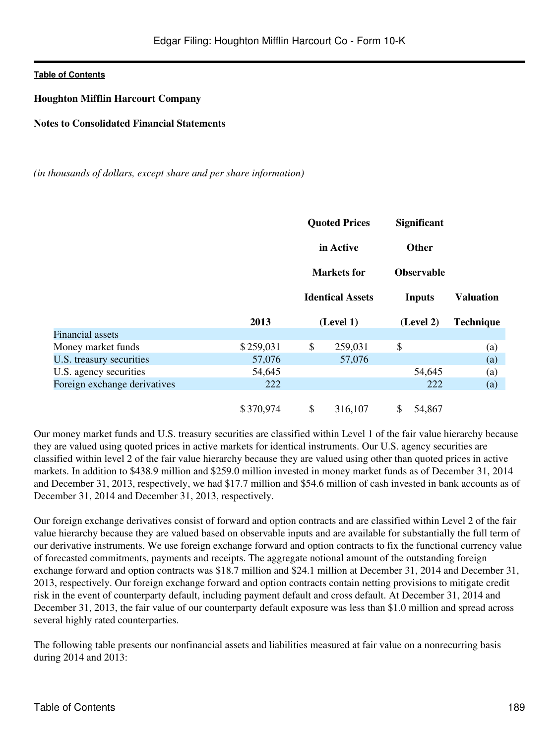Houghton Mifflin Harcourt Company

Notes to Consolidated Financial Statements

*(in thousands of dollars, except share and per share information)*

| | 2013 | Quoted Prices in Active Markets for Identical Assets (Level 1) | Significant Other Observable Inputs (Level 2) | Valuation Technique |
|---|---|---|---|---|
| Financial assets | | | | |
| Money market funds | $ 259,031 | $ 259,031 | $ | (a) |
| U.S. treasury securities | 57,076 | 57,076 | | (a) |
| U.S. agency securities | 54,645 | | 54,645 | (a) |
| Foreign exchange derivatives | 222 | | 222 | (a) |
| | $ 370,974 | $ 316,107 | $ 54,867 | |

Our money market funds and U.S. treasury securities are classified within Level 1 of the fair value hierarchy because they are valued using quoted prices in active markets for identical instruments. Our U.S. agency securities are classified within level 2 of the fair value hierarchy because they are valued using other than quoted prices in active markets. In addition to $438.9 million and $259.0 million invested in money market funds as of December 31, 2014 and December 31, 2013, respectively, we had $17.7 million and $54.6 million of cash invested in bank accounts as of December 31, 2014 and December 31, 2013, respectively.

Our foreign exchange derivatives consist of forward and option contracts and are classified within Level 2 of the fair value hierarchy because they are valued based on observable inputs and are available for substantially the full term of our derivative instruments. We use foreign exchange forward and option contracts to fix the functional currency value of forecasted commitments, payments and receipts. The aggregate notional amount of the outstanding foreign exchange forward and option contracts was $18.7 million and $24.1 million at December 31, 2014 and December 31, 2013, respectively. Our foreign exchange forward and option contracts contain netting provisions to mitigate credit risk in the event of counterparty default, including payment default and cross default. At December 31, 2014 and December 31, 2013, the fair value of our counterparty default exposure was less than $1.0 million and spread across several highly rated counterparties.

The following table presents our nonfinancial assets and liabilities measured at fair value on a nonrecurring basis during 2014 and 2013: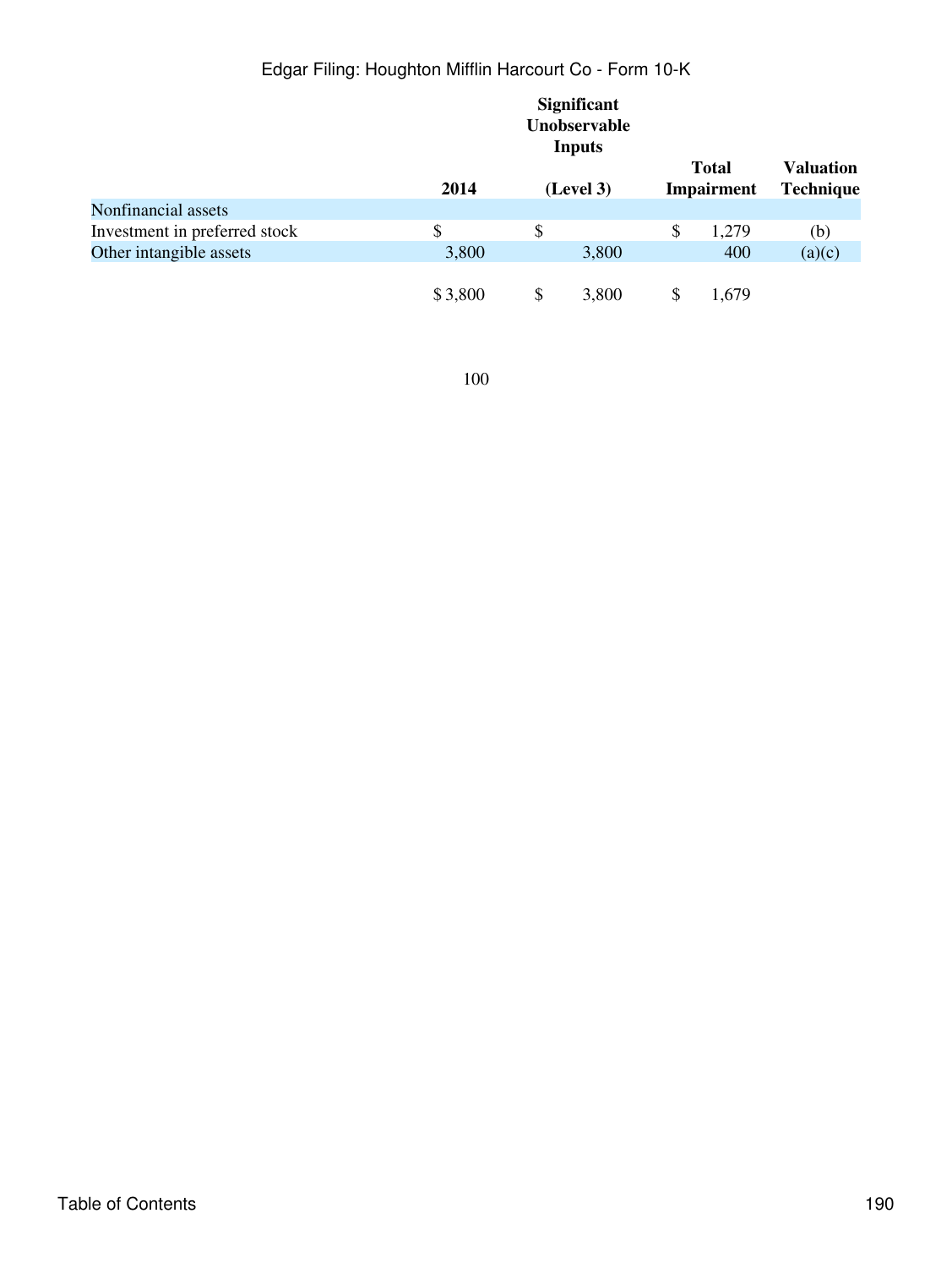| | 2014 | Significant Unobservable Inputs (Level 3) | Total Impairment | Valuation Technique |
|---|---|---|---|---|
| Nonfinancial assets | | | | |
| Investment in preferred stock | $ | $ | $ 1,279 | (b) |
| Other intangible assets | 3,800 | 3,800 | 400 | (a)(c) |
| | $ 3,800 | $ 3,800 | $ 1,679 | |

100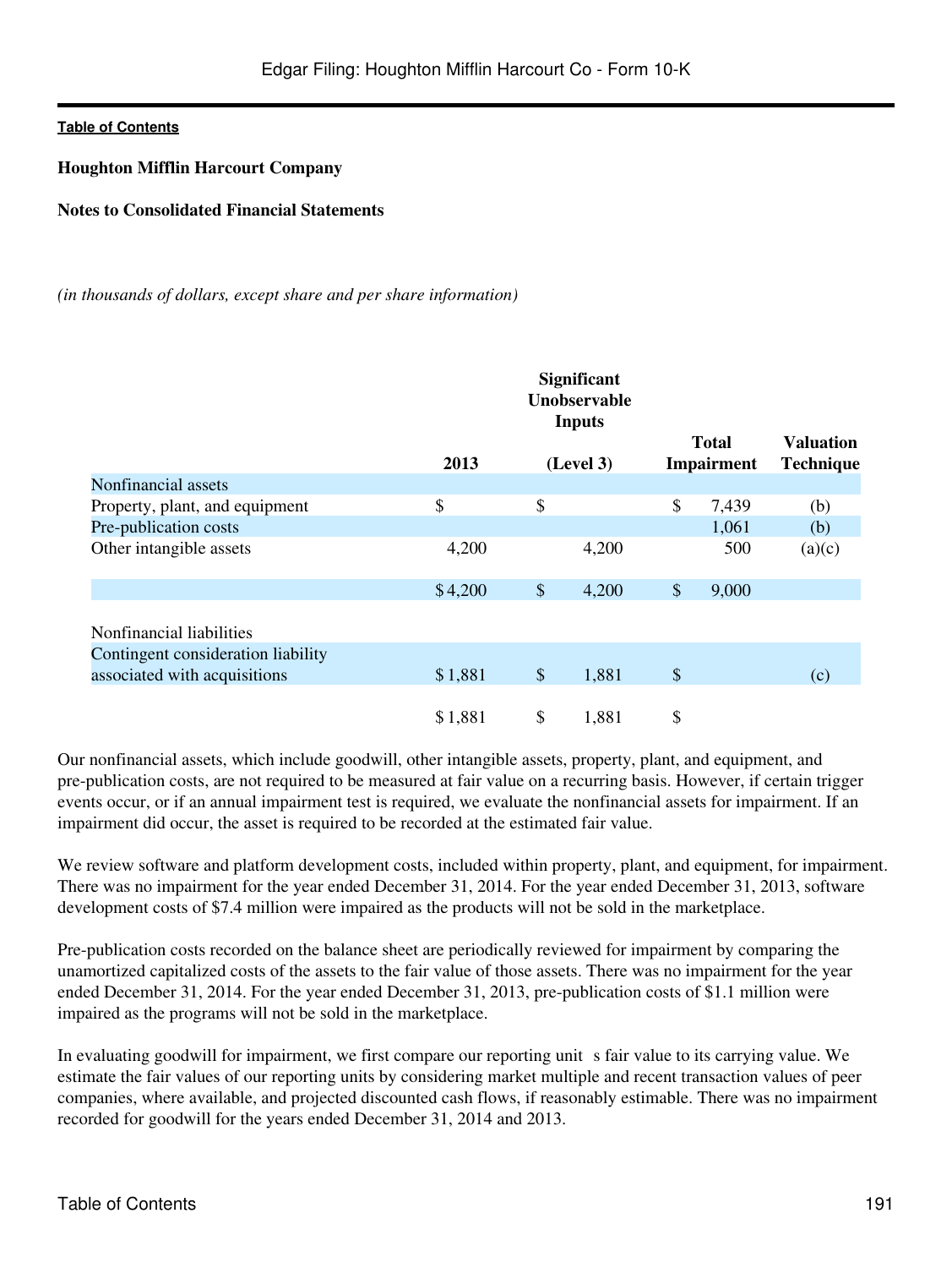**Houghton Mifflin Harcourt Company**

**Notes to Consolidated Financial Statements**

*(in thousands of dollars, except share and per share information)*

| | 2013 | Significant Unobservable Inputs (Level 3) | Total Impairment | Valuation Technique |
|---|---|---|---|---|
| Nonfinancial assets | | | | |
| Property, plant, and equipment | $ | $ | $ 7,439 | (b) |
| Pre-publication costs | | | 1,061 | (b) |
| Other intangible assets | 4,200 | 4,200 | 500 | (a)(c) |
| | $ 4,200 | $ 4,200 | $ 9,000 | |
| Nonfinancial liabilities | | | | |
| Contingent consideration liability associated with acquisitions | $ 1,881 | $ 1,881 | $ | (c) |
| | $ 1,881 | $ 1,881 | $ | |

Our nonfinancial assets, which include goodwill, other intangible assets, property, plant, and equipment, and pre-publication costs, are not required to be measured at fair value on a recurring basis. However, if certain trigger events occur, or if an annual impairment test is required, we evaluate the nonfinancial assets for impairment. If an impairment did occur, the asset is required to be recorded at the estimated fair value.

We review software and platform development costs, included within property, plant, and equipment, for impairment. There was no impairment for the year ended December 31, 2014. For the year ended December 31, 2013, software development costs of $7.4 million were impaired as the products will not be sold in the marketplace.

Pre-publication costs recorded on the balance sheet are periodically reviewed for impairment by comparing the unamortized capitalized costs of the assets to the fair value of those assets. There was no impairment for the year ended December 31, 2014. For the year ended December 31, 2013, pre-publication costs of $1.1 million were impaired as the programs will not be sold in the marketplace.

In evaluating goodwill for impairment, we first compare our reporting unit s fair value to its carrying value. We estimate the fair values of our reporting units by considering market multiple and recent transaction values of peer companies, where available, and projected discounted cash flows, if reasonably estimable. There was no impairment recorded for goodwill for the years ended December 31, 2014 and 2013.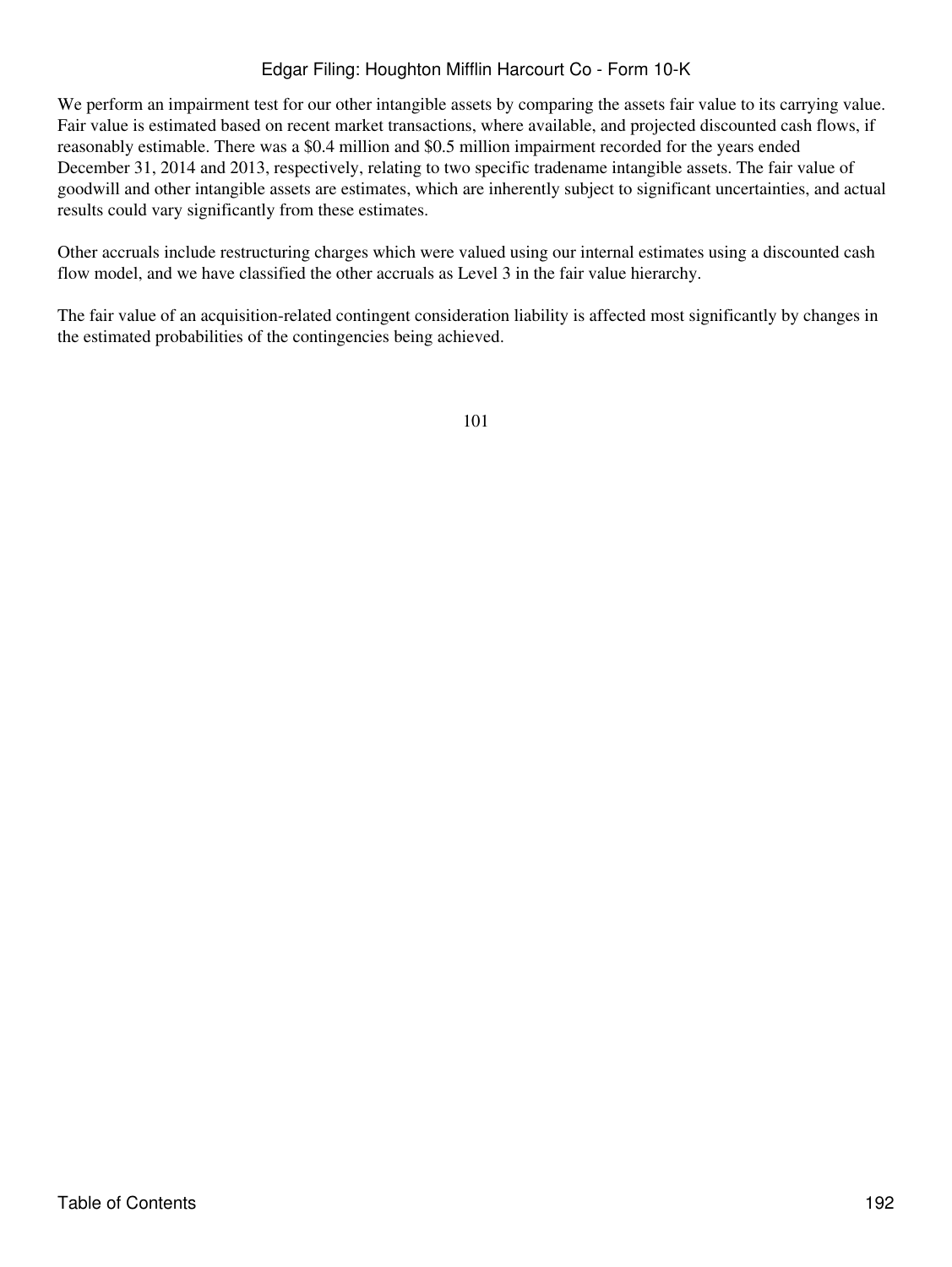We perform an impairment test for our other intangible assets by comparing the assets fair value to its carrying value. Fair value is estimated based on recent market transactions, where available, and projected discounted cash flows, if reasonably estimable. There was a $0.4 million and $0.5 million impairment recorded for the years ended December 31, 2014 and 2013, respectively, relating to two specific tradename intangible assets. The fair value of goodwill and other intangible assets are estimates, which are inherently subject to significant uncertainties, and actual results could vary significantly from these estimates.

Other accruals include restructuring charges which were valued using our internal estimates using a discounted cash flow model, and we have classified the other accruals as Level 3 in the fair value hierarchy.

The fair value of an acquisition-related contingent consideration liability is affected most significantly by changes in the estimated probabilities of the contingencies being achieved.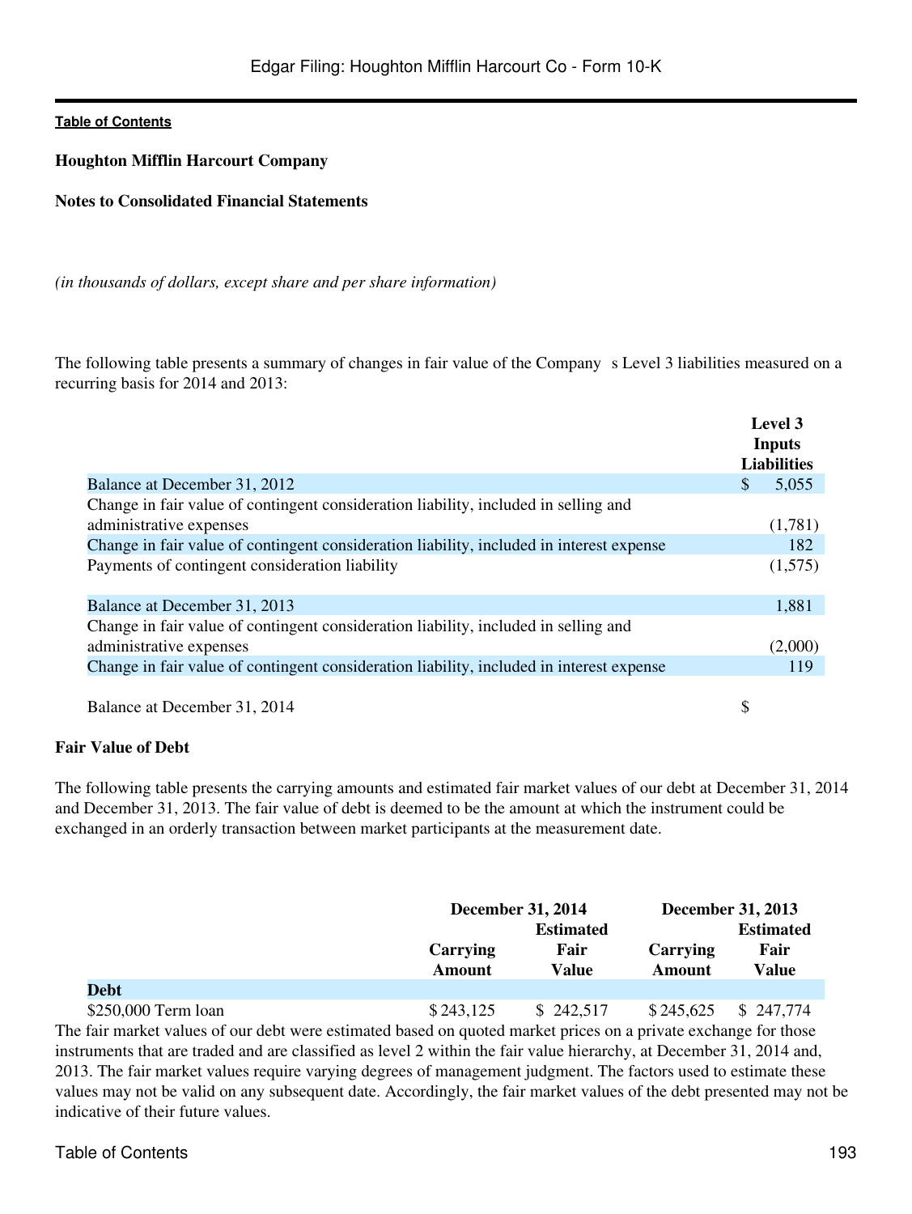**Houghton Mifflin Harcourt Company**

**Notes to Consolidated Financial Statements**

*(in thousands of dollars, except share and per share information)*

The following table presents a summary of changes in fair value of the Company s Level 3 liabilities measured on a recurring basis for 2014 and 2013:

| | Level 3 Inputs Liabilities |
|---|---|
| Balance at December 31, 2012 | $ 5,055 |
| Change in fair value of contingent consideration liability, included in selling and administrative expenses | (1,781) |
| Change in fair value of contingent consideration liability, included in interest expense | 182 |
| Payments of contingent consideration liability | (1,575) |
| Balance at December 31, 2013 | 1,881 |
| Change in fair value of contingent consideration liability, included in selling and administrative expenses | (2,000) |
| Change in fair value of contingent consideration liability, included in interest expense | 119 |
| Balance at December 31, 2014 | $ |

**Fair Value of Debt**

The following table presents the carrying amounts and estimated fair market values of our debt at December 31, 2014 and December 31, 2013. The fair value of debt is deemed to be the amount at which the instrument could be exchanged in an orderly transaction between market participants at the measurement date.

| | December 31, 2014 | | December 31, 2013 | |
|---|---|---|---|---|
| | Carrying Amount | Estimated Fair Value | Carrying Amount | Estimated Fair Value |
| **Debt** | | | | |
| $250,000 Term loan | $ 243,125 | $ 242,517 | $ 245,625 | $ 247,774 |

The fair market values of our debt were estimated based on quoted market prices on a private exchange for those instruments that are traded and are classified as level 2 within the fair value hierarchy, at December 31, 2014 and, 2013. The fair market values require varying degrees of management judgment. The factors used to estimate these values may not be valid on any subsequent date. Accordingly, the fair market values of the debt presented may not be indicative of their future values.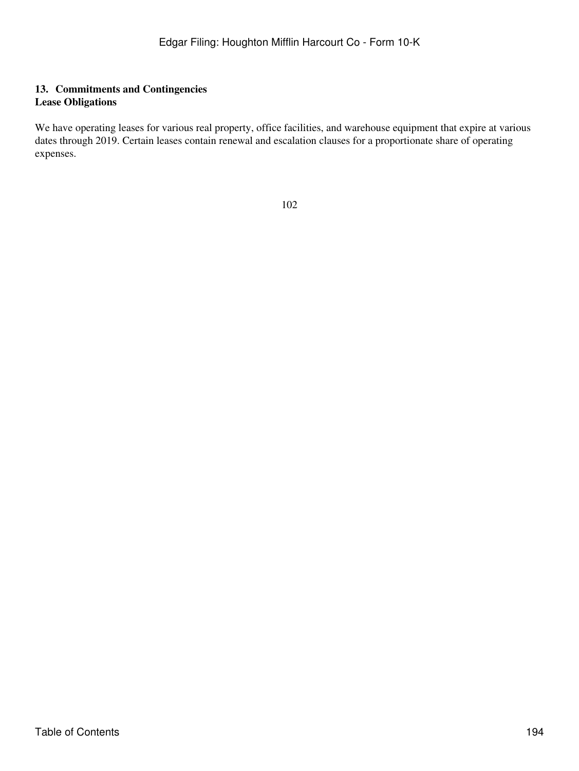## 13. Commitments and Contingencies

### Lease Obligations

We have operating leases for various real property, office facilities, and warehouse equipment that expire at various dates through 2019. Certain leases contain renewal and escalation clauses for a proportionate share of operating expenses.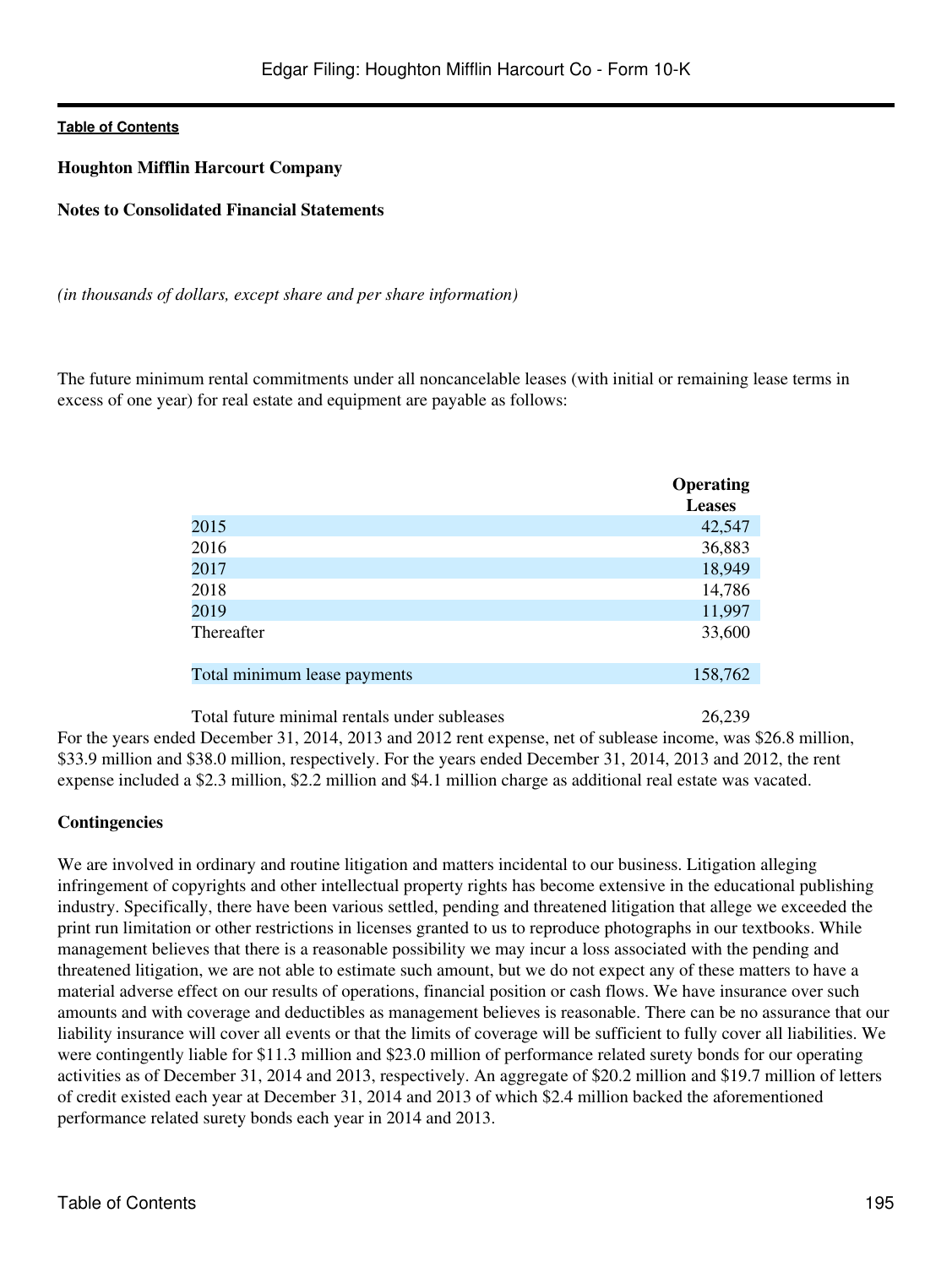**Houghton Mifflin Harcourt Company**

**Notes to Consolidated Financial Statements**

*(in thousands of dollars, except share and per share information)*

The future minimum rental commitments under all noncancelable leases (with initial or remaining lease terms in excess of one year) for real estate and equipment are payable as follows:

| | Operating Leases |
|---|---|
| 2015 | 42,547 |
| 2016 | 36,883 |
| 2017 | 18,949 |
| 2018 | 14,786 |
| 2019 | 11,997 |
| Thereafter | 33,600 |
| Total minimum lease payments | 158,762 |
| Total future minimal rentals under subleases | 26,239 |

For the years ended December 31, 2014, 2013 and 2012 rent expense, net of sublease income, was $26.8 million, $33.9 million and $38.0 million, respectively. For the years ended December 31, 2014, 2013 and 2012, the rent expense included a $2.3 million, $2.2 million and $4.1 million charge as additional real estate was vacated.

**Contingencies**

We are involved in ordinary and routine litigation and matters incidental to our business. Litigation alleging infringement of copyrights and other intellectual property rights has become extensive in the educational publishing industry. Specifically, there have been various settled, pending and threatened litigation that allege we exceeded the print run limitation or other restrictions in licenses granted to us to reproduce photographs in our textbooks. While management believes that there is a reasonable possibility we may incur a loss associated with the pending and threatened litigation, we are not able to estimate such amount, but we do not expect any of these matters to have a material adverse effect on our results of operations, financial position or cash flows. We have insurance over such amounts and with coverage and deductibles as management believes is reasonable. There can be no assurance that our liability insurance will cover all events or that the limits of coverage will be sufficient to fully cover all liabilities. We were contingently liable for $11.3 million and $23.0 million of performance related surety bonds for our operating activities as of December 31, 2014 and 2013, respectively. An aggregate of $20.2 million and $19.7 million of letters of credit existed each year at December 31, 2014 and 2013 of which $2.4 million backed the aforementioned performance related surety bonds each year in 2014 and 2013.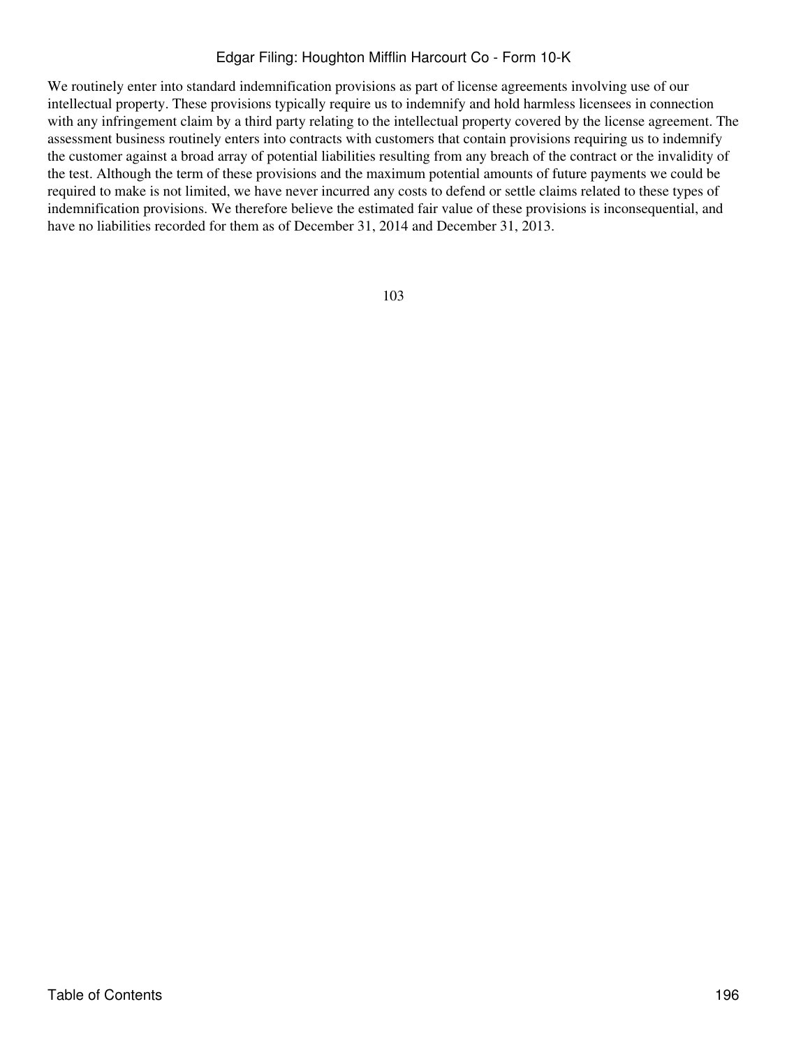We routinely enter into standard indemnification provisions as part of license agreements involving use of our intellectual property. These provisions typically require us to indemnify and hold harmless licensees in connection with any infringement claim by a third party relating to the intellectual property covered by the license agreement. The assessment business routinely enters into contracts with customers that contain provisions requiring us to indemnify the customer against a broad array of potential liabilities resulting from any breach of the contract or the invalidity of the test. Although the term of these provisions and the maximum potential amounts of future payments we could be required to make is not limited, we have never incurred any costs to defend or settle claims related to these types of indemnification provisions. We therefore believe the estimated fair value of these provisions is inconsequential, and have no liabilities recorded for them as of December 31, 2014 and December 31, 2013.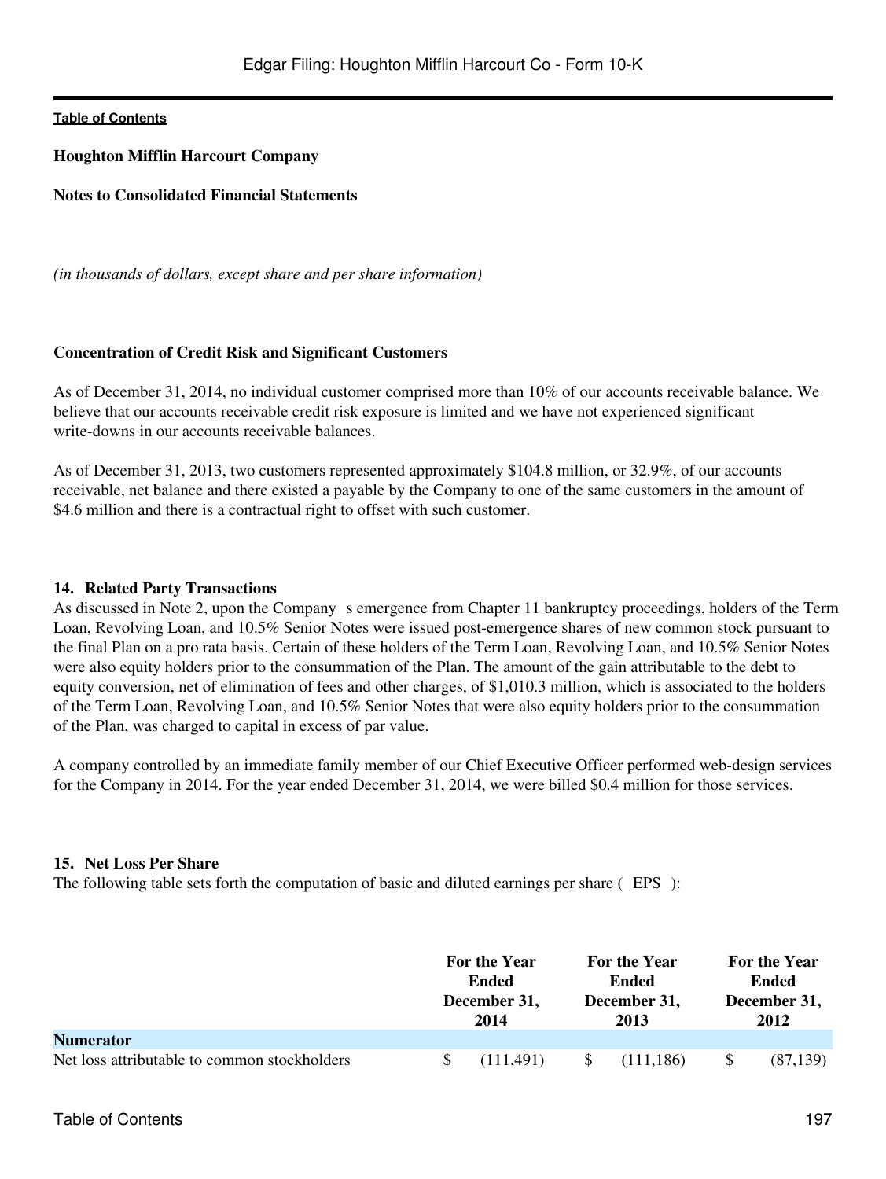**Houghton Mifflin Harcourt Company**

**Notes to Consolidated Financial Statements**

*(in thousands of dollars, except share and per share information)*

**Concentration of Credit Risk and Significant Customers**

As of December 31, 2014, no individual customer comprised more than 10% of our accounts receivable balance. We believe that our accounts receivable credit risk exposure is limited and we have not experienced significant write-downs in our accounts receivable balances.

As of December 31, 2013, two customers represented approximately $104.8 million, or 32.9%, of our accounts receivable, net balance and there existed a payable by the Company to one of the same customers in the amount of $4.6 million and there is a contractual right to offset with such customer.

## 14. Related Party Transactions

As discussed in Note 2, upon the Company s emergence from Chapter 11 bankruptcy proceedings, holders of the Term Loan, Revolving Loan, and 10.5% Senior Notes were issued post-emergence shares of new common stock pursuant to the final Plan on a pro rata basis. Certain of these holders of the Term Loan, Revolving Loan, and 10.5% Senior Notes were also equity holders prior to the consummation of the Plan. The amount of the gain attributable to the debt to equity conversion, net of elimination of fees and other charges, of $1,010.3 million, which is associated to the holders of the Term Loan, Revolving Loan, and 10.5% Senior Notes that were also equity holders prior to the consummation of the Plan, was charged to capital in excess of par value.

A company controlled by an immediate family member of our Chief Executive Officer performed web-design services for the Company in 2014. For the year ended December 31, 2014, we were billed $0.4 million for those services.

## 15. Net Loss Per Share

The following table sets forth the computation of basic and diluted earnings per share ( EPS ):

| | For the Year Ended December 31, 2014 | For the Year Ended December 31, 2013 | For the Year Ended December 31, 2012 |
|---|---|---|---|
| **Numerator** | | | |
| Net loss attributable to common stockholders | $ (111,491) | $ (111,186) | $ (87,139) |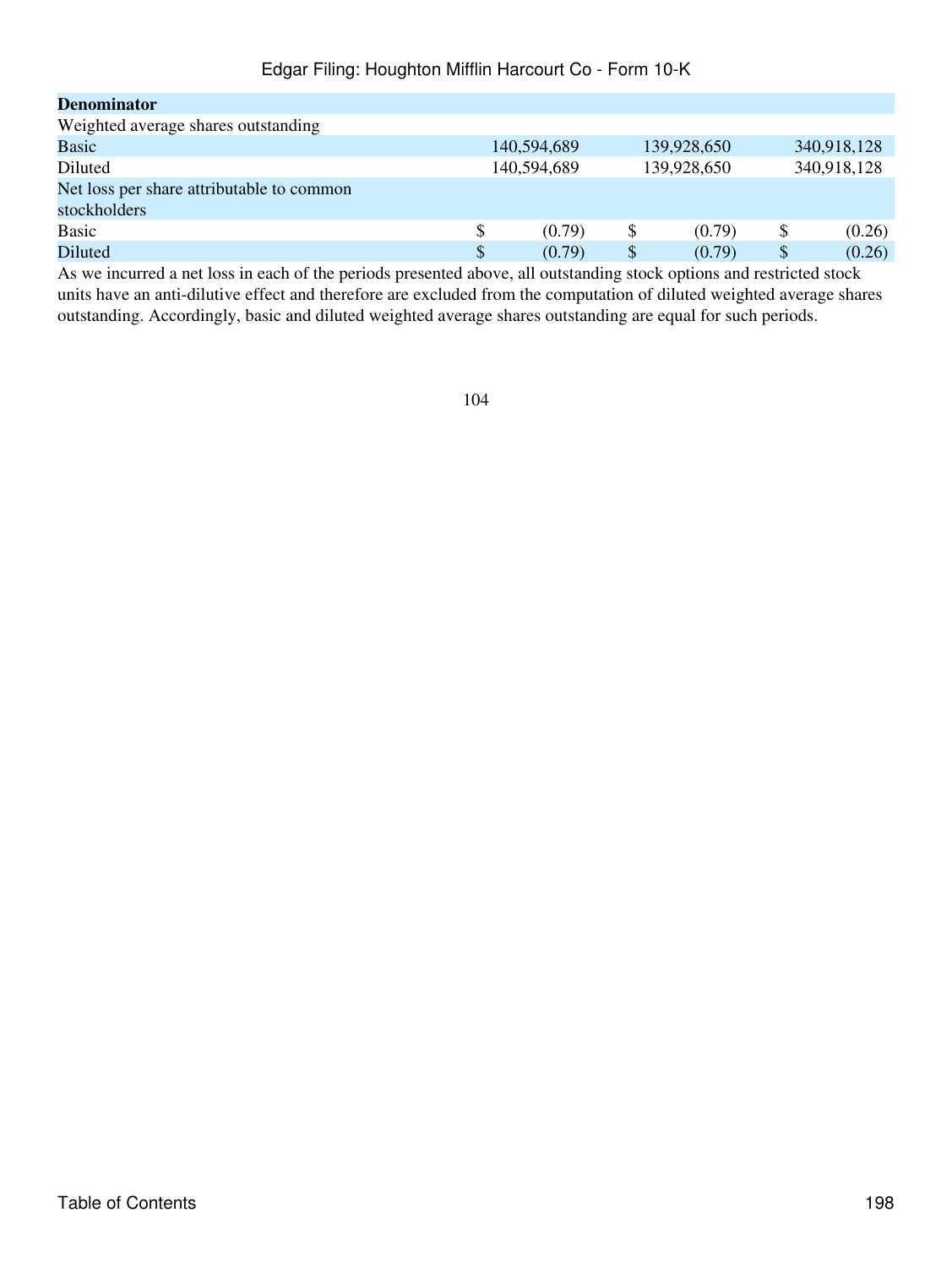| **Denominator** | | | |
|---|---|---|---|
| Weighted average shares outstanding | | | |
| Basic | 140,594,689 | 139,928,650 | 340,918,128 |
| Diluted | 140,594,689 | 139,928,650 | 340,918,128 |
| Net loss per share attributable to common stockholders | | | |
| Basic | $ (0.79) | $ (0.79) | $ (0.26) |
| Diluted | $ (0.79) | $ (0.79) | $ (0.26) |

As we incurred a net loss in each of the periods presented above, all outstanding stock options and restricted stock units have an anti-dilutive effect and therefore are excluded from the computation of diluted weighted average shares outstanding. Accordingly, basic and diluted weighted average shares outstanding are equal for such periods.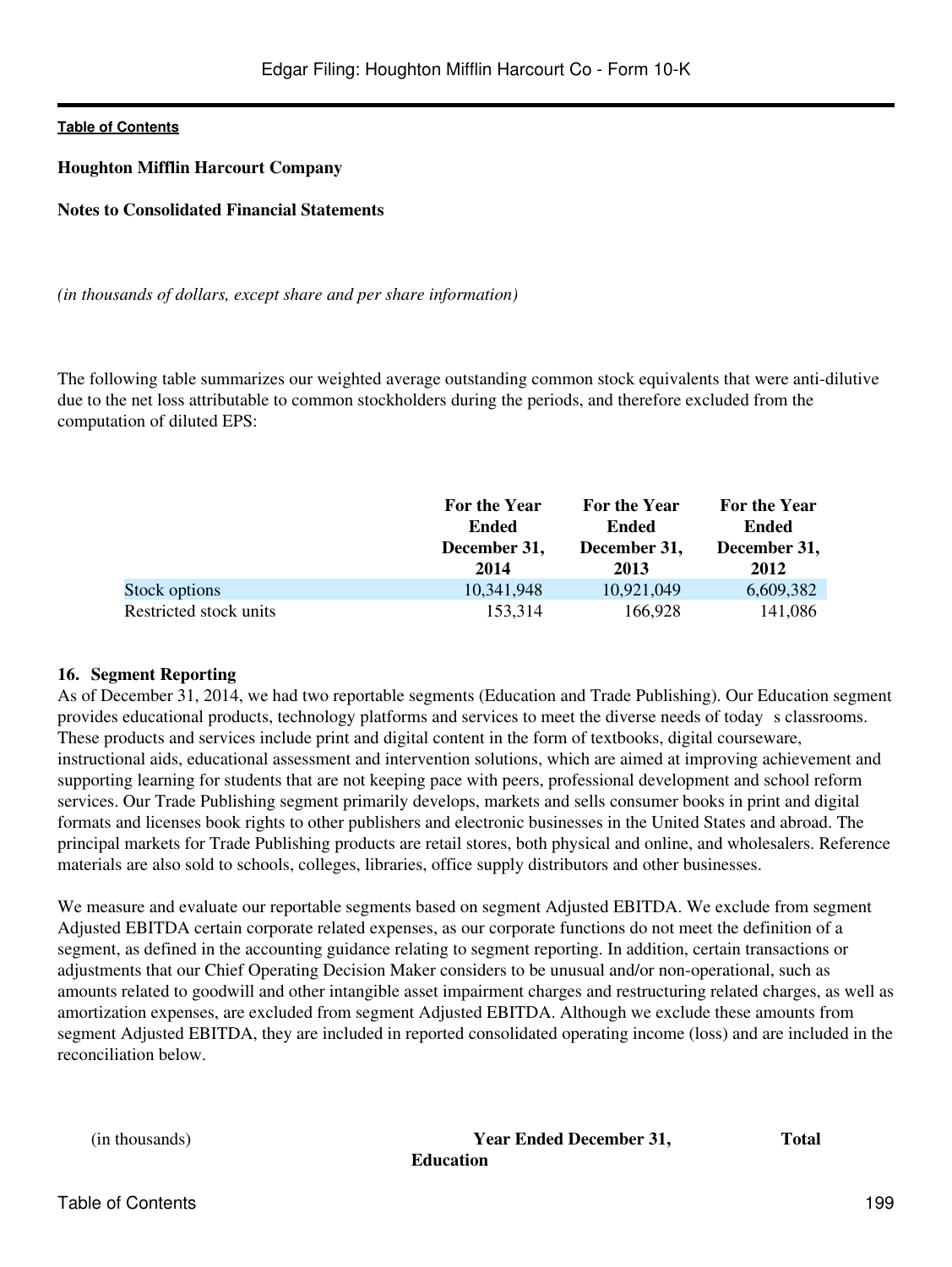**Houghton Mifflin Harcourt Company**

**Notes to Consolidated Financial Statements**

*(in thousands of dollars, except share and per share information)*

The following table summarizes our weighted average outstanding common stock equivalents that were anti-dilutive due to the net loss attributable to common stockholders during the periods, and therefore excluded from the computation of diluted EPS:

| | For the Year Ended December 31, 2014 | For the Year Ended December 31, 2013 | For the Year Ended December 31, 2012 |
|---|---|---|---|
| Stock options | 10,341,948 | 10,921,049 | 6,609,382 |
| Restricted stock units | 153,314 | 166,928 | 141,086 |

**16. Segment Reporting**

As of December 31, 2014, we had two reportable segments (Education and Trade Publishing). Our Education segment provides educational products, technology platforms and services to meet the diverse needs of today s classrooms. These products and services include print and digital content in the form of textbooks, digital courseware, instructional aids, educational assessment and intervention solutions, which are aimed at improving achievement and supporting learning for students that are not keeping pace with peers, professional development and school reform services. Our Trade Publishing segment primarily develops, markets and sells consumer books in print and digital formats and licenses book rights to other publishers and electronic businesses in the United States and abroad. The principal markets for Trade Publishing products are retail stores, both physical and online, and wholesalers. Reference materials are also sold to schools, colleges, libraries, office supply distributors and other businesses.

We measure and evaluate our reportable segments based on segment Adjusted EBITDA. We exclude from segment Adjusted EBITDA certain corporate related expenses, as our corporate functions do not meet the definition of a segment, as defined in the accounting guidance relating to segment reporting. In addition, certain transactions or adjustments that our Chief Operating Decision Maker considers to be unusual and/or non-operational, such as amounts related to goodwill and other intangible asset impairment charges and restructuring related charges, as well as amortization expenses, are excluded from segment Adjusted EBITDA. Although we exclude these amounts from segment Adjusted EBITDA, they are included in reported consolidated operating income (loss) and are included in the reconciliation below.

| (in thousands) | Year Ended December 31, | Total |
|---|---|---|
| | Education | |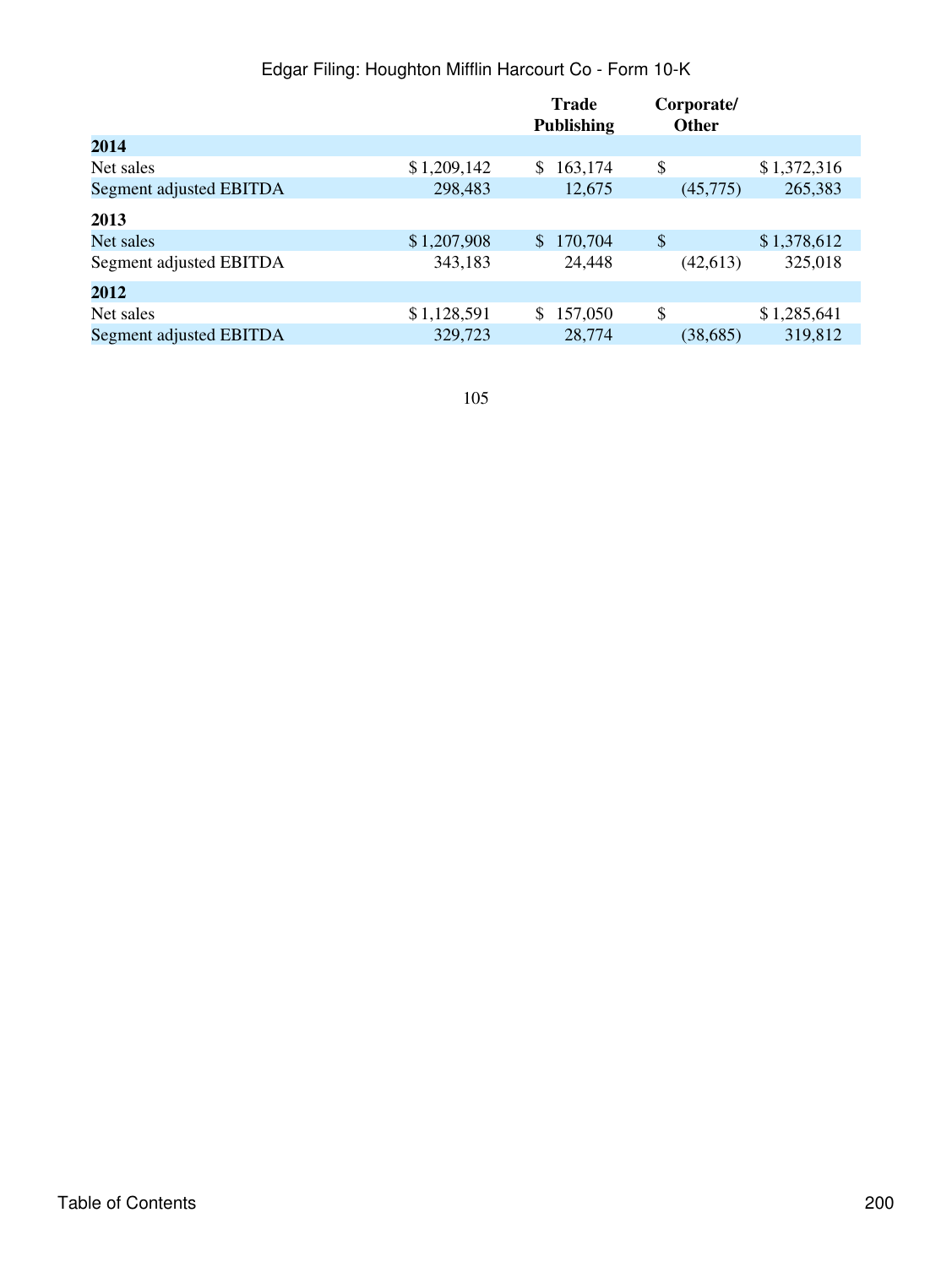| | | Trade Publishing | Corporate/ Other | |
|---|---|---|---|---|
| **2014** | | | | |
| Net sales | $ 1,209,142 | $ 163,174 | $ | $ 1,372,316 |
| Segment adjusted EBITDA | 298,483 | 12,675 | (45,775) | 265,383 |
| **2013** | | | | |
| Net sales | $ 1,207,908 | $ 170,704 | $ | $ 1,378,612 |
| Segment adjusted EBITDA | 343,183 | 24,448 | (42,613) | 325,018 |
| **2012** | | | | |
| Net sales | $ 1,128,591 | $ 157,050 | $ | $ 1,285,641 |
| Segment adjusted EBITDA | 329,723 | 28,774 | (38,685) | 319,812 |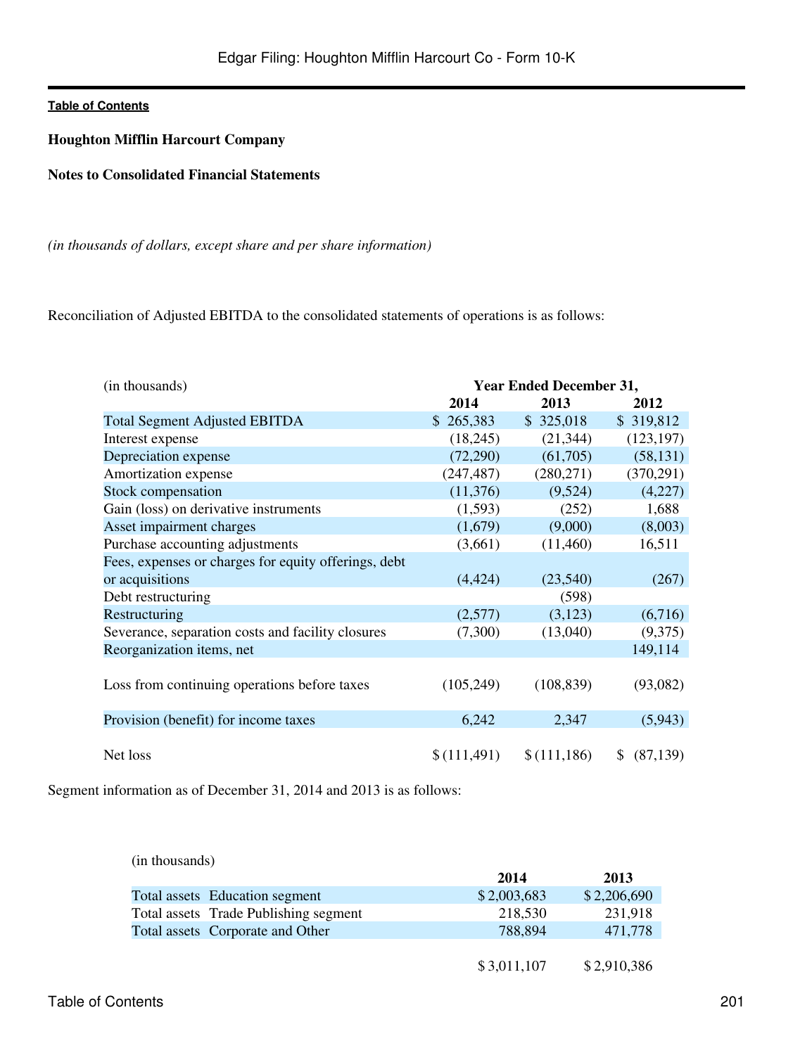**Houghton Mifflin Harcourt Company**

**Notes to Consolidated Financial Statements**

*(in thousands of dollars, except share and per share information)*

Reconciliation of Adjusted EBITDA to the consolidated statements of operations is as follows:

| (in thousands) | Year Ended December 31, | | |
|---|---|---|---|
| | **2014** | **2013** | **2012** |
| Total Segment Adjusted EBITDA | $ 265,383 | $ 325,018 | $ 319,812 |
| Interest expense | (18,245) | (21,344) | (123,197) |
| Depreciation expense | (72,290) | (61,705) | (58,131) |
| Amortization expense | (247,487) | (280,271) | (370,291) |
| Stock compensation | (11,376) | (9,524) | (4,227) |
| Gain (loss) on derivative instruments | (1,593) | (252) | 1,688 |
| Asset impairment charges | (1,679) | (9,000) | (8,003) |
| Purchase accounting adjustments | (3,661) | (11,460) | 16,511 |
| Fees, expenses or charges for equity offerings, debt or acquisitions | (4,424) | (23,540) | (267) |
| Debt restructuring | | (598) | |
| Restructuring | (2,577) | (3,123) | (6,716) |
| Severance, separation costs and facility closures | (7,300) | (13,040) | (9,375) |
| Reorganization items, net | | | 149,114 |
| Loss from continuing operations before taxes | (105,249) | (108,839) | (93,082) |
| Provision (benefit) for income taxes | 6,242 | 2,347 | (5,943) |
| Net loss | $ (111,491) | $ (111,186) | $ (87,139) |

Segment information as of December 31, 2014 and 2013 is as follows:

| (in thousands) | | **2014** | **2013** |
|---|---|---|---|
| Total assets | Education segment | $ 2,003,683 | $ 2,206,690 |
| Total assets | Trade Publishing segment | 218,530 | 231,918 |
| Total assets | Corporate and Other | 788,894 | 471,778 |
| | | $ 3,011,107 | $ 2,910,386 |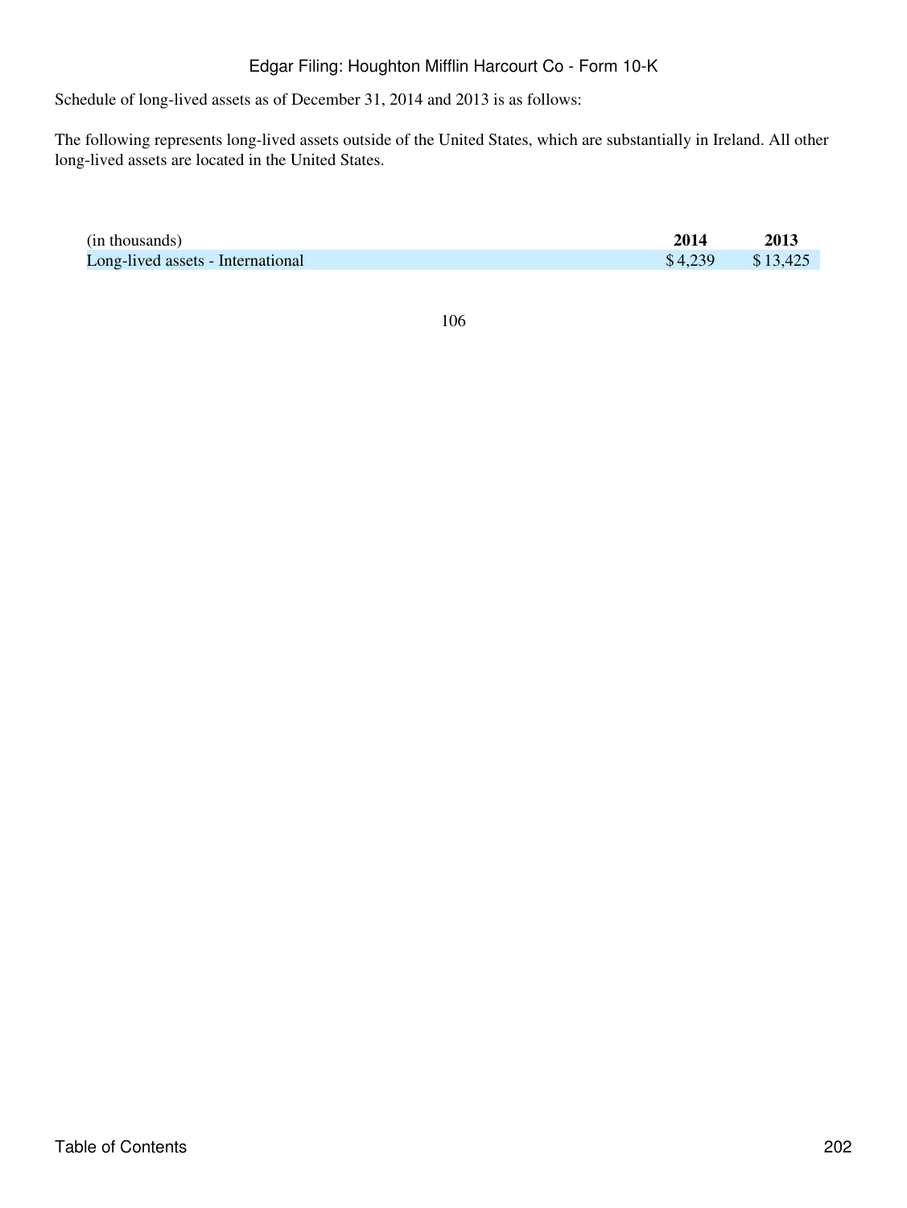Schedule of long-lived assets as of December 31, 2014 and 2013 is as follows:

The following represents long-lived assets outside of the United States, which are substantially in Ireland. All other long-lived assets are located in the United States.

| (in thousands) | 2014 | 2013 |
|---|---|---|
| Long-lived assets - International | $ 4,239 | $ 13,425 |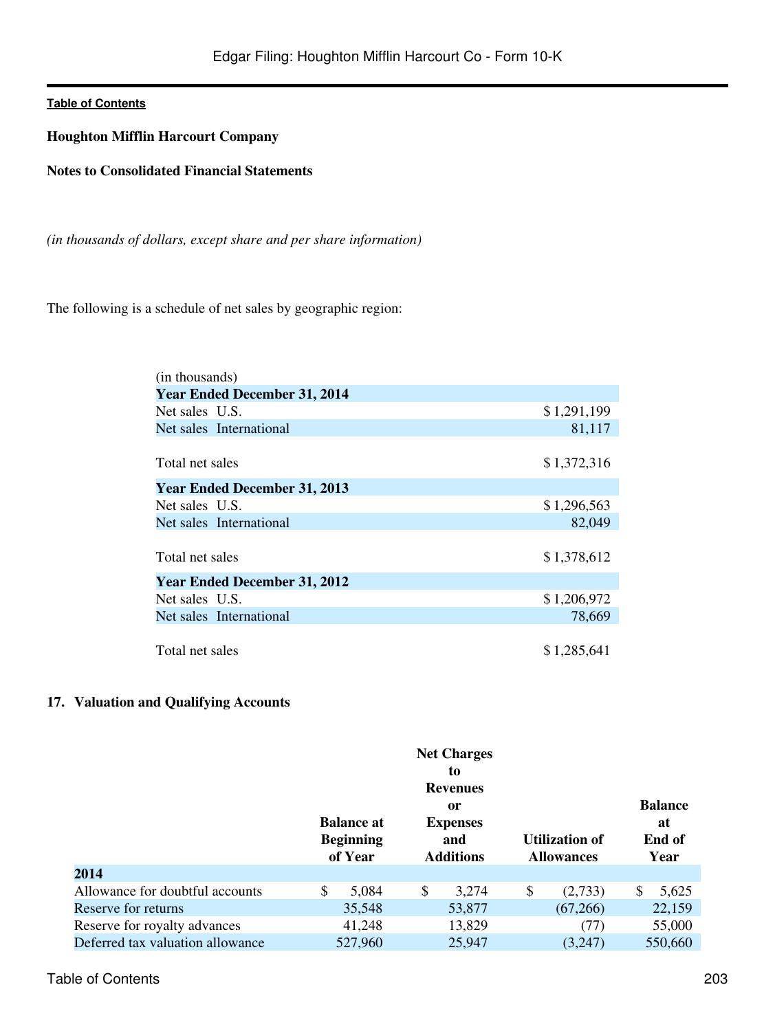Houghton Mifflin Harcourt Company

Notes to Consolidated Financial Statements

*(in thousands of dollars, except share and per share information)*

The following is a schedule of net sales by geographic region:

| (in thousands) | |
|---|---|
| **Year Ended December 31, 2014** | |
| Net sales U.S. | $ 1,291,199 |
| Net sales International | 81,117 |
| Total net sales | $ 1,372,316 |
| **Year Ended December 31, 2013** | |
| Net sales U.S. | $ 1,296,563 |
| Net sales International | 82,049 |
| Total net sales | $ 1,378,612 |
| **Year Ended December 31, 2012** | |
| Net sales U.S. | $ 1,206,972 |
| Net sales International | 78,669 |
| Total net sales | $ 1,285,641 |

## 17. Valuation and Qualifying Accounts

| | Balance at Beginning of Year | Net Charges to Revenues or Expenses and Additions | Utilization of Allowances | Balance at End of Year |
|---|---|---|---|---|
| **2014** | | | | |
| Allowance for doubtful accounts | $ 5,084 | $ 3,274 | $ (2,733) | $ 5,625 |
| Reserve for returns | 35,548 | 53,877 | (67,266) | 22,159 |
| Reserve for royalty advances | 41,248 | 13,829 | (77) | 55,000 |
| Deferred tax valuation allowance | 527,960 | 25,947 | (3,247) | 550,660 |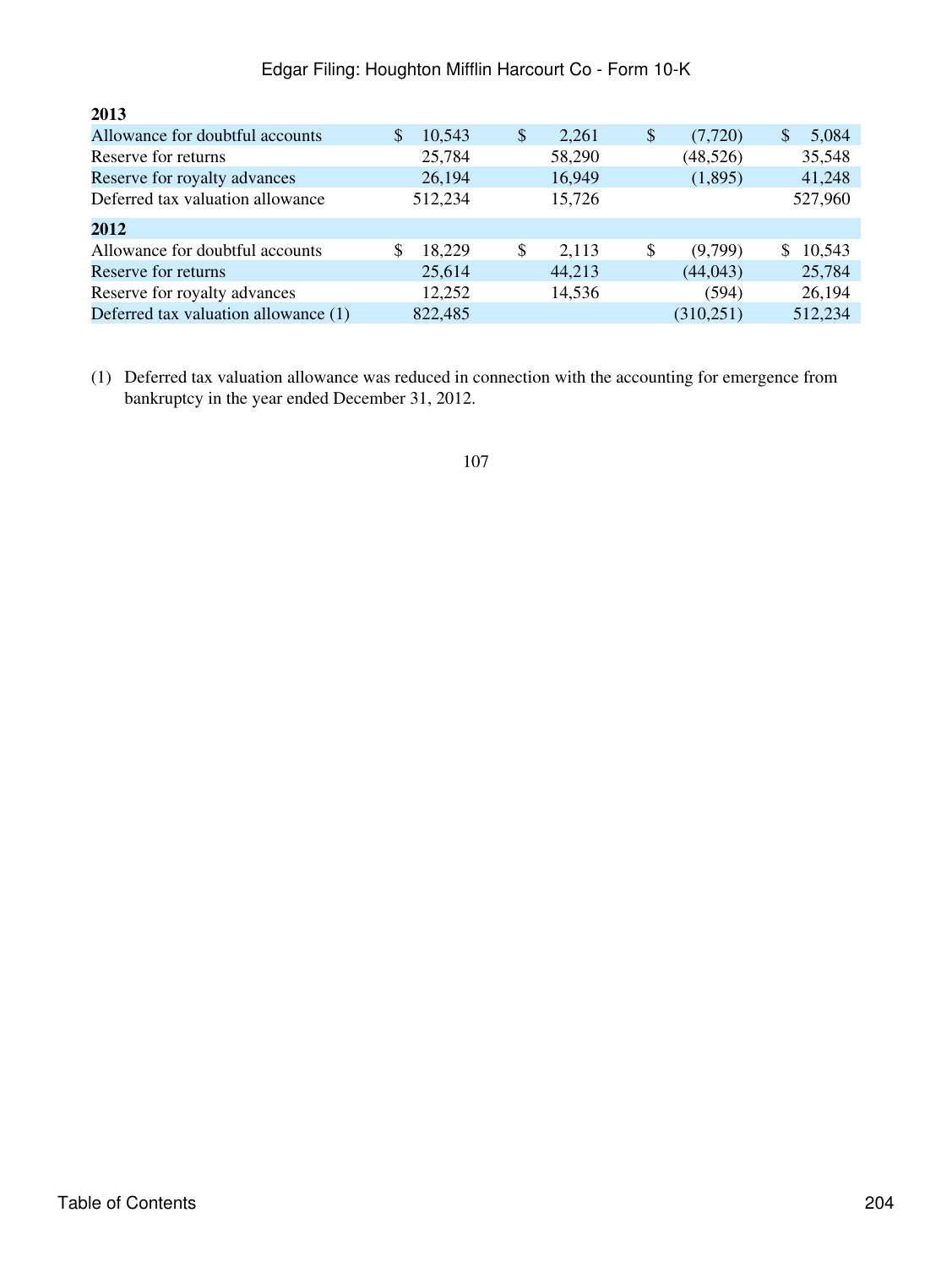| | | | | |
|---|---|---|---|---|
| **2013** | | | | |
| Allowance for doubtful accounts | $ 10,543 | $ 2,261 | $ (7,720) | $ 5,084 |
| Reserve for returns | 25,784 | 58,290 | (48,526) | 35,548 |
| Reserve for royalty advances | 26,194 | 16,949 | (1,895) | 41,248 |
| Deferred tax valuation allowance | 512,234 | 15,726 | | 527,960 |
| **2012** | | | | |
| Allowance for doubtful accounts | $ 18,229 | $ 2,113 | $ (9,799) | $ 10,543 |
| Reserve for returns | 25,614 | 44,213 | (44,043) | 25,784 |
| Reserve for royalty advances | 12,252 | 14,536 | (594) | 26,194 |
| Deferred tax valuation allowance (1) | 822,485 | | (310,251) | 512,234 |

(1) Deferred tax valuation allowance was reduced in connection with the accounting for emergence from bankruptcy in the year ended December 31, 2012.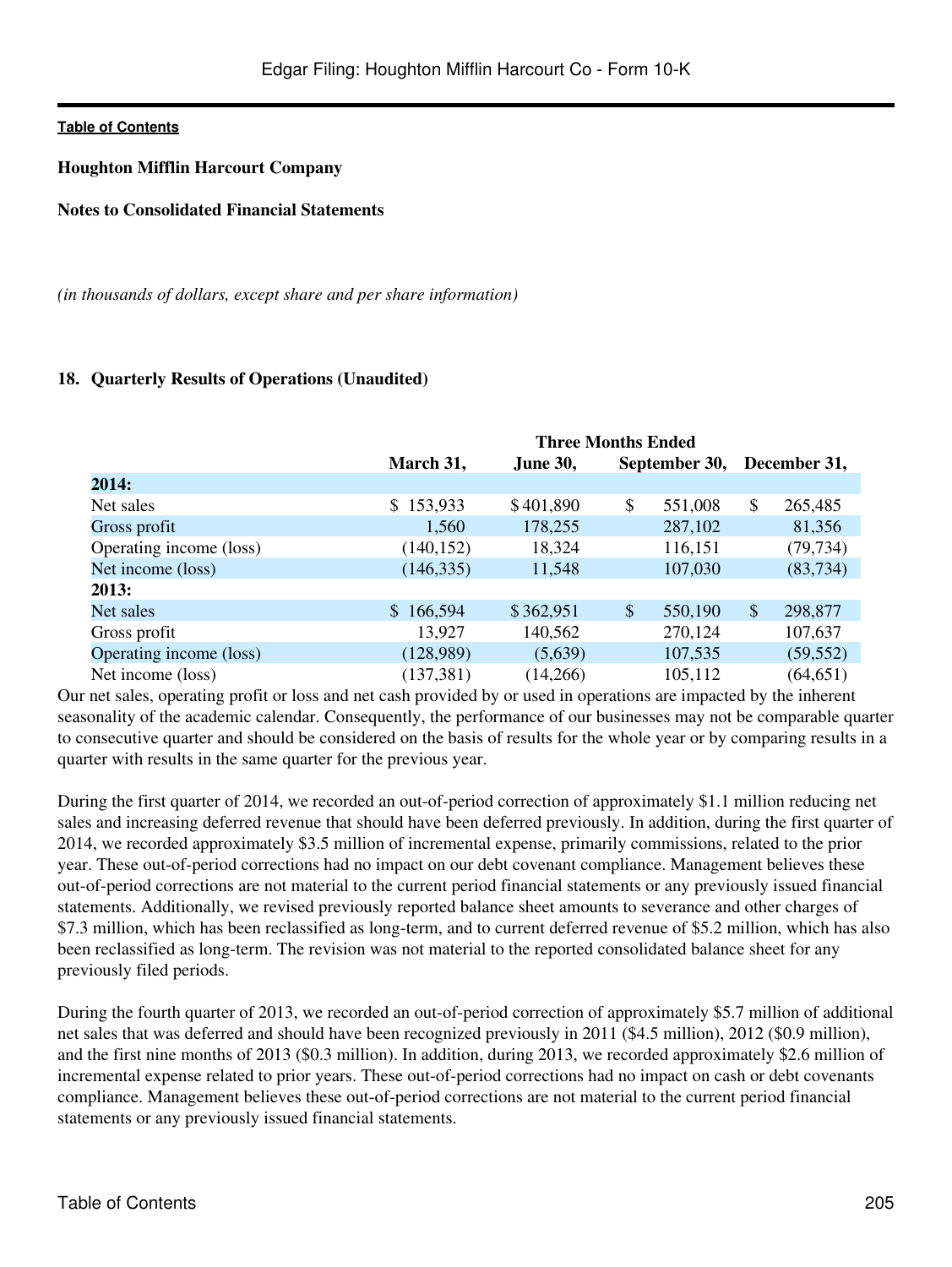**Table of Contents**

**Houghton Mifflin Harcourt Company**

**Notes to Consolidated Financial Statements**

*(in thousands of dollars, except share and per share information)*

**18. Quarterly Results of Operations (Unaudited)**

| | Three Months Ended | | | |
|---|---|---|---|---|
| | **March 31,** | **June 30,** | **September 30,** | **December 31,** |
| **2014:** | | | | |
| Net sales | $ 153,933 | $ 401,890 | $ 551,008 | $ 265,485 |
| Gross profit | 1,560 | 178,255 | 287,102 | 81,356 |
| Operating income (loss) | (140,152) | 18,324 | 116,151 | (79,734) |
| Net income (loss) | (146,335) | 11,548 | 107,030 | (83,734) |
| **2013:** | | | | |
| Net sales | $ 166,594 | $ 362,951 | $ 550,190 | $ 298,877 |
| Gross profit | 13,927 | 140,562 | 270,124 | 107,637 |
| Operating income (loss) | (128,989) | (5,639) | 107,535 | (59,552) |
| Net income (loss) | (137,381) | (14,266) | 105,112 | (64,651) |

Our net sales, operating profit or loss and net cash provided by or used in operations are impacted by the inherent seasonality of the academic calendar. Consequently, the performance of our businesses may not be comparable quarter to consecutive quarter and should be considered on the basis of results for the whole year or by comparing results in a quarter with results in the same quarter for the previous year.

During the first quarter of 2014, we recorded an out-of-period correction of approximately $1.1 million reducing net sales and increasing deferred revenue that should have been deferred previously. In addition, during the first quarter of 2014, we recorded approximately $3.5 million of incremental expense, primarily commissions, related to the prior year. These out-of-period corrections had no impact on our debt covenant compliance. Management believes these out-of-period corrections are not material to the current period financial statements or any previously issued financial statements. Additionally, we revised previously reported balance sheet amounts to severance and other charges of $7.3 million, which has been reclassified as long-term, and to current deferred revenue of $5.2 million, which has also been reclassified as long-term. The revision was not material to the reported consolidated balance sheet for any previously filed periods.

During the fourth quarter of 2013, we recorded an out-of-period correction of approximately $5.7 million of additional net sales that was deferred and should have been recognized previously in 2011 ($4.5 million), 2012 ($0.9 million), and the first nine months of 2013 ($0.3 million). In addition, during 2013, we recorded approximately $2.6 million of incremental expense related to prior years. These out-of-period corrections had no impact on cash or debt covenants compliance. Management believes these out-of-period corrections are not material to the current period financial statements or any previously issued financial statements.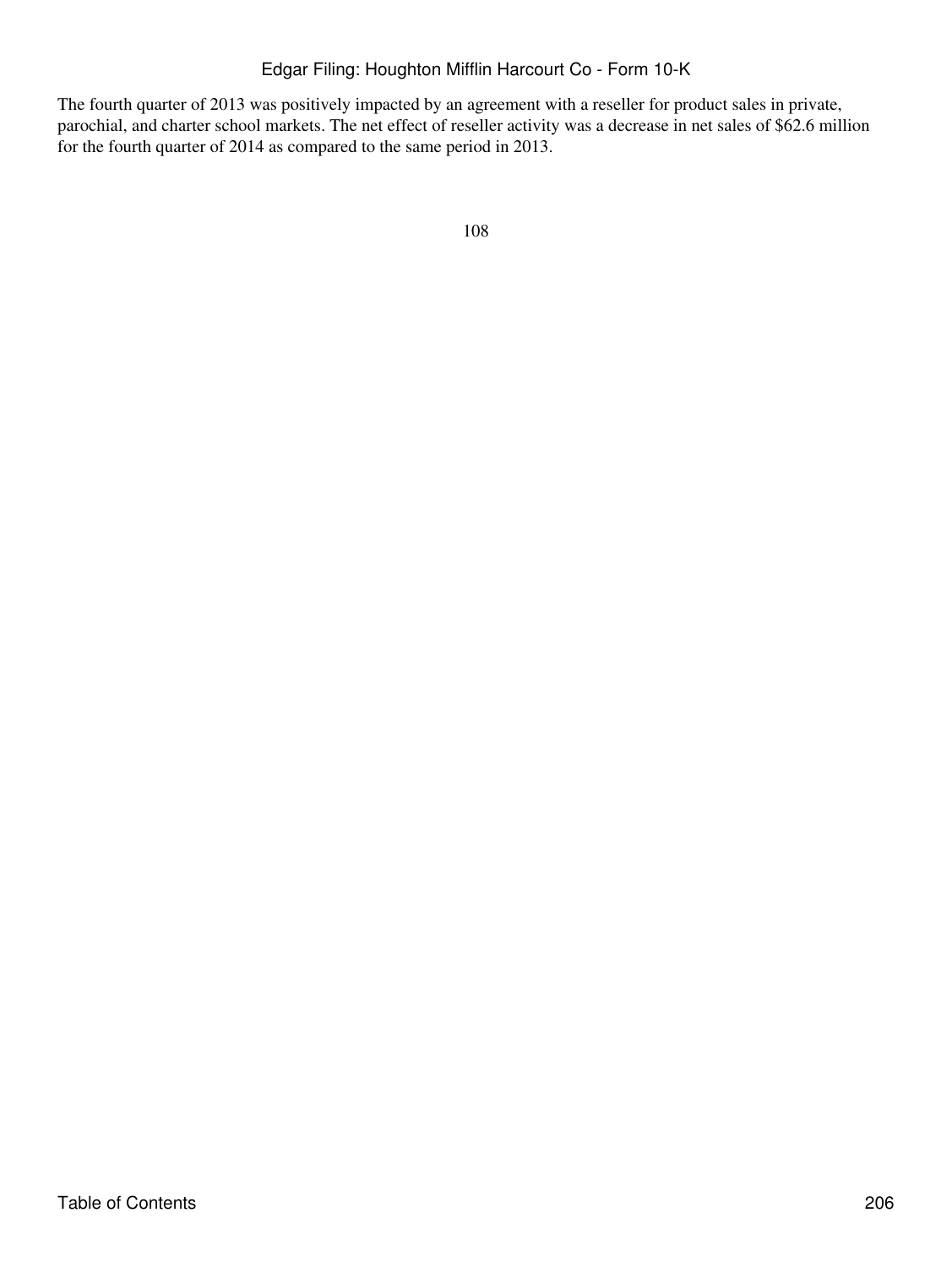The fourth quarter of 2013 was positively impacted by an agreement with a reseller for product sales in private, parochial, and charter school markets. The net effect of reseller activity was a decrease in net sales of $62.6 million for the fourth quarter of 2014 as compared to the same period in 2013.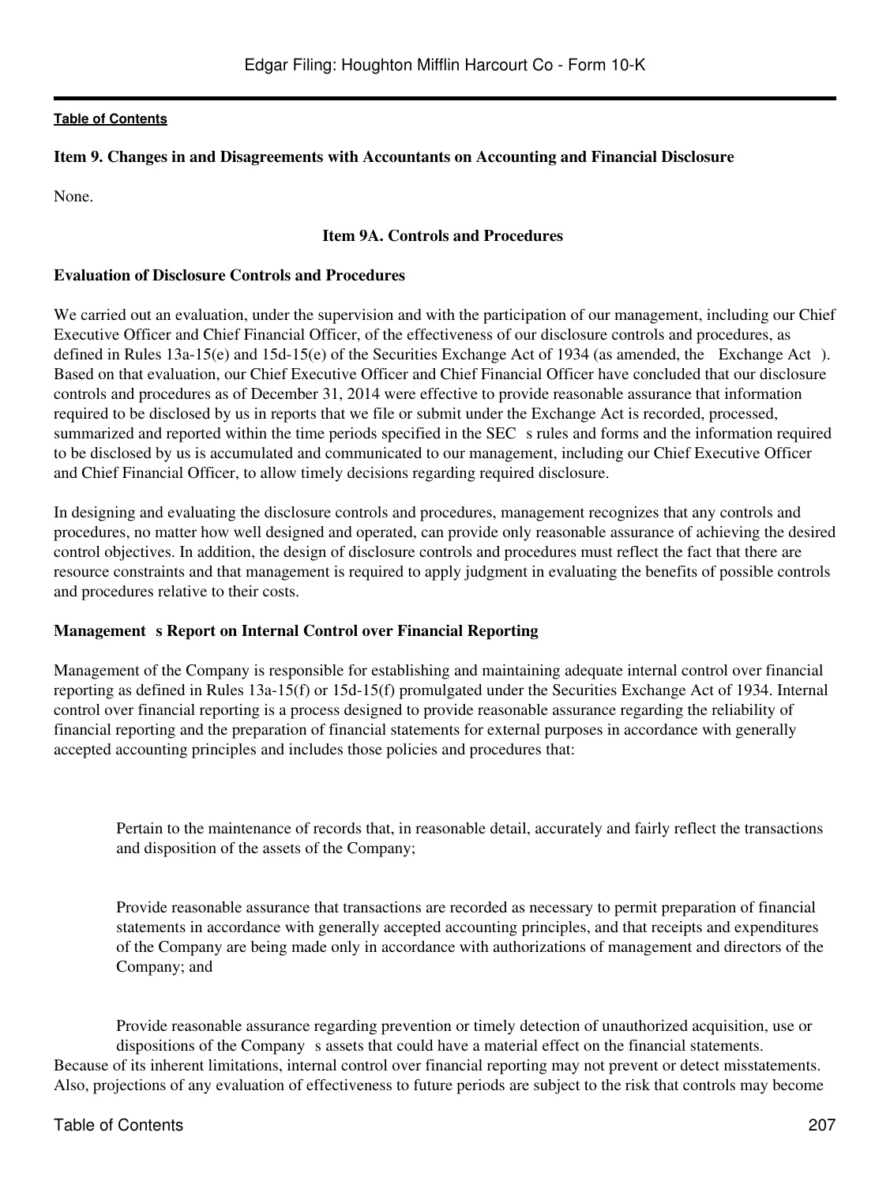## Item 9. Changes in and Disagreements with Accountants on Accounting and Financial Disclosure

None.

## Item 9A. Controls and Procedures

### Evaluation of Disclosure Controls and Procedures

We carried out an evaluation, under the supervision and with the participation of our management, including our Chief Executive Officer and Chief Financial Officer, of the effectiveness of our disclosure controls and procedures, as defined in Rules 13a-15(e) and 15d-15(e) of the Securities Exchange Act of 1934 (as amended, the Exchange Act ). Based on that evaluation, our Chief Executive Officer and Chief Financial Officer have concluded that our disclosure controls and procedures as of December 31, 2014 were effective to provide reasonable assurance that information required to be disclosed by us in reports that we file or submit under the Exchange Act is recorded, processed, summarized and reported within the time periods specified in the SEC s rules and forms and the information required to be disclosed by us is accumulated and communicated to our management, including our Chief Executive Officer and Chief Financial Officer, to allow timely decisions regarding required disclosure.

In designing and evaluating the disclosure controls and procedures, management recognizes that any controls and procedures, no matter how well designed and operated, can provide only reasonable assurance of achieving the desired control objectives. In addition, the design of disclosure controls and procedures must reflect the fact that there are resource constraints and that management is required to apply judgment in evaluating the benefits of possible controls and procedures relative to their costs.

### Management s Report on Internal Control over Financial Reporting

Management of the Company is responsible for establishing and maintaining adequate internal control over financial reporting as defined in Rules 13a-15(f) or 15d-15(f) promulgated under the Securities Exchange Act of 1934. Internal control over financial reporting is a process designed to provide reasonable assurance regarding the reliability of financial reporting and the preparation of financial statements for external purposes in accordance with generally accepted accounting principles and includes those policies and procedures that:

- Pertain to the maintenance of records that, in reasonable detail, accurately and fairly reflect the transactions and disposition of the assets of the Company;
- Provide reasonable assurance that transactions are recorded as necessary to permit preparation of financial statements in accordance with generally accepted accounting principles, and that receipts and expenditures of the Company are being made only in accordance with authorizations of management and directors of the Company; and
- Provide reasonable assurance regarding prevention or timely detection of unauthorized acquisition, use or dispositions of the Company s assets that could have a material effect on the financial statements.

Because of its inherent limitations, internal control over financial reporting may not prevent or detect misstatements. Also, projections of any evaluation of effectiveness to future periods are subject to the risk that controls may become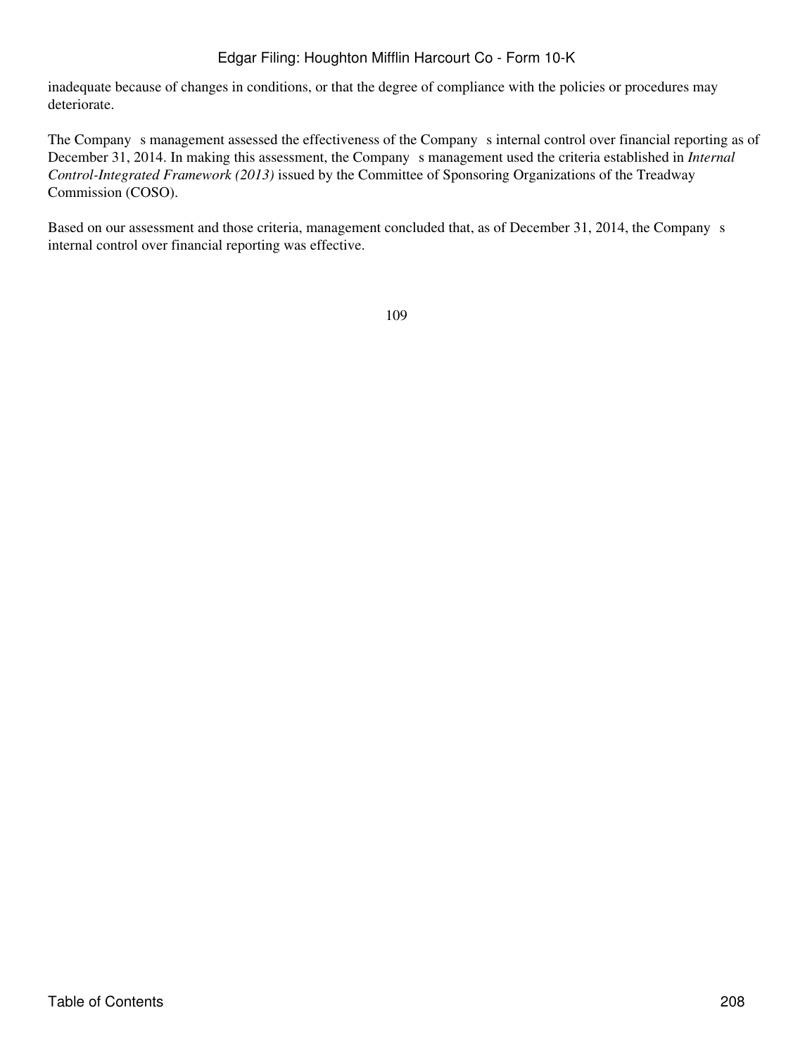inadequate because of changes in conditions, or that the degree of compliance with the policies or procedures may deteriorate.

The Company s management assessed the effectiveness of the Company s internal control over financial reporting as of December 31, 2014. In making this assessment, the Company s management used the criteria established in *Internal Control-Integrated Framework (2013)* issued by the Committee of Sponsoring Organizations of the Treadway Commission (COSO).

Based on our assessment and those criteria, management concluded that, as of December 31, 2014, the Company s internal control over financial reporting was effective.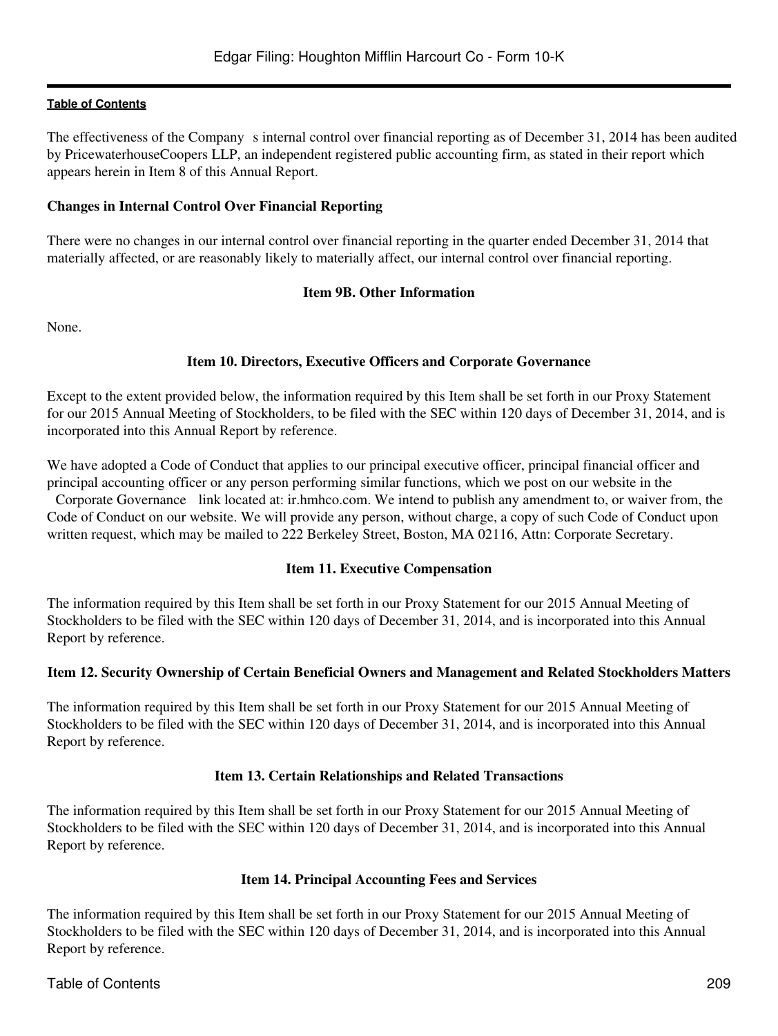The effectiveness of the Company s internal control over financial reporting as of December 31, 2014 has been audited by PricewaterhouseCoopers LLP, an independent registered public accounting firm, as stated in their report which appears herein in Item 8 of this Annual Report.

**Changes in Internal Control Over Financial Reporting**

There were no changes in our internal control over financial reporting in the quarter ended December 31, 2014 that materially affected, or are reasonably likely to materially affect, our internal control over financial reporting.

## Item 9B. Other Information

None.

## Item 10. Directors, Executive Officers and Corporate Governance

Except to the extent provided below, the information required by this Item shall be set forth in our Proxy Statement for our 2015 Annual Meeting of Stockholders, to be filed with the SEC within 120 days of December 31, 2014, and is incorporated into this Annual Report by reference.

We have adopted a Code of Conduct that applies to our principal executive officer, principal financial officer and principal accounting officer or any person performing similar functions, which we post on our website in the Corporate Governance link located at: ir.hmhco.com. We intend to publish any amendment to, or waiver from, the Code of Conduct on our website. We will provide any person, without charge, a copy of such Code of Conduct upon written request, which may be mailed to 222 Berkeley Street, Boston, MA 02116, Attn: Corporate Secretary.

## Item 11. Executive Compensation

The information required by this Item shall be set forth in our Proxy Statement for our 2015 Annual Meeting of Stockholders to be filed with the SEC within 120 days of December 31, 2014, and is incorporated into this Annual Report by reference.

## Item 12. Security Ownership of Certain Beneficial Owners and Management and Related Stockholders Matters

The information required by this Item shall be set forth in our Proxy Statement for our 2015 Annual Meeting of Stockholders to be filed with the SEC within 120 days of December 31, 2014, and is incorporated into this Annual Report by reference.

## Item 13. Certain Relationships and Related Transactions

The information required by this Item shall be set forth in our Proxy Statement for our 2015 Annual Meeting of Stockholders to be filed with the SEC within 120 days of December 31, 2014, and is incorporated into this Annual Report by reference.

## Item 14. Principal Accounting Fees and Services

The information required by this Item shall be set forth in our Proxy Statement for our 2015 Annual Meeting of Stockholders to be filed with the SEC within 120 days of December 31, 2014, and is incorporated into this Annual Report by reference.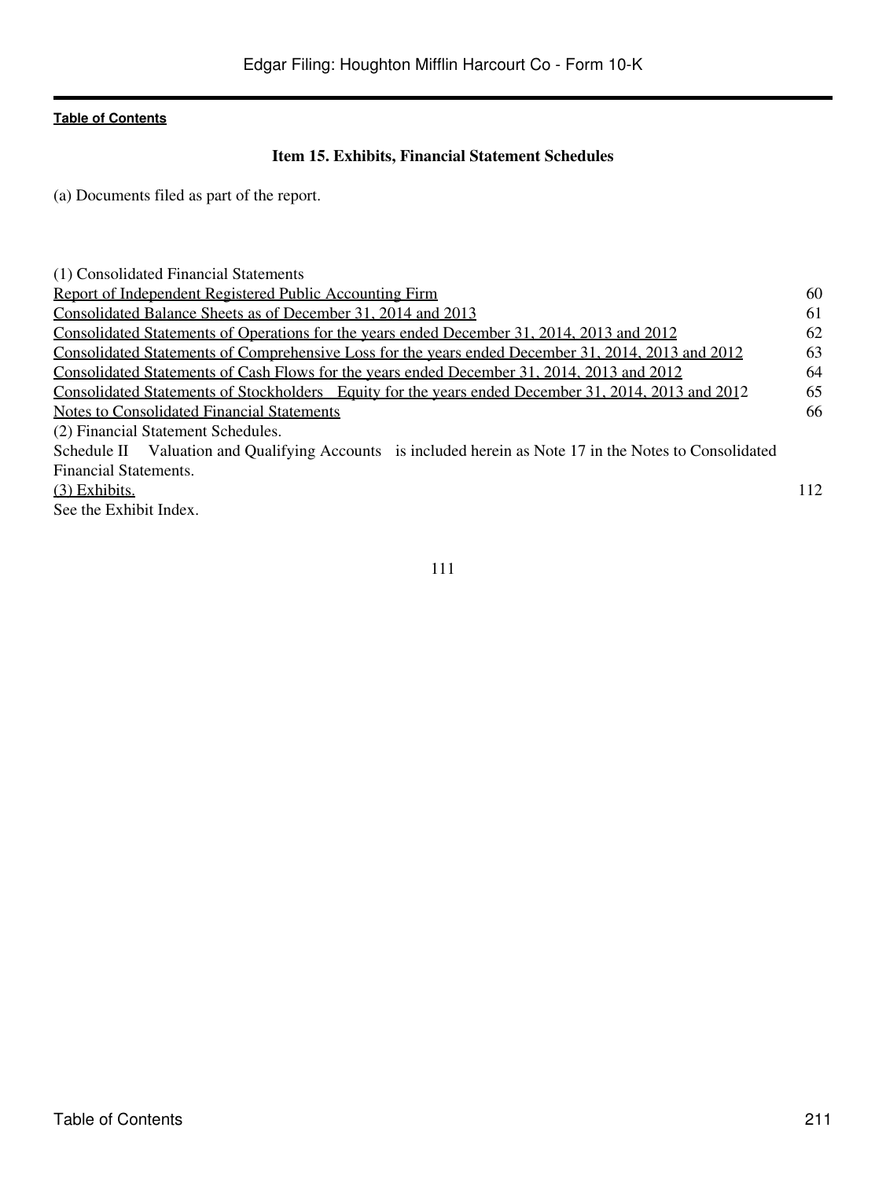### Item 15. Exhibits, Financial Statement Schedules

(a) Documents filed as part of the report.

| | |
|---|---|
| (1) Consolidated Financial Statements | |
| Report of Independent Registered Public Accounting Firm | 60 |
| Consolidated Balance Sheets as of December 31, 2014 and 2013 | 61 |
| Consolidated Statements of Operations for the years ended December 31, 2014, 2013 and 2012 | 62 |
| Consolidated Statements of Comprehensive Loss for the years ended December 31, 2014, 2013 and 2012 | 63 |
| Consolidated Statements of Cash Flows for the years ended December 31, 2014, 2013 and 2012 | 64 |
| Consolidated Statements of Stockholders Equity for the years ended December 31, 2014, 2013 and 2012 | 65 |
| Notes to Consolidated Financial Statements | 66 |
| (2) Financial Statement Schedules. | |
| Schedule II Valuation and Qualifying Accounts is included herein as Note 17 in the Notes to Consolidated Financial Statements. | |
| (3) Exhibits. | 112 |
| See the Exhibit Index. | |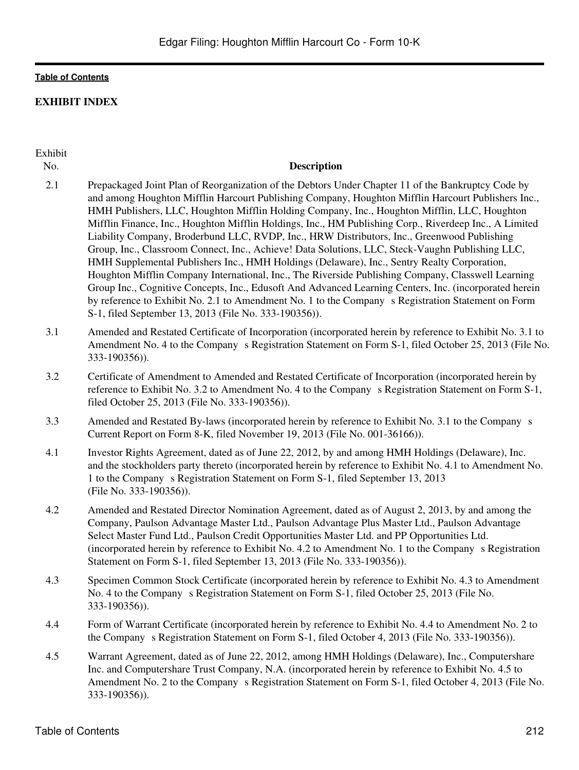**Table of Contents**

**EXHIBIT INDEX**

| Exhibit No. | Description |
|---|---|
| 2.1 | Prepackaged Joint Plan of Reorganization of the Debtors Under Chapter 11 of the Bankruptcy Code by and among Houghton Mifflin Harcourt Publishing Company, Houghton Mifflin Harcourt Publishers Inc., HMH Publishers, LLC, Houghton Mifflin Holding Company, Inc., Houghton Mifflin, LLC, Houghton Mifflin Finance, Inc., Houghton Mifflin Holdings, Inc., HM Publishing Corp., Riverdeep Inc., A Limited Liability Company, Broderbund LLC, RVDP, Inc., HRW Distributors, Inc., Greenwood Publishing Group, Inc., Classroom Connect, Inc., Achieve! Data Solutions, LLC, Steck-Vaughn Publishing LLC, HMH Supplemental Publishers Inc., HMH Holdings (Delaware), Inc., Sentry Realty Corporation, Houghton Mifflin Company International, Inc., The Riverside Publishing Company, Classwell Learning Group Inc., Cognitive Concepts, Inc., Edusoft And Advanced Learning Centers, Inc. (incorporated herein by reference to Exhibit No. 2.1 to Amendment No. 1 to the Company s Registration Statement on Form S-1, filed September 13, 2013 (File No. 333-190356)). |
| 3.1 | Amended and Restated Certificate of Incorporation (incorporated herein by reference to Exhibit No. 3.1 to Amendment No. 4 to the Company s Registration Statement on Form S-1, filed October 25, 2013 (File No. 333-190356)). |
| 3.2 | Certificate of Amendment to Amended and Restated Certificate of Incorporation (incorporated herein by reference to Exhibit No. 3.2 to Amendment No. 4 to the Company s Registration Statement on Form S-1, filed October 25, 2013 (File No. 333-190356)). |
| 3.3 | Amended and Restated By-laws (incorporated herein by reference to Exhibit No. 3.1 to the Company s Current Report on Form 8-K, filed November 19, 2013 (File No. 001-36166)). |
| 4.1 | Investor Rights Agreement, dated as of June 22, 2012, by and among HMH Holdings (Delaware), Inc. and the stockholders party thereto (incorporated herein by reference to Exhibit No. 4.1 to Amendment No. 1 to the Company s Registration Statement on Form S-1, filed September 13, 2013 (File No. 333-190356)). |
| 4.2 | Amended and Restated Director Nomination Agreement, dated as of August 2, 2013, by and among the Company, Paulson Advantage Master Ltd., Paulson Advantage Plus Master Ltd., Paulson Advantage Select Master Fund Ltd., Paulson Credit Opportunities Master Ltd. and PP Opportunities Ltd. (incorporated herein by reference to Exhibit No. 4.2 to Amendment No. 1 to the Company s Registration Statement on Form S-1, filed September 13, 2013 (File No. 333-190356)). |
| 4.3 | Specimen Common Stock Certificate (incorporated herein by reference to Exhibit No. 4.3 to Amendment No. 4 to the Company s Registration Statement on Form S-1, filed October 25, 2013 (File No. 333-190356)). |
| 4.4 | Form of Warrant Certificate (incorporated herein by reference to Exhibit No. 4.4 to Amendment No. 2 to the Company s Registration Statement on Form S-1, filed October 4, 2013 (File No. 333-190356)). |
| 4.5 | Warrant Agreement, dated as of June 22, 2012, among HMH Holdings (Delaware), Inc., Computershare Inc. and Computershare Trust Company, N.A. (incorporated herein by reference to Exhibit No. 4.5 to Amendment No. 2 to the Company s Registration Statement on Form S-1, filed October 4, 2013 (File No. 333-190356)). |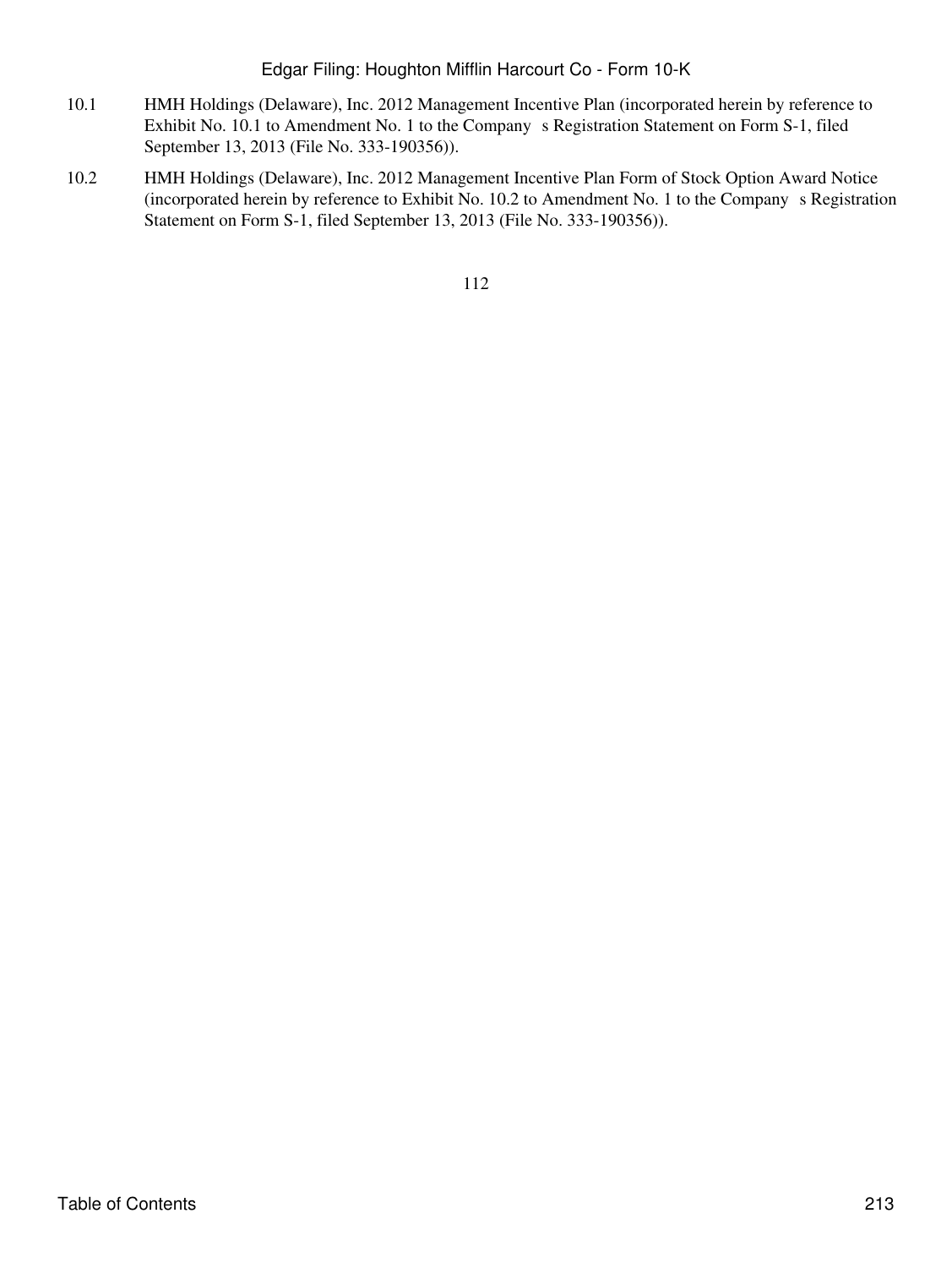10.1 HMH Holdings (Delaware), Inc. 2012 Management Incentive Plan (incorporated herein by reference to Exhibit No. 10.1 to Amendment No. 1 to the Company s Registration Statement on Form S-1, filed September 13, 2013 (File No. 333-190356)).

10.2 HMH Holdings (Delaware), Inc. 2012 Management Incentive Plan Form of Stock Option Award Notice (incorporated herein by reference to Exhibit No. 10.2 to Amendment No. 1 to the Company s Registration Statement on Form S-1, filed September 13, 2013 (File No. 333-190356)).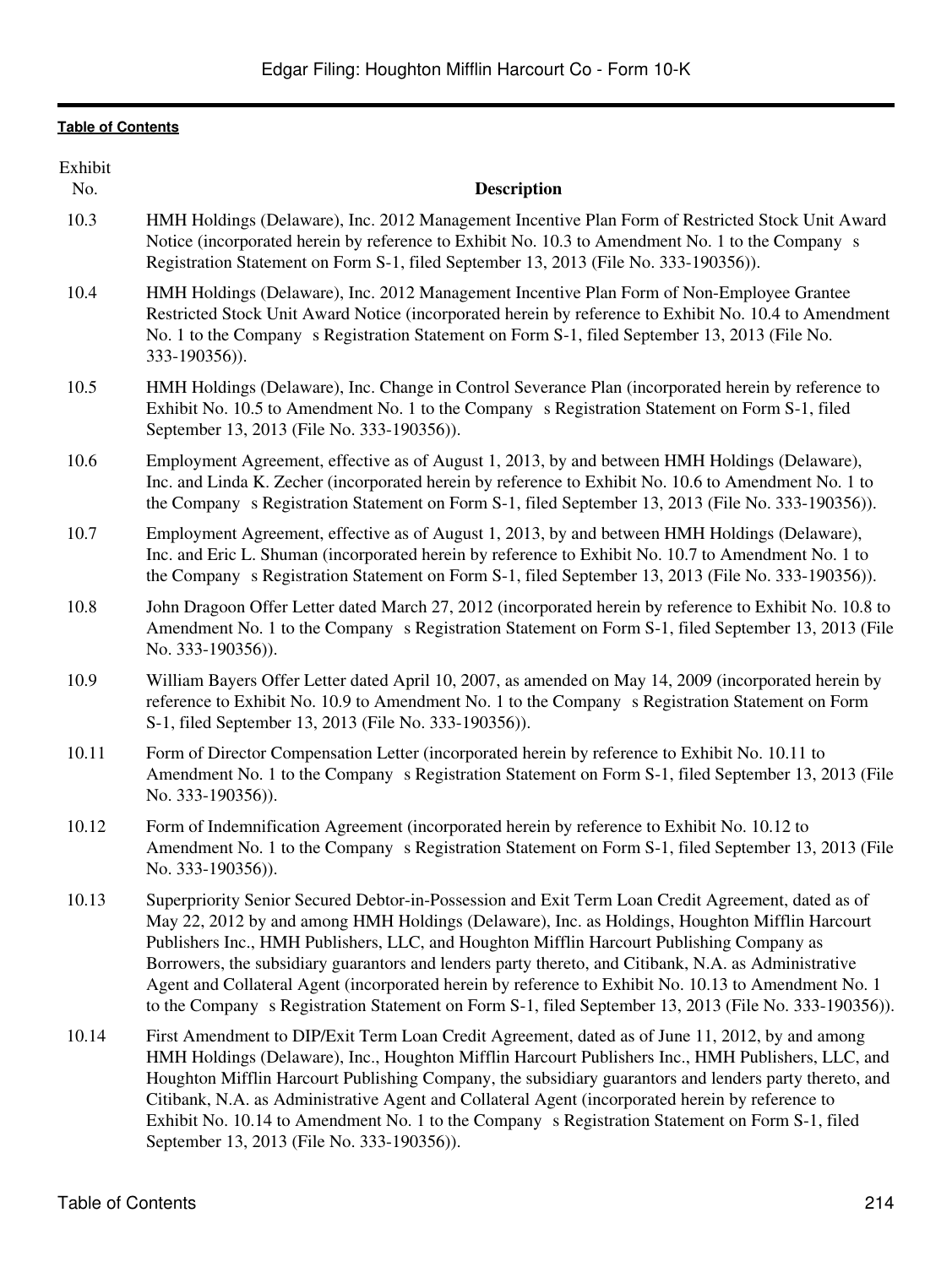[Table of Contents](#)

| Exhibit No. | Description |
| --- | --- |
| 10.3 | HMH Holdings (Delaware), Inc. 2012 Management Incentive Plan Form of Restricted Stock Unit Award Notice (incorporated herein by reference to Exhibit No. 10.3 to Amendment No. 1 to the Company s Registration Statement on Form S-1, filed September 13, 2013 (File No. 333-190356)). |
| 10.4 | HMH Holdings (Delaware), Inc. 2012 Management Incentive Plan Form of Non-Employee Grantee Restricted Stock Unit Award Notice (incorporated herein by reference to Exhibit No. 10.4 to Amendment No. 1 to the Company s Registration Statement on Form S-1, filed September 13, 2013 (File No. 333-190356)). |
| 10.5 | HMH Holdings (Delaware), Inc. Change in Control Severance Plan (incorporated herein by reference to Exhibit No. 10.5 to Amendment No. 1 to the Company s Registration Statement on Form S-1, filed September 13, 2013 (File No. 333-190356)). |
| 10.6 | Employment Agreement, effective as of August 1, 2013, by and between HMH Holdings (Delaware), Inc. and Linda K. Zecher (incorporated herein by reference to Exhibit No. 10.6 to Amendment No. 1 to the Company s Registration Statement on Form S-1, filed September 13, 2013 (File No. 333-190356)). |
| 10.7 | Employment Agreement, effective as of August 1, 2013, by and between HMH Holdings (Delaware), Inc. and Eric L. Shuman (incorporated herein by reference to Exhibit No. 10.7 to Amendment No. 1 to the Company s Registration Statement on Form S-1, filed September 13, 2013 (File No. 333-190356)). |
| 10.8 | John Dragoon Offer Letter dated March 27, 2012 (incorporated herein by reference to Exhibit No. 10.8 to Amendment No. 1 to the Company s Registration Statement on Form S-1, filed September 13, 2013 (File No. 333-190356)). |
| 10.9 | William Bayers Offer Letter dated April 10, 2007, as amended on May 14, 2009 (incorporated herein by reference to Exhibit No. 10.9 to Amendment No. 1 to the Company s Registration Statement on Form S-1, filed September 13, 2013 (File No. 333-190356)). |
| 10.11 | Form of Director Compensation Letter (incorporated herein by reference to Exhibit No. 10.11 to Amendment No. 1 to the Company s Registration Statement on Form S-1, filed September 13, 2013 (File No. 333-190356)). |
| 10.12 | Form of Indemnification Agreement (incorporated herein by reference to Exhibit No. 10.12 to Amendment No. 1 to the Company s Registration Statement on Form S-1, filed September 13, 2013 (File No. 333-190356)). |
| 10.13 | Superpriority Senior Secured Debtor-in-Possession and Exit Term Loan Credit Agreement, dated as of May 22, 2012 by and among HMH Holdings (Delaware), Inc. as Holdings, Houghton Mifflin Harcourt Publishers Inc., HMH Publishers, LLC, and Houghton Mifflin Harcourt Publishing Company as Borrowers, the subsidiary guarantors and lenders party thereto, and Citibank, N.A. as Administrative Agent and Collateral Agent (incorporated herein by reference to Exhibit No. 10.13 to Amendment No. 1 to the Company s Registration Statement on Form S-1, filed September 13, 2013 (File No. 333-190356)). |
| 10.14 | First Amendment to DIP/Exit Term Loan Credit Agreement, dated as of June 11, 2012, by and among HMH Holdings (Delaware), Inc., Houghton Mifflin Harcourt Publishers Inc., HMH Publishers, LLC, and Houghton Mifflin Harcourt Publishing Company, the subsidiary guarantors and lenders party thereto, and Citibank, N.A. as Administrative Agent and Collateral Agent (incorporated herein by reference to Exhibit No. 10.14 to Amendment No. 1 to the Company s Registration Statement on Form S-1, filed September 13, 2013 (File No. 333-190356)). |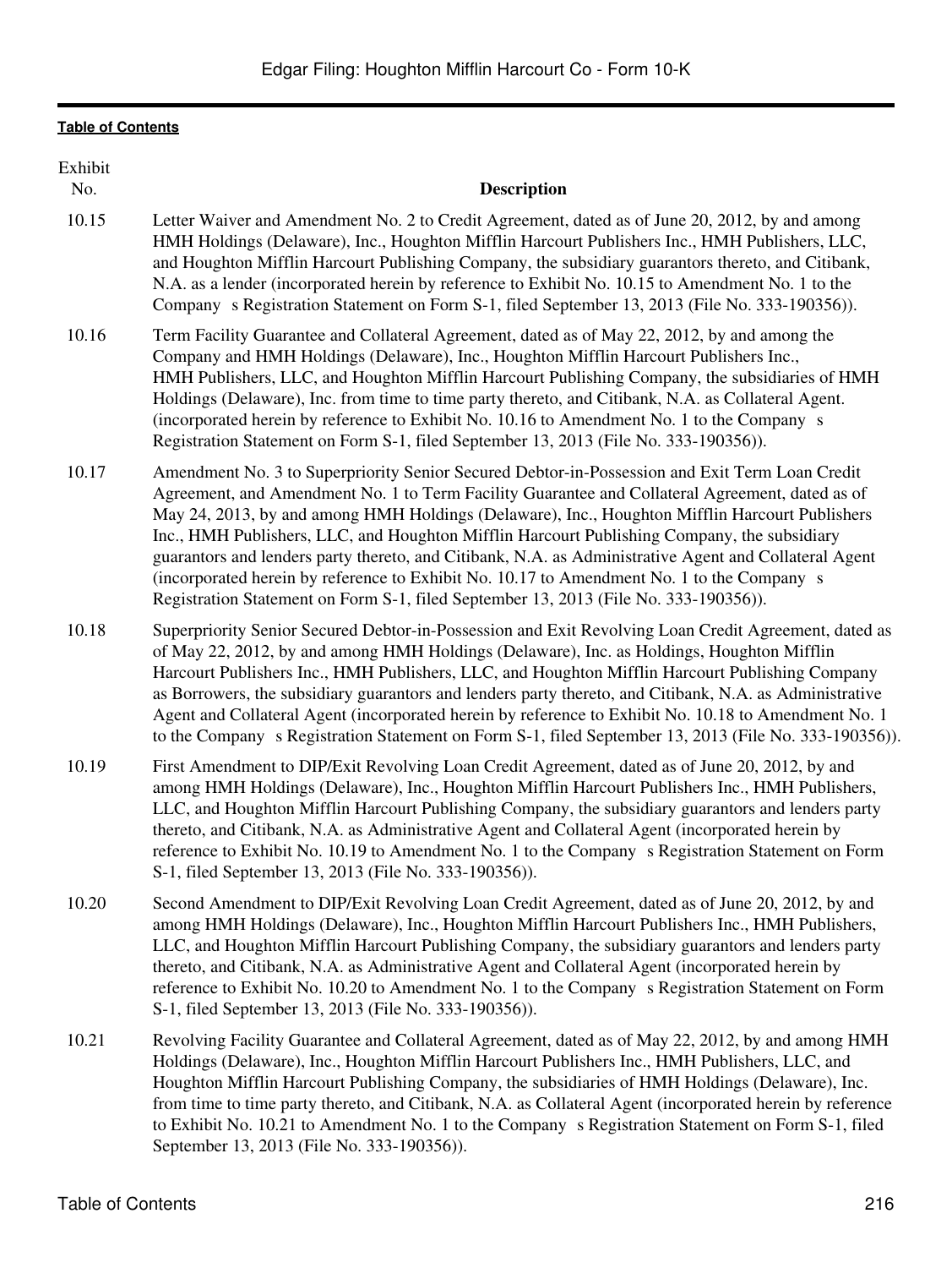| Exhibit No. | Description |
|---|---|
| 10.15 | Letter Waiver and Amendment No. 2 to Credit Agreement, dated as of June 20, 2012, by and among HMH Holdings (Delaware), Inc., Houghton Mifflin Harcourt Publishers Inc., HMH Publishers, LLC, and Houghton Mifflin Harcourt Publishing Company, the subsidiary guarantors thereto, and Citibank, N.A. as a lender (incorporated herein by reference to Exhibit No. 10.15 to Amendment No. 1 to the Company s Registration Statement on Form S-1, filed September 13, 2013 (File No. 333-190356)). |
| 10.16 | Term Facility Guarantee and Collateral Agreement, dated as of May 22, 2012, by and among the Company and HMH Holdings (Delaware), Inc., Houghton Mifflin Harcourt Publishers Inc., HMH Publishers, LLC, and Houghton Mifflin Harcourt Publishing Company, the subsidiaries of HMH Holdings (Delaware), Inc. from time to time party thereto, and Citibank, N.A. as Collateral Agent. (incorporated herein by reference to Exhibit No. 10.16 to Amendment No. 1 to the Company s Registration Statement on Form S-1, filed September 13, 2013 (File No. 333-190356)). |
| 10.17 | Amendment No. 3 to Superpriority Senior Secured Debtor-in-Possession and Exit Term Loan Credit Agreement, and Amendment No. 1 to Term Facility Guarantee and Collateral Agreement, dated as of May 24, 2013, by and among HMH Holdings (Delaware), Inc., Houghton Mifflin Harcourt Publishers Inc., HMH Publishers, LLC, and Houghton Mifflin Harcourt Publishing Company, the subsidiary guarantors and lenders party thereto, and Citibank, N.A. as Administrative Agent and Collateral Agent (incorporated herein by reference to Exhibit No. 10.17 to Amendment No. 1 to the Company s Registration Statement on Form S-1, filed September 13, 2013 (File No. 333-190356)). |
| 10.18 | Superpriority Senior Secured Debtor-in-Possession and Exit Revolving Loan Credit Agreement, dated as of May 22, 2012, by and among HMH Holdings (Delaware), Inc. as Holdings, Houghton Mifflin Harcourt Publishers Inc., HMH Publishers, LLC, and Houghton Mifflin Harcourt Publishing Company as Borrowers, the subsidiary guarantors and lenders party thereto, and Citibank, N.A. as Administrative Agent and Collateral Agent (incorporated herein by reference to Exhibit No. 10.18 to Amendment No. 1 to the Company s Registration Statement on Form S-1, filed September 13, 2013 (File No. 333-190356)). |
| 10.19 | First Amendment to DIP/Exit Revolving Loan Credit Agreement, dated as of June 20, 2012, by and among HMH Holdings (Delaware), Inc., Houghton Mifflin Harcourt Publishers Inc., HMH Publishers, LLC, and Houghton Mifflin Harcourt Publishing Company, the subsidiary guarantors and lenders party thereto, and Citibank, N.A. as Administrative Agent and Collateral Agent (incorporated herein by reference to Exhibit No. 10.19 to Amendment No. 1 to the Company s Registration Statement on Form S-1, filed September 13, 2013 (File No. 333-190356)). |
| 10.20 | Second Amendment to DIP/Exit Revolving Loan Credit Agreement, dated as of June 20, 2012, by and among HMH Holdings (Delaware), Inc., Houghton Mifflin Harcourt Publishers Inc., HMH Publishers, LLC, and Houghton Mifflin Harcourt Publishing Company, the subsidiary guarantors and lenders party thereto, and Citibank, N.A. as Administrative Agent and Collateral Agent (incorporated herein by reference to Exhibit No. 10.20 to Amendment No. 1 to the Company s Registration Statement on Form S-1, filed September 13, 2013 (File No. 333-190356)). |
| 10.21 | Revolving Facility Guarantee and Collateral Agreement, dated as of May 22, 2012, by and among HMH Holdings (Delaware), Inc., Houghton Mifflin Harcourt Publishers Inc., HMH Publishers, LLC, and Houghton Mifflin Harcourt Publishing Company, the subsidiaries of HMH Holdings (Delaware), Inc. from time to time party thereto, and Citibank, N.A. as Collateral Agent (incorporated herein by reference to Exhibit No. 10.21 to Amendment No. 1 to the Company s Registration Statement on Form S-1, filed September 13, 2013 (File No. 333-190356)). |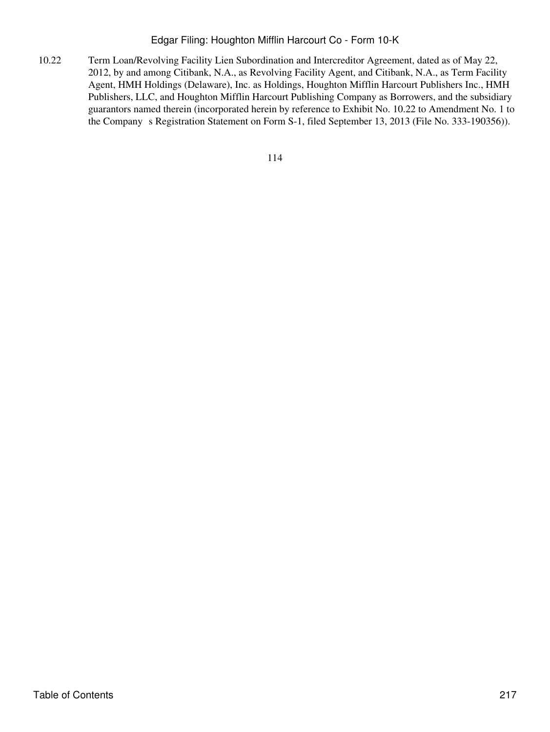| | |
|---|---|
| 10.22 | Term Loan/Revolving Facility Lien Subordination and Intercreditor Agreement, dated as of May 22, 2012, by and among Citibank, N.A., as Revolving Facility Agent, and Citibank, N.A., as Term Facility Agent, HMH Holdings (Delaware), Inc. as Holdings, Houghton Mifflin Harcourt Publishers Inc., HMH Publishers, LLC, and Houghton Mifflin Harcourt Publishing Company as Borrowers, and the subsidiary guarantors named therein (incorporated herein by reference to Exhibit No. 10.22 to Amendment No. 1 to the Company s Registration Statement on Form S-1, filed September 13, 2013 (File No. 333-190356)). |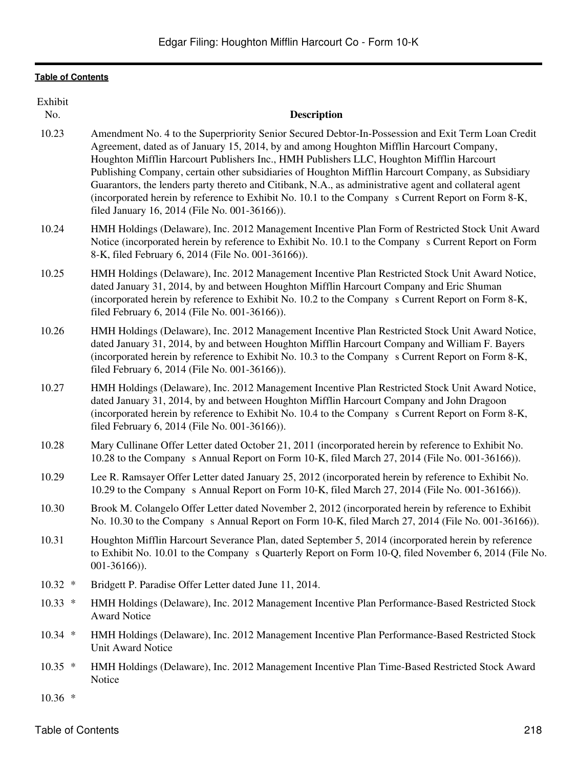[Table of Contents](#)

| Exhibit No. | Description |
|---|---|
| 10.23 | Amendment No. 4 to the Superpriority Senior Secured Debtor-In-Possession and Exit Term Loan Credit Agreement, dated as of January 15, 2014, by and among Houghton Mifflin Harcourt Company, Houghton Mifflin Harcourt Publishers Inc., HMH Publishers LLC, Houghton Mifflin Harcourt Publishing Company, certain other subsidiaries of Houghton Mifflin Harcourt Company, as Subsidiary Guarantors, the lenders party thereto and Citibank, N.A., as administrative agent and collateral agent (incorporated herein by reference to Exhibit No. 10.1 to the Company s Current Report on Form 8-K, filed January 16, 2014 (File No. 001-36166)). |
| 10.24 | HMH Holdings (Delaware), Inc. 2012 Management Incentive Plan Form of Restricted Stock Unit Award Notice (incorporated herein by reference to Exhibit No. 10.1 to the Company s Current Report on Form 8-K, filed February 6, 2014 (File No. 001-36166)). |
| 10.25 | HMH Holdings (Delaware), Inc. 2012 Management Incentive Plan Restricted Stock Unit Award Notice, dated January 31, 2014, by and between Houghton Mifflin Harcourt Company and Eric Shuman (incorporated herein by reference to Exhibit No. 10.2 to the Company s Current Report on Form 8-K, filed February 6, 2014 (File No. 001-36166)). |
| 10.26 | HMH Holdings (Delaware), Inc. 2012 Management Incentive Plan Restricted Stock Unit Award Notice, dated January 31, 2014, by and between Houghton Mifflin Harcourt Company and William F. Bayers (incorporated herein by reference to Exhibit No. 10.3 to the Company s Current Report on Form 8-K, filed February 6, 2014 (File No. 001-36166)). |
| 10.27 | HMH Holdings (Delaware), Inc. 2012 Management Incentive Plan Restricted Stock Unit Award Notice, dated January 31, 2014, by and between Houghton Mifflin Harcourt Company and John Dragoon (incorporated herein by reference to Exhibit No. 10.4 to the Company s Current Report on Form 8-K, filed February 6, 2014 (File No. 001-36166)). |
| 10.28 | Mary Cullinane Offer Letter dated October 21, 2011 (incorporated herein by reference to Exhibit No. 10.28 to the Company s Annual Report on Form 10-K, filed March 27, 2014 (File No. 001-36166)). |
| 10.29 | Lee R. Ramsayer Offer Letter dated January 25, 2012 (incorporated herein by reference to Exhibit No. 10.29 to the Company s Annual Report on Form 10-K, filed March 27, 2014 (File No. 001-36166)). |
| 10.30 | Brook M. Colangelo Offer Letter dated November 2, 2012 (incorporated herein by reference to Exhibit No. 10.30 to the Company s Annual Report on Form 10-K, filed March 27, 2014 (File No. 001-36166)). |
| 10.31 | Houghton Mifflin Harcourt Severance Plan, dated September 5, 2014 (incorporated herein by reference to Exhibit No. 10.01 to the Company s Quarterly Report on Form 10-Q, filed November 6, 2014 (File No. 001-36166)). |
| 10.32 * | Bridgett P. Paradise Offer Letter dated June 11, 2014. |
| 10.33 * | HMH Holdings (Delaware), Inc. 2012 Management Incentive Plan Performance-Based Restricted Stock Award Notice |
| 10.34 * | HMH Holdings (Delaware), Inc. 2012 Management Incentive Plan Performance-Based Restricted Stock Unit Award Notice |
| 10.35 * | HMH Holdings (Delaware), Inc. 2012 Management Incentive Plan Time-Based Restricted Stock Award Notice |
| 10.36 * | |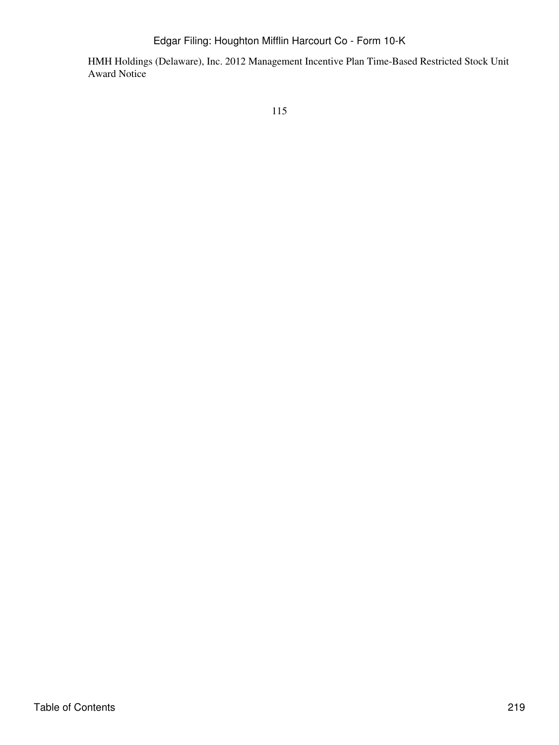HMH Holdings (Delaware), Inc. 2012 Management Incentive Plan Time-Based Restricted Stock Unit Award Notice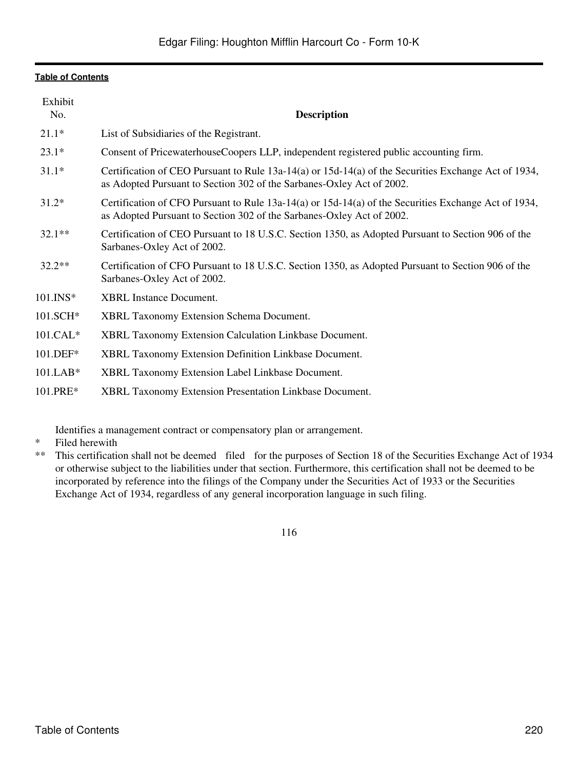| Exhibit No. | Description |
|---|---|
| 21.1* | List of Subsidiaries of the Registrant. |
| 23.1* | Consent of PricewaterhouseCoopers LLP, independent registered public accounting firm. |
| 31.1* | Certification of CEO Pursuant to Rule 13a-14(a) or 15d-14(a) of the Securities Exchange Act of 1934, as Adopted Pursuant to Section 302 of the Sarbanes-Oxley Act of 2002. |
| 31.2* | Certification of CFO Pursuant to Rule 13a-14(a) or 15d-14(a) of the Securities Exchange Act of 1934, as Adopted Pursuant to Section 302 of the Sarbanes-Oxley Act of 2002. |
| 32.1** | Certification of CEO Pursuant to 18 U.S.C. Section 1350, as Adopted Pursuant to Section 906 of the Sarbanes-Oxley Act of 2002. |
| 32.2** | Certification of CFO Pursuant to 18 U.S.C. Section 1350, as Adopted Pursuant to Section 906 of the Sarbanes-Oxley Act of 2002. |
| 101.INS* | XBRL Instance Document. |
| 101.SCH* | XBRL Taxonomy Extension Schema Document. |
| 101.CAL* | XBRL Taxonomy Extension Calculation Linkbase Document. |
| 101.DEF* | XBRL Taxonomy Extension Definition Linkbase Document. |
| 101.LAB* | XBRL Taxonomy Extension Label Linkbase Document. |
| 101.PRE* | XBRL Taxonomy Extension Presentation Linkbase Document. |

Identifies a management contract or compensatory plan or arrangement.

\* Filed herewith

\*\* This certification shall not be deemed filed for the purposes of Section 18 of the Securities Exchange Act of 1934 or otherwise subject to the liabilities under that section. Furthermore, this certification shall not be deemed to be incorporated by reference into the filings of the Company under the Securities Act of 1933 or the Securities Exchange Act of 1934, regardless of any general incorporation language in such filing.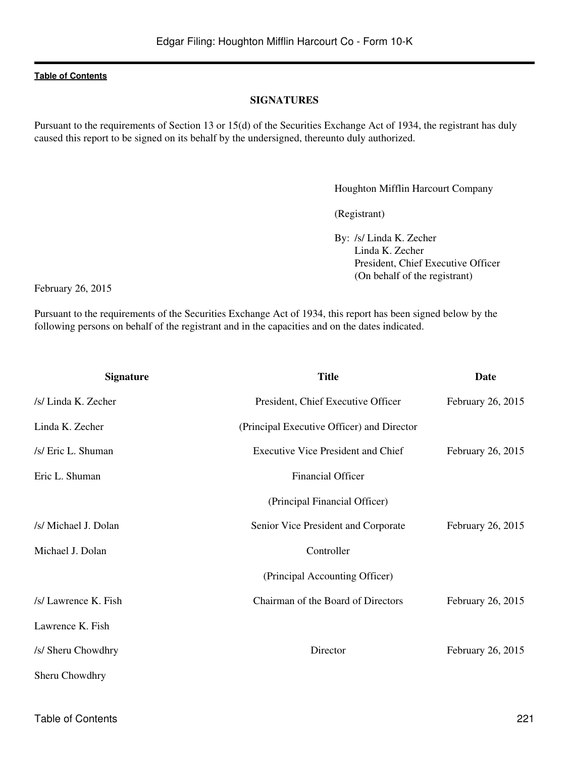## SIGNATURES

Pursuant to the requirements of Section 13 or 15(d) of the Securities Exchange Act of 1934, the registrant has duly caused this report to be signed on its behalf by the undersigned, thereunto duly authorized.

Houghton Mifflin Harcourt Company

(Registrant)

By: /s/ Linda K. Zecher
Linda K. Zecher
President, Chief Executive Officer
(On behalf of the registrant)

February 26, 2015

Pursuant to the requirements of the Securities Exchange Act of 1934, this report has been signed below by the following persons on behalf of the registrant and in the capacities and on the dates indicated.

| Signature | Title | Date |
|---|---|---|
| /s/ Linda K. Zecher<br>Linda K. Zecher | President, Chief Executive Officer<br>(Principal Executive Officer) and Director | February 26, 2015 |
| /s/ Eric L. Shuman<br>Eric L. Shuman | Executive Vice President and Chief<br>Financial Officer<br>(Principal Financial Officer) | February 26, 2015 |
| /s/ Michael J. Dolan<br>Michael J. Dolan | Senior Vice President and Corporate<br>Controller<br>(Principal Accounting Officer) | February 26, 2015 |
| /s/ Lawrence K. Fish<br>Lawrence K. Fish | Chairman of the Board of Directors | February 26, 2015 |
| /s/ Sheru Chowdhry<br>Sheru Chowdhry | Director | February 26, 2015 |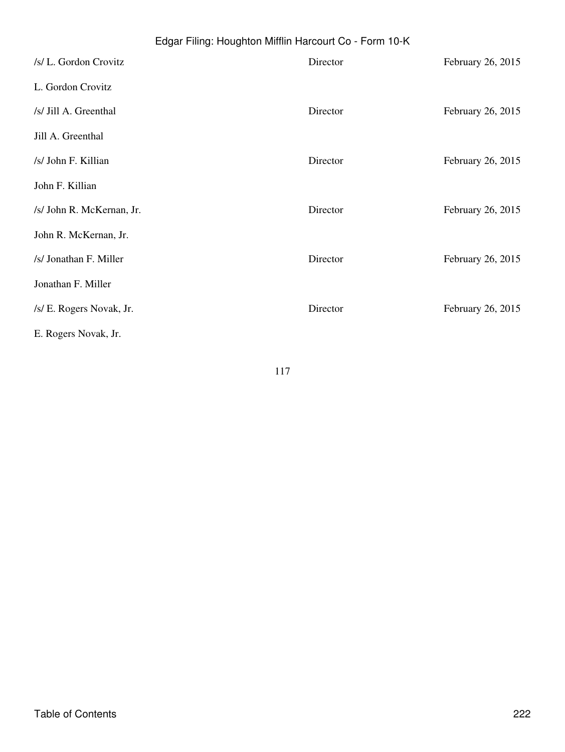| | | |
|---|---|---|
| /s/ L. Gordon Crovitz | Director | February 26, 2015 |
| L. Gordon Crovitz | | |
| /s/ Jill A. Greenthal | Director | February 26, 2015 |
| Jill A. Greenthal | | |
| /s/ John F. Killian | Director | February 26, 2015 |
| John F. Killian | | |
| /s/ John R. McKernan, Jr. | Director | February 26, 2015 |
| John R. McKernan, Jr. | | |
| /s/ Jonathan F. Miller | Director | February 26, 2015 |
| Jonathan F. Miller | | |
| /s/ E. Rogers Novak, Jr. | Director | February 26, 2015 |
| E. Rogers Novak, Jr. | | |